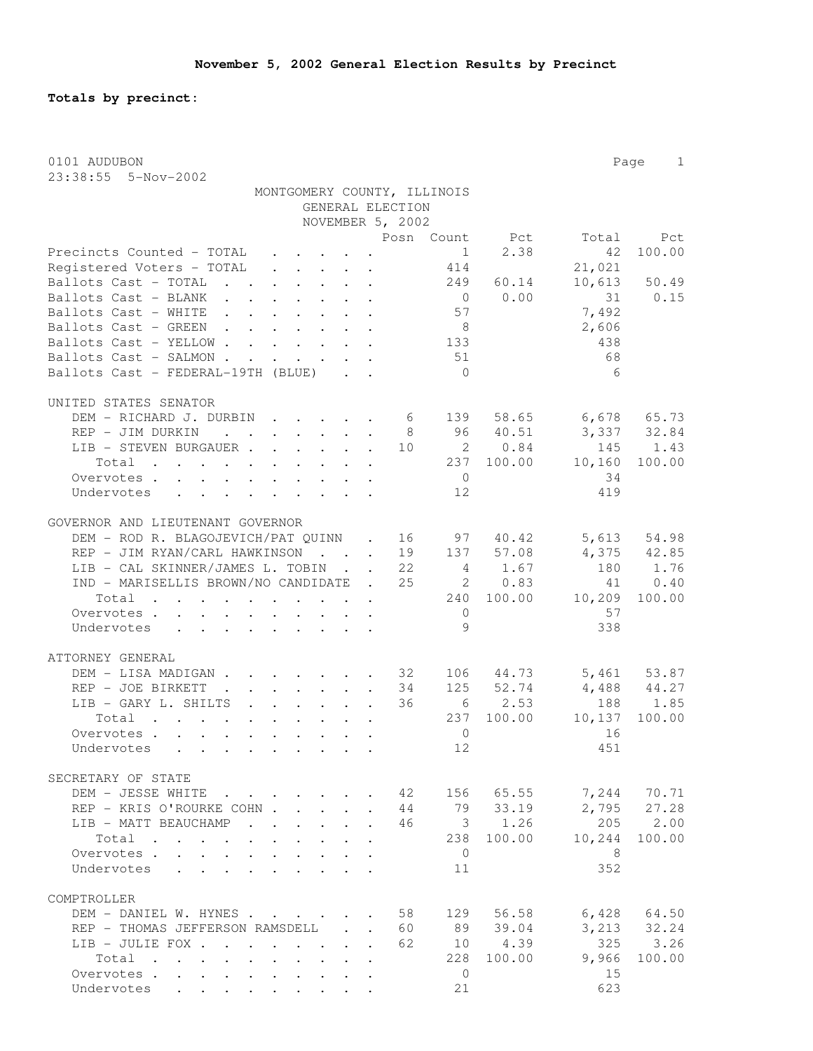## November 5, 2002 General Election Results by Precinct

**Totals by precinct:**

0101 AUDUBON
23:38:55 5-Nov-2002

MONTGOMERY COUNTY, ILLINOIS
GENERAL ELECTION
NOVEMBER 5, 2002

| | Posn | Count | Pct | Total | Pct |
|---|---|---|---|---|---|
| Precincts Counted - TOTAL | | 1 | 2.38 | 42 | 100.00 |
| Registered Voters - TOTAL | | 414 | | 21,021 | |
| Ballots Cast - TOTAL | | 249 | 60.14 | 10,613 | 50.49 |
| Ballots Cast - BLANK | | 0 | 0.00 | 31 | 0.15 |
| Ballots Cast - WHITE | | 57 | | 7,492 | |
| Ballots Cast - GREEN | | 8 | | 2,606 | |
| Ballots Cast - YELLOW | | 133 | | 438 | |
| Ballots Cast - SALMON | | 51 | | 68 | |
| Ballots Cast - FEDERAL-19TH (BLUE) | | 0 | | 6 | |

**UNITED STATES SENATOR**

| | Posn | Count | Pct | Total | Pct |
|---|---|---|---|---|---|
| DEM - RICHARD J. DURBIN | 6 | 139 | 58.65 | 6,678 | 65.73 |
| REP - JIM DURKIN | 8 | 96 | 40.51 | 3,337 | 32.84 |
| LIB - STEVEN BURGAUER | 10 | 2 | 0.84 | 145 | 1.43 |
| Total | | 237 | 100.00 | 10,160 | 100.00 |
| Overvotes | | 0 | | 34 | |
| Undervotes | | 12 | | 419 | |

**GOVERNOR AND LIEUTENANT GOVERNOR**

| | Posn | Count | Pct | Total | Pct |
|---|---|---|---|---|---|
| DEM - ROD R. BLAGOJEVICH/PAT QUINN | 16 | 97 | 40.42 | 5,613 | 54.98 |
| REP - JIM RYAN/CARL HAWKINSON | 19 | 137 | 57.08 | 4,375 | 42.85 |
| LIB - CAL SKINNER/JAMES L. TOBIN | 22 | 4 | 1.67 | 180 | 1.76 |
| IND - MARISELLIS BROWN/NO CANDIDATE | 25 | 2 | 0.83 | 41 | 0.40 |
| Total | | 240 | 100.00 | 10,209 | 100.00 |
| Overvotes | | 0 | | 57 | |
| Undervotes | | 9 | | 338 | |

**ATTORNEY GENERAL**

| | Posn | Count | Pct | Total | Pct |
|---|---|---|---|---|---|
| DEM - LISA MADIGAN | 32 | 106 | 44.73 | 5,461 | 53.87 |
| REP - JOE BIRKETT | 34 | 125 | 52.74 | 4,488 | 44.27 |
| LIB - GARY L. SHILTS | 36 | 6 | 2.53 | 188 | 1.85 |
| Total | | 237 | 100.00 | 10,137 | 100.00 |
| Overvotes | | 0 | | 16 | |
| Undervotes | | 12 | | 451 | |

**SECRETARY OF STATE**

| | Posn | Count | Pct | Total | Pct |
|---|---|---|---|---|---|
| DEM - JESSE WHITE | 42 | 156 | 65.55 | 7,244 | 70.71 |
| REP - KRIS O'ROURKE COHN | 44 | 79 | 33.19 | 2,795 | 27.28 |
| LIB - MATT BEAUCHAMP | 46 | 3 | 1.26 | 205 | 2.00 |
| Total | | 238 | 100.00 | 10,244 | 100.00 |
| Overvotes | | 0 | | 8 | |
| Undervotes | | 11 | | 352 | |

**COMPTROLLER**

| | Posn | Count | Pct | Total | Pct |
|---|---|---|---|---|---|
| DEM - DANIEL W. HYNES | 58 | 129 | 56.58 | 6,428 | 64.50 |
| REP - THOMAS JEFFERSON RAMSDELL | 60 | 89 | 39.04 | 3,213 | 32.24 |
| LIB - JULIE FOX | 62 | 10 | 4.39 | 325 | 3.26 |
| Total | | 228 | 100.00 | 9,966 | 100.00 |
| Overvotes | | 0 | | 15 | |
| Undervotes | | 21 | | 623 | |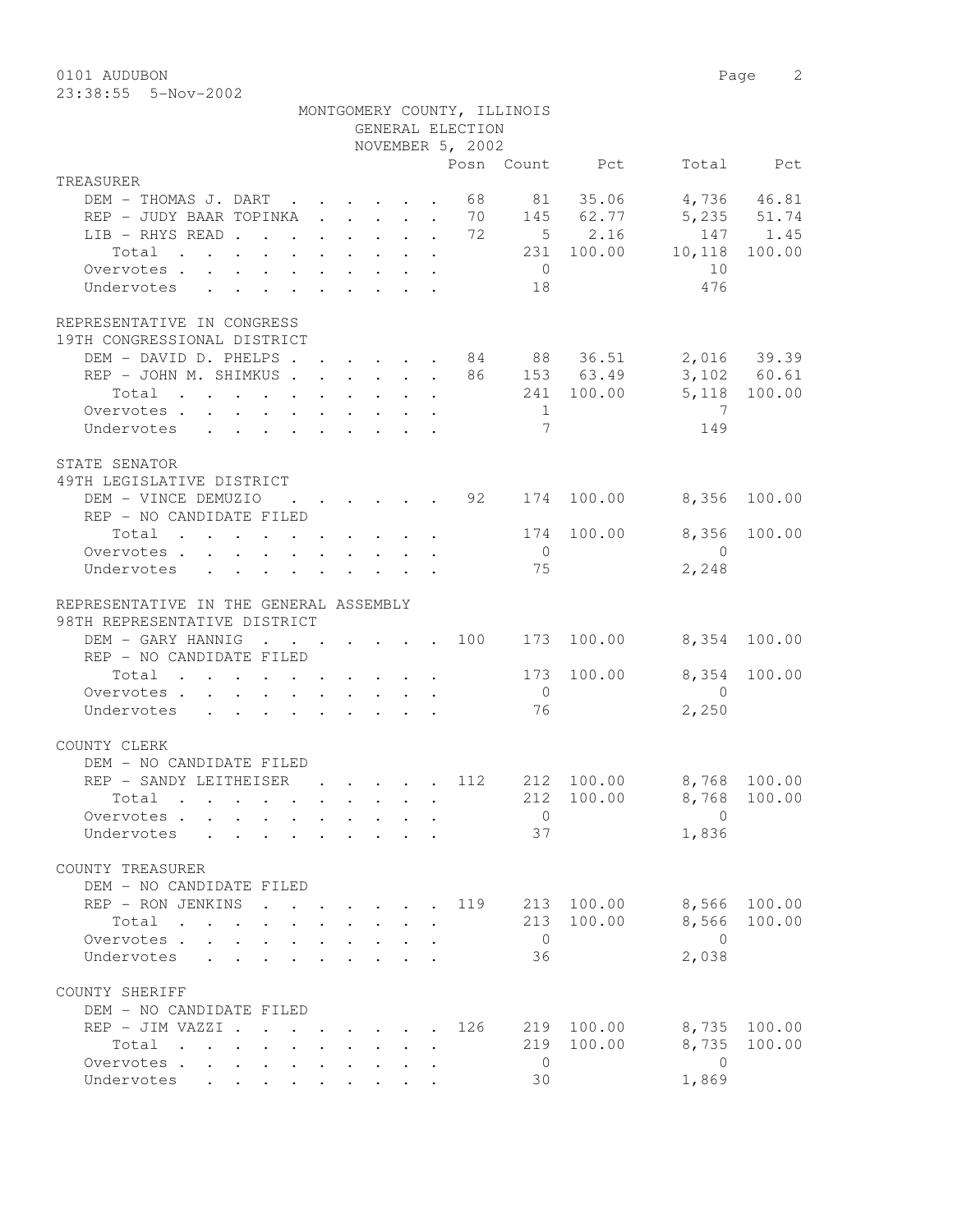0101 AUDUBON

23:38:55 5-Nov-2002

MONTGOMERY COUNTY, ILLINOIS
GENERAL ELECTION
NOVEMBER 5, 2002

| | Posn | Count | Pct | Total | Pct |
|---|---|---|---|---|---|
| **TREASURER** | | | | | |
| DEM - THOMAS J. DART | 68 | 81 | 35.06 | 4,736 | 46.81 |
| REP - JUDY BAAR TOPINKA | 70 | 145 | 62.77 | 5,235 | 51.74 |
| LIB - RHYS READ | 72 | 5 | 2.16 | 147 | 1.45 |
| Total | | 231 | 100.00 | 10,118 | 100.00 |
| Overvotes | | 0 | | 10 | |
| Undervotes | | 18 | | 476 | |
| **REPRESENTATIVE IN CONGRESS** | | | | | |
| **19TH CONGRESSIONAL DISTRICT** | | | | | |
| DEM - DAVID D. PHELPS | 84 | 88 | 36.51 | 2,016 | 39.39 |
| REP - JOHN M. SHIMKUS | 86 | 153 | 63.49 | 3,102 | 60.61 |
| Total | | 241 | 100.00 | 5,118 | 100.00 |
| Overvotes | | 1 | | 7 | |
| Undervotes | | 7 | | 149 | |
| **STATE SENATOR** | | | | | |
| **49TH LEGISLATIVE DISTRICT** | | | | | |
| DEM - VINCE DEMUZIO | 92 | 174 | 100.00 | 8,356 | 100.00 |
| REP - NO CANDIDATE FILED | | | | | |
| Total | | 174 | 100.00 | 8,356 | 100.00 |
| Overvotes | | 0 | | 0 | |
| Undervotes | | 75 | | 2,248 | |
| **REPRESENTATIVE IN THE GENERAL ASSEMBLY** | | | | | |
| **98TH REPRESENTATIVE DISTRICT** | | | | | |
| DEM - GARY HANNIG | 100 | 173 | 100.00 | 8,354 | 100.00 |
| REP - NO CANDIDATE FILED | | | | | |
| Total | | 173 | 100.00 | 8,354 | 100.00 |
| Overvotes | | 0 | | 0 | |
| Undervotes | | 76 | | 2,250 | |
| **COUNTY CLERK** | | | | | |
| DEM - NO CANDIDATE FILED | | | | | |
| REP - SANDY LEITHEISER | 112 | 212 | 100.00 | 8,768 | 100.00 |
| Total | | 212 | 100.00 | 8,768 | 100.00 |
| Overvotes | | 0 | | 0 | |
| Undervotes | | 37 | | 1,836 | |
| **COUNTY TREASURER** | | | | | |
| DEM - NO CANDIDATE FILED | | | | | |
| REP - RON JENKINS | 119 | 213 | 100.00 | 8,566 | 100.00 |
| Total | | 213 | 100.00 | 8,566 | 100.00 |
| Overvotes | | 0 | | 0 | |
| Undervotes | | 36 | | 2,038 | |
| **COUNTY SHERIFF** | | | | | |
| DEM - NO CANDIDATE FILED | | | | | |
| REP - JIM VAZZI | 126 | 219 | 100.00 | 8,735 | 100.00 |
| Total | | 219 | 100.00 | 8,735 | 100.00 |
| Overvotes | | 0 | | 0 | |
| Undervotes | | 30 | | 1,869 | |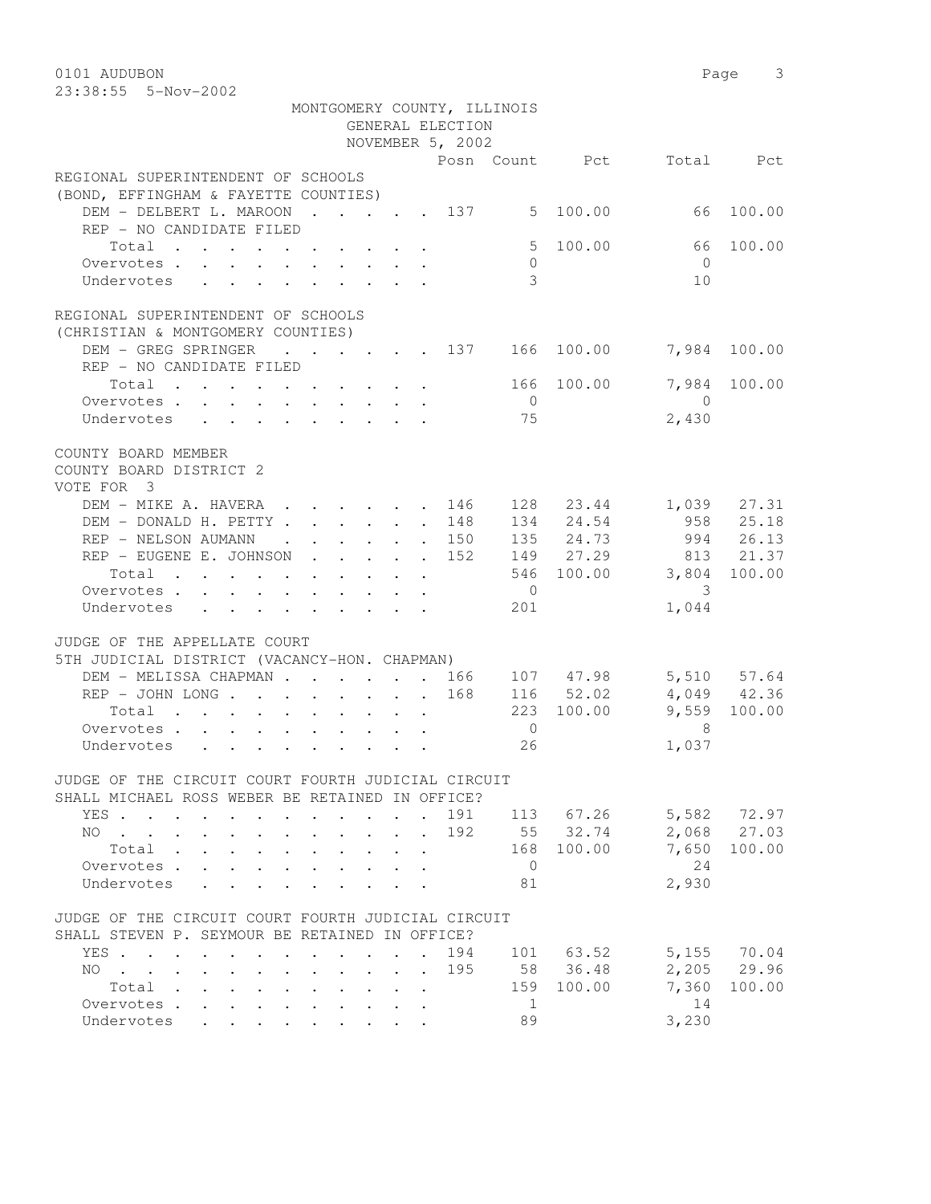0101 AUDUBON
23:38:55 5-Nov-2002

MONTGOMERY COUNTY, ILLINOIS
GENERAL ELECTION
NOVEMBER 5, 2002

| | Posn | Count | Pct | Total | Pct |
|---|---|---|---|---|---|
| **REGIONAL SUPERINTENDENT OF SCHOOLS** | | | | | |
| **(BOND, EFFINGHAM & FAYETTE COUNTIES)** | | | | | |
| DEM - DELBERT L. MAROON | 137 | 5 | 100.00 | 66 | 100.00 |
| REP - NO CANDIDATE FILED | | | | | |
| Total | | 5 | 100.00 | 66 | 100.00 |
| Overvotes | | 0 | | 0 | |
| Undervotes | | 3 | | 10 | |
| **REGIONAL SUPERINTENDENT OF SCHOOLS** | | | | | |
| **(CHRISTIAN & MONTGOMERY COUNTIES)** | | | | | |
| DEM - GREG SPRINGER | 137 | 166 | 100.00 | 7,984 | 100.00 |
| REP - NO CANDIDATE FILED | | | | | |
| Total | | 166 | 100.00 | 7,984 | 100.00 |
| Overvotes | | 0 | | 0 | |
| Undervotes | | 75 | | 2,430 | |
| **COUNTY BOARD MEMBER** | | | | | |
| **COUNTY BOARD DISTRICT 2** | | | | | |
| **VOTE FOR 3** | | | | | |
| DEM - MIKE A. HAVERA | 146 | 128 | 23.44 | 1,039 | 27.31 |
| DEM - DONALD H. PETTY | 148 | 134 | 24.54 | 958 | 25.18 |
| REP - NELSON AUMANN | 150 | 135 | 24.73 | 994 | 26.13 |
| REP - EUGENE E. JOHNSON | 152 | 149 | 27.29 | 813 | 21.37 |
| Total | | 546 | 100.00 | 3,804 | 100.00 |
| Overvotes | | 0 | | 3 | |
| Undervotes | | 201 | | 1,044 | |
| **JUDGE OF THE APPELLATE COURT** | | | | | |
| **5TH JUDICIAL DISTRICT (VACANCY-HON. CHAPMAN)** | | | | | |
| DEM - MELISSA CHAPMAN | 166 | 107 | 47.98 | 5,510 | 57.64 |
| REP - JOHN LONG | 168 | 116 | 52.02 | 4,049 | 42.36 |
| Total | | 223 | 100.00 | 9,559 | 100.00 |
| Overvotes | | 0 | | 8 | |
| Undervotes | | 26 | | 1,037 | |
| **JUDGE OF THE CIRCUIT COURT FOURTH JUDICIAL CIRCUIT** | | | | | |
| **SHALL MICHAEL ROSS WEBER BE RETAINED IN OFFICE?** | | | | | |
| YES | 191 | 113 | 67.26 | 5,582 | 72.97 |
| NO | 192 | 55 | 32.74 | 2,068 | 27.03 |
| Total | | 168 | 100.00 | 7,650 | 100.00 |
| Overvotes | | 0 | | 24 | |
| Undervotes | | 81 | | 2,930 | |
| **JUDGE OF THE CIRCUIT COURT FOURTH JUDICIAL CIRCUIT** | | | | | |
| **SHALL STEVEN P. SEYMOUR BE RETAINED IN OFFICE?** | | | | | |
| YES | 194 | 101 | 63.52 | 5,155 | 70.04 |
| NO | 195 | 58 | 36.48 | 2,205 | 29.96 |
| Total | | 159 | 100.00 | 7,360 | 100.00 |
| Overvotes | | 1 | | 14 | |
| Undervotes | | 89 | | 3,230 | |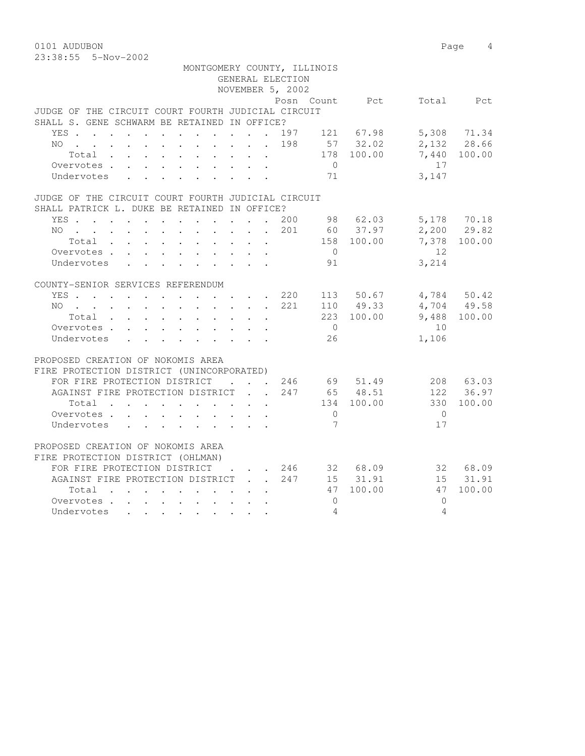MONTGOMERY COUNTY, ILLINOIS
GENERAL ELECTION
NOVEMBER 5, 2002

| | Posn | Count | Pct | Total | Pct |
|---|---|---|---|---|---|
| **JUDGE OF THE CIRCUIT COURT FOURTH JUDICIAL CIRCUIT SHALL S. GENE SCHWARM BE RETAINED IN OFFICE?** | | | | | |
| YES | 197 | 121 | 67.98 | 5,308 | 71.34 |
| NO | 198 | 57 | 32.02 | 2,132 | 28.66 |
| Total | | 178 | 100.00 | 7,440 | 100.00 |
| Overvotes | | 0 | | 17 | |
| Undervotes | | 71 | | 3,147 | |
| **JUDGE OF THE CIRCUIT COURT FOURTH JUDICIAL CIRCUIT SHALL PATRICK L. DUKE BE RETAINED IN OFFICE?** | | | | | |
| YES | 200 | 98 | 62.03 | 5,178 | 70.18 |
| NO | 201 | 60 | 37.97 | 2,200 | 29.82 |
| Total | | 158 | 100.00 | 7,378 | 100.00 |
| Overvotes | | 0 | | 12 | |
| Undervotes | | 91 | | 3,214 | |
| **COUNTY-SENIOR SERVICES REFERENDUM** | | | | | |
| YES | 220 | 113 | 50.67 | 4,784 | 50.42 |
| NO | 221 | 110 | 49.33 | 4,704 | 49.58 |
| Total | | 223 | 100.00 | 9,488 | 100.00 |
| Overvotes | | 0 | | 10 | |
| Undervotes | | 26 | | 1,106 | |
| **PROPOSED CREATION OF NOKOMIS AREA FIRE PROTECTION DISTRICT (UNINCORPORATED)** | | | | | |
| FOR FIRE PROTECTION DISTRICT | 246 | 69 | 51.49 | 208 | 63.03 |
| AGAINST FIRE PROTECTION DISTRICT | 247 | 65 | 48.51 | 122 | 36.97 |
| Total | | 134 | 100.00 | 330 | 100.00 |
| Overvotes | | 0 | | 0 | |
| Undervotes | | 7 | | 17 | |
| **PROPOSED CREATION OF NOKOMIS AREA FIRE PROTECTION DISTRICT (OHLMAN)** | | | | | |
| FOR FIRE PROTECTION DISTRICT | 246 | 32 | 68.09 | 32 | 68.09 |
| AGAINST FIRE PROTECTION DISTRICT | 247 | 15 | 31.91 | 15 | 31.91 |
| Total | | 47 | 100.00 | 47 | 100.00 |
| Overvotes | | 0 | | 0 | |
| Undervotes | | 4 | | 4 | |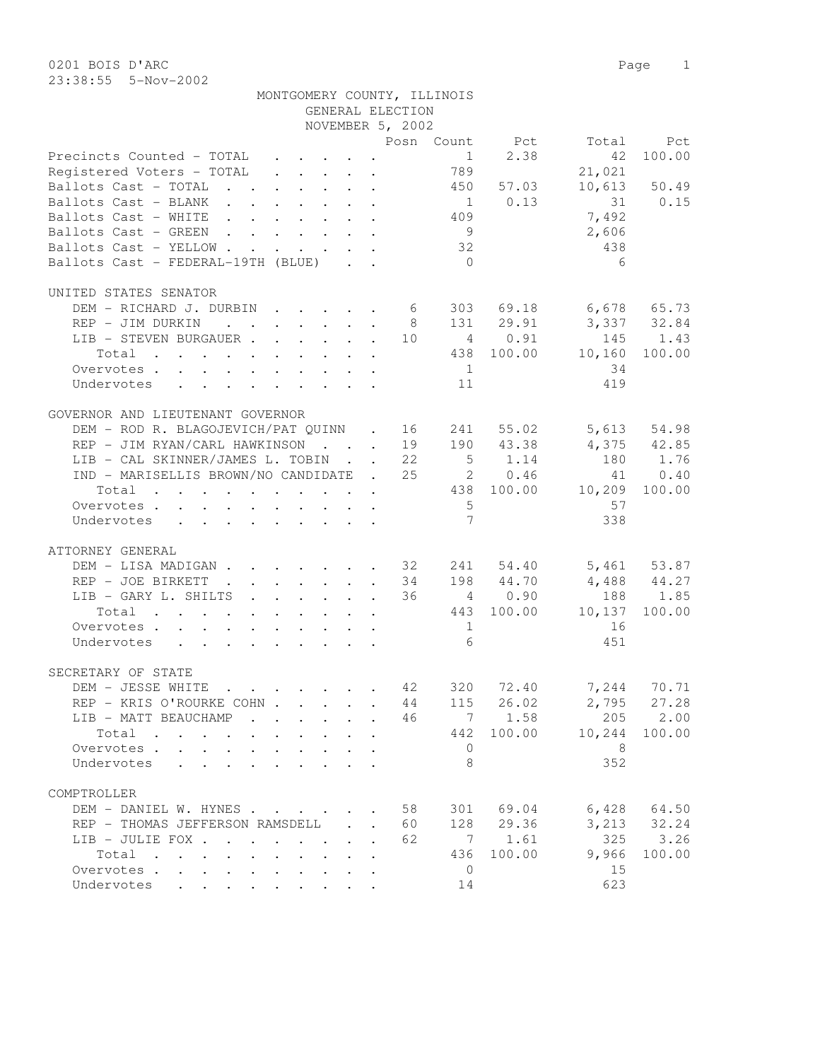0201 BOIS D'ARC
23:38:55 5-Nov-2002

MONTGOMERY COUNTY, ILLINOIS
GENERAL ELECTION
NOVEMBER 5, 2002

| | Posn | Count | Pct | Total | Pct |
|---|---|---|---|---|---|
| Precincts Counted - TOTAL | | 1 | 2.38 | 42 | 100.00 |
| Registered Voters - TOTAL | | 789 | | 21,021 | |
| Ballots Cast - TOTAL | | 450 | 57.03 | 10,613 | 50.49 |
| Ballots Cast - BLANK | | 1 | 0.13 | 31 | 0.15 |
| Ballots Cast - WHITE | | 409 | | 7,492 | |
| Ballots Cast - GREEN | | 9 | | 2,606 | |
| Ballots Cast - YELLOW | | 32 | | 438 | |
| Ballots Cast - FEDERAL-19TH (BLUE) | | 0 | | 6 | |

UNITED STATES SENATOR

| | Posn | Count | Pct | Total | Pct |
|---|---|---|---|---|---|
| DEM - RICHARD J. DURBIN | 6 | 303 | 69.18 | 6,678 | 65.73 |
| REP - JIM DURKIN | 8 | 131 | 29.91 | 3,337 | 32.84 |
| LIB - STEVEN BURGAUER | 10 | 4 | 0.91 | 145 | 1.43 |
| Total | | 438 | 100.00 | 10,160 | 100.00 |
| Overvotes | | 1 | | 34 | |
| Undervotes | | 11 | | 419 | |

GOVERNOR AND LIEUTENANT GOVERNOR

| | Posn | Count | Pct | Total | Pct |
|---|---|---|---|---|---|
| DEM - ROD R. BLAGOJEVICH/PAT QUINN | 16 | 241 | 55.02 | 5,613 | 54.98 |
| REP - JIM RYAN/CARL HAWKINSON | 19 | 190 | 43.38 | 4,375 | 42.85 |
| LIB - CAL SKINNER/JAMES L. TOBIN | 22 | 5 | 1.14 | 180 | 1.76 |
| IND - MARISELLIS BROWN/NO CANDIDATE | 25 | 2 | 0.46 | 41 | 0.40 |
| Total | | 438 | 100.00 | 10,209 | 100.00 |
| Overvotes | | 5 | | 57 | |
| Undervotes | | 7 | | 338 | |

ATTORNEY GENERAL

| | Posn | Count | Pct | Total | Pct |
|---|---|---|---|---|---|
| DEM - LISA MADIGAN | 32 | 241 | 54.40 | 5,461 | 53.87 |
| REP - JOE BIRKETT | 34 | 198 | 44.70 | 4,488 | 44.27 |
| LIB - GARY L. SHILTS | 36 | 4 | 0.90 | 188 | 1.85 |
| Total | | 443 | 100.00 | 10,137 | 100.00 |
| Overvotes | | 1 | | 16 | |
| Undervotes | | 6 | | 451 | |

SECRETARY OF STATE

| | Posn | Count | Pct | Total | Pct |
|---|---|---|---|---|---|
| DEM - JESSE WHITE | 42 | 320 | 72.40 | 7,244 | 70.71 |
| REP - KRIS O'ROURKE COHN | 44 | 115 | 26.02 | 2,795 | 27.28 |
| LIB - MATT BEAUCHAMP | 46 | 7 | 1.58 | 205 | 2.00 |
| Total | | 442 | 100.00 | 10,244 | 100.00 |
| Overvotes | | 0 | | 8 | |
| Undervotes | | 8 | | 352 | |

COMPTROLLER

| | Posn | Count | Pct | Total | Pct |
|---|---|---|---|---|---|
| DEM - DANIEL W. HYNES | 58 | 301 | 69.04 | 6,428 | 64.50 |
| REP - THOMAS JEFFERSON RAMSDELL | 60 | 128 | 29.36 | 3,213 | 32.24 |
| LIB - JULIE FOX | 62 | 7 | 1.61 | 325 | 3.26 |
| Total | | 436 | 100.00 | 9,966 | 100.00 |
| Overvotes | | 0 | | 15 | |
| Undervotes | | 14 | | 623 | |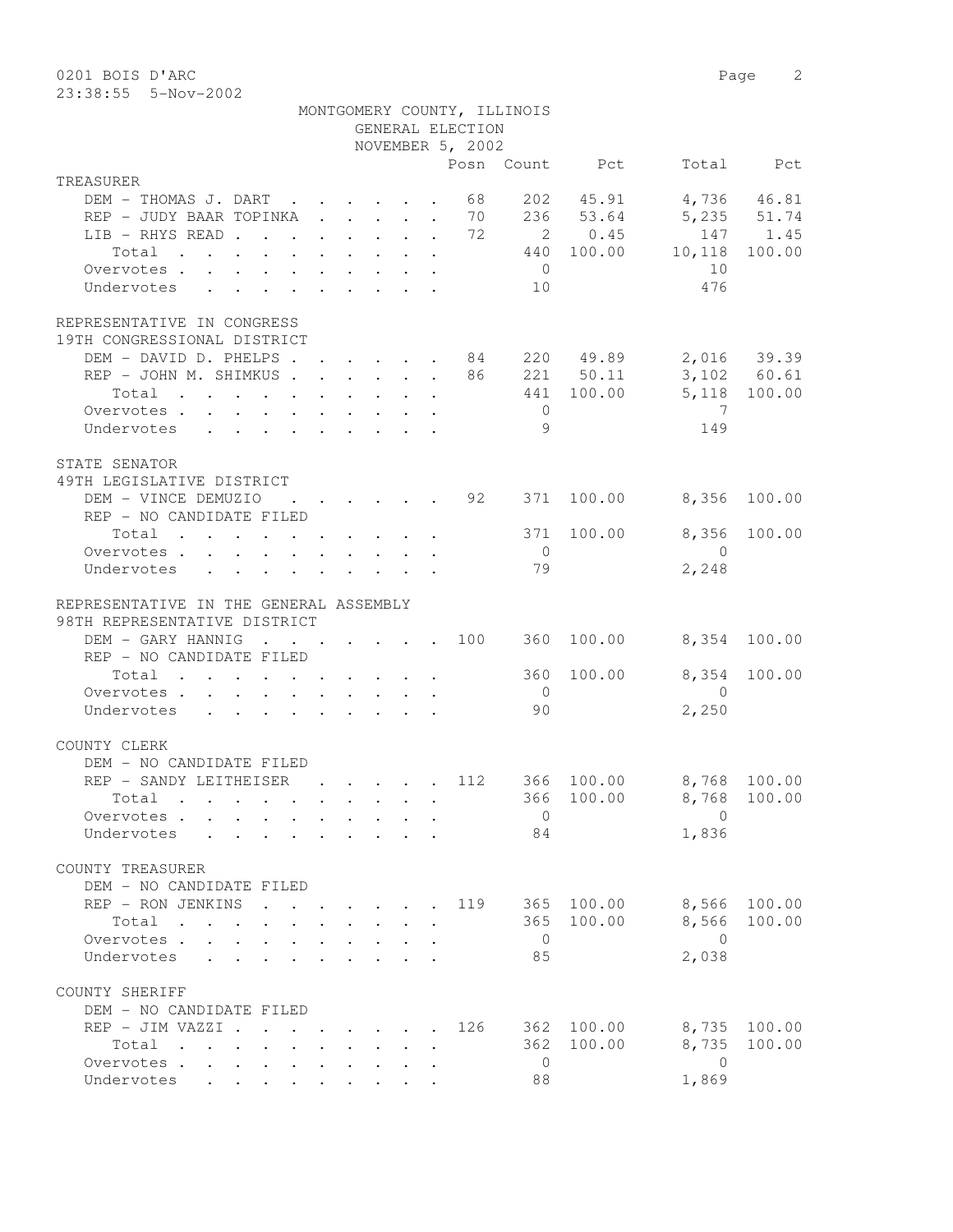0201 BOIS D'ARC
23:38:55 5-Nov-2002

MONTGOMERY COUNTY, ILLINOIS
GENERAL ELECTION
NOVEMBER 5, 2002

| | Posn | Count | Pct | Total | Pct |
|---|---|---|---|---|---|
| **TREASURER** | | | | | |
| DEM - THOMAS J. DART | 68 | 202 | 45.91 | 4,736 | 46.81 |
| REP - JUDY BAAR TOPINKA | 70 | 236 | 53.64 | 5,235 | 51.74 |
| LIB - RHYS READ | 72 | 2 | 0.45 | 147 | 1.45 |
| Total | | 440 | 100.00 | 10,118 | 100.00 |
| Overvotes | | 0 | | 10 | |
| Undervotes | | 10 | | 476 | |
| **REPRESENTATIVE IN CONGRESS** | | | | | |
| **19TH CONGRESSIONAL DISTRICT** | | | | | |
| DEM - DAVID D. PHELPS | 84 | 220 | 49.89 | 2,016 | 39.39 |
| REP - JOHN M. SHIMKUS | 86 | 221 | 50.11 | 3,102 | 60.61 |
| Total | | 441 | 100.00 | 5,118 | 100.00 |
| Overvotes | | 0 | | 7 | |
| Undervotes | | 9 | | 149 | |
| **STATE SENATOR** | | | | | |
| **49TH LEGISLATIVE DISTRICT** | | | | | |
| DEM - VINCE DEMUZIO | 92 | 371 | 100.00 | 8,356 | 100.00 |
| REP - NO CANDIDATE FILED | | | | | |
| Total | | 371 | 100.00 | 8,356 | 100.00 |
| Overvotes | | 0 | | 0 | |
| Undervotes | | 79 | | 2,248 | |
| **REPRESENTATIVE IN THE GENERAL ASSEMBLY** | | | | | |
| **98TH REPRESENTATIVE DISTRICT** | | | | | |
| DEM - GARY HANNIG | 100 | 360 | 100.00 | 8,354 | 100.00 |
| REP - NO CANDIDATE FILED | | | | | |
| Total | | 360 | 100.00 | 8,354 | 100.00 |
| Overvotes | | 0 | | 0 | |
| Undervotes | | 90 | | 2,250 | |
| **COUNTY CLERK** | | | | | |
| DEM - NO CANDIDATE FILED | | | | | |
| REP - SANDY LEITHEISER | 112 | 366 | 100.00 | 8,768 | 100.00 |
| Total | | 366 | 100.00 | 8,768 | 100.00 |
| Overvotes | | 0 | | 0 | |
| Undervotes | | 84 | | 1,836 | |
| **COUNTY TREASURER** | | | | | |
| DEM - NO CANDIDATE FILED | | | | | |
| REP - RON JENKINS | 119 | 365 | 100.00 | 8,566 | 100.00 |
| Total | | 365 | 100.00 | 8,566 | 100.00 |
| Overvotes | | 0 | | 0 | |
| Undervotes | | 85 | | 2,038 | |
| **COUNTY SHERIFF** | | | | | |
| DEM - NO CANDIDATE FILED | | | | | |
| REP - JIM VAZZI | 126 | 362 | 100.00 | 8,735 | 100.00 |
| Total | | 362 | 100.00 | 8,735 | 100.00 |
| Overvotes | | 0 | | 0 | |
| Undervotes | | 88 | | 1,869 | |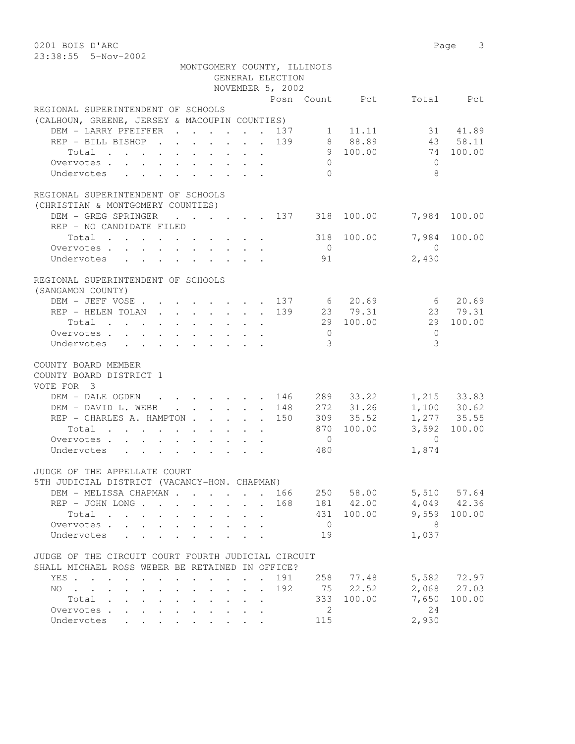MONTGOMERY COUNTY, ILLINOIS
GENERAL ELECTION
NOVEMBER 5, 2002

## REGIONAL SUPERINTENDENT OF SCHOOLS
(CALHOUN, GREENE, JERSEY & MACOUPIN COUNTIES)

| | Posn | Count | Pct | Total | Pct |
|---|---|---|---|---|---|
| DEM - LARRY PFEIFFER | 137 | 1 | 11.11 | 31 | 41.89 |
| REP - BILL BISHOP | 139 | 8 | 88.89 | 43 | 58.11 |
| Total | | 9 | 100.00 | 74 | 100.00 |
| Overvotes | | 0 | | 0 | |
| Undervotes | | 0 | | 8 | |

## REGIONAL SUPERINTENDENT OF SCHOOLS
(CHRISTIAN & MONTGOMERY COUNTIES)

| | Posn | Count | Pct | Total | Pct |
|---|---|---|---|---|---|
| DEM - GREG SPRINGER | 137 | 318 | 100.00 | 7,984 | 100.00 |
| REP - NO CANDIDATE FILED | | | | | |
| Total | | 318 | 100.00 | 7,984 | 100.00 |
| Overvotes | | 0 | | 0 | |
| Undervotes | | 91 | | 2,430 | |

## REGIONAL SUPERINTENDENT OF SCHOOLS
(SANGAMON COUNTY)

| | Posn | Count | Pct | Total | Pct |
|---|---|---|---|---|---|
| DEM - JEFF VOSE | 137 | 6 | 20.69 | 6 | 20.69 |
| REP - HELEN TOLAN | 139 | 23 | 79.31 | 23 | 79.31 |
| Total | | 29 | 100.00 | 29 | 100.00 |
| Overvotes | | 0 | | 0 | |
| Undervotes | | 3 | | 3 | |

## COUNTY BOARD MEMBER
COUNTY BOARD DISTRICT 1
VOTE FOR 3

| | Posn | Count | Pct | Total | Pct |
|---|---|---|---|---|---|
| DEM - DALE OGDEN | 146 | 289 | 33.22 | 1,215 | 33.83 |
| DEM - DAVID L. WEBB | 148 | 272 | 31.26 | 1,100 | 30.62 |
| REP - CHARLES A. HAMPTON | 150 | 309 | 35.52 | 1,277 | 35.55 |
| Total | | 870 | 100.00 | 3,592 | 100.00 |
| Overvotes | | 0 | | 0 | |
| Undervotes | | 480 | | 1,874 | |

## JUDGE OF THE APPELLATE COURT
5TH JUDICIAL DISTRICT (VACANCY-HON. CHAPMAN)

| | Posn | Count | Pct | Total | Pct |
|---|---|---|---|---|---|
| DEM - MELISSA CHAPMAN | 166 | 250 | 58.00 | 5,510 | 57.64 |
| REP - JOHN LONG | 168 | 181 | 42.00 | 4,049 | 42.36 |
| Total | | 431 | 100.00 | 9,559 | 100.00 |
| Overvotes | | 0 | | 8 | |
| Undervotes | | 19 | | 1,037 | |

## JUDGE OF THE CIRCUIT COURT FOURTH JUDICIAL CIRCUIT
SHALL MICHAEL ROSS WEBER BE RETAINED IN OFFICE?

| | Posn | Count | Pct | Total | Pct |
|---|---|---|---|---|---|
| YES | 191 | 258 | 77.48 | 5,582 | 72.97 |
| NO | 192 | 75 | 22.52 | 2,068 | 27.03 |
| Total | | 333 | 100.00 | 7,650 | 100.00 |
| Overvotes | | 2 | | 24 | |
| Undervotes | | 115 | | 2,930 | |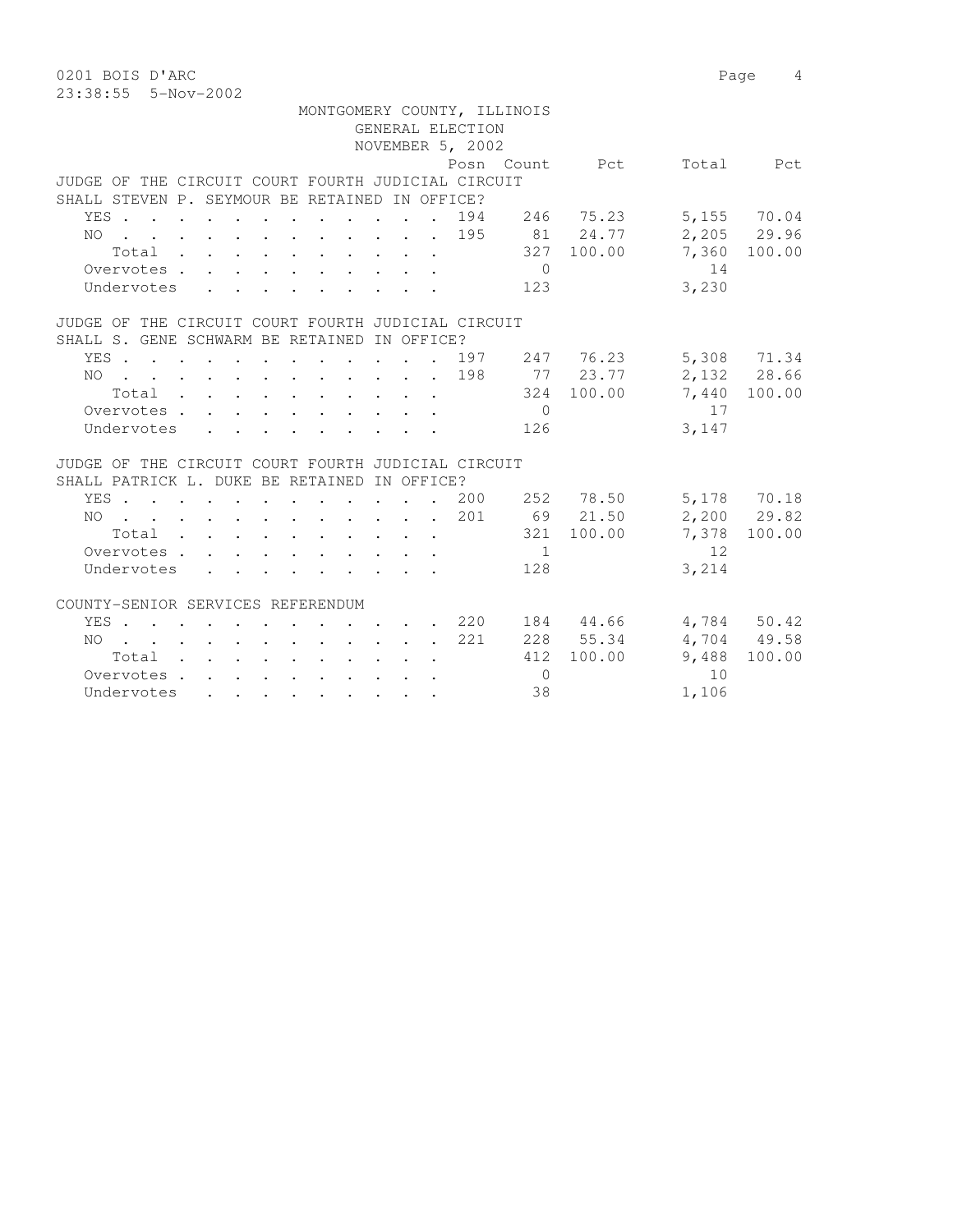0201 BOIS D'ARC
23:38:55 5-Nov-2002

MONTGOMERY COUNTY, ILLINOIS
GENERAL ELECTION
NOVEMBER 5, 2002

| | Posn | Count | Pct | Total | Pct |
|---|---|---|---|---|---|
| **JUDGE OF THE CIRCUIT COURT FOURTH JUDICIAL CIRCUIT** | | | | | |
| **SHALL STEVEN P. SEYMOUR BE RETAINED IN OFFICE?** | | | | | |
| YES | 194 | 246 | 75.23 | 5,155 | 70.04 |
| NO | 195 | 81 | 24.77 | 2,205 | 29.96 |
| Total | | 327 | 100.00 | 7,360 | 100.00 |
| Overvotes | | 0 | | 14 | |
| Undervotes | | 123 | | 3,230 | |
| **JUDGE OF THE CIRCUIT COURT FOURTH JUDICIAL CIRCUIT** | | | | | |
| **SHALL S. GENE SCHWARM BE RETAINED IN OFFICE?** | | | | | |
| YES | 197 | 247 | 76.23 | 5,308 | 71.34 |
| NO | 198 | 77 | 23.77 | 2,132 | 28.66 |
| Total | | 324 | 100.00 | 7,440 | 100.00 |
| Overvotes | | 0 | | 17 | |
| Undervotes | | 126 | | 3,147 | |
| **JUDGE OF THE CIRCUIT COURT FOURTH JUDICIAL CIRCUIT** | | | | | |
| **SHALL PATRICK L. DUKE BE RETAINED IN OFFICE?** | | | | | |
| YES | 200 | 252 | 78.50 | 5,178 | 70.18 |
| NO | 201 | 69 | 21.50 | 2,200 | 29.82 |
| Total | | 321 | 100.00 | 7,378 | 100.00 |
| Overvotes | | 1 | | 12 | |
| Undervotes | | 128 | | 3,214 | |
| **COUNTY-SENIOR SERVICES REFERENDUM** | | | | | |
| YES | 220 | 184 | 44.66 | 4,784 | 50.42 |
| NO | 221 | 228 | 55.34 | 4,704 | 49.58 |
| Total | | 412 | 100.00 | 9,488 | 100.00 |
| Overvotes | | 0 | | 10 | |
| Undervotes | | 38 | | 1,106 | |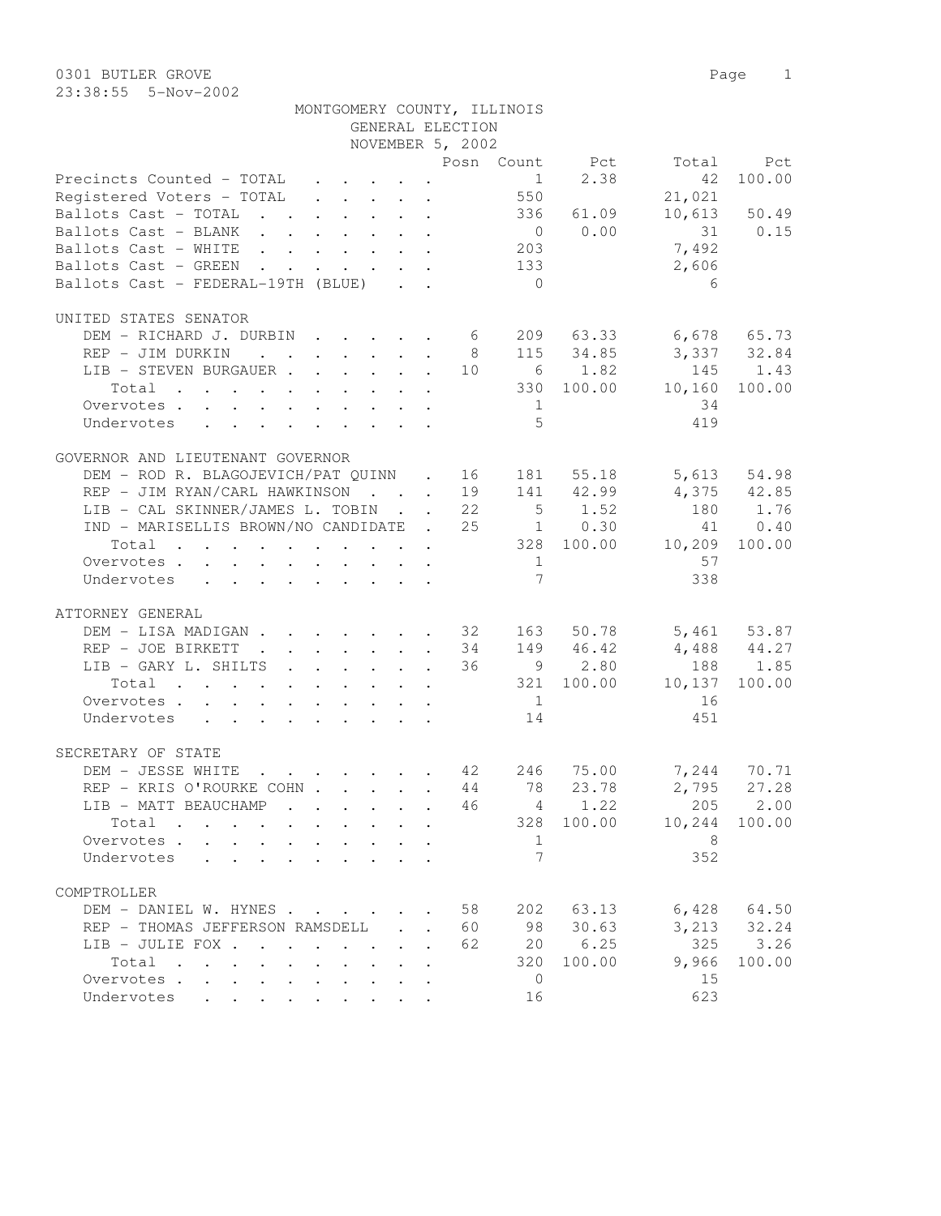0301 BUTLER GROVE

23:38:55 5-Nov-2002

MONTGOMERY COUNTY, ILLINOIS
GENERAL ELECTION
NOVEMBER 5, 2002

| | Posn | Count | Pct | Total | Pct |
|---|---|---|---|---|---|
| Precincts Counted - TOTAL | | 1 | 2.38 | 42 | 100.00 |
| Registered Voters - TOTAL | | 550 | | 21,021 | |
| Ballots Cast - TOTAL | | 336 | 61.09 | 10,613 | 50.49 |
| Ballots Cast - BLANK | | 0 | 0.00 | 31 | 0.15 |
| Ballots Cast - WHITE | | 203 | | 7,492 | |
| Ballots Cast - GREEN | | 133 | | 2,606 | |
| Ballots Cast - FEDERAL-19TH (BLUE) | | 0 | | 6 | |

UNITED STATES SENATOR

| | Posn | Count | Pct | Total | Pct |
|---|---|---|---|---|---|
| DEM - RICHARD J. DURBIN | 6 | 209 | 63.33 | 6,678 | 65.73 |
| REP - JIM DURKIN | 8 | 115 | 34.85 | 3,337 | 32.84 |
| LIB - STEVEN BURGAUER | 10 | 6 | 1.82 | 145 | 1.43 |
| Total | | 330 | 100.00 | 10,160 | 100.00 |
| Overvotes | | 1 | | 34 | |
| Undervotes | | 5 | | 419 | |

GOVERNOR AND LIEUTENANT GOVERNOR

| | Posn | Count | Pct | Total | Pct |
|---|---|---|---|---|---|
| DEM - ROD R. BLAGOJEVICH/PAT QUINN | 16 | 181 | 55.18 | 5,613 | 54.98 |
| REP - JIM RYAN/CARL HAWKINSON | 19 | 141 | 42.99 | 4,375 | 42.85 |
| LIB - CAL SKINNER/JAMES L. TOBIN | 22 | 5 | 1.52 | 180 | 1.76 |
| IND - MARISELLIS BROWN/NO CANDIDATE | 25 | 1 | 0.30 | 41 | 0.40 |
| Total | | 328 | 100.00 | 10,209 | 100.00 |
| Overvotes | | 1 | | 57 | |
| Undervotes | | 7 | | 338 | |

ATTORNEY GENERAL

| | Posn | Count | Pct | Total | Pct |
|---|---|---|---|---|---|
| DEM - LISA MADIGAN | 32 | 163 | 50.78 | 5,461 | 53.87 |
| REP - JOE BIRKETT | 34 | 149 | 46.42 | 4,488 | 44.27 |
| LIB - GARY L. SHILTS | 36 | 9 | 2.80 | 188 | 1.85 |
| Total | | 321 | 100.00 | 10,137 | 100.00 |
| Overvotes | | 1 | | 16 | |
| Undervotes | | 14 | | 451 | |

SECRETARY OF STATE

| | Posn | Count | Pct | Total | Pct |
|---|---|---|---|---|---|
| DEM - JESSE WHITE | 42 | 246 | 75.00 | 7,244 | 70.71 |
| REP - KRIS O'ROURKE COHN | 44 | 78 | 23.78 | 2,795 | 27.28 |
| LIB - MATT BEAUCHAMP | 46 | 4 | 1.22 | 205 | 2.00 |
| Total | | 328 | 100.00 | 10,244 | 100.00 |
| Overvotes | | 1 | | 8 | |
| Undervotes | | 7 | | 352 | |

COMPTROLLER

| | Posn | Count | Pct | Total | Pct |
|---|---|---|---|---|---|
| DEM - DANIEL W. HYNES | 58 | 202 | 63.13 | 6,428 | 64.50 |
| REP - THOMAS JEFFERSON RAMSDELL | 60 | 98 | 30.63 | 3,213 | 32.24 |
| LIB - JULIE FOX | 62 | 20 | 6.25 | 325 | 3.26 |
| Total | | 320 | 100.00 | 9,966 | 100.00 |
| Overvotes | | 0 | | 15 | |
| Undervotes | | 16 | | 623 | |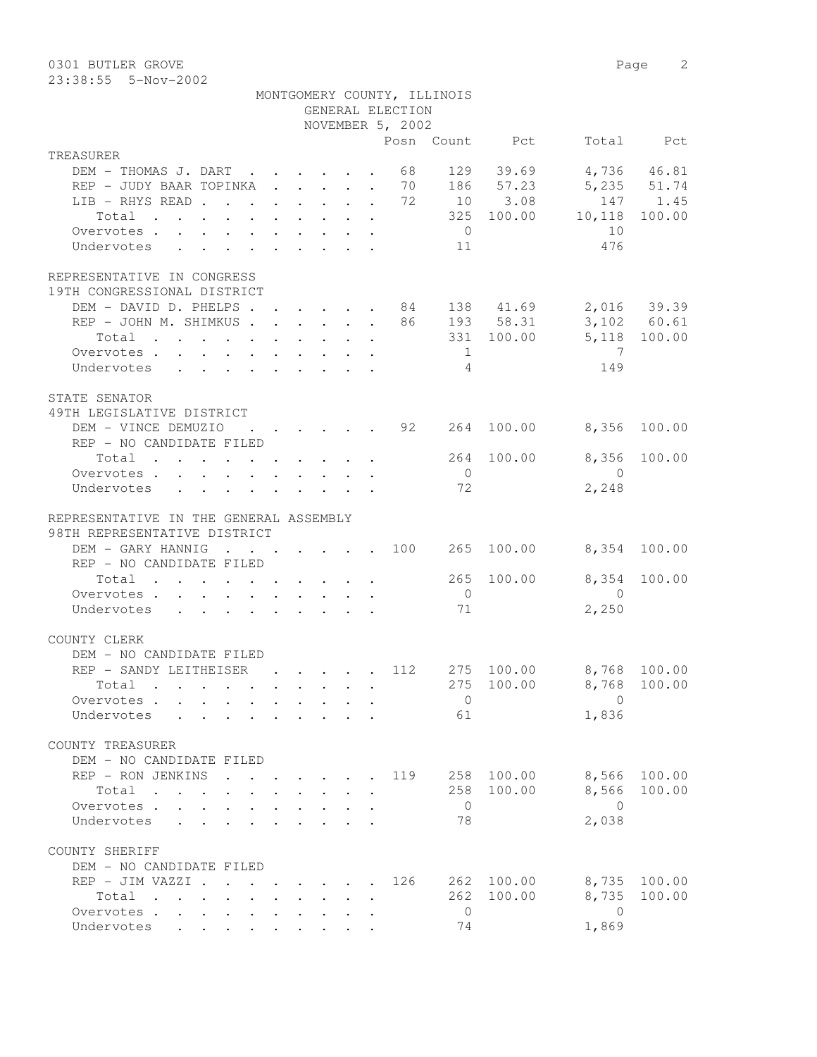0301 BUTLER GROVE

23:38:55 5-Nov-2002

MONTGOMERY COUNTY, ILLINOIS
GENERAL ELECTION
NOVEMBER 5, 2002

| | Posn | Count | Pct | Total | Pct |
|---|---|---|---|---|---|
| **TREASURER** | | | | | |
| DEM - THOMAS J. DART | 68 | 129 | 39.69 | 4,736 | 46.81 |
| REP - JUDY BAAR TOPINKA | 70 | 186 | 57.23 | 5,235 | 51.74 |
| LIB - RHYS READ | 72 | 10 | 3.08 | 147 | 1.45 |
| Total | | 325 | 100.00 | 10,118 | 100.00 |
| Overvotes | | 0 | | 10 | |
| Undervotes | | 11 | | 476 | |
| **REPRESENTATIVE IN CONGRESS** | | | | | |
| **19TH CONGRESSIONAL DISTRICT** | | | | | |
| DEM - DAVID D. PHELPS | 84 | 138 | 41.69 | 2,016 | 39.39 |
| REP - JOHN M. SHIMKUS | 86 | 193 | 58.31 | 3,102 | 60.61 |
| Total | | 331 | 100.00 | 5,118 | 100.00 |
| Overvotes | | 1 | | 7 | |
| Undervotes | | 4 | | 149 | |
| **STATE SENATOR** | | | | | |
| **49TH LEGISLATIVE DISTRICT** | | | | | |
| DEM - VINCE DEMUZIO | 92 | 264 | 100.00 | 8,356 | 100.00 |
| REP - NO CANDIDATE FILED | | | | | |
| Total | | 264 | 100.00 | 8,356 | 100.00 |
| Overvotes | | 0 | | 0 | |
| Undervotes | | 72 | | 2,248 | |
| **REPRESENTATIVE IN THE GENERAL ASSEMBLY** | | | | | |
| **98TH REPRESENTATIVE DISTRICT** | | | | | |
| DEM - GARY HANNIG | 100 | 265 | 100.00 | 8,354 | 100.00 |
| REP - NO CANDIDATE FILED | | | | | |
| Total | | 265 | 100.00 | 8,354 | 100.00 |
| Overvotes | | 0 | | 0 | |
| Undervotes | | 71 | | 2,250 | |
| **COUNTY CLERK** | | | | | |
| DEM - NO CANDIDATE FILED | | | | | |
| REP - SANDY LEITHEISER | 112 | 275 | 100.00 | 8,768 | 100.00 |
| Total | | 275 | 100.00 | 8,768 | 100.00 |
| Overvotes | | 0 | | 0 | |
| Undervotes | | 61 | | 1,836 | |
| **COUNTY TREASURER** | | | | | |
| DEM - NO CANDIDATE FILED | | | | | |
| REP - RON JENKINS | 119 | 258 | 100.00 | 8,566 | 100.00 |
| Total | | 258 | 100.00 | 8,566 | 100.00 |
| Overvotes | | 0 | | 0 | |
| Undervotes | | 78 | | 2,038 | |
| **COUNTY SHERIFF** | | | | | |
| DEM - NO CANDIDATE FILED | | | | | |
| REP - JIM VAZZI | 126 | 262 | 100.00 | 8,735 | 100.00 |
| Total | | 262 | 100.00 | 8,735 | 100.00 |
| Overvotes | | 0 | | 0 | |
| Undervotes | | 74 | | 1,869 | |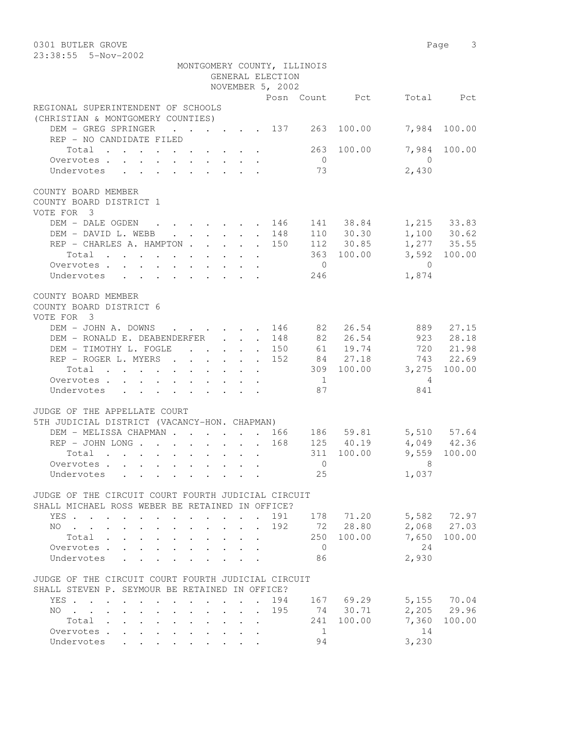0301 BUTLER GROVE
23:38:55 5-Nov-2002

MONTGOMERY COUNTY, ILLINOIS
GENERAL ELECTION
NOVEMBER 5, 2002

| | Posn | Count | Pct | Total | Pct |
|---|---|---|---|---|---|
| **REGIONAL SUPERINTENDENT OF SCHOOLS** | | | | | |
| **(CHRISTIAN & MONTGOMERY COUNTIES)** | | | | | |
| DEM - GREG SPRINGER | 137 | 263 | 100.00 | 7,984 | 100.00 |
| REP - NO CANDIDATE FILED | | | | | |
| Total | | 263 | 100.00 | 7,984 | 100.00 |
| Overvotes | | 0 | | 0 | |
| Undervotes | | 73 | | 2,430 | |

| | Posn | Count | Pct | Total | Pct |
|---|---|---|---|---|---|
| **COUNTY BOARD MEMBER** | | | | | |
| **COUNTY BOARD DISTRICT 1** | | | | | |
| **VOTE FOR 3** | | | | | |
| DEM - DALE OGDEN | 146 | 141 | 38.84 | 1,215 | 33.83 |
| DEM - DAVID L. WEBB | 148 | 110 | 30.30 | 1,100 | 30.62 |
| REP - CHARLES A. HAMPTON | 150 | 112 | 30.85 | 1,277 | 35.55 |
| Total | | 363 | 100.00 | 3,592 | 100.00 |
| Overvotes | | 0 | | 0 | |
| Undervotes | | 246 | | 1,874 | |

| | Posn | Count | Pct | Total | Pct |
|---|---|---|---|---|---|
| **COUNTY BOARD MEMBER** | | | | | |
| **COUNTY BOARD DISTRICT 6** | | | | | |
| **VOTE FOR 3** | | | | | |
| DEM - JOHN A. DOWNS | 146 | 82 | 26.54 | 889 | 27.15 |
| DEM - RONALD E. DEABENDERFER | 148 | 82 | 26.54 | 923 | 28.18 |
| DEM - TIMOTHY L. FOGLE | 150 | 61 | 19.74 | 720 | 21.98 |
| REP - ROGER L. MYERS | 152 | 84 | 27.18 | 743 | 22.69 |
| Total | | 309 | 100.00 | 3,275 | 100.00 |
| Overvotes | | 1 | | 4 | |
| Undervotes | | 87 | | 841 | |

| | Posn | Count | Pct | Total | Pct |
|---|---|---|---|---|---|
| **JUDGE OF THE APPELLATE COURT** | | | | | |
| **5TH JUDICIAL DISTRICT (VACANCY-HON. CHAPMAN)** | | | | | |
| DEM - MELISSA CHAPMAN | 166 | 186 | 59.81 | 5,510 | 57.64 |
| REP - JOHN LONG | 168 | 125 | 40.19 | 4,049 | 42.36 |
| Total | | 311 | 100.00 | 9,559 | 100.00 |
| Overvotes | | 0 | | 8 | |
| Undervotes | | 25 | | 1,037 | |

| | Posn | Count | Pct | Total | Pct |
|---|---|---|---|---|---|
| **JUDGE OF THE CIRCUIT COURT FOURTH JUDICIAL CIRCUIT** | | | | | |
| **SHALL MICHAEL ROSS WEBER BE RETAINED IN OFFICE?** | | | | | |
| YES | 191 | 178 | 71.20 | 5,582 | 72.97 |
| NO | 192 | 72 | 28.80 | 2,068 | 27.03 |
| Total | | 250 | 100.00 | 7,650 | 100.00 |
| Overvotes | | 0 | | 24 | |
| Undervotes | | 86 | | 2,930 | |

| | Posn | Count | Pct | Total | Pct |
|---|---|---|---|---|---|
| **JUDGE OF THE CIRCUIT COURT FOURTH JUDICIAL CIRCUIT** | | | | | |
| **SHALL STEVEN P. SEYMOUR BE RETAINED IN OFFICE?** | | | | | |
| YES | 194 | 167 | 69.29 | 5,155 | 70.04 |
| NO | 195 | 74 | 30.71 | 2,205 | 29.96 |
| Total | | 241 | 100.00 | 7,360 | 100.00 |
| Overvotes | | 1 | | 14 | |
| Undervotes | | 94 | | 3,230 | |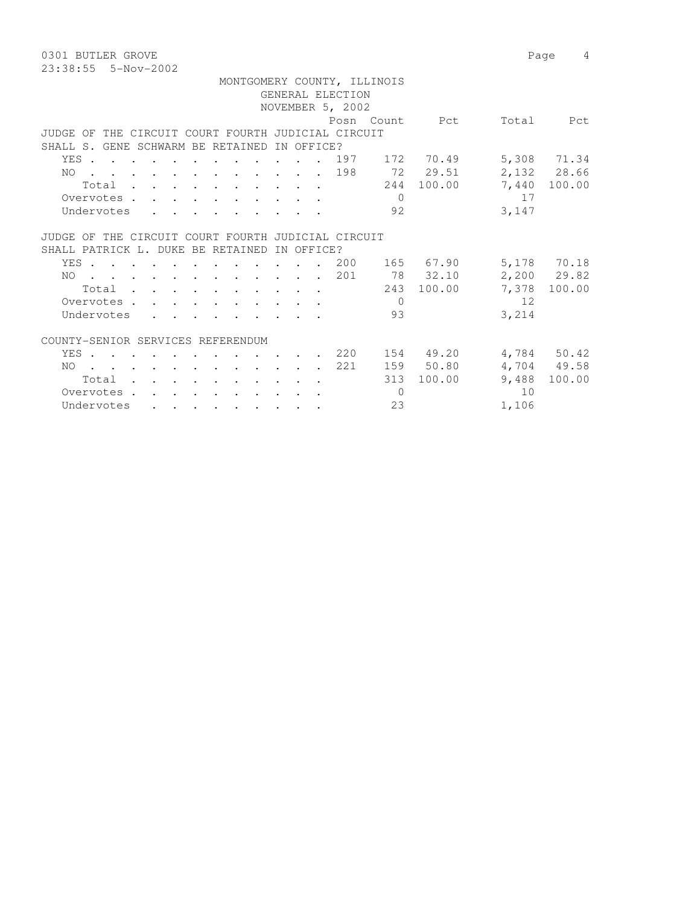MONTGOMERY COUNTY, ILLINOIS
GENERAL ELECTION
NOVEMBER 5, 2002

0301 BUTLER GROVE

23:38:55 5-Nov-2002

| | Posn | Count | Pct | Total | Pct |
|---|---|---|---|---|---|
| **JUDGE OF THE CIRCUIT COURT FOURTH JUDICIAL CIRCUIT SHALL S. GENE SCHWARM BE RETAINED IN OFFICE?** | | | | | |
| YES | 197 | 172 | 70.49 | 5,308 | 71.34 |
| NO | 198 | 72 | 29.51 | 2,132 | 28.66 |
| Total | | 244 | 100.00 | 7,440 | 100.00 |
| Overvotes | | 0 | | 17 | |
| Undervotes | | 92 | | 3,147 | |
| **JUDGE OF THE CIRCUIT COURT FOURTH JUDICIAL CIRCUIT SHALL PATRICK L. DUKE BE RETAINED IN OFFICE?** | | | | | |
| YES | 200 | 165 | 67.90 | 5,178 | 70.18 |
| NO | 201 | 78 | 32.10 | 2,200 | 29.82 |
| Total | | 243 | 100.00 | 7,378 | 100.00 |
| Overvotes | | 0 | | 12 | |
| Undervotes | | 93 | | 3,214 | |
| **COUNTY-SENIOR SERVICES REFERENDUM** | | | | | |
| YES | 220 | 154 | 49.20 | 4,784 | 50.42 |
| NO | 221 | 159 | 50.80 | 4,704 | 49.58 |
| Total | | 313 | 100.00 | 9,488 | 100.00 |
| Overvotes | | 0 | | 10 | |
| Undervotes | | 23 | | 1,106 | |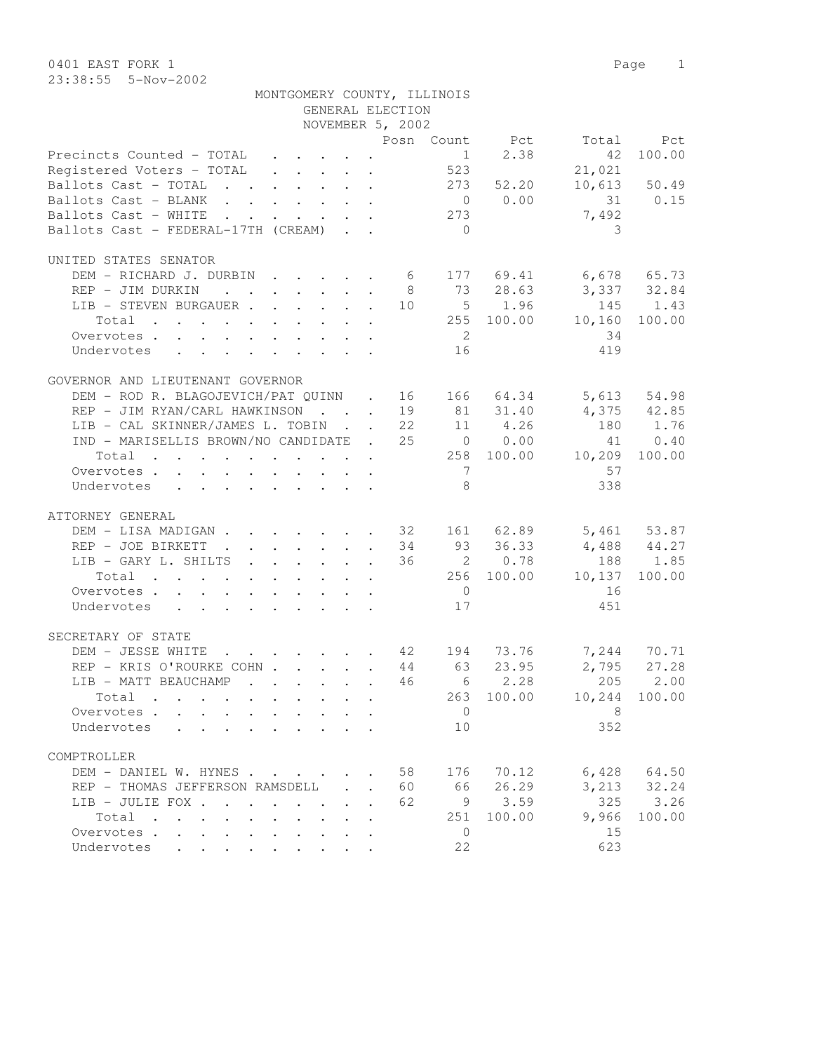0401 EAST FORK 1

23:38:55 5-Nov-2002

MONTGOMERY COUNTY, ILLINOIS

GENERAL ELECTION

NOVEMBER 5, 2002

| | Posn | Count | Pct | Total | Pct |
|---|---|---|---|---|---|
| Precincts Counted - TOTAL | | 1 | 2.38 | 42 | 100.00 |
| Registered Voters - TOTAL | | 523 | | 21,021 | |
| Ballots Cast - TOTAL | | 273 | 52.20 | 10,613 | 50.49 |
| Ballots Cast - BLANK | | 0 | 0.00 | 31 | 0.15 |
| Ballots Cast - WHITE | | 273 | | 7,492 | |
| Ballots Cast - FEDERAL-17TH (CREAM) | | 0 | | 3 | |

UNITED STATES SENATOR

| | Posn | Count | Pct | Total | Pct |
|---|---|---|---|---|---|
| DEM - RICHARD J. DURBIN | 6 | 177 | 69.41 | 6,678 | 65.73 |
| REP - JIM DURKIN | 8 | 73 | 28.63 | 3,337 | 32.84 |
| LIB - STEVEN BURGAUER | 10 | 5 | 1.96 | 145 | 1.43 |
| Total | | 255 | 100.00 | 10,160 | 100.00 |
| Overvotes | | 2 | | 34 | |
| Undervotes | | 16 | | 419 | |

GOVERNOR AND LIEUTENANT GOVERNOR

| | Posn | Count | Pct | Total | Pct |
|---|---|---|---|---|---|
| DEM - ROD R. BLAGOJEVICH/PAT QUINN | 16 | 166 | 64.34 | 5,613 | 54.98 |
| REP - JIM RYAN/CARL HAWKINSON | 19 | 81 | 31.40 | 4,375 | 42.85 |
| LIB - CAL SKINNER/JAMES L. TOBIN | 22 | 11 | 4.26 | 180 | 1.76 |
| IND - MARISELLIS BROWN/NO CANDIDATE | 25 | 0 | 0.00 | 41 | 0.40 |
| Total | | 258 | 100.00 | 10,209 | 100.00 |
| Overvotes | | 7 | | 57 | |
| Undervotes | | 8 | | 338 | |

ATTORNEY GENERAL

| | Posn | Count | Pct | Total | Pct |
|---|---|---|---|---|---|
| DEM - LISA MADIGAN | 32 | 161 | 62.89 | 5,461 | 53.87 |
| REP - JOE BIRKETT | 34 | 93 | 36.33 | 4,488 | 44.27 |
| LIB - GARY L. SHILTS | 36 | 2 | 0.78 | 188 | 1.85 |
| Total | | 256 | 100.00 | 10,137 | 100.00 |
| Overvotes | | 0 | | 16 | |
| Undervotes | | 17 | | 451 | |

SECRETARY OF STATE

| | Posn | Count | Pct | Total | Pct |
|---|---|---|---|---|---|
| DEM - JESSE WHITE | 42 | 194 | 73.76 | 7,244 | 70.71 |
| REP - KRIS O'ROURKE COHN | 44 | 63 | 23.95 | 2,795 | 27.28 |
| LIB - MATT BEAUCHAMP | 46 | 6 | 2.28 | 205 | 2.00 |
| Total | | 263 | 100.00 | 10,244 | 100.00 |
| Overvotes | | 0 | | 8 | |
| Undervotes | | 10 | | 352 | |

COMPTROLLER

| | Posn | Count | Pct | Total | Pct |
|---|---|---|---|---|---|
| DEM - DANIEL W. HYNES | 58 | 176 | 70.12 | 6,428 | 64.50 |
| REP - THOMAS JEFFERSON RAMSDELL | 60 | 66 | 26.29 | 3,213 | 32.24 |
| LIB - JULIE FOX | 62 | 9 | 3.59 | 325 | 3.26 |
| Total | | 251 | 100.00 | 9,966 | 100.00 |
| Overvotes | | 0 | | 15 | |
| Undervotes | | 22 | | 623 | |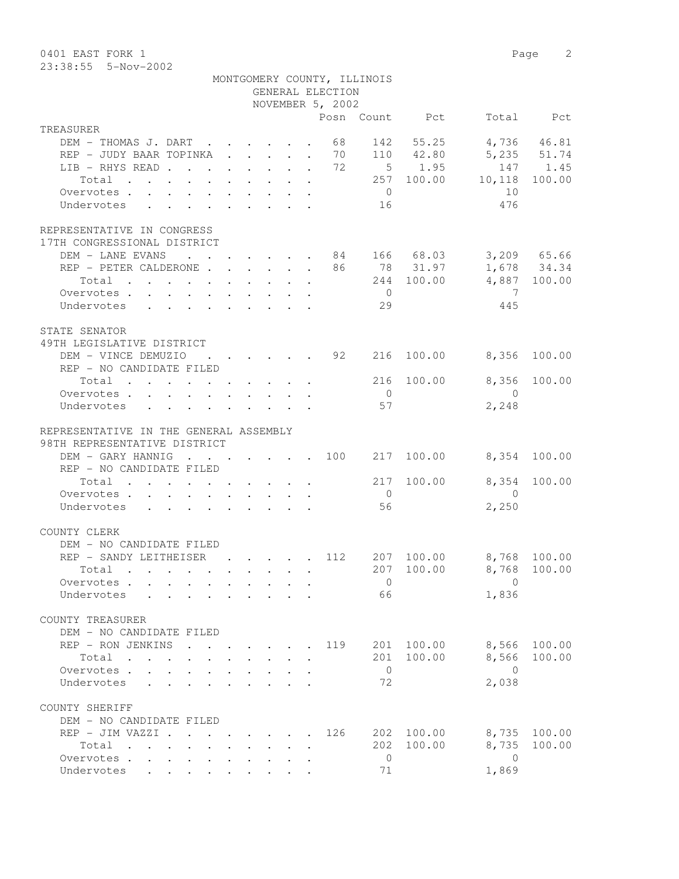0401 EAST FORK 1

23:38:55 5-Nov-2002

MONTGOMERY COUNTY, ILLINOIS
GENERAL ELECTION
NOVEMBER 5, 2002

| | Posn | Count | Pct | Total | Pct |
|---|---|---|---|---|---|
| **TREASURER** | | | | | |
| DEM - THOMAS J. DART | 68 | 142 | 55.25 | 4,736 | 46.81 |
| REP - JUDY BAAR TOPINKA | 70 | 110 | 42.80 | 5,235 | 51.74 |
| LIB - RHYS READ | 72 | 5 | 1.95 | 147 | 1.45 |
| Total | | 257 | 100.00 | 10,118 | 100.00 |
| Overvotes | | 0 | | 10 | |
| Undervotes | | 16 | | 476 | |
| **REPRESENTATIVE IN CONGRESS** | | | | | |
| **17TH CONGRESSIONAL DISTRICT** | | | | | |
| DEM - LANE EVANS | 84 | 166 | 68.03 | 3,209 | 65.66 |
| REP - PETER CALDERONE | 86 | 78 | 31.97 | 1,678 | 34.34 |
| Total | | 244 | 100.00 | 4,887 | 100.00 |
| Overvotes | | 0 | | 7 | |
| Undervotes | | 29 | | 445 | |
| **STATE SENATOR** | | | | | |
| **49TH LEGISLATIVE DISTRICT** | | | | | |
| DEM - VINCE DEMUZIO | 92 | 216 | 100.00 | 8,356 | 100.00 |
| REP - NO CANDIDATE FILED | | | | | |
| Total | | 216 | 100.00 | 8,356 | 100.00 |
| Overvotes | | 0 | | 0 | |
| Undervotes | | 57 | | 2,248 | |
| **REPRESENTATIVE IN THE GENERAL ASSEMBLY** | | | | | |
| **98TH REPRESENTATIVE DISTRICT** | | | | | |
| DEM - GARY HANNIG | 100 | 217 | 100.00 | 8,354 | 100.00 |
| REP - NO CANDIDATE FILED | | | | | |
| Total | | 217 | 100.00 | 8,354 | 100.00 |
| Overvotes | | 0 | | 0 | |
| Undervotes | | 56 | | 2,250 | |
| **COUNTY CLERK** | | | | | |
| DEM - NO CANDIDATE FILED | | | | | |
| REP - SANDY LEITHEISER | 112 | 207 | 100.00 | 8,768 | 100.00 |
| Total | | 207 | 100.00 | 8,768 | 100.00 |
| Overvotes | | 0 | | 0 | |
| Undervotes | | 66 | | 1,836 | |
| **COUNTY TREASURER** | | | | | |
| DEM - NO CANDIDATE FILED | | | | | |
| REP - RON JENKINS | 119 | 201 | 100.00 | 8,566 | 100.00 |
| Total | | 201 | 100.00 | 8,566 | 100.00 |
| Overvotes | | 0 | | 0 | |
| Undervotes | | 72 | | 2,038 | |
| **COUNTY SHERIFF** | | | | | |
| DEM - NO CANDIDATE FILED | | | | | |
| REP - JIM VAZZI | 126 | 202 | 100.00 | 8,735 | 100.00 |
| Total | | 202 | 100.00 | 8,735 | 100.00 |
| Overvotes | | 0 | | 0 | |
| Undervotes | | 71 | | 1,869 | |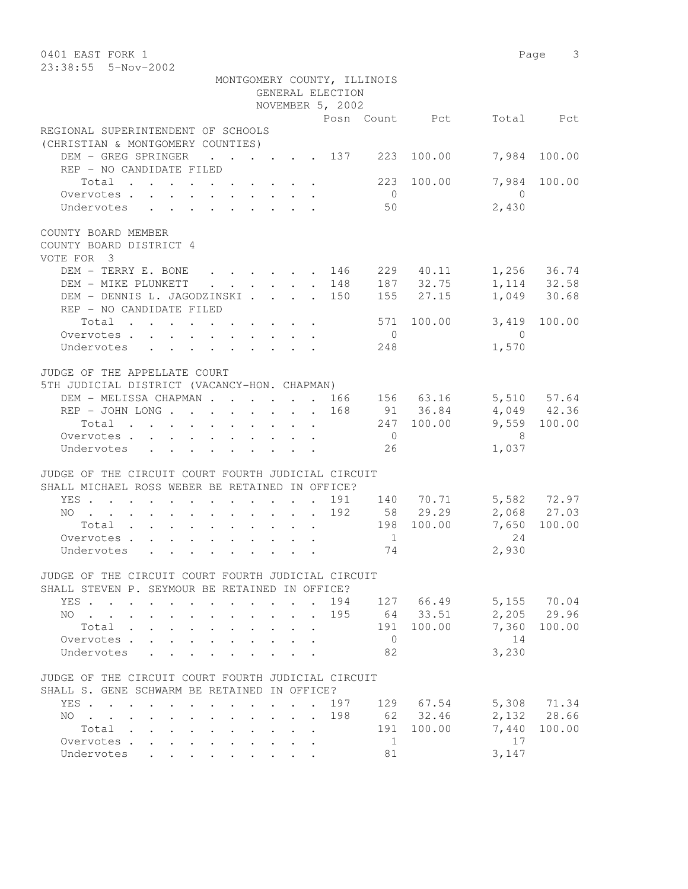0401 EAST FORK 1
23:38:55 5-Nov-2002

MONTGOMERY COUNTY, ILLINOIS
GENERAL ELECTION
NOVEMBER 5, 2002

| | Posn | Count | Pct | Total | Pct |
|---|---|---|---|---|---|
| **REGIONAL SUPERINTENDENT OF SCHOOLS** | | | | | |
| **(CHRISTIAN & MONTGOMERY COUNTIES)** | | | | | |
| DEM - GREG SPRINGER | 137 | 223 | 100.00 | 7,984 | 100.00 |
| REP - NO CANDIDATE FILED | | | | | |
| Total | | 223 | 100.00 | 7,984 | 100.00 |
| Overvotes | | 0 | | 0 | |
| Undervotes | | 50 | | 2,430 | |
| **COUNTY BOARD MEMBER** | | | | | |
| **COUNTY BOARD DISTRICT 4** | | | | | |
| **VOTE FOR 3** | | | | | |
| DEM - TERRY E. BONE | 146 | 229 | 40.11 | 1,256 | 36.74 |
| DEM - MIKE PLUNKETT | 148 | 187 | 32.75 | 1,114 | 32.58 |
| DEM - DENNIS L. JAGODZINSKI | 150 | 155 | 27.15 | 1,049 | 30.68 |
| REP - NO CANDIDATE FILED | | | | | |
| Total | | 571 | 100.00 | 3,419 | 100.00 |
| Overvotes | | 0 | | 0 | |
| Undervotes | | 248 | | 1,570 | |
| **JUDGE OF THE APPELLATE COURT** | | | | | |
| **5TH JUDICIAL DISTRICT (VACANCY-HON. CHAPMAN)** | | | | | |
| DEM - MELISSA CHAPMAN | 166 | 156 | 63.16 | 5,510 | 57.64 |
| REP - JOHN LONG | 168 | 91 | 36.84 | 4,049 | 42.36 |
| Total | | 247 | 100.00 | 9,559 | 100.00 |
| Overvotes | | 0 | | 8 | |
| Undervotes | | 26 | | 1,037 | |
| **JUDGE OF THE CIRCUIT COURT FOURTH JUDICIAL CIRCUIT** | | | | | |
| **SHALL MICHAEL ROSS WEBER BE RETAINED IN OFFICE?** | | | | | |
| YES | 191 | 140 | 70.71 | 5,582 | 72.97 |
| NO | 192 | 58 | 29.29 | 2,068 | 27.03 |
| Total | | 198 | 100.00 | 7,650 | 100.00 |
| Overvotes | | 1 | | 24 | |
| Undervotes | | 74 | | 2,930 | |
| **JUDGE OF THE CIRCUIT COURT FOURTH JUDICIAL CIRCUIT** | | | | | |
| **SHALL STEVEN P. SEYMOUR BE RETAINED IN OFFICE?** | | | | | |
| YES | 194 | 127 | 66.49 | 5,155 | 70.04 |
| NO | 195 | 64 | 33.51 | 2,205 | 29.96 |
| Total | | 191 | 100.00 | 7,360 | 100.00 |
| Overvotes | | 0 | | 14 | |
| Undervotes | | 82 | | 3,230 | |
| **JUDGE OF THE CIRCUIT COURT FOURTH JUDICIAL CIRCUIT** | | | | | |
| **SHALL S. GENE SCHWARM BE RETAINED IN OFFICE?** | | | | | |
| YES | 197 | 129 | 67.54 | 5,308 | 71.34 |
| NO | 198 | 62 | 32.46 | 2,132 | 28.66 |
| Total | | 191 | 100.00 | 7,440 | 100.00 |
| Overvotes | | 1 | | 17 | |
| Undervotes | | 81 | | 3,147 | |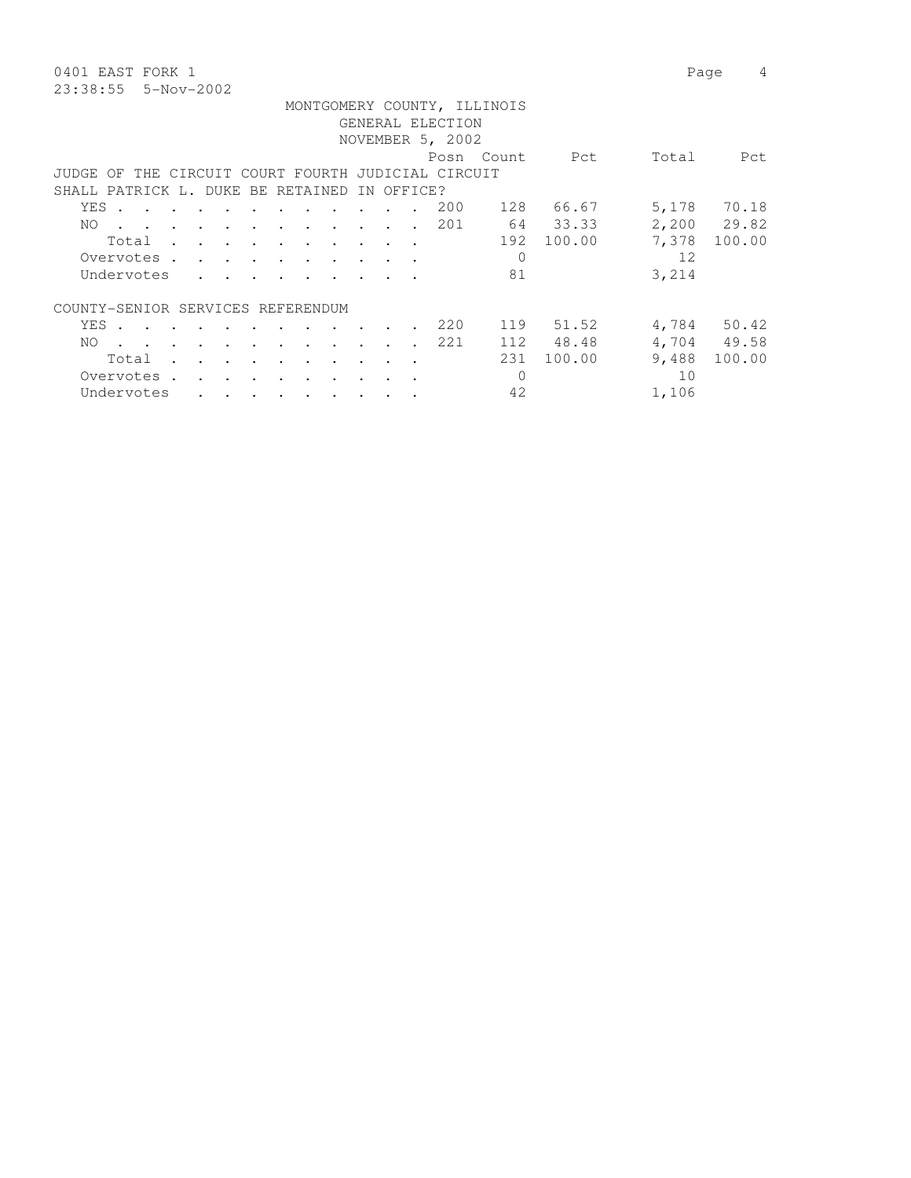0401 EAST FORK 1

23:38:55 5-Nov-2002

MONTGOMERY COUNTY, ILLINOIS
GENERAL ELECTION
NOVEMBER 5, 2002

JUDGE OF THE CIRCUIT COURT FOURTH JUDICIAL CIRCUIT
SHALL PATRICK L. DUKE BE RETAINED IN OFFICE?

| | Posn | Count | Pct | Total | Pct |
|---|---|---|---|---|---|
| YES | 200 | 128 | 66.67 | 5,178 | 70.18 |
| NO | 201 | 64 | 33.33 | 2,200 | 29.82 |
| Total | | 192 | 100.00 | 7,378 | 100.00 |
| Overvotes | | 0 | | 12 | |
| Undervotes | | 81 | | 3,214 | |

COUNTY-SENIOR SERVICES REFERENDUM

| | Posn | Count | Pct | Total | Pct |
|---|---|---|---|---|---|
| YES | 220 | 119 | 51.52 | 4,784 | 50.42 |
| NO | 221 | 112 | 48.48 | 4,704 | 49.58 |
| Total | | 231 | 100.00 | 9,488 | 100.00 |
| Overvotes | | 0 | | 10 | |
| Undervotes | | 42 | | 1,106 | |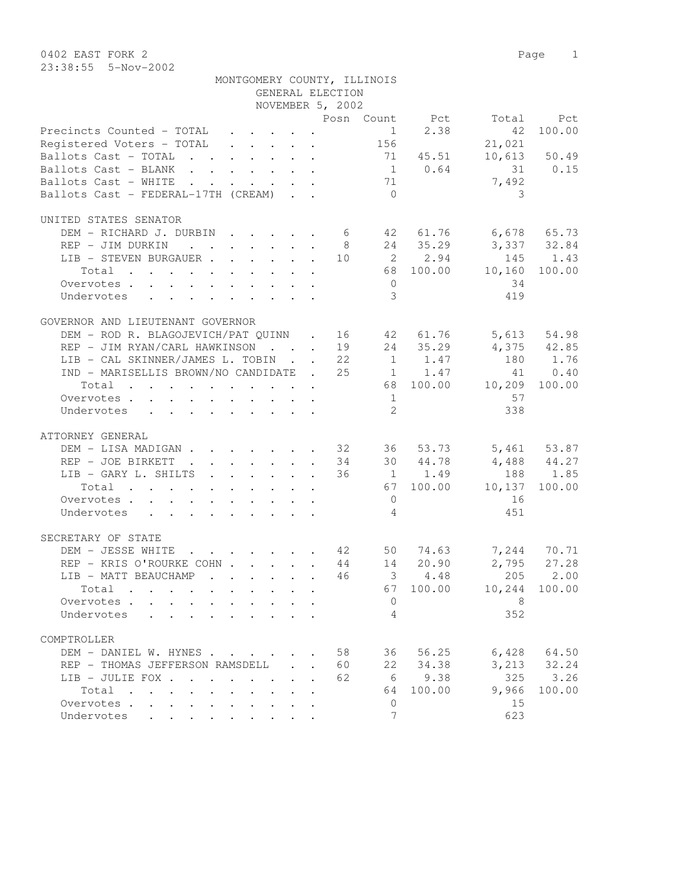0402 EAST FORK 2

23:38:55 5-Nov-2002

MONTGOMERY COUNTY, ILLINOIS
GENERAL ELECTION
NOVEMBER 5, 2002

| | Posn | Count | Pct | Total | Pct |
|---|---|---|---|---|---|
| Precincts Counted - TOTAL | | 1 | 2.38 | 42 | 100.00 |
| Registered Voters - TOTAL | | 156 | | 21,021 | |
| Ballots Cast - TOTAL | | 71 | 45.51 | 10,613 | 50.49 |
| Ballots Cast - BLANK | | 1 | 0.64 | 31 | 0.15 |
| Ballots Cast - WHITE | | 71 | | 7,492 | |
| Ballots Cast - FEDERAL-17TH (CREAM) | | 0 | | 3 | |

UNITED STATES SENATOR

| | Posn | Count | Pct | Total | Pct |
|---|---|---|---|---|---|
| DEM - RICHARD J. DURBIN | 6 | 42 | 61.76 | 6,678 | 65.73 |
| REP - JIM DURKIN | 8 | 24 | 35.29 | 3,337 | 32.84 |
| LIB - STEVEN BURGAUER | 10 | 2 | 2.94 | 145 | 1.43 |
| Total | | 68 | 100.00 | 10,160 | 100.00 |
| Overvotes | | 0 | | 34 | |
| Undervotes | | 3 | | 419 | |

GOVERNOR AND LIEUTENANT GOVERNOR

| | Posn | Count | Pct | Total | Pct |
|---|---|---|---|---|---|
| DEM - ROD R. BLAGOJEVICH/PAT QUINN | 16 | 42 | 61.76 | 5,613 | 54.98 |
| REP - JIM RYAN/CARL HAWKINSON | 19 | 24 | 35.29 | 4,375 | 42.85 |
| LIB - CAL SKINNER/JAMES L. TOBIN | 22 | 1 | 1.47 | 180 | 1.76 |
| IND - MARISELLIS BROWN/NO CANDIDATE | 25 | 1 | 1.47 | 41 | 0.40 |
| Total | | 68 | 100.00 | 10,209 | 100.00 |
| Overvotes | | 1 | | 57 | |
| Undervotes | | 2 | | 338 | |

ATTORNEY GENERAL

| | Posn | Count | Pct | Total | Pct |
|---|---|---|---|---|---|
| DEM - LISA MADIGAN | 32 | 36 | 53.73 | 5,461 | 53.87 |
| REP - JOE BIRKETT | 34 | 30 | 44.78 | 4,488 | 44.27 |
| LIB - GARY L. SHILTS | 36 | 1 | 1.49 | 188 | 1.85 |
| Total | | 67 | 100.00 | 10,137 | 100.00 |
| Overvotes | | 0 | | 16 | |
| Undervotes | | 4 | | 451 | |

SECRETARY OF STATE

| | Posn | Count | Pct | Total | Pct |
|---|---|---|---|---|---|
| DEM - JESSE WHITE | 42 | 50 | 74.63 | 7,244 | 70.71 |
| REP - KRIS O'ROURKE COHN | 44 | 14 | 20.90 | 2,795 | 27.28 |
| LIB - MATT BEAUCHAMP | 46 | 3 | 4.48 | 205 | 2.00 |
| Total | | 67 | 100.00 | 10,244 | 100.00 |
| Overvotes | | 0 | | 8 | |
| Undervotes | | 4 | | 352 | |

COMPTROLLER

| | Posn | Count | Pct | Total | Pct |
|---|---|---|---|---|---|
| DEM - DANIEL W. HYNES | 58 | 36 | 56.25 | 6,428 | 64.50 |
| REP - THOMAS JEFFERSON RAMSDELL | 60 | 22 | 34.38 | 3,213 | 32.24 |
| LIB - JULIE FOX | 62 | 6 | 9.38 | 325 | 3.26 |
| Total | | 64 | 100.00 | 9,966 | 100.00 |
| Overvotes | | 0 | | 15 | |
| Undervotes | | 7 | | 623 | |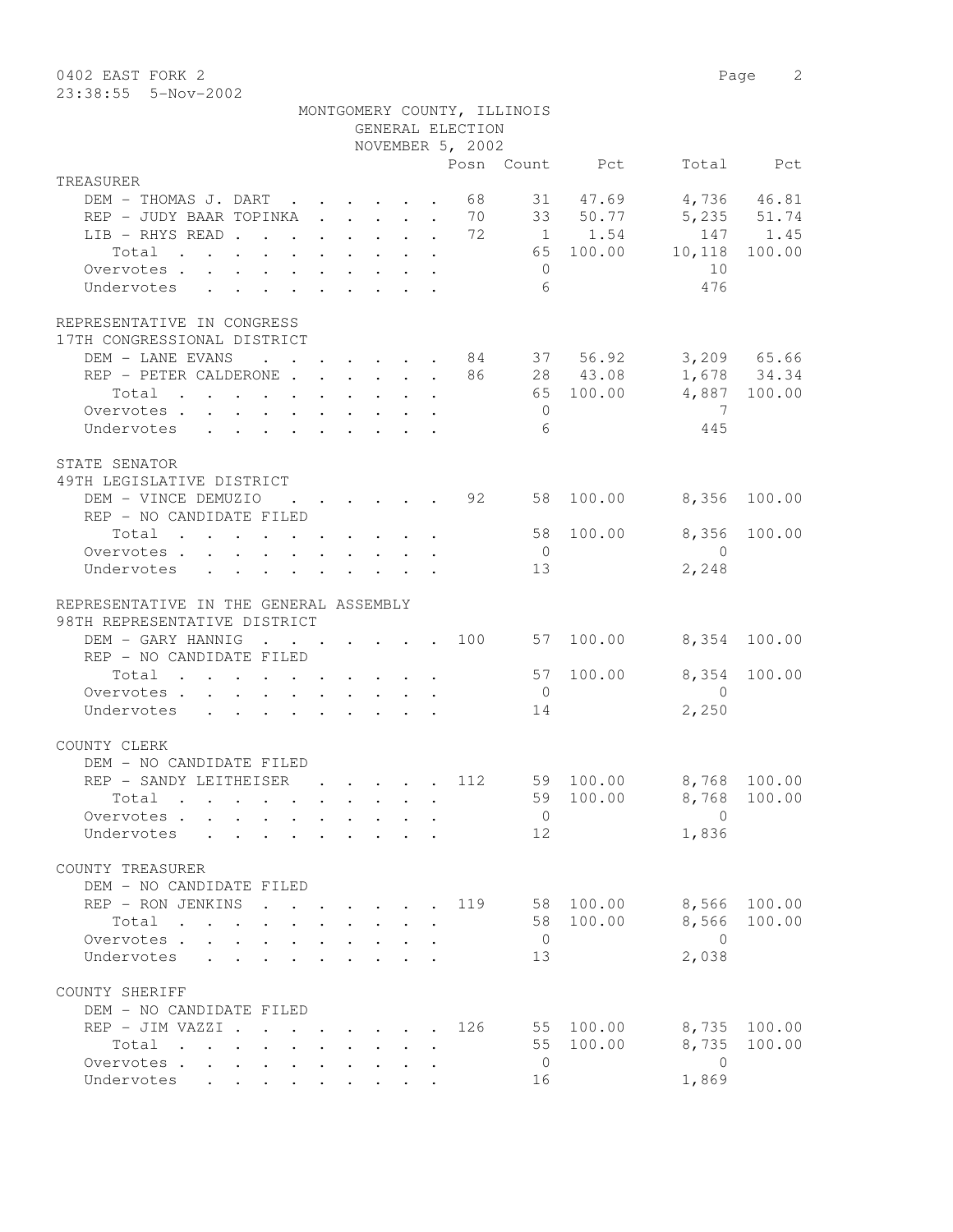MONTGOMERY COUNTY, ILLINOIS
GENERAL ELECTION
NOVEMBER 5, 2002

0402 EAST FORK 2

23:38:55 5-Nov-2002

| | Posn | Count | Pct | Total | Pct |
|---|---|---|---|---|---|
| **TREASURER** | | | | | |
| DEM - THOMAS J. DART | 68 | 31 | 47.69 | 4,736 | 46.81 |
| REP - JUDY BAAR TOPINKA | 70 | 33 | 50.77 | 5,235 | 51.74 |
| LIB - RHYS READ | 72 | 1 | 1.54 | 147 | 1.45 |
| Total | | 65 | 100.00 | 10,118 | 100.00 |
| Overvotes | | 0 | | 10 | |
| Undervotes | | 6 | | 476 | |
| **REPRESENTATIVE IN CONGRESS** | | | | | |
| 17TH CONGRESSIONAL DISTRICT | | | | | |
| DEM - LANE EVANS | 84 | 37 | 56.92 | 3,209 | 65.66 |
| REP - PETER CALDERONE | 86 | 28 | 43.08 | 1,678 | 34.34 |
| Total | | 65 | 100.00 | 4,887 | 100.00 |
| Overvotes | | 0 | | 7 | |
| Undervotes | | 6 | | 445 | |
| **STATE SENATOR** | | | | | |
| 49TH LEGISLATIVE DISTRICT | | | | | |
| DEM - VINCE DEMUZIO | 92 | 58 | 100.00 | 8,356 | 100.00 |
| REP - NO CANDIDATE FILED | | | | | |
| Total | | 58 | 100.00 | 8,356 | 100.00 |
| Overvotes | | 0 | | 0 | |
| Undervotes | | 13 | | 2,248 | |
| **REPRESENTATIVE IN THE GENERAL ASSEMBLY** | | | | | |
| 98TH REPRESENTATIVE DISTRICT | | | | | |
| DEM - GARY HANNIG | 100 | 57 | 100.00 | 8,354 | 100.00 |
| REP - NO CANDIDATE FILED | | | | | |
| Total | | 57 | 100.00 | 8,354 | 100.00 |
| Overvotes | | 0 | | 0 | |
| Undervotes | | 14 | | 2,250 | |
| **COUNTY CLERK** | | | | | |
| DEM - NO CANDIDATE FILED | | | | | |
| REP - SANDY LEITHEISER | 112 | 59 | 100.00 | 8,768 | 100.00 |
| Total | | 59 | 100.00 | 8,768 | 100.00 |
| Overvotes | | 0 | | 0 | |
| Undervotes | | 12 | | 1,836 | |
| **COUNTY TREASURER** | | | | | |
| DEM - NO CANDIDATE FILED | | | | | |
| REP - RON JENKINS | 119 | 58 | 100.00 | 8,566 | 100.00 |
| Total | | 58 | 100.00 | 8,566 | 100.00 |
| Overvotes | | 0 | | 0 | |
| Undervotes | | 13 | | 2,038 | |
| **COUNTY SHERIFF** | | | | | |
| DEM - NO CANDIDATE FILED | | | | | |
| REP - JIM VAZZI | 126 | 55 | 100.00 | 8,735 | 100.00 |
| Total | | 55 | 100.00 | 8,735 | 100.00 |
| Overvotes | | 0 | | 0 | |
| Undervotes | | 16 | | 1,869 | |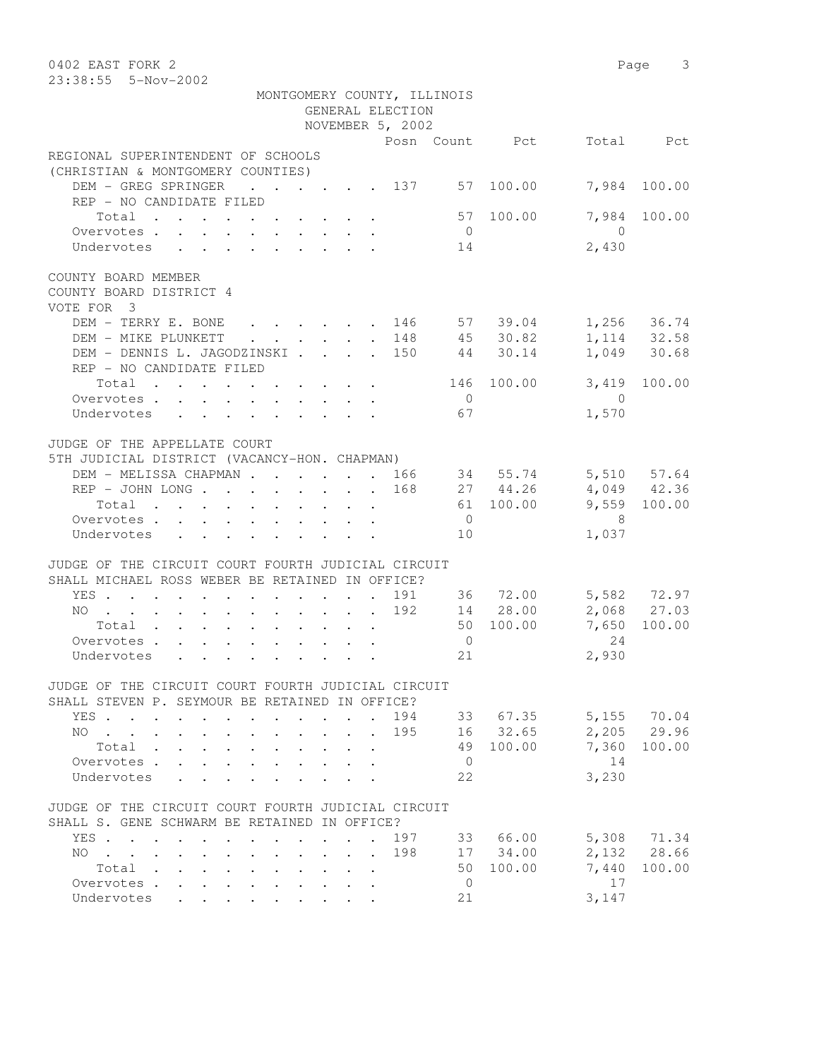MONTGOMERY COUNTY, ILLINOIS
GENERAL ELECTION
NOVEMBER 5, 2002

| | Posn | Count | Pct | Total | Pct |
|---|---|---|---|---|---|
| **REGIONAL SUPERINTENDENT OF SCHOOLS** | | | | | |
| **(CHRISTIAN & MONTGOMERY COUNTIES)** | | | | | |
| DEM - GREG SPRINGER | 137 | 57 | 100.00 | 7,984 | 100.00 |
| REP - NO CANDIDATE FILED | | | | | |
| Total | | 57 | 100.00 | 7,984 | 100.00 |
| Overvotes | | 0 | | 0 | |
| Undervotes | | 14 | | 2,430 | |
| **COUNTY BOARD MEMBER** | | | | | |
| **COUNTY BOARD DISTRICT 4** | | | | | |
| **VOTE FOR 3** | | | | | |
| DEM - TERRY E. BONE | 146 | 57 | 39.04 | 1,256 | 36.74 |
| DEM - MIKE PLUNKETT | 148 | 45 | 30.82 | 1,114 | 32.58 |
| DEM - DENNIS L. JAGODZINSKI | 150 | 44 | 30.14 | 1,049 | 30.68 |
| REP - NO CANDIDATE FILED | | | | | |
| Total | | 146 | 100.00 | 3,419 | 100.00 |
| Overvotes | | 0 | | 0 | |
| Undervotes | | 67 | | 1,570 | |
| **JUDGE OF THE APPELLATE COURT** | | | | | |
| **5TH JUDICIAL DISTRICT (VACANCY-HON. CHAPMAN)** | | | | | |
| DEM - MELISSA CHAPMAN | 166 | 34 | 55.74 | 5,510 | 57.64 |
| REP - JOHN LONG | 168 | 27 | 44.26 | 4,049 | 42.36 |
| Total | | 61 | 100.00 | 9,559 | 100.00 |
| Overvotes | | 0 | | 8 | |
| Undervotes | | 10 | | 1,037 | |
| **JUDGE OF THE CIRCUIT COURT FOURTH JUDICIAL CIRCUIT** | | | | | |
| **SHALL MICHAEL ROSS WEBER BE RETAINED IN OFFICE?** | | | | | |
| YES | 191 | 36 | 72.00 | 5,582 | 72.97 |
| NO | 192 | 14 | 28.00 | 2,068 | 27.03 |
| Total | | 50 | 100.00 | 7,650 | 100.00 |
| Overvotes | | 0 | | 24 | |
| Undervotes | | 21 | | 2,930 | |
| **JUDGE OF THE CIRCUIT COURT FOURTH JUDICIAL CIRCUIT** | | | | | |
| **SHALL STEVEN P. SEYMOUR BE RETAINED IN OFFICE?** | | | | | |
| YES | 194 | 33 | 67.35 | 5,155 | 70.04 |
| NO | 195 | 16 | 32.65 | 2,205 | 29.96 |
| Total | | 49 | 100.00 | 7,360 | 100.00 |
| Overvotes | | 0 | | 14 | |
| Undervotes | | 22 | | 3,230 | |
| **JUDGE OF THE CIRCUIT COURT FOURTH JUDICIAL CIRCUIT** | | | | | |
| **SHALL S. GENE SCHWARM BE RETAINED IN OFFICE?** | | | | | |
| YES | 197 | 33 | 66.00 | 5,308 | 71.34 |
| NO | 198 | 17 | 34.00 | 2,132 | 28.66 |
| Total | | 50 | 100.00 | 7,440 | 100.00 |
| Overvotes | | 0 | | 17 | |
| Undervotes | | 21 | | 3,147 | |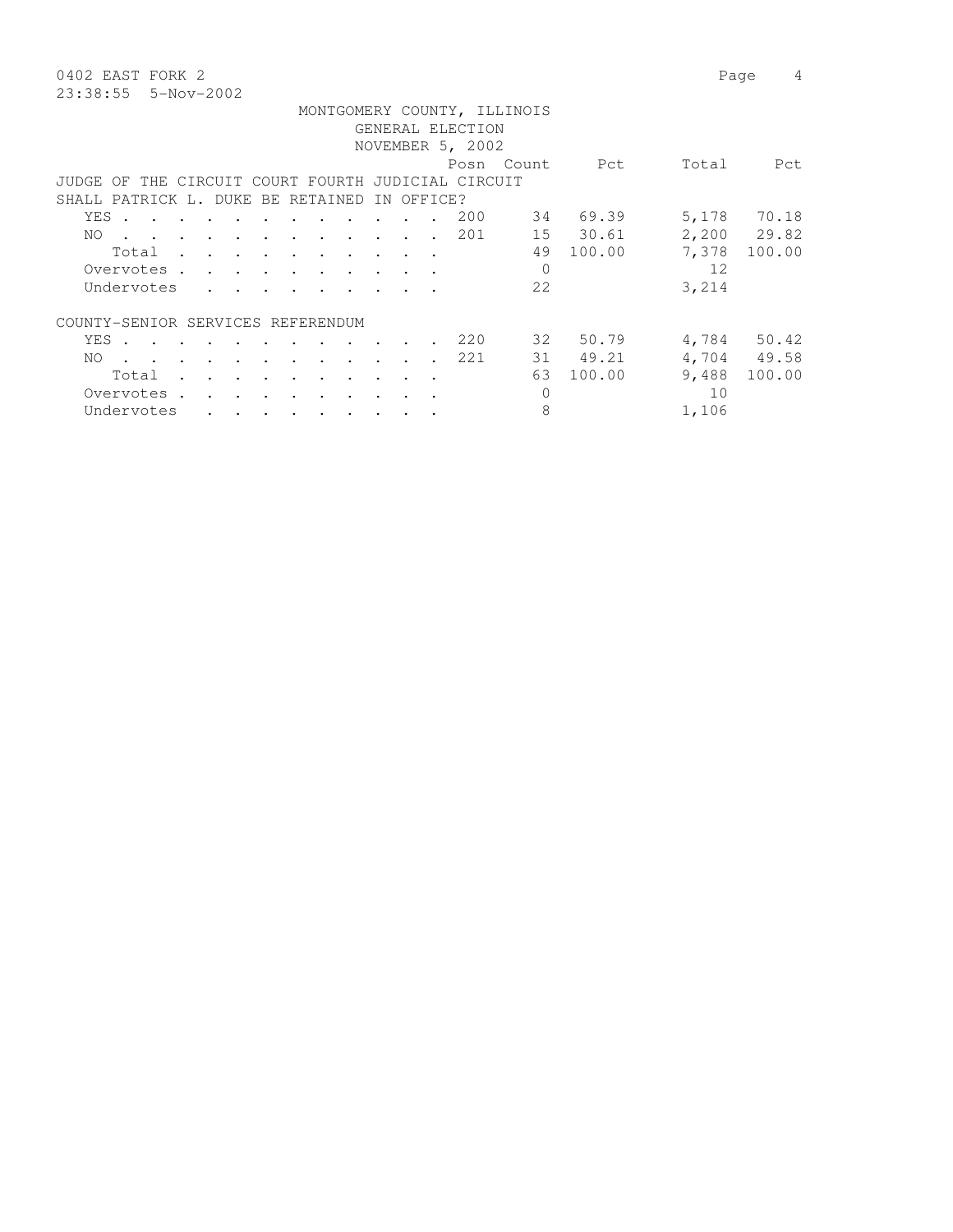0402 EAST FORK 2
23:38:55 5-Nov-2002

MONTGOMERY COUNTY, ILLINOIS
GENERAL ELECTION
NOVEMBER 5, 2002

| | Posn | Count | Pct | Total | Pct |
|---|---|---|---|---|---|
| **JUDGE OF THE CIRCUIT COURT FOURTH JUDICIAL CIRCUIT** | | | | | |
| **SHALL PATRICK L. DUKE BE RETAINED IN OFFICE?** | | | | | |
| YES | 200 | 34 | 69.39 | 5,178 | 70.18 |
| NO | 201 | 15 | 30.61 | 2,200 | 29.82 |
| Total | | 49 | 100.00 | 7,378 | 100.00 |
| Overvotes | | 0 | | 12 | |
| Undervotes | | 22 | | 3,214 | |
| **COUNTY-SENIOR SERVICES REFERENDUM** | | | | | |
| YES | 220 | 32 | 50.79 | 4,784 | 50.42 |
| NO | 221 | 31 | 49.21 | 4,704 | 49.58 |
| Total | | 63 | 100.00 | 9,488 | 100.00 |
| Overvotes | | 0 | | 10 | |
| Undervotes | | 8 | | 1,106 | |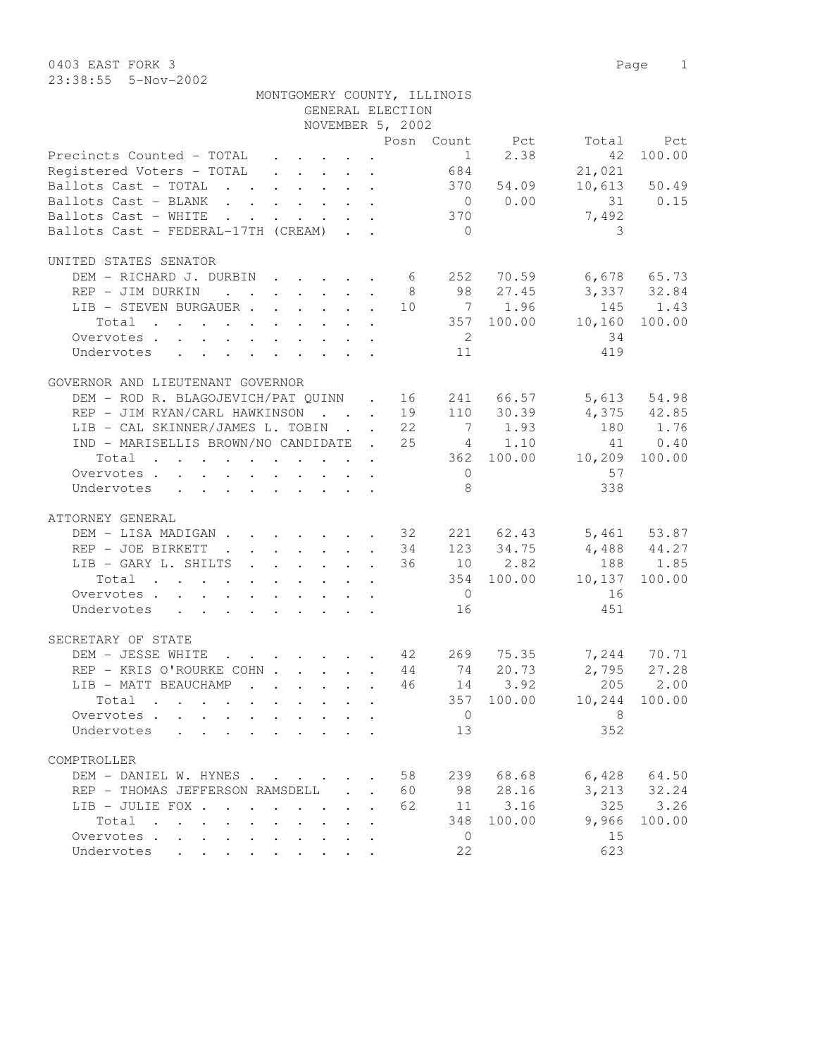0403 EAST FORK 3

23:38:55 5-Nov-2002

MONTGOMERY COUNTY, ILLINOIS

GENERAL ELECTION

NOVEMBER 5, 2002

| | Posn | Count | Pct | Total | Pct |
|---|---|---|---|---|---|
| Precincts Counted - TOTAL | | 1 | 2.38 | 42 | 100.00 |
| Registered Voters - TOTAL | | 684 | | 21,021 | |
| Ballots Cast - TOTAL | | 370 | 54.09 | 10,613 | 50.49 |
| Ballots Cast - BLANK | | 0 | 0.00 | 31 | 0.15 |
| Ballots Cast - WHITE | | 370 | | 7,492 | |
| Ballots Cast - FEDERAL-17TH (CREAM) | | 0 | | 3 | |

UNITED STATES SENATOR

| | Posn | Count | Pct | Total | Pct |
|---|---|---|---|---|---|
| DEM - RICHARD J. DURBIN | 6 | 252 | 70.59 | 6,678 | 65.73 |
| REP - JIM DURKIN | 8 | 98 | 27.45 | 3,337 | 32.84 |
| LIB - STEVEN BURGAUER | 10 | 7 | 1.96 | 145 | 1.43 |
| Total | | 357 | 100.00 | 10,160 | 100.00 |
| Overvotes | | 2 | | 34 | |
| Undervotes | | 11 | | 419 | |

GOVERNOR AND LIEUTENANT GOVERNOR

| | Posn | Count | Pct | Total | Pct |
|---|---|---|---|---|---|
| DEM - ROD R. BLAGOJEVICH/PAT QUINN | 16 | 241 | 66.57 | 5,613 | 54.98 |
| REP - JIM RYAN/CARL HAWKINSON | 19 | 110 | 30.39 | 4,375 | 42.85 |
| LIB - CAL SKINNER/JAMES L. TOBIN | 22 | 7 | 1.93 | 180 | 1.76 |
| IND - MARISELLIS BROWN/NO CANDIDATE | 25 | 4 | 1.10 | 41 | 0.40 |
| Total | | 362 | 100.00 | 10,209 | 100.00 |
| Overvotes | | 0 | | 57 | |
| Undervotes | | 8 | | 338 | |

ATTORNEY GENERAL

| | Posn | Count | Pct | Total | Pct |
|---|---|---|---|---|---|
| DEM - LISA MADIGAN | 32 | 221 | 62.43 | 5,461 | 53.87 |
| REP - JOE BIRKETT | 34 | 123 | 34.75 | 4,488 | 44.27 |
| LIB - GARY L. SHILTS | 36 | 10 | 2.82 | 188 | 1.85 |
| Total | | 354 | 100.00 | 10,137 | 100.00 |
| Overvotes | | 0 | | 16 | |
| Undervotes | | 16 | | 451 | |

SECRETARY OF STATE

| | Posn | Count | Pct | Total | Pct |
|---|---|---|---|---|---|
| DEM - JESSE WHITE | 42 | 269 | 75.35 | 7,244 | 70.71 |
| REP - KRIS O'ROURKE COHN | 44 | 74 | 20.73 | 2,795 | 27.28 |
| LIB - MATT BEAUCHAMP | 46 | 14 | 3.92 | 205 | 2.00 |
| Total | | 357 | 100.00 | 10,244 | 100.00 |
| Overvotes | | 0 | | 8 | |
| Undervotes | | 13 | | 352 | |

COMPTROLLER

| | Posn | Count | Pct | Total | Pct |
|---|---|---|---|---|---|
| DEM - DANIEL W. HYNES | 58 | 239 | 68.68 | 6,428 | 64.50 |
| REP - THOMAS JEFFERSON RAMSDELL | 60 | 98 | 28.16 | 3,213 | 32.24 |
| LIB - JULIE FOX | 62 | 11 | 3.16 | 325 | 3.26 |
| Total | | 348 | 100.00 | 9,966 | 100.00 |
| Overvotes | | 0 | | 15 | |
| Undervotes | | 22 | | 623 | |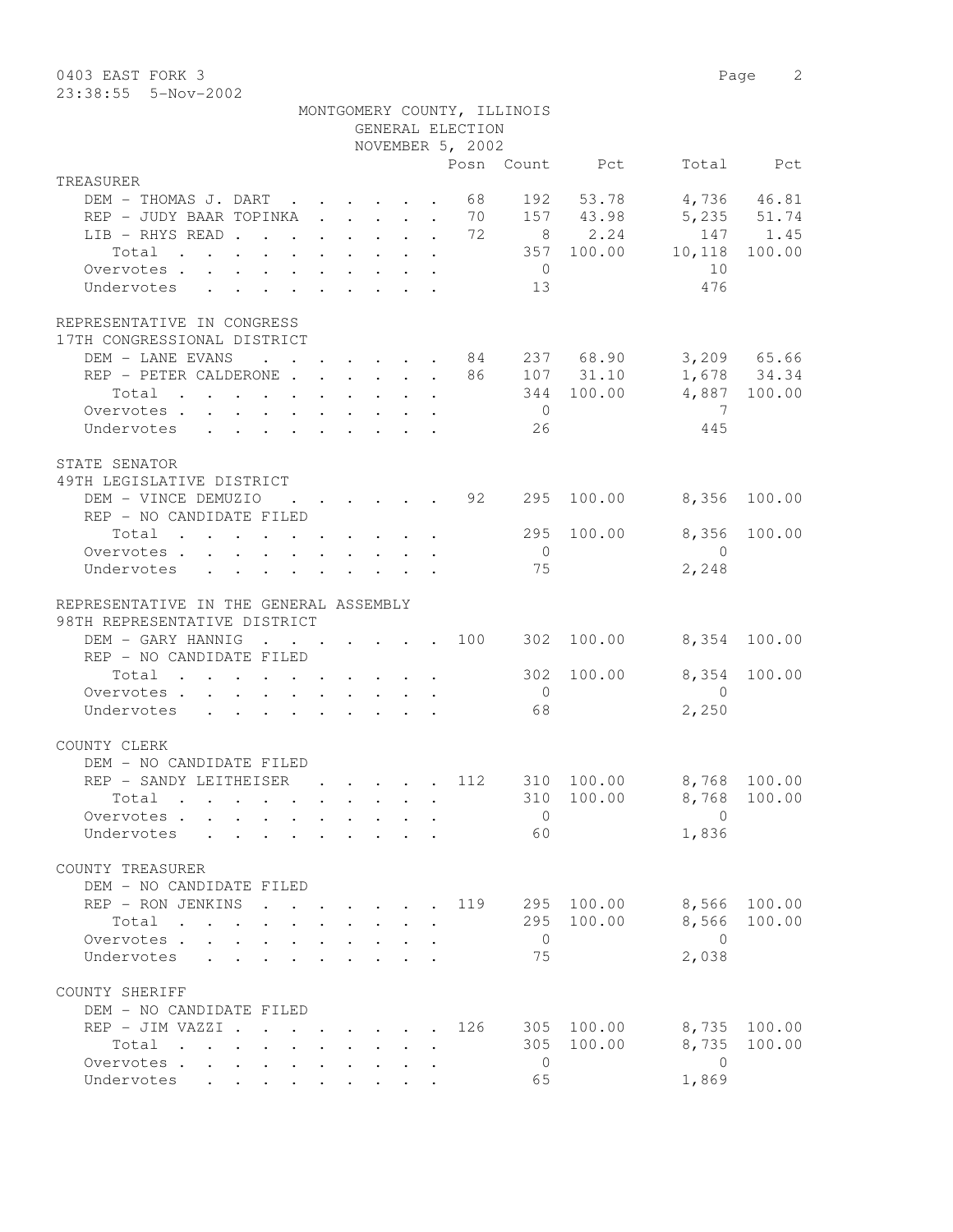0403 EAST FORK 3

23:38:55 5-Nov-2002

MONTGOMERY COUNTY, ILLINOIS
GENERAL ELECTION
NOVEMBER 5, 2002

| | Posn | Count | Pct | Total | Pct |
|---|---|---|---|---|---|
| **TREASURER** | | | | | |
| DEM - THOMAS J. DART | 68 | 192 | 53.78 | 4,736 | 46.81 |
| REP - JUDY BAAR TOPINKA | 70 | 157 | 43.98 | 5,235 | 51.74 |
| LIB - RHYS READ | 72 | 8 | 2.24 | 147 | 1.45 |
| Total | | 357 | 100.00 | 10,118 | 100.00 |
| Overvotes | | 0 | | 10 | |
| Undervotes | | 13 | | 476 | |
| **REPRESENTATIVE IN CONGRESS** | | | | | |
| **17TH CONGRESSIONAL DISTRICT** | | | | | |
| DEM - LANE EVANS | 84 | 237 | 68.90 | 3,209 | 65.66 |
| REP - PETER CALDERONE | 86 | 107 | 31.10 | 1,678 | 34.34 |
| Total | | 344 | 100.00 | 4,887 | 100.00 |
| Overvotes | | 0 | | 7 | |
| Undervotes | | 26 | | 445 | |
| **STATE SENATOR** | | | | | |
| **49TH LEGISLATIVE DISTRICT** | | | | | |
| DEM - VINCE DEMUZIO | 92 | 295 | 100.00 | 8,356 | 100.00 |
| REP - NO CANDIDATE FILED | | | | | |
| Total | | 295 | 100.00 | 8,356 | 100.00 |
| Overvotes | | 0 | | 0 | |
| Undervotes | | 75 | | 2,248 | |
| **REPRESENTATIVE IN THE GENERAL ASSEMBLY** | | | | | |
| **98TH REPRESENTATIVE DISTRICT** | | | | | |
| DEM - GARY HANNIG | 100 | 302 | 100.00 | 8,354 | 100.00 |
| REP - NO CANDIDATE FILED | | | | | |
| Total | | 302 | 100.00 | 8,354 | 100.00 |
| Overvotes | | 0 | | 0 | |
| Undervotes | | 68 | | 2,250 | |
| **COUNTY CLERK** | | | | | |
| DEM - NO CANDIDATE FILED | | | | | |
| REP - SANDY LEITHEISER | 112 | 310 | 100.00 | 8,768 | 100.00 |
| Total | | 310 | 100.00 | 8,768 | 100.00 |
| Overvotes | | 0 | | 0 | |
| Undervotes | | 60 | | 1,836 | |
| **COUNTY TREASURER** | | | | | |
| DEM - NO CANDIDATE FILED | | | | | |
| REP - RON JENKINS | 119 | 295 | 100.00 | 8,566 | 100.00 |
| Total | | 295 | 100.00 | 8,566 | 100.00 |
| Overvotes | | 0 | | 0 | |
| Undervotes | | 75 | | 2,038 | |
| **COUNTY SHERIFF** | | | | | |
| DEM - NO CANDIDATE FILED | | | | | |
| REP - JIM VAZZI | 126 | 305 | 100.00 | 8,735 | 100.00 |
| Total | | 305 | 100.00 | 8,735 | 100.00 |
| Overvotes | | 0 | | 0 | |
| Undervotes | | 65 | | 1,869 | |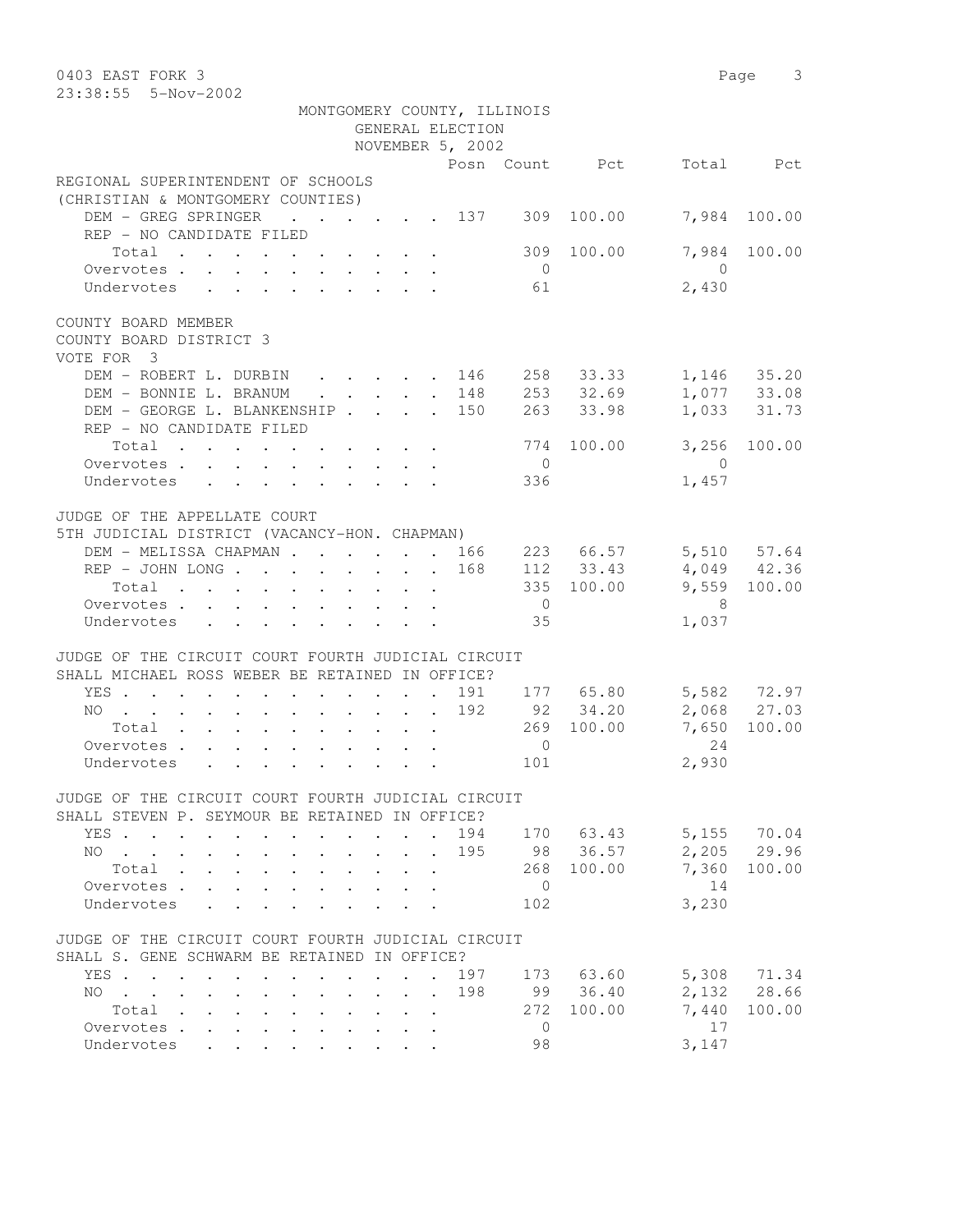MONTGOMERY COUNTY, ILLINOIS
GENERAL ELECTION
NOVEMBER 5, 2002

| | Posn | Count | Pct | Total | Pct |
|---|---|---|---|---|---|
| **REGIONAL SUPERINTENDENT OF SCHOOLS** | | | | | |
| **(CHRISTIAN & MONTGOMERY COUNTIES)** | | | | | |
| DEM - GREG SPRINGER | 137 | 309 | 100.00 | 7,984 | 100.00 |
| REP - NO CANDIDATE FILED | | | | | |
| Total | | 309 | 100.00 | 7,984 | 100.00 |
| Overvotes | | 0 | | 0 | |
| Undervotes | | 61 | | 2,430 | |
| **COUNTY BOARD MEMBER** | | | | | |
| **COUNTY BOARD DISTRICT 3** | | | | | |
| **VOTE FOR 3** | | | | | |
| DEM - ROBERT L. DURBIN | 146 | 258 | 33.33 | 1,146 | 35.20 |
| DEM - BONNIE L. BRANUM | 148 | 253 | 32.69 | 1,077 | 33.08 |
| DEM - GEORGE L. BLANKENSHIP | 150 | 263 | 33.98 | 1,033 | 31.73 |
| REP - NO CANDIDATE FILED | | | | | |
| Total | | 774 | 100.00 | 3,256 | 100.00 |
| Overvotes | | 0 | | 0 | |
| Undervotes | | 336 | | 1,457 | |
| **JUDGE OF THE APPELLATE COURT** | | | | | |
| **5TH JUDICIAL DISTRICT (VACANCY-HON. CHAPMAN)** | | | | | |
| DEM - MELISSA CHAPMAN | 166 | 223 | 66.57 | 5,510 | 57.64 |
| REP - JOHN LONG | 168 | 112 | 33.43 | 4,049 | 42.36 |
| Total | | 335 | 100.00 | 9,559 | 100.00 |
| Overvotes | | 0 | | 8 | |
| Undervotes | | 35 | | 1,037 | |
| **JUDGE OF THE CIRCUIT COURT FOURTH JUDICIAL CIRCUIT** | | | | | |
| **SHALL MICHAEL ROSS WEBER BE RETAINED IN OFFICE?** | | | | | |
| YES | 191 | 177 | 65.80 | 5,582 | 72.97 |
| NO | 192 | 92 | 34.20 | 2,068 | 27.03 |
| Total | | 269 | 100.00 | 7,650 | 100.00 |
| Overvotes | | 0 | | 24 | |
| Undervotes | | 101 | | 2,930 | |
| **JUDGE OF THE CIRCUIT COURT FOURTH JUDICIAL CIRCUIT** | | | | | |
| **SHALL STEVEN P. SEYMOUR BE RETAINED IN OFFICE?** | | | | | |
| YES | 194 | 170 | 63.43 | 5,155 | 70.04 |
| NO | 195 | 98 | 36.57 | 2,205 | 29.96 |
| Total | | 268 | 100.00 | 7,360 | 100.00 |
| Overvotes | | 0 | | 14 | |
| Undervotes | | 102 | | 3,230 | |
| **JUDGE OF THE CIRCUIT COURT FOURTH JUDICIAL CIRCUIT** | | | | | |
| **SHALL S. GENE SCHWARM BE RETAINED IN OFFICE?** | | | | | |
| YES | 197 | 173 | 63.60 | 5,308 | 71.34 |
| NO | 198 | 99 | 36.40 | 2,132 | 28.66 |
| Total | | 272 | 100.00 | 7,440 | 100.00 |
| Overvotes | | 0 | | 17 | |
| Undervotes | | 98 | | 3,147 | |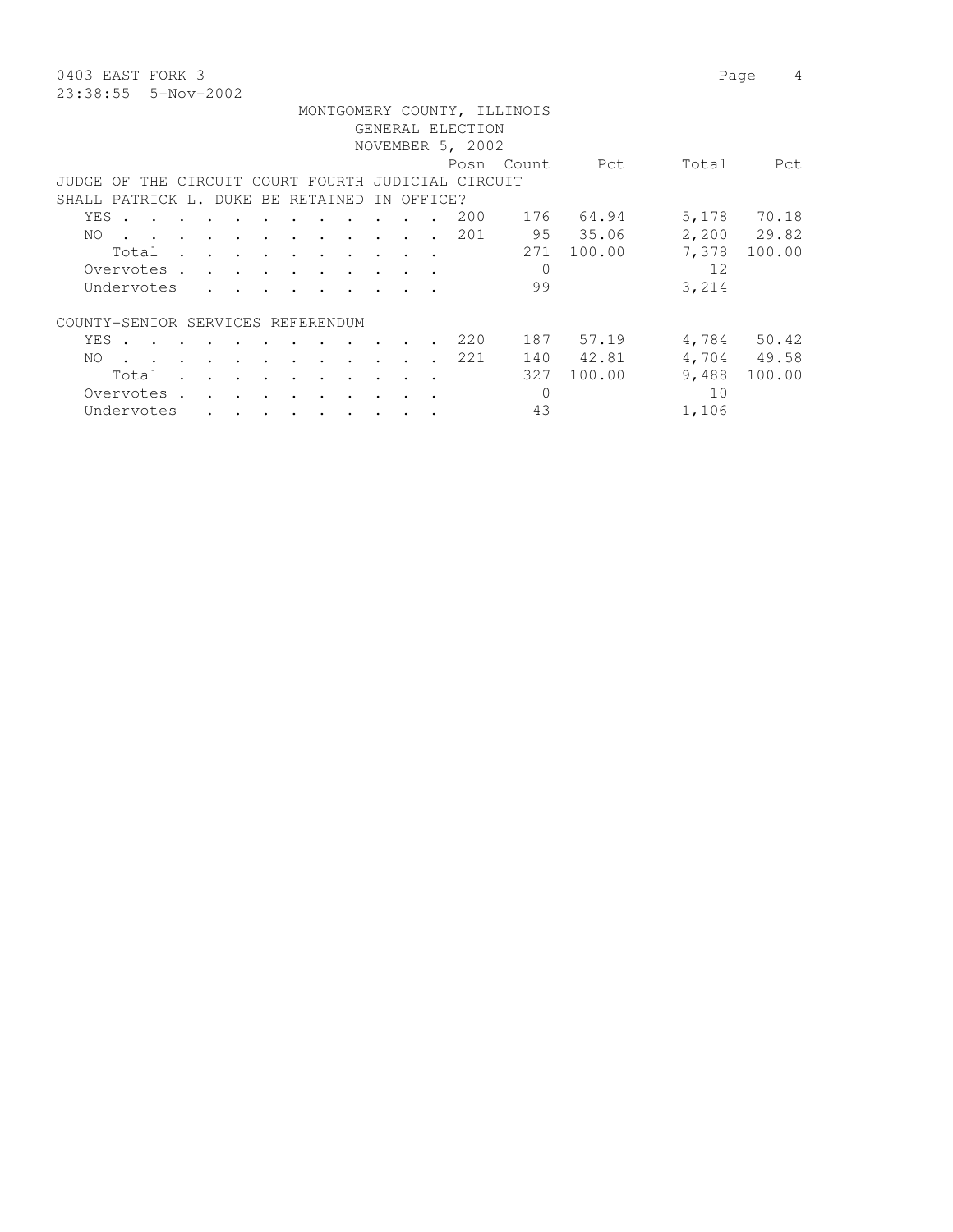0403 EAST FORK 3

23:38:55 5-Nov-2002

MONTGOMERY COUNTY, ILLINOIS
GENERAL ELECTION
NOVEMBER 5, 2002

JUDGE OF THE CIRCUIT COURT FOURTH JUDICIAL CIRCUIT
SHALL PATRICK L. DUKE BE RETAINED IN OFFICE?

| | Posn | Count | Pct | Total | Pct |
|---|---|---|---|---|---|
| YES | 200 | 176 | 64.94 | 5,178 | 70.18 |
| NO | 201 | 95 | 35.06 | 2,200 | 29.82 |
| Total | | 271 | 100.00 | 7,378 | 100.00 |
| Overvotes | | 0 | | 12 | |
| Undervotes | | 99 | | 3,214 | |

COUNTY-SENIOR SERVICES REFERENDUM

| | Posn | Count | Pct | Total | Pct |
|---|---|---|---|---|---|
| YES | 220 | 187 | 57.19 | 4,784 | 50.42 |
| NO | 221 | 140 | 42.81 | 4,704 | 49.58 |
| Total | | 327 | 100.00 | 9,488 | 100.00 |
| Overvotes | | 0 | | 10 | |
| Undervotes | | 43 | | 1,106 | |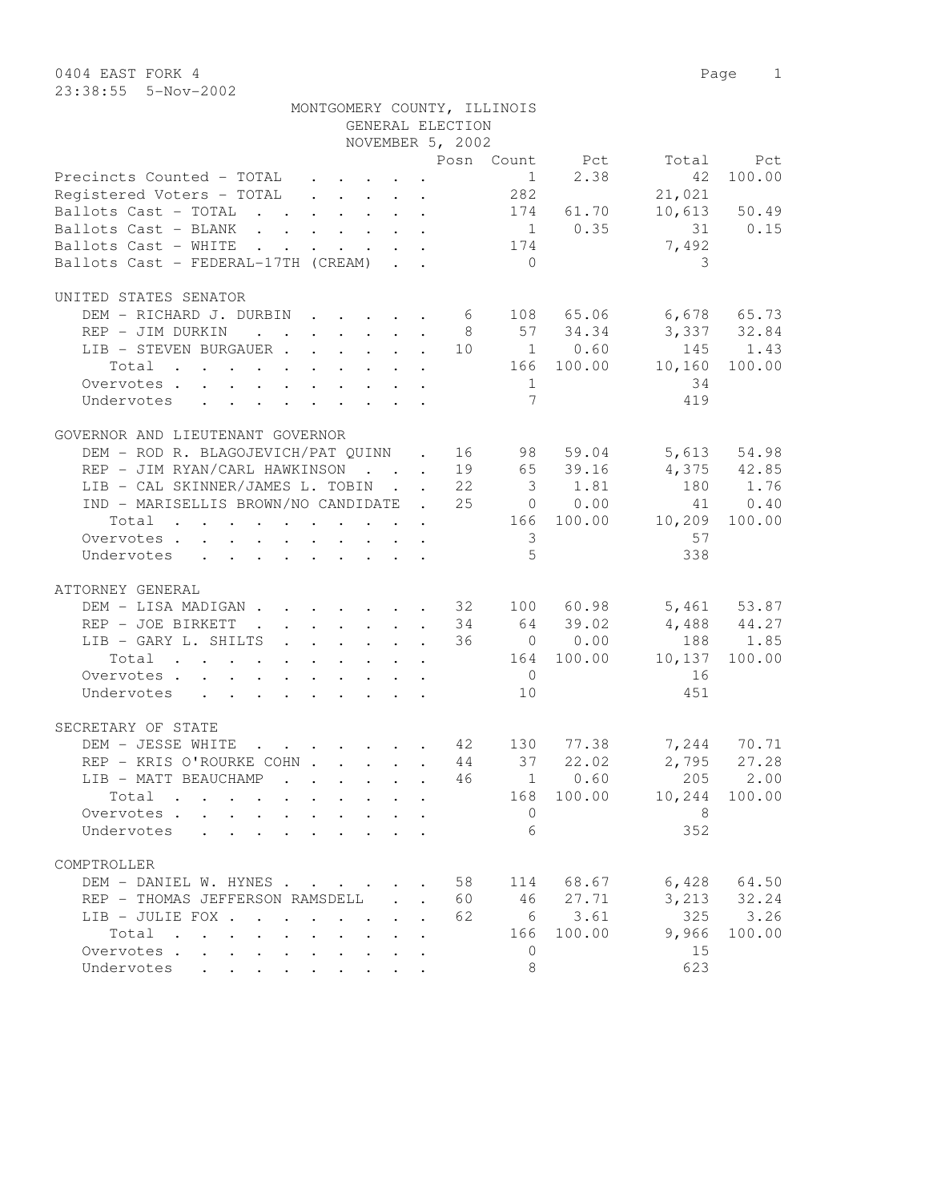0404 EAST FORK 4
23:38:55 5-Nov-2002

MONTGOMERY COUNTY, ILLINOIS
GENERAL ELECTION
NOVEMBER 5, 2002

| | Posn | Count | Pct | Total | Pct |
|---|---|---|---|---|---|
| Precincts Counted - TOTAL | | 1 | 2.38 | 42 | 100.00 |
| Registered Voters - TOTAL | | 282 | | 21,021 | |
| Ballots Cast - TOTAL | | 174 | 61.70 | 10,613 | 50.49 |
| Ballots Cast - BLANK | | 1 | 0.35 | 31 | 0.15 |
| Ballots Cast - WHITE | | 174 | | 7,492 | |
| Ballots Cast - FEDERAL-17TH (CREAM) | | 0 | | 3 | |

UNITED STATES SENATOR

| | Posn | Count | Pct | Total | Pct |
|---|---|---|---|---|---|
| DEM - RICHARD J. DURBIN | 6 | 108 | 65.06 | 6,678 | 65.73 |
| REP - JIM DURKIN | 8 | 57 | 34.34 | 3,337 | 32.84 |
| LIB - STEVEN BURGAUER | 10 | 1 | 0.60 | 145 | 1.43 |
| Total | | 166 | 100.00 | 10,160 | 100.00 |
| Overvotes | | 1 | | 34 | |
| Undervotes | | 7 | | 419 | |

GOVERNOR AND LIEUTENANT GOVERNOR

| | Posn | Count | Pct | Total | Pct |
|---|---|---|---|---|---|
| DEM - ROD R. BLAGOJEVICH/PAT QUINN | 16 | 98 | 59.04 | 5,613 | 54.98 |
| REP - JIM RYAN/CARL HAWKINSON | 19 | 65 | 39.16 | 4,375 | 42.85 |
| LIB - CAL SKINNER/JAMES L. TOBIN | 22 | 3 | 1.81 | 180 | 1.76 |
| IND - MARISELLIS BROWN/NO CANDIDATE | 25 | 0 | 0.00 | 41 | 0.40 |
| Total | | 166 | 100.00 | 10,209 | 100.00 |
| Overvotes | | 3 | | 57 | |
| Undervotes | | 5 | | 338 | |

ATTORNEY GENERAL

| | Posn | Count | Pct | Total | Pct |
|---|---|---|---|---|---|
| DEM - LISA MADIGAN | 32 | 100 | 60.98 | 5,461 | 53.87 |
| REP - JOE BIRKETT | 34 | 64 | 39.02 | 4,488 | 44.27 |
| LIB - GARY L. SHILTS | 36 | 0 | 0.00 | 188 | 1.85 |
| Total | | 164 | 100.00 | 10,137 | 100.00 |
| Overvotes | | 0 | | 16 | |
| Undervotes | | 10 | | 451 | |

SECRETARY OF STATE

| | Posn | Count | Pct | Total | Pct |
|---|---|---|---|---|---|
| DEM - JESSE WHITE | 42 | 130 | 77.38 | 7,244 | 70.71 |
| REP - KRIS O'ROURKE COHN | 44 | 37 | 22.02 | 2,795 | 27.28 |
| LIB - MATT BEAUCHAMP | 46 | 1 | 0.60 | 205 | 2.00 |
| Total | | 168 | 100.00 | 10,244 | 100.00 |
| Overvotes | | 0 | | 8 | |
| Undervotes | | 6 | | 352 | |

COMPTROLLER

| | Posn | Count | Pct | Total | Pct |
|---|---|---|---|---|---|
| DEM - DANIEL W. HYNES | 58 | 114 | 68.67 | 6,428 | 64.50 |
| REP - THOMAS JEFFERSON RAMSDELL | 60 | 46 | 27.71 | 3,213 | 32.24 |
| LIB - JULIE FOX | 62 | 6 | 3.61 | 325 | 3.26 |
| Total | | 166 | 100.00 | 9,966 | 100.00 |
| Overvotes | | 0 | | 15 | |
| Undervotes | | 8 | | 623 | |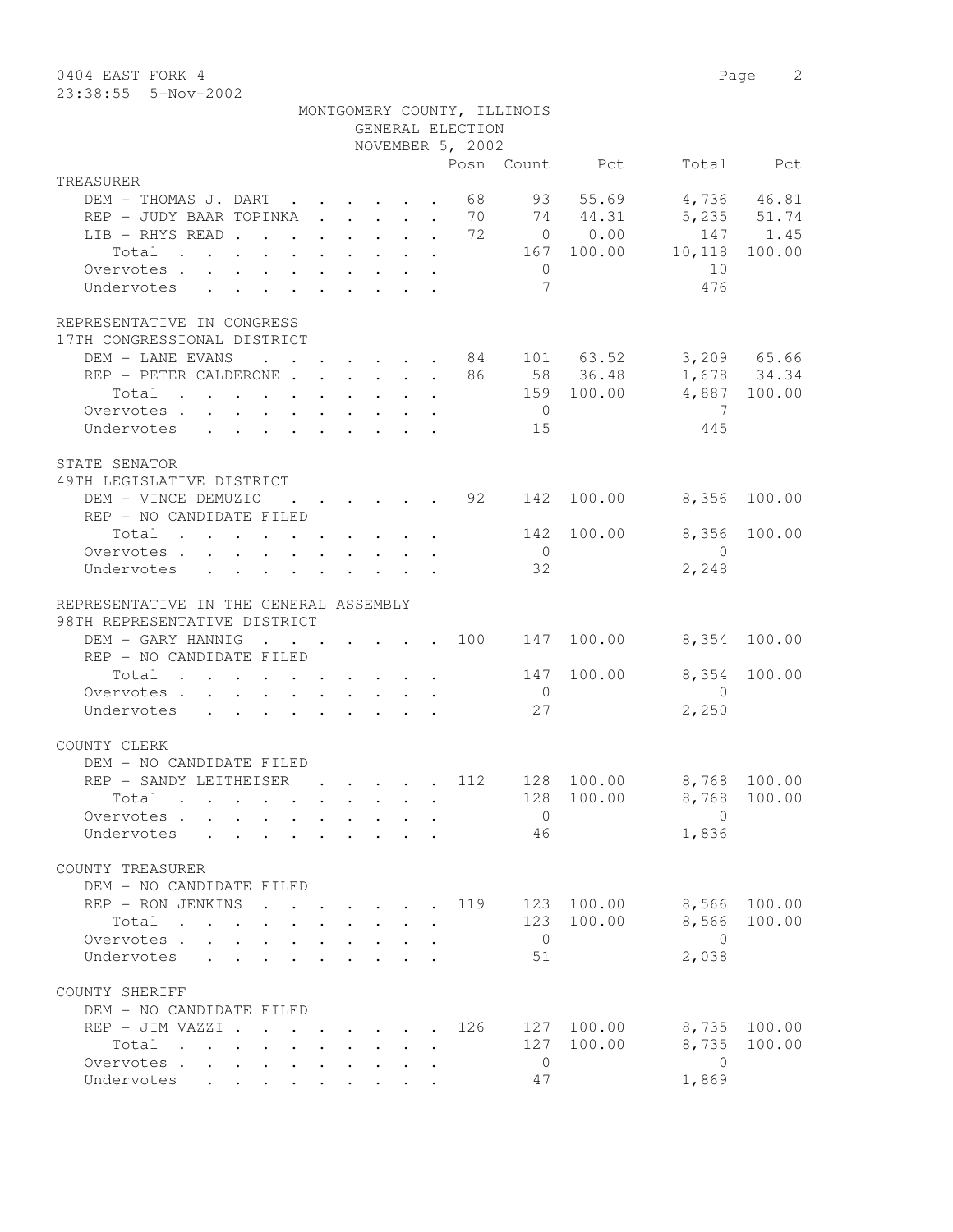0404 EAST FORK 4

23:38:55 5-Nov-2002

MONTGOMERY COUNTY, ILLINOIS
GENERAL ELECTION
NOVEMBER 5, 2002

| | Posn | Count | Pct | Total | Pct |
|---|---|---|---|---|---|
| **TREASURER** | | | | | |
| DEM - THOMAS J. DART | 68 | 93 | 55.69 | 4,736 | 46.81 |
| REP - JUDY BAAR TOPINKA | 70 | 74 | 44.31 | 5,235 | 51.74 |
| LIB - RHYS READ | 72 | 0 | 0.00 | 147 | 1.45 |
| Total | | 167 | 100.00 | 10,118 | 100.00 |
| Overvotes | | 0 | | 10 | |
| Undervotes | | 7 | | 476 | |
| **REPRESENTATIVE IN CONGRESS** | | | | | |
| **17TH CONGRESSIONAL DISTRICT** | | | | | |
| DEM - LANE EVANS | 84 | 101 | 63.52 | 3,209 | 65.66 |
| REP - PETER CALDERONE | 86 | 58 | 36.48 | 1,678 | 34.34 |
| Total | | 159 | 100.00 | 4,887 | 100.00 |
| Overvotes | | 0 | | 7 | |
| Undervotes | | 15 | | 445 | |
| **STATE SENATOR** | | | | | |
| **49TH LEGISLATIVE DISTRICT** | | | | | |
| DEM - VINCE DEMUZIO | 92 | 142 | 100.00 | 8,356 | 100.00 |
| REP - NO CANDIDATE FILED | | | | | |
| Total | | 142 | 100.00 | 8,356 | 100.00 |
| Overvotes | | 0 | | 0 | |
| Undervotes | | 32 | | 2,248 | |
| **REPRESENTATIVE IN THE GENERAL ASSEMBLY** | | | | | |
| **98TH REPRESENTATIVE DISTRICT** | | | | | |
| DEM - GARY HANNIG | 100 | 147 | 100.00 | 8,354 | 100.00 |
| REP - NO CANDIDATE FILED | | | | | |
| Total | | 147 | 100.00 | 8,354 | 100.00 |
| Overvotes | | 0 | | 0 | |
| Undervotes | | 27 | | 2,250 | |
| **COUNTY CLERK** | | | | | |
| DEM - NO CANDIDATE FILED | | | | | |
| REP - SANDY LEITHEISER | 112 | 128 | 100.00 | 8,768 | 100.00 |
| Total | | 128 | 100.00 | 8,768 | 100.00 |
| Overvotes | | 0 | | 0 | |
| Undervotes | | 46 | | 1,836 | |
| **COUNTY TREASURER** | | | | | |
| DEM - NO CANDIDATE FILED | | | | | |
| REP - RON JENKINS | 119 | 123 | 100.00 | 8,566 | 100.00 |
| Total | | 123 | 100.00 | 8,566 | 100.00 |
| Overvotes | | 0 | | 0 | |
| Undervotes | | 51 | | 2,038 | |
| **COUNTY SHERIFF** | | | | | |
| DEM - NO CANDIDATE FILED | | | | | |
| REP - JIM VAZZI | 126 | 127 | 100.00 | 8,735 | 100.00 |
| Total | | 127 | 100.00 | 8,735 | 100.00 |
| Overvotes | | 0 | | 0 | |
| Undervotes | | 47 | | 1,869 | |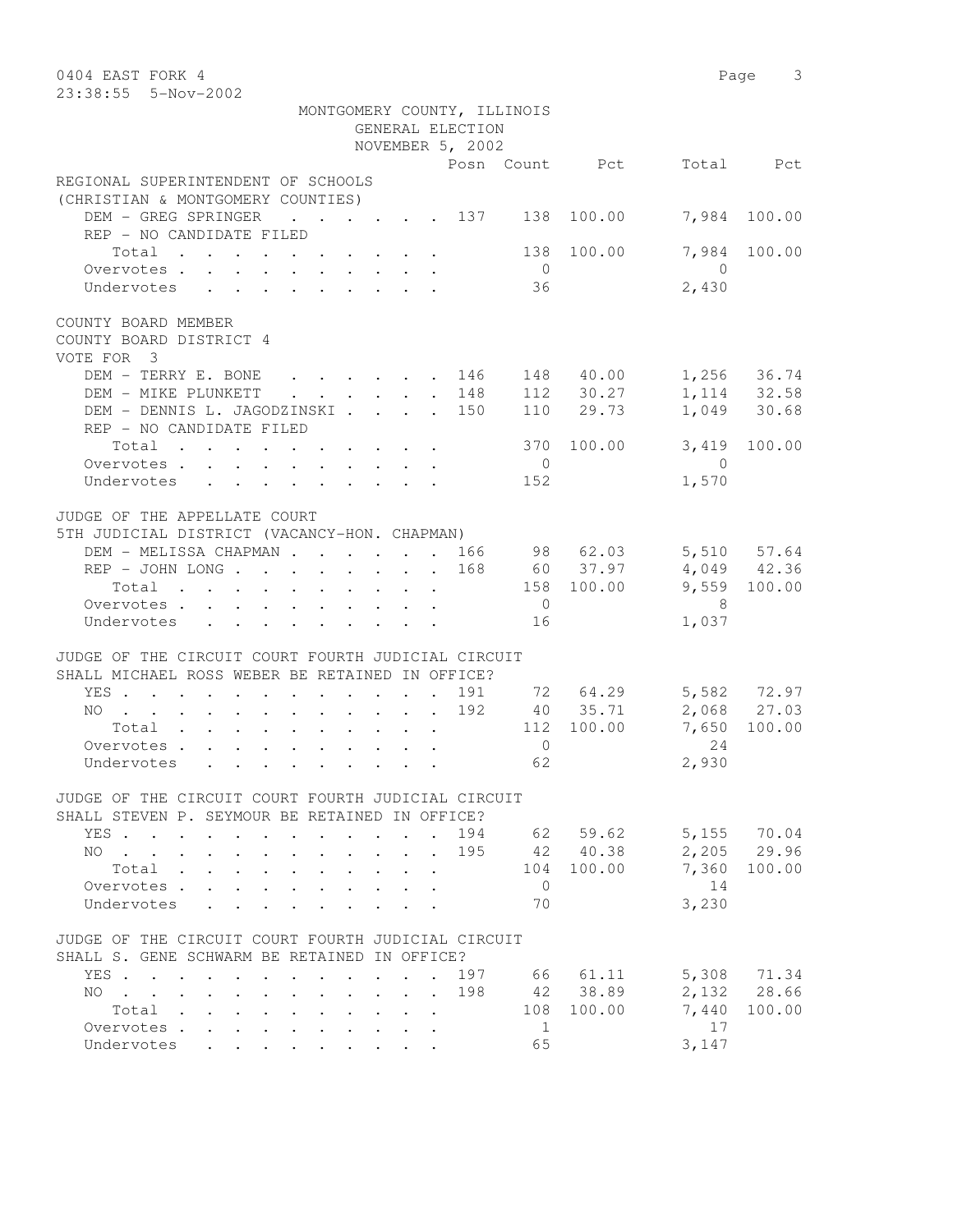0404 EAST FORK 4

23:38:55 5-Nov-2002

MONTGOMERY COUNTY, ILLINOIS
GENERAL ELECTION
NOVEMBER 5, 2002

| | Posn | Count | Pct | Total | Pct |
|---|---|---|---|---|---|
| **REGIONAL SUPERINTENDENT OF SCHOOLS** | | | | | |
| **(CHRISTIAN & MONTGOMERY COUNTIES)** | | | | | |
| DEM - GREG SPRINGER | 137 | 138 | 100.00 | 7,984 | 100.00 |
| REP - NO CANDIDATE FILED | | | | | |
| Total | | 138 | 100.00 | 7,984 | 100.00 |
| Overvotes | | 0 | | 0 | |
| Undervotes | | 36 | | 2,430 | |
| **COUNTY BOARD MEMBER** | | | | | |
| **COUNTY BOARD DISTRICT 4** | | | | | |
| **VOTE FOR 3** | | | | | |
| DEM - TERRY E. BONE | 146 | 148 | 40.00 | 1,256 | 36.74 |
| DEM - MIKE PLUNKETT | 148 | 112 | 30.27 | 1,114 | 32.58 |
| DEM - DENNIS L. JAGODZINSKI | 150 | 110 | 29.73 | 1,049 | 30.68 |
| REP - NO CANDIDATE FILED | | | | | |
| Total | | 370 | 100.00 | 3,419 | 100.00 |
| Overvotes | | 0 | | 0 | |
| Undervotes | | 152 | | 1,570 | |
| **JUDGE OF THE APPELLATE COURT** | | | | | |
| **5TH JUDICIAL DISTRICT (VACANCY-HON. CHAPMAN)** | | | | | |
| DEM - MELISSA CHAPMAN | 166 | 98 | 62.03 | 5,510 | 57.64 |
| REP - JOHN LONG | 168 | 60 | 37.97 | 4,049 | 42.36 |
| Total | | 158 | 100.00 | 9,559 | 100.00 |
| Overvotes | | 0 | | 8 | |
| Undervotes | | 16 | | 1,037 | |
| **JUDGE OF THE CIRCUIT COURT FOURTH JUDICIAL CIRCUIT** | | | | | |
| **SHALL MICHAEL ROSS WEBER BE RETAINED IN OFFICE?** | | | | | |
| YES | 191 | 72 | 64.29 | 5,582 | 72.97 |
| NO | 192 | 40 | 35.71 | 2,068 | 27.03 |
| Total | | 112 | 100.00 | 7,650 | 100.00 |
| Overvotes | | 0 | | 24 | |
| Undervotes | | 62 | | 2,930 | |
| **JUDGE OF THE CIRCUIT COURT FOURTH JUDICIAL CIRCUIT** | | | | | |
| **SHALL STEVEN P. SEYMOUR BE RETAINED IN OFFICE?** | | | | | |
| YES | 194 | 62 | 59.62 | 5,155 | 70.04 |
| NO | 195 | 42 | 40.38 | 2,205 | 29.96 |
| Total | | 104 | 100.00 | 7,360 | 100.00 |
| Overvotes | | 0 | | 14 | |
| Undervotes | | 70 | | 3,230 | |
| **JUDGE OF THE CIRCUIT COURT FOURTH JUDICIAL CIRCUIT** | | | | | |
| **SHALL S. GENE SCHWARM BE RETAINED IN OFFICE?** | | | | | |
| YES | 197 | 66 | 61.11 | 5,308 | 71.34 |
| NO | 198 | 42 | 38.89 | 2,132 | 28.66 |
| Total | | 108 | 100.00 | 7,440 | 100.00 |
| Overvotes | | 1 | | 17 | |
| Undervotes | | 65 | | 3,147 | |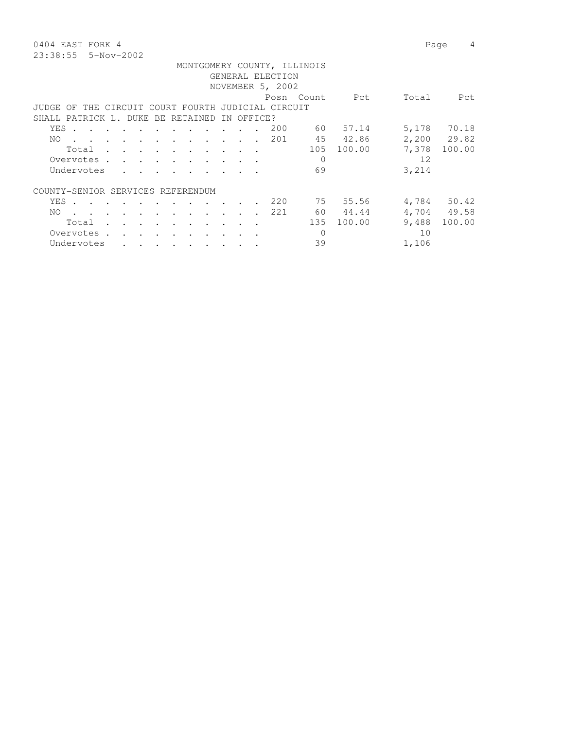MONTGOMERY COUNTY, ILLINOIS
GENERAL ELECTION
NOVEMBER 5, 2002

| | Posn | Count | Pct | Total | Pct |
|---|---|---|---|---|---|
| **JUDGE OF THE CIRCUIT COURT FOURTH JUDICIAL CIRCUIT SHALL PATRICK L. DUKE BE RETAINED IN OFFICE?** | | | | | |
| YES | 200 | 60 | 57.14 | 5,178 | 70.18 |
| NO | 201 | 45 | 42.86 | 2,200 | 29.82 |
| Total | | 105 | 100.00 | 7,378 | 100.00 |
| Overvotes | | 0 | | 12 | |
| Undervotes | | 69 | | 3,214 | |
| **COUNTY-SENIOR SERVICES REFERENDUM** | | | | | |
| YES | 220 | 75 | 55.56 | 4,784 | 50.42 |
| NO | 221 | 60 | 44.44 | 4,704 | 49.58 |
| Total | | 135 | 100.00 | 9,488 | 100.00 |
| Overvotes | | 0 | | 10 | |
| Undervotes | | 39 | | 1,106 | |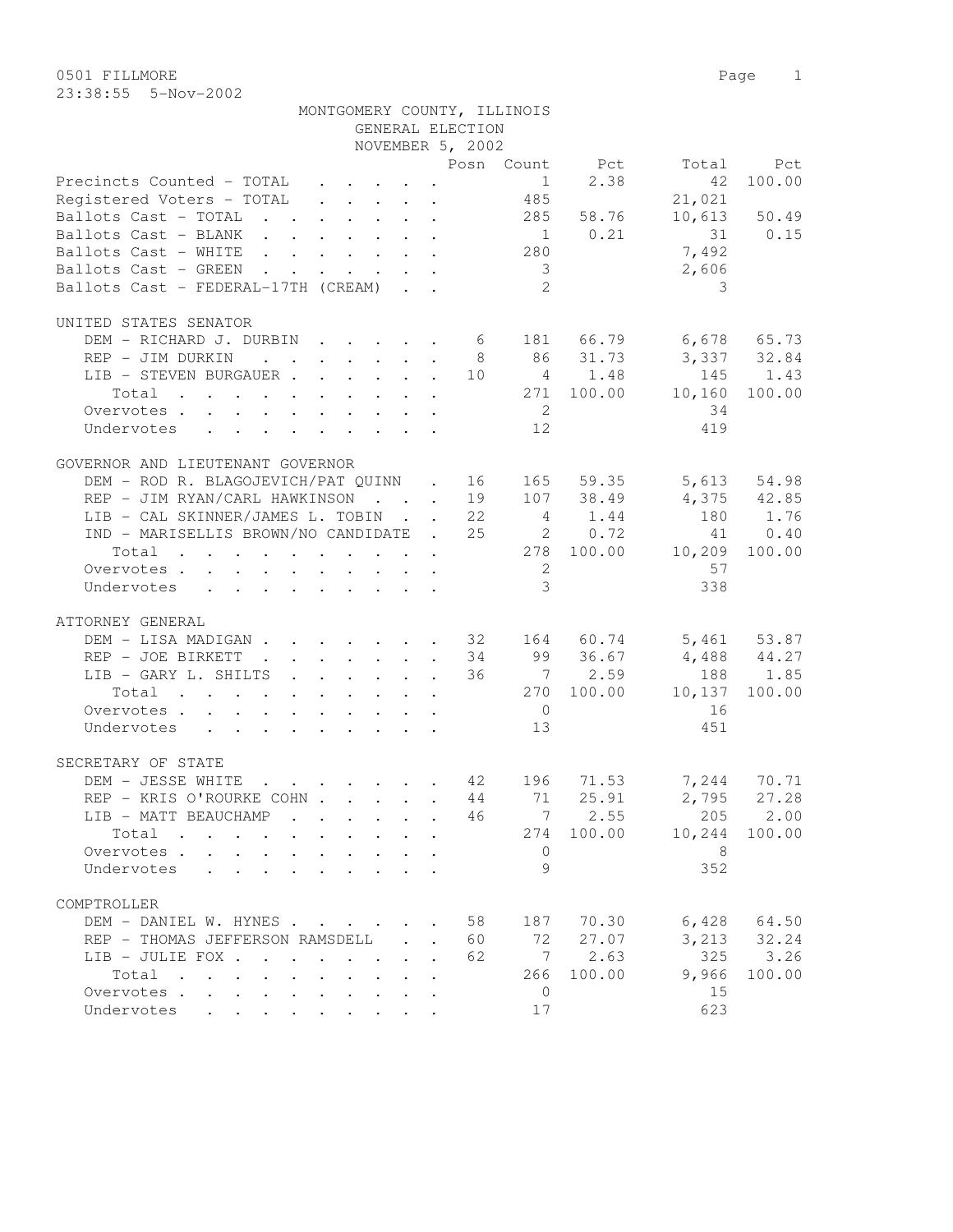0501 FILLMORE

23:38:55 5-Nov-2002

MONTGOMERY COUNTY, ILLINOIS
GENERAL ELECTION
NOVEMBER 5, 2002

| | Posn | Count | Pct | Total | Pct |
|---|---|---|---|---|---|
| Precincts Counted - TOTAL | | 1 | 2.38 | 42 | 100.00 |
| Registered Voters - TOTAL | | 485 | | 21,021 | |
| Ballots Cast - TOTAL | | 285 | 58.76 | 10,613 | 50.49 |
| Ballots Cast - BLANK | | 1 | 0.21 | 31 | 0.15 |
| Ballots Cast - WHITE | | 280 | | 7,492 | |
| Ballots Cast - GREEN | | 3 | | 2,606 | |
| Ballots Cast - FEDERAL-17TH (CREAM) | | 2 | | 3 | |

UNITED STATES SENATOR

| | Posn | Count | Pct | Total | Pct |
|---|---|---|---|---|---|
| DEM - RICHARD J. DURBIN | 6 | 181 | 66.79 | 6,678 | 65.73 |
| REP - JIM DURKIN | 8 | 86 | 31.73 | 3,337 | 32.84 |
| LIB - STEVEN BURGAUER | 10 | 4 | 1.48 | 145 | 1.43 |
| Total | | 271 | 100.00 | 10,160 | 100.00 |
| Overvotes | | 2 | | 34 | |
| Undervotes | | 12 | | 419 | |

GOVERNOR AND LIEUTENANT GOVERNOR

| | Posn | Count | Pct | Total | Pct |
|---|---|---|---|---|---|
| DEM - ROD R. BLAGOJEVICH/PAT QUINN | 16 | 165 | 59.35 | 5,613 | 54.98 |
| REP - JIM RYAN/CARL HAWKINSON | 19 | 107 | 38.49 | 4,375 | 42.85 |
| LIB - CAL SKINNER/JAMES L. TOBIN | 22 | 4 | 1.44 | 180 | 1.76 |
| IND - MARISELLIS BROWN/NO CANDIDATE | 25 | 2 | 0.72 | 41 | 0.40 |
| Total | | 278 | 100.00 | 10,209 | 100.00 |
| Overvotes | | 2 | | 57 | |
| Undervotes | | 3 | | 338 | |

ATTORNEY GENERAL

| | Posn | Count | Pct | Total | Pct |
|---|---|---|---|---|---|
| DEM - LISA MADIGAN | 32 | 164 | 60.74 | 5,461 | 53.87 |
| REP - JOE BIRKETT | 34 | 99 | 36.67 | 4,488 | 44.27 |
| LIB - GARY L. SHILTS | 36 | 7 | 2.59 | 188 | 1.85 |
| Total | | 270 | 100.00 | 10,137 | 100.00 |
| Overvotes | | 0 | | 16 | |
| Undervotes | | 13 | | 451 | |

SECRETARY OF STATE

| | Posn | Count | Pct | Total | Pct |
|---|---|---|---|---|---|
| DEM - JESSE WHITE | 42 | 196 | 71.53 | 7,244 | 70.71 |
| REP - KRIS O'ROURKE COHN | 44 | 71 | 25.91 | 2,795 | 27.28 |
| LIB - MATT BEAUCHAMP | 46 | 7 | 2.55 | 205 | 2.00 |
| Total | | 274 | 100.00 | 10,244 | 100.00 |
| Overvotes | | 0 | | 8 | |
| Undervotes | | 9 | | 352 | |

COMPTROLLER

| | Posn | Count | Pct | Total | Pct |
|---|---|---|---|---|---|
| DEM - DANIEL W. HYNES | 58 | 187 | 70.30 | 6,428 | 64.50 |
| REP - THOMAS JEFFERSON RAMSDELL | 60 | 72 | 27.07 | 3,213 | 32.24 |
| LIB - JULIE FOX | 62 | 7 | 2.63 | 325 | 3.26 |
| Total | | 266 | 100.00 | 9,966 | 100.00 |
| Overvotes | | 0 | | 15 | |
| Undervotes | | 17 | | 623 | |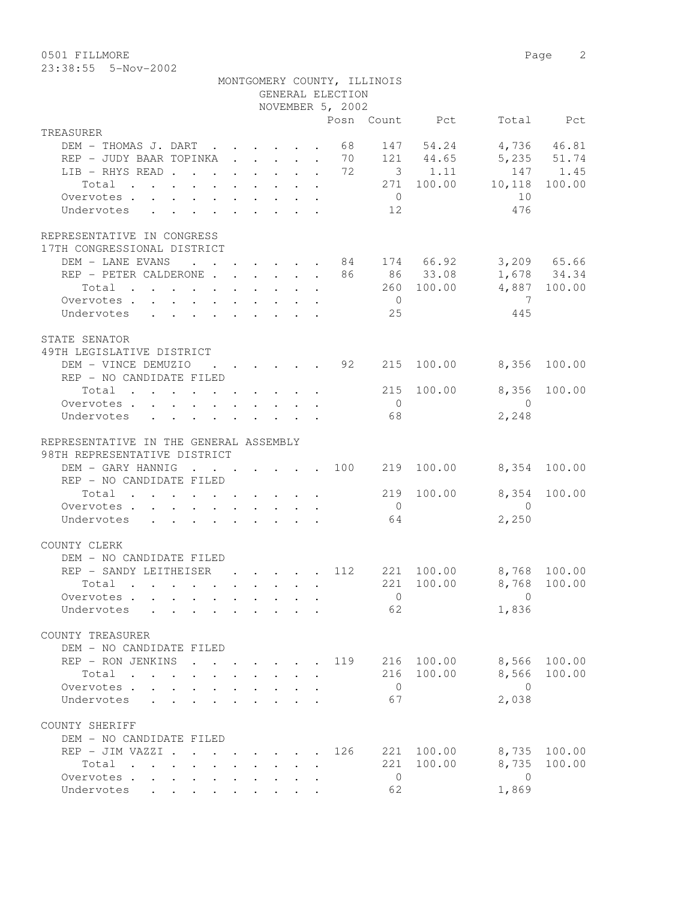0501 FILLMORE

23:38:55 5-Nov-2002

MONTGOMERY COUNTY, ILLINOIS
GENERAL ELECTION
NOVEMBER 5, 2002

| | Posn | Count | Pct | Total | Pct |
|---|---|---|---|---|---|
| **TREASURER** | | | | | |
| DEM - THOMAS J. DART | 68 | 147 | 54.24 | 4,736 | 46.81 |
| REP - JUDY BAAR TOPINKA | 70 | 121 | 44.65 | 5,235 | 51.74 |
| LIB - RHYS READ | 72 | 3 | 1.11 | 147 | 1.45 |
| Total | | 271 | 100.00 | 10,118 | 100.00 |
| Overvotes | | 0 | | 10 | |
| Undervotes | | 12 | | 476 | |
| **REPRESENTATIVE IN CONGRESS** | | | | | |
| **17TH CONGRESSIONAL DISTRICT** | | | | | |
| DEM - LANE EVANS | 84 | 174 | 66.92 | 3,209 | 65.66 |
| REP - PETER CALDERONE | 86 | 86 | 33.08 | 1,678 | 34.34 |
| Total | | 260 | 100.00 | 4,887 | 100.00 |
| Overvotes | | 0 | | 7 | |
| Undervotes | | 25 | | 445 | |
| **STATE SENATOR** | | | | | |
| **49TH LEGISLATIVE DISTRICT** | | | | | |
| DEM - VINCE DEMUZIO | 92 | 215 | 100.00 | 8,356 | 100.00 |
| REP - NO CANDIDATE FILED | | | | | |
| Total | | 215 | 100.00 | 8,356 | 100.00 |
| Overvotes | | 0 | | 0 | |
| Undervotes | | 68 | | 2,248 | |
| **REPRESENTATIVE IN THE GENERAL ASSEMBLY** | | | | | |
| **98TH REPRESENTATIVE DISTRICT** | | | | | |
| DEM - GARY HANNIG | 100 | 219 | 100.00 | 8,354 | 100.00 |
| REP - NO CANDIDATE FILED | | | | | |
| Total | | 219 | 100.00 | 8,354 | 100.00 |
| Overvotes | | 0 | | 0 | |
| Undervotes | | 64 | | 2,250 | |
| **COUNTY CLERK** | | | | | |
| DEM - NO CANDIDATE FILED | | | | | |
| REP - SANDY LEITHEISER | 112 | 221 | 100.00 | 8,768 | 100.00 |
| Total | | 221 | 100.00 | 8,768 | 100.00 |
| Overvotes | | 0 | | 0 | |
| Undervotes | | 62 | | 1,836 | |
| **COUNTY TREASURER** | | | | | |
| DEM - NO CANDIDATE FILED | | | | | |
| REP - RON JENKINS | 119 | 216 | 100.00 | 8,566 | 100.00 |
| Total | | 216 | 100.00 | 8,566 | 100.00 |
| Overvotes | | 0 | | 0 | |
| Undervotes | | 67 | | 2,038 | |
| **COUNTY SHERIFF** | | | | | |
| DEM - NO CANDIDATE FILED | | | | | |
| REP - JIM VAZZI | 126 | 221 | 100.00 | 8,735 | 100.00 |
| Total | | 221 | 100.00 | 8,735 | 100.00 |
| Overvotes | | 0 | | 0 | |
| Undervotes | | 62 | | 1,869 | |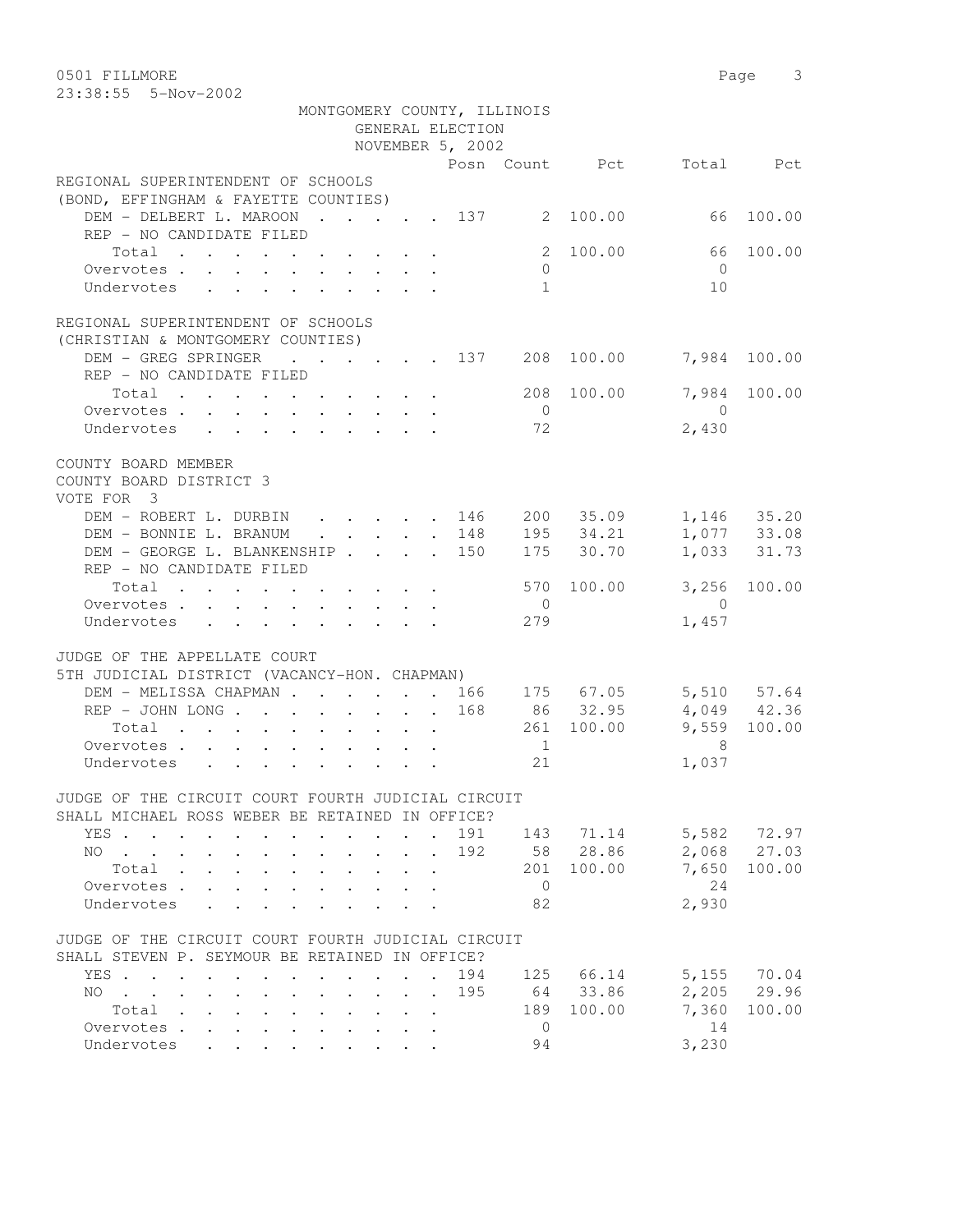0501 FILLMORE
23:38:55 5-Nov-2002

MONTGOMERY COUNTY, ILLINOIS
GENERAL ELECTION
NOVEMBER 5, 2002

| | Posn | Count | Pct | Total | Pct |
|---|---|---|---|---|---|
| **REGIONAL SUPERINTENDENT OF SCHOOLS** | | | | | |
| **(BOND, EFFINGHAM & FAYETTE COUNTIES)** | | | | | |
| DEM - DELBERT L. MAROON | 137 | 2 | 100.00 | 66 | 100.00 |
| REP - NO CANDIDATE FILED | | | | | |
| Total | | 2 | 100.00 | 66 | 100.00 |
| Overvotes | | 0 | | 0 | |
| Undervotes | | 1 | | 10 | |
| **REGIONAL SUPERINTENDENT OF SCHOOLS** | | | | | |
| **(CHRISTIAN & MONTGOMERY COUNTIES)** | | | | | |
| DEM - GREG SPRINGER | 137 | 208 | 100.00 | 7,984 | 100.00 |
| REP - NO CANDIDATE FILED | | | | | |
| Total | | 208 | 100.00 | 7,984 | 100.00 |
| Overvotes | | 0 | | 0 | |
| Undervotes | | 72 | | 2,430 | |
| **COUNTY BOARD MEMBER** | | | | | |
| **COUNTY BOARD DISTRICT 3** | | | | | |
| **VOTE FOR 3** | | | | | |
| DEM - ROBERT L. DURBIN | 146 | 200 | 35.09 | 1,146 | 35.20 |
| DEM - BONNIE L. BRANUM | 148 | 195 | 34.21 | 1,077 | 33.08 |
| DEM - GEORGE L. BLANKENSHIP | 150 | 175 | 30.70 | 1,033 | 31.73 |
| REP - NO CANDIDATE FILED | | | | | |
| Total | | 570 | 100.00 | 3,256 | 100.00 |
| Overvotes | | 0 | | 0 | |
| Undervotes | | 279 | | 1,457 | |
| **JUDGE OF THE APPELLATE COURT** | | | | | |
| **5TH JUDICIAL DISTRICT (VACANCY-HON. CHAPMAN)** | | | | | |
| DEM - MELISSA CHAPMAN | 166 | 175 | 67.05 | 5,510 | 57.64 |
| REP - JOHN LONG | 168 | 86 | 32.95 | 4,049 | 42.36 |
| Total | | 261 | 100.00 | 9,559 | 100.00 |
| Overvotes | | 1 | | 8 | |
| Undervotes | | 21 | | 1,037 | |
| **JUDGE OF THE CIRCUIT COURT FOURTH JUDICIAL CIRCUIT** | | | | | |
| **SHALL MICHAEL ROSS WEBER BE RETAINED IN OFFICE?** | | | | | |
| YES | 191 | 143 | 71.14 | 5,582 | 72.97 |
| NO | 192 | 58 | 28.86 | 2,068 | 27.03 |
| Total | | 201 | 100.00 | 7,650 | 100.00 |
| Overvotes | | 0 | | 24 | |
| Undervotes | | 82 | | 2,930 | |
| **JUDGE OF THE CIRCUIT COURT FOURTH JUDICIAL CIRCUIT** | | | | | |
| **SHALL STEVEN P. SEYMOUR BE RETAINED IN OFFICE?** | | | | | |
| YES | 194 | 125 | 66.14 | 5,155 | 70.04 |
| NO | 195 | 64 | 33.86 | 2,205 | 29.96 |
| Total | | 189 | 100.00 | 7,360 | 100.00 |
| Overvotes | | 0 | | 14 | |
| Undervotes | | 94 | | 3,230 | |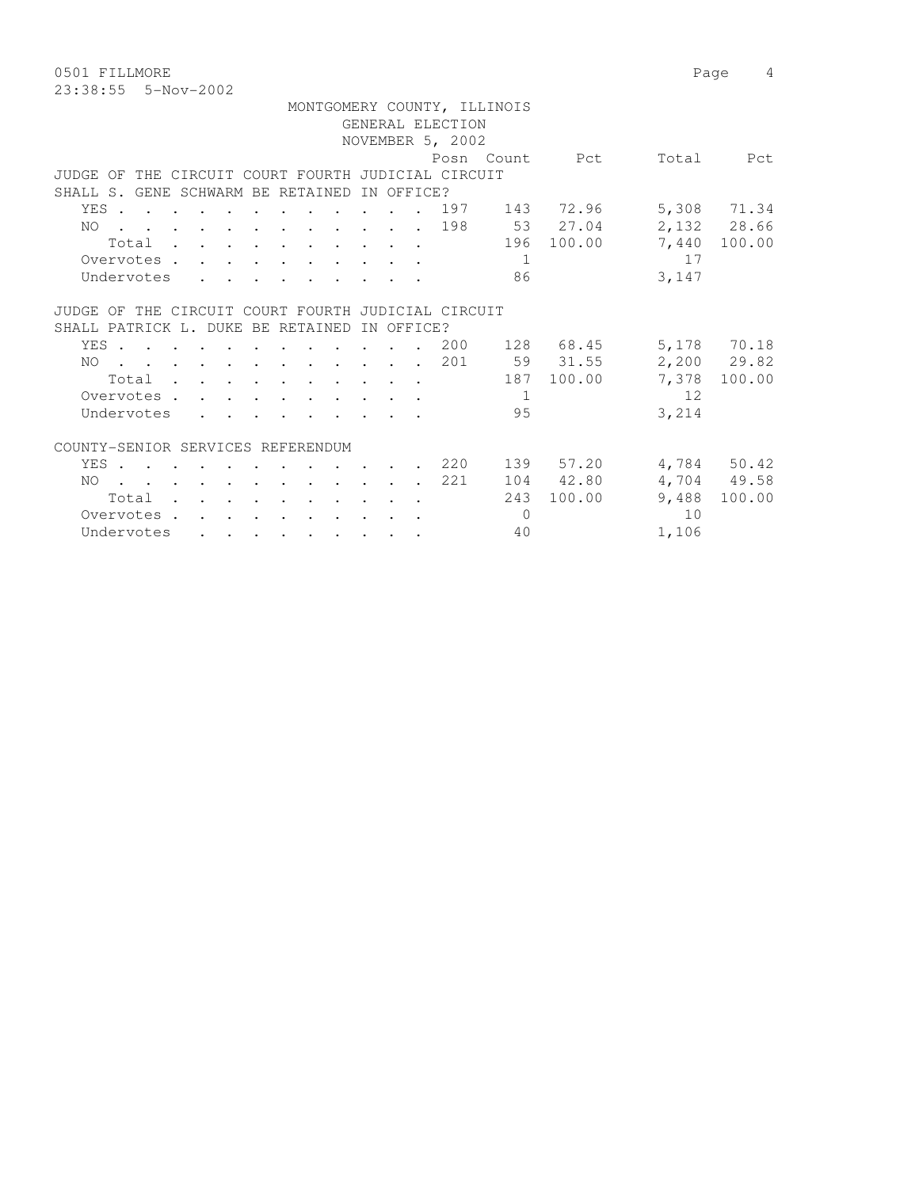0501 FILLMORE
23:38:55 5-Nov-2002

MONTGOMERY COUNTY, ILLINOIS
GENERAL ELECTION
NOVEMBER 5, 2002

| | Posn | Count | Pct | Total | Pct |
|---|---|---|---|---|---|
| **JUDGE OF THE CIRCUIT COURT FOURTH JUDICIAL CIRCUIT SHALL S. GENE SCHWARM BE RETAINED IN OFFICE?** | | | | | |
| YES | 197 | 143 | 72.96 | 5,308 | 71.34 |
| NO | 198 | 53 | 27.04 | 2,132 | 28.66 |
| Total | | 196 | 100.00 | 7,440 | 100.00 |
| Overvotes | | 1 | | 17 | |
| Undervotes | | 86 | | 3,147 | |
| **JUDGE OF THE CIRCUIT COURT FOURTH JUDICIAL CIRCUIT SHALL PATRICK L. DUKE BE RETAINED IN OFFICE?** | | | | | |
| YES | 200 | 128 | 68.45 | 5,178 | 70.18 |
| NO | 201 | 59 | 31.55 | 2,200 | 29.82 |
| Total | | 187 | 100.00 | 7,378 | 100.00 |
| Overvotes | | 1 | | 12 | |
| Undervotes | | 95 | | 3,214 | |
| **COUNTY-SENIOR SERVICES REFERENDUM** | | | | | |
| YES | 220 | 139 | 57.20 | 4,784 | 50.42 |
| NO | 221 | 104 | 42.80 | 4,704 | 49.58 |
| Total | | 243 | 100.00 | 9,488 | 100.00 |
| Overvotes | | 0 | | 10 | |
| Undervotes | | 40 | | 1,106 | |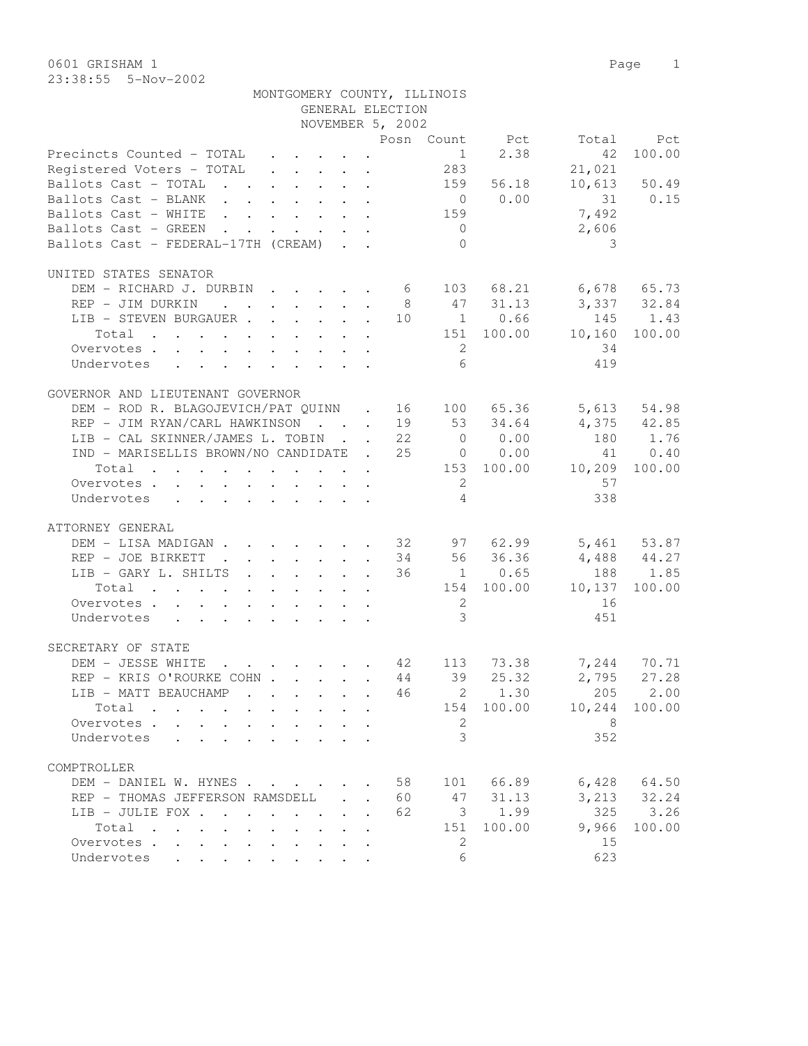0601 GRISHAM 1

23:38:55 5-Nov-2002

MONTGOMERY COUNTY, ILLINOIS
GENERAL ELECTION
NOVEMBER 5, 2002

| | Posn | Count | Pct | Total | Pct |
|---|---|---|---|---|---|
| Precincts Counted - TOTAL | | 1 | 2.38 | 42 | 100.00 |
| Registered Voters - TOTAL | | 283 | | 21,021 | |
| Ballots Cast - TOTAL | | 159 | 56.18 | 10,613 | 50.49 |
| Ballots Cast - BLANK | | 0 | 0.00 | 31 | 0.15 |
| Ballots Cast - WHITE | | 159 | | 7,492 | |
| Ballots Cast - GREEN | | 0 | | 2,606 | |
| Ballots Cast - FEDERAL-17TH (CREAM) | | 0 | | 3 | |

UNITED STATES SENATOR

| | Posn | Count | Pct | Total | Pct |
|---|---|---|---|---|---|
| DEM - RICHARD J. DURBIN | 6 | 103 | 68.21 | 6,678 | 65.73 |
| REP - JIM DURKIN | 8 | 47 | 31.13 | 3,337 | 32.84 |
| LIB - STEVEN BURGAUER | 10 | 1 | 0.66 | 145 | 1.43 |
| Total | | 151 | 100.00 | 10,160 | 100.00 |
| Overvotes | | 2 | | 34 | |
| Undervotes | | 6 | | 419 | |

GOVERNOR AND LIEUTENANT GOVERNOR

| | Posn | Count | Pct | Total | Pct |
|---|---|---|---|---|---|
| DEM - ROD R. BLAGOJEVICH/PAT QUINN | 16 | 100 | 65.36 | 5,613 | 54.98 |
| REP - JIM RYAN/CARL HAWKINSON | 19 | 53 | 34.64 | 4,375 | 42.85 |
| LIB - CAL SKINNER/JAMES L. TOBIN | 22 | 0 | 0.00 | 180 | 1.76 |
| IND - MARISELLIS BROWN/NO CANDIDATE | 25 | 0 | 0.00 | 41 | 0.40 |
| Total | | 153 | 100.00 | 10,209 | 100.00 |
| Overvotes | | 2 | | 57 | |
| Undervotes | | 4 | | 338 | |

ATTORNEY GENERAL

| | Posn | Count | Pct | Total | Pct |
|---|---|---|---|---|---|
| DEM - LISA MADIGAN | 32 | 97 | 62.99 | 5,461 | 53.87 |
| REP - JOE BIRKETT | 34 | 56 | 36.36 | 4,488 | 44.27 |
| LIB - GARY L. SHILTS | 36 | 1 | 0.65 | 188 | 1.85 |
| Total | | 154 | 100.00 | 10,137 | 100.00 |
| Overvotes | | 2 | | 16 | |
| Undervotes | | 3 | | 451 | |

SECRETARY OF STATE

| | Posn | Count | Pct | Total | Pct |
|---|---|---|---|---|---|
| DEM - JESSE WHITE | 42 | 113 | 73.38 | 7,244 | 70.71 |
| REP - KRIS O'ROURKE COHN | 44 | 39 | 25.32 | 2,795 | 27.28 |
| LIB - MATT BEAUCHAMP | 46 | 2 | 1.30 | 205 | 2.00 |
| Total | | 154 | 100.00 | 10,244 | 100.00 |
| Overvotes | | 2 | | 8 | |
| Undervotes | | 3 | | 352 | |

COMPTROLLER

| | Posn | Count | Pct | Total | Pct |
|---|---|---|---|---|---|
| DEM - DANIEL W. HYNES | 58 | 101 | 66.89 | 6,428 | 64.50 |
| REP - THOMAS JEFFERSON RAMSDELL | 60 | 47 | 31.13 | 3,213 | 32.24 |
| LIB - JULIE FOX | 62 | 3 | 1.99 | 325 | 3.26 |
| Total | | 151 | 100.00 | 9,966 | 100.00 |
| Overvotes | | 2 | | 15 | |
| Undervotes | | 6 | | 623 | |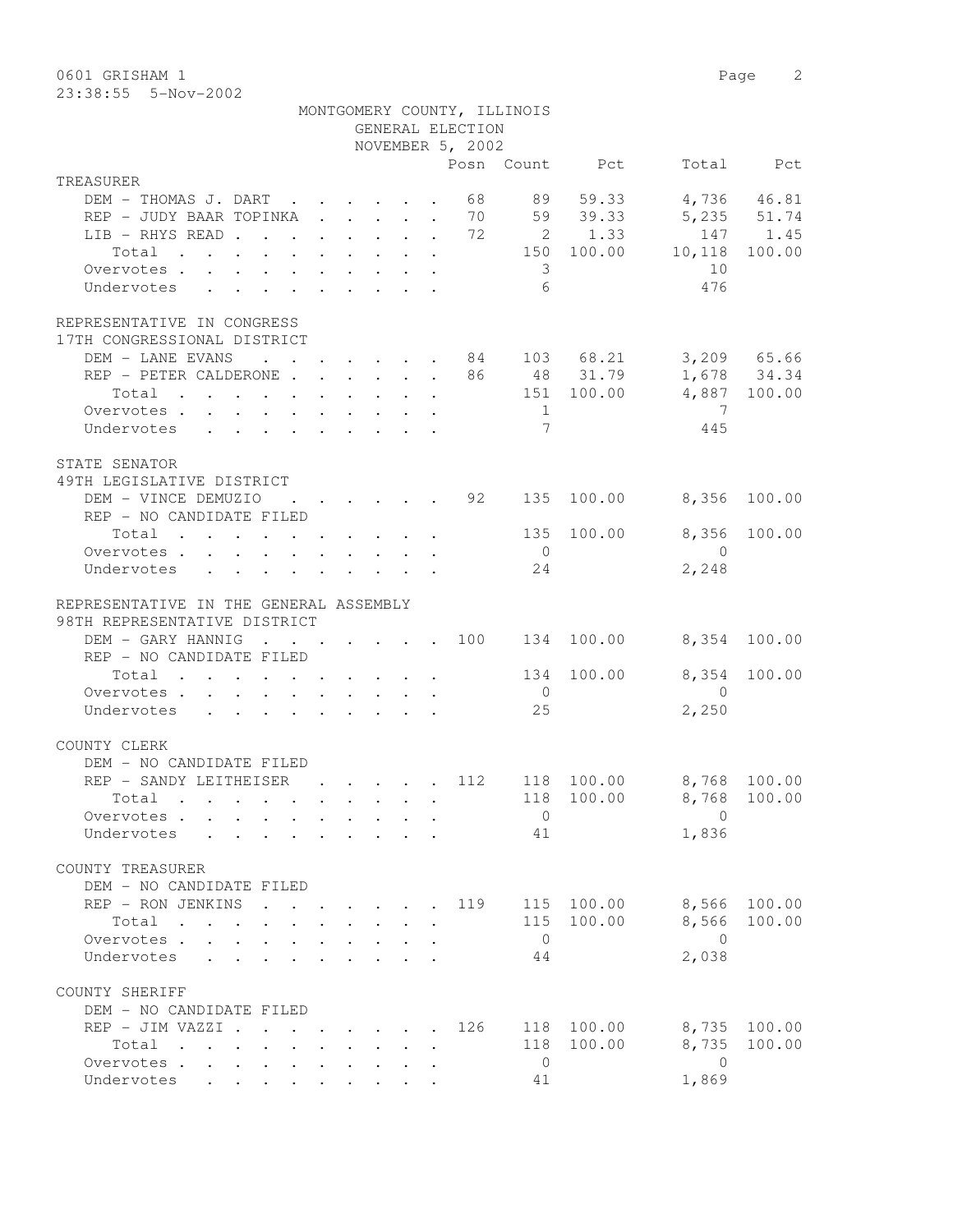0601 GRISHAM 1

23:38:55 5-Nov-2002

MONTGOMERY COUNTY, ILLINOIS
GENERAL ELECTION
NOVEMBER 5, 2002

| | Posn | Count | Pct | Total | Pct |
|---|---|---|---|---|---|
| **TREASURER** | | | | | |
| DEM - THOMAS J. DART | 68 | 89 | 59.33 | 4,736 | 46.81 |
| REP - JUDY BAAR TOPINKA | 70 | 59 | 39.33 | 5,235 | 51.74 |
| LIB - RHYS READ | 72 | 2 | 1.33 | 147 | 1.45 |
| Total | | 150 | 100.00 | 10,118 | 100.00 |
| Overvotes | | 3 | | 10 | |
| Undervotes | | 6 | | 476 | |
| **REPRESENTATIVE IN CONGRESS** | | | | | |
| **17TH CONGRESSIONAL DISTRICT** | | | | | |
| DEM - LANE EVANS | 84 | 103 | 68.21 | 3,209 | 65.66 |
| REP - PETER CALDERONE | 86 | 48 | 31.79 | 1,678 | 34.34 |
| Total | | 151 | 100.00 | 4,887 | 100.00 |
| Overvotes | | 1 | | 7 | |
| Undervotes | | 7 | | 445 | |
| **STATE SENATOR** | | | | | |
| **49TH LEGISLATIVE DISTRICT** | | | | | |
| DEM - VINCE DEMUZIO | 92 | 135 | 100.00 | 8,356 | 100.00 |
| REP - NO CANDIDATE FILED | | | | | |
| Total | | 135 | 100.00 | 8,356 | 100.00 |
| Overvotes | | 0 | | 0 | |
| Undervotes | | 24 | | 2,248 | |
| **REPRESENTATIVE IN THE GENERAL ASSEMBLY** | | | | | |
| **98TH REPRESENTATIVE DISTRICT** | | | | | |
| DEM - GARY HANNIG | 100 | 134 | 100.00 | 8,354 | 100.00 |
| REP - NO CANDIDATE FILED | | | | | |
| Total | | 134 | 100.00 | 8,354 | 100.00 |
| Overvotes | | 0 | | 0 | |
| Undervotes | | 25 | | 2,250 | |
| **COUNTY CLERK** | | | | | |
| DEM - NO CANDIDATE FILED | | | | | |
| REP - SANDY LEITHEISER | 112 | 118 | 100.00 | 8,768 | 100.00 |
| Total | | 118 | 100.00 | 8,768 | 100.00 |
| Overvotes | | 0 | | 0 | |
| Undervotes | | 41 | | 1,836 | |
| **COUNTY TREASURER** | | | | | |
| DEM - NO CANDIDATE FILED | | | | | |
| REP - RON JENKINS | 119 | 115 | 100.00 | 8,566 | 100.00 |
| Total | | 115 | 100.00 | 8,566 | 100.00 |
| Overvotes | | 0 | | 0 | |
| Undervotes | | 44 | | 2,038 | |
| **COUNTY SHERIFF** | | | | | |
| DEM - NO CANDIDATE FILED | | | | | |
| REP - JIM VAZZI | 126 | 118 | 100.00 | 8,735 | 100.00 |
| Total | | 118 | 100.00 | 8,735 | 100.00 |
| Overvotes | | 0 | | 0 | |
| Undervotes | | 41 | | 1,869 | |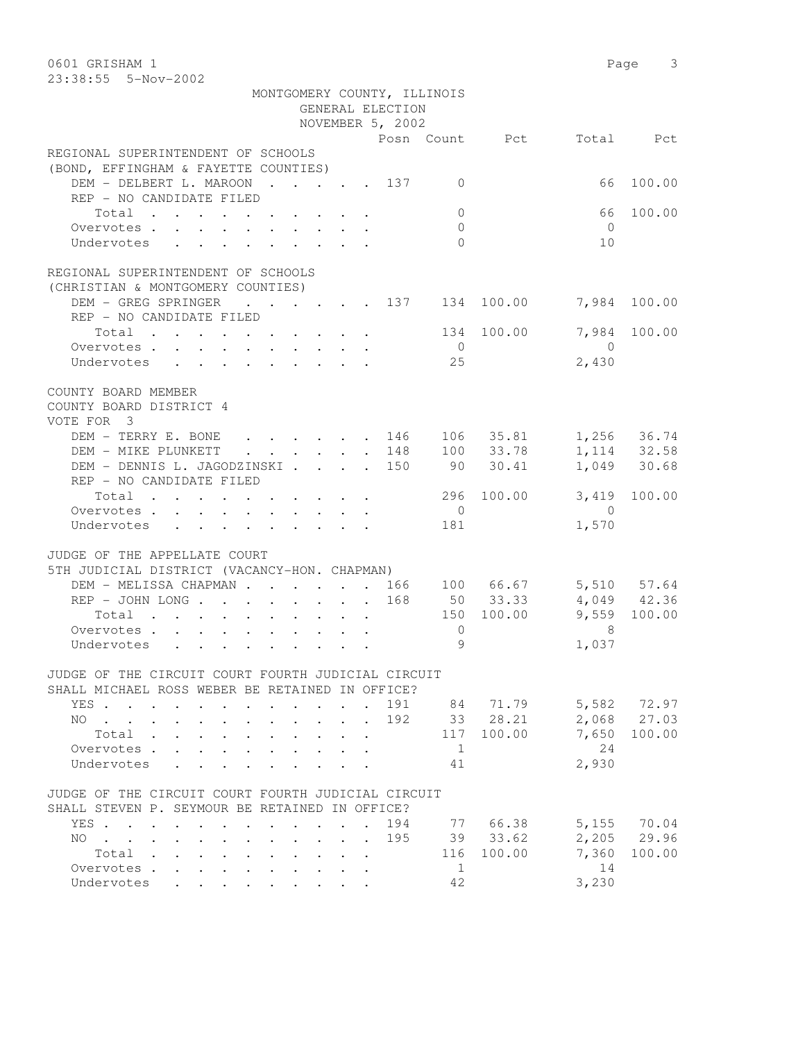MONTGOMERY COUNTY, ILLINOIS
GENERAL ELECTION
NOVEMBER 5, 2002

| | Posn | Count | Pct | Total | Pct |
|---|---|---|---|---|---|
| **REGIONAL SUPERINTENDENT OF SCHOOLS (BOND, EFFINGHAM & FAYETTE COUNTIES)** | | | | | |
| DEM - DELBERT L. MAROON | 137 | 0 | | 66 | 100.00 |
| REP - NO CANDIDATE FILED | | | | | |
| Total | | 0 | | 66 | 100.00 |
| Overvotes | | 0 | | 0 | |
| Undervotes | | 0 | | 10 | |
| **REGIONAL SUPERINTENDENT OF SCHOOLS (CHRISTIAN & MONTGOMERY COUNTIES)** | | | | | |
| DEM - GREG SPRINGER | 137 | 134 | 100.00 | 7,984 | 100.00 |
| REP - NO CANDIDATE FILED | | | | | |
| Total | | 134 | 100.00 | 7,984 | 100.00 |
| Overvotes | | 0 | | 0 | |
| Undervotes | | 25 | | 2,430 | |
| **COUNTY BOARD MEMBER COUNTY BOARD DISTRICT 4 VOTE FOR 3** | | | | | |
| DEM - TERRY E. BONE | 146 | 106 | 35.81 | 1,256 | 36.74 |
| DEM - MIKE PLUNKETT | 148 | 100 | 33.78 | 1,114 | 32.58 |
| DEM - DENNIS L. JAGODZINSKI | 150 | 90 | 30.41 | 1,049 | 30.68 |
| REP - NO CANDIDATE FILED | | | | | |
| Total | | 296 | 100.00 | 3,419 | 100.00 |
| Overvotes | | 0 | | 0 | |
| Undervotes | | 181 | | 1,570 | |
| **JUDGE OF THE APPELLATE COURT 5TH JUDICIAL DISTRICT (VACANCY-HON. CHAPMAN)** | | | | | |
| DEM - MELISSA CHAPMAN | 166 | 100 | 66.67 | 5,510 | 57.64 |
| REP - JOHN LONG | 168 | 50 | 33.33 | 4,049 | 42.36 |
| Total | | 150 | 100.00 | 9,559 | 100.00 |
| Overvotes | | 0 | | 8 | |
| Undervotes | | 9 | | 1,037 | |
| **JUDGE OF THE CIRCUIT COURT FOURTH JUDICIAL CIRCUIT SHALL MICHAEL ROSS WEBER BE RETAINED IN OFFICE?** | | | | | |
| YES | 191 | 84 | 71.79 | 5,582 | 72.97 |
| NO | 192 | 33 | 28.21 | 2,068 | 27.03 |
| Total | | 117 | 100.00 | 7,650 | 100.00 |
| Overvotes | | 1 | | 24 | |
| Undervotes | | 41 | | 2,930 | |
| **JUDGE OF THE CIRCUIT COURT FOURTH JUDICIAL CIRCUIT SHALL STEVEN P. SEYMOUR BE RETAINED IN OFFICE?** | | | | | |
| YES | 194 | 77 | 66.38 | 5,155 | 70.04 |
| NO | 195 | 39 | 33.62 | 2,205 | 29.96 |
| Total | | 116 | 100.00 | 7,360 | 100.00 |
| Overvotes | | 1 | | 14 | |
| Undervotes | | 42 | | 3,230 | |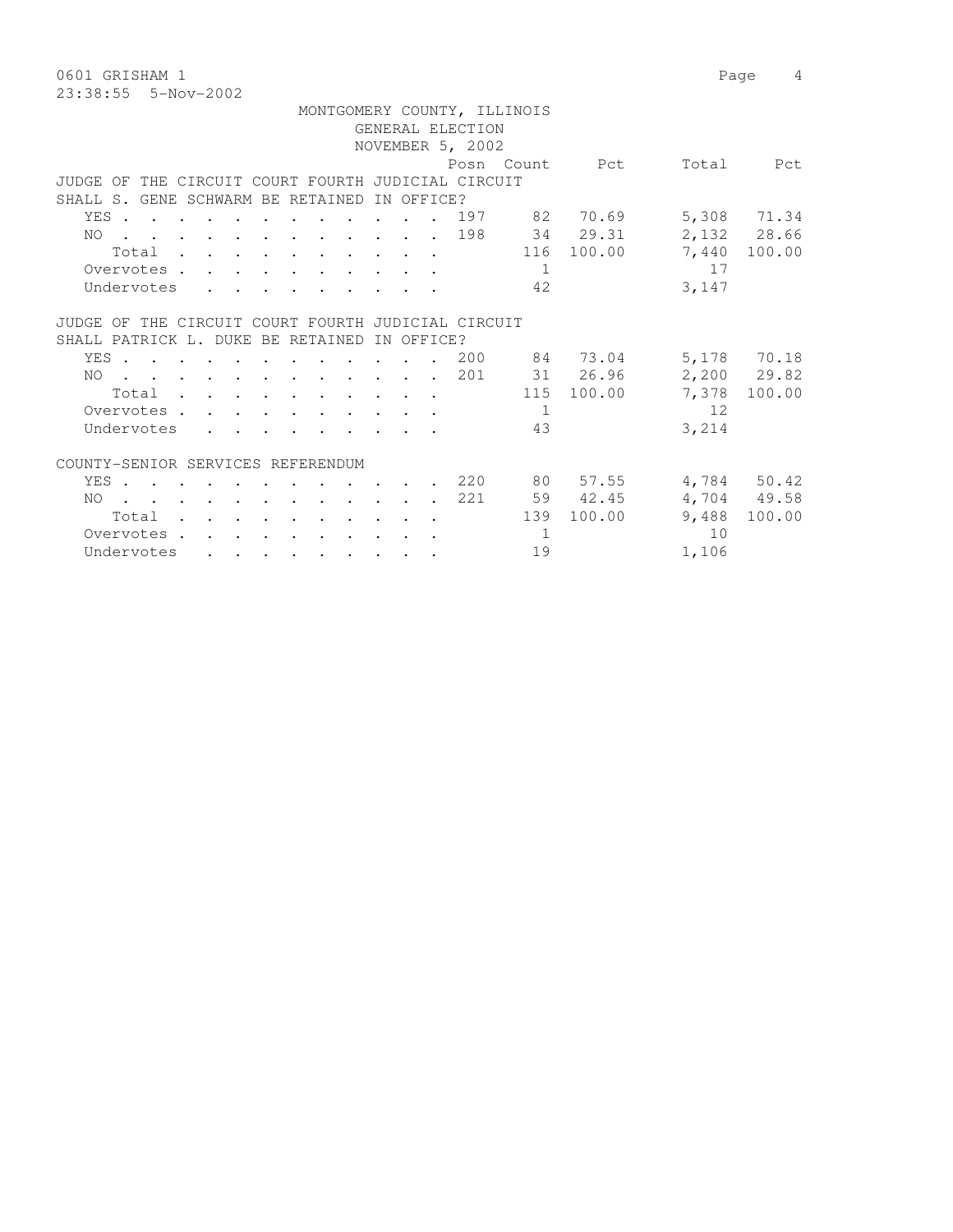MONTGOMERY COUNTY, ILLINOIS
GENERAL ELECTION
NOVEMBER 5, 2002

JUDGE OF THE CIRCUIT COURT FOURTH JUDICIAL CIRCUIT
SHALL S. GENE SCHWARM BE RETAINED IN OFFICE?

| | Posn | Count | Pct | Total | Pct |
|---|---|---|---|---|---|
| YES | 197 | 82 | 70.69 | 5,308 | 71.34 |
| NO | 198 | 34 | 29.31 | 2,132 | 28.66 |
| Total | | 116 | 100.00 | 7,440 | 100.00 |
| Overvotes | | 1 | | 17 | |
| Undervotes | | 42 | | 3,147 | |

JUDGE OF THE CIRCUIT COURT FOURTH JUDICIAL CIRCUIT
SHALL PATRICK L. DUKE BE RETAINED IN OFFICE?

| | Posn | Count | Pct | Total | Pct |
|---|---|---|---|---|---|
| YES | 200 | 84 | 73.04 | 5,178 | 70.18 |
| NO | 201 | 31 | 26.96 | 2,200 | 29.82 |
| Total | | 115 | 100.00 | 7,378 | 100.00 |
| Overvotes | | 1 | | 12 | |
| Undervotes | | 43 | | 3,214 | |

COUNTY-SENIOR SERVICES REFERENDUM

| | Posn | Count | Pct | Total | Pct |
|---|---|---|---|---|---|
| YES | 220 | 80 | 57.55 | 4,784 | 50.42 |
| NO | 221 | 59 | 42.45 | 4,704 | 49.58 |
| Total | | 139 | 100.00 | 9,488 | 100.00 |
| Overvotes | | 1 | | 10 | |
| Undervotes | | 19 | | 1,106 | |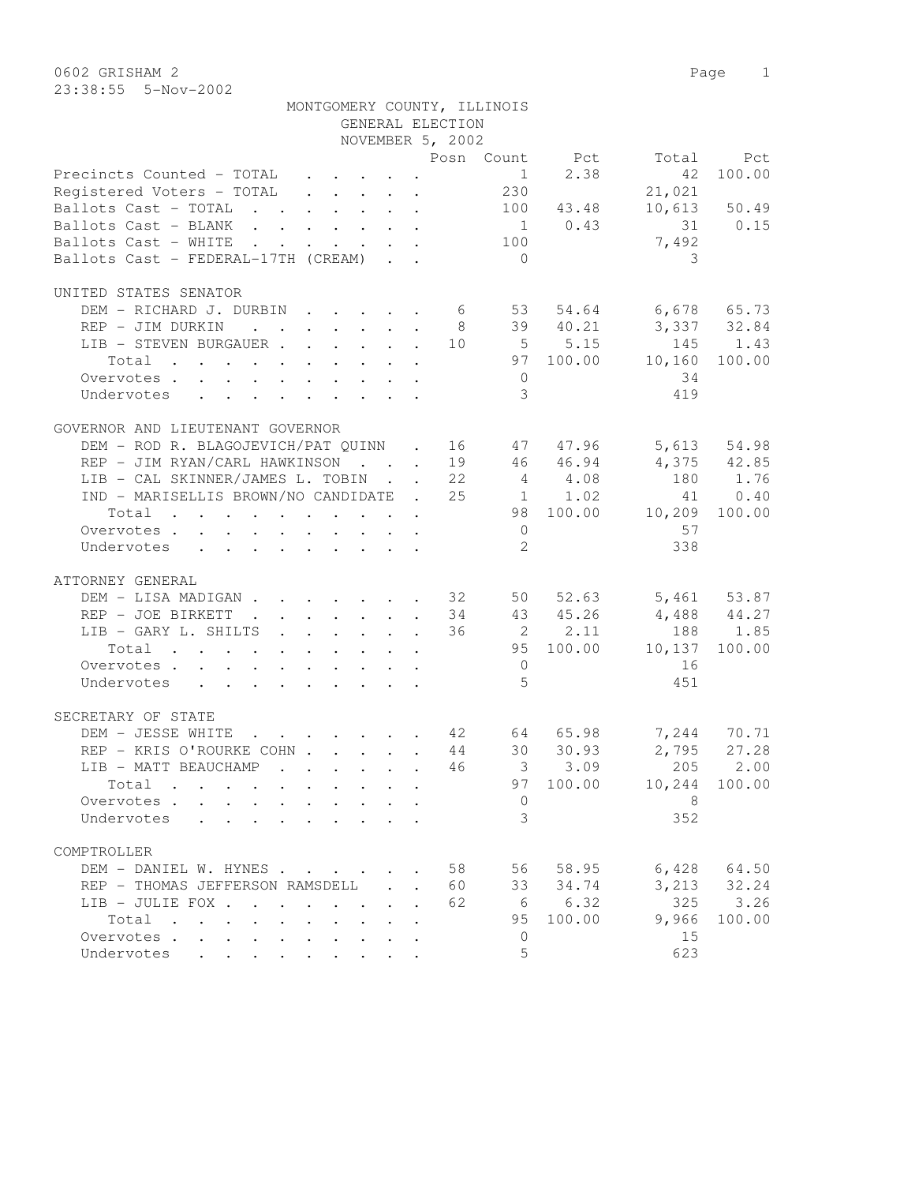0602 GRISHAM 2

23:38:55 5-Nov-2002

MONTGOMERY COUNTY, ILLINOIS
GENERAL ELECTION
NOVEMBER 5, 2002

| | Posn | Count | Pct | Total | Pct |
|---|---|---|---|---|---|
| Precincts Counted - TOTAL | | 1 | 2.38 | 42 | 100.00 |
| Registered Voters - TOTAL | | 230 | | 21,021 | |
| Ballots Cast - TOTAL | | 100 | 43.48 | 10,613 | 50.49 |
| Ballots Cast - BLANK | | 1 | 0.43 | 31 | 0.15 |
| Ballots Cast - WHITE | | 100 | | 7,492 | |
| Ballots Cast - FEDERAL-17TH (CREAM) | | 0 | | 3 | |

UNITED STATES SENATOR

| | Posn | Count | Pct | Total | Pct |
|---|---|---|---|---|---|
| DEM - RICHARD J. DURBIN | 6 | 53 | 54.64 | 6,678 | 65.73 |
| REP - JIM DURKIN | 8 | 39 | 40.21 | 3,337 | 32.84 |
| LIB - STEVEN BURGAUER | 10 | 5 | 5.15 | 145 | 1.43 |
| Total | | 97 | 100.00 | 10,160 | 100.00 |
| Overvotes | | 0 | | 34 | |
| Undervotes | | 3 | | 419 | |

GOVERNOR AND LIEUTENANT GOVERNOR

| | Posn | Count | Pct | Total | Pct |
|---|---|---|---|---|---|
| DEM - ROD R. BLAGOJEVICH/PAT QUINN | 16 | 47 | 47.96 | 5,613 | 54.98 |
| REP - JIM RYAN/CARL HAWKINSON | 19 | 46 | 46.94 | 4,375 | 42.85 |
| LIB - CAL SKINNER/JAMES L. TOBIN | 22 | 4 | 4.08 | 180 | 1.76 |
| IND - MARISELLIS BROWN/NO CANDIDATE | 25 | 1 | 1.02 | 41 | 0.40 |
| Total | | 98 | 100.00 | 10,209 | 100.00 |
| Overvotes | | 0 | | 57 | |
| Undervotes | | 2 | | 338 | |

ATTORNEY GENERAL

| | Posn | Count | Pct | Total | Pct |
|---|---|---|---|---|---|
| DEM - LISA MADIGAN | 32 | 50 | 52.63 | 5,461 | 53.87 |
| REP - JOE BIRKETT | 34 | 43 | 45.26 | 4,488 | 44.27 |
| LIB - GARY L. SHILTS | 36 | 2 | 2.11 | 188 | 1.85 |
| Total | | 95 | 100.00 | 10,137 | 100.00 |
| Overvotes | | 0 | | 16 | |
| Undervotes | | 5 | | 451 | |

SECRETARY OF STATE

| | Posn | Count | Pct | Total | Pct |
|---|---|---|---|---|---|
| DEM - JESSE WHITE | 42 | 64 | 65.98 | 7,244 | 70.71 |
| REP - KRIS O'ROURKE COHN | 44 | 30 | 30.93 | 2,795 | 27.28 |
| LIB - MATT BEAUCHAMP | 46 | 3 | 3.09 | 205 | 2.00 |
| Total | | 97 | 100.00 | 10,244 | 100.00 |
| Overvotes | | 0 | | 8 | |
| Undervotes | | 3 | | 352 | |

COMPTROLLER

| | Posn | Count | Pct | Total | Pct |
|---|---|---|---|---|---|
| DEM - DANIEL W. HYNES | 58 | 56 | 58.95 | 6,428 | 64.50 |
| REP - THOMAS JEFFERSON RAMSDELL | 60 | 33 | 34.74 | 3,213 | 32.24 |
| LIB - JULIE FOX | 62 | 6 | 6.32 | 325 | 3.26 |
| Total | | 95 | 100.00 | 9,966 | 100.00 |
| Overvotes | | 0 | | 15 | |
| Undervotes | | 5 | | 623 | |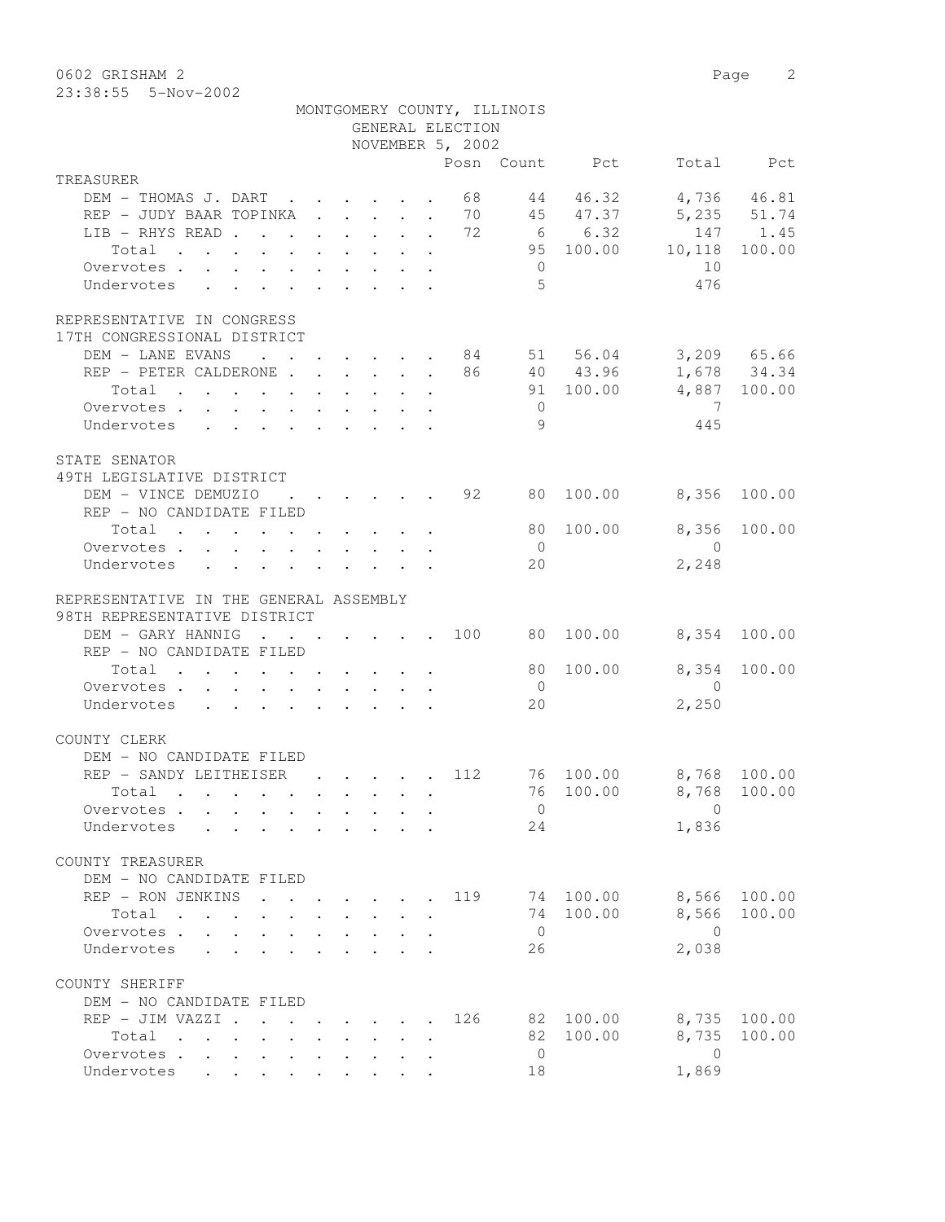0602 GRISHAM 2

23:38:55 5-Nov-2002

MONTGOMERY COUNTY, ILLINOIS
GENERAL ELECTION
NOVEMBER 5, 2002

| | Posn | Count | Pct | Total | Pct |
|---|---|---|---|---|---|
| **TREASURER** | | | | | |
| DEM - THOMAS J. DART | 68 | 44 | 46.32 | 4,736 | 46.81 |
| REP - JUDY BAAR TOPINKA | 70 | 45 | 47.37 | 5,235 | 51.74 |
| LIB - RHYS READ | 72 | 6 | 6.32 | 147 | 1.45 |
| Total | | 95 | 100.00 | 10,118 | 100.00 |
| Overvotes | | 0 | | 10 | |
| Undervotes | | 5 | | 476 | |
| **REPRESENTATIVE IN CONGRESS** | | | | | |
| **17TH CONGRESSIONAL DISTRICT** | | | | | |
| DEM - LANE EVANS | 84 | 51 | 56.04 | 3,209 | 65.66 |
| REP - PETER CALDERONE | 86 | 40 | 43.96 | 1,678 | 34.34 |
| Total | | 91 | 100.00 | 4,887 | 100.00 |
| Overvotes | | 0 | | 7 | |
| Undervotes | | 9 | | 445 | |
| **STATE SENATOR** | | | | | |
| **49TH LEGISLATIVE DISTRICT** | | | | | |
| DEM - VINCE DEMUZIO | 92 | 80 | 100.00 | 8,356 | 100.00 |
| REP - NO CANDIDATE FILED | | | | | |
| Total | | 80 | 100.00 | 8,356 | 100.00 |
| Overvotes | | 0 | | 0 | |
| Undervotes | | 20 | | 2,248 | |
| **REPRESENTATIVE IN THE GENERAL ASSEMBLY** | | | | | |
| **98TH REPRESENTATIVE DISTRICT** | | | | | |
| DEM - GARY HANNIG | 100 | 80 | 100.00 | 8,354 | 100.00 |
| REP - NO CANDIDATE FILED | | | | | |
| Total | | 80 | 100.00 | 8,354 | 100.00 |
| Overvotes | | 0 | | 0 | |
| Undervotes | | 20 | | 2,250 | |
| **COUNTY CLERK** | | | | | |
| DEM - NO CANDIDATE FILED | | | | | |
| REP - SANDY LEITHEISER | 112 | 76 | 100.00 | 8,768 | 100.00 |
| Total | | 76 | 100.00 | 8,768 | 100.00 |
| Overvotes | | 0 | | 0 | |
| Undervotes | | 24 | | 1,836 | |
| **COUNTY TREASURER** | | | | | |
| DEM - NO CANDIDATE FILED | | | | | |
| REP - RON JENKINS | 119 | 74 | 100.00 | 8,566 | 100.00 |
| Total | | 74 | 100.00 | 8,566 | 100.00 |
| Overvotes | | 0 | | 0 | |
| Undervotes | | 26 | | 2,038 | |
| **COUNTY SHERIFF** | | | | | |
| DEM - NO CANDIDATE FILED | | | | | |
| REP - JIM VAZZI | 126 | 82 | 100.00 | 8,735 | 100.00 |
| Total | | 82 | 100.00 | 8,735 | 100.00 |
| Overvotes | | 0 | | 0 | |
| Undervotes | | 18 | | 1,869 | |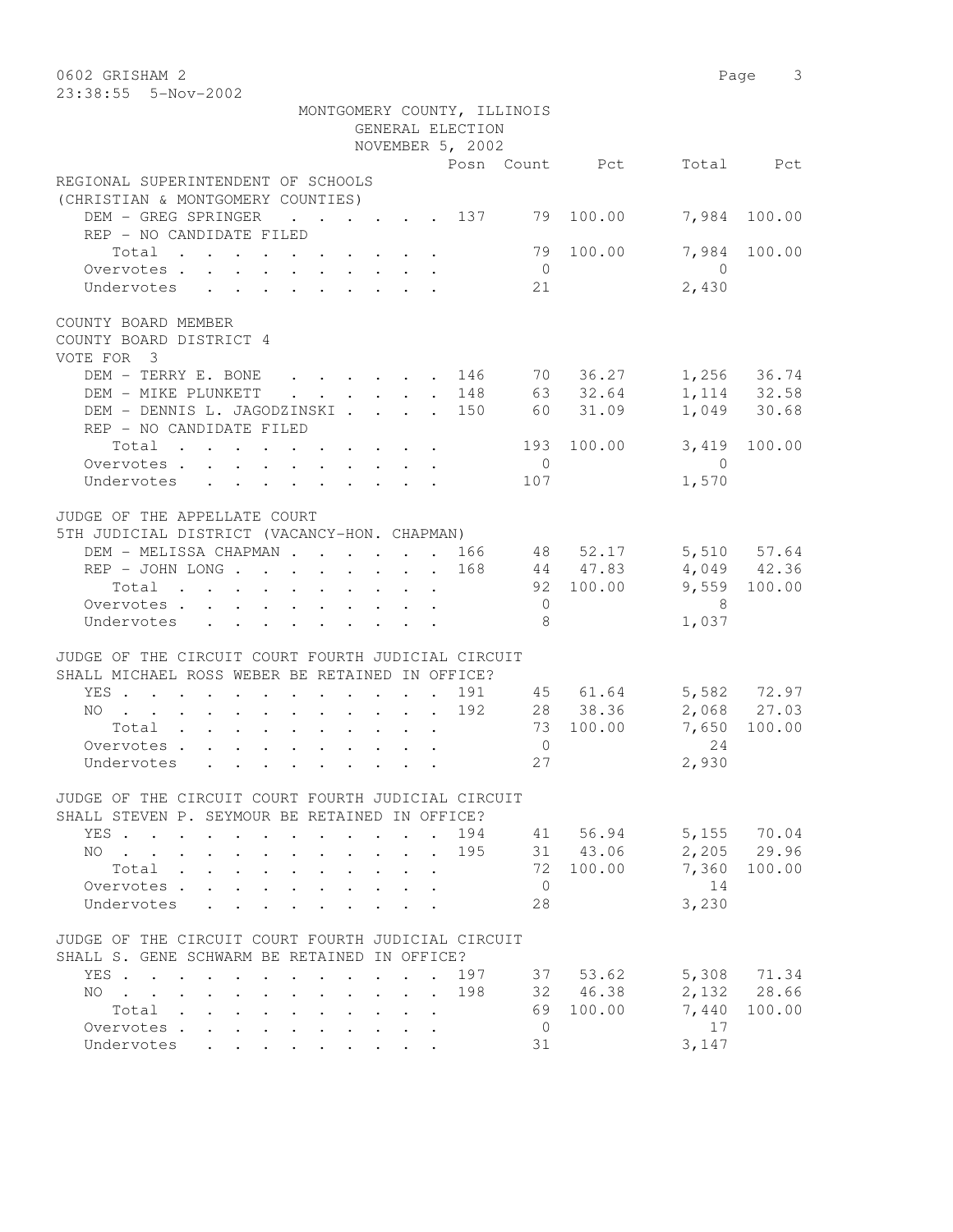MONTGOMERY COUNTY, ILLINOIS
GENERAL ELECTION
NOVEMBER 5, 2002

| | Posn | Count | Pct | Total | Pct |
|---|---|---|---|---|---|
| **REGIONAL SUPERINTENDENT OF SCHOOLS** | | | | | |
| **(CHRISTIAN & MONTGOMERY COUNTIES)** | | | | | |
| DEM - GREG SPRINGER | 137 | 79 | 100.00 | 7,984 | 100.00 |
| REP - NO CANDIDATE FILED | | | | | |
| Total | | 79 | 100.00 | 7,984 | 100.00 |
| Overvotes | | 0 | | 0 | |
| Undervotes | | 21 | | 2,430 | |
| **COUNTY BOARD MEMBER** | | | | | |
| **COUNTY BOARD DISTRICT 4** | | | | | |
| **VOTE FOR 3** | | | | | |
| DEM - TERRY E. BONE | 146 | 70 | 36.27 | 1,256 | 36.74 |
| DEM - MIKE PLUNKETT | 148 | 63 | 32.64 | 1,114 | 32.58 |
| DEM - DENNIS L. JAGODZINSKI | 150 | 60 | 31.09 | 1,049 | 30.68 |
| REP - NO CANDIDATE FILED | | | | | |
| Total | | 193 | 100.00 | 3,419 | 100.00 |
| Overvotes | | 0 | | 0 | |
| Undervotes | | 107 | | 1,570 | |
| **JUDGE OF THE APPELLATE COURT** | | | | | |
| **5TH JUDICIAL DISTRICT (VACANCY-HON. CHAPMAN)** | | | | | |
| DEM - MELISSA CHAPMAN | 166 | 48 | 52.17 | 5,510 | 57.64 |
| REP - JOHN LONG | 168 | 44 | 47.83 | 4,049 | 42.36 |
| Total | | 92 | 100.00 | 9,559 | 100.00 |
| Overvotes | | 0 | | 8 | |
| Undervotes | | 8 | | 1,037 | |
| **JUDGE OF THE CIRCUIT COURT FOURTH JUDICIAL CIRCUIT** | | | | | |
| **SHALL MICHAEL ROSS WEBER BE RETAINED IN OFFICE?** | | | | | |
| YES | 191 | 45 | 61.64 | 5,582 | 72.97 |
| NO | 192 | 28 | 38.36 | 2,068 | 27.03 |
| Total | | 73 | 100.00 | 7,650 | 100.00 |
| Overvotes | | 0 | | 24 | |
| Undervotes | | 27 | | 2,930 | |
| **JUDGE OF THE CIRCUIT COURT FOURTH JUDICIAL CIRCUIT** | | | | | |
| **SHALL STEVEN P. SEYMOUR BE RETAINED IN OFFICE?** | | | | | |
| YES | 194 | 41 | 56.94 | 5,155 | 70.04 |
| NO | 195 | 31 | 43.06 | 2,205 | 29.96 |
| Total | | 72 | 100.00 | 7,360 | 100.00 |
| Overvotes | | 0 | | 14 | |
| Undervotes | | 28 | | 3,230 | |
| **JUDGE OF THE CIRCUIT COURT FOURTH JUDICIAL CIRCUIT** | | | | | |
| **SHALL S. GENE SCHWARM BE RETAINED IN OFFICE?** | | | | | |
| YES | 197 | 37 | 53.62 | 5,308 | 71.34 |
| NO | 198 | 32 | 46.38 | 2,132 | 28.66 |
| Total | | 69 | 100.00 | 7,440 | 100.00 |
| Overvotes | | 0 | | 17 | |
| Undervotes | | 31 | | 3,147 | |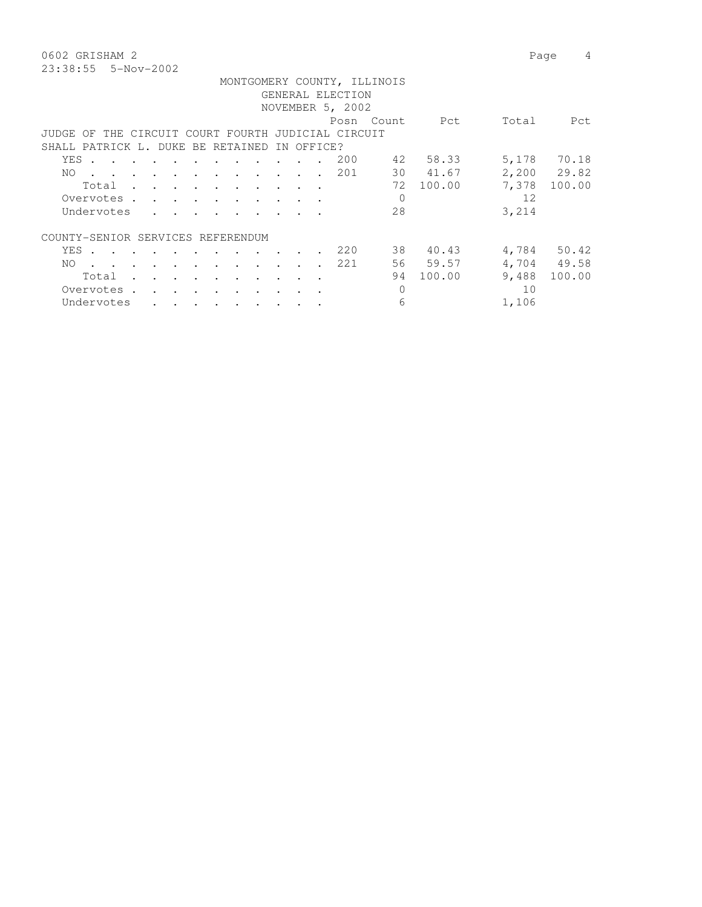0602 GRISHAM 2

23:38:55 5-Nov-2002

MONTGOMERY COUNTY, ILLINOIS
GENERAL ELECTION
NOVEMBER 5, 2002

JUDGE OF THE CIRCUIT COURT FOURTH JUDICIAL CIRCUIT
SHALL PATRICK L. DUKE BE RETAINED IN OFFICE?

| | Posn | Count | Pct | Total | Pct |
|---|---|---|---|---|---|
| YES | 200 | 42 | 58.33 | 5,178 | 70.18 |
| NO | 201 | 30 | 41.67 | 2,200 | 29.82 |
| Total | | 72 | 100.00 | 7,378 | 100.00 |
| Overvotes | | 0 | | 12 | |
| Undervotes | | 28 | | 3,214 | |

COUNTY-SENIOR SERVICES REFERENDUM

| | Posn | Count | Pct | Total | Pct |
|---|---|---|---|---|---|
| YES | 220 | 38 | 40.43 | 4,784 | 50.42 |
| NO | 221 | 56 | 59.57 | 4,704 | 49.58 |
| Total | | 94 | 100.00 | 9,488 | 100.00 |
| Overvotes | | 0 | | 10 | |
| Undervotes | | 6 | | 1,106 | |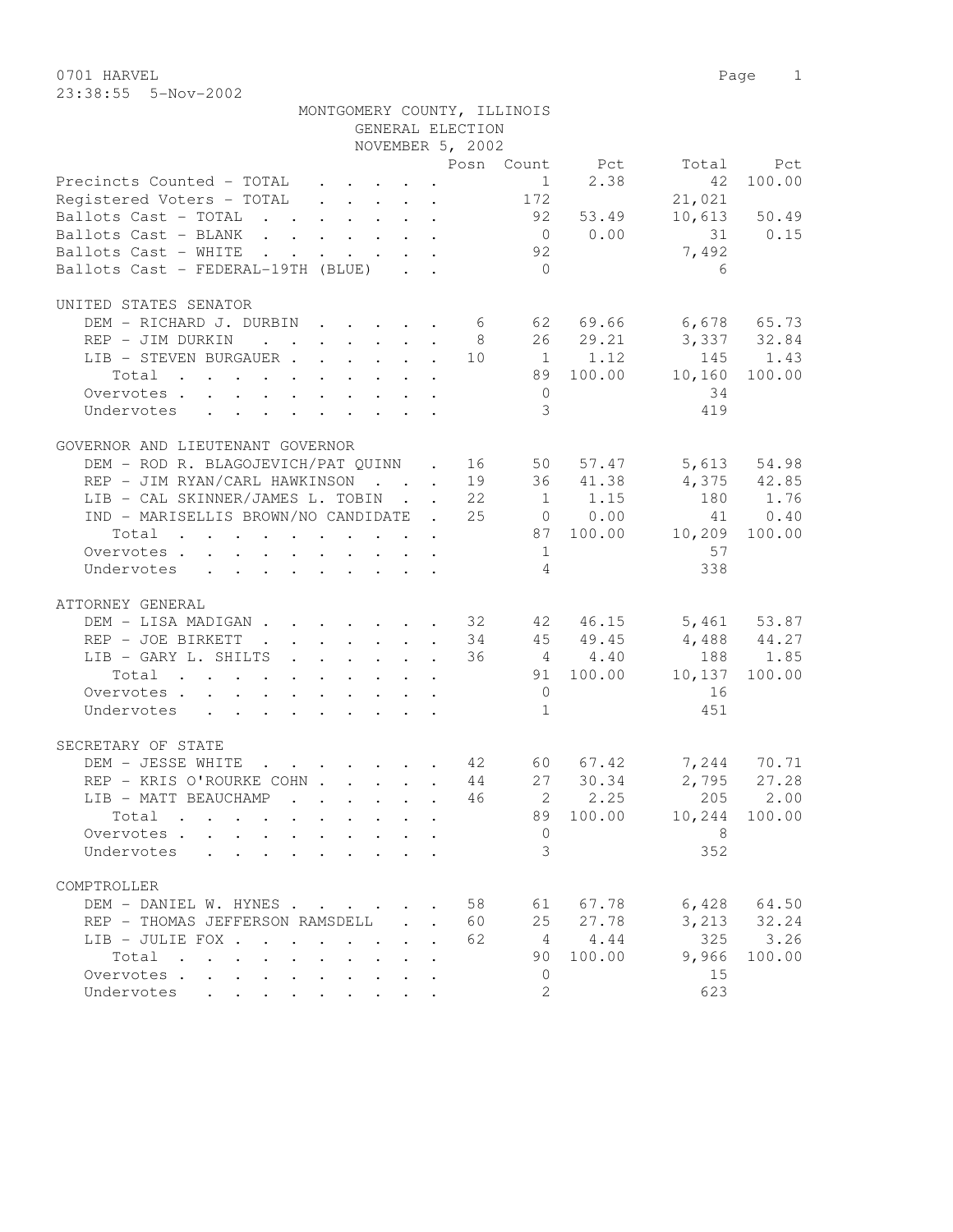0701 HARVEL

23:38:55 5-Nov-2002

MONTGOMERY COUNTY, ILLINOIS
GENERAL ELECTION
NOVEMBER 5, 2002

| | Posn | Count | Pct | Total | Pct |
|---|---|---|---|---|---|
| Precincts Counted - TOTAL | | 1 | 2.38 | 42 | 100.00 |
| Registered Voters - TOTAL | | 172 | | 21,021 | |
| Ballots Cast - TOTAL | | 92 | 53.49 | 10,613 | 50.49 |
| Ballots Cast - BLANK | | 0 | 0.00 | 31 | 0.15 |
| Ballots Cast - WHITE | | 92 | | 7,492 | |
| Ballots Cast - FEDERAL-19TH (BLUE) | | 0 | | 6 | |

UNITED STATES SENATOR

| | Posn | Count | Pct | Total | Pct |
|---|---|---|---|---|---|
| DEM - RICHARD J. DURBIN | 6 | 62 | 69.66 | 6,678 | 65.73 |
| REP - JIM DURKIN | 8 | 26 | 29.21 | 3,337 | 32.84 |
| LIB - STEVEN BURGAUER | 10 | 1 | 1.12 | 145 | 1.43 |
| Total | | 89 | 100.00 | 10,160 | 100.00 |
| Overvotes | | 0 | | 34 | |
| Undervotes | | 3 | | 419 | |

GOVERNOR AND LIEUTENANT GOVERNOR

| | Posn | Count | Pct | Total | Pct |
|---|---|---|---|---|---|
| DEM - ROD R. BLAGOJEVICH/PAT QUINN | 16 | 50 | 57.47 | 5,613 | 54.98 |
| REP - JIM RYAN/CARL HAWKINSON | 19 | 36 | 41.38 | 4,375 | 42.85 |
| LIB - CAL SKINNER/JAMES L. TOBIN | 22 | 1 | 1.15 | 180 | 1.76 |
| IND - MARISELLIS BROWN/NO CANDIDATE | 25 | 0 | 0.00 | 41 | 0.40 |
| Total | | 87 | 100.00 | 10,209 | 100.00 |
| Overvotes | | 1 | | 57 | |
| Undervotes | | 4 | | 338 | |

ATTORNEY GENERAL

| | Posn | Count | Pct | Total | Pct |
|---|---|---|---|---|---|
| DEM - LISA MADIGAN | 32 | 42 | 46.15 | 5,461 | 53.87 |
| REP - JOE BIRKETT | 34 | 45 | 49.45 | 4,488 | 44.27 |
| LIB - GARY L. SHILTS | 36 | 4 | 4.40 | 188 | 1.85 |
| Total | | 91 | 100.00 | 10,137 | 100.00 |
| Overvotes | | 0 | | 16 | |
| Undervotes | | 1 | | 451 | |

SECRETARY OF STATE

| | Posn | Count | Pct | Total | Pct |
|---|---|---|---|---|---|
| DEM - JESSE WHITE | 42 | 60 | 67.42 | 7,244 | 70.71 |
| REP - KRIS O'ROURKE COHN | 44 | 27 | 30.34 | 2,795 | 27.28 |
| LIB - MATT BEAUCHAMP | 46 | 2 | 2.25 | 205 | 2.00 |
| Total | | 89 | 100.00 | 10,244 | 100.00 |
| Overvotes | | 0 | | 8 | |
| Undervotes | | 3 | | 352 | |

COMPTROLLER

| | Posn | Count | Pct | Total | Pct |
|---|---|---|---|---|---|
| DEM - DANIEL W. HYNES | 58 | 61 | 67.78 | 6,428 | 64.50 |
| REP - THOMAS JEFFERSON RAMSDELL | 60 | 25 | 27.78 | 3,213 | 32.24 |
| LIB - JULIE FOX | 62 | 4 | 4.44 | 325 | 3.26 |
| Total | | 90 | 100.00 | 9,966 | 100.00 |
| Overvotes | | 0 | | 15 | |
| Undervotes | | 2 | | 623 | |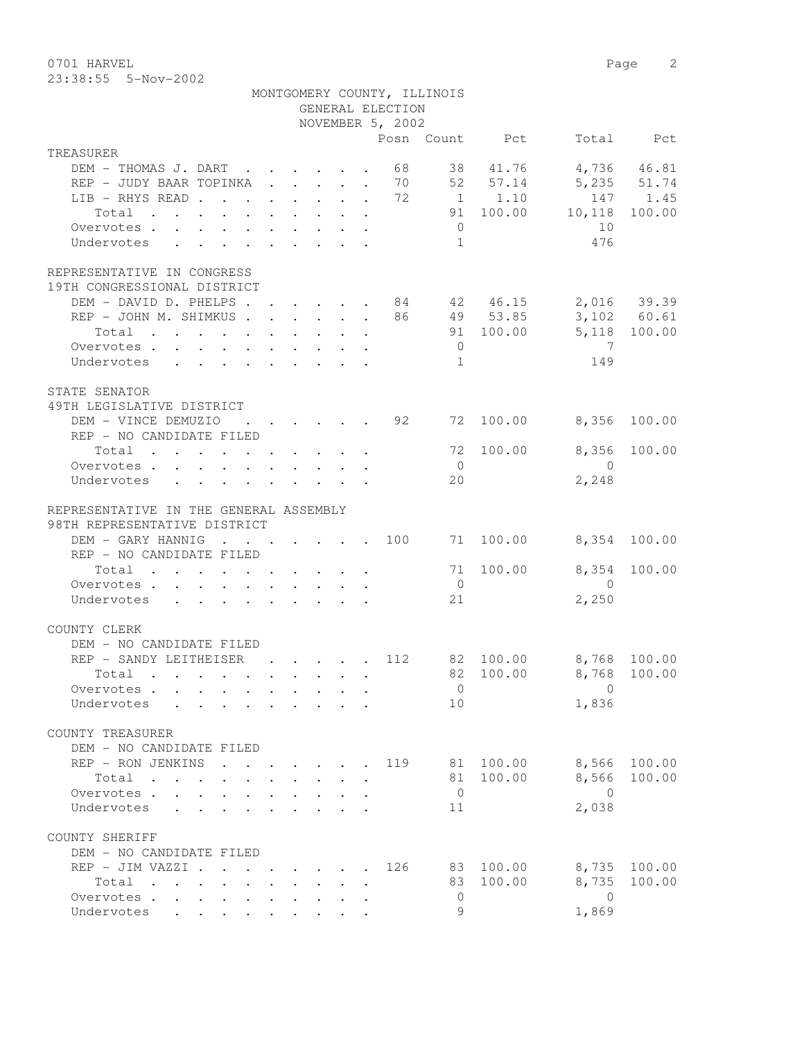0701 HARVEL
23:38:55 5-Nov-2002

MONTGOMERY COUNTY, ILLINOIS
GENERAL ELECTION
NOVEMBER 5, 2002

| | Posn | Count | Pct | Total | Pct |
|---|---|---|---|---|---|
| **TREASURER** | | | | | |
| DEM - THOMAS J. DART | 68 | 38 | 41.76 | 4,736 | 46.81 |
| REP - JUDY BAAR TOPINKA | 70 | 52 | 57.14 | 5,235 | 51.74 |
| LIB - RHYS READ | 72 | 1 | 1.10 | 147 | 1.45 |
| Total | | 91 | 100.00 | 10,118 | 100.00 |
| Overvotes | | 0 | | 10 | |
| Undervotes | | 1 | | 476 | |
| **REPRESENTATIVE IN CONGRESS** | | | | | |
| **19TH CONGRESSIONAL DISTRICT** | | | | | |
| DEM - DAVID D. PHELPS | 84 | 42 | 46.15 | 2,016 | 39.39 |
| REP - JOHN M. SHIMKUS | 86 | 49 | 53.85 | 3,102 | 60.61 |
| Total | | 91 | 100.00 | 5,118 | 100.00 |
| Overvotes | | 0 | | 7 | |
| Undervotes | | 1 | | 149 | |
| **STATE SENATOR** | | | | | |
| **49TH LEGISLATIVE DISTRICT** | | | | | |
| DEM - VINCE DEMUZIO | 92 | 72 | 100.00 | 8,356 | 100.00 |
| REP - NO CANDIDATE FILED | | | | | |
| Total | | 72 | 100.00 | 8,356 | 100.00 |
| Overvotes | | 0 | | 0 | |
| Undervotes | | 20 | | 2,248 | |
| **REPRESENTATIVE IN THE GENERAL ASSEMBLY** | | | | | |
| **98TH REPRESENTATIVE DISTRICT** | | | | | |
| DEM - GARY HANNIG | 100 | 71 | 100.00 | 8,354 | 100.00 |
| REP - NO CANDIDATE FILED | | | | | |
| Total | | 71 | 100.00 | 8,354 | 100.00 |
| Overvotes | | 0 | | 0 | |
| Undervotes | | 21 | | 2,250 | |
| **COUNTY CLERK** | | | | | |
| DEM - NO CANDIDATE FILED | | | | | |
| REP - SANDY LEITHEISER | 112 | 82 | 100.00 | 8,768 | 100.00 |
| Total | | 82 | 100.00 | 8,768 | 100.00 |
| Overvotes | | 0 | | 0 | |
| Undervotes | | 10 | | 1,836 | |
| **COUNTY TREASURER** | | | | | |
| DEM - NO CANDIDATE FILED | | | | | |
| REP - RON JENKINS | 119 | 81 | 100.00 | 8,566 | 100.00 |
| Total | | 81 | 100.00 | 8,566 | 100.00 |
| Overvotes | | 0 | | 0 | |
| Undervotes | | 11 | | 2,038 | |
| **COUNTY SHERIFF** | | | | | |
| DEM - NO CANDIDATE FILED | | | | | |
| REP - JIM VAZZI | 126 | 83 | 100.00 | 8,735 | 100.00 |
| Total | | 83 | 100.00 | 8,735 | 100.00 |
| Overvotes | | 0 | | 0 | |
| Undervotes | | 9 | | 1,869 | |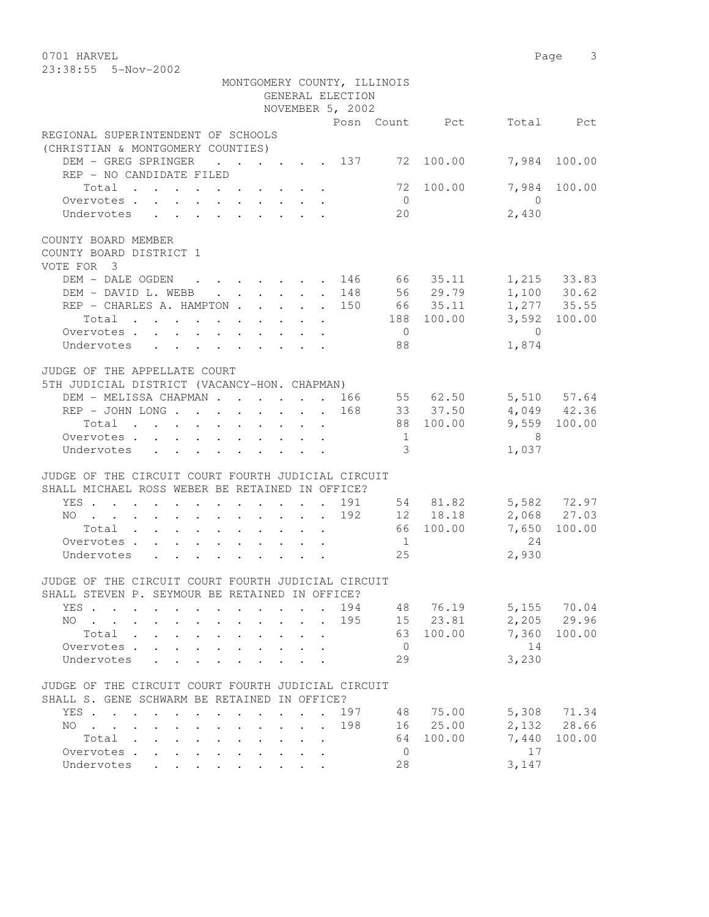MONTGOMERY COUNTY, ILLINOIS
GENERAL ELECTION
NOVEMBER 5, 2002

| | Posn | Count | Pct | Total | Pct |
|---|---|---|---|---|---|
| **REGIONAL SUPERINTENDENT OF SCHOOLS** | | | | | |
| **(CHRISTIAN & MONTGOMERY COUNTIES)** | | | | | |
| DEM - GREG SPRINGER | 137 | 72 | 100.00 | 7,984 | 100.00 |
| REP - NO CANDIDATE FILED | | | | | |
| Total | | 72 | 100.00 | 7,984 | 100.00 |
| Overvotes | | 0 | | 0 | |
| Undervotes | | 20 | | 2,430 | |
| **COUNTY BOARD MEMBER** | | | | | |
| **COUNTY BOARD DISTRICT 1** | | | | | |
| **VOTE FOR 3** | | | | | |
| DEM - DALE OGDEN | 146 | 66 | 35.11 | 1,215 | 33.83 |
| DEM - DAVID L. WEBB | 148 | 56 | 29.79 | 1,100 | 30.62 |
| REP - CHARLES A. HAMPTON | 150 | 66 | 35.11 | 1,277 | 35.55 |
| Total | | 188 | 100.00 | 3,592 | 100.00 |
| Overvotes | | 0 | | 0 | |
| Undervotes | | 88 | | 1,874 | |
| **JUDGE OF THE APPELLATE COURT** | | | | | |
| **5TH JUDICIAL DISTRICT (VACANCY-HON. CHAPMAN)** | | | | | |
| DEM - MELISSA CHAPMAN | 166 | 55 | 62.50 | 5,510 | 57.64 |
| REP - JOHN LONG | 168 | 33 | 37.50 | 4,049 | 42.36 |
| Total | | 88 | 100.00 | 9,559 | 100.00 |
| Overvotes | | 1 | | 8 | |
| Undervotes | | 3 | | 1,037 | |
| **JUDGE OF THE CIRCUIT COURT FOURTH JUDICIAL CIRCUIT** | | | | | |
| **SHALL MICHAEL ROSS WEBER BE RETAINED IN OFFICE?** | | | | | |
| YES | 191 | 54 | 81.82 | 5,582 | 72.97 |
| NO | 192 | 12 | 18.18 | 2,068 | 27.03 |
| Total | | 66 | 100.00 | 7,650 | 100.00 |
| Overvotes | | 1 | | 24 | |
| Undervotes | | 25 | | 2,930 | |
| **JUDGE OF THE CIRCUIT COURT FOURTH JUDICIAL CIRCUIT** | | | | | |
| **SHALL STEVEN P. SEYMOUR BE RETAINED IN OFFICE?** | | | | | |
| YES | 194 | 48 | 76.19 | 5,155 | 70.04 |
| NO | 195 | 15 | 23.81 | 2,205 | 29.96 |
| Total | | 63 | 100.00 | 7,360 | 100.00 |
| Overvotes | | 0 | | 14 | |
| Undervotes | | 29 | | 3,230 | |
| **JUDGE OF THE CIRCUIT COURT FOURTH JUDICIAL CIRCUIT** | | | | | |
| **SHALL S. GENE SCHWARM BE RETAINED IN OFFICE?** | | | | | |
| YES | 197 | 48 | 75.00 | 5,308 | 71.34 |
| NO | 198 | 16 | 25.00 | 2,132 | 28.66 |
| Total | | 64 | 100.00 | 7,440 | 100.00 |
| Overvotes | | 0 | | 17 | |
| Undervotes | | 28 | | 3,147 | |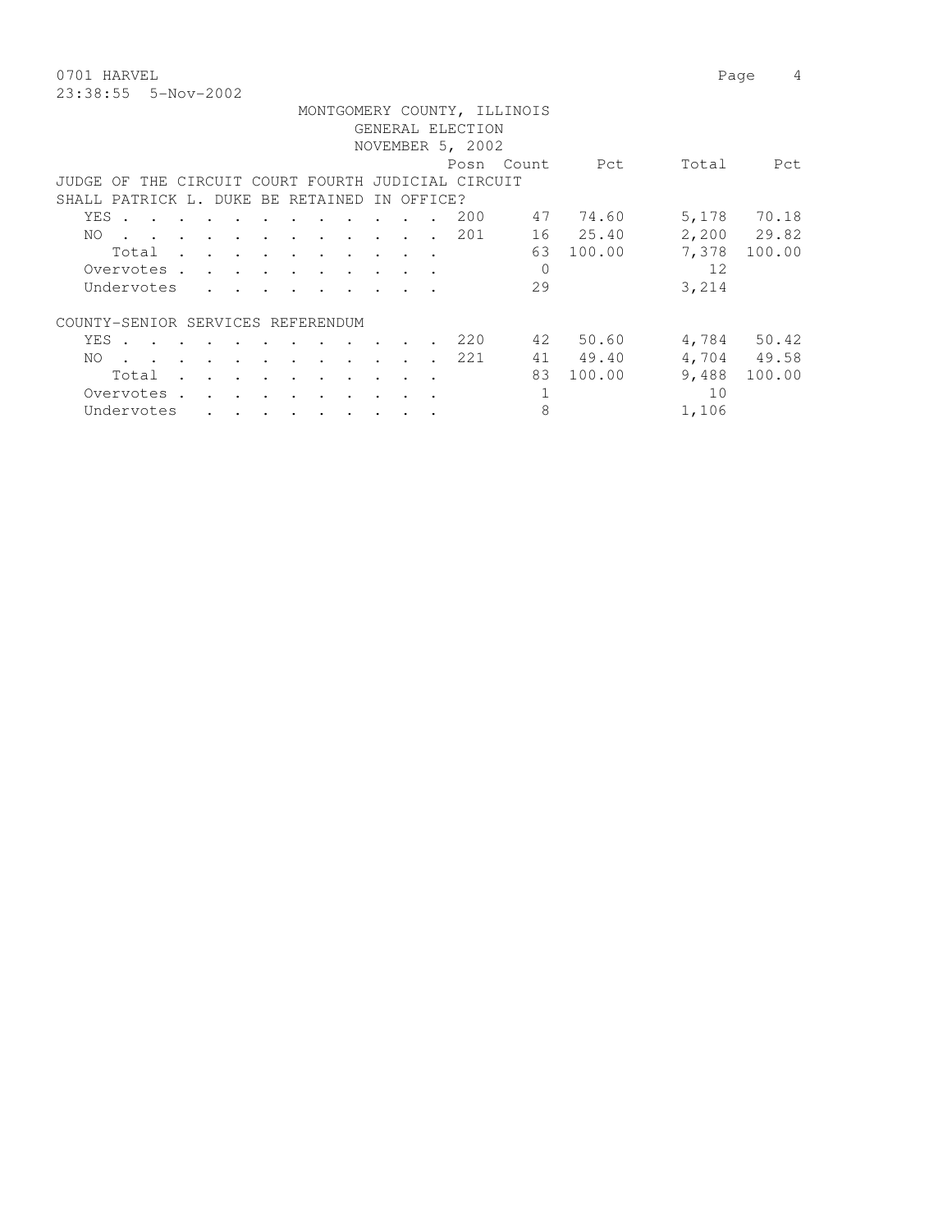0701 HARVEL

23:38:55 5-Nov-2002

MONTGOMERY COUNTY, ILLINOIS
GENERAL ELECTION
NOVEMBER 5, 2002

| | Posn | Count | Pct | Total | Pct |
|---|---|---|---|---|---|
| **JUDGE OF THE CIRCUIT COURT FOURTH JUDICIAL CIRCUIT** | | | | | |
| **SHALL PATRICK L. DUKE BE RETAINED IN OFFICE?** | | | | | |
| YES | 200 | 47 | 74.60 | 5,178 | 70.18 |
| NO | 201 | 16 | 25.40 | 2,200 | 29.82 |
| Total | | 63 | 100.00 | 7,378 | 100.00 |
| Overvotes | | 0 | | 12 | |
| Undervotes | | 29 | | 3,214 | |
| **COUNTY-SENIOR SERVICES REFERENDUM** | | | | | |
| YES | 220 | 42 | 50.60 | 4,784 | 50.42 |
| NO | 221 | 41 | 49.40 | 4,704 | 49.58 |
| Total | | 83 | 100.00 | 9,488 | 100.00 |
| Overvotes | | 1 | | 10 | |
| Undervotes | | 8 | | 1,106 | |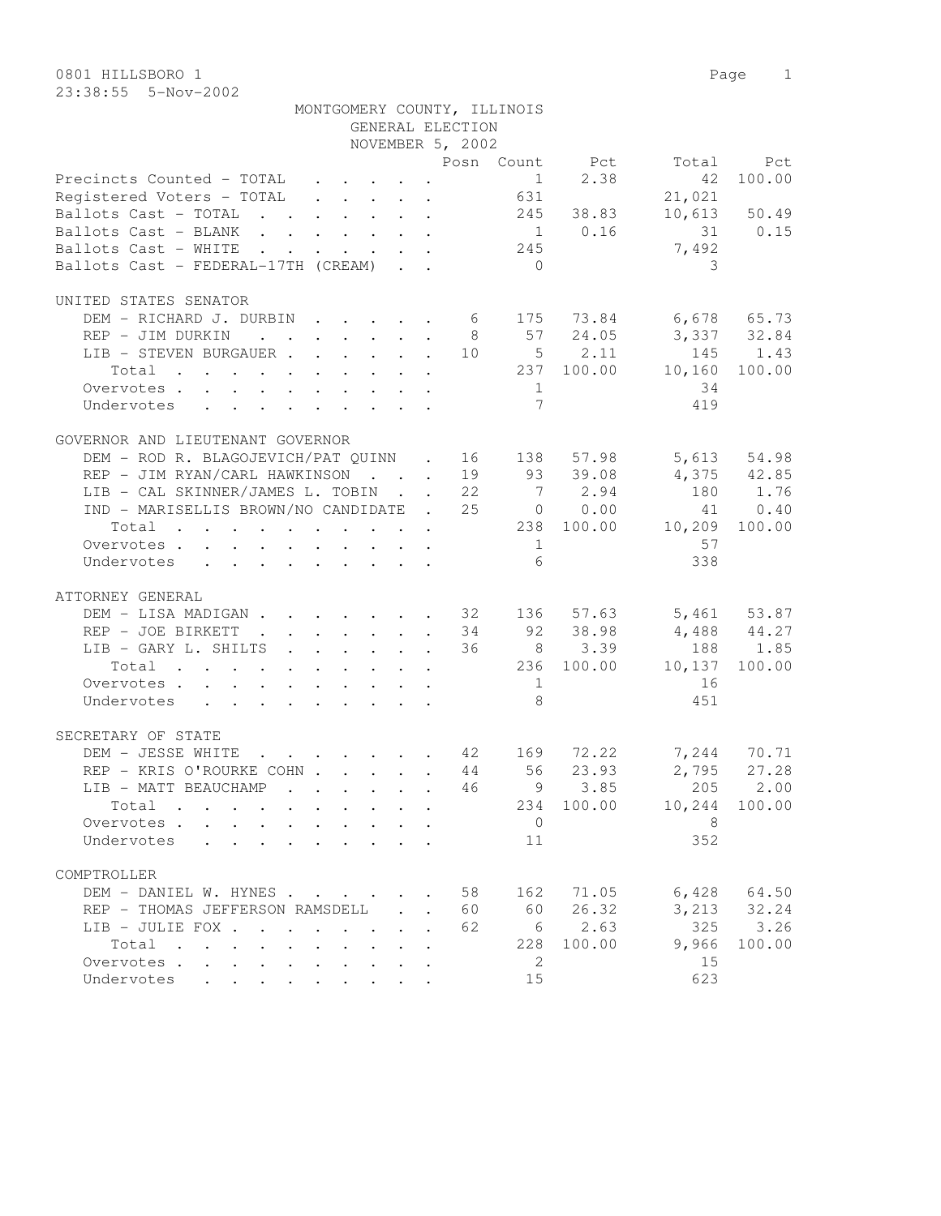0801 HILLSBORO 1

23:38:55 5-Nov-2002

MONTGOMERY COUNTY, ILLINOIS
GENERAL ELECTION
NOVEMBER 5, 2002

| | Posn | Count | Pct | Total | Pct |
|---|---|---|---|---|---|
| Precincts Counted - TOTAL | | 1 | 2.38 | 42 | 100.00 |
| Registered Voters - TOTAL | | 631 | | 21,021 | |
| Ballots Cast - TOTAL | | 245 | 38.83 | 10,613 | 50.49 |
| Ballots Cast - BLANK | | 1 | 0.16 | 31 | 0.15 |
| Ballots Cast - WHITE | | 245 | | 7,492 | |
| Ballots Cast - FEDERAL-17TH (CREAM) | | 0 | | 3 | |

UNITED STATES SENATOR

| | Posn | Count | Pct | Total | Pct |
|---|---|---|---|---|---|
| DEM - RICHARD J. DURBIN | 6 | 175 | 73.84 | 6,678 | 65.73 |
| REP - JIM DURKIN | 8 | 57 | 24.05 | 3,337 | 32.84 |
| LIB - STEVEN BURGAUER | 10 | 5 | 2.11 | 145 | 1.43 |
| Total | | 237 | 100.00 | 10,160 | 100.00 |
| Overvotes | | 1 | | 34 | |
| Undervotes | | 7 | | 419 | |

GOVERNOR AND LIEUTENANT GOVERNOR

| | Posn | Count | Pct | Total | Pct |
|---|---|---|---|---|---|
| DEM - ROD R. BLAGOJEVICH/PAT QUINN | 16 | 138 | 57.98 | 5,613 | 54.98 |
| REP - JIM RYAN/CARL HAWKINSON | 19 | 93 | 39.08 | 4,375 | 42.85 |
| LIB - CAL SKINNER/JAMES L. TOBIN | 22 | 7 | 2.94 | 180 | 1.76 |
| IND - MARISELLIS BROWN/NO CANDIDATE | 25 | 0 | 0.00 | 41 | 0.40 |
| Total | | 238 | 100.00 | 10,209 | 100.00 |
| Overvotes | | 1 | | 57 | |
| Undervotes | | 6 | | 338 | |

ATTORNEY GENERAL

| | Posn | Count | Pct | Total | Pct |
|---|---|---|---|---|---|
| DEM - LISA MADIGAN | 32 | 136 | 57.63 | 5,461 | 53.87 |
| REP - JOE BIRKETT | 34 | 92 | 38.98 | 4,488 | 44.27 |
| LIB - GARY L. SHILTS | 36 | 8 | 3.39 | 188 | 1.85 |
| Total | | 236 | 100.00 | 10,137 | 100.00 |
| Overvotes | | 1 | | 16 | |
| Undervotes | | 8 | | 451 | |

SECRETARY OF STATE

| | Posn | Count | Pct | Total | Pct |
|---|---|---|---|---|---|
| DEM - JESSE WHITE | 42 | 169 | 72.22 | 7,244 | 70.71 |
| REP - KRIS O'ROURKE COHN | 44 | 56 | 23.93 | 2,795 | 27.28 |
| LIB - MATT BEAUCHAMP | 46 | 9 | 3.85 | 205 | 2.00 |
| Total | | 234 | 100.00 | 10,244 | 100.00 |
| Overvotes | | 0 | | 8 | |
| Undervotes | | 11 | | 352 | |

COMPTROLLER

| | Posn | Count | Pct | Total | Pct |
|---|---|---|---|---|---|
| DEM - DANIEL W. HYNES | 58 | 162 | 71.05 | 6,428 | 64.50 |
| REP - THOMAS JEFFERSON RAMSDELL | 60 | 60 | 26.32 | 3,213 | 32.24 |
| LIB - JULIE FOX | 62 | 6 | 2.63 | 325 | 3.26 |
| Total | | 228 | 100.00 | 9,966 | 100.00 |
| Overvotes | | 2 | | 15 | |
| Undervotes | | 15 | | 623 | |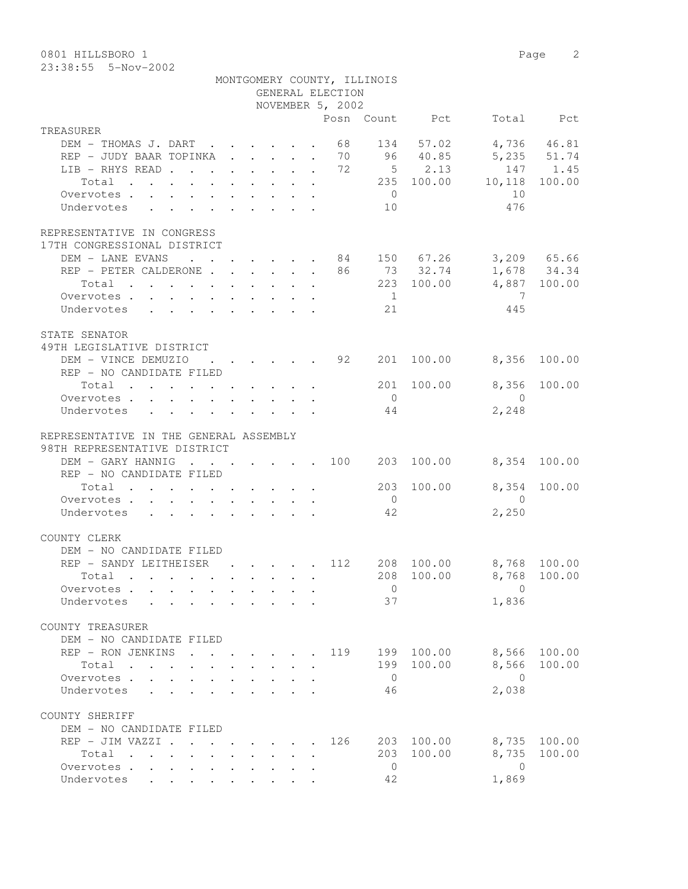0801 HILLSBORO 1

23:38:55 5-Nov-2002

MONTGOMERY COUNTY, ILLINOIS
GENERAL ELECTION
NOVEMBER 5, 2002

| | Posn | Count | Pct | Total | Pct |
|---|---|---|---|---|---|
| **TREASURER** | | | | | |
| DEM - THOMAS J. DART | 68 | 134 | 57.02 | 4,736 | 46.81 |
| REP - JUDY BAAR TOPINKA | 70 | 96 | 40.85 | 5,235 | 51.74 |
| LIB - RHYS READ | 72 | 5 | 2.13 | 147 | 1.45 |
| Total | | 235 | 100.00 | 10,118 | 100.00 |
| Overvotes | | 0 | | 10 | |
| Undervotes | | 10 | | 476 | |
| **REPRESENTATIVE IN CONGRESS** | | | | | |
| **17TH CONGRESSIONAL DISTRICT** | | | | | |
| DEM - LANE EVANS | 84 | 150 | 67.26 | 3,209 | 65.66 |
| REP - PETER CALDERONE | 86 | 73 | 32.74 | 1,678 | 34.34 |
| Total | | 223 | 100.00 | 4,887 | 100.00 |
| Overvotes | | 1 | | 7 | |
| Undervotes | | 21 | | 445 | |
| **STATE SENATOR** | | | | | |
| **49TH LEGISLATIVE DISTRICT** | | | | | |
| DEM - VINCE DEMUZIO | 92 | 201 | 100.00 | 8,356 | 100.00 |
| REP - NO CANDIDATE FILED | | | | | |
| Total | | 201 | 100.00 | 8,356 | 100.00 |
| Overvotes | | 0 | | 0 | |
| Undervotes | | 44 | | 2,248 | |
| **REPRESENTATIVE IN THE GENERAL ASSEMBLY** | | | | | |
| **98TH REPRESENTATIVE DISTRICT** | | | | | |
| DEM - GARY HANNIG | 100 | 203 | 100.00 | 8,354 | 100.00 |
| REP - NO CANDIDATE FILED | | | | | |
| Total | | 203 | 100.00 | 8,354 | 100.00 |
| Overvotes | | 0 | | 0 | |
| Undervotes | | 42 | | 2,250 | |
| **COUNTY CLERK** | | | | | |
| DEM - NO CANDIDATE FILED | | | | | |
| REP - SANDY LEITHEISER | 112 | 208 | 100.00 | 8,768 | 100.00 |
| Total | | 208 | 100.00 | 8,768 | 100.00 |
| Overvotes | | 0 | | 0 | |
| Undervotes | | 37 | | 1,836 | |
| **COUNTY TREASURER** | | | | | |
| DEM - NO CANDIDATE FILED | | | | | |
| REP - RON JENKINS | 119 | 199 | 100.00 | 8,566 | 100.00 |
| Total | | 199 | 100.00 | 8,566 | 100.00 |
| Overvotes | | 0 | | 0 | |
| Undervotes | | 46 | | 2,038 | |
| **COUNTY SHERIFF** | | | | | |
| DEM - NO CANDIDATE FILED | | | | | |
| REP - JIM VAZZI | 126 | 203 | 100.00 | 8,735 | 100.00 |
| Total | | 203 | 100.00 | 8,735 | 100.00 |
| Overvotes | | 0 | | 0 | |
| Undervotes | | 42 | | 1,869 | |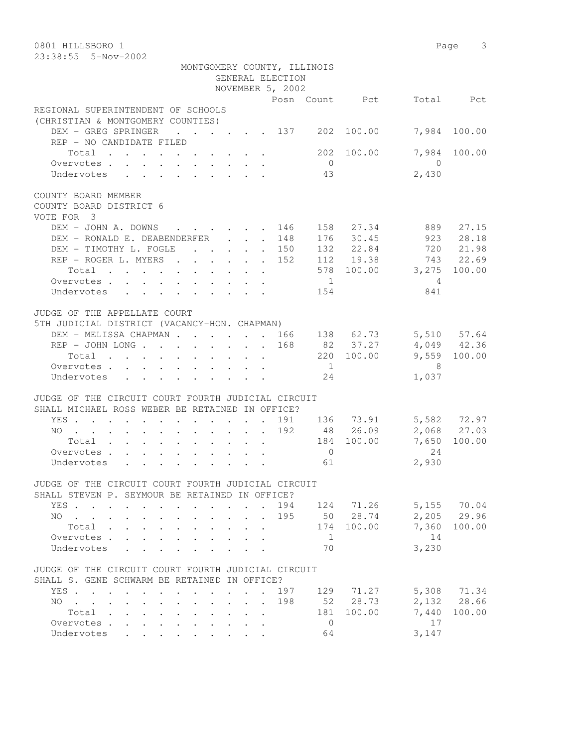0801 HILLSBORO 1

23:38:55 5-Nov-2002

MONTGOMERY COUNTY, ILLINOIS
GENERAL ELECTION
NOVEMBER 5, 2002

| | Posn | Count | Pct | Total | Pct |
|---|---|---|---|---|---|
| **REGIONAL SUPERINTENDENT OF SCHOOLS** | | | | | |
| **(CHRISTIAN & MONTGOMERY COUNTIES)** | | | | | |
| DEM - GREG SPRINGER | 137 | 202 | 100.00 | 7,984 | 100.00 |
| REP - NO CANDIDATE FILED | | | | | |
| Total | | 202 | 100.00 | 7,984 | 100.00 |
| Overvotes | | 0 | | 0 | |
| Undervotes | | 43 | | 2,430 | |
| **COUNTY BOARD MEMBER** | | | | | |
| **COUNTY BOARD DISTRICT 6** | | | | | |
| **VOTE FOR 3** | | | | | |
| DEM - JOHN A. DOWNS | 146 | 158 | 27.34 | 889 | 27.15 |
| DEM - RONALD E. DEABENDERFER | 148 | 176 | 30.45 | 923 | 28.18 |
| DEM - TIMOTHY L. FOGLE | 150 | 132 | 22.84 | 720 | 21.98 |
| REP - ROGER L. MYERS | 152 | 112 | 19.38 | 743 | 22.69 |
| Total | | 578 | 100.00 | 3,275 | 100.00 |
| Overvotes | | 1 | | 4 | |
| Undervotes | | 154 | | 841 | |
| **JUDGE OF THE APPELLATE COURT** | | | | | |
| **5TH JUDICIAL DISTRICT (VACANCY-HON. CHAPMAN)** | | | | | |
| DEM - MELISSA CHAPMAN | 166 | 138 | 62.73 | 5,510 | 57.64 |
| REP - JOHN LONG | 168 | 82 | 37.27 | 4,049 | 42.36 |
| Total | | 220 | 100.00 | 9,559 | 100.00 |
| Overvotes | | 1 | | 8 | |
| Undervotes | | 24 | | 1,037 | |
| **JUDGE OF THE CIRCUIT COURT FOURTH JUDICIAL CIRCUIT** | | | | | |
| **SHALL MICHAEL ROSS WEBER BE RETAINED IN OFFICE?** | | | | | |
| YES | 191 | 136 | 73.91 | 5,582 | 72.97 |
| NO | 192 | 48 | 26.09 | 2,068 | 27.03 |
| Total | | 184 | 100.00 | 7,650 | 100.00 |
| Overvotes | | 0 | | 24 | |
| Undervotes | | 61 | | 2,930 | |
| **JUDGE OF THE CIRCUIT COURT FOURTH JUDICIAL CIRCUIT** | | | | | |
| **SHALL STEVEN P. SEYMOUR BE RETAINED IN OFFICE?** | | | | | |
| YES | 194 | 124 | 71.26 | 5,155 | 70.04 |
| NO | 195 | 50 | 28.74 | 2,205 | 29.96 |
| Total | | 174 | 100.00 | 7,360 | 100.00 |
| Overvotes | | 1 | | 14 | |
| Undervotes | | 70 | | 3,230 | |
| **JUDGE OF THE CIRCUIT COURT FOURTH JUDICIAL CIRCUIT** | | | | | |
| **SHALL S. GENE SCHWARM BE RETAINED IN OFFICE?** | | | | | |
| YES | 197 | 129 | 71.27 | 5,308 | 71.34 |
| NO | 198 | 52 | 28.73 | 2,132 | 28.66 |
| Total | | 181 | 100.00 | 7,440 | 100.00 |
| Overvotes | | 0 | | 17 | |
| Undervotes | | 64 | | 3,147 | |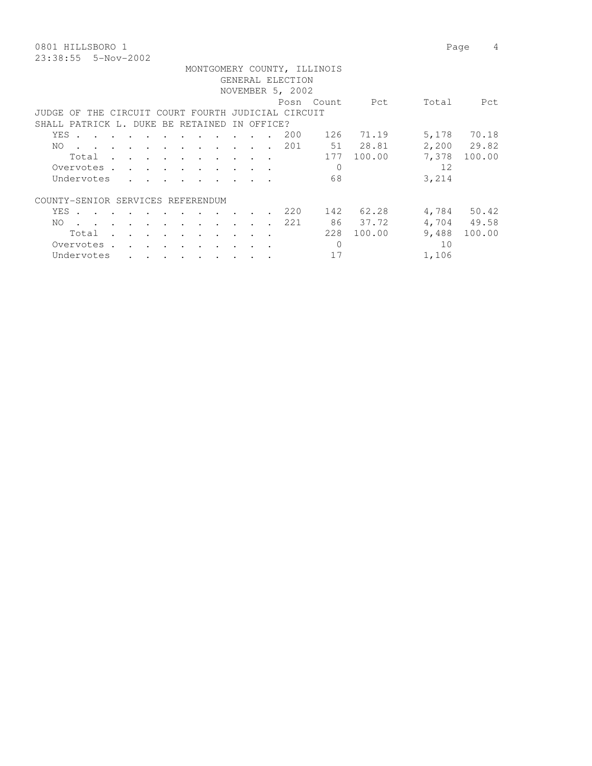0801 HILLSBORO 1

23:38:55 5-Nov-2002

MONTGOMERY COUNTY, ILLINOIS
GENERAL ELECTION
NOVEMBER 5, 2002

## JUDGE OF THE CIRCUIT COURT FOURTH JUDICIAL CIRCUIT
## SHALL PATRICK L. DUKE BE RETAINED IN OFFICE?

| | Posn | Count | Pct | Total | Pct |
|---|---|---|---|---|---|
| YES | 200 | 126 | 71.19 | 5,178 | 70.18 |
| NO | 201 | 51 | 28.81 | 2,200 | 29.82 |
| Total | | 177 | 100.00 | 7,378 | 100.00 |
| Overvotes | | 0 | | 12 | |
| Undervotes | | 68 | | 3,214 | |

## COUNTY-SENIOR SERVICES REFERENDUM

| | Posn | Count | Pct | Total | Pct |
|---|---|---|---|---|---|
| YES | 220 | 142 | 62.28 | 4,784 | 50.42 |
| NO | 221 | 86 | 37.72 | 4,704 | 49.58 |
| Total | | 228 | 100.00 | 9,488 | 100.00 |
| Overvotes | | 0 | | 10 | |
| Undervotes | | 17 | | 1,106 | |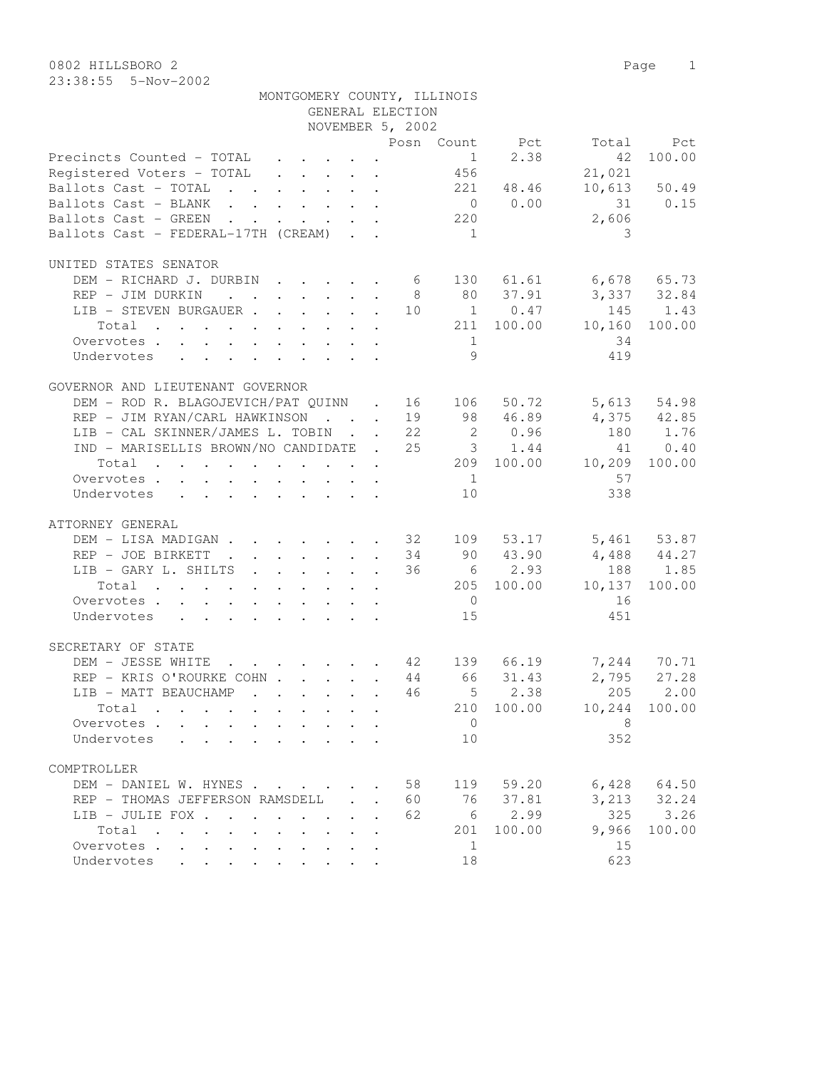0802 HILLSBORO 2

23:38:55 5-Nov-2002

MONTGOMERY COUNTY, ILLINOIS
GENERAL ELECTION
NOVEMBER 5, 2002

| | Posn | Count | Pct | Total | Pct |
|---|---|---|---|---|---|
| Precincts Counted - TOTAL | | 1 | 2.38 | 42 | 100.00 |
| Registered Voters - TOTAL | | 456 | | 21,021 | |
| Ballots Cast - TOTAL | | 221 | 48.46 | 10,613 | 50.49 |
| Ballots Cast - BLANK | | 0 | 0.00 | 31 | 0.15 |
| Ballots Cast - GREEN | | 220 | | 2,606 | |
| Ballots Cast - FEDERAL-17TH (CREAM) | | 1 | | 3 | |

UNITED STATES SENATOR

| | Posn | Count | Pct | Total | Pct |
|---|---|---|---|---|---|
| DEM - RICHARD J. DURBIN | 6 | 130 | 61.61 | 6,678 | 65.73 |
| REP - JIM DURKIN | 8 | 80 | 37.91 | 3,337 | 32.84 |
| LIB - STEVEN BURGAUER | 10 | 1 | 0.47 | 145 | 1.43 |
| Total | | 211 | 100.00 | 10,160 | 100.00 |
| Overvotes | | 1 | | 34 | |
| Undervotes | | 9 | | 419 | |

GOVERNOR AND LIEUTENANT GOVERNOR

| | Posn | Count | Pct | Total | Pct |
|---|---|---|---|---|---|
| DEM - ROD R. BLAGOJEVICH/PAT QUINN | 16 | 106 | 50.72 | 5,613 | 54.98 |
| REP - JIM RYAN/CARL HAWKINSON | 19 | 98 | 46.89 | 4,375 | 42.85 |
| LIB - CAL SKINNER/JAMES L. TOBIN | 22 | 2 | 0.96 | 180 | 1.76 |
| IND - MARISELLIS BROWN/NO CANDIDATE | 25 | 3 | 1.44 | 41 | 0.40 |
| Total | | 209 | 100.00 | 10,209 | 100.00 |
| Overvotes | | 1 | | 57 | |
| Undervotes | | 10 | | 338 | |

ATTORNEY GENERAL

| | Posn | Count | Pct | Total | Pct |
|---|---|---|---|---|---|
| DEM - LISA MADIGAN | 32 | 109 | 53.17 | 5,461 | 53.87 |
| REP - JOE BIRKETT | 34 | 90 | 43.90 | 4,488 | 44.27 |
| LIB - GARY L. SHILTS | 36 | 6 | 2.93 | 188 | 1.85 |
| Total | | 205 | 100.00 | 10,137 | 100.00 |
| Overvotes | | 0 | | 16 | |
| Undervotes | | 15 | | 451 | |

SECRETARY OF STATE

| | Posn | Count | Pct | Total | Pct |
|---|---|---|---|---|---|
| DEM - JESSE WHITE | 42 | 139 | 66.19 | 7,244 | 70.71 |
| REP - KRIS O'ROURKE COHN | 44 | 66 | 31.43 | 2,795 | 27.28 |
| LIB - MATT BEAUCHAMP | 46 | 5 | 2.38 | 205 | 2.00 |
| Total | | 210 | 100.00 | 10,244 | 100.00 |
| Overvotes | | 0 | | 8 | |
| Undervotes | | 10 | | 352 | |

COMPTROLLER

| | Posn | Count | Pct | Total | Pct |
|---|---|---|---|---|---|
| DEM - DANIEL W. HYNES | 58 | 119 | 59.20 | 6,428 | 64.50 |
| REP - THOMAS JEFFERSON RAMSDELL | 60 | 76 | 37.81 | 3,213 | 32.24 |
| LIB - JULIE FOX | 62 | 6 | 2.99 | 325 | 3.26 |
| Total | | 201 | 100.00 | 9,966 | 100.00 |
| Overvotes | | 1 | | 15 | |
| Undervotes | | 18 | | 623 | |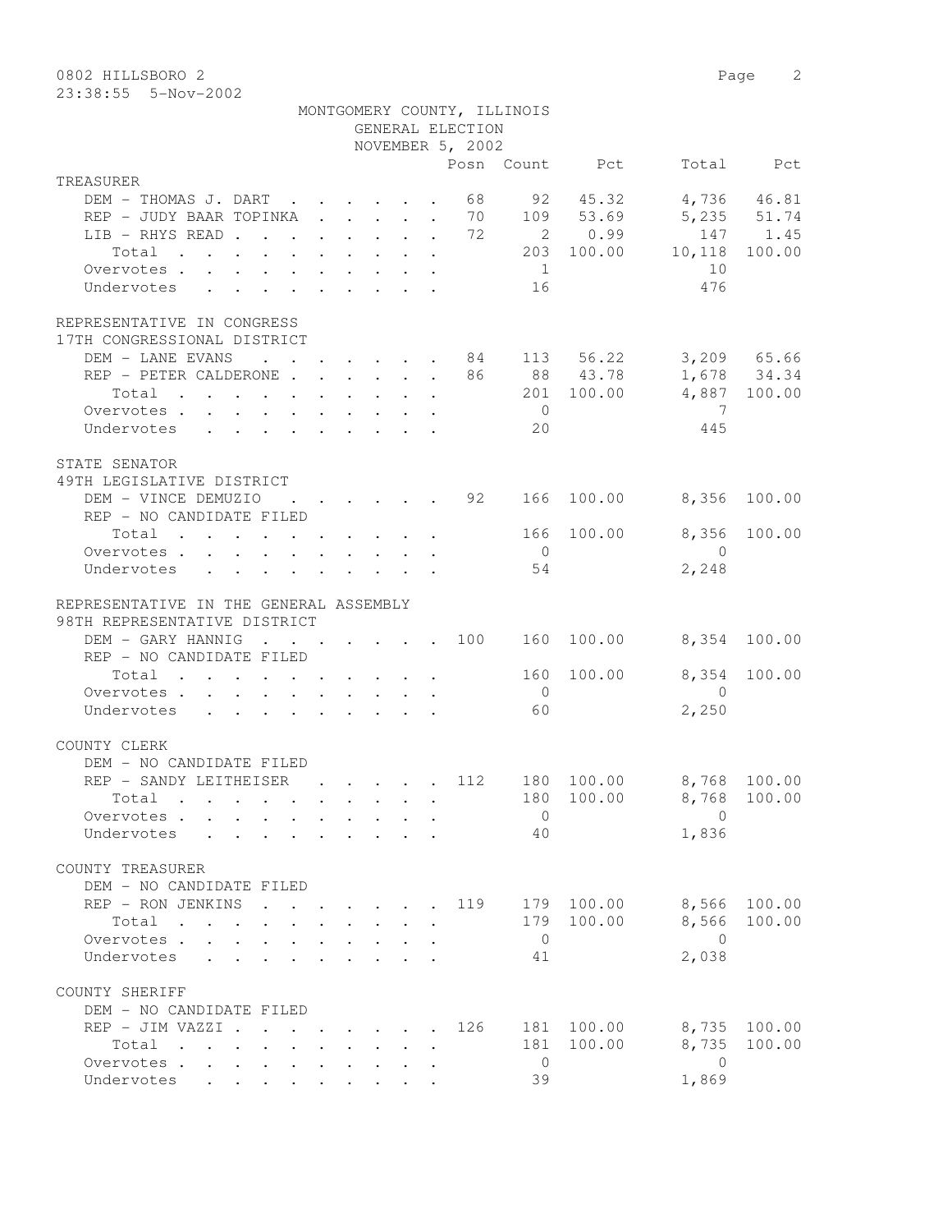MONTGOMERY COUNTY, ILLINOIS
GENERAL ELECTION
NOVEMBER 5, 2002

0802 HILLSBORO 2

23:38:55 5-Nov-2002

| | Posn | Count | Pct | Total | Pct |
|---|---|---|---|---|---|
| **TREASURER** | | | | | |
| DEM - THOMAS J. DART | 68 | 92 | 45.32 | 4,736 | 46.81 |
| REP - JUDY BAAR TOPINKA | 70 | 109 | 53.69 | 5,235 | 51.74 |
| LIB - RHYS READ | 72 | 2 | 0.99 | 147 | 1.45 |
| Total | | 203 | 100.00 | 10,118 | 100.00 |
| Overvotes | | 1 | | 10 | |
| Undervotes | | 16 | | 476 | |
| **REPRESENTATIVE IN CONGRESS** | | | | | |
| 17TH CONGRESSIONAL DISTRICT | | | | | |
| DEM - LANE EVANS | 84 | 113 | 56.22 | 3,209 | 65.66 |
| REP - PETER CALDERONE | 86 | 88 | 43.78 | 1,678 | 34.34 |
| Total | | 201 | 100.00 | 4,887 | 100.00 |
| Overvotes | | 0 | | 7 | |
| Undervotes | | 20 | | 445 | |
| **STATE SENATOR** | | | | | |
| 49TH LEGISLATIVE DISTRICT | | | | | |
| DEM - VINCE DEMUZIO | 92 | 166 | 100.00 | 8,356 | 100.00 |
| REP - NO CANDIDATE FILED | | | | | |
| Total | | 166 | 100.00 | 8,356 | 100.00 |
| Overvotes | | 0 | | 0 | |
| Undervotes | | 54 | | 2,248 | |
| **REPRESENTATIVE IN THE GENERAL ASSEMBLY** | | | | | |
| 98TH REPRESENTATIVE DISTRICT | | | | | |
| DEM - GARY HANNIG | 100 | 160 | 100.00 | 8,354 | 100.00 |
| REP - NO CANDIDATE FILED | | | | | |
| Total | | 160 | 100.00 | 8,354 | 100.00 |
| Overvotes | | 0 | | 0 | |
| Undervotes | | 60 | | 2,250 | |
| **COUNTY CLERK** | | | | | |
| DEM - NO CANDIDATE FILED | | | | | |
| REP - SANDY LEITHEISER | 112 | 180 | 100.00 | 8,768 | 100.00 |
| Total | | 180 | 100.00 | 8,768 | 100.00 |
| Overvotes | | 0 | | 0 | |
| Undervotes | | 40 | | 1,836 | |
| **COUNTY TREASURER** | | | | | |
| DEM - NO CANDIDATE FILED | | | | | |
| REP - RON JENKINS | 119 | 179 | 100.00 | 8,566 | 100.00 |
| Total | | 179 | 100.00 | 8,566 | 100.00 |
| Overvotes | | 0 | | 0 | |
| Undervotes | | 41 | | 2,038 | |
| **COUNTY SHERIFF** | | | | | |
| DEM - NO CANDIDATE FILED | | | | | |
| REP - JIM VAZZI | 126 | 181 | 100.00 | 8,735 | 100.00 |
| Total | | 181 | 100.00 | 8,735 | 100.00 |
| Overvotes | | 0 | | 0 | |
| Undervotes | | 39 | | 1,869 | |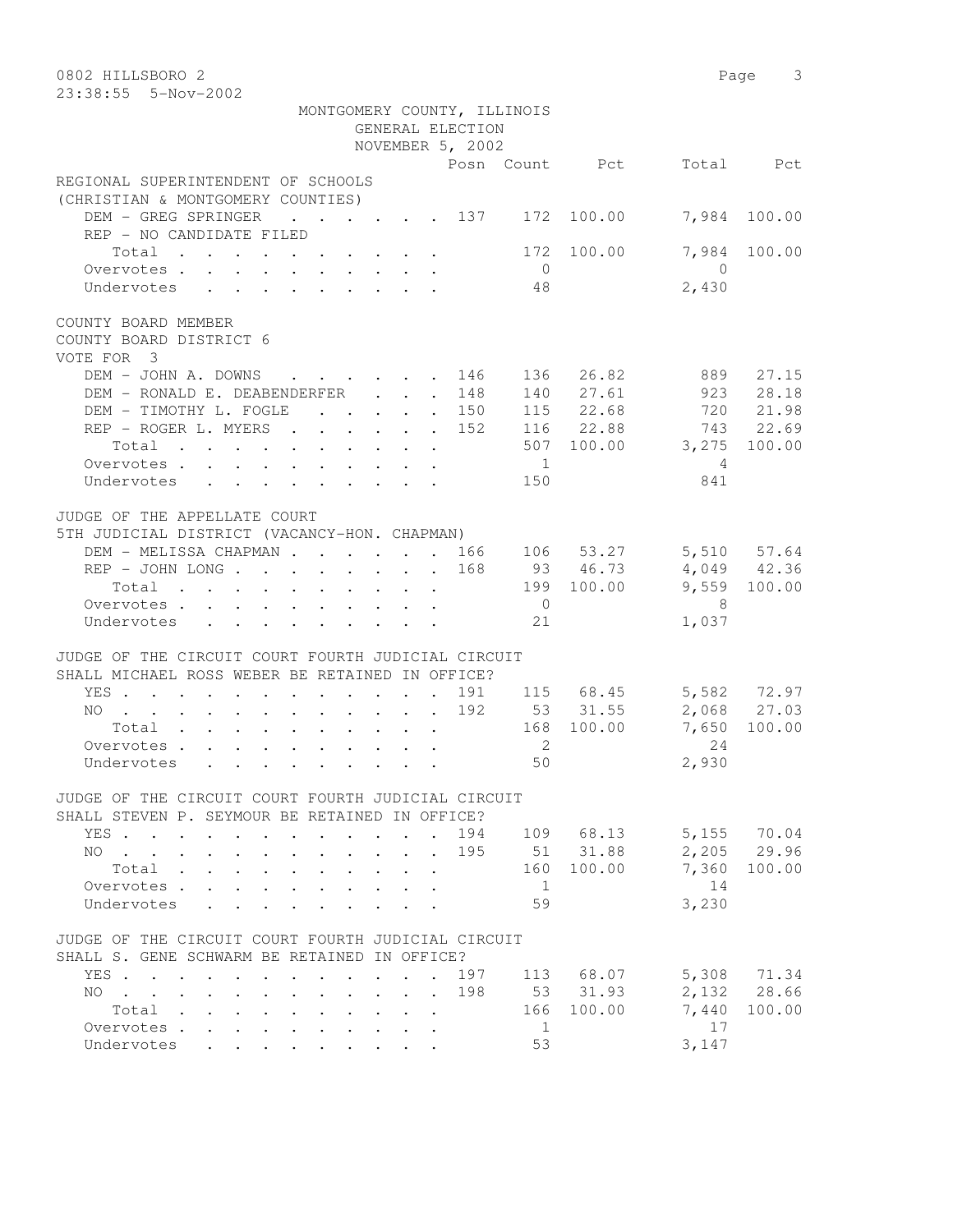0802 HILLSBORO 2

23:38:55 5-Nov-2002

MONTGOMERY COUNTY, ILLINOIS
GENERAL ELECTION
NOVEMBER 5, 2002

| | Posn | Count | Pct | Total | Pct |
|---|---|---|---|---|---|
| **REGIONAL SUPERINTENDENT OF SCHOOLS** | | | | | |
| **(CHRISTIAN & MONTGOMERY COUNTIES)** | | | | | |
| DEM - GREG SPRINGER | 137 | 172 | 100.00 | 7,984 | 100.00 |
| REP - NO CANDIDATE FILED | | | | | |
| Total | | 172 | 100.00 | 7,984 | 100.00 |
| Overvotes | | 0 | | 0 | |
| Undervotes | | 48 | | 2,430 | |
| **COUNTY BOARD MEMBER** | | | | | |
| **COUNTY BOARD DISTRICT 6** | | | | | |
| **VOTE FOR 3** | | | | | |
| DEM - JOHN A. DOWNS | 146 | 136 | 26.82 | 889 | 27.15 |
| DEM - RONALD E. DEABENDERFER | 148 | 140 | 27.61 | 923 | 28.18 |
| DEM - TIMOTHY L. FOGLE | 150 | 115 | 22.68 | 720 | 21.98 |
| REP - ROGER L. MYERS | 152 | 116 | 22.88 | 743 | 22.69 |
| Total | | 507 | 100.00 | 3,275 | 100.00 |
| Overvotes | | 1 | | 4 | |
| Undervotes | | 150 | | 841 | |
| **JUDGE OF THE APPELLATE COURT** | | | | | |
| **5TH JUDICIAL DISTRICT (VACANCY-HON. CHAPMAN)** | | | | | |
| DEM - MELISSA CHAPMAN | 166 | 106 | 53.27 | 5,510 | 57.64 |
| REP - JOHN LONG | 168 | 93 | 46.73 | 4,049 | 42.36 |
| Total | | 199 | 100.00 | 9,559 | 100.00 |
| Overvotes | | 0 | | 8 | |
| Undervotes | | 21 | | 1,037 | |
| **JUDGE OF THE CIRCUIT COURT FOURTH JUDICIAL CIRCUIT** | | | | | |
| **SHALL MICHAEL ROSS WEBER BE RETAINED IN OFFICE?** | | | | | |
| YES | 191 | 115 | 68.45 | 5,582 | 72.97 |
| NO | 192 | 53 | 31.55 | 2,068 | 27.03 |
| Total | | 168 | 100.00 | 7,650 | 100.00 |
| Overvotes | | 2 | | 24 | |
| Undervotes | | 50 | | 2,930 | |
| **JUDGE OF THE CIRCUIT COURT FOURTH JUDICIAL CIRCUIT** | | | | | |
| **SHALL STEVEN P. SEYMOUR BE RETAINED IN OFFICE?** | | | | | |
| YES | 194 | 109 | 68.13 | 5,155 | 70.04 |
| NO | 195 | 51 | 31.88 | 2,205 | 29.96 |
| Total | | 160 | 100.00 | 7,360 | 100.00 |
| Overvotes | | 1 | | 14 | |
| Undervotes | | 59 | | 3,230 | |
| **JUDGE OF THE CIRCUIT COURT FOURTH JUDICIAL CIRCUIT** | | | | | |
| **SHALL S. GENE SCHWARM BE RETAINED IN OFFICE?** | | | | | |
| YES | 197 | 113 | 68.07 | 5,308 | 71.34 |
| NO | 198 | 53 | 31.93 | 2,132 | 28.66 |
| Total | | 166 | 100.00 | 7,440 | 100.00 |
| Overvotes | | 1 | | 17 | |
| Undervotes | | 53 | | 3,147 | |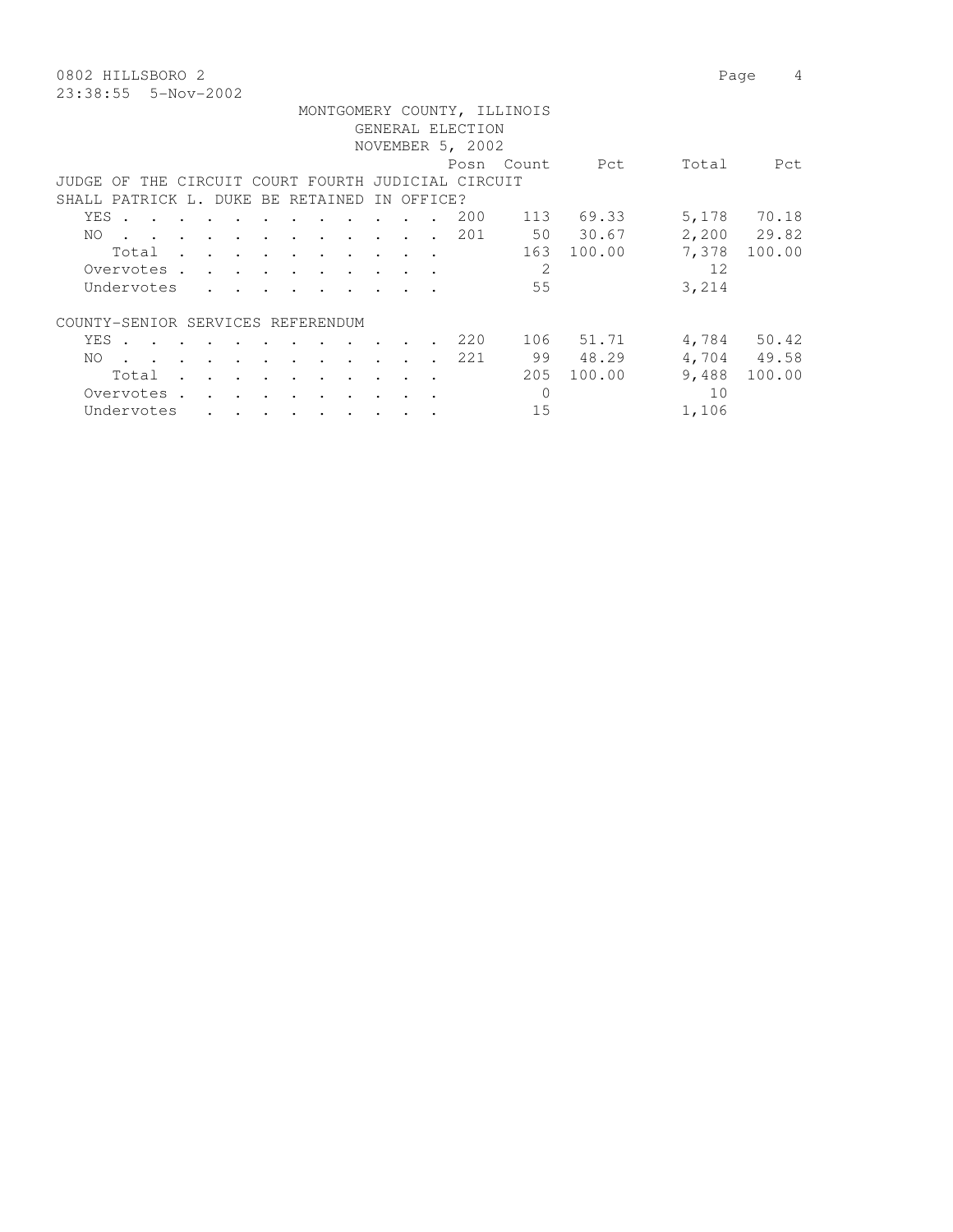MONTGOMERY COUNTY, ILLINOIS
GENERAL ELECTION
NOVEMBER 5, 2002

| | Posn | Count | Pct | Total | Pct |
|---|---|---|---|---|---|
| **JUDGE OF THE CIRCUIT COURT FOURTH JUDICIAL CIRCUIT** | | | | | |
| **SHALL PATRICK L. DUKE BE RETAINED IN OFFICE?** | | | | | |
| YES | 200 | 113 | 69.33 | 5,178 | 70.18 |
| NO | 201 | 50 | 30.67 | 2,200 | 29.82 |
| Total | | 163 | 100.00 | 7,378 | 100.00 |
| Overvotes | | 2 | | 12 | |
| Undervotes | | 55 | | 3,214 | |
| **COUNTY-SENIOR SERVICES REFERENDUM** | | | | | |
| YES | 220 | 106 | 51.71 | 4,784 | 50.42 |
| NO | 221 | 99 | 48.29 | 4,704 | 49.58 |
| Total | | 205 | 100.00 | 9,488 | 100.00 |
| Overvotes | | 0 | | 10 | |
| Undervotes | | 15 | | 1,106 | |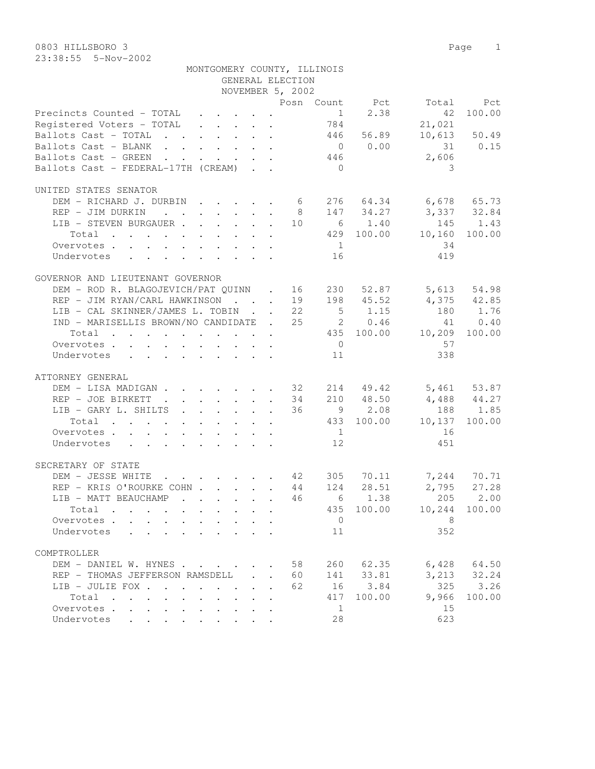0803 HILLSBORO 3

23:38:55 5-Nov-2002

MONTGOMERY COUNTY, ILLINOIS
GENERAL ELECTION
NOVEMBER 5, 2002

| | Posn | Count | Pct | Total | Pct |
|---|---|---|---|---|---|
| Precincts Counted - TOTAL | | 1 | 2.38 | 42 | 100.00 |
| Registered Voters - TOTAL | | 784 | | 21,021 | |
| Ballots Cast - TOTAL | | 446 | 56.89 | 10,613 | 50.49 |
| Ballots Cast - BLANK | | 0 | 0.00 | 31 | 0.15 |
| Ballots Cast - GREEN | | 446 | | 2,606 | |
| Ballots Cast - FEDERAL-17TH (CREAM) | | 0 | | 3 | |

UNITED STATES SENATOR

| | Posn | Count | Pct | Total | Pct |
|---|---|---|---|---|---|
| DEM - RICHARD J. DURBIN | 6 | 276 | 64.34 | 6,678 | 65.73 |
| REP - JIM DURKIN | 8 | 147 | 34.27 | 3,337 | 32.84 |
| LIB - STEVEN BURGAUER | 10 | 6 | 1.40 | 145 | 1.43 |
| Total | | 429 | 100.00 | 10,160 | 100.00 |
| Overvotes | | 1 | | 34 | |
| Undervotes | | 16 | | 419 | |

GOVERNOR AND LIEUTENANT GOVERNOR

| | Posn | Count | Pct | Total | Pct |
|---|---|---|---|---|---|
| DEM - ROD R. BLAGOJEVICH/PAT QUINN | 16 | 230 | 52.87 | 5,613 | 54.98 |
| REP - JIM RYAN/CARL HAWKINSON | 19 | 198 | 45.52 | 4,375 | 42.85 |
| LIB - CAL SKINNER/JAMES L. TOBIN | 22 | 5 | 1.15 | 180 | 1.76 |
| IND - MARISELLIS BROWN/NO CANDIDATE | 25 | 2 | 0.46 | 41 | 0.40 |
| Total | | 435 | 100.00 | 10,209 | 100.00 |
| Overvotes | | 0 | | 57 | |
| Undervotes | | 11 | | 338 | |

ATTORNEY GENERAL

| | Posn | Count | Pct | Total | Pct |
|---|---|---|---|---|---|
| DEM - LISA MADIGAN | 32 | 214 | 49.42 | 5,461 | 53.87 |
| REP - JOE BIRKETT | 34 | 210 | 48.50 | 4,488 | 44.27 |
| LIB - GARY L. SHILTS | 36 | 9 | 2.08 | 188 | 1.85 |
| Total | | 433 | 100.00 | 10,137 | 100.00 |
| Overvotes | | 1 | | 16 | |
| Undervotes | | 12 | | 451 | |

SECRETARY OF STATE

| | Posn | Count | Pct | Total | Pct |
|---|---|---|---|---|---|
| DEM - JESSE WHITE | 42 | 305 | 70.11 | 7,244 | 70.71 |
| REP - KRIS O'ROURKE COHN | 44 | 124 | 28.51 | 2,795 | 27.28 |
| LIB - MATT BEAUCHAMP | 46 | 6 | 1.38 | 205 | 2.00 |
| Total | | 435 | 100.00 | 10,244 | 100.00 |
| Overvotes | | 0 | | 8 | |
| Undervotes | | 11 | | 352 | |

COMPTROLLER

| | Posn | Count | Pct | Total | Pct |
|---|---|---|---|---|---|
| DEM - DANIEL W. HYNES | 58 | 260 | 62.35 | 6,428 | 64.50 |
| REP - THOMAS JEFFERSON RAMSDELL | 60 | 141 | 33.81 | 3,213 | 32.24 |
| LIB - JULIE FOX | 62 | 16 | 3.84 | 325 | 3.26 |
| Total | | 417 | 100.00 | 9,966 | 100.00 |
| Overvotes | | 1 | | 15 | |
| Undervotes | | 28 | | 623 | |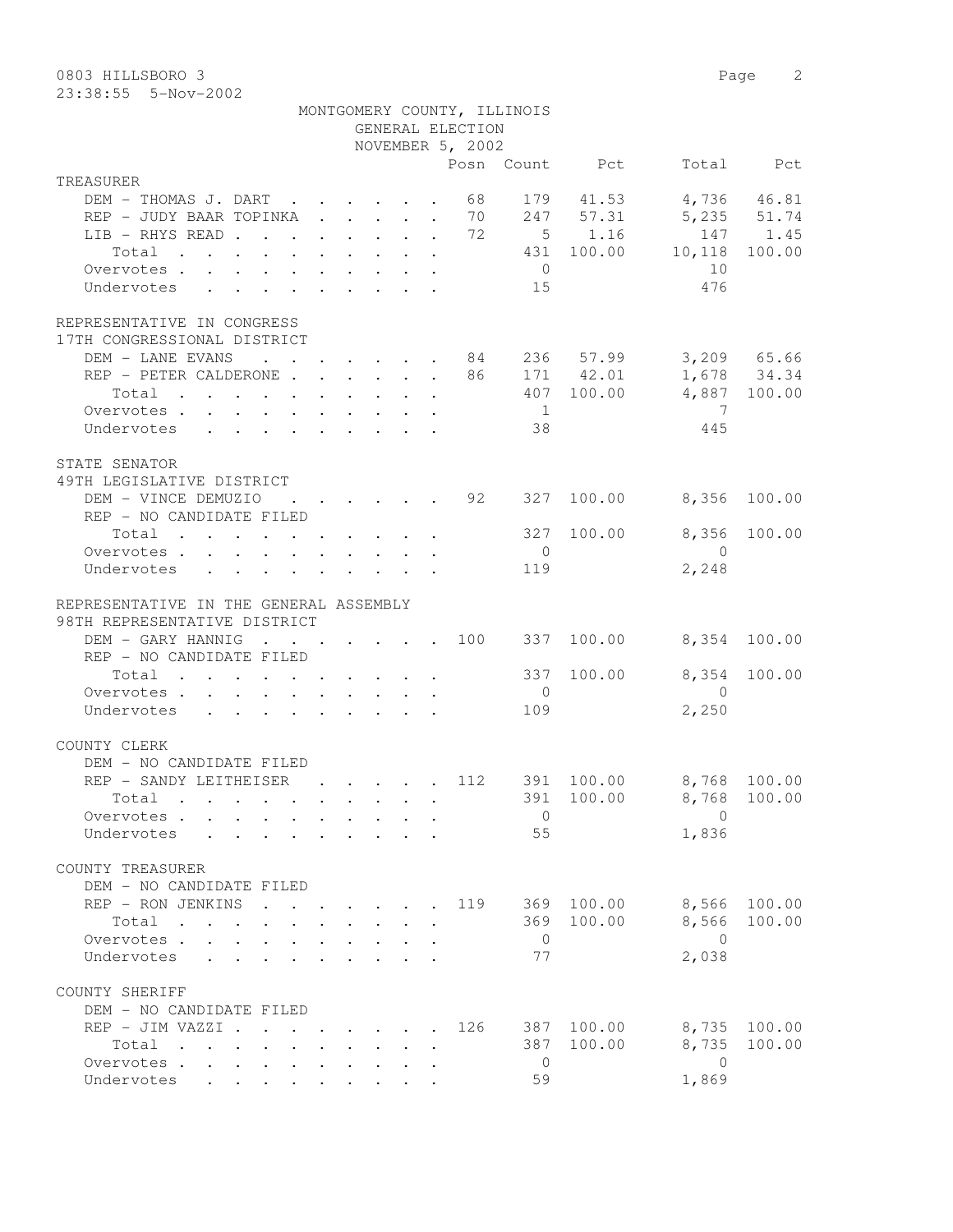0803 HILLSBORO 3

23:38:55 5-Nov-2002

MONTGOMERY COUNTY, ILLINOIS
GENERAL ELECTION
NOVEMBER 5, 2002

| | Posn | Count | Pct | Total | Pct |
|---|---|---|---|---|---|
| **TREASURER** | | | | | |
| DEM - THOMAS J. DART | 68 | 179 | 41.53 | 4,736 | 46.81 |
| REP - JUDY BAAR TOPINKA | 70 | 247 | 57.31 | 5,235 | 51.74 |
| LIB - RHYS READ | 72 | 5 | 1.16 | 147 | 1.45 |
| Total | | 431 | 100.00 | 10,118 | 100.00 |
| Overvotes | | 0 | | 10 | |
| Undervotes | | 15 | | 476 | |
| **REPRESENTATIVE IN CONGRESS** | | | | | |
| **17TH CONGRESSIONAL DISTRICT** | | | | | |
| DEM - LANE EVANS | 84 | 236 | 57.99 | 3,209 | 65.66 |
| REP - PETER CALDERONE | 86 | 171 | 42.01 | 1,678 | 34.34 |
| Total | | 407 | 100.00 | 4,887 | 100.00 |
| Overvotes | | 1 | | 7 | |
| Undervotes | | 38 | | 445 | |
| **STATE SENATOR** | | | | | |
| **49TH LEGISLATIVE DISTRICT** | | | | | |
| DEM - VINCE DEMUZIO | 92 | 327 | 100.00 | 8,356 | 100.00 |
| REP - NO CANDIDATE FILED | | | | | |
| Total | | 327 | 100.00 | 8,356 | 100.00 |
| Overvotes | | 0 | | 0 | |
| Undervotes | | 119 | | 2,248 | |
| **REPRESENTATIVE IN THE GENERAL ASSEMBLY** | | | | | |
| **98TH REPRESENTATIVE DISTRICT** | | | | | |
| DEM - GARY HANNIG | 100 | 337 | 100.00 | 8,354 | 100.00 |
| REP - NO CANDIDATE FILED | | | | | |
| Total | | 337 | 100.00 | 8,354 | 100.00 |
| Overvotes | | 0 | | 0 | |
| Undervotes | | 109 | | 2,250 | |
| **COUNTY CLERK** | | | | | |
| DEM - NO CANDIDATE FILED | | | | | |
| REP - SANDY LEITHEISER | 112 | 391 | 100.00 | 8,768 | 100.00 |
| Total | | 391 | 100.00 | 8,768 | 100.00 |
| Overvotes | | 0 | | 0 | |
| Undervotes | | 55 | | 1,836 | |
| **COUNTY TREASURER** | | | | | |
| DEM - NO CANDIDATE FILED | | | | | |
| REP - RON JENKINS | 119 | 369 | 100.00 | 8,566 | 100.00 |
| Total | | 369 | 100.00 | 8,566 | 100.00 |
| Overvotes | | 0 | | 0 | |
| Undervotes | | 77 | | 2,038 | |
| **COUNTY SHERIFF** | | | | | |
| DEM - NO CANDIDATE FILED | | | | | |
| REP - JIM VAZZI | 126 | 387 | 100.00 | 8,735 | 100.00 |
| Total | | 387 | 100.00 | 8,735 | 100.00 |
| Overvotes | | 0 | | 0 | |
| Undervotes | | 59 | | 1,869 | |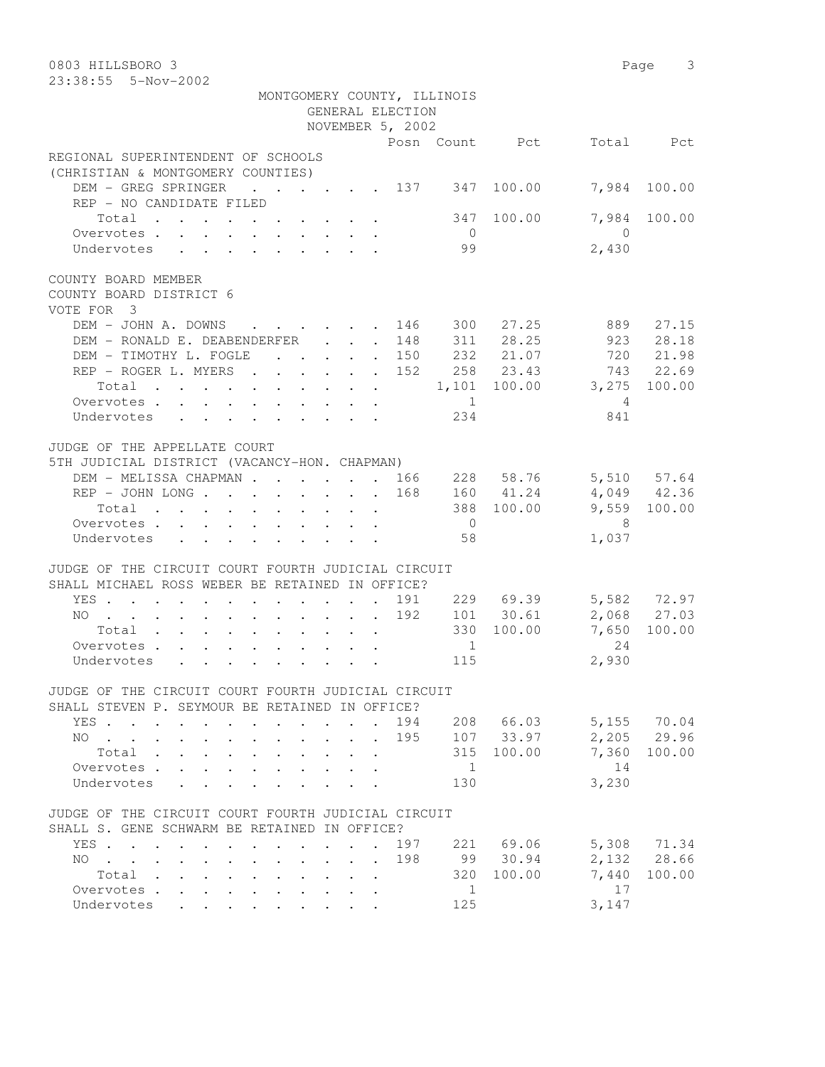MONTGOMERY COUNTY, ILLINOIS
GENERAL ELECTION
NOVEMBER 5, 2002

| | Posn | Count | Pct | Total | Pct |
|---|---|---|---|---|---|
| **REGIONAL SUPERINTENDENT OF SCHOOLS** | | | | | |
| **(CHRISTIAN & MONTGOMERY COUNTIES)** | | | | | |
| DEM - GREG SPRINGER | 137 | 347 | 100.00 | 7,984 | 100.00 |
| REP - NO CANDIDATE FILED | | | | | |
| Total | | 347 | 100.00 | 7,984 | 100.00 |
| Overvotes | | 0 | | 0 | |
| Undervotes | | 99 | | 2,430 | |
| **COUNTY BOARD MEMBER** | | | | | |
| **COUNTY BOARD DISTRICT 6** | | | | | |
| **VOTE FOR 3** | | | | | |
| DEM - JOHN A. DOWNS | 146 | 300 | 27.25 | 889 | 27.15 |
| DEM - RONALD E. DEABENDERFER | 148 | 311 | 28.25 | 923 | 28.18 |
| DEM - TIMOTHY L. FOGLE | 150 | 232 | 21.07 | 720 | 21.98 |
| REP - ROGER L. MYERS | 152 | 258 | 23.43 | 743 | 22.69 |
| Total | | 1,101 | 100.00 | 3,275 | 100.00 |
| Overvotes | | 1 | | 4 | |
| Undervotes | | 234 | | 841 | |
| **JUDGE OF THE APPELLATE COURT** | | | | | |
| **5TH JUDICIAL DISTRICT (VACANCY-HON. CHAPMAN)** | | | | | |
| DEM - MELISSA CHAPMAN | 166 | 228 | 58.76 | 5,510 | 57.64 |
| REP - JOHN LONG | 168 | 160 | 41.24 | 4,049 | 42.36 |
| Total | | 388 | 100.00 | 9,559 | 100.00 |
| Overvotes | | 0 | | 8 | |
| Undervotes | | 58 | | 1,037 | |
| **JUDGE OF THE CIRCUIT COURT FOURTH JUDICIAL CIRCUIT** | | | | | |
| **SHALL MICHAEL ROSS WEBER BE RETAINED IN OFFICE?** | | | | | |
| YES | 191 | 229 | 69.39 | 5,582 | 72.97 |
| NO | 192 | 101 | 30.61 | 2,068 | 27.03 |
| Total | | 330 | 100.00 | 7,650 | 100.00 |
| Overvotes | | 1 | | 24 | |
| Undervotes | | 115 | | 2,930 | |
| **JUDGE OF THE CIRCUIT COURT FOURTH JUDICIAL CIRCUIT** | | | | | |
| **SHALL STEVEN P. SEYMOUR BE RETAINED IN OFFICE?** | | | | | |
| YES | 194 | 208 | 66.03 | 5,155 | 70.04 |
| NO | 195 | 107 | 33.97 | 2,205 | 29.96 |
| Total | | 315 | 100.00 | 7,360 | 100.00 |
| Overvotes | | 1 | | 14 | |
| Undervotes | | 130 | | 3,230 | |
| **JUDGE OF THE CIRCUIT COURT FOURTH JUDICIAL CIRCUIT** | | | | | |
| **SHALL S. GENE SCHWARM BE RETAINED IN OFFICE?** | | | | | |
| YES | 197 | 221 | 69.06 | 5,308 | 71.34 |
| NO | 198 | 99 | 30.94 | 2,132 | 28.66 |
| Total | | 320 | 100.00 | 7,440 | 100.00 |
| Overvotes | | 1 | | 17 | |
| Undervotes | | 125 | | 3,147 | |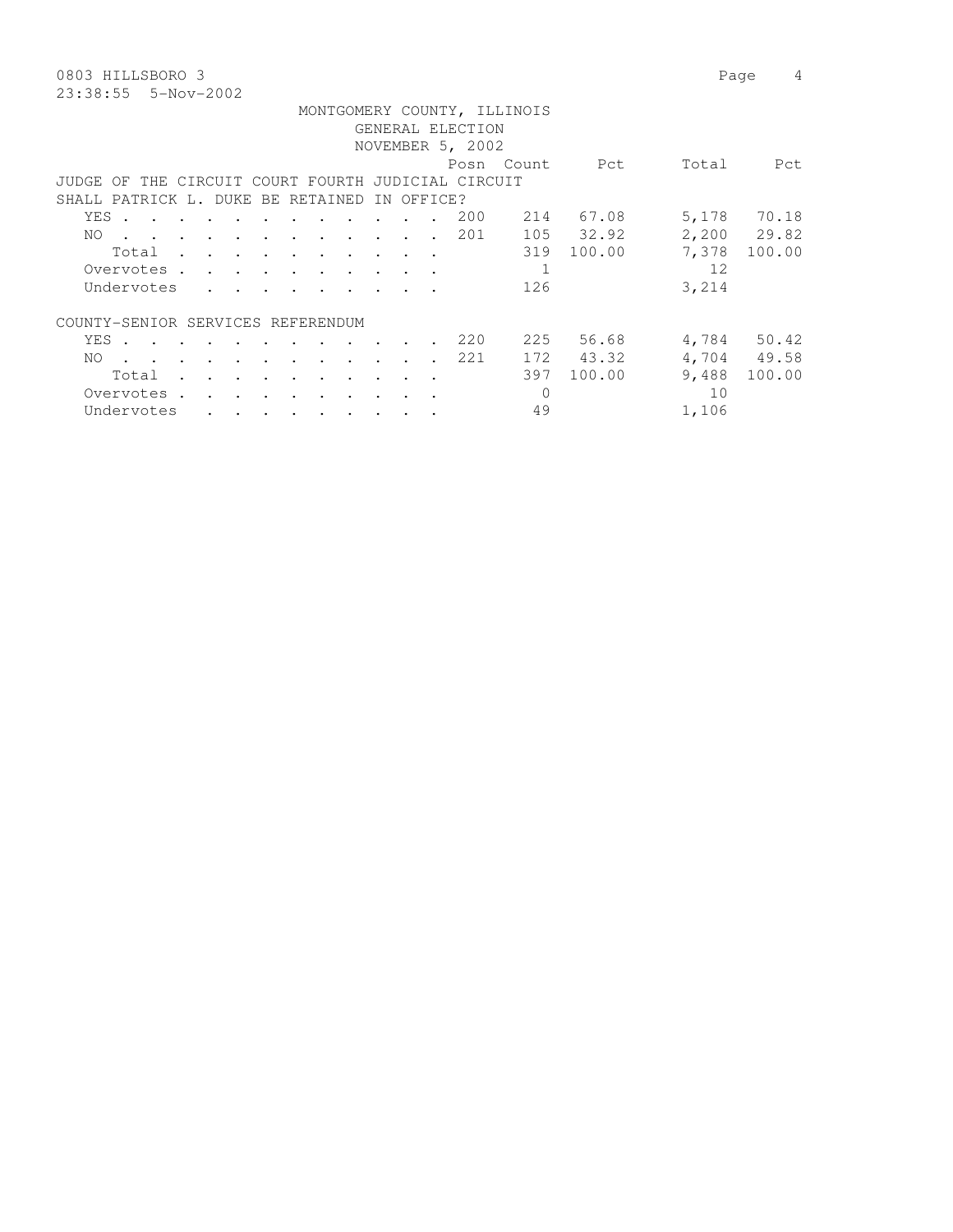MONTGOMERY COUNTY, ILLINOIS
GENERAL ELECTION
NOVEMBER 5, 2002

| | Posn | Count | Pct | Total | Pct |
|---|---|---|---|---|---|
| **JUDGE OF THE CIRCUIT COURT FOURTH JUDICIAL CIRCUIT** | | | | | |
| **SHALL PATRICK L. DUKE BE RETAINED IN OFFICE?** | | | | | |
| YES | 200 | 214 | 67.08 | 5,178 | 70.18 |
| NO | 201 | 105 | 32.92 | 2,200 | 29.82 |
| Total | | 319 | 100.00 | 7,378 | 100.00 |
| Overvotes | | 1 | | 12 | |
| Undervotes | | 126 | | 3,214 | |
| **COUNTY-SENIOR SERVICES REFERENDUM** | | | | | |
| YES | 220 | 225 | 56.68 | 4,784 | 50.42 |
| NO | 221 | 172 | 43.32 | 4,704 | 49.58 |
| Total | | 397 | 100.00 | 9,488 | 100.00 |
| Overvotes | | 0 | | 10 | |
| Undervotes | | 49 | | 1,106 | |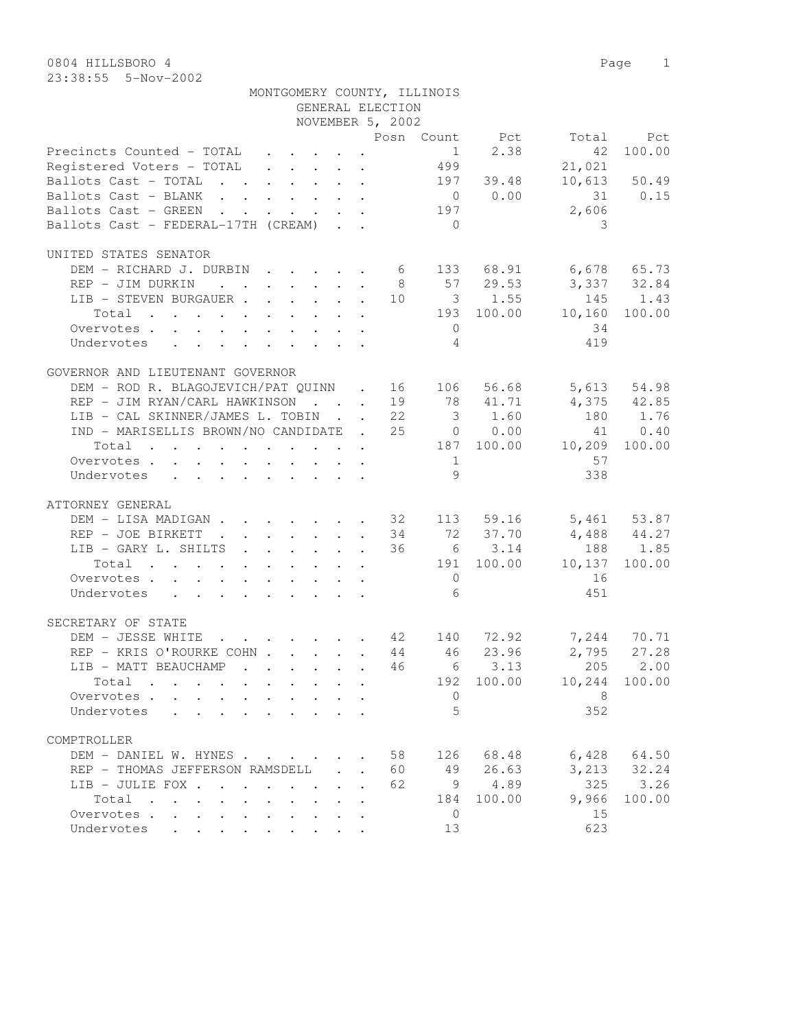0804 HILLSBORO 4

23:38:55 5-Nov-2002

MONTGOMERY COUNTY, ILLINOIS
GENERAL ELECTION
NOVEMBER 5, 2002

| | Posn | Count | Pct | Total | Pct |
|---|---|---|---|---|---|
| Precincts Counted - TOTAL | | 1 | 2.38 | 42 | 100.00 |
| Registered Voters - TOTAL | | 499 | | 21,021 | |
| Ballots Cast - TOTAL | | 197 | 39.48 | 10,613 | 50.49 |
| Ballots Cast - BLANK | | 0 | 0.00 | 31 | 0.15 |
| Ballots Cast - GREEN | | 197 | | 2,606 | |
| Ballots Cast - FEDERAL-17TH (CREAM) | | 0 | | 3 | |

UNITED STATES SENATOR

| | Posn | Count | Pct | Total | Pct |
|---|---|---|---|---|---|
| DEM - RICHARD J. DURBIN | 6 | 133 | 68.91 | 6,678 | 65.73 |
| REP - JIM DURKIN | 8 | 57 | 29.53 | 3,337 | 32.84 |
| LIB - STEVEN BURGAUER | 10 | 3 | 1.55 | 145 | 1.43 |
| Total | | 193 | 100.00 | 10,160 | 100.00 |
| Overvotes | | 0 | | 34 | |
| Undervotes | | 4 | | 419 | |

GOVERNOR AND LIEUTENANT GOVERNOR

| | Posn | Count | Pct | Total | Pct |
|---|---|---|---|---|---|
| DEM - ROD R. BLAGOJEVICH/PAT QUINN | 16 | 106 | 56.68 | 5,613 | 54.98 |
| REP - JIM RYAN/CARL HAWKINSON | 19 | 78 | 41.71 | 4,375 | 42.85 |
| LIB - CAL SKINNER/JAMES L. TOBIN | 22 | 3 | 1.60 | 180 | 1.76 |
| IND - MARISELLIS BROWN/NO CANDIDATE | 25 | 0 | 0.00 | 41 | 0.40 |
| Total | | 187 | 100.00 | 10,209 | 100.00 |
| Overvotes | | 1 | | 57 | |
| Undervotes | | 9 | | 338 | |

ATTORNEY GENERAL

| | Posn | Count | Pct | Total | Pct |
|---|---|---|---|---|---|
| DEM - LISA MADIGAN | 32 | 113 | 59.16 | 5,461 | 53.87 |
| REP - JOE BIRKETT | 34 | 72 | 37.70 | 4,488 | 44.27 |
| LIB - GARY L. SHILTS | 36 | 6 | 3.14 | 188 | 1.85 |
| Total | | 191 | 100.00 | 10,137 | 100.00 |
| Overvotes | | 0 | | 16 | |
| Undervotes | | 6 | | 451 | |

SECRETARY OF STATE

| | Posn | Count | Pct | Total | Pct |
|---|---|---|---|---|---|
| DEM - JESSE WHITE | 42 | 140 | 72.92 | 7,244 | 70.71 |
| REP - KRIS O'ROURKE COHN | 44 | 46 | 23.96 | 2,795 | 27.28 |
| LIB - MATT BEAUCHAMP | 46 | 6 | 3.13 | 205 | 2.00 |
| Total | | 192 | 100.00 | 10,244 | 100.00 |
| Overvotes | | 0 | | 8 | |
| Undervotes | | 5 | | 352 | |

COMPTROLLER

| | Posn | Count | Pct | Total | Pct |
|---|---|---|---|---|---|
| DEM - DANIEL W. HYNES | 58 | 126 | 68.48 | 6,428 | 64.50 |
| REP - THOMAS JEFFERSON RAMSDELL | 60 | 49 | 26.63 | 3,213 | 32.24 |
| LIB - JULIE FOX | 62 | 9 | 4.89 | 325 | 3.26 |
| Total | | 184 | 100.00 | 9,966 | 100.00 |
| Overvotes | | 0 | | 15 | |
| Undervotes | | 13 | | 623 | |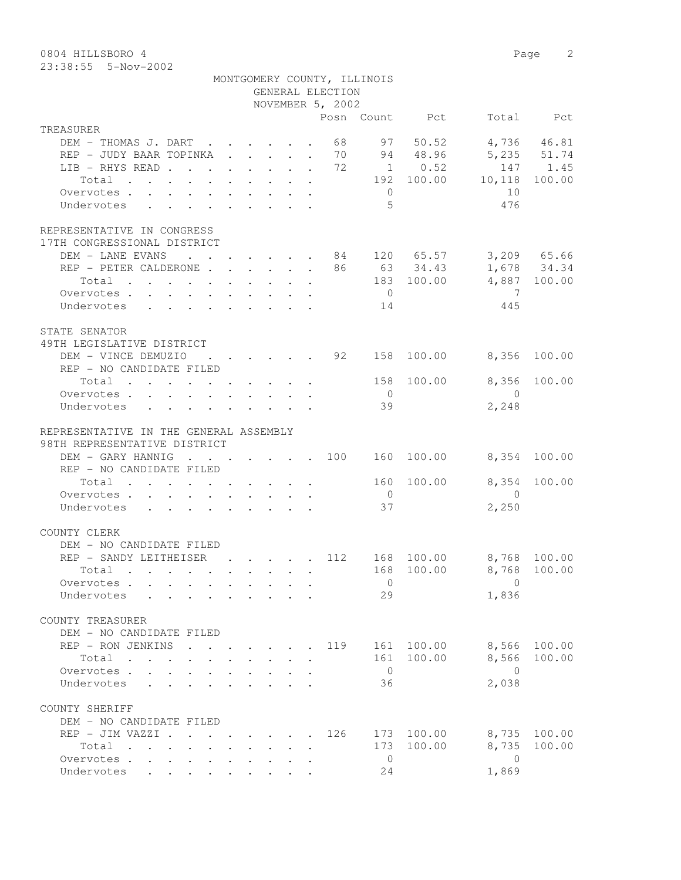0804 HILLSBORO 4

23:38:55 5-Nov-2002

MONTGOMERY COUNTY, ILLINOIS
GENERAL ELECTION
NOVEMBER 5, 2002

| | Posn | Count | Pct | Total | Pct |
|---|---|---|---|---|---|
| **TREASURER** | | | | | |
| DEM - THOMAS J. DART | 68 | 97 | 50.52 | 4,736 | 46.81 |
| REP - JUDY BAAR TOPINKA | 70 | 94 | 48.96 | 5,235 | 51.74 |
| LIB - RHYS READ | 72 | 1 | 0.52 | 147 | 1.45 |
| Total | | 192 | 100.00 | 10,118 | 100.00 |
| Overvotes | | 0 | | 10 | |
| Undervotes | | 5 | | 476 | |
| **REPRESENTATIVE IN CONGRESS** | | | | | |
| 17TH CONGRESSIONAL DISTRICT | | | | | |
| DEM - LANE EVANS | 84 | 120 | 65.57 | 3,209 | 65.66 |
| REP - PETER CALDERONE | 86 | 63 | 34.43 | 1,678 | 34.34 |
| Total | | 183 | 100.00 | 4,887 | 100.00 |
| Overvotes | | 0 | | 7 | |
| Undervotes | | 14 | | 445 | |
| **STATE SENATOR** | | | | | |
| 49TH LEGISLATIVE DISTRICT | | | | | |
| DEM - VINCE DEMUZIO | 92 | 158 | 100.00 | 8,356 | 100.00 |
| REP - NO CANDIDATE FILED | | | | | |
| Total | | 158 | 100.00 | 8,356 | 100.00 |
| Overvotes | | 0 | | 0 | |
| Undervotes | | 39 | | 2,248 | |
| **REPRESENTATIVE IN THE GENERAL ASSEMBLY** | | | | | |
| 98TH REPRESENTATIVE DISTRICT | | | | | |
| DEM - GARY HANNIG | 100 | 160 | 100.00 | 8,354 | 100.00 |
| REP - NO CANDIDATE FILED | | | | | |
| Total | | 160 | 100.00 | 8,354 | 100.00 |
| Overvotes | | 0 | | 0 | |
| Undervotes | | 37 | | 2,250 | |
| **COUNTY CLERK** | | | | | |
| DEM - NO CANDIDATE FILED | | | | | |
| REP - SANDY LEITHEISER | 112 | 168 | 100.00 | 8,768 | 100.00 |
| Total | | 168 | 100.00 | 8,768 | 100.00 |
| Overvotes | | 0 | | 0 | |
| Undervotes | | 29 | | 1,836 | |
| **COUNTY TREASURER** | | | | | |
| DEM - NO CANDIDATE FILED | | | | | |
| REP - RON JENKINS | 119 | 161 | 100.00 | 8,566 | 100.00 |
| Total | | 161 | 100.00 | 8,566 | 100.00 |
| Overvotes | | 0 | | 0 | |
| Undervotes | | 36 | | 2,038 | |
| **COUNTY SHERIFF** | | | | | |
| DEM - NO CANDIDATE FILED | | | | | |
| REP - JIM VAZZI | 126 | 173 | 100.00 | 8,735 | 100.00 |
| Total | | 173 | 100.00 | 8,735 | 100.00 |
| Overvotes | | 0 | | 0 | |
| Undervotes | | 24 | | 1,869 | |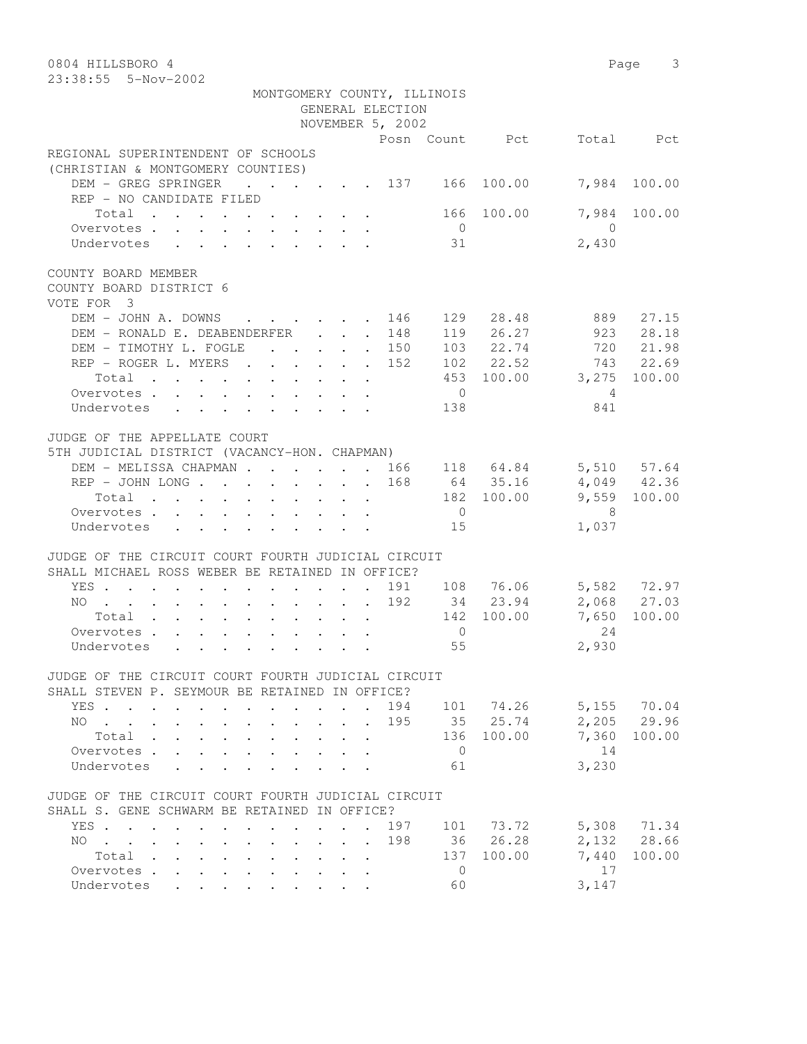0804 HILLSBORO 4

23:38:55 5-Nov-2002

MONTGOMERY COUNTY, ILLINOIS
GENERAL ELECTION
NOVEMBER 5, 2002

| | Posn | Count | Pct | Total | Pct |
|---|---|---|---|---|---|
| **REGIONAL SUPERINTENDENT OF SCHOOLS** | | | | | |
| **(CHRISTIAN & MONTGOMERY COUNTIES)** | | | | | |
| DEM - GREG SPRINGER | 137 | 166 | 100.00 | 7,984 | 100.00 |
| REP - NO CANDIDATE FILED | | | | | |
| Total | | 166 | 100.00 | 7,984 | 100.00 |
| Overvotes | | 0 | | 0 | |
| Undervotes | | 31 | | 2,430 | |
| **COUNTY BOARD MEMBER** | | | | | |
| **COUNTY BOARD DISTRICT 6** | | | | | |
| **VOTE FOR 3** | | | | | |
| DEM - JOHN A. DOWNS | 146 | 129 | 28.48 | 889 | 27.15 |
| DEM - RONALD E. DEABENDERFER | 148 | 119 | 26.27 | 923 | 28.18 |
| DEM - TIMOTHY L. FOGLE | 150 | 103 | 22.74 | 720 | 21.98 |
| REP - ROGER L. MYERS | 152 | 102 | 22.52 | 743 | 22.69 |
| Total | | 453 | 100.00 | 3,275 | 100.00 |
| Overvotes | | 0 | | 4 | |
| Undervotes | | 138 | | 841 | |
| **JUDGE OF THE APPELLATE COURT** | | | | | |
| **5TH JUDICIAL DISTRICT (VACANCY-HON. CHAPMAN)** | | | | | |
| DEM - MELISSA CHAPMAN | 166 | 118 | 64.84 | 5,510 | 57.64 |
| REP - JOHN LONG | 168 | 64 | 35.16 | 4,049 | 42.36 |
| Total | | 182 | 100.00 | 9,559 | 100.00 |
| Overvotes | | 0 | | 8 | |
| Undervotes | | 15 | | 1,037 | |
| **JUDGE OF THE CIRCUIT COURT FOURTH JUDICIAL CIRCUIT** | | | | | |
| **SHALL MICHAEL ROSS WEBER BE RETAINED IN OFFICE?** | | | | | |
| YES | 191 | 108 | 76.06 | 5,582 | 72.97 |
| NO | 192 | 34 | 23.94 | 2,068 | 27.03 |
| Total | | 142 | 100.00 | 7,650 | 100.00 |
| Overvotes | | 0 | | 24 | |
| Undervotes | | 55 | | 2,930 | |
| **JUDGE OF THE CIRCUIT COURT FOURTH JUDICIAL CIRCUIT** | | | | | |
| **SHALL STEVEN P. SEYMOUR BE RETAINED IN OFFICE?** | | | | | |
| YES | 194 | 101 | 74.26 | 5,155 | 70.04 |
| NO | 195 | 35 | 25.74 | 2,205 | 29.96 |
| Total | | 136 | 100.00 | 7,360 | 100.00 |
| Overvotes | | 0 | | 14 | |
| Undervotes | | 61 | | 3,230 | |
| **JUDGE OF THE CIRCUIT COURT FOURTH JUDICIAL CIRCUIT** | | | | | |
| **SHALL S. GENE SCHWARM BE RETAINED IN OFFICE?** | | | | | |
| YES | 197 | 101 | 73.72 | 5,308 | 71.34 |
| NO | 198 | 36 | 26.28 | 2,132 | 28.66 |
| Total | | 137 | 100.00 | 7,440 | 100.00 |
| Overvotes | | 0 | | 17 | |
| Undervotes | | 60 | | 3,147 | |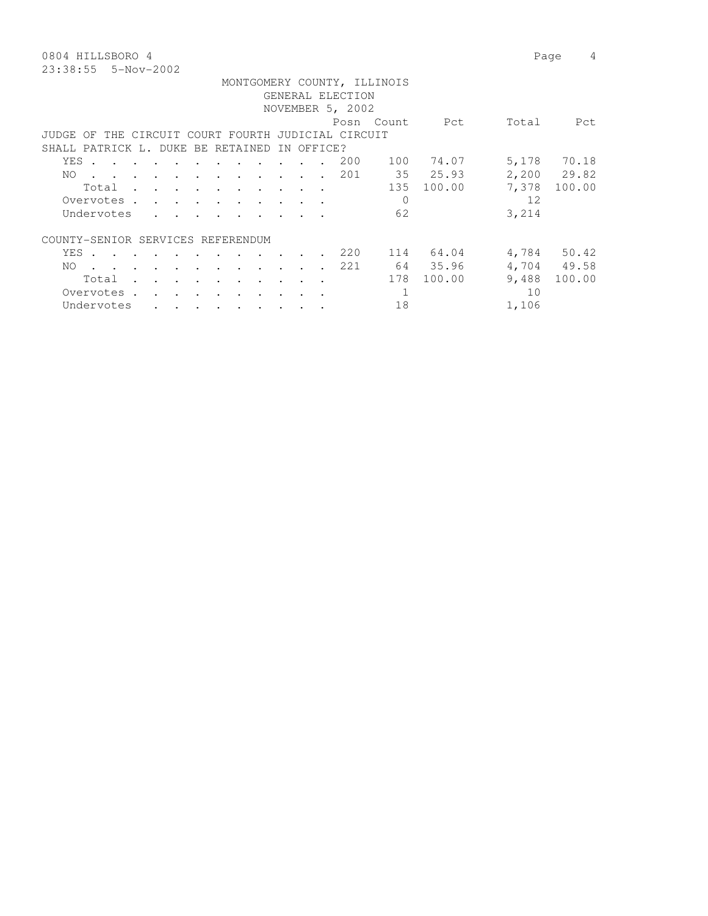MONTGOMERY COUNTY, ILLINOIS
GENERAL ELECTION
NOVEMBER 5, 2002

| | Posn | Count | Pct | Total | Pct |
|---|---|---|---|---|---|
| **JUDGE OF THE CIRCUIT COURT FOURTH JUDICIAL CIRCUIT** | | | | | |
| **SHALL PATRICK L. DUKE BE RETAINED IN OFFICE?** | | | | | |
| YES | 200 | 100 | 74.07 | 5,178 | 70.18 |
| NO | 201 | 35 | 25.93 | 2,200 | 29.82 |
| Total | | 135 | 100.00 | 7,378 | 100.00 |
| Overvotes | | 0 | | 12 | |
| Undervotes | | 62 | | 3,214 | |
| **COUNTY-SENIOR SERVICES REFERENDUM** | | | | | |
| YES | 220 | 114 | 64.04 | 4,784 | 50.42 |
| NO | 221 | 64 | 35.96 | 4,704 | 49.58 |
| Total | | 178 | 100.00 | 9,488 | 100.00 |
| Overvotes | | 1 | | 10 | |
| Undervotes | | 18 | | 1,106 | |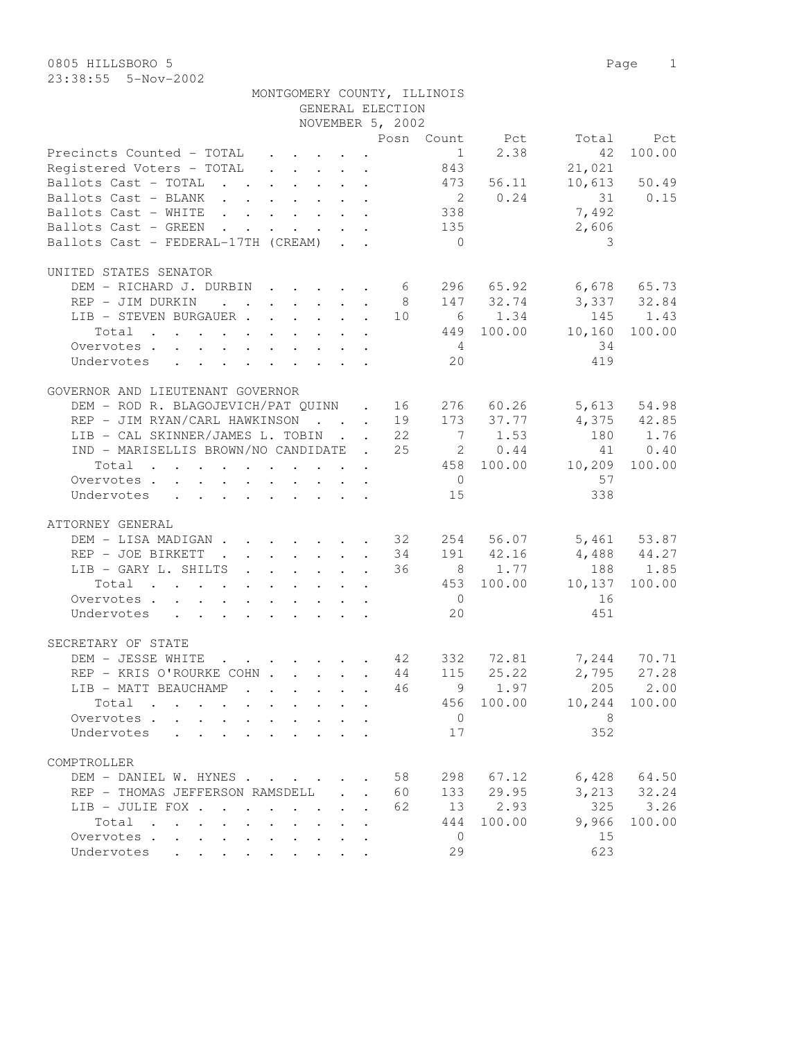0805 HILLSBORO 5

23:38:55 5-Nov-2002

MONTGOMERY COUNTY, ILLINOIS
GENERAL ELECTION
NOVEMBER 5, 2002

| | Posn | Count | Pct | Total | Pct |
|---|---|---|---|---|---|
| Precincts Counted - TOTAL | | 1 | 2.38 | 42 | 100.00 |
| Registered Voters - TOTAL | | 843 | | 21,021 | |
| Ballots Cast - TOTAL | | 473 | 56.11 | 10,613 | 50.49 |
| Ballots Cast - BLANK | | 2 | 0.24 | 31 | 0.15 |
| Ballots Cast - WHITE | | 338 | | 7,492 | |
| Ballots Cast - GREEN | | 135 | | 2,606 | |
| Ballots Cast - FEDERAL-17TH (CREAM) | | 0 | | 3 | |

UNITED STATES SENATOR

| | Posn | Count | Pct | Total | Pct |
|---|---|---|---|---|---|
| DEM - RICHARD J. DURBIN | 6 | 296 | 65.92 | 6,678 | 65.73 |
| REP - JIM DURKIN | 8 | 147 | 32.74 | 3,337 | 32.84 |
| LIB - STEVEN BURGAUER | 10 | 6 | 1.34 | 145 | 1.43 |
| Total | | 449 | 100.00 | 10,160 | 100.00 |
| Overvotes | | 4 | | 34 | |
| Undervotes | | 20 | | 419 | |

GOVERNOR AND LIEUTENANT GOVERNOR

| | Posn | Count | Pct | Total | Pct |
|---|---|---|---|---|---|
| DEM - ROD R. BLAGOJEVICH/PAT QUINN | 16 | 276 | 60.26 | 5,613 | 54.98 |
| REP - JIM RYAN/CARL HAWKINSON | 19 | 173 | 37.77 | 4,375 | 42.85 |
| LIB - CAL SKINNER/JAMES L. TOBIN | 22 | 7 | 1.53 | 180 | 1.76 |
| IND - MARISELLIS BROWN/NO CANDIDATE | 25 | 2 | 0.44 | 41 | 0.40 |
| Total | | 458 | 100.00 | 10,209 | 100.00 |
| Overvotes | | 0 | | 57 | |
| Undervotes | | 15 | | 338 | |

ATTORNEY GENERAL

| | Posn | Count | Pct | Total | Pct |
|---|---|---|---|---|---|
| DEM - LISA MADIGAN | 32 | 254 | 56.07 | 5,461 | 53.87 |
| REP - JOE BIRKETT | 34 | 191 | 42.16 | 4,488 | 44.27 |
| LIB - GARY L. SHILTS | 36 | 8 | 1.77 | 188 | 1.85 |
| Total | | 453 | 100.00 | 10,137 | 100.00 |
| Overvotes | | 0 | | 16 | |
| Undervotes | | 20 | | 451 | |

SECRETARY OF STATE

| | Posn | Count | Pct | Total | Pct |
|---|---|---|---|---|---|
| DEM - JESSE WHITE | 42 | 332 | 72.81 | 7,244 | 70.71 |
| REP - KRIS O'ROURKE COHN | 44 | 115 | 25.22 | 2,795 | 27.28 |
| LIB - MATT BEAUCHAMP | 46 | 9 | 1.97 | 205 | 2.00 |
| Total | | 456 | 100.00 | 10,244 | 100.00 |
| Overvotes | | 0 | | 8 | |
| Undervotes | | 17 | | 352 | |

COMPTROLLER

| | Posn | Count | Pct | Total | Pct |
|---|---|---|---|---|---|
| DEM - DANIEL W. HYNES | 58 | 298 | 67.12 | 6,428 | 64.50 |
| REP - THOMAS JEFFERSON RAMSDELL | 60 | 133 | 29.95 | 3,213 | 32.24 |
| LIB - JULIE FOX | 62 | 13 | 2.93 | 325 | 3.26 |
| Total | | 444 | 100.00 | 9,966 | 100.00 |
| Overvotes | | 0 | | 15 | |
| Undervotes | | 29 | | 623 | |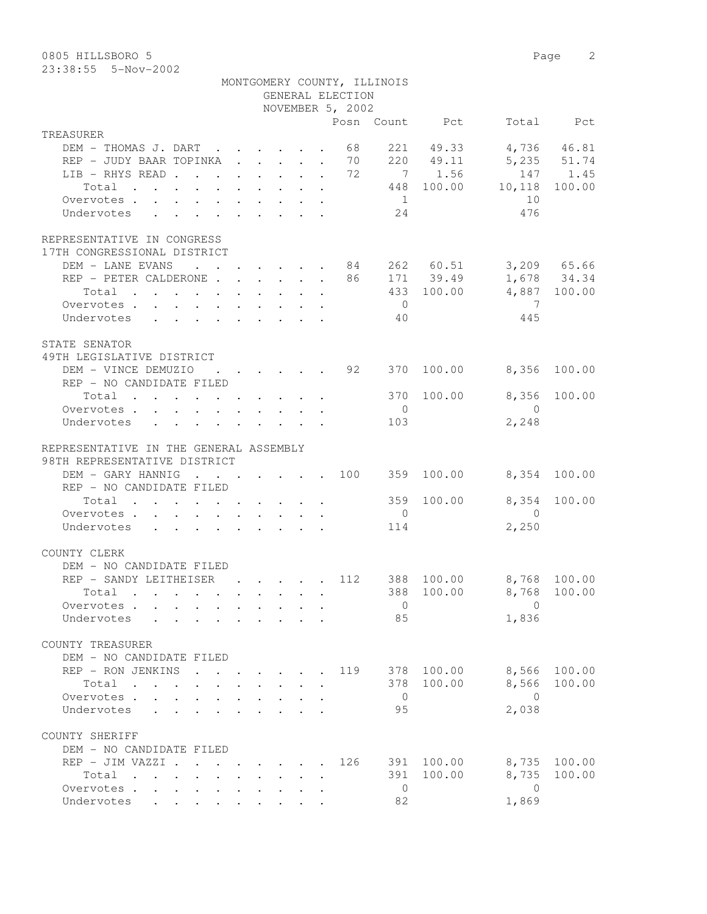0805 HILLSBORO 5

23:38:55 5-Nov-2002

MONTGOMERY COUNTY, ILLINOIS
GENERAL ELECTION
NOVEMBER 5, 2002

| | Posn | Count | Pct | Total | Pct |
|---|---|---|---|---|---|
| **TREASURER** | | | | | |
| DEM - THOMAS J. DART | 68 | 221 | 49.33 | 4,736 | 46.81 |
| REP - JUDY BAAR TOPINKA | 70 | 220 | 49.11 | 5,235 | 51.74 |
| LIB - RHYS READ | 72 | 7 | 1.56 | 147 | 1.45 |
| Total | | 448 | 100.00 | 10,118 | 100.00 |
| Overvotes | | 1 | | 10 | |
| Undervotes | | 24 | | 476 | |
| **REPRESENTATIVE IN CONGRESS** | | | | | |
| 17TH CONGRESSIONAL DISTRICT | | | | | |
| DEM - LANE EVANS | 84 | 262 | 60.51 | 3,209 | 65.66 |
| REP - PETER CALDERONE | 86 | 171 | 39.49 | 1,678 | 34.34 |
| Total | | 433 | 100.00 | 4,887 | 100.00 |
| Overvotes | | 0 | | 7 | |
| Undervotes | | 40 | | 445 | |
| **STATE SENATOR** | | | | | |
| 49TH LEGISLATIVE DISTRICT | | | | | |
| DEM - VINCE DEMUZIO | 92 | 370 | 100.00 | 8,356 | 100.00 |
| REP - NO CANDIDATE FILED | | | | | |
| Total | | 370 | 100.00 | 8,356 | 100.00 |
| Overvotes | | 0 | | 0 | |
| Undervotes | | 103 | | 2,248 | |
| **REPRESENTATIVE IN THE GENERAL ASSEMBLY** | | | | | |
| 98TH REPRESENTATIVE DISTRICT | | | | | |
| DEM - GARY HANNIG | 100 | 359 | 100.00 | 8,354 | 100.00 |
| REP - NO CANDIDATE FILED | | | | | |
| Total | | 359 | 100.00 | 8,354 | 100.00 |
| Overvotes | | 0 | | 0 | |
| Undervotes | | 114 | | 2,250 | |
| **COUNTY CLERK** | | | | | |
| DEM - NO CANDIDATE FILED | | | | | |
| REP - SANDY LEITHEISER | 112 | 388 | 100.00 | 8,768 | 100.00 |
| Total | | 388 | 100.00 | 8,768 | 100.00 |
| Overvotes | | 0 | | 0 | |
| Undervotes | | 85 | | 1,836 | |
| **COUNTY TREASURER** | | | | | |
| DEM - NO CANDIDATE FILED | | | | | |
| REP - RON JENKINS | 119 | 378 | 100.00 | 8,566 | 100.00 |
| Total | | 378 | 100.00 | 8,566 | 100.00 |
| Overvotes | | 0 | | 0 | |
| Undervotes | | 95 | | 2,038 | |
| **COUNTY SHERIFF** | | | | | |
| DEM - NO CANDIDATE FILED | | | | | |
| REP - JIM VAZZI | 126 | 391 | 100.00 | 8,735 | 100.00 |
| Total | | 391 | 100.00 | 8,735 | 100.00 |
| Overvotes | | 0 | | 0 | |
| Undervotes | | 82 | | 1,869 | |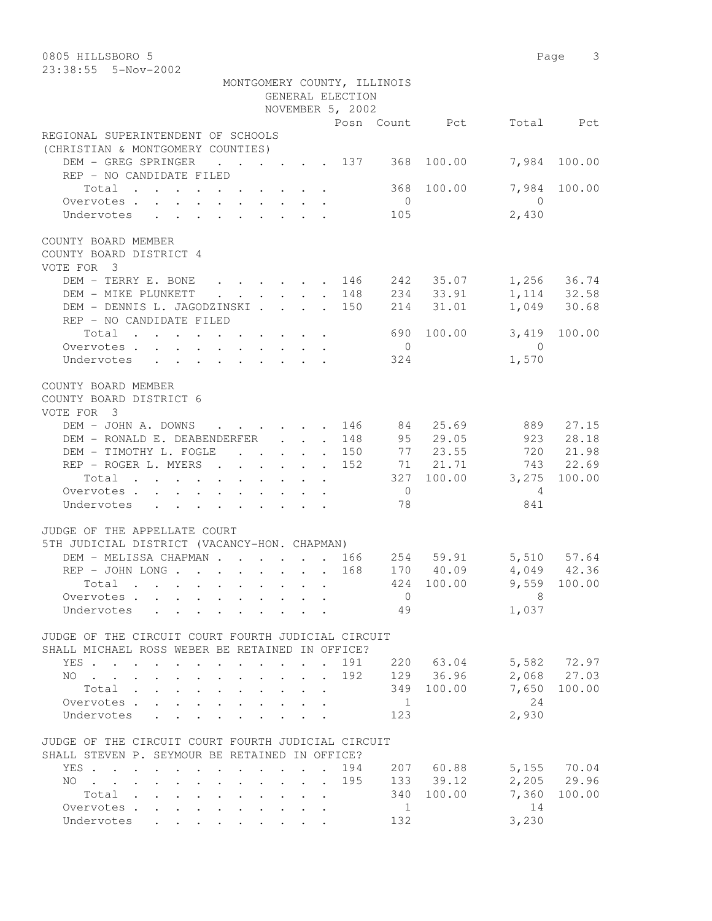0805 HILLSBORO 5

23:38:55 5-Nov-2002

MONTGOMERY COUNTY, ILLINOIS
GENERAL ELECTION
NOVEMBER 5, 2002

## REGIONAL SUPERINTENDENT OF SCHOOLS
(CHRISTIAN & MONTGOMERY COUNTIES)

| | Posn | Count | Pct | Total | Pct |
|---|---|---|---|---|---|
| DEM - GREG SPRINGER | 137 | 368 | 100.00 | 7,984 | 100.00 |
| REP - NO CANDIDATE FILED | | | | | |
| Total | | 368 | 100.00 | 7,984 | 100.00 |
| Overvotes | | 0 | | 0 | |
| Undervotes | | 105 | | 2,430 | |

## COUNTY BOARD MEMBER
COUNTY BOARD DISTRICT 4
VOTE FOR 3

| | Posn | Count | Pct | Total | Pct |
|---|---|---|---|---|---|
| DEM - TERRY E. BONE | 146 | 242 | 35.07 | 1,256 | 36.74 |
| DEM - MIKE PLUNKETT | 148 | 234 | 33.91 | 1,114 | 32.58 |
| DEM - DENNIS L. JAGODZINSKI | 150 | 214 | 31.01 | 1,049 | 30.68 |
| REP - NO CANDIDATE FILED | | | | | |
| Total | | 690 | 100.00 | 3,419 | 100.00 |
| Overvotes | | 0 | | 0 | |
| Undervotes | | 324 | | 1,570 | |

## COUNTY BOARD MEMBER
COUNTY BOARD DISTRICT 6
VOTE FOR 3

| | Posn | Count | Pct | Total | Pct |
|---|---|---|---|---|---|
| DEM - JOHN A. DOWNS | 146 | 84 | 25.69 | 889 | 27.15 |
| DEM - RONALD E. DEABENDERFER | 148 | 95 | 29.05 | 923 | 28.18 |
| DEM - TIMOTHY L. FOGLE | 150 | 77 | 23.55 | 720 | 21.98 |
| REP - ROGER L. MYERS | 152 | 71 | 21.71 | 743 | 22.69 |
| Total | | 327 | 100.00 | 3,275 | 100.00 |
| Overvotes | | 0 | | 4 | |
| Undervotes | | 78 | | 841 | |

## JUDGE OF THE APPELLATE COURT
5TH JUDICIAL DISTRICT (VACANCY-HON. CHAPMAN)

| | Posn | Count | Pct | Total | Pct |
|---|---|---|---|---|---|
| DEM - MELISSA CHAPMAN | 166 | 254 | 59.91 | 5,510 | 57.64 |
| REP - JOHN LONG | 168 | 170 | 40.09 | 4,049 | 42.36 |
| Total | | 424 | 100.00 | 9,559 | 100.00 |
| Overvotes | | 0 | | 8 | |
| Undervotes | | 49 | | 1,037 | |

## JUDGE OF THE CIRCUIT COURT FOURTH JUDICIAL CIRCUIT
SHALL MICHAEL ROSS WEBER BE RETAINED IN OFFICE?

| | Posn | Count | Pct | Total | Pct |
|---|---|---|---|---|---|
| YES | 191 | 220 | 63.04 | 5,582 | 72.97 |
| NO | 192 | 129 | 36.96 | 2,068 | 27.03 |
| Total | | 349 | 100.00 | 7,650 | 100.00 |
| Overvotes | | 1 | | 24 | |
| Undervotes | | 123 | | 2,930 | |

## JUDGE OF THE CIRCUIT COURT FOURTH JUDICIAL CIRCUIT
SHALL STEVEN P. SEYMOUR BE RETAINED IN OFFICE?

| | Posn | Count | Pct | Total | Pct |
|---|---|---|---|---|---|
| YES | 194 | 207 | 60.88 | 5,155 | 70.04 |
| NO | 195 | 133 | 39.12 | 2,205 | 29.96 |
| Total | | 340 | 100.00 | 7,360 | 100.00 |
| Overvotes | | 1 | | 14 | |
| Undervotes | | 132 | | 3,230 | |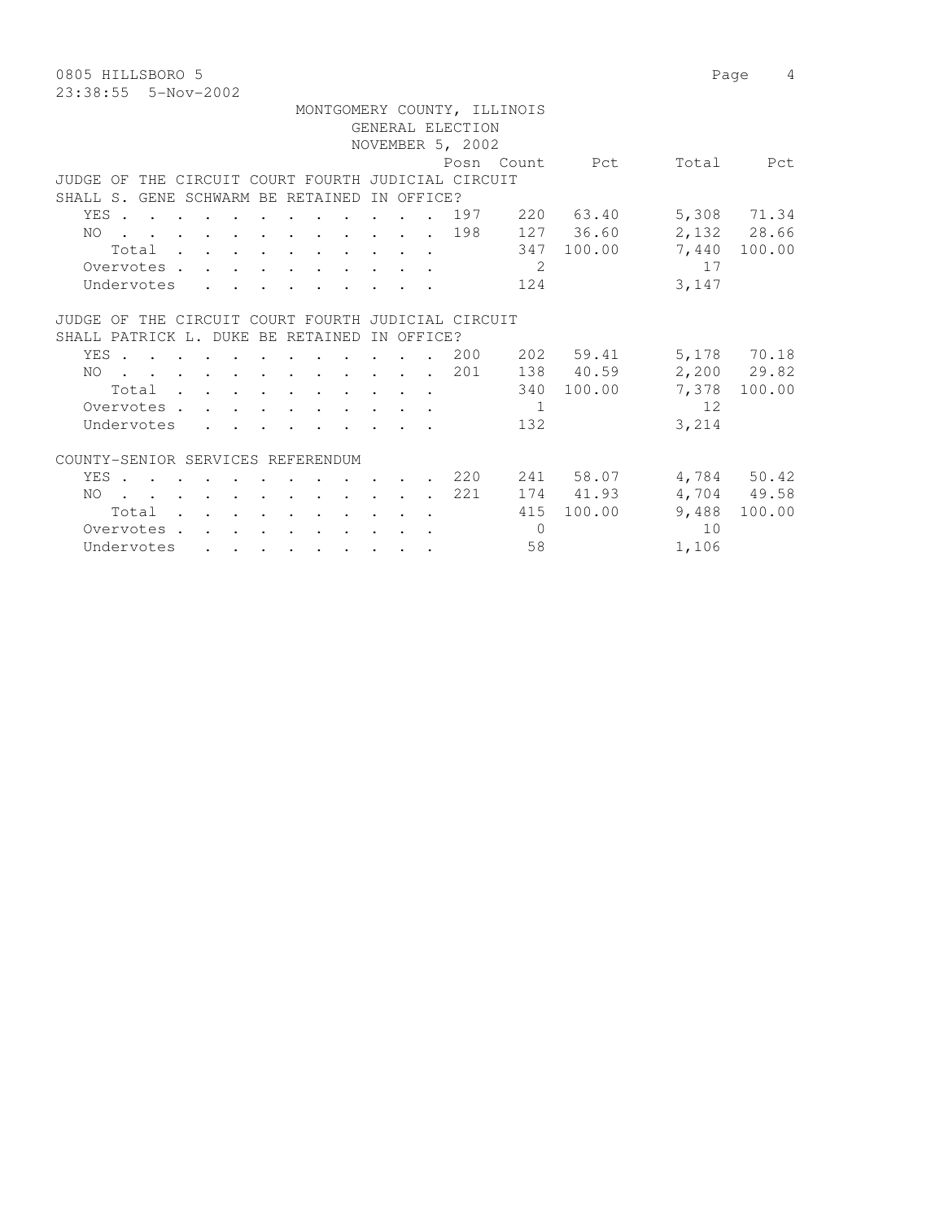0805 HILLSBORO 5

23:38:55 5-Nov-2002

MONTGOMERY COUNTY, ILLINOIS
GENERAL ELECTION
NOVEMBER 5, 2002

| | Posn | Count | Pct | Total | Pct |
|---|---|---|---|---|---|
| **JUDGE OF THE CIRCUIT COURT FOURTH JUDICIAL CIRCUIT SHALL S. GENE SCHWARM BE RETAINED IN OFFICE?** | | | | | |
| YES | 197 | 220 | 63.40 | 5,308 | 71.34 |
| NO | 198 | 127 | 36.60 | 2,132 | 28.66 |
| Total | | 347 | 100.00 | 7,440 | 100.00 |
| Overvotes | | 2 | | 17 | |
| Undervotes | | 124 | | 3,147 | |
| **JUDGE OF THE CIRCUIT COURT FOURTH JUDICIAL CIRCUIT SHALL PATRICK L. DUKE BE RETAINED IN OFFICE?** | | | | | |
| YES | 200 | 202 | 59.41 | 5,178 | 70.18 |
| NO | 201 | 138 | 40.59 | 2,200 | 29.82 |
| Total | | 340 | 100.00 | 7,378 | 100.00 |
| Overvotes | | 1 | | 12 | |
| Undervotes | | 132 | | 3,214 | |
| **COUNTY-SENIOR SERVICES REFERENDUM** | | | | | |
| YES | 220 | 241 | 58.07 | 4,784 | 50.42 |
| NO | 221 | 174 | 41.93 | 4,704 | 49.58 |
| Total | | 415 | 100.00 | 9,488 | 100.00 |
| Overvotes | | 0 | | 10 | |
| Undervotes | | 58 | | 1,106 | |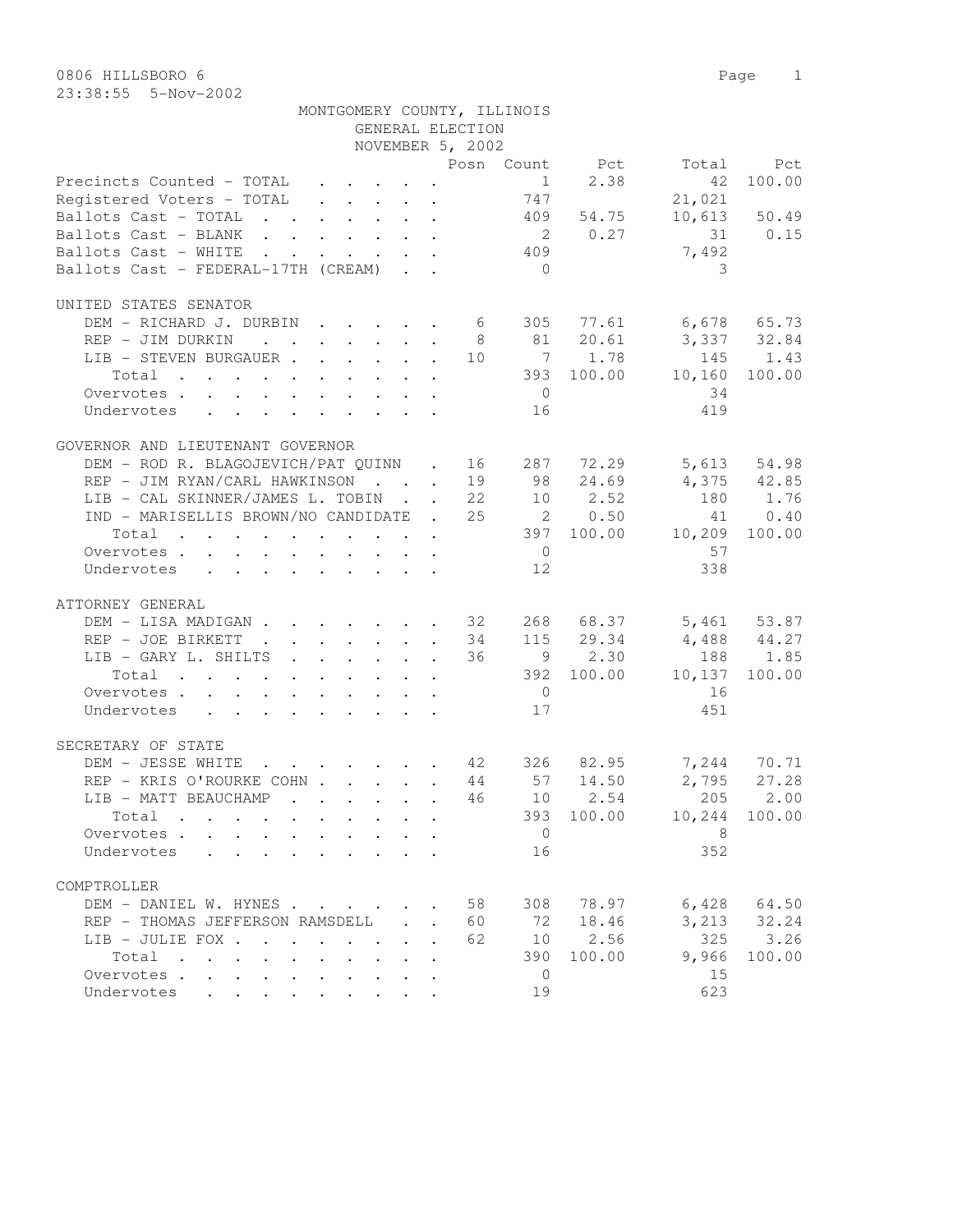0806 HILLSBORO 6

23:38:55 5-Nov-2002

MONTGOMERY COUNTY, ILLINOIS

GENERAL ELECTION

NOVEMBER 5, 2002

| | Posn | Count | Pct | Total | Pct |
|---|---|---|---|---|---|
| Precincts Counted - TOTAL | | 1 | 2.38 | 42 | 100.00 |
| Registered Voters - TOTAL | | 747 | | 21,021 | |
| Ballots Cast - TOTAL | | 409 | 54.75 | 10,613 | 50.49 |
| Ballots Cast - BLANK | | 2 | 0.27 | 31 | 0.15 |
| Ballots Cast - WHITE | | 409 | | 7,492 | |
| Ballots Cast - FEDERAL-17TH (CREAM) | | 0 | | 3 | |

UNITED STATES SENATOR

| | Posn | Count | Pct | Total | Pct |
|---|---|---|---|---|---|
| DEM - RICHARD J. DURBIN | 6 | 305 | 77.61 | 6,678 | 65.73 |
| REP - JIM DURKIN | 8 | 81 | 20.61 | 3,337 | 32.84 |
| LIB - STEVEN BURGAUER | 10 | 7 | 1.78 | 145 | 1.43 |
| Total | | 393 | 100.00 | 10,160 | 100.00 |
| Overvotes | | 0 | | 34 | |
| Undervotes | | 16 | | 419 | |

GOVERNOR AND LIEUTENANT GOVERNOR

| | Posn | Count | Pct | Total | Pct |
|---|---|---|---|---|---|
| DEM - ROD R. BLAGOJEVICH/PAT QUINN | 16 | 287 | 72.29 | 5,613 | 54.98 |
| REP - JIM RYAN/CARL HAWKINSON | 19 | 98 | 24.69 | 4,375 | 42.85 |
| LIB - CAL SKINNER/JAMES L. TOBIN | 22 | 10 | 2.52 | 180 | 1.76 |
| IND - MARISELLIS BROWN/NO CANDIDATE | 25 | 2 | 0.50 | 41 | 0.40 |
| Total | | 397 | 100.00 | 10,209 | 100.00 |
| Overvotes | | 0 | | 57 | |
| Undervotes | | 12 | | 338 | |

ATTORNEY GENERAL

| | Posn | Count | Pct | Total | Pct |
|---|---|---|---|---|---|
| DEM - LISA MADIGAN | 32 | 268 | 68.37 | 5,461 | 53.87 |
| REP - JOE BIRKETT | 34 | 115 | 29.34 | 4,488 | 44.27 |
| LIB - GARY L. SHILTS | 36 | 9 | 2.30 | 188 | 1.85 |
| Total | | 392 | 100.00 | 10,137 | 100.00 |
| Overvotes | | 0 | | 16 | |
| Undervotes | | 17 | | 451 | |

SECRETARY OF STATE

| | Posn | Count | Pct | Total | Pct |
|---|---|---|---|---|---|
| DEM - JESSE WHITE | 42 | 326 | 82.95 | 7,244 | 70.71 |
| REP - KRIS O'ROURKE COHN | 44 | 57 | 14.50 | 2,795 | 27.28 |
| LIB - MATT BEAUCHAMP | 46 | 10 | 2.54 | 205 | 2.00 |
| Total | | 393 | 100.00 | 10,244 | 100.00 |
| Overvotes | | 0 | | 8 | |
| Undervotes | | 16 | | 352 | |

COMPTROLLER

| | Posn | Count | Pct | Total | Pct |
|---|---|---|---|---|---|
| DEM - DANIEL W. HYNES | 58 | 308 | 78.97 | 6,428 | 64.50 |
| REP - THOMAS JEFFERSON RAMSDELL | 60 | 72 | 18.46 | 3,213 | 32.24 |
| LIB - JULIE FOX | 62 | 10 | 2.56 | 325 | 3.26 |
| Total | | 390 | 100.00 | 9,966 | 100.00 |
| Overvotes | | 0 | | 15 | |
| Undervotes | | 19 | | 623 | |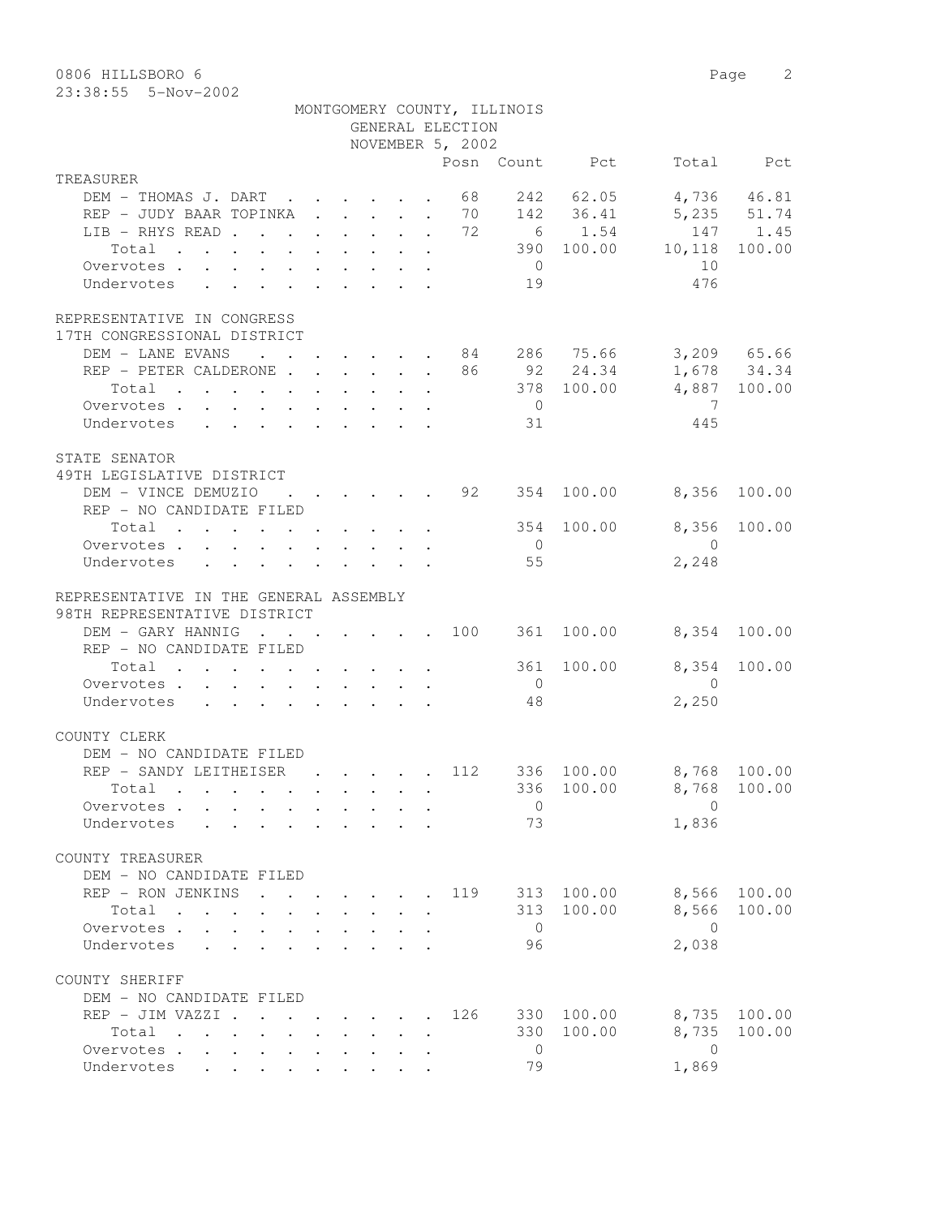0806 HILLSBORO 6

23:38:55 5-Nov-2002

MONTGOMERY COUNTY, ILLINOIS
GENERAL ELECTION
NOVEMBER 5, 2002

| | Posn | Count | Pct | Total | Pct |
|---|---|---|---|---|---|
| **TREASURER** | | | | | |
| DEM - THOMAS J. DART | 68 | 242 | 62.05 | 4,736 | 46.81 |
| REP - JUDY BAAR TOPINKA | 70 | 142 | 36.41 | 5,235 | 51.74 |
| LIB - RHYS READ | 72 | 6 | 1.54 | 147 | 1.45 |
| Total | | 390 | 100.00 | 10,118 | 100.00 |
| Overvotes | | 0 | | 10 | |
| Undervotes | | 19 | | 476 | |
| **REPRESENTATIVE IN CONGRESS** | | | | | |
| **17TH CONGRESSIONAL DISTRICT** | | | | | |
| DEM - LANE EVANS | 84 | 286 | 75.66 | 3,209 | 65.66 |
| REP - PETER CALDERONE | 86 | 92 | 24.34 | 1,678 | 34.34 |
| Total | | 378 | 100.00 | 4,887 | 100.00 |
| Overvotes | | 0 | | 7 | |
| Undervotes | | 31 | | 445 | |
| **STATE SENATOR** | | | | | |
| **49TH LEGISLATIVE DISTRICT** | | | | | |
| DEM - VINCE DEMUZIO | 92 | 354 | 100.00 | 8,356 | 100.00 |
| REP - NO CANDIDATE FILED | | | | | |
| Total | | 354 | 100.00 | 8,356 | 100.00 |
| Overvotes | | 0 | | 0 | |
| Undervotes | | 55 | | 2,248 | |
| **REPRESENTATIVE IN THE GENERAL ASSEMBLY** | | | | | |
| **98TH REPRESENTATIVE DISTRICT** | | | | | |
| DEM - GARY HANNIG | 100 | 361 | 100.00 | 8,354 | 100.00 |
| REP - NO CANDIDATE FILED | | | | | |
| Total | | 361 | 100.00 | 8,354 | 100.00 |
| Overvotes | | 0 | | 0 | |
| Undervotes | | 48 | | 2,250 | |
| **COUNTY CLERK** | | | | | |
| DEM - NO CANDIDATE FILED | | | | | |
| REP - SANDY LEITHEISER | 112 | 336 | 100.00 | 8,768 | 100.00 |
| Total | | 336 | 100.00 | 8,768 | 100.00 |
| Overvotes | | 0 | | 0 | |
| Undervotes | | 73 | | 1,836 | |
| **COUNTY TREASURER** | | | | | |
| DEM - NO CANDIDATE FILED | | | | | |
| REP - RON JENKINS | 119 | 313 | 100.00 | 8,566 | 100.00 |
| Total | | 313 | 100.00 | 8,566 | 100.00 |
| Overvotes | | 0 | | 0 | |
| Undervotes | | 96 | | 2,038 | |
| **COUNTY SHERIFF** | | | | | |
| DEM - NO CANDIDATE FILED | | | | | |
| REP - JIM VAZZI | 126 | 330 | 100.00 | 8,735 | 100.00 |
| Total | | 330 | 100.00 | 8,735 | 100.00 |
| Overvotes | | 0 | | 0 | |
| Undervotes | | 79 | | 1,869 | |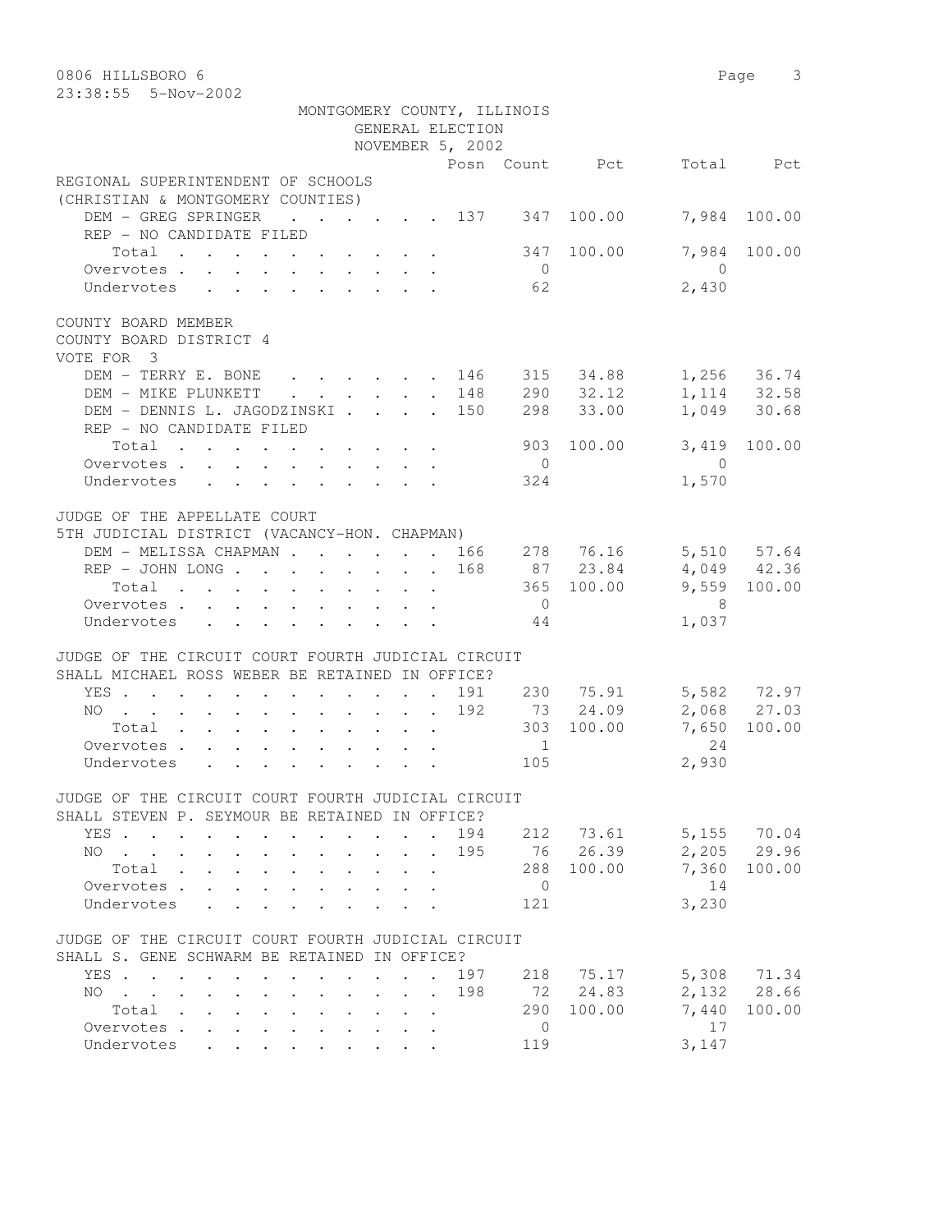MONTGOMERY COUNTY, ILLINOIS
GENERAL ELECTION
NOVEMBER 5, 2002

| | Posn | Count | Pct | Total | Pct |
|---|---|---|---|---|---|
| **REGIONAL SUPERINTENDENT OF SCHOOLS** | | | | | |
| **(CHRISTIAN & MONTGOMERY COUNTIES)** | | | | | |
| DEM - GREG SPRINGER | 137 | 347 | 100.00 | 7,984 | 100.00 |
| REP - NO CANDIDATE FILED | | | | | |
| Total | | 347 | 100.00 | 7,984 | 100.00 |
| Overvotes | | 0 | | 0 | |
| Undervotes | | 62 | | 2,430 | |
| **COUNTY BOARD MEMBER** | | | | | |
| **COUNTY BOARD DISTRICT 4** | | | | | |
| **VOTE FOR 3** | | | | | |
| DEM - TERRY E. BONE | 146 | 315 | 34.88 | 1,256 | 36.74 |
| DEM - MIKE PLUNKETT | 148 | 290 | 32.12 | 1,114 | 32.58 |
| DEM - DENNIS L. JAGODZINSKI | 150 | 298 | 33.00 | 1,049 | 30.68 |
| REP - NO CANDIDATE FILED | | | | | |
| Total | | 903 | 100.00 | 3,419 | 100.00 |
| Overvotes | | 0 | | 0 | |
| Undervotes | | 324 | | 1,570 | |
| **JUDGE OF THE APPELLATE COURT** | | | | | |
| **5TH JUDICIAL DISTRICT (VACANCY-HON. CHAPMAN)** | | | | | |
| DEM - MELISSA CHAPMAN | 166 | 278 | 76.16 | 5,510 | 57.64 |
| REP - JOHN LONG | 168 | 87 | 23.84 | 4,049 | 42.36 |
| Total | | 365 | 100.00 | 9,559 | 100.00 |
| Overvotes | | 0 | | 8 | |
| Undervotes | | 44 | | 1,037 | |
| **JUDGE OF THE CIRCUIT COURT FOURTH JUDICIAL CIRCUIT** | | | | | |
| **SHALL MICHAEL ROSS WEBER BE RETAINED IN OFFICE?** | | | | | |
| YES | 191 | 230 | 75.91 | 5,582 | 72.97 |
| NO | 192 | 73 | 24.09 | 2,068 | 27.03 |
| Total | | 303 | 100.00 | 7,650 | 100.00 |
| Overvotes | | 1 | | 24 | |
| Undervotes | | 105 | | 2,930 | |
| **JUDGE OF THE CIRCUIT COURT FOURTH JUDICIAL CIRCUIT** | | | | | |
| **SHALL STEVEN P. SEYMOUR BE RETAINED IN OFFICE?** | | | | | |
| YES | 194 | 212 | 73.61 | 5,155 | 70.04 |
| NO | 195 | 76 | 26.39 | 2,205 | 29.96 |
| Total | | 288 | 100.00 | 7,360 | 100.00 |
| Overvotes | | 0 | | 14 | |
| Undervotes | | 121 | | 3,230 | |
| **JUDGE OF THE CIRCUIT COURT FOURTH JUDICIAL CIRCUIT** | | | | | |
| **SHALL S. GENE SCHWARM BE RETAINED IN OFFICE?** | | | | | |
| YES | 197 | 218 | 75.17 | 5,308 | 71.34 |
| NO | 198 | 72 | 24.83 | 2,132 | 28.66 |
| Total | | 290 | 100.00 | 7,440 | 100.00 |
| Overvotes | | 0 | | 17 | |
| Undervotes | | 119 | | 3,147 | |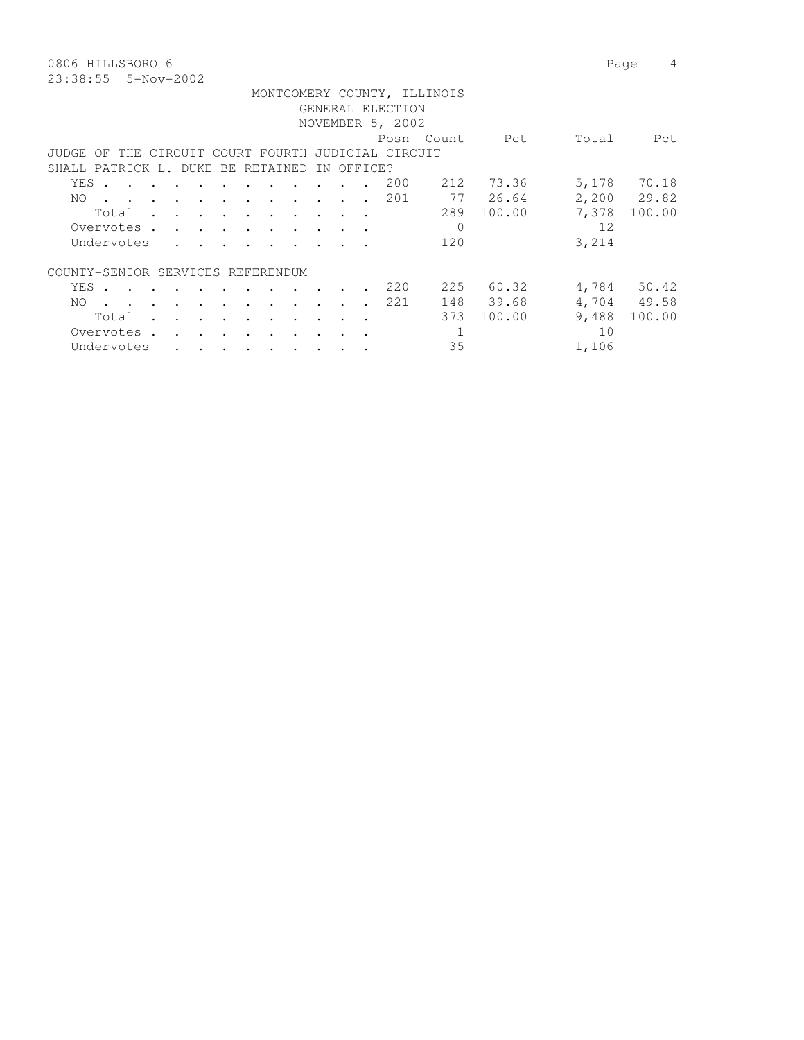0806 HILLSBORO 6

23:38:55 5-Nov-2002

MONTGOMERY COUNTY, ILLINOIS
GENERAL ELECTION
NOVEMBER 5, 2002

| | Posn | Count | Pct | Total | Pct |
|---|---|---|---|---|---|
| **JUDGE OF THE CIRCUIT COURT FOURTH JUDICIAL CIRCUIT** | | | | | |
| **SHALL PATRICK L. DUKE BE RETAINED IN OFFICE?** | | | | | |
| YES | 200 | 212 | 73.36 | 5,178 | 70.18 |
| NO | 201 | 77 | 26.64 | 2,200 | 29.82 |
| Total | | 289 | 100.00 | 7,378 | 100.00 |
| Overvotes | | 0 | | 12 | |
| Undervotes | | 120 | | 3,214 | |
| **COUNTY-SENIOR SERVICES REFERENDUM** | | | | | |
| YES | 220 | 225 | 60.32 | 4,784 | 50.42 |
| NO | 221 | 148 | 39.68 | 4,704 | 49.58 |
| Total | | 373 | 100.00 | 9,488 | 100.00 |
| Overvotes | | 1 | | 10 | |
| Undervotes | | 35 | | 1,106 | |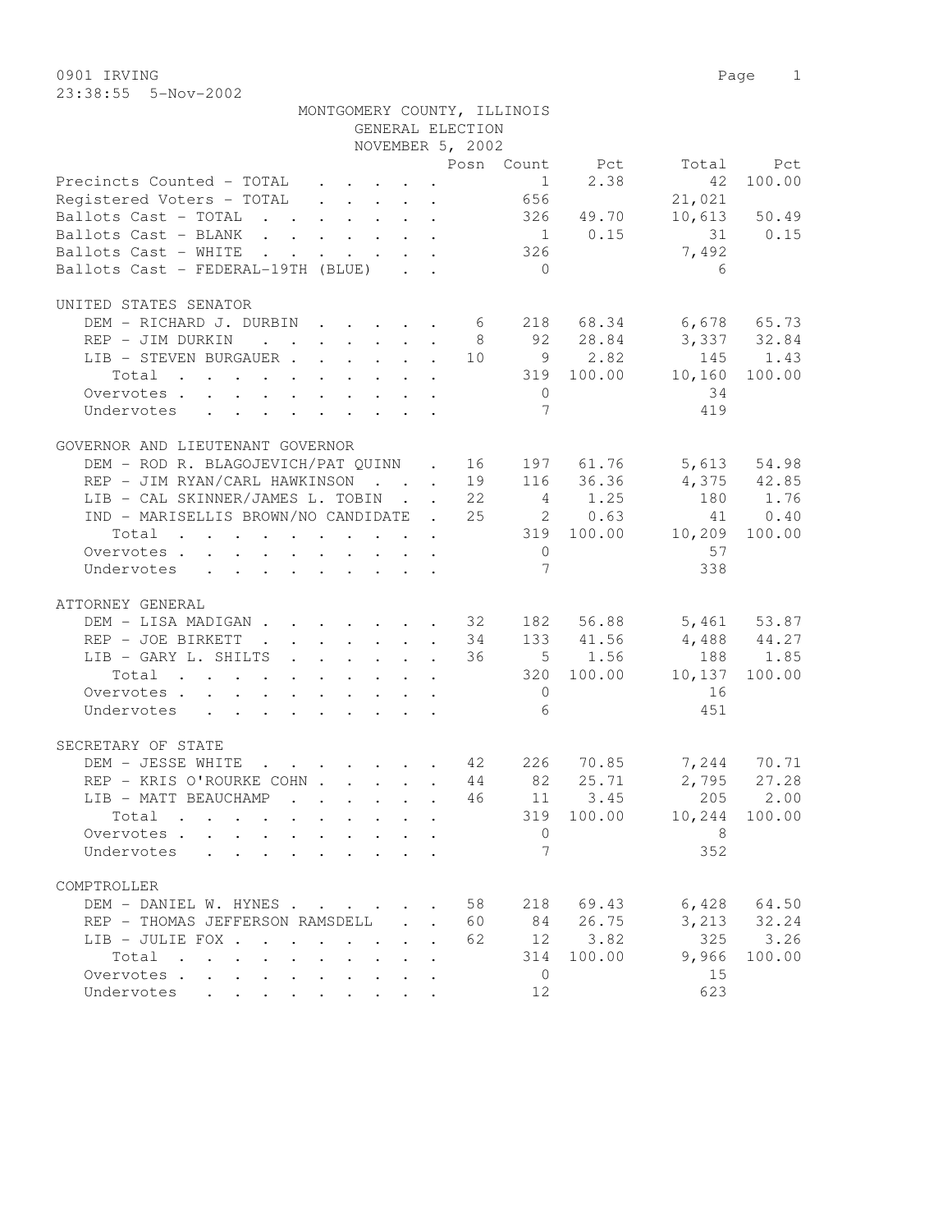0901 IRVING

23:38:55 5-Nov-2002

MONTGOMERY COUNTY, ILLINOIS

GENERAL ELECTION

NOVEMBER 5, 2002

| | Posn | Count | Pct | Total | Pct |
|---|---|---|---|---|---|
| Precincts Counted - TOTAL | | 1 | 2.38 | 42 | 100.00 |
| Registered Voters - TOTAL | | 656 | | 21,021 | |
| Ballots Cast - TOTAL | | 326 | 49.70 | 10,613 | 50.49 |
| Ballots Cast - BLANK | | 1 | 0.15 | 31 | 0.15 |
| Ballots Cast - WHITE | | 326 | | 7,492 | |
| Ballots Cast - FEDERAL-19TH (BLUE) | | 0 | | 6 | |
| **UNITED STATES SENATOR** | | | | | |
| DEM - RICHARD J. DURBIN | 6 | 218 | 68.34 | 6,678 | 65.73 |
| REP - JIM DURKIN | 8 | 92 | 28.84 | 3,337 | 32.84 |
| LIB - STEVEN BURGAUER | 10 | 9 | 2.82 | 145 | 1.43 |
| Total | | 319 | 100.00 | 10,160 | 100.00 |
| Overvotes | | 0 | | 34 | |
| Undervotes | | 7 | | 419 | |
| **GOVERNOR AND LIEUTENANT GOVERNOR** | | | | | |
| DEM - ROD R. BLAGOJEVICH/PAT QUINN | 16 | 197 | 61.76 | 5,613 | 54.98 |
| REP - JIM RYAN/CARL HAWKINSON | 19 | 116 | 36.36 | 4,375 | 42.85 |
| LIB - CAL SKINNER/JAMES L. TOBIN | 22 | 4 | 1.25 | 180 | 1.76 |
| IND - MARISELLIS BROWN/NO CANDIDATE | 25 | 2 | 0.63 | 41 | 0.40 |
| Total | | 319 | 100.00 | 10,209 | 100.00 |
| Overvotes | | 0 | | 57 | |
| Undervotes | | 7 | | 338 | |
| **ATTORNEY GENERAL** | | | | | |
| DEM - LISA MADIGAN | 32 | 182 | 56.88 | 5,461 | 53.87 |
| REP - JOE BIRKETT | 34 | 133 | 41.56 | 4,488 | 44.27 |
| LIB - GARY L. SHILTS | 36 | 5 | 1.56 | 188 | 1.85 |
| Total | | 320 | 100.00 | 10,137 | 100.00 |
| Overvotes | | 0 | | 16 | |
| Undervotes | | 6 | | 451 | |
| **SECRETARY OF STATE** | | | | | |
| DEM - JESSE WHITE | 42 | 226 | 70.85 | 7,244 | 70.71 |
| REP - KRIS O'ROURKE COHN | 44 | 82 | 25.71 | 2,795 | 27.28 |
| LIB - MATT BEAUCHAMP | 46 | 11 | 3.45 | 205 | 2.00 |
| Total | | 319 | 100.00 | 10,244 | 100.00 |
| Overvotes | | 0 | | 8 | |
| Undervotes | | 7 | | 352 | |
| **COMPTROLLER** | | | | | |
| DEM - DANIEL W. HYNES | 58 | 218 | 69.43 | 6,428 | 64.50 |
| REP - THOMAS JEFFERSON RAMSDELL | 60 | 84 | 26.75 | 3,213 | 32.24 |
| LIB - JULIE FOX | 62 | 12 | 3.82 | 325 | 3.26 |
| Total | | 314 | 100.00 | 9,966 | 100.00 |
| Overvotes | | 0 | | 15 | |
| Undervotes | | 12 | | 623 | |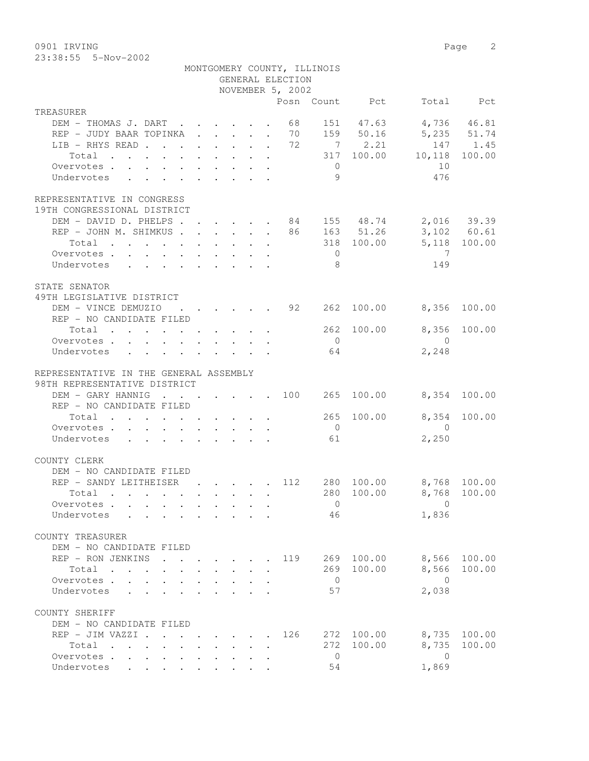0901 IRVING

23:38:55 5-Nov-2002

MONTGOMERY COUNTY, ILLINOIS
GENERAL ELECTION
NOVEMBER 5, 2002

| | Posn | Count | Pct | Total | Pct |
|---|---|---|---|---|---|
| **TREASURER** | | | | | |
| DEM - THOMAS J. DART | 68 | 151 | 47.63 | 4,736 | 46.81 |
| REP - JUDY BAAR TOPINKA | 70 | 159 | 50.16 | 5,235 | 51.74 |
| LIB - RHYS READ | 72 | 7 | 2.21 | 147 | 1.45 |
| Total | | 317 | 100.00 | 10,118 | 100.00 |
| Overvotes | | 0 | | 10 | |
| Undervotes | | 9 | | 476 | |
| **REPRESENTATIVE IN CONGRESS** | | | | | |
| **19TH CONGRESSIONAL DISTRICT** | | | | | |
| DEM - DAVID D. PHELPS | 84 | 155 | 48.74 | 2,016 | 39.39 |
| REP - JOHN M. SHIMKUS | 86 | 163 | 51.26 | 3,102 | 60.61 |
| Total | | 318 | 100.00 | 5,118 | 100.00 |
| Overvotes | | 0 | | 7 | |
| Undervotes | | 8 | | 149 | |
| **STATE SENATOR** | | | | | |
| **49TH LEGISLATIVE DISTRICT** | | | | | |
| DEM - VINCE DEMUZIO | 92 | 262 | 100.00 | 8,356 | 100.00 |
| REP - NO CANDIDATE FILED | | | | | |
| Total | | 262 | 100.00 | 8,356 | 100.00 |
| Overvotes | | 0 | | 0 | |
| Undervotes | | 64 | | 2,248 | |
| **REPRESENTATIVE IN THE GENERAL ASSEMBLY** | | | | | |
| **98TH REPRESENTATIVE DISTRICT** | | | | | |
| DEM - GARY HANNIG | 100 | 265 | 100.00 | 8,354 | 100.00 |
| REP - NO CANDIDATE FILED | | | | | |
| Total | | 265 | 100.00 | 8,354 | 100.00 |
| Overvotes | | 0 | | 0 | |
| Undervotes | | 61 | | 2,250 | |
| **COUNTY CLERK** | | | | | |
| DEM - NO CANDIDATE FILED | | | | | |
| REP - SANDY LEITHEISER | 112 | 280 | 100.00 | 8,768 | 100.00 |
| Total | | 280 | 100.00 | 8,768 | 100.00 |
| Overvotes | | 0 | | 0 | |
| Undervotes | | 46 | | 1,836 | |
| **COUNTY TREASURER** | | | | | |
| DEM - NO CANDIDATE FILED | | | | | |
| REP - RON JENKINS | 119 | 269 | 100.00 | 8,566 | 100.00 |
| Total | | 269 | 100.00 | 8,566 | 100.00 |
| Overvotes | | 0 | | 0 | |
| Undervotes | | 57 | | 2,038 | |
| **COUNTY SHERIFF** | | | | | |
| DEM - NO CANDIDATE FILED | | | | | |
| REP - JIM VAZZI | 126 | 272 | 100.00 | 8,735 | 100.00 |
| Total | | 272 | 100.00 | 8,735 | 100.00 |
| Overvotes | | 0 | | 0 | |
| Undervotes | | 54 | | 1,869 | |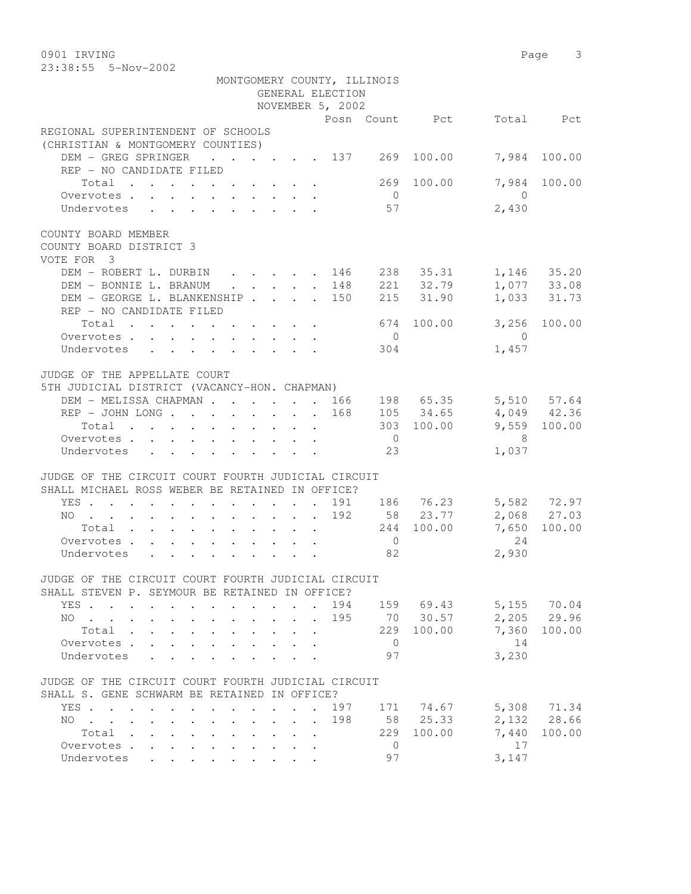MONTGOMERY COUNTY, ILLINOIS
GENERAL ELECTION
NOVEMBER 5, 2002

| | Posn | Count | Pct | Total | Pct |
|---|---|---|---|---|---|
| **REGIONAL SUPERINTENDENT OF SCHOOLS** | | | | | |
| **(CHRISTIAN & MONTGOMERY COUNTIES)** | | | | | |
| DEM - GREG SPRINGER | 137 | 269 | 100.00 | 7,984 | 100.00 |
| REP - NO CANDIDATE FILED | | | | | |
| Total | | 269 | 100.00 | 7,984 | 100.00 |
| Overvotes | | 0 | | 0 | |
| Undervotes | | 57 | | 2,430 | |
| **COUNTY BOARD MEMBER** | | | | | |
| **COUNTY BOARD DISTRICT 3** | | | | | |
| **VOTE FOR 3** | | | | | |
| DEM - ROBERT L. DURBIN | 146 | 238 | 35.31 | 1,146 | 35.20 |
| DEM - BONNIE L. BRANUM | 148 | 221 | 32.79 | 1,077 | 33.08 |
| DEM - GEORGE L. BLANKENSHIP | 150 | 215 | 31.90 | 1,033 | 31.73 |
| REP - NO CANDIDATE FILED | | | | | |
| Total | | 674 | 100.00 | 3,256 | 100.00 |
| Overvotes | | 0 | | 0 | |
| Undervotes | | 304 | | 1,457 | |
| **JUDGE OF THE APPELLATE COURT** | | | | | |
| **5TH JUDICIAL DISTRICT (VACANCY-HON. CHAPMAN)** | | | | | |
| DEM - MELISSA CHAPMAN | 166 | 198 | 65.35 | 5,510 | 57.64 |
| REP - JOHN LONG | 168 | 105 | 34.65 | 4,049 | 42.36 |
| Total | | 303 | 100.00 | 9,559 | 100.00 |
| Overvotes | | 0 | | 8 | |
| Undervotes | | 23 | | 1,037 | |
| **JUDGE OF THE CIRCUIT COURT FOURTH JUDICIAL CIRCUIT** | | | | | |
| **SHALL MICHAEL ROSS WEBER BE RETAINED IN OFFICE?** | | | | | |
| YES | 191 | 186 | 76.23 | 5,582 | 72.97 |
| NO | 192 | 58 | 23.77 | 2,068 | 27.03 |
| Total | | 244 | 100.00 | 7,650 | 100.00 |
| Overvotes | | 0 | | 24 | |
| Undervotes | | 82 | | 2,930 | |
| **JUDGE OF THE CIRCUIT COURT FOURTH JUDICIAL CIRCUIT** | | | | | |
| **SHALL STEVEN P. SEYMOUR BE RETAINED IN OFFICE?** | | | | | |
| YES | 194 | 159 | 69.43 | 5,155 | 70.04 |
| NO | 195 | 70 | 30.57 | 2,205 | 29.96 |
| Total | | 229 | 100.00 | 7,360 | 100.00 |
| Overvotes | | 0 | | 14 | |
| Undervotes | | 97 | | 3,230 | |
| **JUDGE OF THE CIRCUIT COURT FOURTH JUDICIAL CIRCUIT** | | | | | |
| **SHALL S. GENE SCHWARM BE RETAINED IN OFFICE?** | | | | | |
| YES | 197 | 171 | 74.67 | 5,308 | 71.34 |
| NO | 198 | 58 | 25.33 | 2,132 | 28.66 |
| Total | | 229 | 100.00 | 7,440 | 100.00 |
| Overvotes | | 0 | | 17 | |
| Undervotes | | 97 | | 3,147 | |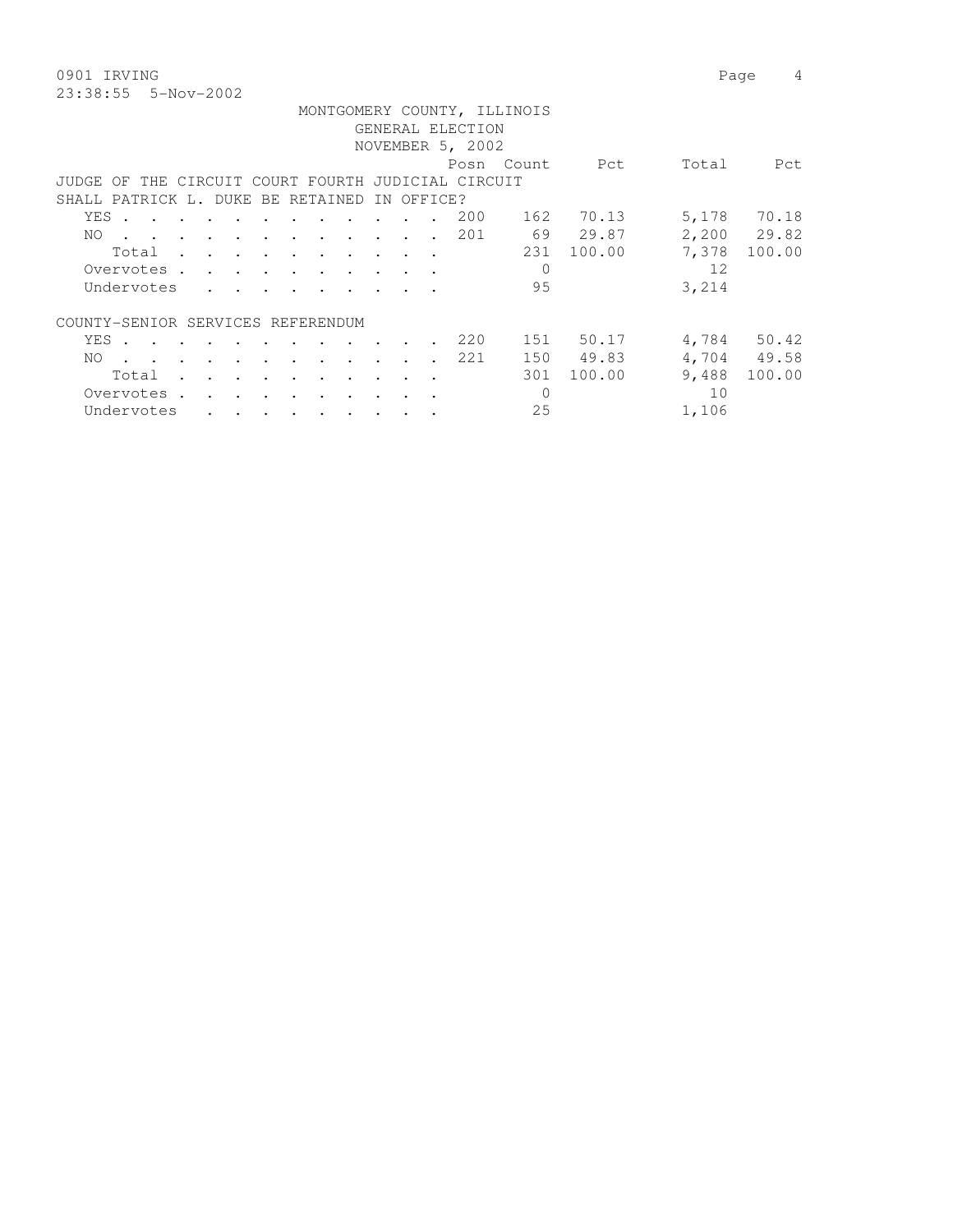0901 IRVING

23:38:55 5-Nov-2002

MONTGOMERY COUNTY, ILLINOIS
GENERAL ELECTION
NOVEMBER 5, 2002

| | Posn | Count | Pct | Total | Pct |
|---|---|---|---|---|---|
| **JUDGE OF THE CIRCUIT COURT FOURTH JUDICIAL CIRCUIT** | | | | | |
| **SHALL PATRICK L. DUKE BE RETAINED IN OFFICE?** | | | | | |
| YES | 200 | 162 | 70.13 | 5,178 | 70.18 |
| NO | 201 | 69 | 29.87 | 2,200 | 29.82 |
| Total | | 231 | 100.00 | 7,378 | 100.00 |
| Overvotes | | 0 | | 12 | |
| Undervotes | | 95 | | 3,214 | |
| **COUNTY-SENIOR SERVICES REFERENDUM** | | | | | |
| YES | 220 | 151 | 50.17 | 4,784 | 50.42 |
| NO | 221 | 150 | 49.83 | 4,704 | 49.58 |
| Total | | 301 | 100.00 | 9,488 | 100.00 |
| Overvotes | | 0 | | 10 | |
| Undervotes | | 25 | | 1,106 | |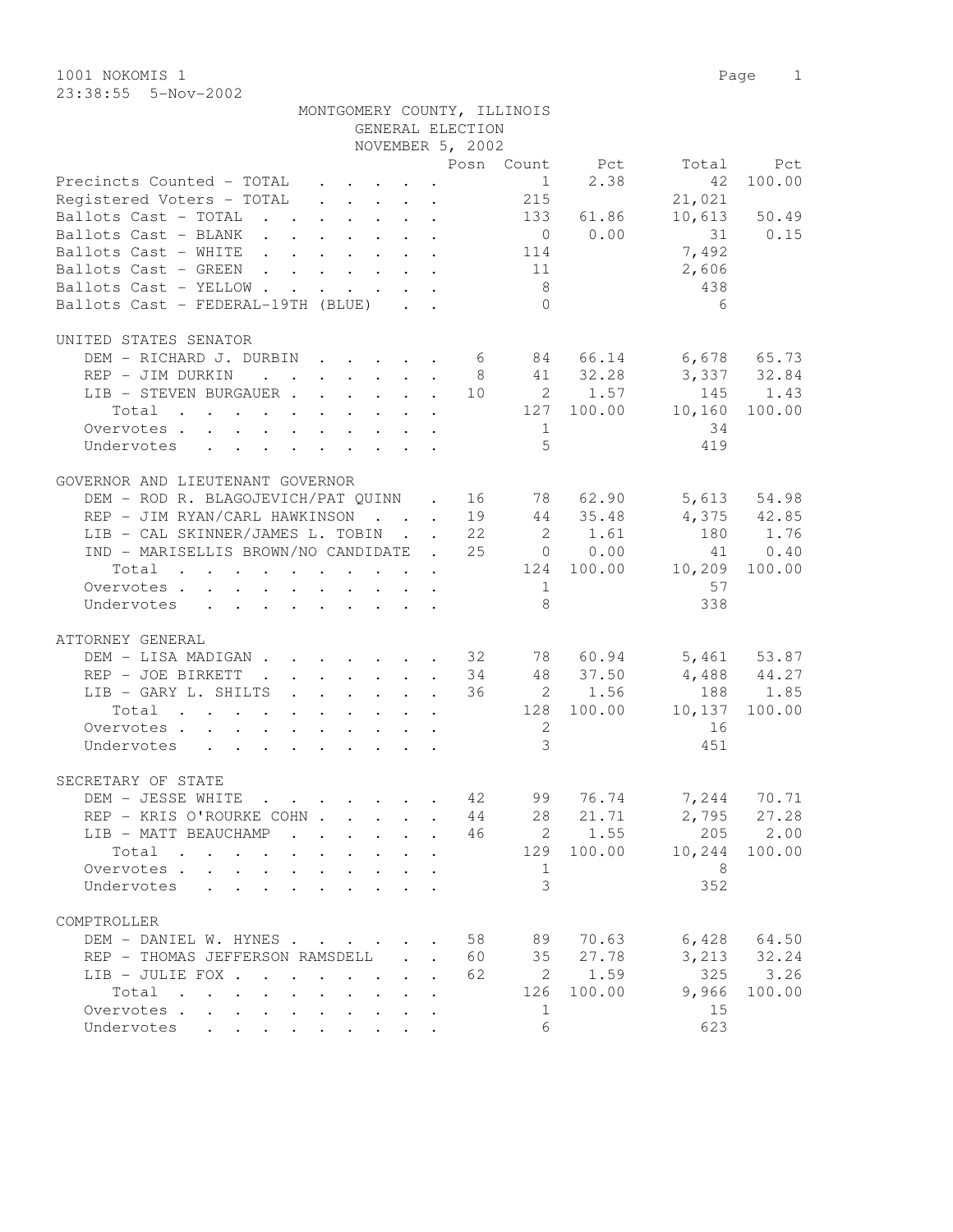1001 NOKOMIS 1

23:38:55 5-Nov-2002

MONTGOMERY COUNTY, ILLINOIS
GENERAL ELECTION
NOVEMBER 5, 2002

| | Posn | Count | Pct | Total | Pct |
|---|---|---|---|---|---|
| Precincts Counted - TOTAL | | 1 | 2.38 | 42 | 100.00 |
| Registered Voters - TOTAL | | 215 | | 21,021 | |
| Ballots Cast - TOTAL | | 133 | 61.86 | 10,613 | 50.49 |
| Ballots Cast - BLANK | | 0 | 0.00 | 31 | 0.15 |
| Ballots Cast - WHITE | | 114 | | 7,492 | |
| Ballots Cast - GREEN | | 11 | | 2,606 | |
| Ballots Cast - YELLOW | | 8 | | 438 | |
| Ballots Cast - FEDERAL-19TH (BLUE) | | 0 | | 6 | |

UNITED STATES SENATOR

| | Posn | Count | Pct | Total | Pct |
|---|---|---|---|---|---|
| DEM - RICHARD J. DURBIN | 6 | 84 | 66.14 | 6,678 | 65.73 |
| REP - JIM DURKIN | 8 | 41 | 32.28 | 3,337 | 32.84 |
| LIB - STEVEN BURGAUER | 10 | 2 | 1.57 | 145 | 1.43 |
| Total | | 127 | 100.00 | 10,160 | 100.00 |
| Overvotes | | 1 | | 34 | |
| Undervotes | | 5 | | 419 | |

GOVERNOR AND LIEUTENANT GOVERNOR

| | Posn | Count | Pct | Total | Pct |
|---|---|---|---|---|---|
| DEM - ROD R. BLAGOJEVICH/PAT QUINN | 16 | 78 | 62.90 | 5,613 | 54.98 |
| REP - JIM RYAN/CARL HAWKINSON | 19 | 44 | 35.48 | 4,375 | 42.85 |
| LIB - CAL SKINNER/JAMES L. TOBIN | 22 | 2 | 1.61 | 180 | 1.76 |
| IND - MARISELLIS BROWN/NO CANDIDATE | 25 | 0 | 0.00 | 41 | 0.40 |
| Total | | 124 | 100.00 | 10,209 | 100.00 |
| Overvotes | | 1 | | 57 | |
| Undervotes | | 8 | | 338 | |

ATTORNEY GENERAL

| | Posn | Count | Pct | Total | Pct |
|---|---|---|---|---|---|
| DEM - LISA MADIGAN | 32 | 78 | 60.94 | 5,461 | 53.87 |
| REP - JOE BIRKETT | 34 | 48 | 37.50 | 4,488 | 44.27 |
| LIB - GARY L. SHILTS | 36 | 2 | 1.56 | 188 | 1.85 |
| Total | | 128 | 100.00 | 10,137 | 100.00 |
| Overvotes | | 2 | | 16 | |
| Undervotes | | 3 | | 451 | |

SECRETARY OF STATE

| | Posn | Count | Pct | Total | Pct |
|---|---|---|---|---|---|
| DEM - JESSE WHITE | 42 | 99 | 76.74 | 7,244 | 70.71 |
| REP - KRIS O'ROURKE COHN | 44 | 28 | 21.71 | 2,795 | 27.28 |
| LIB - MATT BEAUCHAMP | 46 | 2 | 1.55 | 205 | 2.00 |
| Total | | 129 | 100.00 | 10,244 | 100.00 |
| Overvotes | | 1 | | 8 | |
| Undervotes | | 3 | | 352 | |

COMPTROLLER

| | Posn | Count | Pct | Total | Pct |
|---|---|---|---|---|---|
| DEM - DANIEL W. HYNES | 58 | 89 | 70.63 | 6,428 | 64.50 |
| REP - THOMAS JEFFERSON RAMSDELL | 60 | 35 | 27.78 | 3,213 | 32.24 |
| LIB - JULIE FOX | 62 | 2 | 1.59 | 325 | 3.26 |
| Total | | 126 | 100.00 | 9,966 | 100.00 |
| Overvotes | | 1 | | 15 | |
| Undervotes | | 6 | | 623 | |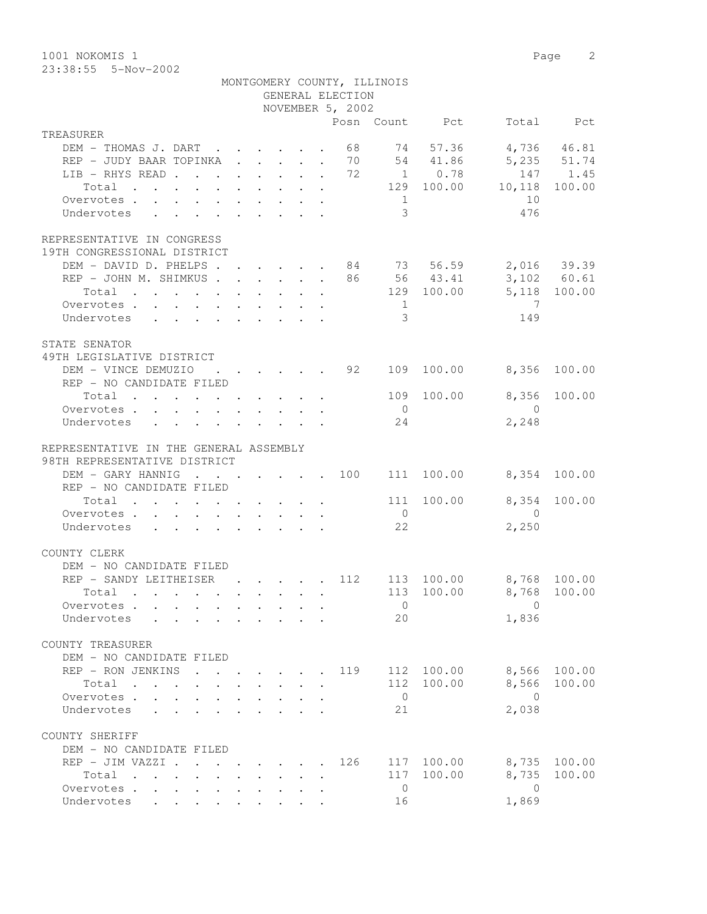MONTGOMERY COUNTY, ILLINOIS
GENERAL ELECTION
NOVEMBER 5, 2002

| | Posn | Count | Pct | Total | Pct |
|---|---|---|---|---|---|
| **TREASURER** | | | | | |
| DEM - THOMAS J. DART | 68 | 74 | 57.36 | 4,736 | 46.81 |
| REP - JUDY BAAR TOPINKA | 70 | 54 | 41.86 | 5,235 | 51.74 |
| LIB - RHYS READ | 72 | 1 | 0.78 | 147 | 1.45 |
| Total | | 129 | 100.00 | 10,118 | 100.00 |
| Overvotes | | 1 | | 10 | |
| Undervotes | | 3 | | 476 | |
| **REPRESENTATIVE IN CONGRESS 19TH CONGRESSIONAL DISTRICT** | | | | | |
| DEM - DAVID D. PHELPS | 84 | 73 | 56.59 | 2,016 | 39.39 |
| REP - JOHN M. SHIMKUS | 86 | 56 | 43.41 | 3,102 | 60.61 |
| Total | | 129 | 100.00 | 5,118 | 100.00 |
| Overvotes | | 1 | | 7 | |
| Undervotes | | 3 | | 149 | |
| **STATE SENATOR 49TH LEGISLATIVE DISTRICT** | | | | | |
| DEM - VINCE DEMUZIO | 92 | 109 | 100.00 | 8,356 | 100.00 |
| REP - NO CANDIDATE FILED | | | | | |
| Total | | 109 | 100.00 | 8,356 | 100.00 |
| Overvotes | | 0 | | 0 | |
| Undervotes | | 24 | | 2,248 | |
| **REPRESENTATIVE IN THE GENERAL ASSEMBLY 98TH REPRESENTATIVE DISTRICT** | | | | | |
| DEM - GARY HANNIG | 100 | 111 | 100.00 | 8,354 | 100.00 |
| REP - NO CANDIDATE FILED | | | | | |
| Total | | 111 | 100.00 | 8,354 | 100.00 |
| Overvotes | | 0 | | 0 | |
| Undervotes | | 22 | | 2,250 | |
| **COUNTY CLERK** | | | | | |
| DEM - NO CANDIDATE FILED | | | | | |
| REP - SANDY LEITHEISER | 112 | 113 | 100.00 | 8,768 | 100.00 |
| Total | | 113 | 100.00 | 8,768 | 100.00 |
| Overvotes | | 0 | | 0 | |
| Undervotes | | 20 | | 1,836 | |
| **COUNTY TREASURER** | | | | | |
| DEM - NO CANDIDATE FILED | | | | | |
| REP - RON JENKINS | 119 | 112 | 100.00 | 8,566 | 100.00 |
| Total | | 112 | 100.00 | 8,566 | 100.00 |
| Overvotes | | 0 | | 0 | |
| Undervotes | | 21 | | 2,038 | |
| **COUNTY SHERIFF** | | | | | |
| DEM - NO CANDIDATE FILED | | | | | |
| REP - JIM VAZZI | 126 | 117 | 100.00 | 8,735 | 100.00 |
| Total | | 117 | 100.00 | 8,735 | 100.00 |
| Overvotes | | 0 | | 0 | |
| Undervotes | | 16 | | 1,869 | |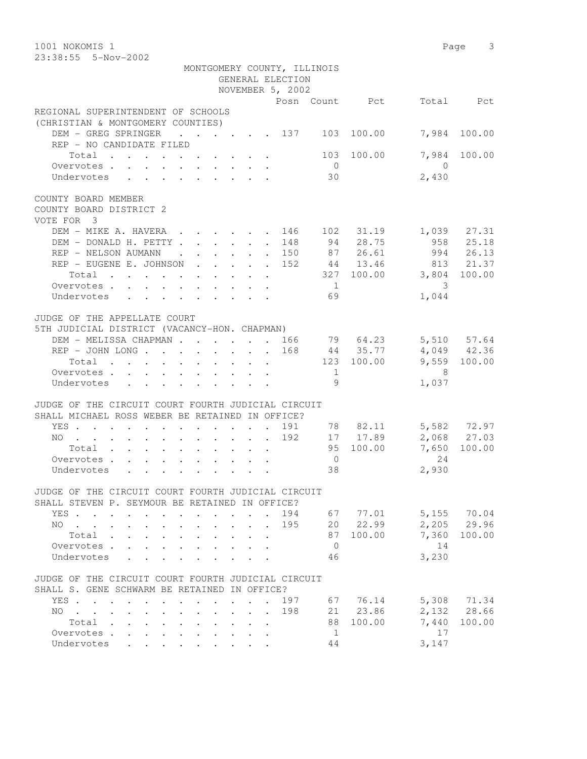MONTGOMERY COUNTY, ILLINOIS
GENERAL ELECTION
NOVEMBER 5, 2002

| | Posn | Count | Pct | Total | Pct |
|---|---|---|---|---|---|
| **REGIONAL SUPERINTENDENT OF SCHOOLS** | | | | | |
| **(CHRISTIAN & MONTGOMERY COUNTIES)** | | | | | |
| DEM - GREG SPRINGER | 137 | 103 | 100.00 | 7,984 | 100.00 |
| REP - NO CANDIDATE FILED | | | | | |
| Total | | 103 | 100.00 | 7,984 | 100.00 |
| Overvotes | | 0 | | 0 | |
| Undervotes | | 30 | | 2,430 | |
| **COUNTY BOARD MEMBER** | | | | | |
| **COUNTY BOARD DISTRICT 2** | | | | | |
| **VOTE FOR 3** | | | | | |
| DEM - MIKE A. HAVERA | 146 | 102 | 31.19 | 1,039 | 27.31 |
| DEM - DONALD H. PETTY | 148 | 94 | 28.75 | 958 | 25.18 |
| REP - NELSON AUMANN | 150 | 87 | 26.61 | 994 | 26.13 |
| REP - EUGENE E. JOHNSON | 152 | 44 | 13.46 | 813 | 21.37 |
| Total | | 327 | 100.00 | 3,804 | 100.00 |
| Overvotes | | 1 | | 3 | |
| Undervotes | | 69 | | 1,044 | |
| **JUDGE OF THE APPELLATE COURT** | | | | | |
| **5TH JUDICIAL DISTRICT (VACANCY-HON. CHAPMAN)** | | | | | |
| DEM - MELISSA CHAPMAN | 166 | 79 | 64.23 | 5,510 | 57.64 |
| REP - JOHN LONG | 168 | 44 | 35.77 | 4,049 | 42.36 |
| Total | | 123 | 100.00 | 9,559 | 100.00 |
| Overvotes | | 1 | | 8 | |
| Undervotes | | 9 | | 1,037 | |
| **JUDGE OF THE CIRCUIT COURT FOURTH JUDICIAL CIRCUIT** | | | | | |
| **SHALL MICHAEL ROSS WEBER BE RETAINED IN OFFICE?** | | | | | |
| YES | 191 | 78 | 82.11 | 5,582 | 72.97 |
| NO | 192 | 17 | 17.89 | 2,068 | 27.03 |
| Total | | 95 | 100.00 | 7,650 | 100.00 |
| Overvotes | | 0 | | 24 | |
| Undervotes | | 38 | | 2,930 | |
| **JUDGE OF THE CIRCUIT COURT FOURTH JUDICIAL CIRCUIT** | | | | | |
| **SHALL STEVEN P. SEYMOUR BE RETAINED IN OFFICE?** | | | | | |
| YES | 194 | 67 | 77.01 | 5,155 | 70.04 |
| NO | 195 | 20 | 22.99 | 2,205 | 29.96 |
| Total | | 87 | 100.00 | 7,360 | 100.00 |
| Overvotes | | 0 | | 14 | |
| Undervotes | | 46 | | 3,230 | |
| **JUDGE OF THE CIRCUIT COURT FOURTH JUDICIAL CIRCUIT** | | | | | |
| **SHALL S. GENE SCHWARM BE RETAINED IN OFFICE?** | | | | | |
| YES | 197 | 67 | 76.14 | 5,308 | 71.34 |
| NO | 198 | 21 | 23.86 | 2,132 | 28.66 |
| Total | | 88 | 100.00 | 7,440 | 100.00 |
| Overvotes | | 1 | | 17 | |
| Undervotes | | 44 | | 3,147 | |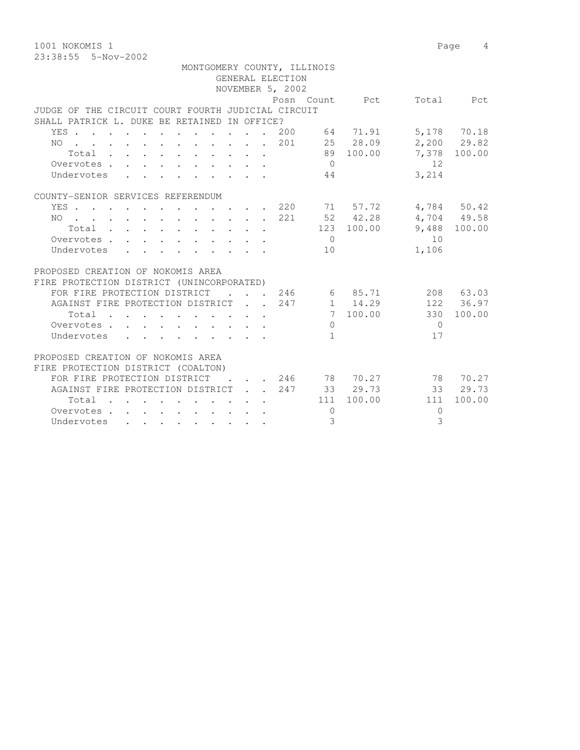1001 NOKOMIS 1

23:38:55 5-Nov-2002

MONTGOMERY COUNTY, ILLINOIS
GENERAL ELECTION
NOVEMBER 5, 2002

| | Posn | Count | Pct | Total | Pct |
|---|---|---|---|---|---|
| **JUDGE OF THE CIRCUIT COURT FOURTH JUDICIAL CIRCUIT** | | | | | |
| **SHALL PATRICK L. DUKE BE RETAINED IN OFFICE?** | | | | | |
| YES | 200 | 64 | 71.91 | 5,178 | 70.18 |
| NO | 201 | 25 | 28.09 | 2,200 | 29.82 |
| Total | | 89 | 100.00 | 7,378 | 100.00 |
| Overvotes | | 0 | | 12 | |
| Undervotes | | 44 | | 3,214 | |
| **COUNTY-SENIOR SERVICES REFERENDUM** | | | | | |
| YES | 220 | 71 | 57.72 | 4,784 | 50.42 |
| NO | 221 | 52 | 42.28 | 4,704 | 49.58 |
| Total | | 123 | 100.00 | 9,488 | 100.00 |
| Overvotes | | 0 | | 10 | |
| Undervotes | | 10 | | 1,106 | |
| **PROPOSED CREATION OF NOKOMIS AREA** | | | | | |
| **FIRE PROTECTION DISTRICT (UNINCORPORATED)** | | | | | |
| FOR FIRE PROTECTION DISTRICT | 246 | 6 | 85.71 | 208 | 63.03 |
| AGAINST FIRE PROTECTION DISTRICT | 247 | 1 | 14.29 | 122 | 36.97 |
| Total | | 7 | 100.00 | 330 | 100.00 |
| Overvotes | | 0 | | 0 | |
| Undervotes | | 1 | | 17 | |
| **PROPOSED CREATION OF NOKOMIS AREA** | | | | | |
| **FIRE PROTECTION DISTRICT (COALTON)** | | | | | |
| FOR FIRE PROTECTION DISTRICT | 246 | 78 | 70.27 | 78 | 70.27 |
| AGAINST FIRE PROTECTION DISTRICT | 247 | 33 | 29.73 | 33 | 29.73 |
| Total | | 111 | 100.00 | 111 | 100.00 |
| Overvotes | | 0 | | 0 | |
| Undervotes | | 3 | | 3 | |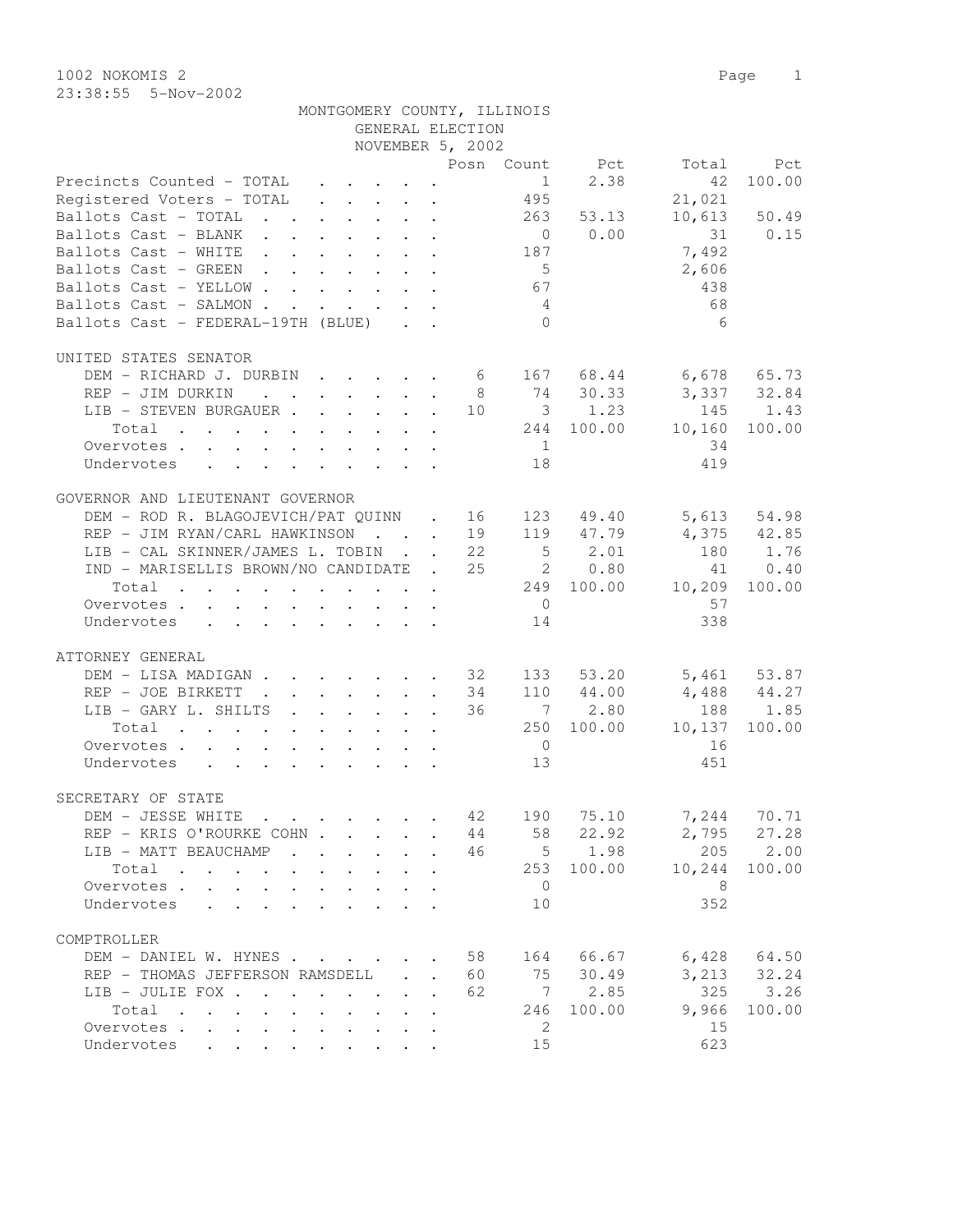1002 NOKOMIS 2

23:38:55 5-Nov-2002

MONTGOMERY COUNTY, ILLINOIS
GENERAL ELECTION
NOVEMBER 5, 2002

| | Posn | Count | Pct | Total | Pct |
|---|---|---|---|---|---|
| Precincts Counted - TOTAL | | 1 | 2.38 | 42 | 100.00 |
| Registered Voters - TOTAL | | 495 | | 21,021 | |
| Ballots Cast - TOTAL | | 263 | 53.13 | 10,613 | 50.49 |
| Ballots Cast - BLANK | | 0 | 0.00 | 31 | 0.15 |
| Ballots Cast - WHITE | | 187 | | 7,492 | |
| Ballots Cast - GREEN | | 5 | | 2,606 | |
| Ballots Cast - YELLOW | | 67 | | 438 | |
| Ballots Cast - SALMON | | 4 | | 68 | |
| Ballots Cast - FEDERAL-19TH (BLUE) | | 0 | | 6 | |

UNITED STATES SENATOR

| | Posn | Count | Pct | Total | Pct |
|---|---|---|---|---|---|
| DEM - RICHARD J. DURBIN | 6 | 167 | 68.44 | 6,678 | 65.73 |
| REP - JIM DURKIN | 8 | 74 | 30.33 | 3,337 | 32.84 |
| LIB - STEVEN BURGAUER | 10 | 3 | 1.23 | 145 | 1.43 |
| Total | | 244 | 100.00 | 10,160 | 100.00 |
| Overvotes | | 1 | | 34 | |
| Undervotes | | 18 | | 419 | |

GOVERNOR AND LIEUTENANT GOVERNOR

| | Posn | Count | Pct | Total | Pct |
|---|---|---|---|---|---|
| DEM - ROD R. BLAGOJEVICH/PAT QUINN | 16 | 123 | 49.40 | 5,613 | 54.98 |
| REP - JIM RYAN/CARL HAWKINSON | 19 | 119 | 47.79 | 4,375 | 42.85 |
| LIB - CAL SKINNER/JAMES L. TOBIN | 22 | 5 | 2.01 | 180 | 1.76 |
| IND - MARISELLIS BROWN/NO CANDIDATE | 25 | 2 | 0.80 | 41 | 0.40 |
| Total | | 249 | 100.00 | 10,209 | 100.00 |
| Overvotes | | 0 | | 57 | |
| Undervotes | | 14 | | 338 | |

ATTORNEY GENERAL

| | Posn | Count | Pct | Total | Pct |
|---|---|---|---|---|---|
| DEM - LISA MADIGAN | 32 | 133 | 53.20 | 5,461 | 53.87 |
| REP - JOE BIRKETT | 34 | 110 | 44.00 | 4,488 | 44.27 |
| LIB - GARY L. SHILTS | 36 | 7 | 2.80 | 188 | 1.85 |
| Total | | 250 | 100.00 | 10,137 | 100.00 |
| Overvotes | | 0 | | 16 | |
| Undervotes | | 13 | | 451 | |

SECRETARY OF STATE

| | Posn | Count | Pct | Total | Pct |
|---|---|---|---|---|---|
| DEM - JESSE WHITE | 42 | 190 | 75.10 | 7,244 | 70.71 |
| REP - KRIS O'ROURKE COHN | 44 | 58 | 22.92 | 2,795 | 27.28 |
| LIB - MATT BEAUCHAMP | 46 | 5 | 1.98 | 205 | 2.00 |
| Total | | 253 | 100.00 | 10,244 | 100.00 |
| Overvotes | | 0 | | 8 | |
| Undervotes | | 10 | | 352 | |

COMPTROLLER

| | Posn | Count | Pct | Total | Pct |
|---|---|---|---|---|---|
| DEM - DANIEL W. HYNES | 58 | 164 | 66.67 | 6,428 | 64.50 |
| REP - THOMAS JEFFERSON RAMSDELL | 60 | 75 | 30.49 | 3,213 | 32.24 |
| LIB - JULIE FOX | 62 | 7 | 2.85 | 325 | 3.26 |
| Total | | 246 | 100.00 | 9,966 | 100.00 |
| Overvotes | | 2 | | 15 | |
| Undervotes | | 15 | | 623 | |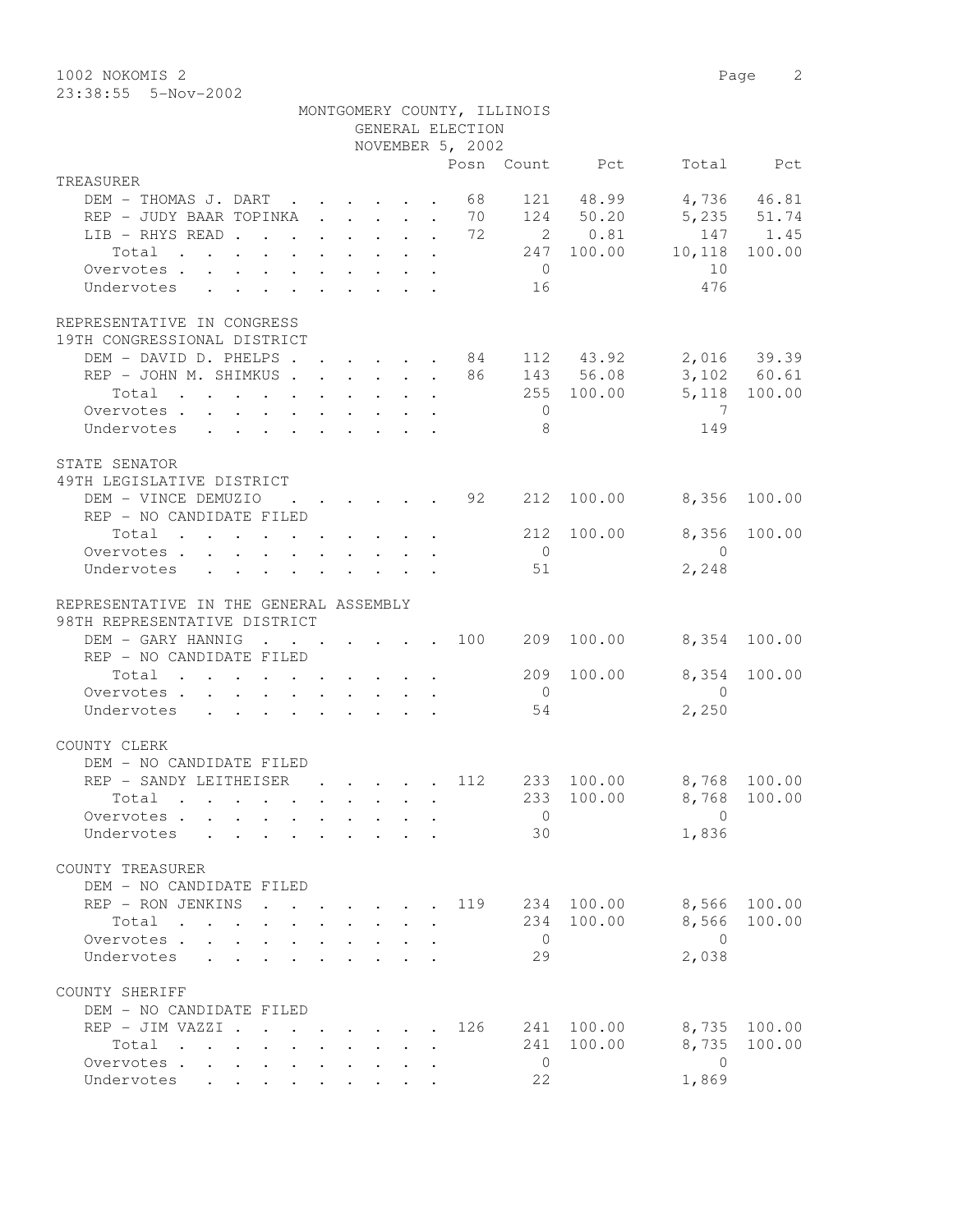1002 NOKOMIS 2

23:38:55 5-Nov-2002

MONTGOMERY COUNTY, ILLINOIS
GENERAL ELECTION
NOVEMBER 5, 2002

| | Posn | Count | Pct | Total | Pct |
|---|---|---|---|---|---|
| **TREASURER** | | | | | |
| DEM - THOMAS J. DART | 68 | 121 | 48.99 | 4,736 | 46.81 |
| REP - JUDY BAAR TOPINKA | 70 | 124 | 50.20 | 5,235 | 51.74 |
| LIB - RHYS READ | 72 | 2 | 0.81 | 147 | 1.45 |
| Total | | 247 | 100.00 | 10,118 | 100.00 |
| Overvotes | | 0 | | 10 | |
| Undervotes | | 16 | | 476 | |
| **REPRESENTATIVE IN CONGRESS** | | | | | |
| **19TH CONGRESSIONAL DISTRICT** | | | | | |
| DEM - DAVID D. PHELPS | 84 | 112 | 43.92 | 2,016 | 39.39 |
| REP - JOHN M. SHIMKUS | 86 | 143 | 56.08 | 3,102 | 60.61 |
| Total | | 255 | 100.00 | 5,118 | 100.00 |
| Overvotes | | 0 | | 7 | |
| Undervotes | | 8 | | 149 | |
| **STATE SENATOR** | | | | | |
| **49TH LEGISLATIVE DISTRICT** | | | | | |
| DEM - VINCE DEMUZIO | 92 | 212 | 100.00 | 8,356 | 100.00 |
| REP - NO CANDIDATE FILED | | | | | |
| Total | | 212 | 100.00 | 8,356 | 100.00 |
| Overvotes | | 0 | | 0 | |
| Undervotes | | 51 | | 2,248 | |
| **REPRESENTATIVE IN THE GENERAL ASSEMBLY** | | | | | |
| **98TH REPRESENTATIVE DISTRICT** | | | | | |
| DEM - GARY HANNIG | 100 | 209 | 100.00 | 8,354 | 100.00 |
| REP - NO CANDIDATE FILED | | | | | |
| Total | | 209 | 100.00 | 8,354 | 100.00 |
| Overvotes | | 0 | | 0 | |
| Undervotes | | 54 | | 2,250 | |
| **COUNTY CLERK** | | | | | |
| DEM - NO CANDIDATE FILED | | | | | |
| REP - SANDY LEITHEISER | 112 | 233 | 100.00 | 8,768 | 100.00 |
| Total | | 233 | 100.00 | 8,768 | 100.00 |
| Overvotes | | 0 | | 0 | |
| Undervotes | | 30 | | 1,836 | |
| **COUNTY TREASURER** | | | | | |
| DEM - NO CANDIDATE FILED | | | | | |
| REP - RON JENKINS | 119 | 234 | 100.00 | 8,566 | 100.00 |
| Total | | 234 | 100.00 | 8,566 | 100.00 |
| Overvotes | | 0 | | 0 | |
| Undervotes | | 29 | | 2,038 | |
| **COUNTY SHERIFF** | | | | | |
| DEM - NO CANDIDATE FILED | | | | | |
| REP - JIM VAZZI | 126 | 241 | 100.00 | 8,735 | 100.00 |
| Total | | 241 | 100.00 | 8,735 | 100.00 |
| Overvotes | | 0 | | 0 | |
| Undervotes | | 22 | | 1,869 | |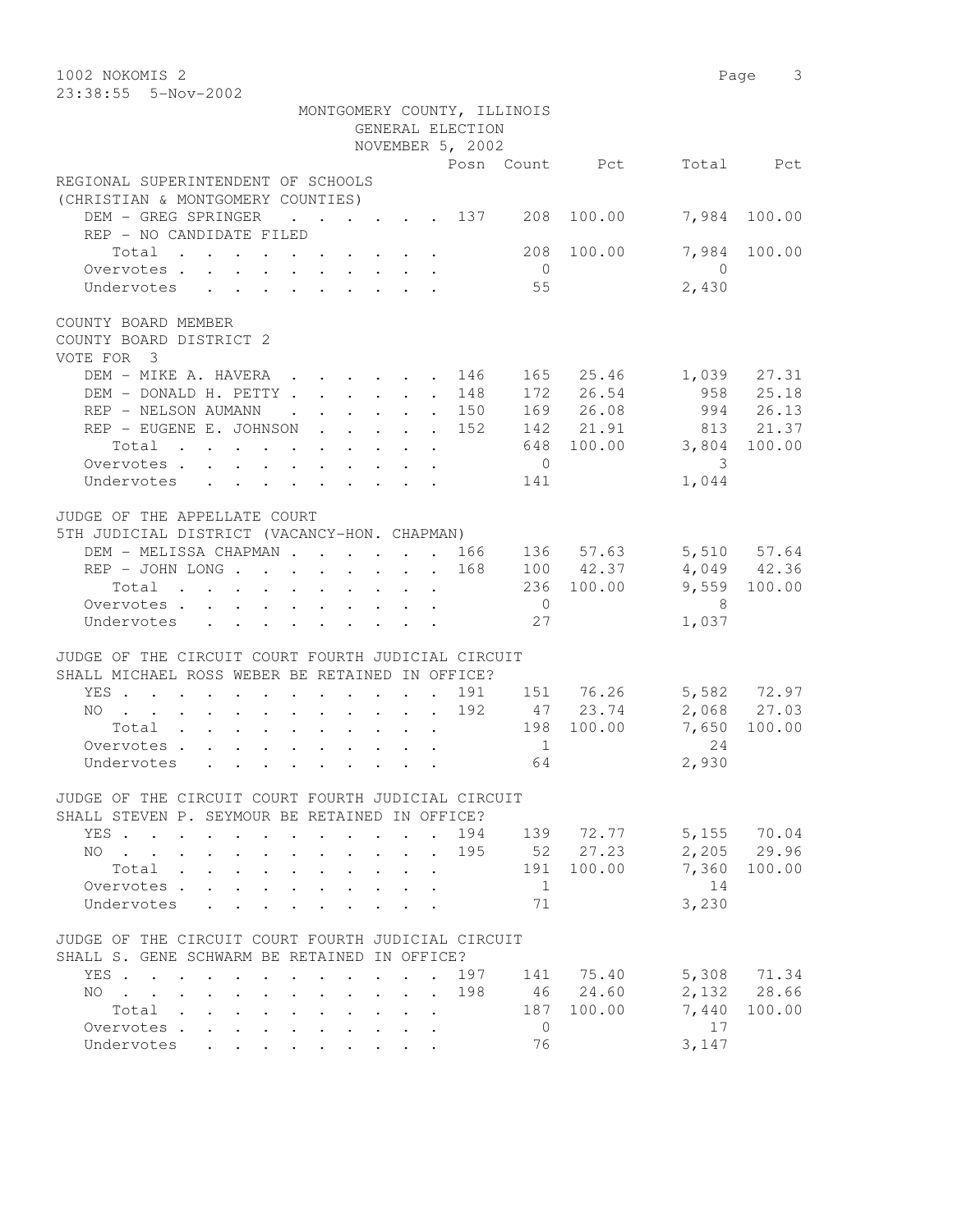1002 NOKOMIS 2
23:38:55 5-Nov-2002

MONTGOMERY COUNTY, ILLINOIS
GENERAL ELECTION
NOVEMBER 5, 2002

| | Posn | Count | Pct | Total | Pct |
|---|---|---|---|---|---|
| **REGIONAL SUPERINTENDENT OF SCHOOLS** | | | | | |
| **(CHRISTIAN & MONTGOMERY COUNTIES)** | | | | | |
| DEM - GREG SPRINGER | 137 | 208 | 100.00 | 7,984 | 100.00 |
| REP - NO CANDIDATE FILED | | | | | |
| Total | | 208 | 100.00 | 7,984 | 100.00 |
| Overvotes | | 0 | | 0 | |
| Undervotes | | 55 | | 2,430 | |
| **COUNTY BOARD MEMBER** | | | | | |
| **COUNTY BOARD DISTRICT 2** | | | | | |
| **VOTE FOR 3** | | | | | |
| DEM - MIKE A. HAVERA | 146 | 165 | 25.46 | 1,039 | 27.31 |
| DEM - DONALD H. PETTY | 148 | 172 | 26.54 | 958 | 25.18 |
| REP - NELSON AUMANN | 150 | 169 | 26.08 | 994 | 26.13 |
| REP - EUGENE E. JOHNSON | 152 | 142 | 21.91 | 813 | 21.37 |
| Total | | 648 | 100.00 | 3,804 | 100.00 |
| Overvotes | | 0 | | 3 | |
| Undervotes | | 141 | | 1,044 | |
| **JUDGE OF THE APPELLATE COURT** | | | | | |
| **5TH JUDICIAL DISTRICT (VACANCY-HON. CHAPMAN)** | | | | | |
| DEM - MELISSA CHAPMAN | 166 | 136 | 57.63 | 5,510 | 57.64 |
| REP - JOHN LONG | 168 | 100 | 42.37 | 4,049 | 42.36 |
| Total | | 236 | 100.00 | 9,559 | 100.00 |
| Overvotes | | 0 | | 8 | |
| Undervotes | | 27 | | 1,037 | |
| **JUDGE OF THE CIRCUIT COURT FOURTH JUDICIAL CIRCUIT** | | | | | |
| **SHALL MICHAEL ROSS WEBER BE RETAINED IN OFFICE?** | | | | | |
| YES | 191 | 151 | 76.26 | 5,582 | 72.97 |
| NO | 192 | 47 | 23.74 | 2,068 | 27.03 |
| Total | | 198 | 100.00 | 7,650 | 100.00 |
| Overvotes | | 1 | | 24 | |
| Undervotes | | 64 | | 2,930 | |
| **JUDGE OF THE CIRCUIT COURT FOURTH JUDICIAL CIRCUIT** | | | | | |
| **SHALL STEVEN P. SEYMOUR BE RETAINED IN OFFICE?** | | | | | |
| YES | 194 | 139 | 72.77 | 5,155 | 70.04 |
| NO | 195 | 52 | 27.23 | 2,205 | 29.96 |
| Total | | 191 | 100.00 | 7,360 | 100.00 |
| Overvotes | | 1 | | 14 | |
| Undervotes | | 71 | | 3,230 | |
| **JUDGE OF THE CIRCUIT COURT FOURTH JUDICIAL CIRCUIT** | | | | | |
| **SHALL S. GENE SCHWARM BE RETAINED IN OFFICE?** | | | | | |
| YES | 197 | 141 | 75.40 | 5,308 | 71.34 |
| NO | 198 | 46 | 24.60 | 2,132 | 28.66 |
| Total | | 187 | 100.00 | 7,440 | 100.00 |
| Overvotes | | 0 | | 17 | |
| Undervotes | | 76 | | 3,147 | |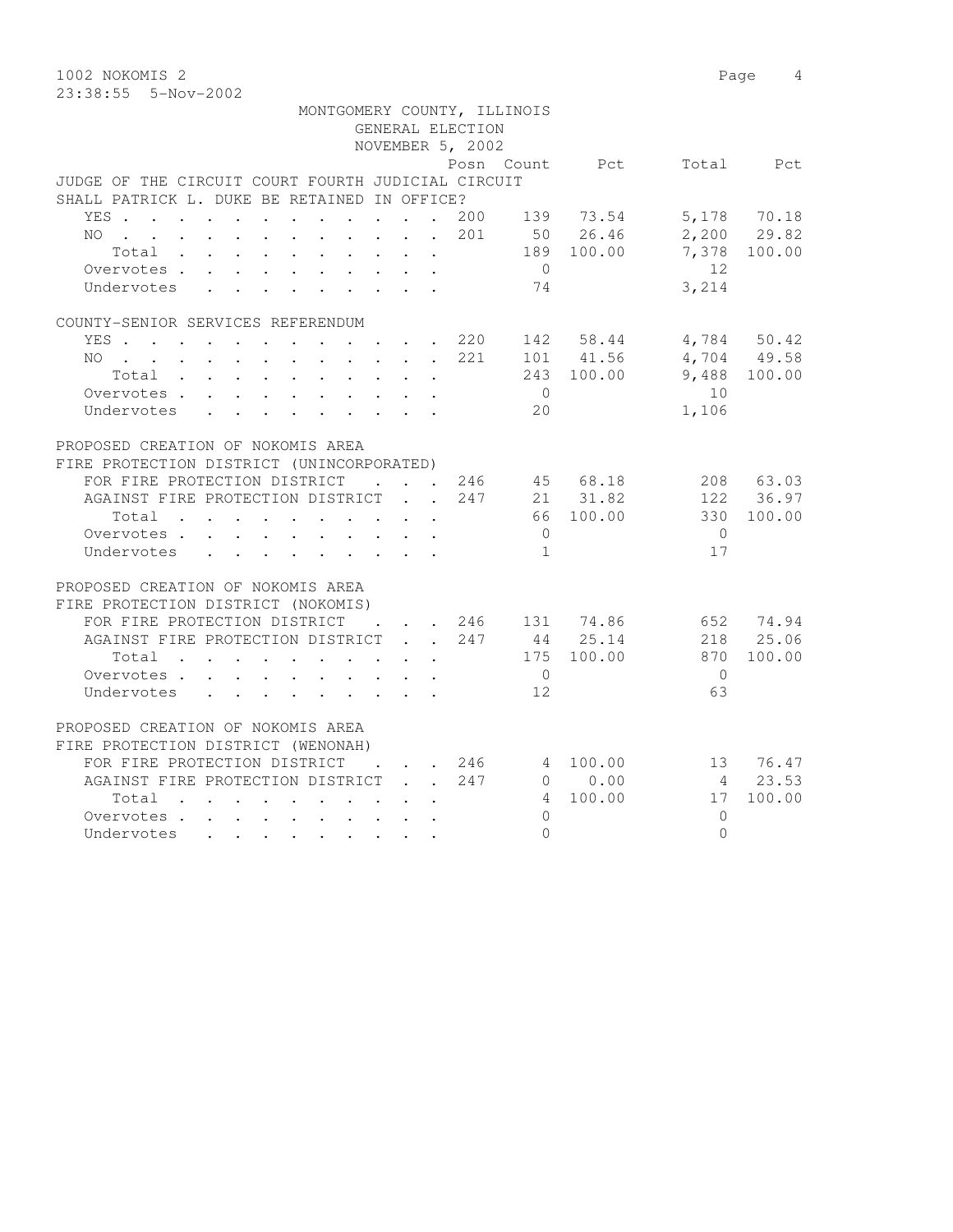MONTGOMERY COUNTY, ILLINOIS
GENERAL ELECTION
NOVEMBER 5, 2002

**JUDGE OF THE CIRCUIT COURT FOURTH JUDICIAL CIRCUIT**
**SHALL PATRICK L. DUKE BE RETAINED IN OFFICE?**

| | Posn | Count | Pct | Total | Pct |
|---|---|---|---|---|---|
| YES | 200 | 139 | 73.54 | 5,178 | 70.18 |
| NO | 201 | 50 | 26.46 | 2,200 | 29.82 |
| Total | | 189 | 100.00 | 7,378 | 100.00 |
| Overvotes | | 0 | | 12 | |
| Undervotes | | 74 | | 3,214 | |

**COUNTY-SENIOR SERVICES REFERENDUM**

| | Posn | Count | Pct | Total | Pct |
|---|---|---|---|---|---|
| YES | 220 | 142 | 58.44 | 4,784 | 50.42 |
| NO | 221 | 101 | 41.56 | 4,704 | 49.58 |
| Total | | 243 | 100.00 | 9,488 | 100.00 |
| Overvotes | | 0 | | 10 | |
| Undervotes | | 20 | | 1,106 | |

**PROPOSED CREATION OF NOKOMIS AREA**
**FIRE PROTECTION DISTRICT (UNINCORPORATED)**

| | Posn | Count | Pct | Total | Pct |
|---|---|---|---|---|---|
| FOR FIRE PROTECTION DISTRICT | 246 | 45 | 68.18 | 208 | 63.03 |
| AGAINST FIRE PROTECTION DISTRICT | 247 | 21 | 31.82 | 122 | 36.97 |
| Total | | 66 | 100.00 | 330 | 100.00 |
| Overvotes | | 0 | | 0 | |
| Undervotes | | 1 | | 17 | |

**PROPOSED CREATION OF NOKOMIS AREA**
**FIRE PROTECTION DISTRICT (NOKOMIS)**

| | Posn | Count | Pct | Total | Pct |
|---|---|---|---|---|---|
| FOR FIRE PROTECTION DISTRICT | 246 | 131 | 74.86 | 652 | 74.94 |
| AGAINST FIRE PROTECTION DISTRICT | 247 | 44 | 25.14 | 218 | 25.06 |
| Total | | 175 | 100.00 | 870 | 100.00 |
| Overvotes | | 0 | | 0 | |
| Undervotes | | 12 | | 63 | |

**PROPOSED CREATION OF NOKOMIS AREA**
**FIRE PROTECTION DISTRICT (WENONAH)**

| | Posn | Count | Pct | Total | Pct |
|---|---|---|---|---|---|
| FOR FIRE PROTECTION DISTRICT | 246 | 4 | 100.00 | 13 | 76.47 |
| AGAINST FIRE PROTECTION DISTRICT | 247 | 0 | 0.00 | 4 | 23.53 |
| Total | | 4 | 100.00 | 17 | 100.00 |
| Overvotes | | 0 | | 0 | |
| Undervotes | | 0 | | 0 | |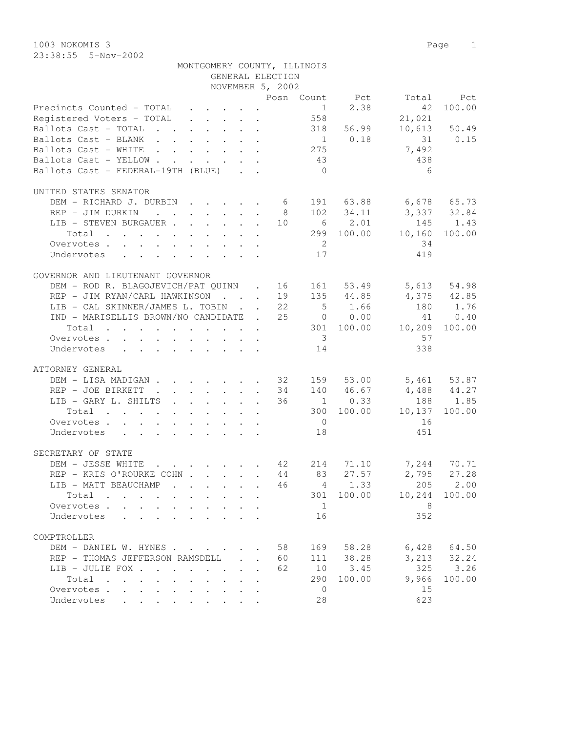1003 NOKOMIS 3

23:38:55 5-Nov-2002

MONTGOMERY COUNTY, ILLINOIS
GENERAL ELECTION
NOVEMBER 5, 2002

| | Posn | Count | Pct | Total | Pct |
|---|---|---|---|---|---|
| Precincts Counted - TOTAL | | 1 | 2.38 | 42 | 100.00 |
| Registered Voters - TOTAL | | 558 | | 21,021 | |
| Ballots Cast - TOTAL | | 318 | 56.99 | 10,613 | 50.49 |
| Ballots Cast - BLANK | | 1 | 0.18 | 31 | 0.15 |
| Ballots Cast - WHITE | | 275 | | 7,492 | |
| Ballots Cast - YELLOW | | 43 | | 438 | |
| Ballots Cast - FEDERAL-19TH (BLUE) | | 0 | | 6 | |

UNITED STATES SENATOR

| | Posn | Count | Pct | Total | Pct |
|---|---|---|---|---|---|
| DEM - RICHARD J. DURBIN | 6 | 191 | 63.88 | 6,678 | 65.73 |
| REP - JIM DURKIN | 8 | 102 | 34.11 | 3,337 | 32.84 |
| LIB - STEVEN BURGAUER | 10 | 6 | 2.01 | 145 | 1.43 |
| Total | | 299 | 100.00 | 10,160 | 100.00 |
| Overvotes | | 2 | | 34 | |
| Undervotes | | 17 | | 419 | |

GOVERNOR AND LIEUTENANT GOVERNOR

| | Posn | Count | Pct | Total | Pct |
|---|---|---|---|---|---|
| DEM - ROD R. BLAGOJEVICH/PAT QUINN | 16 | 161 | 53.49 | 5,613 | 54.98 |
| REP - JIM RYAN/CARL HAWKINSON | 19 | 135 | 44.85 | 4,375 | 42.85 |
| LIB - CAL SKINNER/JAMES L. TOBIN | 22 | 5 | 1.66 | 180 | 1.76 |
| IND - MARISELLIS BROWN/NO CANDIDATE | 25 | 0 | 0.00 | 41 | 0.40 |
| Total | | 301 | 100.00 | 10,209 | 100.00 |
| Overvotes | | 3 | | 57 | |
| Undervotes | | 14 | | 338 | |

ATTORNEY GENERAL

| | Posn | Count | Pct | Total | Pct |
|---|---|---|---|---|---|
| DEM - LISA MADIGAN | 32 | 159 | 53.00 | 5,461 | 53.87 |
| REP - JOE BIRKETT | 34 | 140 | 46.67 | 4,488 | 44.27 |
| LIB - GARY L. SHILTS | 36 | 1 | 0.33 | 188 | 1.85 |
| Total | | 300 | 100.00 | 10,137 | 100.00 |
| Overvotes | | 0 | | 16 | |
| Undervotes | | 18 | | 451 | |

SECRETARY OF STATE

| | Posn | Count | Pct | Total | Pct |
|---|---|---|---|---|---|
| DEM - JESSE WHITE | 42 | 214 | 71.10 | 7,244 | 70.71 |
| REP - KRIS O'ROURKE COHN | 44 | 83 | 27.57 | 2,795 | 27.28 |
| LIB - MATT BEAUCHAMP | 46 | 4 | 1.33 | 205 | 2.00 |
| Total | | 301 | 100.00 | 10,244 | 100.00 |
| Overvotes | | 1 | | 8 | |
| Undervotes | | 16 | | 352 | |

COMPTROLLER

| | Posn | Count | Pct | Total | Pct |
|---|---|---|---|---|---|
| DEM - DANIEL W. HYNES | 58 | 169 | 58.28 | 6,428 | 64.50 |
| REP - THOMAS JEFFERSON RAMSDELL | 60 | 111 | 38.28 | 3,213 | 32.24 |
| LIB - JULIE FOX | 62 | 10 | 3.45 | 325 | 3.26 |
| Total | | 290 | 100.00 | 9,966 | 100.00 |
| Overvotes | | 0 | | 15 | |
| Undervotes | | 28 | | 623 | |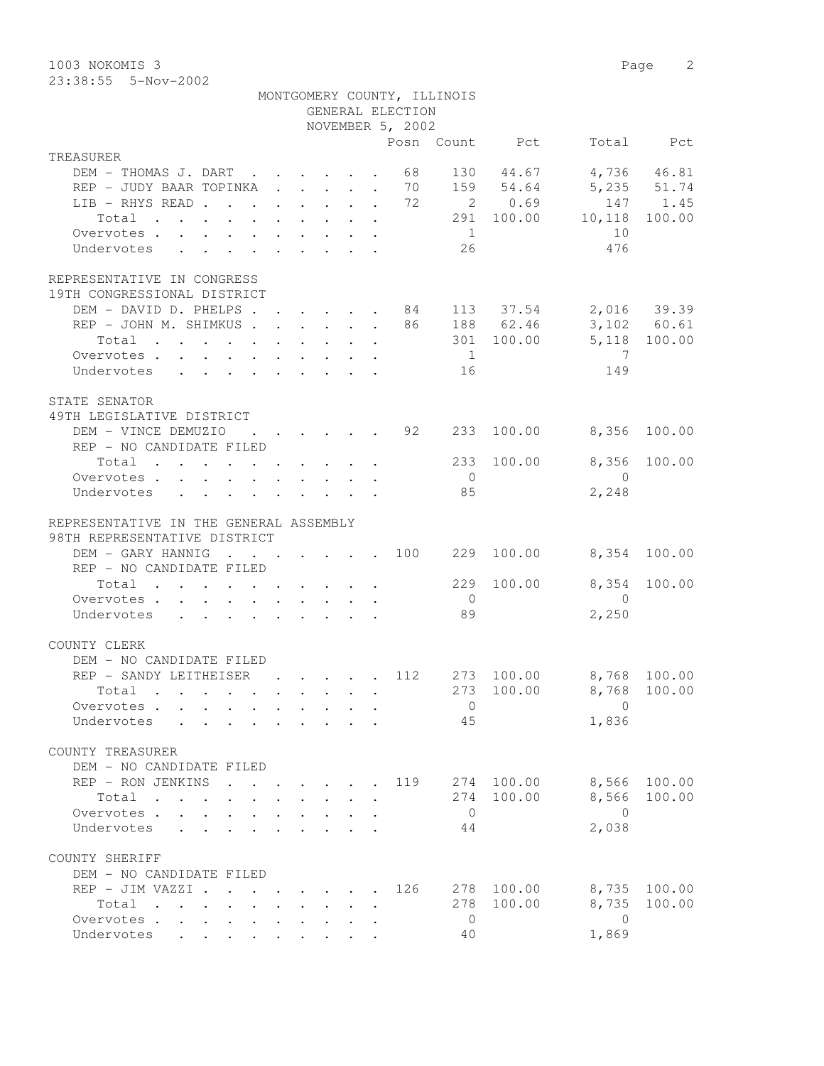1003 NOKOMIS 3

23:38:55 5-Nov-2002

MONTGOMERY COUNTY, ILLINOIS
GENERAL ELECTION
NOVEMBER 5, 2002

| | Posn | Count | Pct | Total | Pct |
|---|---|---|---|---|---|
| **TREASURER** | | | | | |
| DEM - THOMAS J. DART | 68 | 130 | 44.67 | 4,736 | 46.81 |
| REP - JUDY BAAR TOPINKA | 70 | 159 | 54.64 | 5,235 | 51.74 |
| LIB - RHYS READ | 72 | 2 | 0.69 | 147 | 1.45 |
| Total | | 291 | 100.00 | 10,118 | 100.00 |
| Overvotes | | 1 | | 10 | |
| Undervotes | | 26 | | 476 | |
| **REPRESENTATIVE IN CONGRESS** | | | | | |
| **19TH CONGRESSIONAL DISTRICT** | | | | | |
| DEM - DAVID D. PHELPS | 84 | 113 | 37.54 | 2,016 | 39.39 |
| REP - JOHN M. SHIMKUS | 86 | 188 | 62.46 | 3,102 | 60.61 |
| Total | | 301 | 100.00 | 5,118 | 100.00 |
| Overvotes | | 1 | | 7 | |
| Undervotes | | 16 | | 149 | |
| **STATE SENATOR** | | | | | |
| **49TH LEGISLATIVE DISTRICT** | | | | | |
| DEM - VINCE DEMUZIO | 92 | 233 | 100.00 | 8,356 | 100.00 |
| REP - NO CANDIDATE FILED | | | | | |
| Total | | 233 | 100.00 | 8,356 | 100.00 |
| Overvotes | | 0 | | 0 | |
| Undervotes | | 85 | | 2,248 | |
| **REPRESENTATIVE IN THE GENERAL ASSEMBLY** | | | | | |
| **98TH REPRESENTATIVE DISTRICT** | | | | | |
| DEM - GARY HANNIG | 100 | 229 | 100.00 | 8,354 | 100.00 |
| REP - NO CANDIDATE FILED | | | | | |
| Total | | 229 | 100.00 | 8,354 | 100.00 |
| Overvotes | | 0 | | 0 | |
| Undervotes | | 89 | | 2,250 | |
| **COUNTY CLERK** | | | | | |
| DEM - NO CANDIDATE FILED | | | | | |
| REP - SANDY LEITHEISER | 112 | 273 | 100.00 | 8,768 | 100.00 |
| Total | | 273 | 100.00 | 8,768 | 100.00 |
| Overvotes | | 0 | | 0 | |
| Undervotes | | 45 | | 1,836 | |
| **COUNTY TREASURER** | | | | | |
| DEM - NO CANDIDATE FILED | | | | | |
| REP - RON JENKINS | 119 | 274 | 100.00 | 8,566 | 100.00 |
| Total | | 274 | 100.00 | 8,566 | 100.00 |
| Overvotes | | 0 | | 0 | |
| Undervotes | | 44 | | 2,038 | |
| **COUNTY SHERIFF** | | | | | |
| DEM - NO CANDIDATE FILED | | | | | |
| REP - JIM VAZZI | 126 | 278 | 100.00 | 8,735 | 100.00 |
| Total | | 278 | 100.00 | 8,735 | 100.00 |
| Overvotes | | 0 | | 0 | |
| Undervotes | | 40 | | 1,869 | |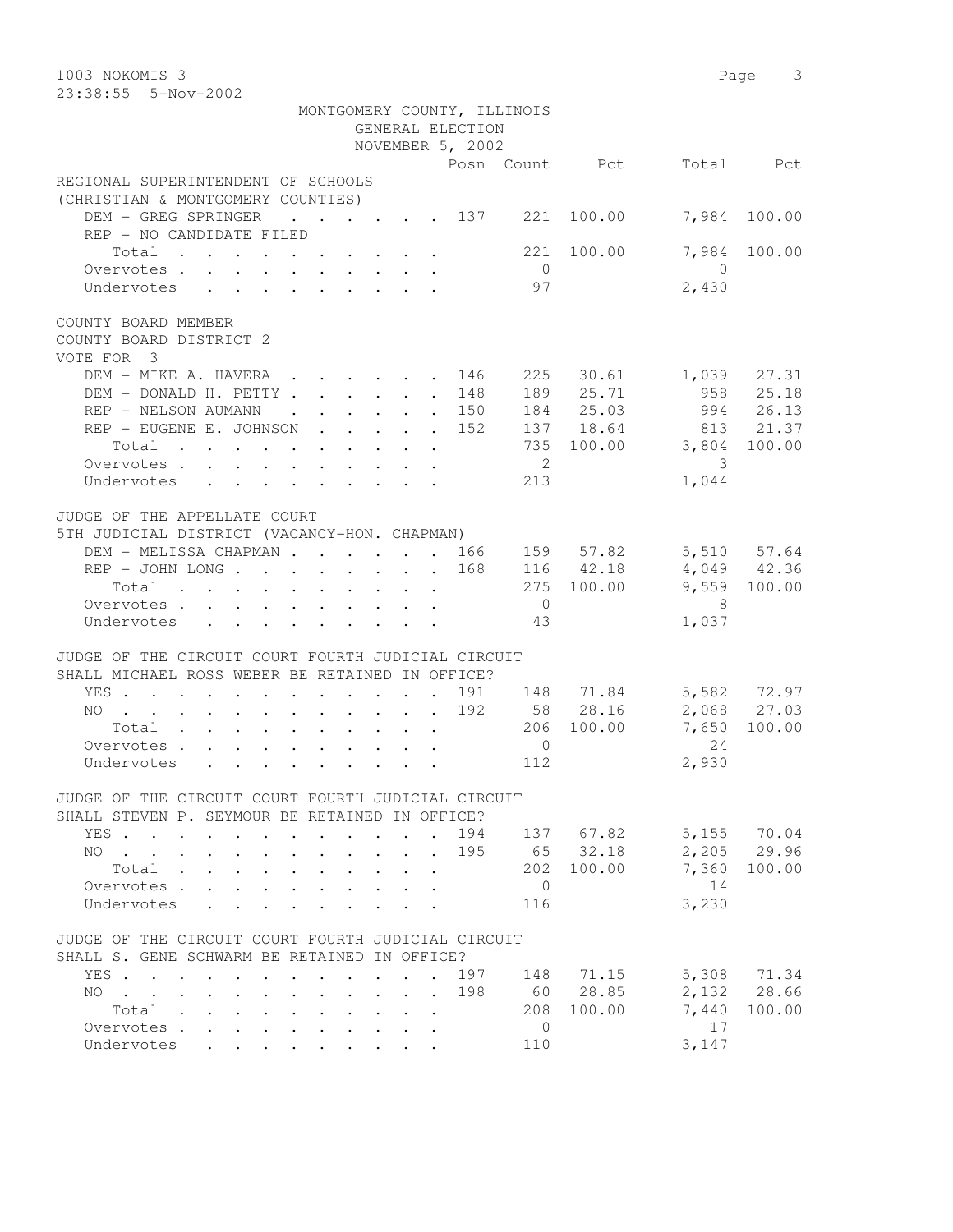1003 NOKOMIS 3

23:38:55 5-Nov-2002

MONTGOMERY COUNTY, ILLINOIS
GENERAL ELECTION
NOVEMBER 5, 2002

| | Posn | Count | Pct | Total | Pct |
|---|---|---|---|---|---|
| **REGIONAL SUPERINTENDENT OF SCHOOLS** | | | | | |
| **(CHRISTIAN & MONTGOMERY COUNTIES)** | | | | | |
| DEM - GREG SPRINGER | 137 | 221 | 100.00 | 7,984 | 100.00 |
| REP - NO CANDIDATE FILED | | | | | |
| Total | | 221 | 100.00 | 7,984 | 100.00 |
| Overvotes | | 0 | | 0 | |
| Undervotes | | 97 | | 2,430 | |
| **COUNTY BOARD MEMBER** | | | | | |
| **COUNTY BOARD DISTRICT 2** | | | | | |
| **VOTE FOR 3** | | | | | |
| DEM - MIKE A. HAVERA | 146 | 225 | 30.61 | 1,039 | 27.31 |
| DEM - DONALD H. PETTY | 148 | 189 | 25.71 | 958 | 25.18 |
| REP - NELSON AUMANN | 150 | 184 | 25.03 | 994 | 26.13 |
| REP - EUGENE E. JOHNSON | 152 | 137 | 18.64 | 813 | 21.37 |
| Total | | 735 | 100.00 | 3,804 | 100.00 |
| Overvotes | | 2 | | 3 | |
| Undervotes | | 213 | | 1,044 | |
| **JUDGE OF THE APPELLATE COURT** | | | | | |
| **5TH JUDICIAL DISTRICT (VACANCY-HON. CHAPMAN)** | | | | | |
| DEM - MELISSA CHAPMAN | 166 | 159 | 57.82 | 5,510 | 57.64 |
| REP - JOHN LONG | 168 | 116 | 42.18 | 4,049 | 42.36 |
| Total | | 275 | 100.00 | 9,559 | 100.00 |
| Overvotes | | 0 | | 8 | |
| Undervotes | | 43 | | 1,037 | |
| **JUDGE OF THE CIRCUIT COURT FOURTH JUDICIAL CIRCUIT** | | | | | |
| **SHALL MICHAEL ROSS WEBER BE RETAINED IN OFFICE?** | | | | | |
| YES | 191 | 148 | 71.84 | 5,582 | 72.97 |
| NO | 192 | 58 | 28.16 | 2,068 | 27.03 |
| Total | | 206 | 100.00 | 7,650 | 100.00 |
| Overvotes | | 0 | | 24 | |
| Undervotes | | 112 | | 2,930 | |
| **JUDGE OF THE CIRCUIT COURT FOURTH JUDICIAL CIRCUIT** | | | | | |
| **SHALL STEVEN P. SEYMOUR BE RETAINED IN OFFICE?** | | | | | |
| YES | 194 | 137 | 67.82 | 5,155 | 70.04 |
| NO | 195 | 65 | 32.18 | 2,205 | 29.96 |
| Total | | 202 | 100.00 | 7,360 | 100.00 |
| Overvotes | | 0 | | 14 | |
| Undervotes | | 116 | | 3,230 | |
| **JUDGE OF THE CIRCUIT COURT FOURTH JUDICIAL CIRCUIT** | | | | | |
| **SHALL S. GENE SCHWARM BE RETAINED IN OFFICE?** | | | | | |
| YES | 197 | 148 | 71.15 | 5,308 | 71.34 |
| NO | 198 | 60 | 28.85 | 2,132 | 28.66 |
| Total | | 208 | 100.00 | 7,440 | 100.00 |
| Overvotes | | 0 | | 17 | |
| Undervotes | | 110 | | 3,147 | |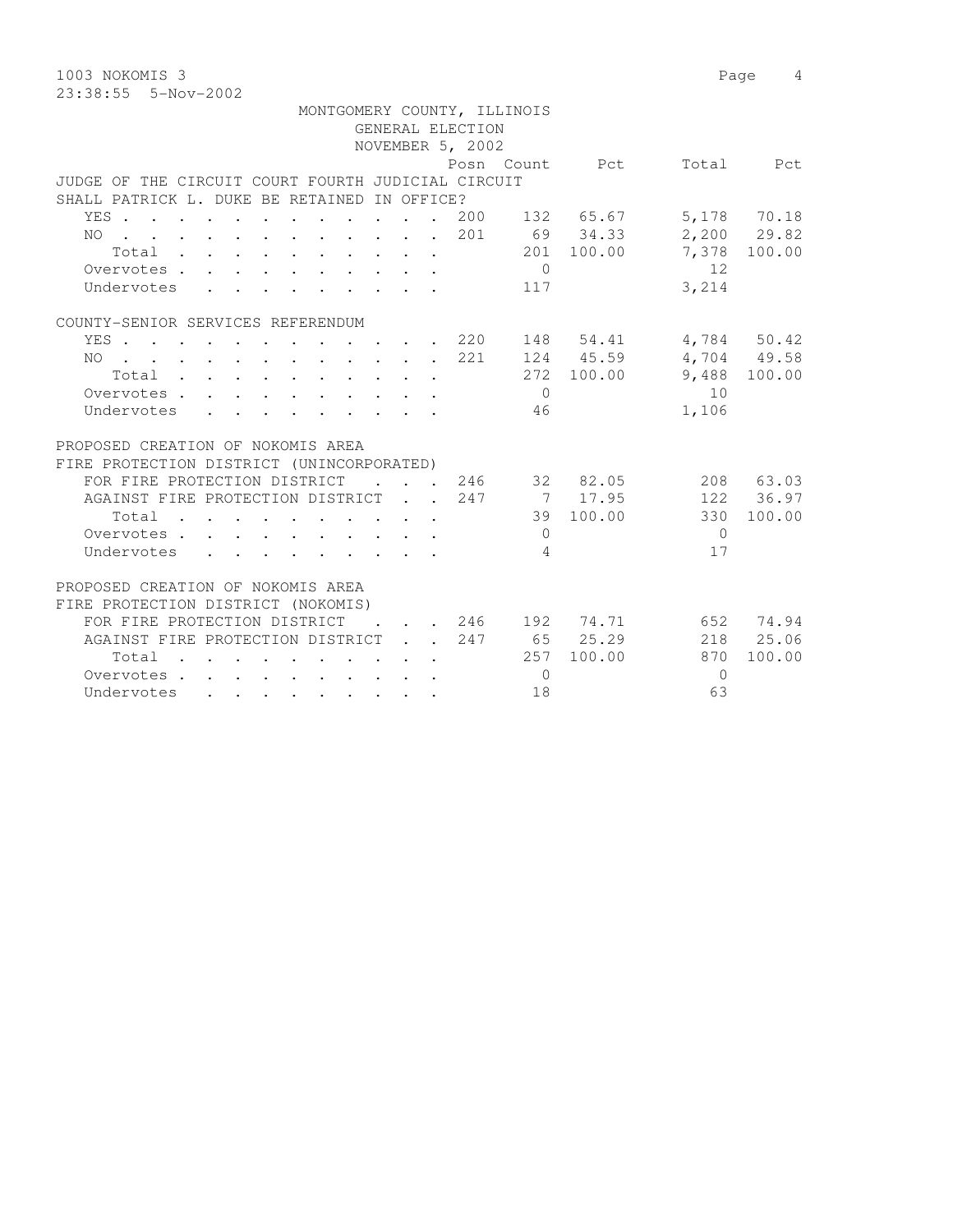1003 NOKOMIS 3

23:38:55 5-Nov-2002

MONTGOMERY COUNTY, ILLINOIS
GENERAL ELECTION
NOVEMBER 5, 2002

**JUDGE OF THE CIRCUIT COURT FOURTH JUDICIAL CIRCUIT**
**SHALL PATRICK L. DUKE BE RETAINED IN OFFICE?**

| | Posn | Count | Pct | Total | Pct |
|---|---|---|---|---|---|
| YES | 200 | 132 | 65.67 | 5,178 | 70.18 |
| NO | 201 | 69 | 34.33 | 2,200 | 29.82 |
| Total | | 201 | 100.00 | 7,378 | 100.00 |
| Overvotes | | 0 | | 12 | |
| Undervotes | | 117 | | 3,214 | |

**COUNTY-SENIOR SERVICES REFERENDUM**

| | Posn | Count | Pct | Total | Pct |
|---|---|---|---|---|---|
| YES | 220 | 148 | 54.41 | 4,784 | 50.42 |
| NO | 221 | 124 | 45.59 | 4,704 | 49.58 |
| Total | | 272 | 100.00 | 9,488 | 100.00 |
| Overvotes | | 0 | | 10 | |
| Undervotes | | 46 | | 1,106 | |

**PROPOSED CREATION OF NOKOMIS AREA**
**FIRE PROTECTION DISTRICT (UNINCORPORATED)**

| | Posn | Count | Pct | Total | Pct |
|---|---|---|---|---|---|
| FOR FIRE PROTECTION DISTRICT | 246 | 32 | 82.05 | 208 | 63.03 |
| AGAINST FIRE PROTECTION DISTRICT | 247 | 7 | 17.95 | 122 | 36.97 |
| Total | | 39 | 100.00 | 330 | 100.00 |
| Overvotes | | 0 | | 0 | |
| Undervotes | | 4 | | 17 | |

**PROPOSED CREATION OF NOKOMIS AREA**
**FIRE PROTECTION DISTRICT (NOKOMIS)**

| | Posn | Count | Pct | Total | Pct |
|---|---|---|---|---|---|
| FOR FIRE PROTECTION DISTRICT | 246 | 192 | 74.71 | 652 | 74.94 |
| AGAINST FIRE PROTECTION DISTRICT | 247 | 65 | 25.29 | 218 | 25.06 |
| Total | | 257 | 100.00 | 870 | 100.00 |
| Overvotes | | 0 | | 0 | |
| Undervotes | | 18 | | 63 | |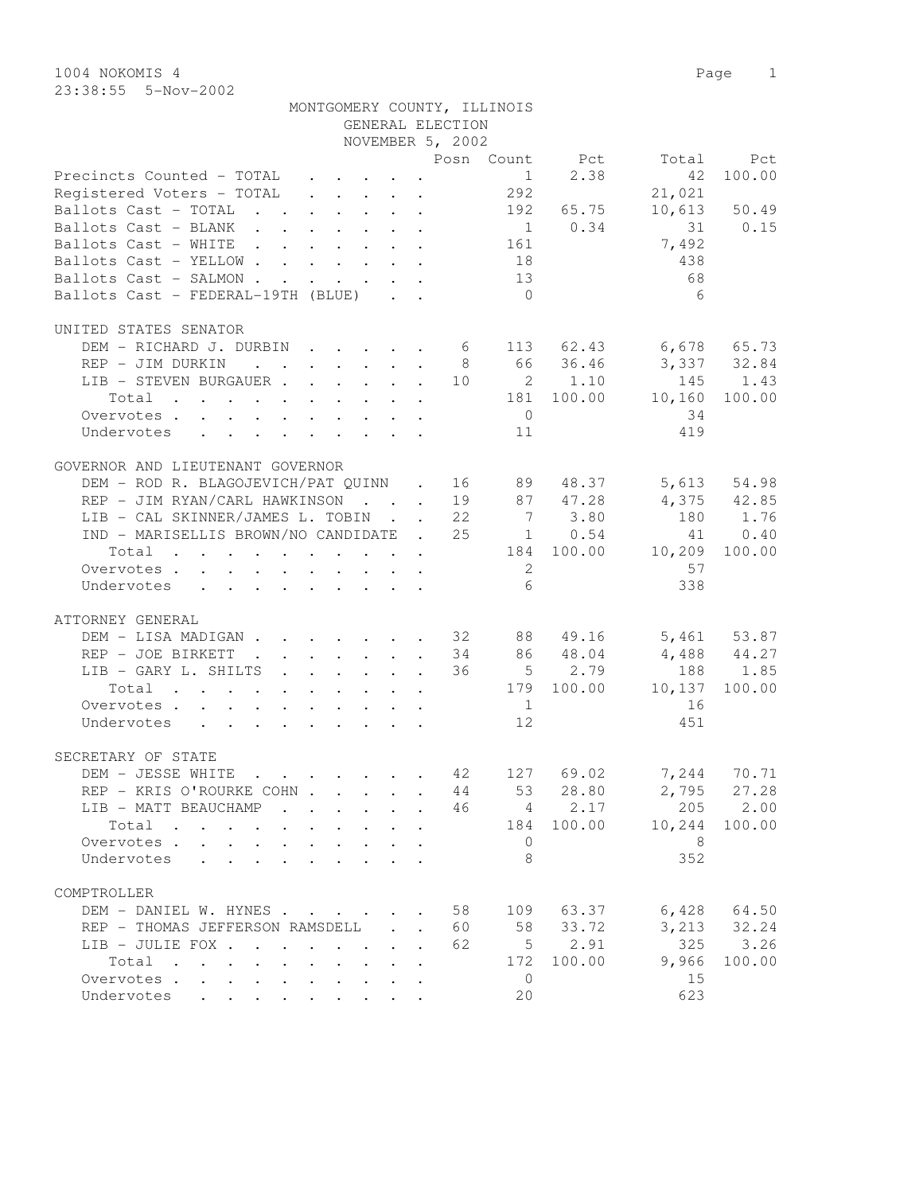1004 NOKOMIS 4

23:38:55 5-Nov-2002

MONTGOMERY COUNTY, ILLINOIS
GENERAL ELECTION
NOVEMBER 5, 2002

| | Posn | Count | Pct | Total | Pct |
|---|---|---|---|---|---|
| Precincts Counted - TOTAL | | 1 | 2.38 | 42 | 100.00 |
| Registered Voters - TOTAL | | 292 | | 21,021 | |
| Ballots Cast - TOTAL | | 192 | 65.75 | 10,613 | 50.49 |
| Ballots Cast - BLANK | | 1 | 0.34 | 31 | 0.15 |
| Ballots Cast - WHITE | | 161 | | 7,492 | |
| Ballots Cast - YELLOW | | 18 | | 438 | |
| Ballots Cast - SALMON | | 13 | | 68 | |
| Ballots Cast - FEDERAL-19TH (BLUE) | | 0 | | 6 | |

UNITED STATES SENATOR

| | Posn | Count | Pct | Total | Pct |
|---|---|---|---|---|---|
| DEM - RICHARD J. DURBIN | 6 | 113 | 62.43 | 6,678 | 65.73 |
| REP - JIM DURKIN | 8 | 66 | 36.46 | 3,337 | 32.84 |
| LIB - STEVEN BURGAUER | 10 | 2 | 1.10 | 145 | 1.43 |
| Total | | 181 | 100.00 | 10,160 | 100.00 |
| Overvotes | | 0 | | 34 | |
| Undervotes | | 11 | | 419 | |

GOVERNOR AND LIEUTENANT GOVERNOR

| | Posn | Count | Pct | Total | Pct |
|---|---|---|---|---|---|
| DEM - ROD R. BLAGOJEVICH/PAT QUINN | 16 | 89 | 48.37 | 5,613 | 54.98 |
| REP - JIM RYAN/CARL HAWKINSON | 19 | 87 | 47.28 | 4,375 | 42.85 |
| LIB - CAL SKINNER/JAMES L. TOBIN | 22 | 7 | 3.80 | 180 | 1.76 |
| IND - MARISELLIS BROWN/NO CANDIDATE | 25 | 1 | 0.54 | 41 | 0.40 |
| Total | | 184 | 100.00 | 10,209 | 100.00 |
| Overvotes | | 2 | | 57 | |
| Undervotes | | 6 | | 338 | |

ATTORNEY GENERAL

| | Posn | Count | Pct | Total | Pct |
|---|---|---|---|---|---|
| DEM - LISA MADIGAN | 32 | 88 | 49.16 | 5,461 | 53.87 |
| REP - JOE BIRKETT | 34 | 86 | 48.04 | 4,488 | 44.27 |
| LIB - GARY L. SHILTS | 36 | 5 | 2.79 | 188 | 1.85 |
| Total | | 179 | 100.00 | 10,137 | 100.00 |
| Overvotes | | 1 | | 16 | |
| Undervotes | | 12 | | 451 | |

SECRETARY OF STATE

| | Posn | Count | Pct | Total | Pct |
|---|---|---|---|---|---|
| DEM - JESSE WHITE | 42 | 127 | 69.02 | 7,244 | 70.71 |
| REP - KRIS O'ROURKE COHN | 44 | 53 | 28.80 | 2,795 | 27.28 |
| LIB - MATT BEAUCHAMP | 46 | 4 | 2.17 | 205 | 2.00 |
| Total | | 184 | 100.00 | 10,244 | 100.00 |
| Overvotes | | 0 | | 8 | |
| Undervotes | | 8 | | 352 | |

COMPTROLLER

| | Posn | Count | Pct | Total | Pct |
|---|---|---|---|---|---|
| DEM - DANIEL W. HYNES | 58 | 109 | 63.37 | 6,428 | 64.50 |
| REP - THOMAS JEFFERSON RAMSDELL | 60 | 58 | 33.72 | 3,213 | 32.24 |
| LIB - JULIE FOX | 62 | 5 | 2.91 | 325 | 3.26 |
| Total | | 172 | 100.00 | 9,966 | 100.00 |
| Overvotes | | 0 | | 15 | |
| Undervotes | | 20 | | 623 | |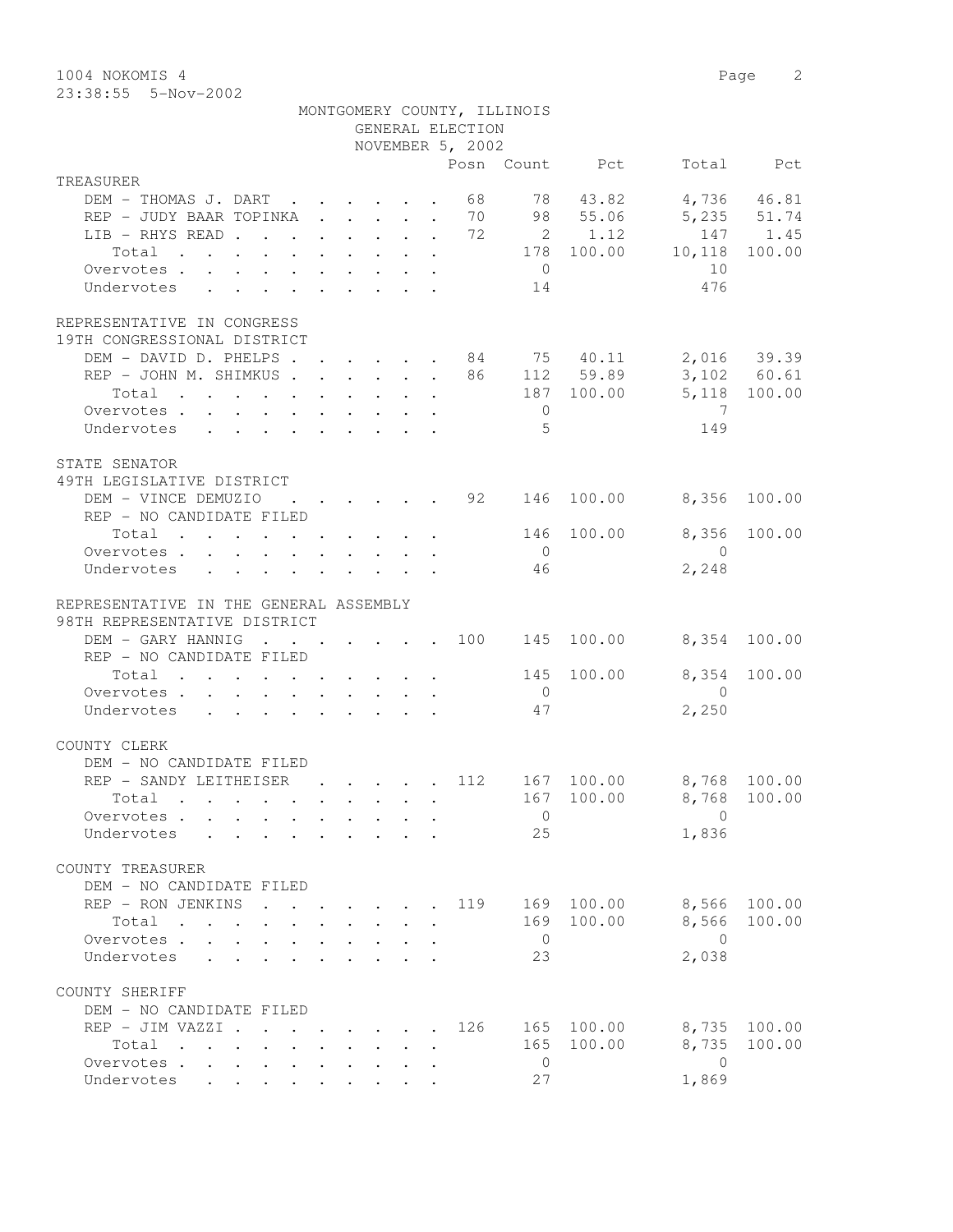1004 NOKOMIS 4

23:38:55 5-Nov-2002

MONTGOMERY COUNTY, ILLINOIS
GENERAL ELECTION
NOVEMBER 5, 2002

| | Posn | Count | Pct | Total | Pct |
|---|---|---|---|---|---|
| **TREASURER** | | | | | |
| DEM - THOMAS J. DART | 68 | 78 | 43.82 | 4,736 | 46.81 |
| REP - JUDY BAAR TOPINKA | 70 | 98 | 55.06 | 5,235 | 51.74 |
| LIB - RHYS READ | 72 | 2 | 1.12 | 147 | 1.45 |
| Total | | 178 | 100.00 | 10,118 | 100.00 |
| Overvotes | | 0 | | 10 | |
| Undervotes | | 14 | | 476 | |
| **REPRESENTATIVE IN CONGRESS 19TH CONGRESSIONAL DISTRICT** | | | | | |
| DEM - DAVID D. PHELPS | 84 | 75 | 40.11 | 2,016 | 39.39 |
| REP - JOHN M. SHIMKUS | 86 | 112 | 59.89 | 3,102 | 60.61 |
| Total | | 187 | 100.00 | 5,118 | 100.00 |
| Overvotes | | 0 | | 7 | |
| Undervotes | | 5 | | 149 | |
| **STATE SENATOR 49TH LEGISLATIVE DISTRICT** | | | | | |
| DEM - VINCE DEMUZIO | 92 | 146 | 100.00 | 8,356 | 100.00 |
| REP - NO CANDIDATE FILED | | | | | |
| Total | | 146 | 100.00 | 8,356 | 100.00 |
| Overvotes | | 0 | | 0 | |
| Undervotes | | 46 | | 2,248 | |
| **REPRESENTATIVE IN THE GENERAL ASSEMBLY 98TH REPRESENTATIVE DISTRICT** | | | | | |
| DEM - GARY HANNIG | 100 | 145 | 100.00 | 8,354 | 100.00 |
| REP - NO CANDIDATE FILED | | | | | |
| Total | | 145 | 100.00 | 8,354 | 100.00 |
| Overvotes | | 0 | | 0 | |
| Undervotes | | 47 | | 2,250 | |
| **COUNTY CLERK** | | | | | |
| DEM - NO CANDIDATE FILED | | | | | |
| REP - SANDY LEITHEISER | 112 | 167 | 100.00 | 8,768 | 100.00 |
| Total | | 167 | 100.00 | 8,768 | 100.00 |
| Overvotes | | 0 | | 0 | |
| Undervotes | | 25 | | 1,836 | |
| **COUNTY TREASURER** | | | | | |
| DEM - NO CANDIDATE FILED | | | | | |
| REP - RON JENKINS | 119 | 169 | 100.00 | 8,566 | 100.00 |
| Total | | 169 | 100.00 | 8,566 | 100.00 |
| Overvotes | | 0 | | 0 | |
| Undervotes | | 23 | | 2,038 | |
| **COUNTY SHERIFF** | | | | | |
| DEM - NO CANDIDATE FILED | | | | | |
| REP - JIM VAZZI | 126 | 165 | 100.00 | 8,735 | 100.00 |
| Total | | 165 | 100.00 | 8,735 | 100.00 |
| Overvotes | | 0 | | 0 | |
| Undervotes | | 27 | | 1,869 | |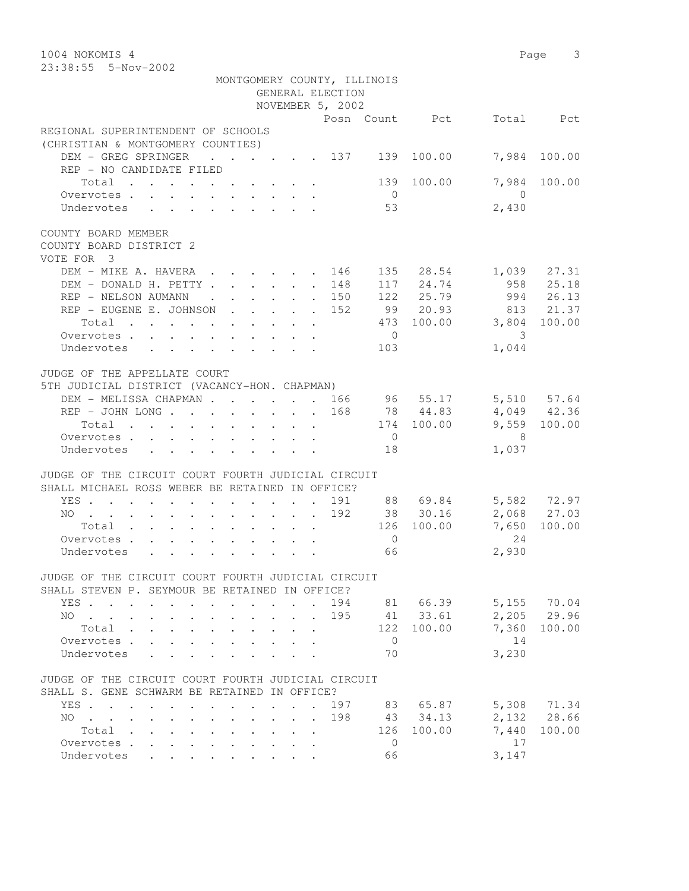1004 NOKOMIS 4
23:38:55 5-Nov-2002

MONTGOMERY COUNTY, ILLINOIS
GENERAL ELECTION
NOVEMBER 5, 2002

| | Posn | Count | Pct | Total | Pct |
|---|---|---|---|---|---|
| **REGIONAL SUPERINTENDENT OF SCHOOLS (CHRISTIAN & MONTGOMERY COUNTIES)** | | | | | |
| DEM - GREG SPRINGER | 137 | 139 | 100.00 | 7,984 | 100.00 |
| REP - NO CANDIDATE FILED | | | | | |
| Total | | 139 | 100.00 | 7,984 | 100.00 |
| Overvotes | | 0 | | 0 | |
| Undervotes | | 53 | | 2,430 | |
| **COUNTY BOARD MEMBER COUNTY BOARD DISTRICT 2 VOTE FOR 3** | | | | | |
| DEM - MIKE A. HAVERA | 146 | 135 | 28.54 | 1,039 | 27.31 |
| DEM - DONALD H. PETTY | 148 | 117 | 24.74 | 958 | 25.18 |
| REP - NELSON AUMANN | 150 | 122 | 25.79 | 994 | 26.13 |
| REP - EUGENE E. JOHNSON | 152 | 99 | 20.93 | 813 | 21.37 |
| Total | | 473 | 100.00 | 3,804 | 100.00 |
| Overvotes | | 0 | | 3 | |
| Undervotes | | 103 | | 1,044 | |
| **JUDGE OF THE APPELLATE COURT 5TH JUDICIAL DISTRICT (VACANCY-HON. CHAPMAN)** | | | | | |
| DEM - MELISSA CHAPMAN | 166 | 96 | 55.17 | 5,510 | 57.64 |
| REP - JOHN LONG | 168 | 78 | 44.83 | 4,049 | 42.36 |
| Total | | 174 | 100.00 | 9,559 | 100.00 |
| Overvotes | | 0 | | 8 | |
| Undervotes | | 18 | | 1,037 | |
| **JUDGE OF THE CIRCUIT COURT FOURTH JUDICIAL CIRCUIT SHALL MICHAEL ROSS WEBER BE RETAINED IN OFFICE?** | | | | | |
| YES | 191 | 88 | 69.84 | 5,582 | 72.97 |
| NO | 192 | 38 | 30.16 | 2,068 | 27.03 |
| Total | | 126 | 100.00 | 7,650 | 100.00 |
| Overvotes | | 0 | | 24 | |
| Undervotes | | 66 | | 2,930 | |
| **JUDGE OF THE CIRCUIT COURT FOURTH JUDICIAL CIRCUIT SHALL STEVEN P. SEYMOUR BE RETAINED IN OFFICE?** | | | | | |
| YES | 194 | 81 | 66.39 | 5,155 | 70.04 |
| NO | 195 | 41 | 33.61 | 2,205 | 29.96 |
| Total | | 122 | 100.00 | 7,360 | 100.00 |
| Overvotes | | 0 | | 14 | |
| Undervotes | | 70 | | 3,230 | |
| **JUDGE OF THE CIRCUIT COURT FOURTH JUDICIAL CIRCUIT SHALL S. GENE SCHWARM BE RETAINED IN OFFICE?** | | | | | |
| YES | 197 | 83 | 65.87 | 5,308 | 71.34 |
| NO | 198 | 43 | 34.13 | 2,132 | 28.66 |
| Total | | 126 | 100.00 | 7,440 | 100.00 |
| Overvotes | | 0 | | 17 | |
| Undervotes | | 66 | | 3,147 | |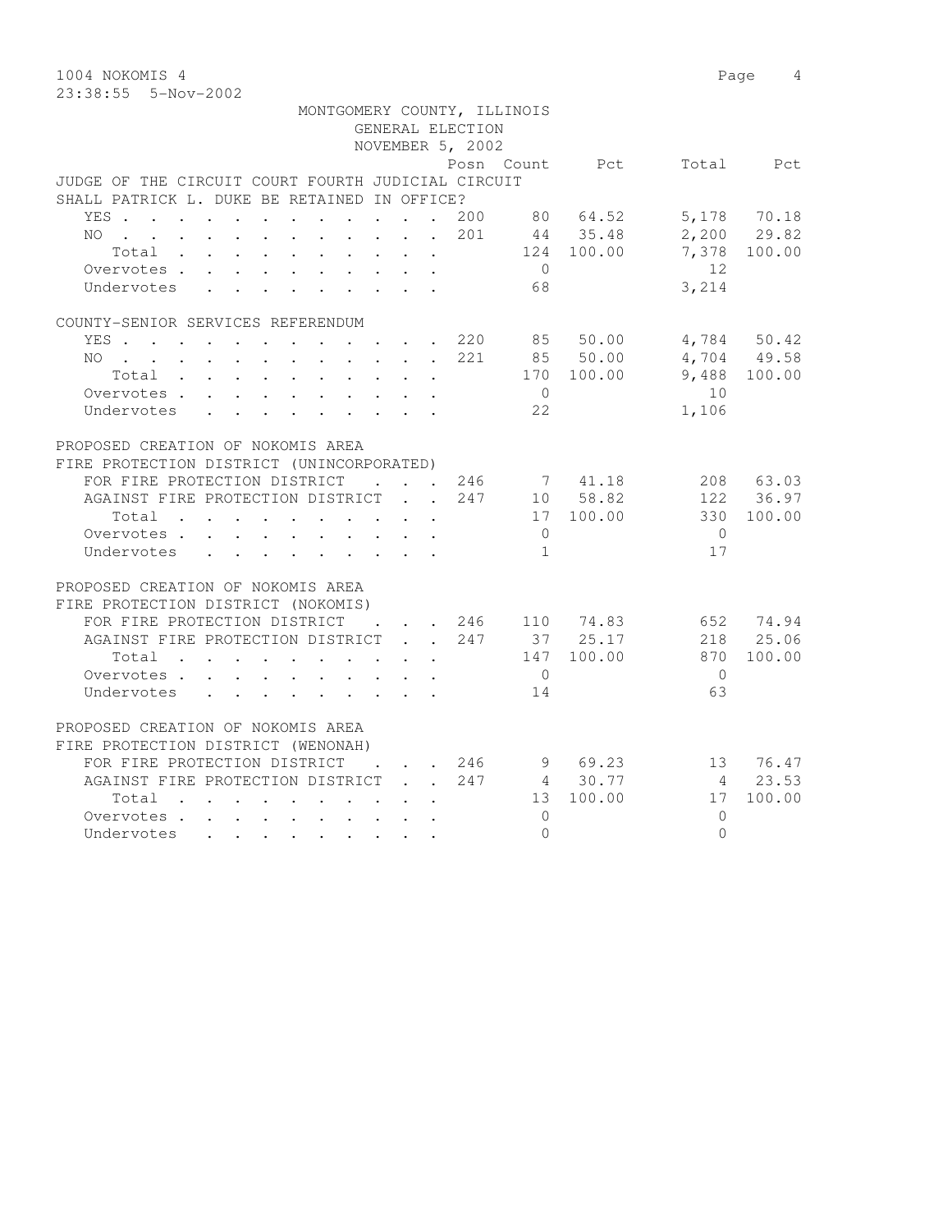1004 NOKOMIS 4

23:38:55 5-Nov-2002

MONTGOMERY COUNTY, ILLINOIS
GENERAL ELECTION
NOVEMBER 5, 2002

| | Posn | Count | Pct | Total | Pct |
|---|---|---|---|---|---|
| **JUDGE OF THE CIRCUIT COURT FOURTH JUDICIAL CIRCUIT** | | | | | |
| **SHALL PATRICK L. DUKE BE RETAINED IN OFFICE?** | | | | | |
| YES | 200 | 80 | 64.52 | 5,178 | 70.18 |
| NO | 201 | 44 | 35.48 | 2,200 | 29.82 |
| Total | | 124 | 100.00 | 7,378 | 100.00 |
| Overvotes | | 0 | | 12 | |
| Undervotes | | 68 | | 3,214 | |
| **COUNTY-SENIOR SERVICES REFERENDUM** | | | | | |
| YES | 220 | 85 | 50.00 | 4,784 | 50.42 |
| NO | 221 | 85 | 50.00 | 4,704 | 49.58 |
| Total | | 170 | 100.00 | 9,488 | 100.00 |
| Overvotes | | 0 | | 10 | |
| Undervotes | | 22 | | 1,106 | |
| **PROPOSED CREATION OF NOKOMIS AREA** | | | | | |
| **FIRE PROTECTION DISTRICT (UNINCORPORATED)** | | | | | |
| FOR FIRE PROTECTION DISTRICT | 246 | 7 | 41.18 | 208 | 63.03 |
| AGAINST FIRE PROTECTION DISTRICT | 247 | 10 | 58.82 | 122 | 36.97 |
| Total | | 17 | 100.00 | 330 | 100.00 |
| Overvotes | | 0 | | 0 | |
| Undervotes | | 1 | | 17 | |
| **PROPOSED CREATION OF NOKOMIS AREA** | | | | | |
| **FIRE PROTECTION DISTRICT (NOKOMIS)** | | | | | |
| FOR FIRE PROTECTION DISTRICT | 246 | 110 | 74.83 | 652 | 74.94 |
| AGAINST FIRE PROTECTION DISTRICT | 247 | 37 | 25.17 | 218 | 25.06 |
| Total | | 147 | 100.00 | 870 | 100.00 |
| Overvotes | | 0 | | 0 | |
| Undervotes | | 14 | | 63 | |
| **PROPOSED CREATION OF NOKOMIS AREA** | | | | | |
| **FIRE PROTECTION DISTRICT (WENONAH)** | | | | | |
| FOR FIRE PROTECTION DISTRICT | 246 | 9 | 69.23 | 13 | 76.47 |
| AGAINST FIRE PROTECTION DISTRICT | 247 | 4 | 30.77 | 4 | 23.53 |
| Total | | 13 | 100.00 | 17 | 100.00 |
| Overvotes | | 0 | | 0 | |
| Undervotes | | 0 | | 0 | |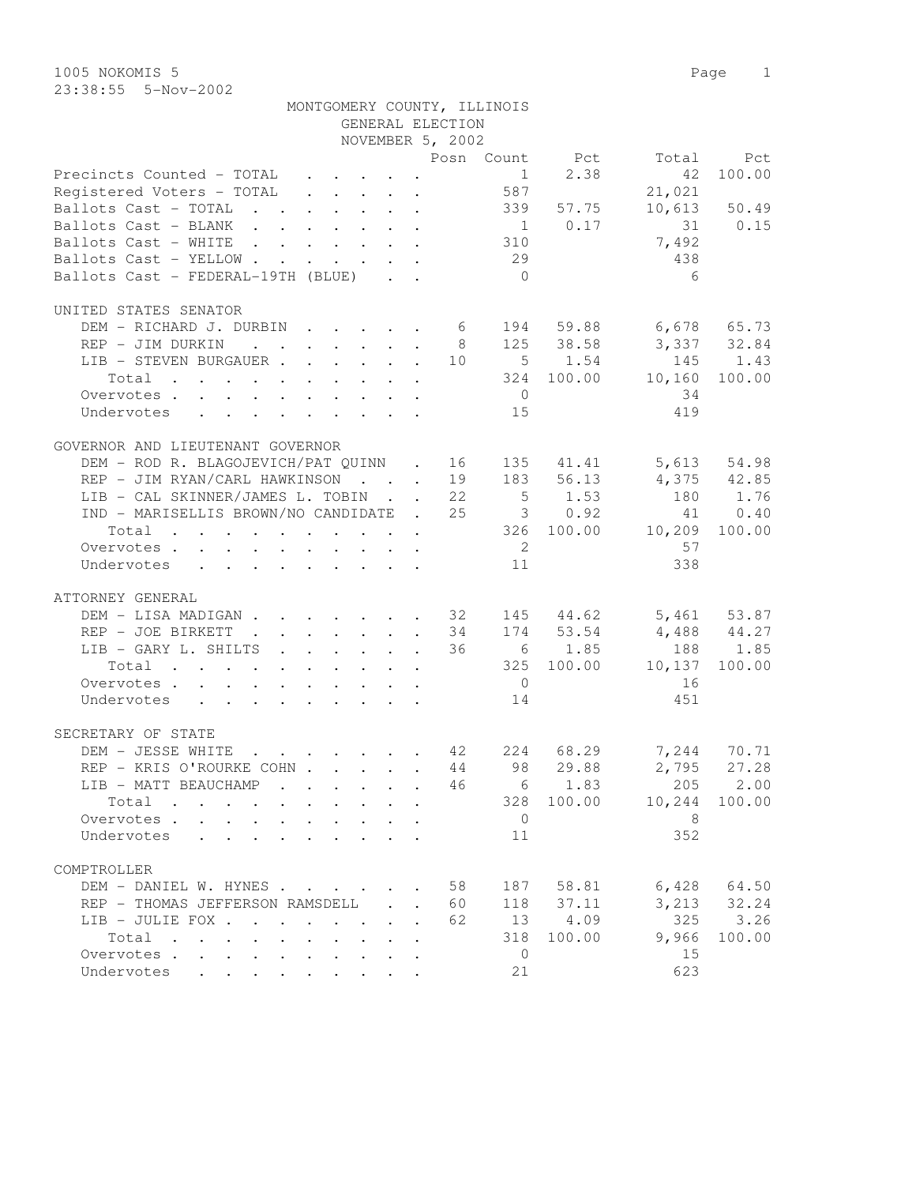1005 NOKOMIS 5

23:38:55 5-Nov-2002

MONTGOMERY COUNTY, ILLINOIS
GENERAL ELECTION
NOVEMBER 5, 2002

| | Posn | Count | Pct | Total | Pct |
|---|---|---|---|---|---|
| Precincts Counted - TOTAL | | 1 | 2.38 | 42 | 100.00 |
| Registered Voters - TOTAL | | 587 | | 21,021 | |
| Ballots Cast - TOTAL | | 339 | 57.75 | 10,613 | 50.49 |
| Ballots Cast - BLANK | | 1 | 0.17 | 31 | 0.15 |
| Ballots Cast - WHITE | | 310 | | 7,492 | |
| Ballots Cast - YELLOW | | 29 | | 438 | |
| Ballots Cast - FEDERAL-19TH (BLUE) | | 0 | | 6 | |

UNITED STATES SENATOR

| | Posn | Count | Pct | Total | Pct |
|---|---|---|---|---|---|
| DEM - RICHARD J. DURBIN | 6 | 194 | 59.88 | 6,678 | 65.73 |
| REP - JIM DURKIN | 8 | 125 | 38.58 | 3,337 | 32.84 |
| LIB - STEVEN BURGAUER | 10 | 5 | 1.54 | 145 | 1.43 |
| Total | | 324 | 100.00 | 10,160 | 100.00 |
| Overvotes | | 0 | | 34 | |
| Undervotes | | 15 | | 419 | |

GOVERNOR AND LIEUTENANT GOVERNOR

| | Posn | Count | Pct | Total | Pct |
|---|---|---|---|---|---|
| DEM - ROD R. BLAGOJEVICH/PAT QUINN | 16 | 135 | 41.41 | 5,613 | 54.98 |
| REP - JIM RYAN/CARL HAWKINSON | 19 | 183 | 56.13 | 4,375 | 42.85 |
| LIB - CAL SKINNER/JAMES L. TOBIN | 22 | 5 | 1.53 | 180 | 1.76 |
| IND - MARISELLIS BROWN/NO CANDIDATE | 25 | 3 | 0.92 | 41 | 0.40 |
| Total | | 326 | 100.00 | 10,209 | 100.00 |
| Overvotes | | 2 | | 57 | |
| Undervotes | | 11 | | 338 | |

ATTORNEY GENERAL

| | Posn | Count | Pct | Total | Pct |
|---|---|---|---|---|---|
| DEM - LISA MADIGAN | 32 | 145 | 44.62 | 5,461 | 53.87 |
| REP - JOE BIRKETT | 34 | 174 | 53.54 | 4,488 | 44.27 |
| LIB - GARY L. SHILTS | 36 | 6 | 1.85 | 188 | 1.85 |
| Total | | 325 | 100.00 | 10,137 | 100.00 |
| Overvotes | | 0 | | 16 | |
| Undervotes | | 14 | | 451 | |

SECRETARY OF STATE

| | Posn | Count | Pct | Total | Pct |
|---|---|---|---|---|---|
| DEM - JESSE WHITE | 42 | 224 | 68.29 | 7,244 | 70.71 |
| REP - KRIS O'ROURKE COHN | 44 | 98 | 29.88 | 2,795 | 27.28 |
| LIB - MATT BEAUCHAMP | 46 | 6 | 1.83 | 205 | 2.00 |
| Total | | 328 | 100.00 | 10,244 | 100.00 |
| Overvotes | | 0 | | 8 | |
| Undervotes | | 11 | | 352 | |

COMPTROLLER

| | Posn | Count | Pct | Total | Pct |
|---|---|---|---|---|---|
| DEM - DANIEL W. HYNES | 58 | 187 | 58.81 | 6,428 | 64.50 |
| REP - THOMAS JEFFERSON RAMSDELL | 60 | 118 | 37.11 | 3,213 | 32.24 |
| LIB - JULIE FOX | 62 | 13 | 4.09 | 325 | 3.26 |
| Total | | 318 | 100.00 | 9,966 | 100.00 |
| Overvotes | | 0 | | 15 | |
| Undervotes | | 21 | | 623 | |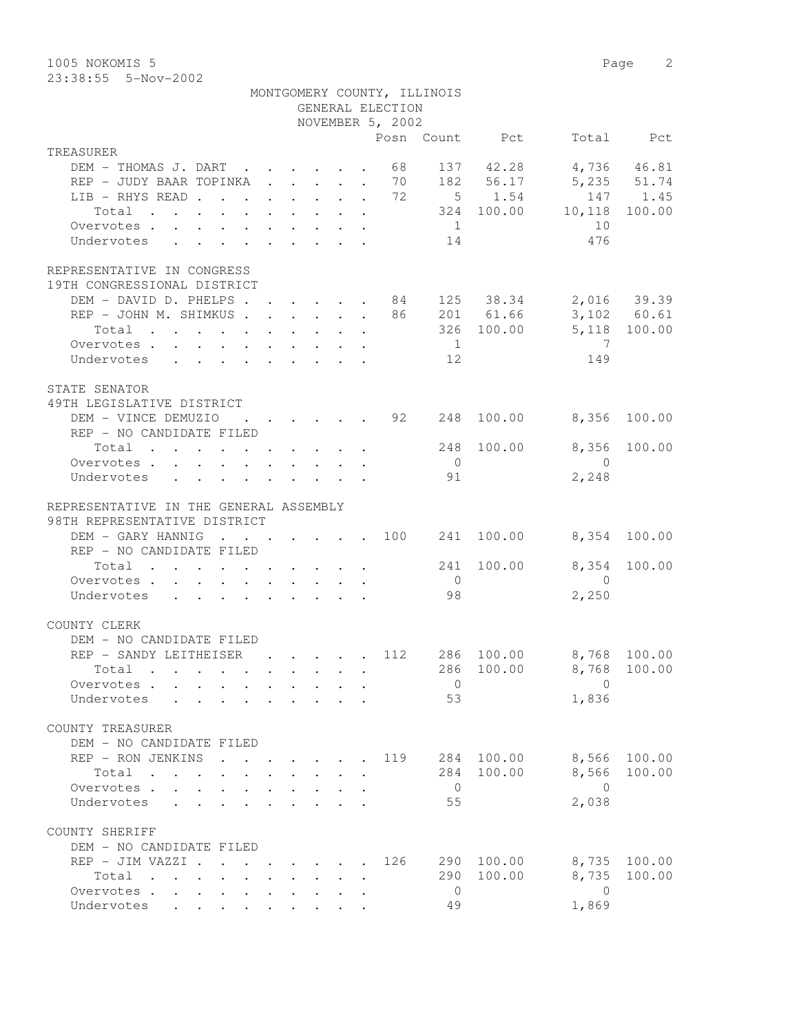1005 NOKOMIS 5

23:38:55 5-Nov-2002

MONTGOMERY COUNTY, ILLINOIS
GENERAL ELECTION
NOVEMBER 5, 2002

| | Posn | Count | Pct | Total | Pct |
|---|---|---|---|---|---|
| **TREASURER** | | | | | |
| DEM - THOMAS J. DART | 68 | 137 | 42.28 | 4,736 | 46.81 |
| REP - JUDY BAAR TOPINKA | 70 | 182 | 56.17 | 5,235 | 51.74 |
| LIB - RHYS READ | 72 | 5 | 1.54 | 147 | 1.45 |
| Total | | 324 | 100.00 | 10,118 | 100.00 |
| Overvotes | | 1 | | 10 | |
| Undervotes | | 14 | | 476 | |
| **REPRESENTATIVE IN CONGRESS** | | | | | |
| **19TH CONGRESSIONAL DISTRICT** | | | | | |
| DEM - DAVID D. PHELPS | 84 | 125 | 38.34 | 2,016 | 39.39 |
| REP - JOHN M. SHIMKUS | 86 | 201 | 61.66 | 3,102 | 60.61 |
| Total | | 326 | 100.00 | 5,118 | 100.00 |
| Overvotes | | 1 | | 7 | |
| Undervotes | | 12 | | 149 | |
| **STATE SENATOR** | | | | | |
| **49TH LEGISLATIVE DISTRICT** | | | | | |
| DEM - VINCE DEMUZIO | 92 | 248 | 100.00 | 8,356 | 100.00 |
| REP - NO CANDIDATE FILED | | | | | |
| Total | | 248 | 100.00 | 8,356 | 100.00 |
| Overvotes | | 0 | | 0 | |
| Undervotes | | 91 | | 2,248 | |
| **REPRESENTATIVE IN THE GENERAL ASSEMBLY** | | | | | |
| **98TH REPRESENTATIVE DISTRICT** | | | | | |
| DEM - GARY HANNIG | 100 | 241 | 100.00 | 8,354 | 100.00 |
| REP - NO CANDIDATE FILED | | | | | |
| Total | | 241 | 100.00 | 8,354 | 100.00 |
| Overvotes | | 0 | | 0 | |
| Undervotes | | 98 | | 2,250 | |
| **COUNTY CLERK** | | | | | |
| DEM - NO CANDIDATE FILED | | | | | |
| REP - SANDY LEITHEISER | 112 | 286 | 100.00 | 8,768 | 100.00 |
| Total | | 286 | 100.00 | 8,768 | 100.00 |
| Overvotes | | 0 | | 0 | |
| Undervotes | | 53 | | 1,836 | |
| **COUNTY TREASURER** | | | | | |
| DEM - NO CANDIDATE FILED | | | | | |
| REP - RON JENKINS | 119 | 284 | 100.00 | 8,566 | 100.00 |
| Total | | 284 | 100.00 | 8,566 | 100.00 |
| Overvotes | | 0 | | 0 | |
| Undervotes | | 55 | | 2,038 | |
| **COUNTY SHERIFF** | | | | | |
| DEM - NO CANDIDATE FILED | | | | | |
| REP - JIM VAZZI | 126 | 290 | 100.00 | 8,735 | 100.00 |
| Total | | 290 | 100.00 | 8,735 | 100.00 |
| Overvotes | | 0 | | 0 | |
| Undervotes | | 49 | | 1,869 | |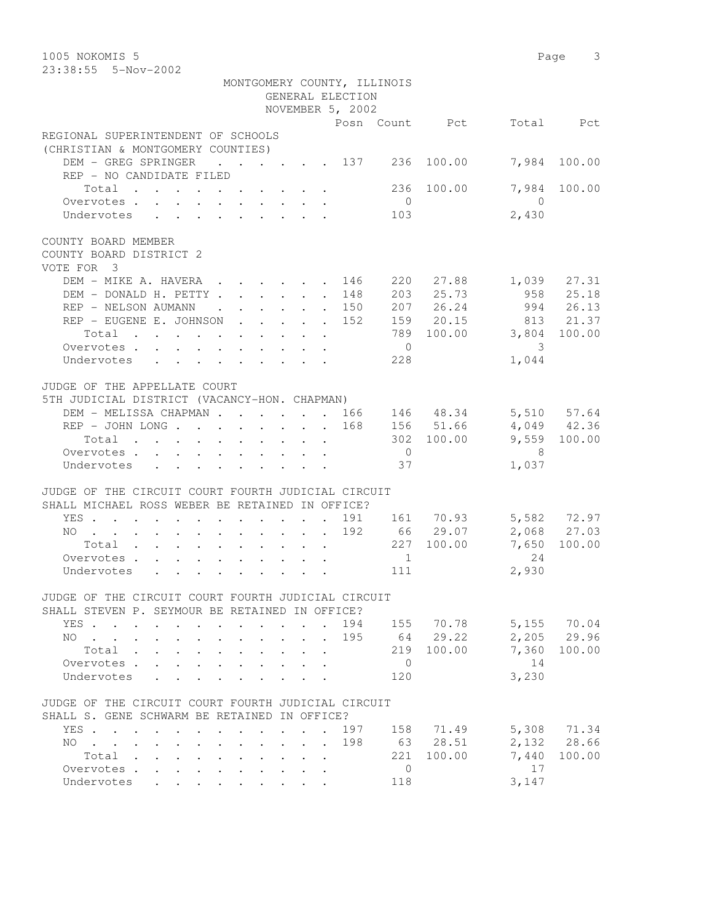1005 NOKOMIS 5

23:38:55 5-Nov-2002

MONTGOMERY COUNTY, ILLINOIS
GENERAL ELECTION
NOVEMBER 5, 2002

| | Posn | Count | Pct | Total | Pct |
|---|---|---|---|---|---|
| **REGIONAL SUPERINTENDENT OF SCHOOLS** | | | | | |
| **(CHRISTIAN & MONTGOMERY COUNTIES)** | | | | | |
| DEM - GREG SPRINGER | 137 | 236 | 100.00 | 7,984 | 100.00 |
| REP - NO CANDIDATE FILED | | | | | |
| Total | | 236 | 100.00 | 7,984 | 100.00 |
| Overvotes | | 0 | | 0 | |
| Undervotes | | 103 | | 2,430 | |
| **COUNTY BOARD MEMBER** | | | | | |
| **COUNTY BOARD DISTRICT 2** | | | | | |
| **VOTE FOR 3** | | | | | |
| DEM - MIKE A. HAVERA | 146 | 220 | 27.88 | 1,039 | 27.31 |
| DEM - DONALD H. PETTY | 148 | 203 | 25.73 | 958 | 25.18 |
| REP - NELSON AUMANN | 150 | 207 | 26.24 | 994 | 26.13 |
| REP - EUGENE E. JOHNSON | 152 | 159 | 20.15 | 813 | 21.37 |
| Total | | 789 | 100.00 | 3,804 | 100.00 |
| Overvotes | | 0 | | 3 | |
| Undervotes | | 228 | | 1,044 | |
| **JUDGE OF THE APPELLATE COURT** | | | | | |
| **5TH JUDICIAL DISTRICT (VACANCY-HON. CHAPMAN)** | | | | | |
| DEM - MELISSA CHAPMAN | 166 | 146 | 48.34 | 5,510 | 57.64 |
| REP - JOHN LONG | 168 | 156 | 51.66 | 4,049 | 42.36 |
| Total | | 302 | 100.00 | 9,559 | 100.00 |
| Overvotes | | 0 | | 8 | |
| Undervotes | | 37 | | 1,037 | |
| **JUDGE OF THE CIRCUIT COURT FOURTH JUDICIAL CIRCUIT** | | | | | |
| **SHALL MICHAEL ROSS WEBER BE RETAINED IN OFFICE?** | | | | | |
| YES | 191 | 161 | 70.93 | 5,582 | 72.97 |
| NO | 192 | 66 | 29.07 | 2,068 | 27.03 |
| Total | | 227 | 100.00 | 7,650 | 100.00 |
| Overvotes | | 1 | | 24 | |
| Undervotes | | 111 | | 2,930 | |
| **JUDGE OF THE CIRCUIT COURT FOURTH JUDICIAL CIRCUIT** | | | | | |
| **SHALL STEVEN P. SEYMOUR BE RETAINED IN OFFICE?** | | | | | |
| YES | 194 | 155 | 70.78 | 5,155 | 70.04 |
| NO | 195 | 64 | 29.22 | 2,205 | 29.96 |
| Total | | 219 | 100.00 | 7,360 | 100.00 |
| Overvotes | | 0 | | 14 | |
| Undervotes | | 120 | | 3,230 | |
| **JUDGE OF THE CIRCUIT COURT FOURTH JUDICIAL CIRCUIT** | | | | | |
| **SHALL S. GENE SCHWARM BE RETAINED IN OFFICE?** | | | | | |
| YES | 197 | 158 | 71.49 | 5,308 | 71.34 |
| NO | 198 | 63 | 28.51 | 2,132 | 28.66 |
| Total | | 221 | 100.00 | 7,440 | 100.00 |
| Overvotes | | 0 | | 17 | |
| Undervotes | | 118 | | 3,147 | |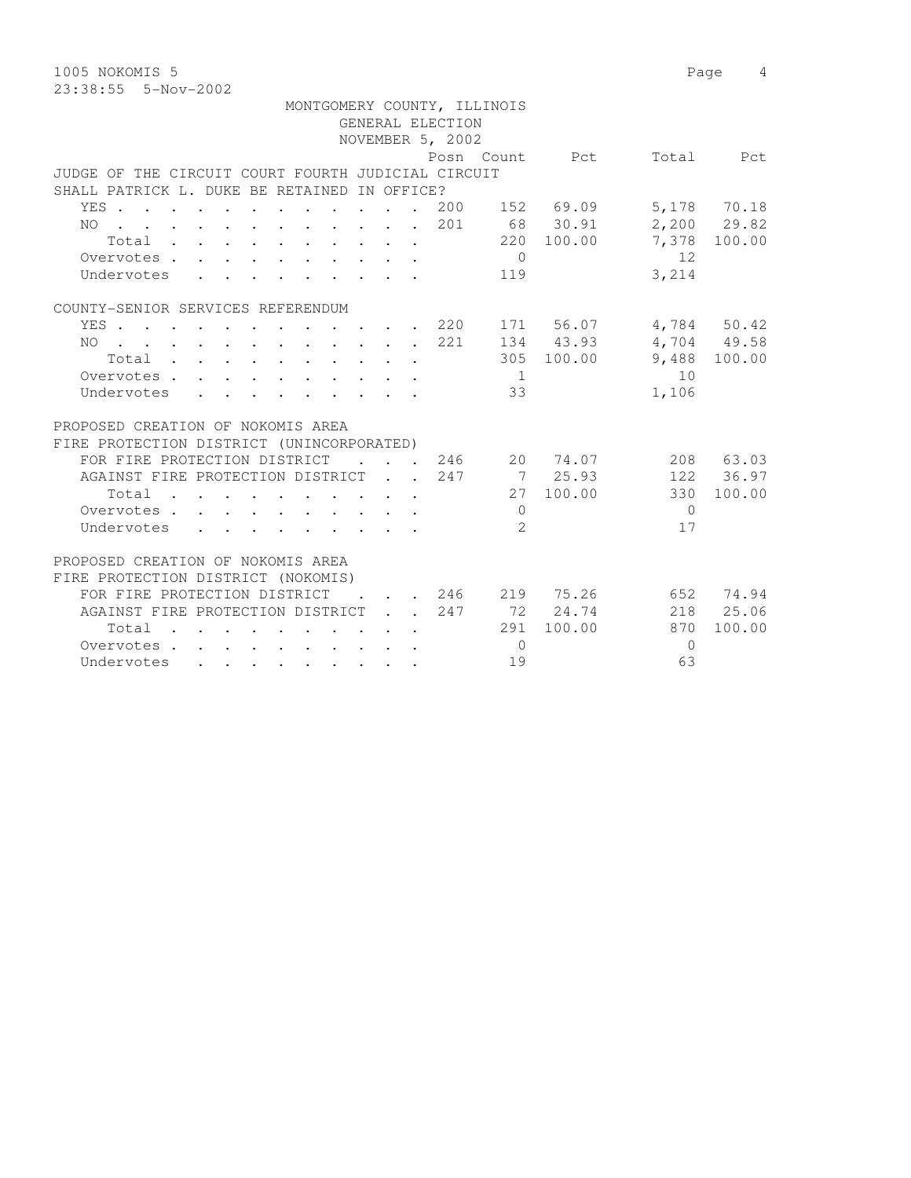1005 NOKOMIS 5

23:38:55 5-Nov-2002

MONTGOMERY COUNTY, ILLINOIS
GENERAL ELECTION
NOVEMBER 5, 2002

| | Posn | Count | Pct | Total | Pct |
|---|---|---|---|---|---|
| **JUDGE OF THE CIRCUIT COURT FOURTH JUDICIAL CIRCUIT** | | | | | |
| **SHALL PATRICK L. DUKE BE RETAINED IN OFFICE?** | | | | | |
| YES | 200 | 152 | 69.09 | 5,178 | 70.18 |
| NO | 201 | 68 | 30.91 | 2,200 | 29.82 |
| Total | | 220 | 100.00 | 7,378 | 100.00 |
| Overvotes | | 0 | | 12 | |
| Undervotes | | 119 | | 3,214 | |
| **COUNTY-SENIOR SERVICES REFERENDUM** | | | | | |
| YES | 220 | 171 | 56.07 | 4,784 | 50.42 |
| NO | 221 | 134 | 43.93 | 4,704 | 49.58 |
| Total | | 305 | 100.00 | 9,488 | 100.00 |
| Overvotes | | 1 | | 10 | |
| Undervotes | | 33 | | 1,106 | |
| **PROPOSED CREATION OF NOKOMIS AREA** | | | | | |
| **FIRE PROTECTION DISTRICT (UNINCORPORATED)** | | | | | |
| FOR FIRE PROTECTION DISTRICT | 246 | 20 | 74.07 | 208 | 63.03 |
| AGAINST FIRE PROTECTION DISTRICT | 247 | 7 | 25.93 | 122 | 36.97 |
| Total | | 27 | 100.00 | 330 | 100.00 |
| Overvotes | | 0 | | 0 | |
| Undervotes | | 2 | | 17 | |
| **PROPOSED CREATION OF NOKOMIS AREA** | | | | | |
| **FIRE PROTECTION DISTRICT (NOKOMIS)** | | | | | |
| FOR FIRE PROTECTION DISTRICT | 246 | 219 | 75.26 | 652 | 74.94 |
| AGAINST FIRE PROTECTION DISTRICT | 247 | 72 | 24.74 | 218 | 25.06 |
| Total | | 291 | 100.00 | 870 | 100.00 |
| Overvotes | | 0 | | 0 | |
| Undervotes | | 19 | | 63 | |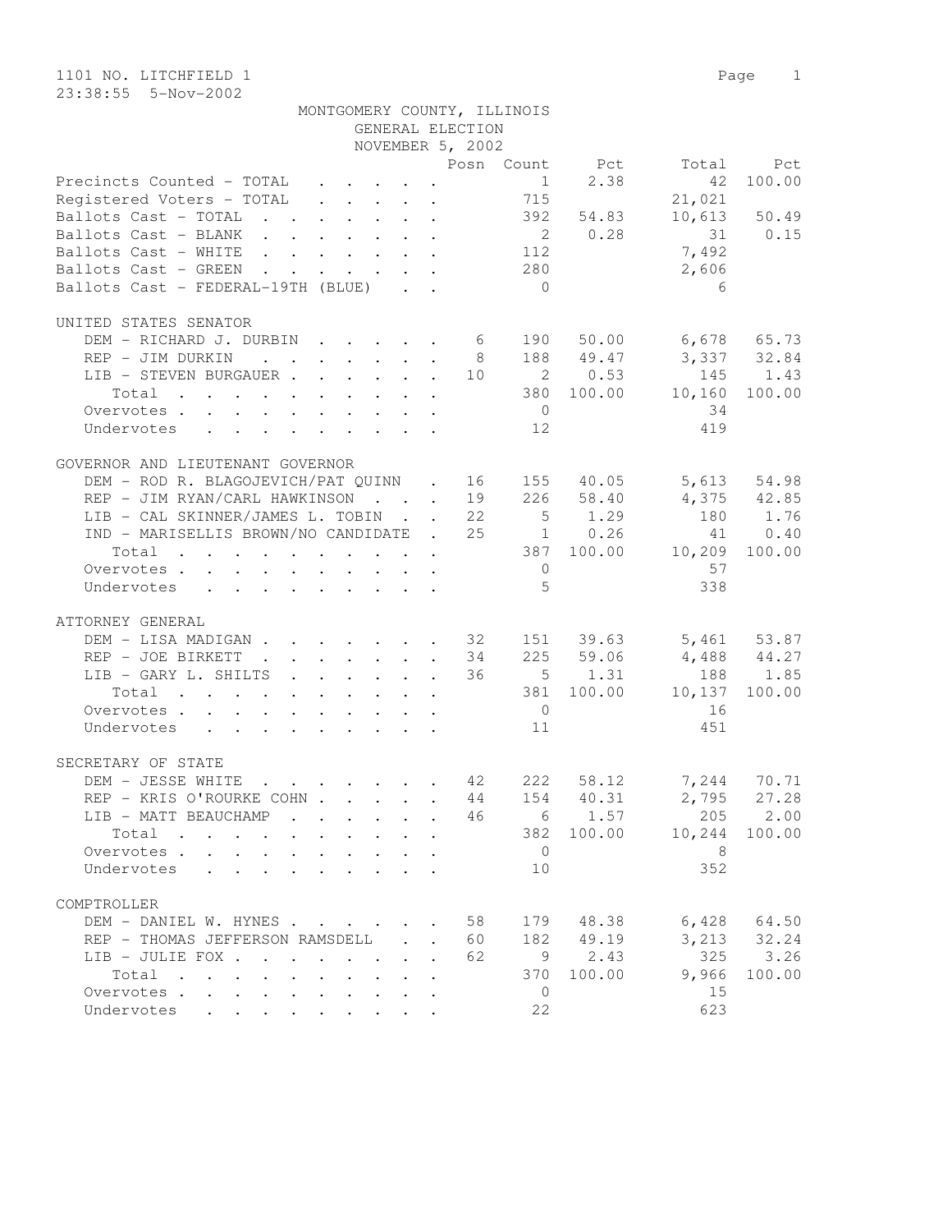1101 NO. LITCHFIELD 1

23:38:55 5-Nov-2002

MONTGOMERY COUNTY, ILLINOIS
GENERAL ELECTION
NOVEMBER 5, 2002

| | Posn | Count | Pct | Total | Pct |
|---|---|---|---|---|---|
| Precincts Counted - TOTAL | | 1 | 2.38 | 42 | 100.00 |
| Registered Voters - TOTAL | | 715 | | 21,021 | |
| Ballots Cast - TOTAL | | 392 | 54.83 | 10,613 | 50.49 |
| Ballots Cast - BLANK | | 2 | 0.28 | 31 | 0.15 |
| Ballots Cast - WHITE | | 112 | | 7,492 | |
| Ballots Cast - GREEN | | 280 | | 2,606 | |
| Ballots Cast - FEDERAL-19TH (BLUE) | | 0 | | 6 | |

UNITED STATES SENATOR

| | Posn | Count | Pct | Total | Pct |
|---|---|---|---|---|---|
| DEM - RICHARD J. DURBIN | 6 | 190 | 50.00 | 6,678 | 65.73 |
| REP - JIM DURKIN | 8 | 188 | 49.47 | 3,337 | 32.84 |
| LIB - STEVEN BURGAUER | 10 | 2 | 0.53 | 145 | 1.43 |
| Total | | 380 | 100.00 | 10,160 | 100.00 |
| Overvotes | | 0 | | 34 | |
| Undervotes | | 12 | | 419 | |

GOVERNOR AND LIEUTENANT GOVERNOR

| | Posn | Count | Pct | Total | Pct |
|---|---|---|---|---|---|
| DEM - ROD R. BLAGOJEVICH/PAT QUINN | 16 | 155 | 40.05 | 5,613 | 54.98 |
| REP - JIM RYAN/CARL HAWKINSON | 19 | 226 | 58.40 | 4,375 | 42.85 |
| LIB - CAL SKINNER/JAMES L. TOBIN | 22 | 5 | 1.29 | 180 | 1.76 |
| IND - MARISELLIS BROWN/NO CANDIDATE | 25 | 1 | 0.26 | 41 | 0.40 |
| Total | | 387 | 100.00 | 10,209 | 100.00 |
| Overvotes | | 0 | | 57 | |
| Undervotes | | 5 | | 338 | |

ATTORNEY GENERAL

| | Posn | Count | Pct | Total | Pct |
|---|---|---|---|---|---|
| DEM - LISA MADIGAN | 32 | 151 | 39.63 | 5,461 | 53.87 |
| REP - JOE BIRKETT | 34 | 225 | 59.06 | 4,488 | 44.27 |
| LIB - GARY L. SHILTS | 36 | 5 | 1.31 | 188 | 1.85 |
| Total | | 381 | 100.00 | 10,137 | 100.00 |
| Overvotes | | 0 | | 16 | |
| Undervotes | | 11 | | 451 | |

SECRETARY OF STATE

| | Posn | Count | Pct | Total | Pct |
|---|---|---|---|---|---|
| DEM - JESSE WHITE | 42 | 222 | 58.12 | 7,244 | 70.71 |
| REP - KRIS O'ROURKE COHN | 44 | 154 | 40.31 | 2,795 | 27.28 |
| LIB - MATT BEAUCHAMP | 46 | 6 | 1.57 | 205 | 2.00 |
| Total | | 382 | 100.00 | 10,244 | 100.00 |
| Overvotes | | 0 | | 8 | |
| Undervotes | | 10 | | 352 | |

COMPTROLLER

| | Posn | Count | Pct | Total | Pct |
|---|---|---|---|---|---|
| DEM - DANIEL W. HYNES | 58 | 179 | 48.38 | 6,428 | 64.50 |
| REP - THOMAS JEFFERSON RAMSDELL | 60 | 182 | 49.19 | 3,213 | 32.24 |
| LIB - JULIE FOX | 62 | 9 | 2.43 | 325 | 3.26 |
| Total | | 370 | 100.00 | 9,966 | 100.00 |
| Overvotes | | 0 | | 15 | |
| Undervotes | | 22 | | 623 | |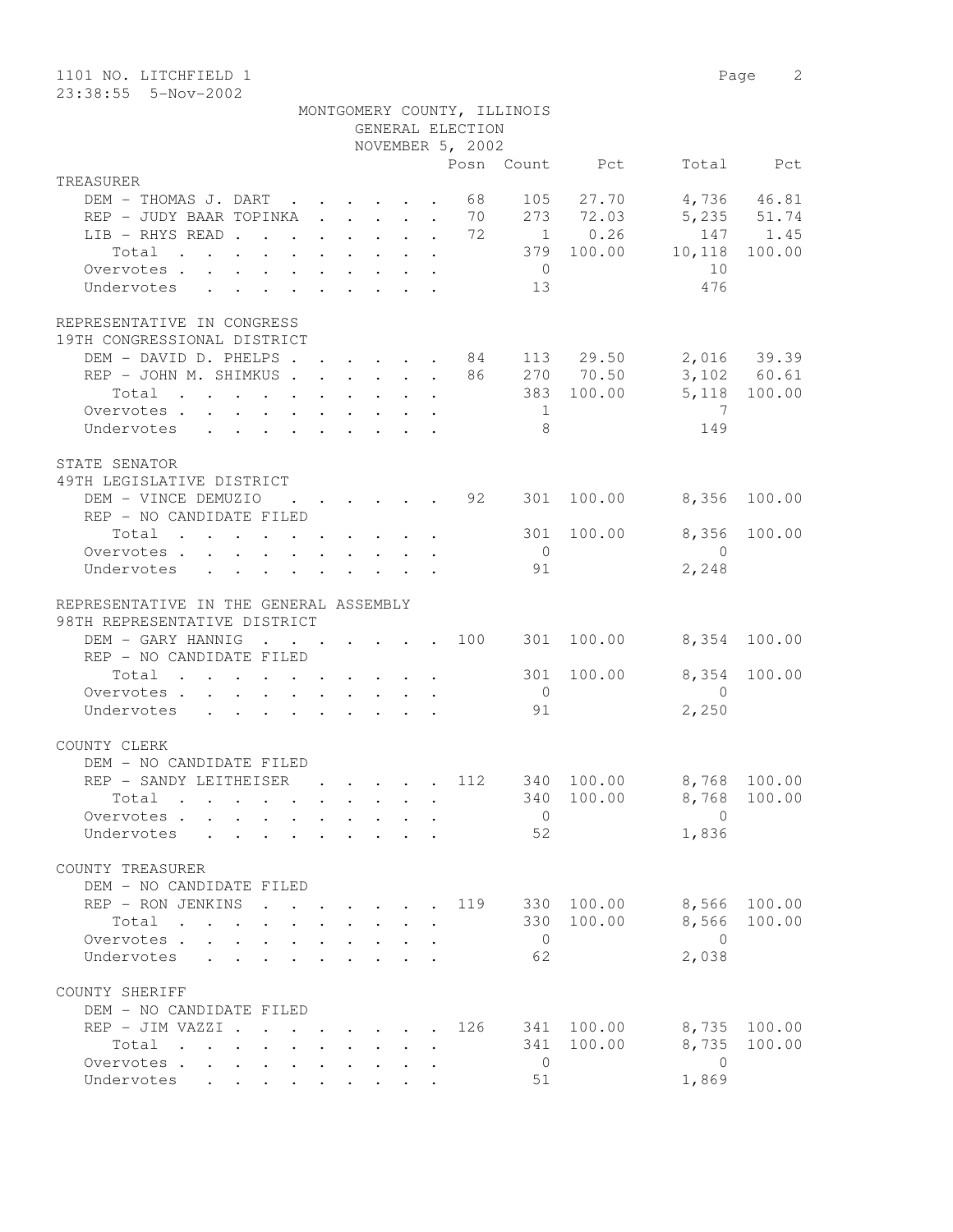1101 NO. LITCHFIELD 1
23:38:55 5-Nov-2002

MONTGOMERY COUNTY, ILLINOIS
GENERAL ELECTION
NOVEMBER 5, 2002

| | Posn | Count | Pct | Total | Pct |
|---|---|---|---|---|---|
| **TREASURER** | | | | | |
| DEM - THOMAS J. DART | 68 | 105 | 27.70 | 4,736 | 46.81 |
| REP - JUDY BAAR TOPINKA | 70 | 273 | 72.03 | 5,235 | 51.74 |
| LIB - RHYS READ | 72 | 1 | 0.26 | 147 | 1.45 |
| Total | | 379 | 100.00 | 10,118 | 100.00 |
| Overvotes | | 0 | | 10 | |
| Undervotes | | 13 | | 476 | |
| **REPRESENTATIVE IN CONGRESS** | | | | | |
| **19TH CONGRESSIONAL DISTRICT** | | | | | |
| DEM - DAVID D. PHELPS | 84 | 113 | 29.50 | 2,016 | 39.39 |
| REP - JOHN M. SHIMKUS | 86 | 270 | 70.50 | 3,102 | 60.61 |
| Total | | 383 | 100.00 | 5,118 | 100.00 |
| Overvotes | | 1 | | 7 | |
| Undervotes | | 8 | | 149 | |
| **STATE SENATOR** | | | | | |
| **49TH LEGISLATIVE DISTRICT** | | | | | |
| DEM - VINCE DEMUZIO | 92 | 301 | 100.00 | 8,356 | 100.00 |
| REP - NO CANDIDATE FILED | | | | | |
| Total | | 301 | 100.00 | 8,356 | 100.00 |
| Overvotes | | 0 | | 0 | |
| Undervotes | | 91 | | 2,248 | |
| **REPRESENTATIVE IN THE GENERAL ASSEMBLY** | | | | | |
| **98TH REPRESENTATIVE DISTRICT** | | | | | |
| DEM - GARY HANNIG | 100 | 301 | 100.00 | 8,354 | 100.00 |
| REP - NO CANDIDATE FILED | | | | | |
| Total | | 301 | 100.00 | 8,354 | 100.00 |
| Overvotes | | 0 | | 0 | |
| Undervotes | | 91 | | 2,250 | |
| **COUNTY CLERK** | | | | | |
| DEM - NO CANDIDATE FILED | | | | | |
| REP - SANDY LEITHEISER | 112 | 340 | 100.00 | 8,768 | 100.00 |
| Total | | 340 | 100.00 | 8,768 | 100.00 |
| Overvotes | | 0 | | 0 | |
| Undervotes | | 52 | | 1,836 | |
| **COUNTY TREASURER** | | | | | |
| DEM - NO CANDIDATE FILED | | | | | |
| REP - RON JENKINS | 119 | 330 | 100.00 | 8,566 | 100.00 |
| Total | | 330 | 100.00 | 8,566 | 100.00 |
| Overvotes | | 0 | | 0 | |
| Undervotes | | 62 | | 2,038 | |
| **COUNTY SHERIFF** | | | | | |
| DEM - NO CANDIDATE FILED | | | | | |
| REP - JIM VAZZI | 126 | 341 | 100.00 | 8,735 | 100.00 |
| Total | | 341 | 100.00 | 8,735 | 100.00 |
| Overvotes | | 0 | | 0 | |
| Undervotes | | 51 | | 1,869 | |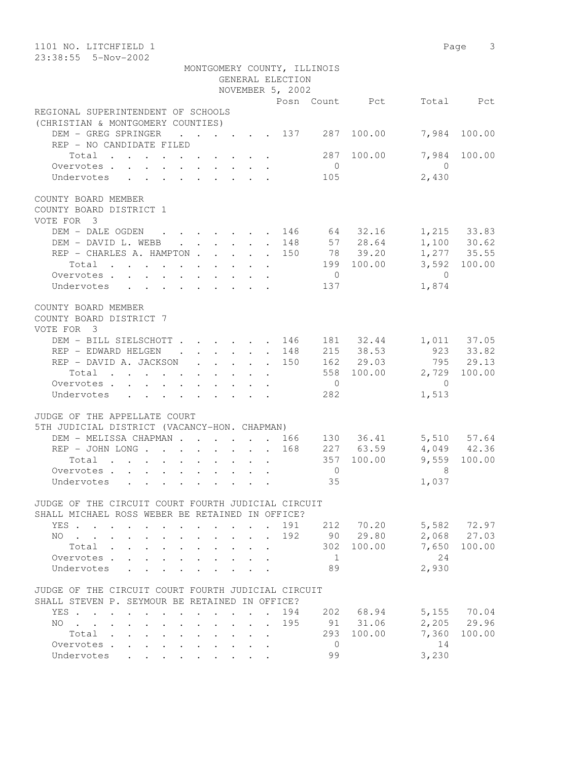1101 NO. LITCHFIELD 1
23:38:55 5-Nov-2002

MONTGOMERY COUNTY, ILLINOIS
GENERAL ELECTION
NOVEMBER 5, 2002

## REGIONAL SUPERINTENDENT OF SCHOOLS
(CHRISTIAN & MONTGOMERY COUNTIES)

| | Posn | Count | Pct | Total | Pct |
|---|---|---|---|---|---|
| DEM - GREG SPRINGER | 137 | 287 | 100.00 | 7,984 | 100.00 |
| REP - NO CANDIDATE FILED | | | | | |
| Total | | 287 | 100.00 | 7,984 | 100.00 |
| Overvotes | | 0 | | 0 | |
| Undervotes | | 105 | | 2,430 | |

## COUNTY BOARD MEMBER
COUNTY BOARD DISTRICT 1
VOTE FOR 3

| | Posn | Count | Pct | Total | Pct |
|---|---|---|---|---|---|
| DEM - DALE OGDEN | 146 | 64 | 32.16 | 1,215 | 33.83 |
| DEM - DAVID L. WEBB | 148 | 57 | 28.64 | 1,100 | 30.62 |
| REP - CHARLES A. HAMPTON | 150 | 78 | 39.20 | 1,277 | 35.55 |
| Total | | 199 | 100.00 | 3,592 | 100.00 |
| Overvotes | | 0 | | 0 | |
| Undervotes | | 137 | | 1,874 | |

## COUNTY BOARD MEMBER
COUNTY BOARD DISTRICT 7
VOTE FOR 3

| | Posn | Count | Pct | Total | Pct |
|---|---|---|---|---|---|
| DEM - BILL SIELSCHOTT | 146 | 181 | 32.44 | 1,011 | 37.05 |
| REP - EDWARD HELGEN | 148 | 215 | 38.53 | 923 | 33.82 |
| REP - DAVID A. JACKSON | 150 | 162 | 29.03 | 795 | 29.13 |
| Total | | 558 | 100.00 | 2,729 | 100.00 |
| Overvotes | | 0 | | 0 | |
| Undervotes | | 282 | | 1,513 | |

## JUDGE OF THE APPELLATE COURT
5TH JUDICIAL DISTRICT (VACANCY-HON. CHAPMAN)

| | Posn | Count | Pct | Total | Pct |
|---|---|---|---|---|---|
| DEM - MELISSA CHAPMAN | 166 | 130 | 36.41 | 5,510 | 57.64 |
| REP - JOHN LONG | 168 | 227 | 63.59 | 4,049 | 42.36 |
| Total | | 357 | 100.00 | 9,559 | 100.00 |
| Overvotes | | 0 | | 8 | |
| Undervotes | | 35 | | 1,037 | |

## JUDGE OF THE CIRCUIT COURT FOURTH JUDICIAL CIRCUIT
SHALL MICHAEL ROSS WEBER BE RETAINED IN OFFICE?

| | Posn | Count | Pct | Total | Pct |
|---|---|---|---|---|---|
| YES | 191 | 212 | 70.20 | 5,582 | 72.97 |
| NO | 192 | 90 | 29.80 | 2,068 | 27.03 |
| Total | | 302 | 100.00 | 7,650 | 100.00 |
| Overvotes | | 1 | | 24 | |
| Undervotes | | 89 | | 2,930 | |

## JUDGE OF THE CIRCUIT COURT FOURTH JUDICIAL CIRCUIT
SHALL STEVEN P. SEYMOUR BE RETAINED IN OFFICE?

| | Posn | Count | Pct | Total | Pct |
|---|---|---|---|---|---|
| YES | 194 | 202 | 68.94 | 5,155 | 70.04 |
| NO | 195 | 91 | 31.06 | 2,205 | 29.96 |
| Total | | 293 | 100.00 | 7,360 | 100.00 |
| Overvotes | | 0 | | 14 | |
| Undervotes | | 99 | | 3,230 | |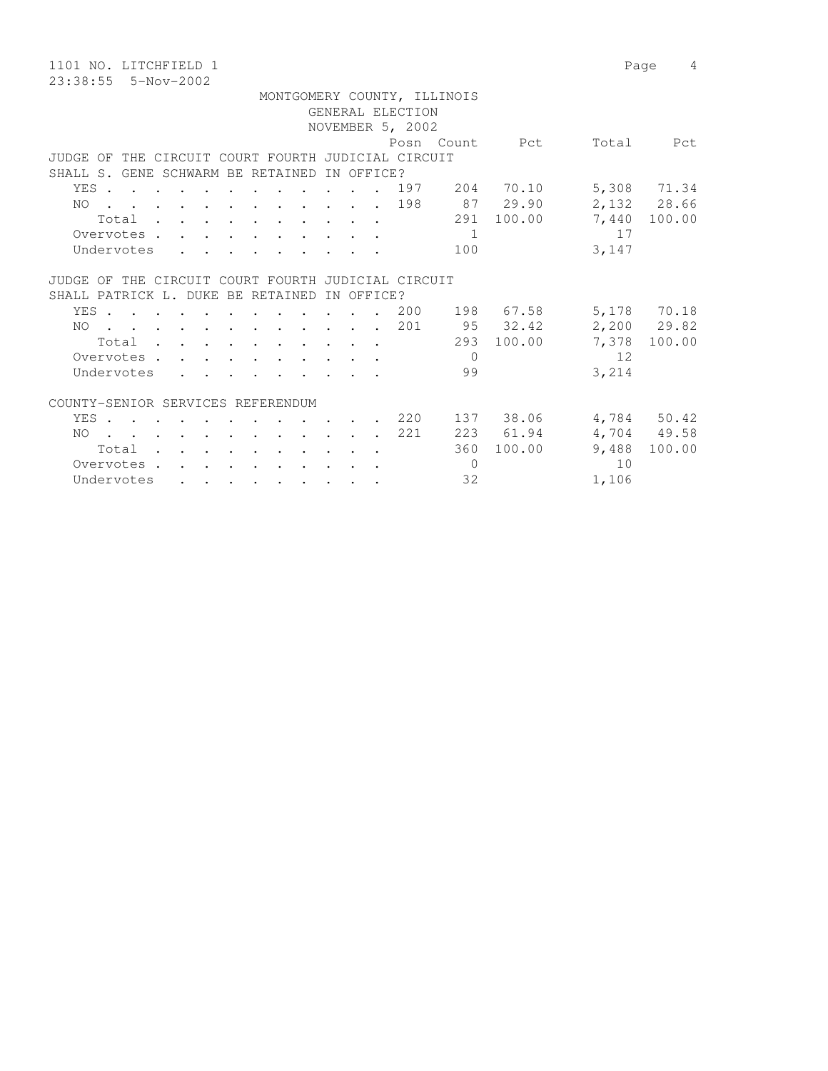1101 NO. LITCHFIELD 1

23:38:55 5-Nov-2002

MONTGOMERY COUNTY, ILLINOIS
GENERAL ELECTION
NOVEMBER 5, 2002

| | Posn | Count | Pct | Total | Pct |
|---|---|---|---|---|---|
| **JUDGE OF THE CIRCUIT COURT FOURTH JUDICIAL CIRCUIT SHALL S. GENE SCHWARM BE RETAINED IN OFFICE?** | | | | | |
| YES | 197 | 204 | 70.10 | 5,308 | 71.34 |
| NO | 198 | 87 | 29.90 | 2,132 | 28.66 |
| Total | | 291 | 100.00 | 7,440 | 100.00 |
| Overvotes | | 1 | | 17 | |
| Undervotes | | 100 | | 3,147 | |
| **JUDGE OF THE CIRCUIT COURT FOURTH JUDICIAL CIRCUIT SHALL PATRICK L. DUKE BE RETAINED IN OFFICE?** | | | | | |
| YES | 200 | 198 | 67.58 | 5,178 | 70.18 |
| NO | 201 | 95 | 32.42 | 2,200 | 29.82 |
| Total | | 293 | 100.00 | 7,378 | 100.00 |
| Overvotes | | 0 | | 12 | |
| Undervotes | | 99 | | 3,214 | |
| **COUNTY-SENIOR SERVICES REFERENDUM** | | | | | |
| YES | 220 | 137 | 38.06 | 4,784 | 50.42 |
| NO | 221 | 223 | 61.94 | 4,704 | 49.58 |
| Total | | 360 | 100.00 | 9,488 | 100.00 |
| Overvotes | | 0 | | 10 | |
| Undervotes | | 32 | | 1,106 | |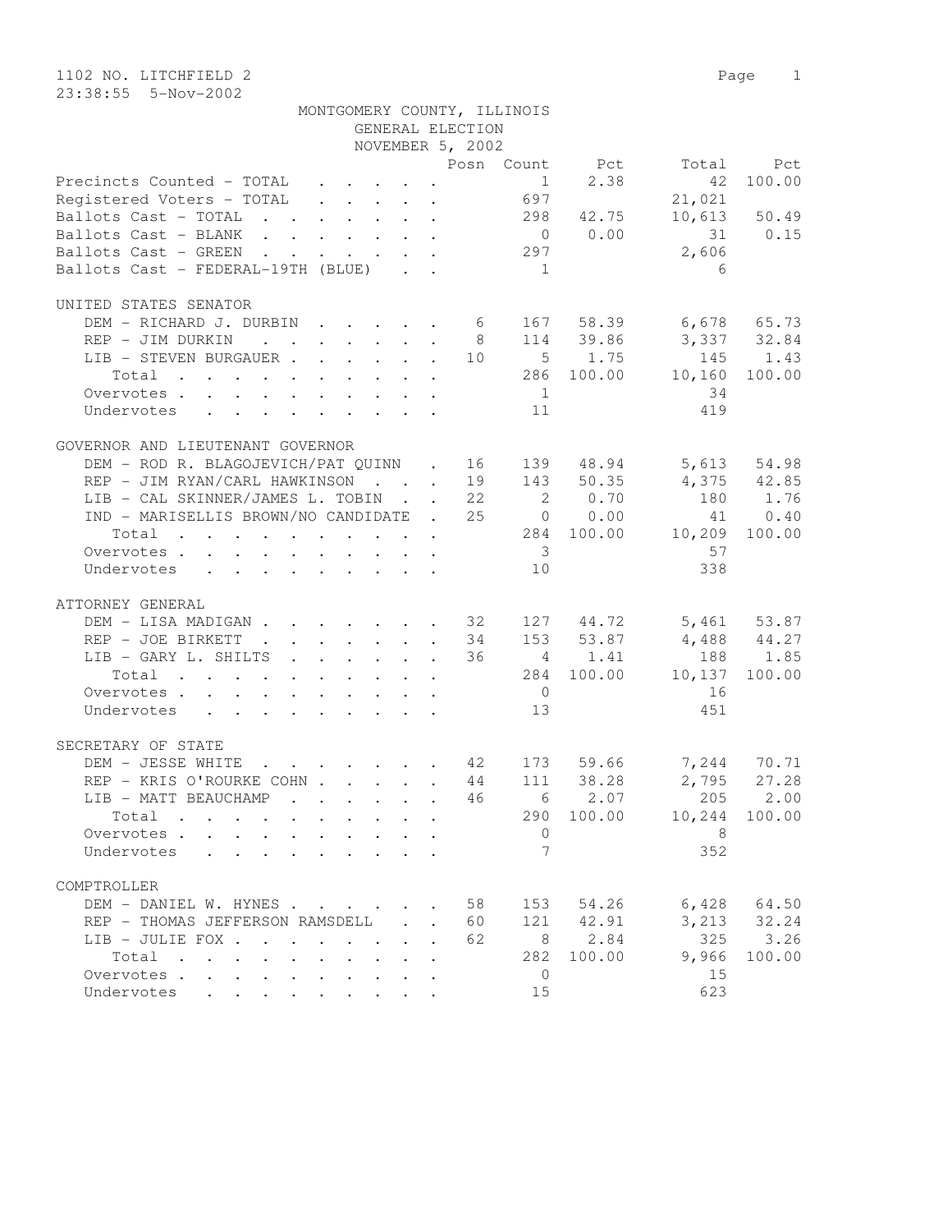1102 NO. LITCHFIELD 2

23:38:55 5-Nov-2002

MONTGOMERY COUNTY, ILLINOIS
GENERAL ELECTION
NOVEMBER 5, 2002

| | Posn | Count | Pct | Total | Pct |
|---|---|---|---|---|---|
| Precincts Counted - TOTAL | | 1 | 2.38 | 42 | 100.00 |
| Registered Voters - TOTAL | | 697 | | 21,021 | |
| Ballots Cast - TOTAL | | 298 | 42.75 | 10,613 | 50.49 |
| Ballots Cast - BLANK | | 0 | 0.00 | 31 | 0.15 |
| Ballots Cast - GREEN | | 297 | | 2,606 | |
| Ballots Cast - FEDERAL-19TH (BLUE) | | 1 | | 6 | |

UNITED STATES SENATOR

| | Posn | Count | Pct | Total | Pct |
|---|---|---|---|---|---|
| DEM - RICHARD J. DURBIN | 6 | 167 | 58.39 | 6,678 | 65.73 |
| REP - JIM DURKIN | 8 | 114 | 39.86 | 3,337 | 32.84 |
| LIB - STEVEN BURGAUER | 10 | 5 | 1.75 | 145 | 1.43 |
| Total | | 286 | 100.00 | 10,160 | 100.00 |
| Overvotes | | 1 | | 34 | |
| Undervotes | | 11 | | 419 | |

GOVERNOR AND LIEUTENANT GOVERNOR

| | Posn | Count | Pct | Total | Pct |
|---|---|---|---|---|---|
| DEM - ROD R. BLAGOJEVICH/PAT QUINN | 16 | 139 | 48.94 | 5,613 | 54.98 |
| REP - JIM RYAN/CARL HAWKINSON | 19 | 143 | 50.35 | 4,375 | 42.85 |
| LIB - CAL SKINNER/JAMES L. TOBIN | 22 | 2 | 0.70 | 180 | 1.76 |
| IND - MARISELLIS BROWN/NO CANDIDATE | 25 | 0 | 0.00 | 41 | 0.40 |
| Total | | 284 | 100.00 | 10,209 | 100.00 |
| Overvotes | | 3 | | 57 | |
| Undervotes | | 10 | | 338 | |

ATTORNEY GENERAL

| | Posn | Count | Pct | Total | Pct |
|---|---|---|---|---|---|
| DEM - LISA MADIGAN | 32 | 127 | 44.72 | 5,461 | 53.87 |
| REP - JOE BIRKETT | 34 | 153 | 53.87 | 4,488 | 44.27 |
| LIB - GARY L. SHILTS | 36 | 4 | 1.41 | 188 | 1.85 |
| Total | | 284 | 100.00 | 10,137 | 100.00 |
| Overvotes | | 0 | | 16 | |
| Undervotes | | 13 | | 451 | |

SECRETARY OF STATE

| | Posn | Count | Pct | Total | Pct |
|---|---|---|---|---|---|
| DEM - JESSE WHITE | 42 | 173 | 59.66 | 7,244 | 70.71 |
| REP - KRIS O'ROURKE COHN | 44 | 111 | 38.28 | 2,795 | 27.28 |
| LIB - MATT BEAUCHAMP | 46 | 6 | 2.07 | 205 | 2.00 |
| Total | | 290 | 100.00 | 10,244 | 100.00 |
| Overvotes | | 0 | | 8 | |
| Undervotes | | 7 | | 352 | |

COMPTROLLER

| | Posn | Count | Pct | Total | Pct |
|---|---|---|---|---|---|
| DEM - DANIEL W. HYNES | 58 | 153 | 54.26 | 6,428 | 64.50 |
| REP - THOMAS JEFFERSON RAMSDELL | 60 | 121 | 42.91 | 3,213 | 32.24 |
| LIB - JULIE FOX | 62 | 8 | 2.84 | 325 | 3.26 |
| Total | | 282 | 100.00 | 9,966 | 100.00 |
| Overvotes | | 0 | | 15 | |
| Undervotes | | 15 | | 623 | |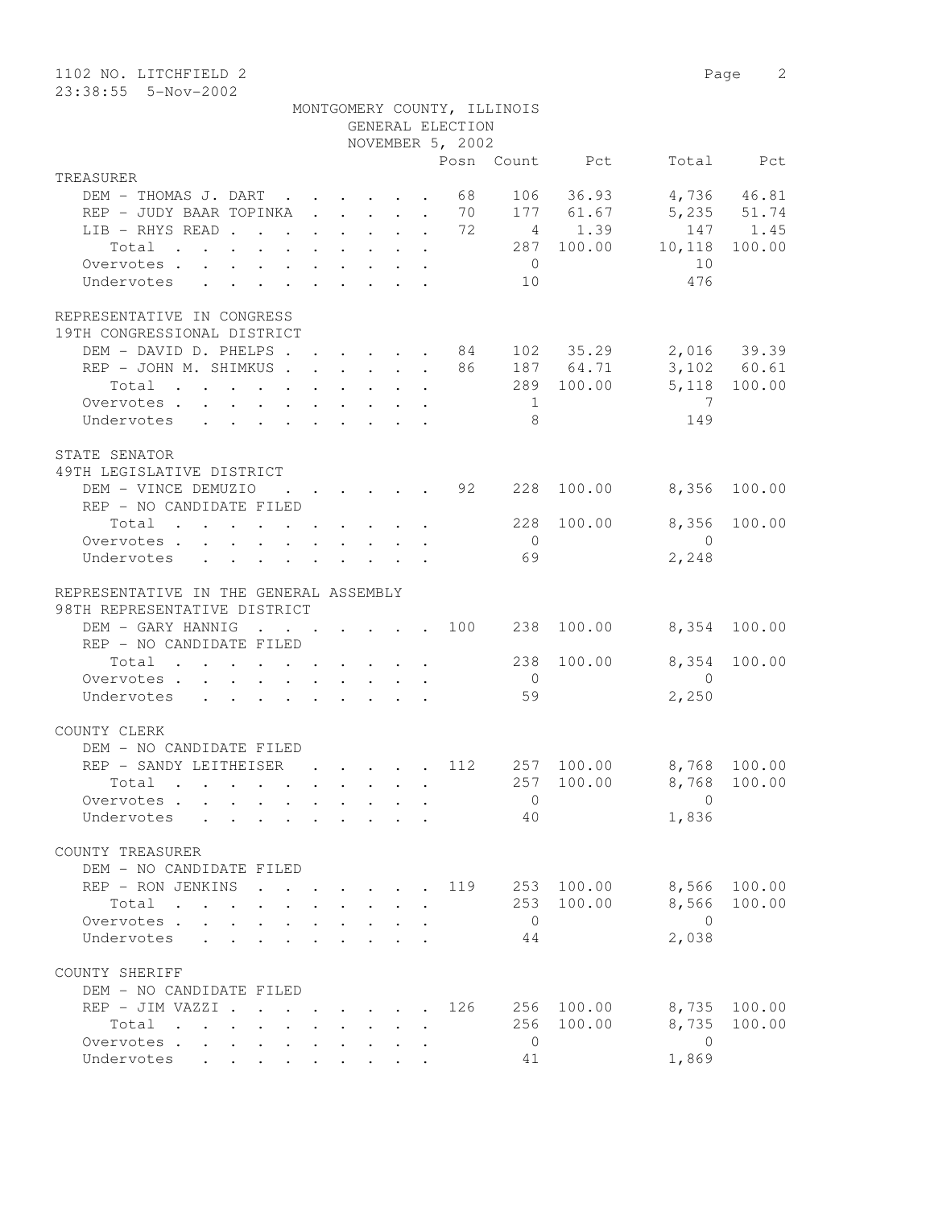1102 NO. LITCHFIELD 2
23:38:55 5-Nov-2002

MONTGOMERY COUNTY, ILLINOIS
GENERAL ELECTION
NOVEMBER 5, 2002

| | Posn | Count | Pct | Total | Pct |
|---|---|---|---|---|---|
| **TREASURER** | | | | | |
| DEM - THOMAS J. DART | 68 | 106 | 36.93 | 4,736 | 46.81 |
| REP - JUDY BAAR TOPINKA | 70 | 177 | 61.67 | 5,235 | 51.74 |
| LIB - RHYS READ | 72 | 4 | 1.39 | 147 | 1.45 |
| Total | | 287 | 100.00 | 10,118 | 100.00 |
| Overvotes | | 0 | | 10 | |
| Undervotes | | 10 | | 476 | |
| **REPRESENTATIVE IN CONGRESS** | | | | | |
| **19TH CONGRESSIONAL DISTRICT** | | | | | |
| DEM - DAVID D. PHELPS | 84 | 102 | 35.29 | 2,016 | 39.39 |
| REP - JOHN M. SHIMKUS | 86 | 187 | 64.71 | 3,102 | 60.61 |
| Total | | 289 | 100.00 | 5,118 | 100.00 |
| Overvotes | | 1 | | 7 | |
| Undervotes | | 8 | | 149 | |
| **STATE SENATOR** | | | | | |
| **49TH LEGISLATIVE DISTRICT** | | | | | |
| DEM - VINCE DEMUZIO | 92 | 228 | 100.00 | 8,356 | 100.00 |
| REP - NO CANDIDATE FILED | | | | | |
| Total | | 228 | 100.00 | 8,356 | 100.00 |
| Overvotes | | 0 | | 0 | |
| Undervotes | | 69 | | 2,248 | |
| **REPRESENTATIVE IN THE GENERAL ASSEMBLY** | | | | | |
| **98TH REPRESENTATIVE DISTRICT** | | | | | |
| DEM - GARY HANNIG | 100 | 238 | 100.00 | 8,354 | 100.00 |
| REP - NO CANDIDATE FILED | | | | | |
| Total | | 238 | 100.00 | 8,354 | 100.00 |
| Overvotes | | 0 | | 0 | |
| Undervotes | | 59 | | 2,250 | |
| **COUNTY CLERK** | | | | | |
| DEM - NO CANDIDATE FILED | | | | | |
| REP - SANDY LEITHEISER | 112 | 257 | 100.00 | 8,768 | 100.00 |
| Total | | 257 | 100.00 | 8,768 | 100.00 |
| Overvotes | | 0 | | 0 | |
| Undervotes | | 40 | | 1,836 | |
| **COUNTY TREASURER** | | | | | |
| DEM - NO CANDIDATE FILED | | | | | |
| REP - RON JENKINS | 119 | 253 | 100.00 | 8,566 | 100.00 |
| Total | | 253 | 100.00 | 8,566 | 100.00 |
| Overvotes | | 0 | | 0 | |
| Undervotes | | 44 | | 2,038 | |
| **COUNTY SHERIFF** | | | | | |
| DEM - NO CANDIDATE FILED | | | | | |
| REP - JIM VAZZI | 126 | 256 | 100.00 | 8,735 | 100.00 |
| Total | | 256 | 100.00 | 8,735 | 100.00 |
| Overvotes | | 0 | | 0 | |
| Undervotes | | 41 | | 1,869 | |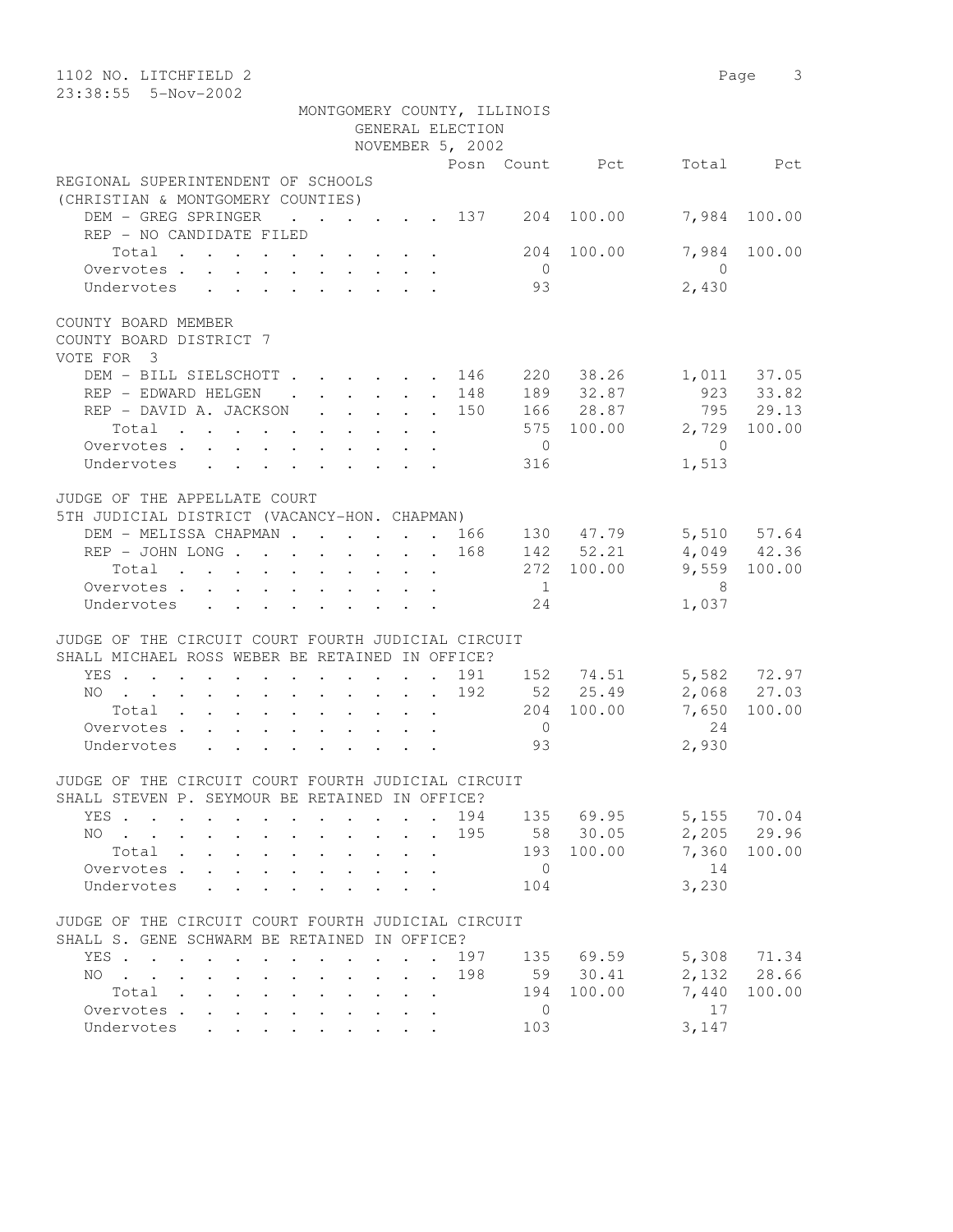1102 NO. LITCHFIELD 2

23:38:55 5-Nov-2002

MONTGOMERY COUNTY, ILLINOIS
GENERAL ELECTION
NOVEMBER 5, 2002

| | Posn | Count | Pct | Total | Pct |
|---|---|---|---|---|---|
| **REGIONAL SUPERINTENDENT OF SCHOOLS** | | | | | |
| **(CHRISTIAN & MONTGOMERY COUNTIES)** | | | | | |
| DEM - GREG SPRINGER | 137 | 204 | 100.00 | 7,984 | 100.00 |
| REP - NO CANDIDATE FILED | | | | | |
| Total | | 204 | 100.00 | 7,984 | 100.00 |
| Overvotes | | 0 | | 0 | |
| Undervotes | | 93 | | 2,430 | |
| **COUNTY BOARD MEMBER** | | | | | |
| **COUNTY BOARD DISTRICT 7** | | | | | |
| **VOTE FOR 3** | | | | | |
| DEM - BILL SIELSCHOTT | 146 | 220 | 38.26 | 1,011 | 37.05 |
| REP - EDWARD HELGEN | 148 | 189 | 32.87 | 923 | 33.82 |
| REP - DAVID A. JACKSON | 150 | 166 | 28.87 | 795 | 29.13 |
| Total | | 575 | 100.00 | 2,729 | 100.00 |
| Overvotes | | 0 | | 0 | |
| Undervotes | | 316 | | 1,513 | |
| **JUDGE OF THE APPELLATE COURT** | | | | | |
| **5TH JUDICIAL DISTRICT (VACANCY-HON. CHAPMAN)** | | | | | |
| DEM - MELISSA CHAPMAN | 166 | 130 | 47.79 | 5,510 | 57.64 |
| REP - JOHN LONG | 168 | 142 | 52.21 | 4,049 | 42.36 |
| Total | | 272 | 100.00 | 9,559 | 100.00 |
| Overvotes | | 1 | | 8 | |
| Undervotes | | 24 | | 1,037 | |
| **JUDGE OF THE CIRCUIT COURT FOURTH JUDICIAL CIRCUIT** | | | | | |
| **SHALL MICHAEL ROSS WEBER BE RETAINED IN OFFICE?** | | | | | |
| YES | 191 | 152 | 74.51 | 5,582 | 72.97 |
| NO | 192 | 52 | 25.49 | 2,068 | 27.03 |
| Total | | 204 | 100.00 | 7,650 | 100.00 |
| Overvotes | | 0 | | 24 | |
| Undervotes | | 93 | | 2,930 | |
| **JUDGE OF THE CIRCUIT COURT FOURTH JUDICIAL CIRCUIT** | | | | | |
| **SHALL STEVEN P. SEYMOUR BE RETAINED IN OFFICE?** | | | | | |
| YES | 194 | 135 | 69.95 | 5,155 | 70.04 |
| NO | 195 | 58 | 30.05 | 2,205 | 29.96 |
| Total | | 193 | 100.00 | 7,360 | 100.00 |
| Overvotes | | 0 | | 14 | |
| Undervotes | | 104 | | 3,230 | |
| **JUDGE OF THE CIRCUIT COURT FOURTH JUDICIAL CIRCUIT** | | | | | |
| **SHALL S. GENE SCHWARM BE RETAINED IN OFFICE?** | | | | | |
| YES | 197 | 135 | 69.59 | 5,308 | 71.34 |
| NO | 198 | 59 | 30.41 | 2,132 | 28.66 |
| Total | | 194 | 100.00 | 7,440 | 100.00 |
| Overvotes | | 0 | | 17 | |
| Undervotes | | 103 | | 3,147 | |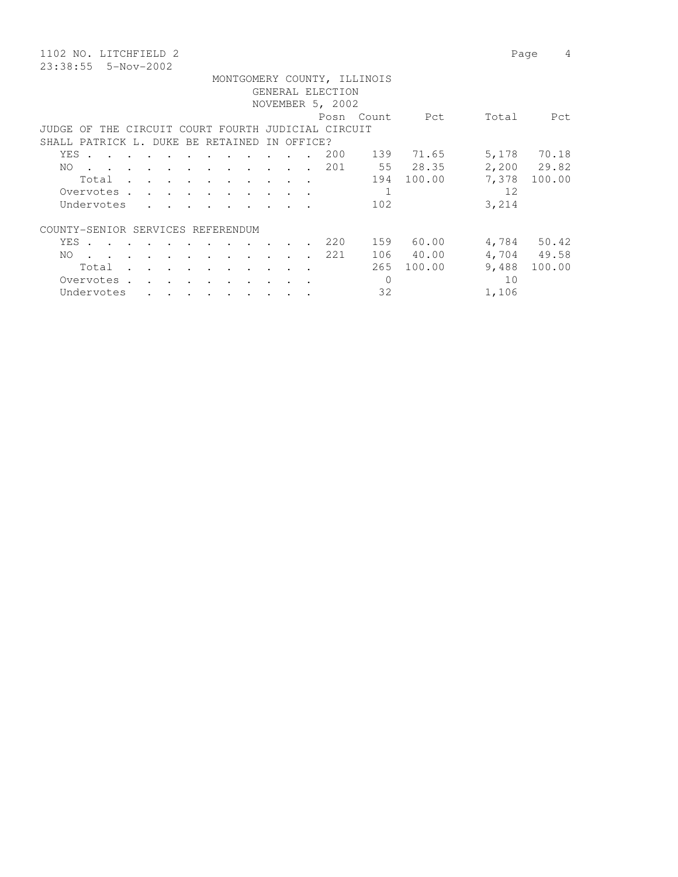1102 NO. LITCHFIELD 2

23:38:55 5-Nov-2002

MONTGOMERY COUNTY, ILLINOIS
GENERAL ELECTION
NOVEMBER 5, 2002

| | Posn | Count | Pct | Total | Pct |
|---|---|---|---|---|---|
| **JUDGE OF THE CIRCUIT COURT FOURTH JUDICIAL CIRCUIT** | | | | | |
| **SHALL PATRICK L. DUKE BE RETAINED IN OFFICE?** | | | | | |
| YES | 200 | 139 | 71.65 | 5,178 | 70.18 |
| NO | 201 | 55 | 28.35 | 2,200 | 29.82 |
| Total | | 194 | 100.00 | 7,378 | 100.00 |
| Overvotes | | 1 | | 12 | |
| Undervotes | | 102 | | 3,214 | |
| **COUNTY-SENIOR SERVICES REFERENDUM** | | | | | |
| YES | 220 | 159 | 60.00 | 4,784 | 50.42 |
| NO | 221 | 106 | 40.00 | 4,704 | 49.58 |
| Total | | 265 | 100.00 | 9,488 | 100.00 |
| Overvotes | | 0 | | 10 | |
| Undervotes | | 32 | | 1,106 | |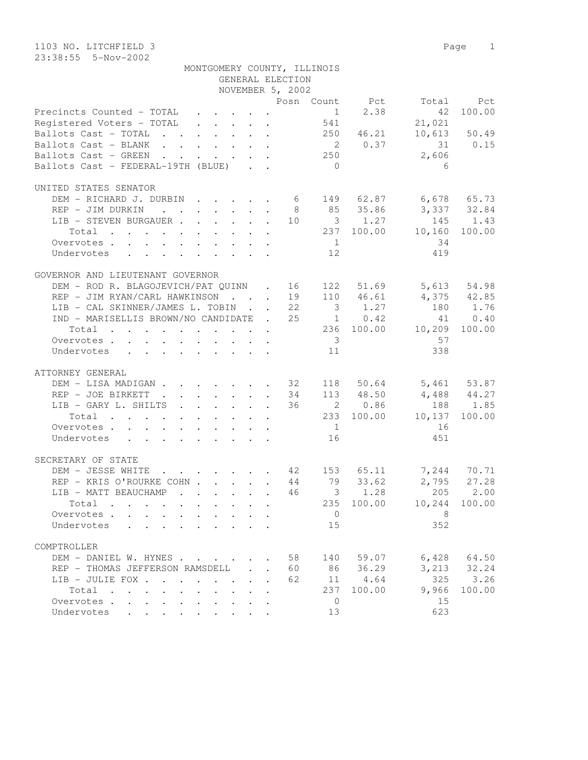1103 NO. LITCHFIELD 3

23:38:55 5-Nov-2002

MONTGOMERY COUNTY, ILLINOIS

GENERAL ELECTION

NOVEMBER 5, 2002

| | Posn | Count | Pct | Total | Pct |
|---|---|---|---|---|---|
| Precincts Counted - TOTAL | | 1 | 2.38 | 42 | 100.00 |
| Registered Voters - TOTAL | | 541 | | 21,021 | |
| Ballots Cast - TOTAL | | 250 | 46.21 | 10,613 | 50.49 |
| Ballots Cast - BLANK | | 2 | 0.37 | 31 | 0.15 |
| Ballots Cast - GREEN | | 250 | | 2,606 | |
| Ballots Cast - FEDERAL-19TH (BLUE) | | 0 | | 6 | |

UNITED STATES SENATOR

| | Posn | Count | Pct | Total | Pct |
|---|---|---|---|---|---|
| DEM - RICHARD J. DURBIN | 6 | 149 | 62.87 | 6,678 | 65.73 |
| REP - JIM DURKIN | 8 | 85 | 35.86 | 3,337 | 32.84 |
| LIB - STEVEN BURGAUER | 10 | 3 | 1.27 | 145 | 1.43 |
| Total | | 237 | 100.00 | 10,160 | 100.00 |
| Overvotes | | 1 | | 34 | |
| Undervotes | | 12 | | 419 | |

GOVERNOR AND LIEUTENANT GOVERNOR

| | Posn | Count | Pct | Total | Pct |
|---|---|---|---|---|---|
| DEM - ROD R. BLAGOJEVICH/PAT QUINN | 16 | 122 | 51.69 | 5,613 | 54.98 |
| REP - JIM RYAN/CARL HAWKINSON | 19 | 110 | 46.61 | 4,375 | 42.85 |
| LIB - CAL SKINNER/JAMES L. TOBIN | 22 | 3 | 1.27 | 180 | 1.76 |
| IND - MARISELLIS BROWN/NO CANDIDATE | 25 | 1 | 0.42 | 41 | 0.40 |
| Total | | 236 | 100.00 | 10,209 | 100.00 |
| Overvotes | | 3 | | 57 | |
| Undervotes | | 11 | | 338 | |

ATTORNEY GENERAL

| | Posn | Count | Pct | Total | Pct |
|---|---|---|---|---|---|
| DEM - LISA MADIGAN | 32 | 118 | 50.64 | 5,461 | 53.87 |
| REP - JOE BIRKETT | 34 | 113 | 48.50 | 4,488 | 44.27 |
| LIB - GARY L. SHILTS | 36 | 2 | 0.86 | 188 | 1.85 |
| Total | | 233 | 100.00 | 10,137 | 100.00 |
| Overvotes | | 1 | | 16 | |
| Undervotes | | 16 | | 451 | |

SECRETARY OF STATE

| | Posn | Count | Pct | Total | Pct |
|---|---|---|---|---|---|
| DEM - JESSE WHITE | 42 | 153 | 65.11 | 7,244 | 70.71 |
| REP - KRIS O'ROURKE COHN | 44 | 79 | 33.62 | 2,795 | 27.28 |
| LIB - MATT BEAUCHAMP | 46 | 3 | 1.28 | 205 | 2.00 |
| Total | | 235 | 100.00 | 10,244 | 100.00 |
| Overvotes | | 0 | | 8 | |
| Undervotes | | 15 | | 352 | |

COMPTROLLER

| | Posn | Count | Pct | Total | Pct |
|---|---|---|---|---|---|
| DEM - DANIEL W. HYNES | 58 | 140 | 59.07 | 6,428 | 64.50 |
| REP - THOMAS JEFFERSON RAMSDELL | 60 | 86 | 36.29 | 3,213 | 32.24 |
| LIB - JULIE FOX | 62 | 11 | 4.64 | 325 | 3.26 |
| Total | | 237 | 100.00 | 9,966 | 100.00 |
| Overvotes | | 0 | | 15 | |
| Undervotes | | 13 | | 623 | |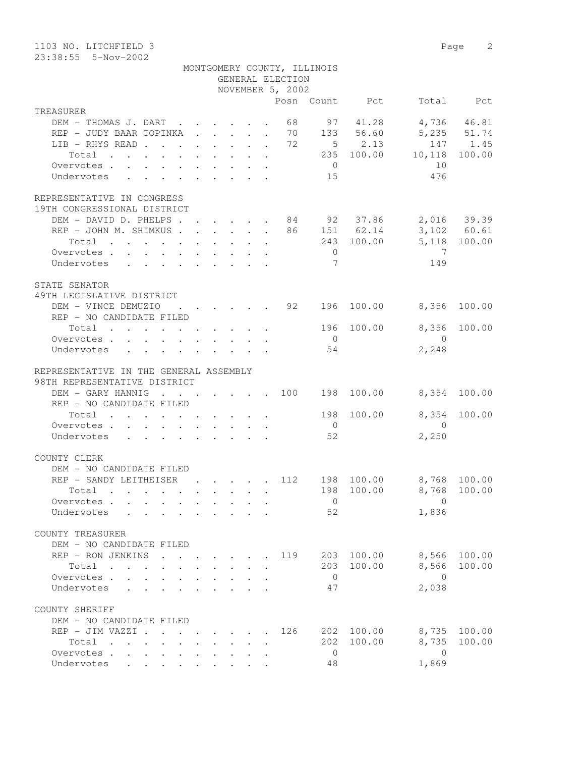1103 NO. LITCHFIELD 3

23:38:55 5-Nov-2002

MONTGOMERY COUNTY, ILLINOIS
GENERAL ELECTION
NOVEMBER 5, 2002

| | Posn | Count | Pct | Total | Pct |
|---|---|---|---|---|---|
| **TREASURER** | | | | | |
| DEM - THOMAS J. DART | 68 | 97 | 41.28 | 4,736 | 46.81 |
| REP - JUDY BAAR TOPINKA | 70 | 133 | 56.60 | 5,235 | 51.74 |
| LIB - RHYS READ | 72 | 5 | 2.13 | 147 | 1.45 |
| Total | | 235 | 100.00 | 10,118 | 100.00 |
| Overvotes | | 0 | | 10 | |
| Undervotes | | 15 | | 476 | |
| **REPRESENTATIVE IN CONGRESS** | | | | | |
| **19TH CONGRESSIONAL DISTRICT** | | | | | |
| DEM - DAVID D. PHELPS | 84 | 92 | 37.86 | 2,016 | 39.39 |
| REP - JOHN M. SHIMKUS | 86 | 151 | 62.14 | 3,102 | 60.61 |
| Total | | 243 | 100.00 | 5,118 | 100.00 |
| Overvotes | | 0 | | 7 | |
| Undervotes | | 7 | | 149 | |
| **STATE SENATOR** | | | | | |
| **49TH LEGISLATIVE DISTRICT** | | | | | |
| DEM - VINCE DEMUZIO | 92 | 196 | 100.00 | 8,356 | 100.00 |
| REP - NO CANDIDATE FILED | | | | | |
| Total | | 196 | 100.00 | 8,356 | 100.00 |
| Overvotes | | 0 | | 0 | |
| Undervotes | | 54 | | 2,248 | |
| **REPRESENTATIVE IN THE GENERAL ASSEMBLY** | | | | | |
| **98TH REPRESENTATIVE DISTRICT** | | | | | |
| DEM - GARY HANNIG | 100 | 198 | 100.00 | 8,354 | 100.00 |
| REP - NO CANDIDATE FILED | | | | | |
| Total | | 198 | 100.00 | 8,354 | 100.00 |
| Overvotes | | 0 | | 0 | |
| Undervotes | | 52 | | 2,250 | |
| **COUNTY CLERK** | | | | | |
| DEM - NO CANDIDATE FILED | | | | | |
| REP - SANDY LEITHEISER | 112 | 198 | 100.00 | 8,768 | 100.00 |
| Total | | 198 | 100.00 | 8,768 | 100.00 |
| Overvotes | | 0 | | 0 | |
| Undervotes | | 52 | | 1,836 | |
| **COUNTY TREASURER** | | | | | |
| DEM - NO CANDIDATE FILED | | | | | |
| REP - RON JENKINS | 119 | 203 | 100.00 | 8,566 | 100.00 |
| Total | | 203 | 100.00 | 8,566 | 100.00 |
| Overvotes | | 0 | | 0 | |
| Undervotes | | 47 | | 2,038 | |
| **COUNTY SHERIFF** | | | | | |
| DEM - NO CANDIDATE FILED | | | | | |
| REP - JIM VAZZI | 126 | 202 | 100.00 | 8,735 | 100.00 |
| Total | | 202 | 100.00 | 8,735 | 100.00 |
| Overvotes | | 0 | | 0 | |
| Undervotes | | 48 | | 1,869 | |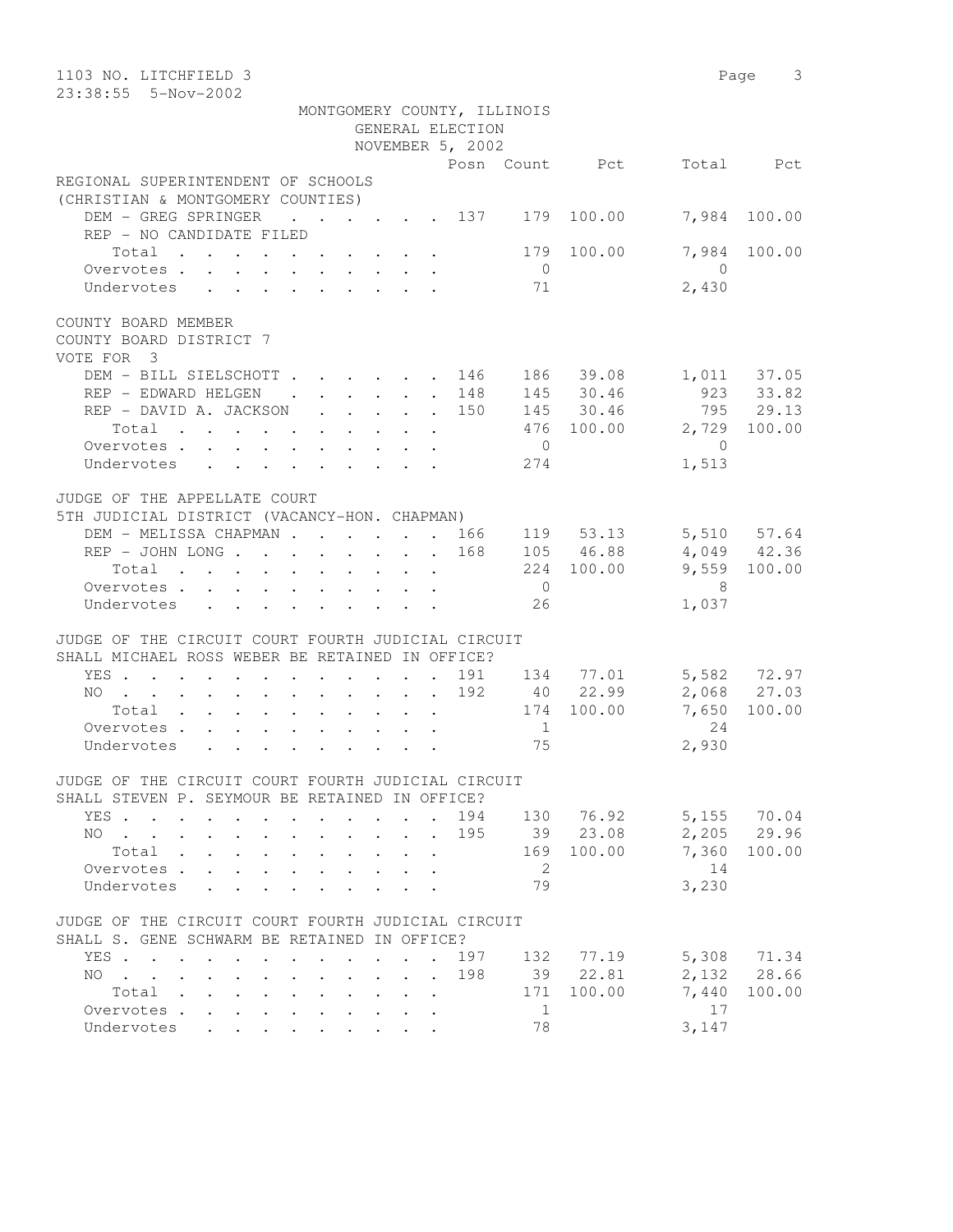1103 NO. LITCHFIELD 3
23:38:55 5-Nov-2002

MONTGOMERY COUNTY, ILLINOIS
GENERAL ELECTION
NOVEMBER 5, 2002

| | Posn | Count | Pct | Total | Pct |
|---|---|---|---|---|---|
| **REGIONAL SUPERINTENDENT OF SCHOOLS (CHRISTIAN & MONTGOMERY COUNTIES)** | | | | | |
| DEM - GREG SPRINGER | 137 | 179 | 100.00 | 7,984 | 100.00 |
| REP - NO CANDIDATE FILED | | | | | |
| Total | | 179 | 100.00 | 7,984 | 100.00 |
| Overvotes | | 0 | | 0 | |
| Undervotes | | 71 | | 2,430 | |
| **COUNTY BOARD MEMBER COUNTY BOARD DISTRICT 7 VOTE FOR 3** | | | | | |
| DEM - BILL SIELSCHOTT | 146 | 186 | 39.08 | 1,011 | 37.05 |
| REP - EDWARD HELGEN | 148 | 145 | 30.46 | 923 | 33.82 |
| REP - DAVID A. JACKSON | 150 | 145 | 30.46 | 795 | 29.13 |
| Total | | 476 | 100.00 | 2,729 | 100.00 |
| Overvotes | | 0 | | 0 | |
| Undervotes | | 274 | | 1,513 | |
| **JUDGE OF THE APPELLATE COURT 5TH JUDICIAL DISTRICT (VACANCY-HON. CHAPMAN)** | | | | | |
| DEM - MELISSA CHAPMAN | 166 | 119 | 53.13 | 5,510 | 57.64 |
| REP - JOHN LONG | 168 | 105 | 46.88 | 4,049 | 42.36 |
| Total | | 224 | 100.00 | 9,559 | 100.00 |
| Overvotes | | 0 | | 8 | |
| Undervotes | | 26 | | 1,037 | |
| **JUDGE OF THE CIRCUIT COURT FOURTH JUDICIAL CIRCUIT SHALL MICHAEL ROSS WEBER BE RETAINED IN OFFICE?** | | | | | |
| YES | 191 | 134 | 77.01 | 5,582 | 72.97 |
| NO | 192 | 40 | 22.99 | 2,068 | 27.03 |
| Total | | 174 | 100.00 | 7,650 | 100.00 |
| Overvotes | | 1 | | 24 | |
| Undervotes | | 75 | | 2,930 | |
| **JUDGE OF THE CIRCUIT COURT FOURTH JUDICIAL CIRCUIT SHALL STEVEN P. SEYMOUR BE RETAINED IN OFFICE?** | | | | | |
| YES | 194 | 130 | 76.92 | 5,155 | 70.04 |
| NO | 195 | 39 | 23.08 | 2,205 | 29.96 |
| Total | | 169 | 100.00 | 7,360 | 100.00 |
| Overvotes | | 2 | | 14 | |
| Undervotes | | 79 | | 3,230 | |
| **JUDGE OF THE CIRCUIT COURT FOURTH JUDICIAL CIRCUIT SHALL S. GENE SCHWARM BE RETAINED IN OFFICE?** | | | | | |
| YES | 197 | 132 | 77.19 | 5,308 | 71.34 |
| NO | 198 | 39 | 22.81 | 2,132 | 28.66 |
| Total | | 171 | 100.00 | 7,440 | 100.00 |
| Overvotes | | 1 | | 17 | |
| Undervotes | | 78 | | 3,147 | |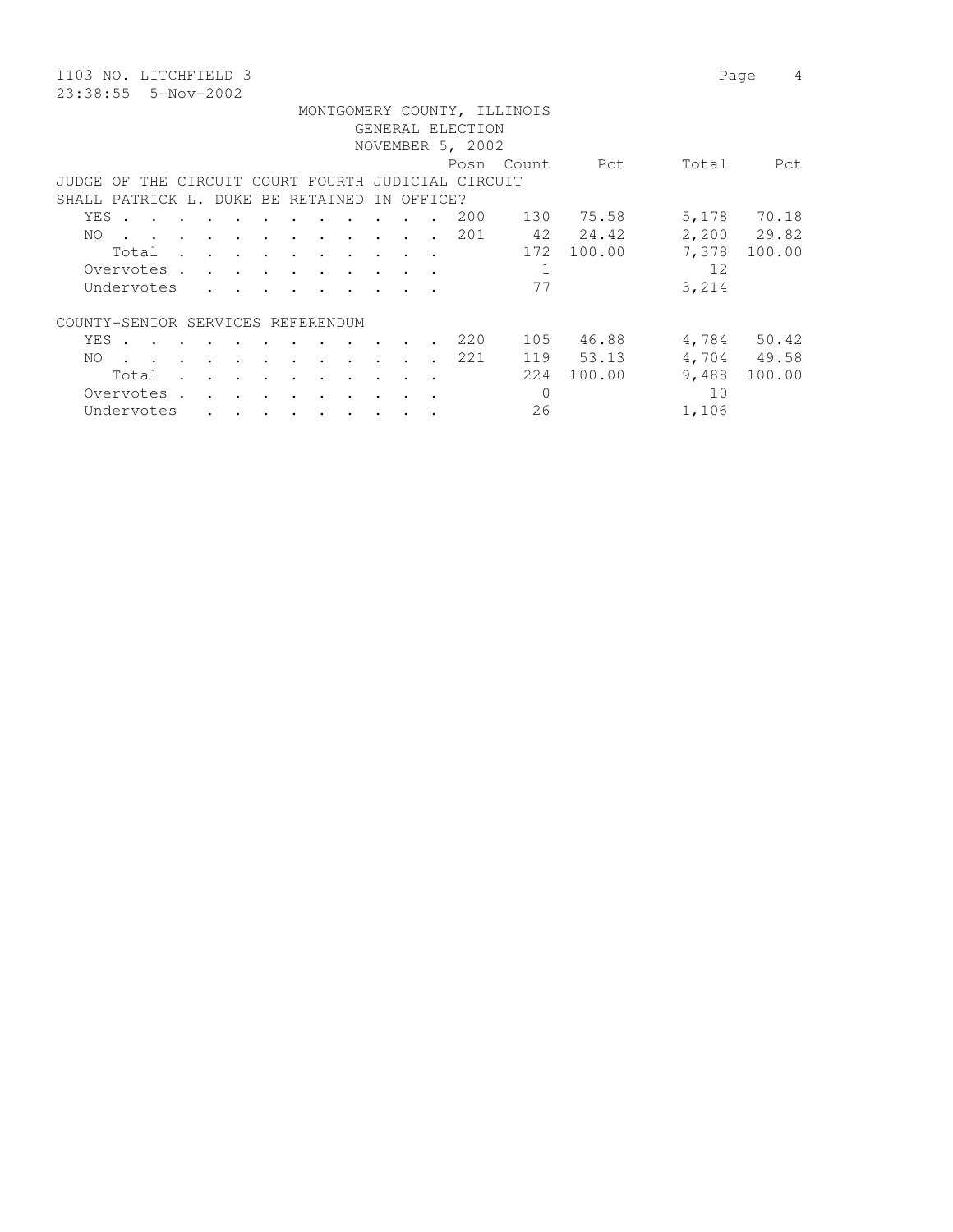1103 NO. LITCHFIELD 3

23:38:55 5-Nov-2002

MONTGOMERY COUNTY, ILLINOIS
GENERAL ELECTION
NOVEMBER 5, 2002

| | Posn | Count | Pct | Total | Pct |
|---|---|---|---|---|---|
| **JUDGE OF THE CIRCUIT COURT FOURTH JUDICIAL CIRCUIT** | | | | | |
| **SHALL PATRICK L. DUKE BE RETAINED IN OFFICE?** | | | | | |
| YES | 200 | 130 | 75.58 | 5,178 | 70.18 |
| NO | 201 | 42 | 24.42 | 2,200 | 29.82 |
| Total | | 172 | 100.00 | 7,378 | 100.00 |
| Overvotes | | 1 | | 12 | |
| Undervotes | | 77 | | 3,214 | |
| **COUNTY-SENIOR SERVICES REFERENDUM** | | | | | |
| YES | 220 | 105 | 46.88 | 4,784 | 50.42 |
| NO | 221 | 119 | 53.13 | 4,704 | 49.58 |
| Total | | 224 | 100.00 | 9,488 | 100.00 |
| Overvotes | | 0 | | 10 | |
| Undervotes | | 26 | | 1,106 | |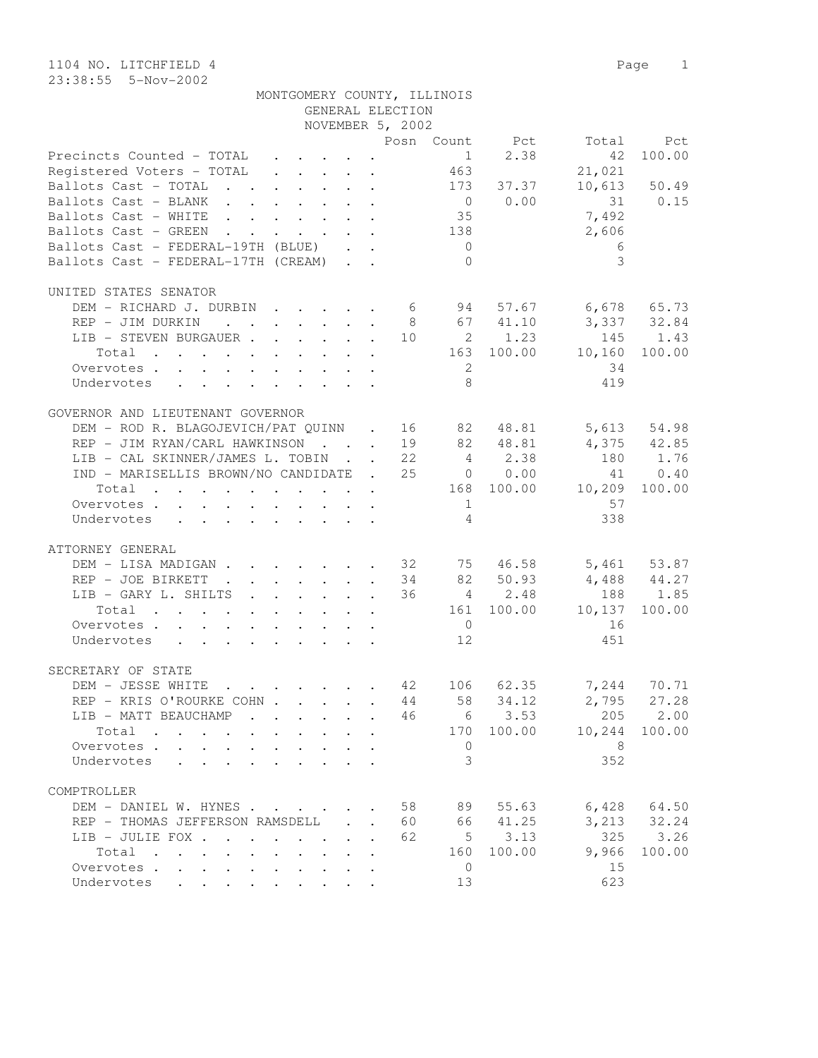1104 NO. LITCHFIELD 4

23:38:55 5-Nov-2002

MONTGOMERY COUNTY, ILLINOIS
GENERAL ELECTION
NOVEMBER 5, 2002

| | Posn | Count | Pct | Total | Pct |
|---|---|---|---|---|---|
| Precincts Counted - TOTAL | | 1 | 2.38 | 42 | 100.00 |
| Registered Voters - TOTAL | | 463 | | 21,021 | |
| Ballots Cast - TOTAL | | 173 | 37.37 | 10,613 | 50.49 |
| Ballots Cast - BLANK | | 0 | 0.00 | 31 | 0.15 |
| Ballots Cast - WHITE | | 35 | | 7,492 | |
| Ballots Cast - GREEN | | 138 | | 2,606 | |
| Ballots Cast - FEDERAL-19TH (BLUE) | | 0 | | 6 | |
| Ballots Cast - FEDERAL-17TH (CREAM) | | 0 | | 3 | |

UNITED STATES SENATOR

| | Posn | Count | Pct | Total | Pct |
|---|---|---|---|---|---|
| DEM - RICHARD J. DURBIN | 6 | 94 | 57.67 | 6,678 | 65.73 |
| REP - JIM DURKIN | 8 | 67 | 41.10 | 3,337 | 32.84 |
| LIB - STEVEN BURGAUER | 10 | 2 | 1.23 | 145 | 1.43 |
| Total | | 163 | 100.00 | 10,160 | 100.00 |
| Overvotes | | 2 | | 34 | |
| Undervotes | | 8 | | 419 | |

GOVERNOR AND LIEUTENANT GOVERNOR

| | Posn | Count | Pct | Total | Pct |
|---|---|---|---|---|---|
| DEM - ROD R. BLAGOJEVICH/PAT QUINN | 16 | 82 | 48.81 | 5,613 | 54.98 |
| REP - JIM RYAN/CARL HAWKINSON | 19 | 82 | 48.81 | 4,375 | 42.85 |
| LIB - CAL SKINNER/JAMES L. TOBIN | 22 | 4 | 2.38 | 180 | 1.76 |
| IND - MARISELLIS BROWN/NO CANDIDATE | 25 | 0 | 0.00 | 41 | 0.40 |
| Total | | 168 | 100.00 | 10,209 | 100.00 |
| Overvotes | | 1 | | 57 | |
| Undervotes | | 4 | | 338 | |

ATTORNEY GENERAL

| | Posn | Count | Pct | Total | Pct |
|---|---|---|---|---|---|
| DEM - LISA MADIGAN | 32 | 75 | 46.58 | 5,461 | 53.87 |
| REP - JOE BIRKETT | 34 | 82 | 50.93 | 4,488 | 44.27 |
| LIB - GARY L. SHILTS | 36 | 4 | 2.48 | 188 | 1.85 |
| Total | | 161 | 100.00 | 10,137 | 100.00 |
| Overvotes | | 0 | | 16 | |
| Undervotes | | 12 | | 451 | |

SECRETARY OF STATE

| | Posn | Count | Pct | Total | Pct |
|---|---|---|---|---|---|
| DEM - JESSE WHITE | 42 | 106 | 62.35 | 7,244 | 70.71 |
| REP - KRIS O'ROURKE COHN | 44 | 58 | 34.12 | 2,795 | 27.28 |
| LIB - MATT BEAUCHAMP | 46 | 6 | 3.53 | 205 | 2.00 |
| Total | | 170 | 100.00 | 10,244 | 100.00 |
| Overvotes | | 0 | | 8 | |
| Undervotes | | 3 | | 352 | |

COMPTROLLER

| | Posn | Count | Pct | Total | Pct |
|---|---|---|---|---|---|
| DEM - DANIEL W. HYNES | 58 | 89 | 55.63 | 6,428 | 64.50 |
| REP - THOMAS JEFFERSON RAMSDELL | 60 | 66 | 41.25 | 3,213 | 32.24 |
| LIB - JULIE FOX | 62 | 5 | 3.13 | 325 | 3.26 |
| Total | | 160 | 100.00 | 9,966 | 100.00 |
| Overvotes | | 0 | | 15 | |
| Undervotes | | 13 | | 623 | |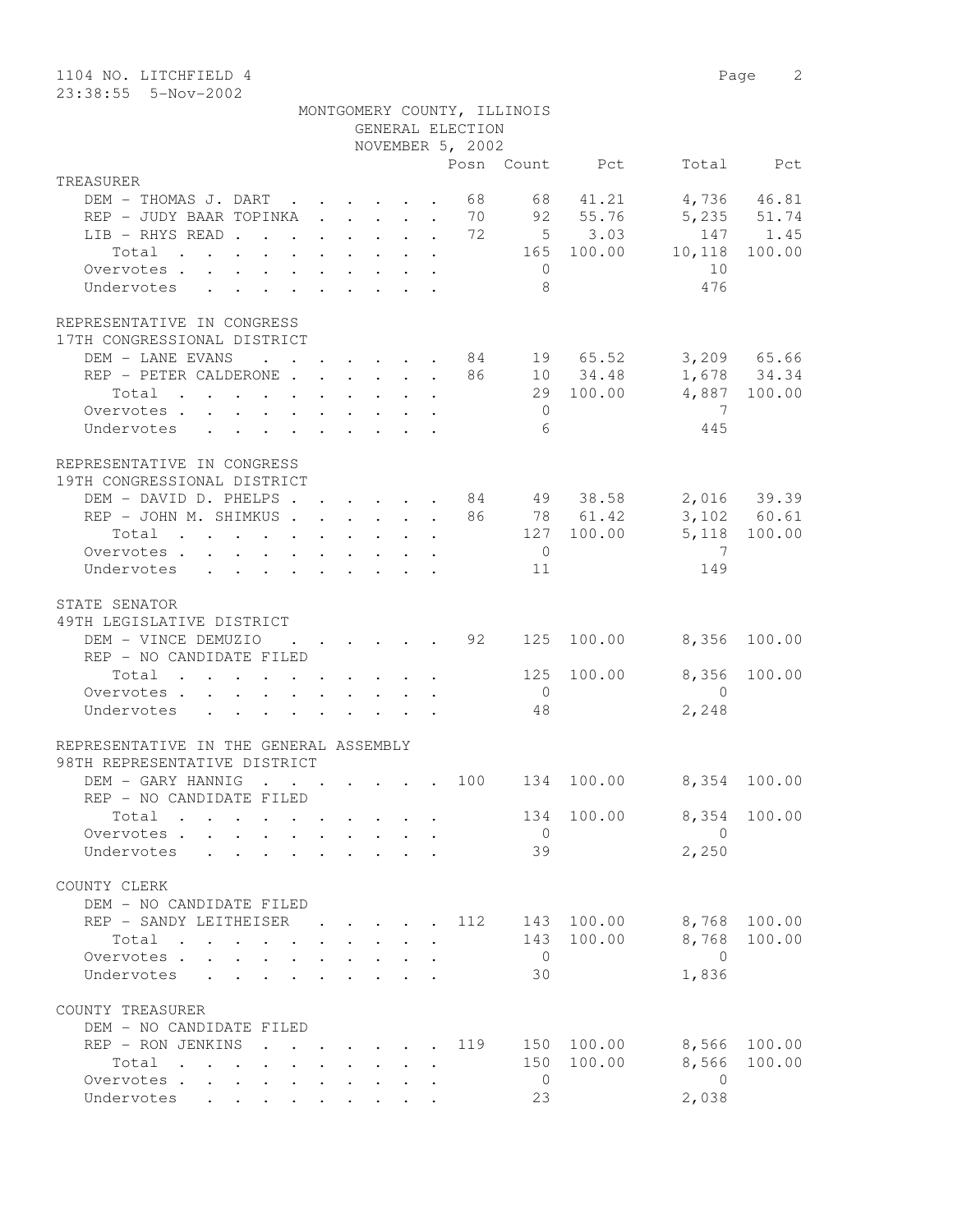1104 NO. LITCHFIELD 4

23:38:55 5-Nov-2002

MONTGOMERY COUNTY, ILLINOIS
GENERAL ELECTION
NOVEMBER 5, 2002

| | Posn | Count | Pct | Total | Pct |
|---|---|---|---|---|---|
| **TREASURER** | | | | | |
| DEM - THOMAS J. DART | 68 | 68 | 41.21 | 4,736 | 46.81 |
| REP - JUDY BAAR TOPINKA | 70 | 92 | 55.76 | 5,235 | 51.74 |
| LIB - RHYS READ | 72 | 5 | 3.03 | 147 | 1.45 |
| Total | | 165 | 100.00 | 10,118 | 100.00 |
| Overvotes | | 0 | | 10 | |
| Undervotes | | 8 | | 476 | |
| **REPRESENTATIVE IN CONGRESS 17TH CONGRESSIONAL DISTRICT** | | | | | |
| DEM - LANE EVANS | 84 | 19 | 65.52 | 3,209 | 65.66 |
| REP - PETER CALDERONE | 86 | 10 | 34.48 | 1,678 | 34.34 |
| Total | | 29 | 100.00 | 4,887 | 100.00 |
| Overvotes | | 0 | | 7 | |
| Undervotes | | 6 | | 445 | |
| **REPRESENTATIVE IN CONGRESS 19TH CONGRESSIONAL DISTRICT** | | | | | |
| DEM - DAVID D. PHELPS | 84 | 49 | 38.58 | 2,016 | 39.39 |
| REP - JOHN M. SHIMKUS | 86 | 78 | 61.42 | 3,102 | 60.61 |
| Total | | 127 | 100.00 | 5,118 | 100.00 |
| Overvotes | | 0 | | 7 | |
| Undervotes | | 11 | | 149 | |
| **STATE SENATOR 49TH LEGISLATIVE DISTRICT** | | | | | |
| DEM - VINCE DEMUZIO | 92 | 125 | 100.00 | 8,356 | 100.00 |
| REP - NO CANDIDATE FILED | | | | | |
| Total | | 125 | 100.00 | 8,356 | 100.00 |
| Overvotes | | 0 | | 0 | |
| Undervotes | | 48 | | 2,248 | |
| **REPRESENTATIVE IN THE GENERAL ASSEMBLY 98TH REPRESENTATIVE DISTRICT** | | | | | |
| DEM - GARY HANNIG | 100 | 134 | 100.00 | 8,354 | 100.00 |
| REP - NO CANDIDATE FILED | | | | | |
| Total | | 134 | 100.00 | 8,354 | 100.00 |
| Overvotes | | 0 | | 0 | |
| Undervotes | | 39 | | 2,250 | |
| **COUNTY CLERK** | | | | | |
| DEM - NO CANDIDATE FILED | | | | | |
| REP - SANDY LEITHEISER | 112 | 143 | 100.00 | 8,768 | 100.00 |
| Total | | 143 | 100.00 | 8,768 | 100.00 |
| Overvotes | | 0 | | 0 | |
| Undervotes | | 30 | | 1,836 | |
| **COUNTY TREASURER** | | | | | |
| DEM - NO CANDIDATE FILED | | | | | |
| REP - RON JENKINS | 119 | 150 | 100.00 | 8,566 | 100.00 |
| Total | | 150 | 100.00 | 8,566 | 100.00 |
| Overvotes | | 0 | | 0 | |
| Undervotes | | 23 | | 2,038 | |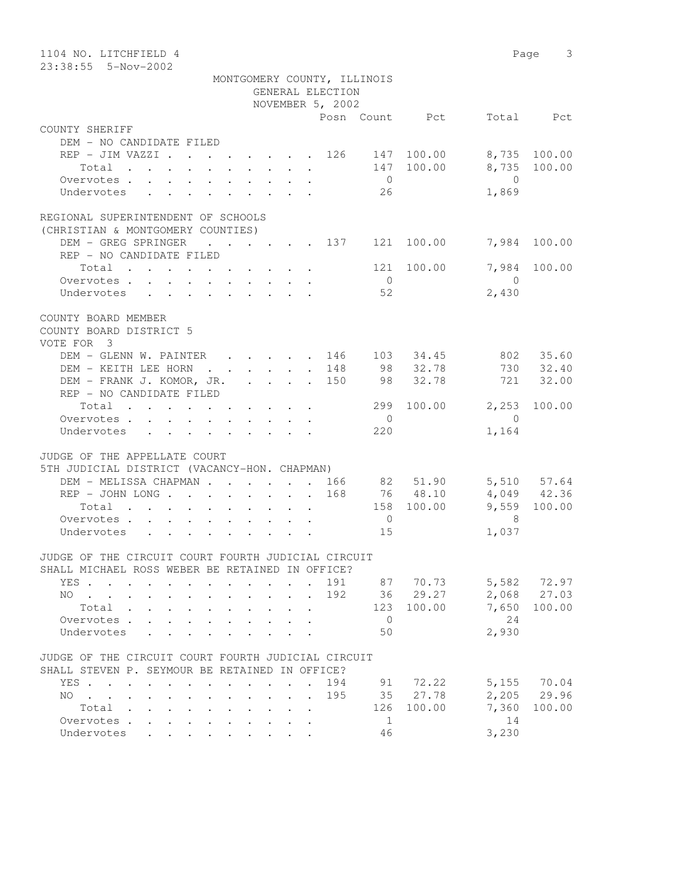1104 NO. LITCHFIELD 4

23:38:55 5-Nov-2002

MONTGOMERY COUNTY, ILLINOIS
GENERAL ELECTION
NOVEMBER 5, 2002

| | Posn | Count | Pct | Total | Pct |
|---|---|---|---|---|---|
| **COUNTY SHERIFF** | | | | | |
| DEM - NO CANDIDATE FILED | | | | | |
| REP - JIM VAZZI | 126 | 147 | 100.00 | 8,735 | 100.00 |
| Total | | 147 | 100.00 | 8,735 | 100.00 |
| Overvotes | | 0 | | 0 | |
| Undervotes | | 26 | | 1,869 | |
| **REGIONAL SUPERINTENDENT OF SCHOOLS (CHRISTIAN & MONTGOMERY COUNTIES)** | | | | | |
| DEM - GREG SPRINGER | 137 | 121 | 100.00 | 7,984 | 100.00 |
| REP - NO CANDIDATE FILED | | | | | |
| Total | | 121 | 100.00 | 7,984 | 100.00 |
| Overvotes | | 0 | | 0 | |
| Undervotes | | 52 | | 2,430 | |
| **COUNTY BOARD MEMBER COUNTY BOARD DISTRICT 5 VOTE FOR 3** | | | | | |
| DEM - GLENN W. PAINTER | 146 | 103 | 34.45 | 802 | 35.60 |
| DEM - KEITH LEE HORN | 148 | 98 | 32.78 | 730 | 32.40 |
| DEM - FRANK J. KOMOR, JR. | 150 | 98 | 32.78 | 721 | 32.00 |
| REP - NO CANDIDATE FILED | | | | | |
| Total | | 299 | 100.00 | 2,253 | 100.00 |
| Overvotes | | 0 | | 0 | |
| Undervotes | | 220 | | 1,164 | |
| **JUDGE OF THE APPELLATE COURT 5TH JUDICIAL DISTRICT (VACANCY-HON. CHAPMAN)** | | | | | |
| DEM - MELISSA CHAPMAN | 166 | 82 | 51.90 | 5,510 | 57.64 |
| REP - JOHN LONG | 168 | 76 | 48.10 | 4,049 | 42.36 |
| Total | | 158 | 100.00 | 9,559 | 100.00 |
| Overvotes | | 0 | | 8 | |
| Undervotes | | 15 | | 1,037 | |
| **JUDGE OF THE CIRCUIT COURT FOURTH JUDICIAL CIRCUIT SHALL MICHAEL ROSS WEBER BE RETAINED IN OFFICE?** | | | | | |
| YES | 191 | 87 | 70.73 | 5,582 | 72.97 |
| NO | 192 | 36 | 29.27 | 2,068 | 27.03 |
| Total | | 123 | 100.00 | 7,650 | 100.00 |
| Overvotes | | 0 | | 24 | |
| Undervotes | | 50 | | 2,930 | |
| **JUDGE OF THE CIRCUIT COURT FOURTH JUDICIAL CIRCUIT SHALL STEVEN P. SEYMOUR BE RETAINED IN OFFICE?** | | | | | |
| YES | 194 | 91 | 72.22 | 5,155 | 70.04 |
| NO | 195 | 35 | 27.78 | 2,205 | 29.96 |
| Total | | 126 | 100.00 | 7,360 | 100.00 |
| Overvotes | | 1 | | 14 | |
| Undervotes | | 46 | | 3,230 | |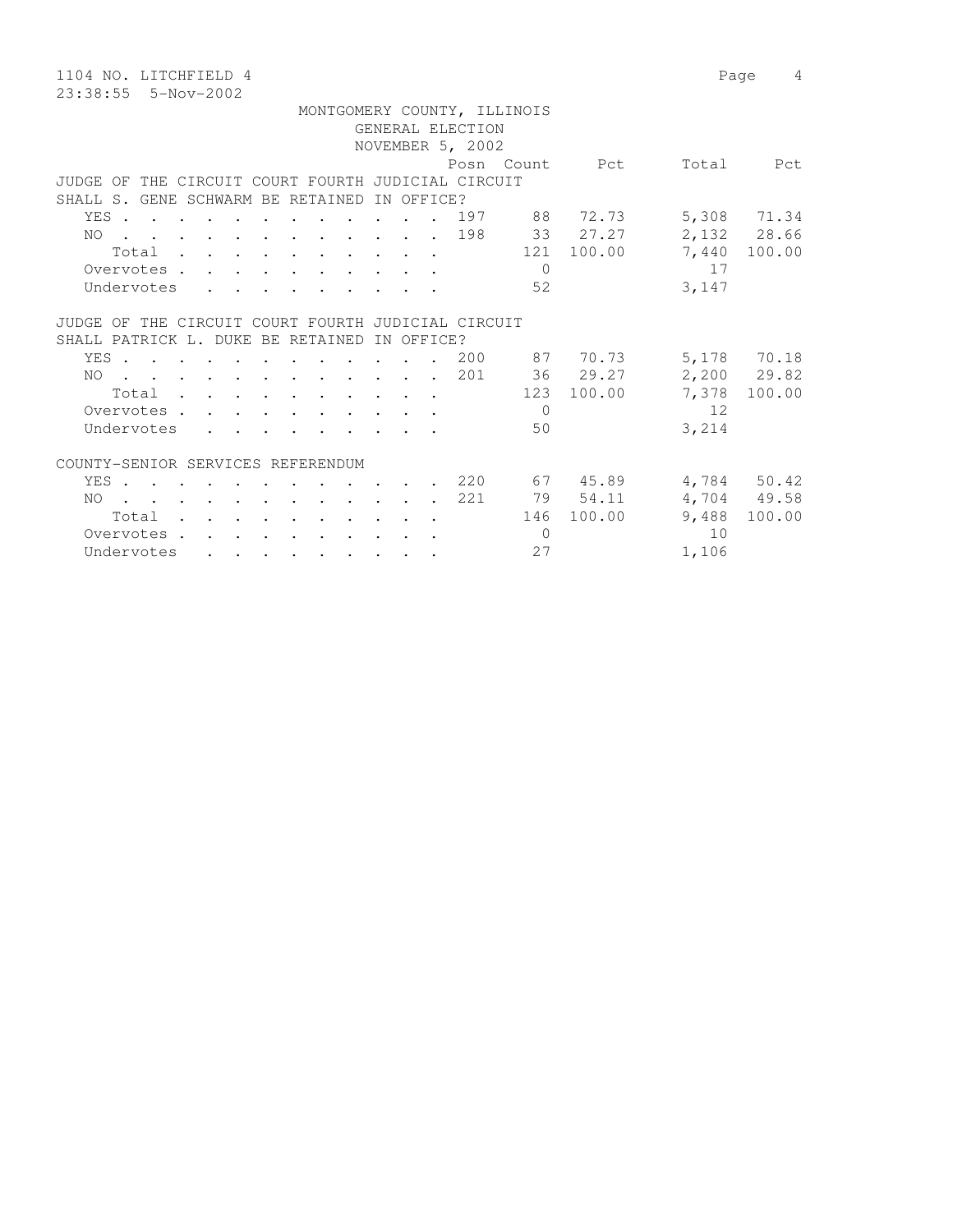1104 NO. LITCHFIELD 4

23:38:55 5-Nov-2002

MONTGOMERY COUNTY, ILLINOIS
GENERAL ELECTION
NOVEMBER 5, 2002

| | Posn | Count | Pct | Total | Pct |
|---|---|---|---|---|---|
| **JUDGE OF THE CIRCUIT COURT FOURTH JUDICIAL CIRCUIT SHALL S. GENE SCHWARM BE RETAINED IN OFFICE?** | | | | | |
| YES | 197 | 88 | 72.73 | 5,308 | 71.34 |
| NO | 198 | 33 | 27.27 | 2,132 | 28.66 |
| Total | | 121 | 100.00 | 7,440 | 100.00 |
| Overvotes | | 0 | | 17 | |
| Undervotes | | 52 | | 3,147 | |
| **JUDGE OF THE CIRCUIT COURT FOURTH JUDICIAL CIRCUIT SHALL PATRICK L. DUKE BE RETAINED IN OFFICE?** | | | | | |
| YES | 200 | 87 | 70.73 | 5,178 | 70.18 |
| NO | 201 | 36 | 29.27 | 2,200 | 29.82 |
| Total | | 123 | 100.00 | 7,378 | 100.00 |
| Overvotes | | 0 | | 12 | |
| Undervotes | | 50 | | 3,214 | |
| **COUNTY-SENIOR SERVICES REFERENDUM** | | | | | |
| YES | 220 | 67 | 45.89 | 4,784 | 50.42 |
| NO | 221 | 79 | 54.11 | 4,704 | 49.58 |
| Total | | 146 | 100.00 | 9,488 | 100.00 |
| Overvotes | | 0 | | 10 | |
| Undervotes | | 27 | | 1,106 | |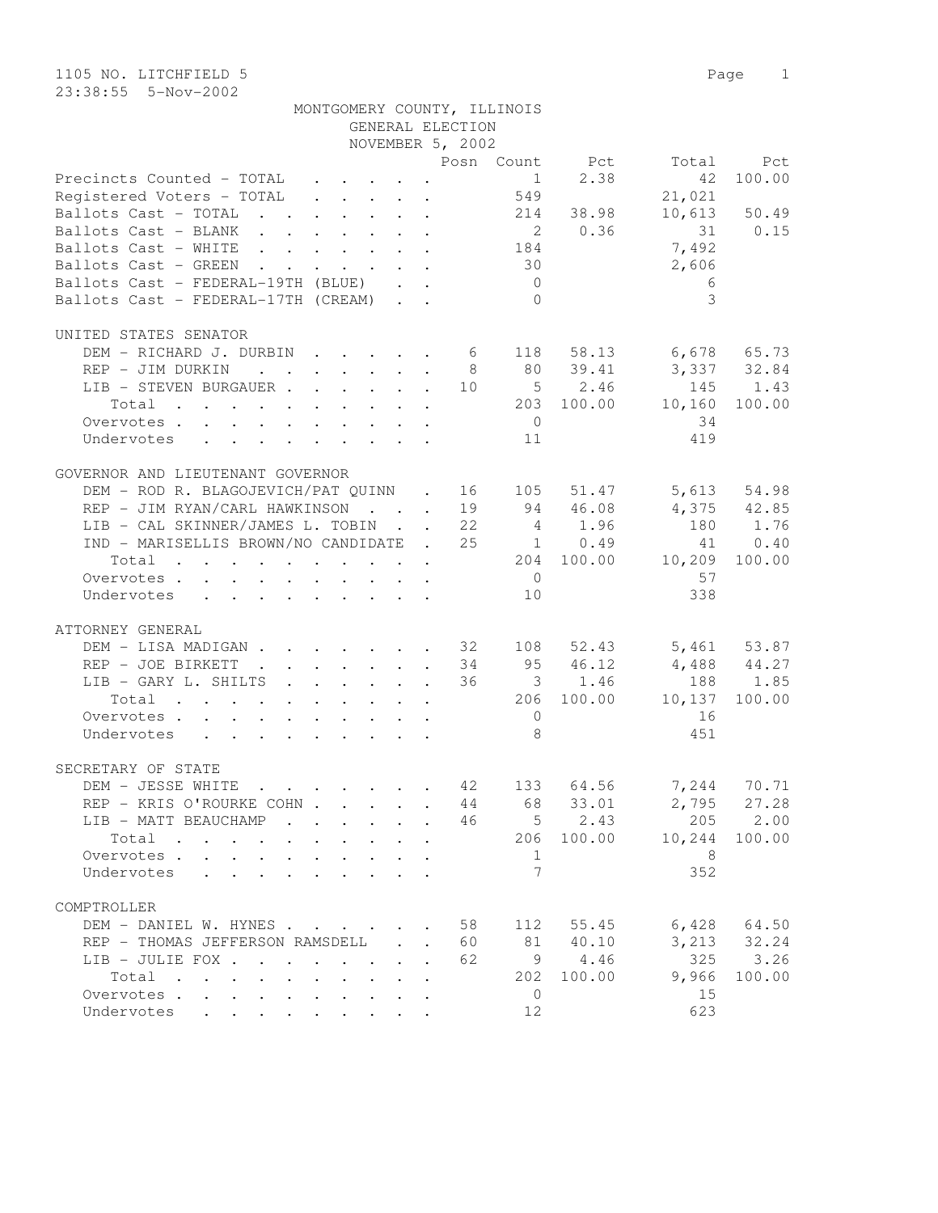1105 NO. LITCHFIELD 5

23:38:55 5-Nov-2002

MONTGOMERY COUNTY, ILLINOIS
GENERAL ELECTION
NOVEMBER 5, 2002

| | Posn | Count | Pct | Total | Pct |
|---|---|---|---|---|---|
| Precincts Counted - TOTAL | | 1 | 2.38 | 42 | 100.00 |
| Registered Voters - TOTAL | | 549 | | 21,021 | |
| Ballots Cast - TOTAL | | 214 | 38.98 | 10,613 | 50.49 |
| Ballots Cast - BLANK | | 2 | 0.36 | 31 | 0.15 |
| Ballots Cast - WHITE | | 184 | | 7,492 | |
| Ballots Cast - GREEN | | 30 | | 2,606 | |
| Ballots Cast - FEDERAL-19TH (BLUE) | | 0 | | 6 | |
| Ballots Cast - FEDERAL-17TH (CREAM) | | 0 | | 3 | |

UNITED STATES SENATOR

| | Posn | Count | Pct | Total | Pct |
|---|---|---|---|---|---|
| DEM - RICHARD J. DURBIN | 6 | 118 | 58.13 | 6,678 | 65.73 |
| REP - JIM DURKIN | 8 | 80 | 39.41 | 3,337 | 32.84 |
| LIB - STEVEN BURGAUER | 10 | 5 | 2.46 | 145 | 1.43 |
| Total | | 203 | 100.00 | 10,160 | 100.00 |
| Overvotes | | 0 | | 34 | |
| Undervotes | | 11 | | 419 | |

GOVERNOR AND LIEUTENANT GOVERNOR

| | Posn | Count | Pct | Total | Pct |
|---|---|---|---|---|---|
| DEM - ROD R. BLAGOJEVICH/PAT QUINN | 16 | 105 | 51.47 | 5,613 | 54.98 |
| REP - JIM RYAN/CARL HAWKINSON | 19 | 94 | 46.08 | 4,375 | 42.85 |
| LIB - CAL SKINNER/JAMES L. TOBIN | 22 | 4 | 1.96 | 180 | 1.76 |
| IND - MARISELLIS BROWN/NO CANDIDATE | 25 | 1 | 0.49 | 41 | 0.40 |
| Total | | 204 | 100.00 | 10,209 | 100.00 |
| Overvotes | | 0 | | 57 | |
| Undervotes | | 10 | | 338 | |

ATTORNEY GENERAL

| | Posn | Count | Pct | Total | Pct |
|---|---|---|---|---|---|
| DEM - LISA MADIGAN | 32 | 108 | 52.43 | 5,461 | 53.87 |
| REP - JOE BIRKETT | 34 | 95 | 46.12 | 4,488 | 44.27 |
| LIB - GARY L. SHILTS | 36 | 3 | 1.46 | 188 | 1.85 |
| Total | | 206 | 100.00 | 10,137 | 100.00 |
| Overvotes | | 0 | | 16 | |
| Undervotes | | 8 | | 451 | |

SECRETARY OF STATE

| | Posn | Count | Pct | Total | Pct |
|---|---|---|---|---|---|
| DEM - JESSE WHITE | 42 | 133 | 64.56 | 7,244 | 70.71 |
| REP - KRIS O'ROURKE COHN | 44 | 68 | 33.01 | 2,795 | 27.28 |
| LIB - MATT BEAUCHAMP | 46 | 5 | 2.43 | 205 | 2.00 |
| Total | | 206 | 100.00 | 10,244 | 100.00 |
| Overvotes | | 1 | | 8 | |
| Undervotes | | 7 | | 352 | |

COMPTROLLER

| | Posn | Count | Pct | Total | Pct |
|---|---|---|---|---|---|
| DEM - DANIEL W. HYNES | 58 | 112 | 55.45 | 6,428 | 64.50 |
| REP - THOMAS JEFFERSON RAMSDELL | 60 | 81 | 40.10 | 3,213 | 32.24 |
| LIB - JULIE FOX | 62 | 9 | 4.46 | 325 | 3.26 |
| Total | | 202 | 100.00 | 9,966 | 100.00 |
| Overvotes | | 0 | | 15 | |
| Undervotes | | 12 | | 623 | |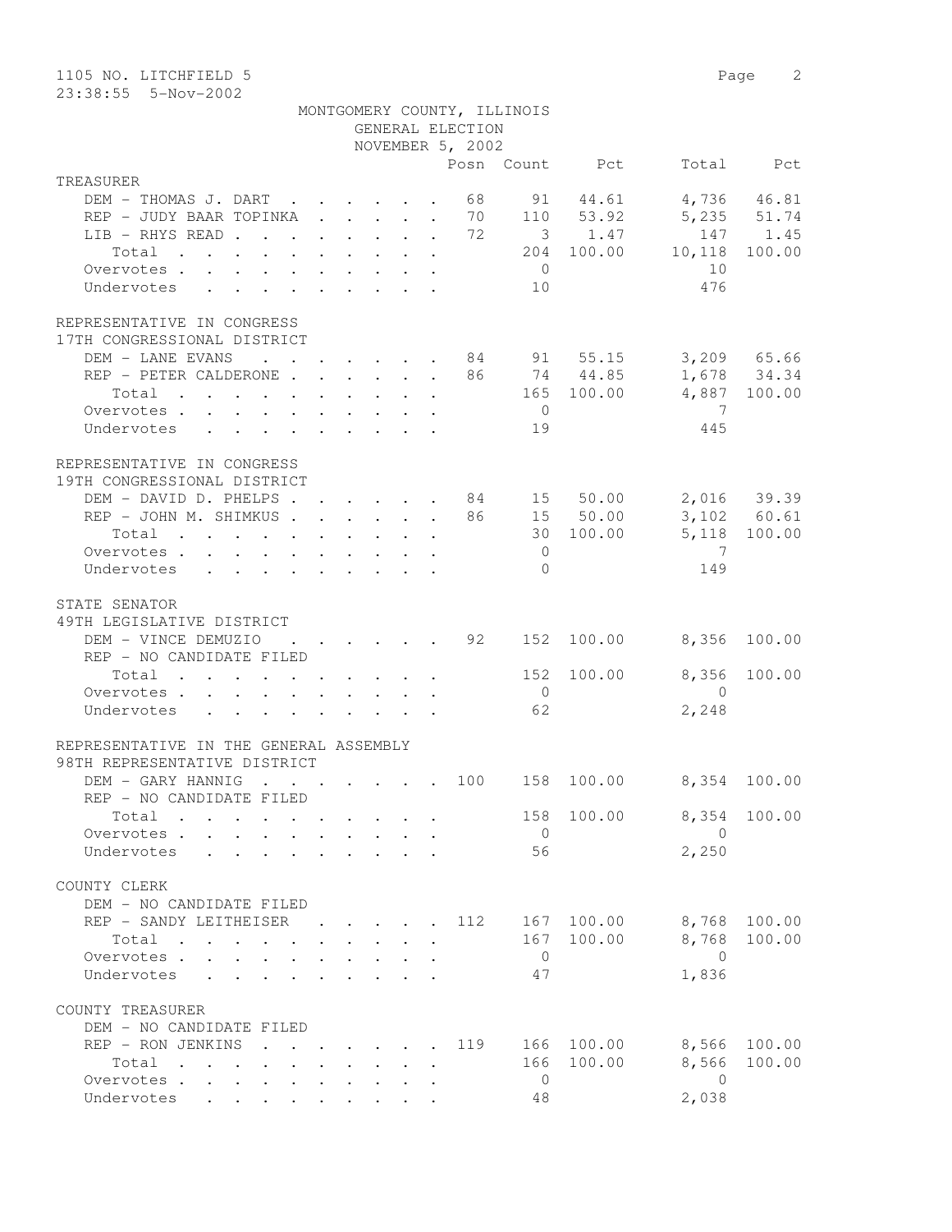1105 NO. LITCHFIELD 5
23:38:55 5-Nov-2002

MONTGOMERY COUNTY, ILLINOIS
GENERAL ELECTION
NOVEMBER 5, 2002

| | Posn | Count | Pct | Total | Pct |
|---|---|---|---|---|---|
| **TREASURER** | | | | | |
| DEM - THOMAS J. DART | 68 | 91 | 44.61 | 4,736 | 46.81 |
| REP - JUDY BAAR TOPINKA | 70 | 110 | 53.92 | 5,235 | 51.74 |
| LIB - RHYS READ | 72 | 3 | 1.47 | 147 | 1.45 |
| Total | | 204 | 100.00 | 10,118 | 100.00 |
| Overvotes | | 0 | | 10 | |
| Undervotes | | 10 | | 476 | |
| **REPRESENTATIVE IN CONGRESS 17TH CONGRESSIONAL DISTRICT** | | | | | |
| DEM - LANE EVANS | 84 | 91 | 55.15 | 3,209 | 65.66 |
| REP - PETER CALDERONE | 86 | 74 | 44.85 | 1,678 | 34.34 |
| Total | | 165 | 100.00 | 4,887 | 100.00 |
| Overvotes | | 0 | | 7 | |
| Undervotes | | 19 | | 445 | |
| **REPRESENTATIVE IN CONGRESS 19TH CONGRESSIONAL DISTRICT** | | | | | |
| DEM - DAVID D. PHELPS | 84 | 15 | 50.00 | 2,016 | 39.39 |
| REP - JOHN M. SHIMKUS | 86 | 15 | 50.00 | 3,102 | 60.61 |
| Total | | 30 | 100.00 | 5,118 | 100.00 |
| Overvotes | | 0 | | 7 | |
| Undervotes | | 0 | | 149 | |
| **STATE SENATOR 49TH LEGISLATIVE DISTRICT** | | | | | |
| DEM - VINCE DEMUZIO | 92 | 152 | 100.00 | 8,356 | 100.00 |
| REP - NO CANDIDATE FILED | | | | | |
| Total | | 152 | 100.00 | 8,356 | 100.00 |
| Overvotes | | 0 | | 0 | |
| Undervotes | | 62 | | 2,248 | |
| **REPRESENTATIVE IN THE GENERAL ASSEMBLY 98TH REPRESENTATIVE DISTRICT** | | | | | |
| DEM - GARY HANNIG | 100 | 158 | 100.00 | 8,354 | 100.00 |
| REP - NO CANDIDATE FILED | | | | | |
| Total | | 158 | 100.00 | 8,354 | 100.00 |
| Overvotes | | 0 | | 0 | |
| Undervotes | | 56 | | 2,250 | |
| **COUNTY CLERK** | | | | | |
| DEM - NO CANDIDATE FILED | | | | | |
| REP - SANDY LEITHEISER | 112 | 167 | 100.00 | 8,768 | 100.00 |
| Total | | 167 | 100.00 | 8,768 | 100.00 |
| Overvotes | | 0 | | 0 | |
| Undervotes | | 47 | | 1,836 | |
| **COUNTY TREASURER** | | | | | |
| DEM - NO CANDIDATE FILED | | | | | |
| REP - RON JENKINS | 119 | 166 | 100.00 | 8,566 | 100.00 |
| Total | | 166 | 100.00 | 8,566 | 100.00 |
| Overvotes | | 0 | | 0 | |
| Undervotes | | 48 | | 2,038 | |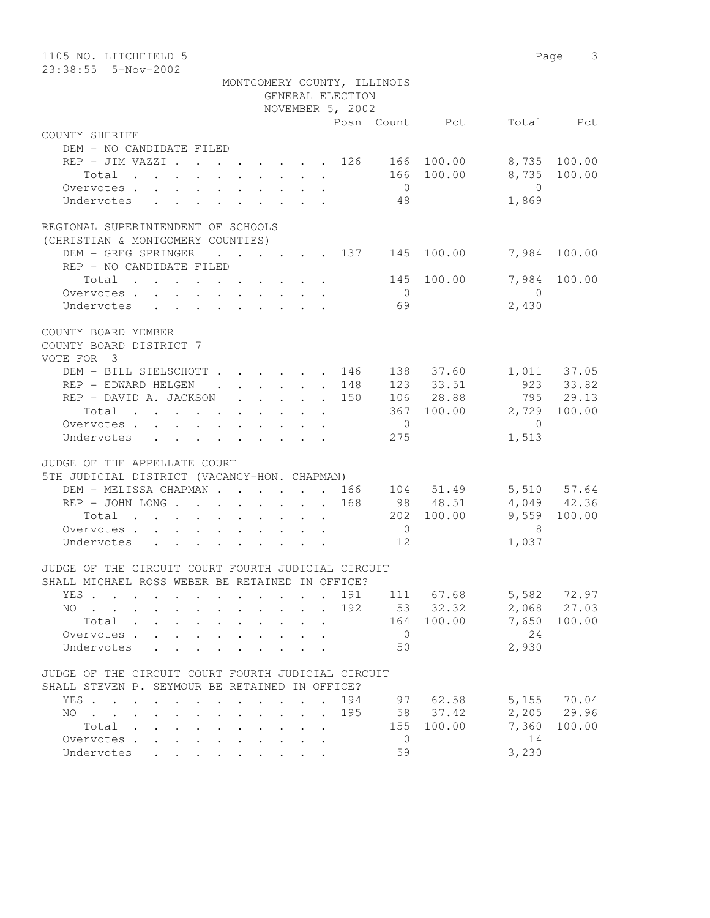1105 NO. LITCHFIELD 5

23:38:55 5-Nov-2002

MONTGOMERY COUNTY, ILLINOIS
GENERAL ELECTION
NOVEMBER 5, 2002

| | Posn | Count | Pct | Total | Pct |
|---|---|---|---|---|---|
| **COUNTY SHERIFF** | | | | | |
| DEM - NO CANDIDATE FILED | | | | | |
| REP - JIM VAZZI | 126 | 166 | 100.00 | 8,735 | 100.00 |
| Total | | 166 | 100.00 | 8,735 | 100.00 |
| Overvotes | | 0 | | 0 | |
| Undervotes | | 48 | | 1,869 | |
| **REGIONAL SUPERINTENDENT OF SCHOOLS (CHRISTIAN & MONTGOMERY COUNTIES)** | | | | | |
| DEM - GREG SPRINGER | 137 | 145 | 100.00 | 7,984 | 100.00 |
| REP - NO CANDIDATE FILED | | | | | |
| Total | | 145 | 100.00 | 7,984 | 100.00 |
| Overvotes | | 0 | | 0 | |
| Undervotes | | 69 | | 2,430 | |
| **COUNTY BOARD MEMBER COUNTY BOARD DISTRICT 7 VOTE FOR 3** | | | | | |
| DEM - BILL SIELSCHOTT | 146 | 138 | 37.60 | 1,011 | 37.05 |
| REP - EDWARD HELGEN | 148 | 123 | 33.51 | 923 | 33.82 |
| REP - DAVID A. JACKSON | 150 | 106 | 28.88 | 795 | 29.13 |
| Total | | 367 | 100.00 | 2,729 | 100.00 |
| Overvotes | | 0 | | 0 | |
| Undervotes | | 275 | | 1,513 | |
| **JUDGE OF THE APPELLATE COURT 5TH JUDICIAL DISTRICT (VACANCY-HON. CHAPMAN)** | | | | | |
| DEM - MELISSA CHAPMAN | 166 | 104 | 51.49 | 5,510 | 57.64 |
| REP - JOHN LONG | 168 | 98 | 48.51 | 4,049 | 42.36 |
| Total | | 202 | 100.00 | 9,559 | 100.00 |
| Overvotes | | 0 | | 8 | |
| Undervotes | | 12 | | 1,037 | |
| **JUDGE OF THE CIRCUIT COURT FOURTH JUDICIAL CIRCUIT SHALL MICHAEL ROSS WEBER BE RETAINED IN OFFICE?** | | | | | |
| YES | 191 | 111 | 67.68 | 5,582 | 72.97 |
| NO | 192 | 53 | 32.32 | 2,068 | 27.03 |
| Total | | 164 | 100.00 | 7,650 | 100.00 |
| Overvotes | | 0 | | 24 | |
| Undervotes | | 50 | | 2,930 | |
| **JUDGE OF THE CIRCUIT COURT FOURTH JUDICIAL CIRCUIT SHALL STEVEN P. SEYMOUR BE RETAINED IN OFFICE?** | | | | | |
| YES | 194 | 97 | 62.58 | 5,155 | 70.04 |
| NO | 195 | 58 | 37.42 | 2,205 | 29.96 |
| Total | | 155 | 100.00 | 7,360 | 100.00 |
| Overvotes | | 0 | | 14 | |
| Undervotes | | 59 | | 3,230 | |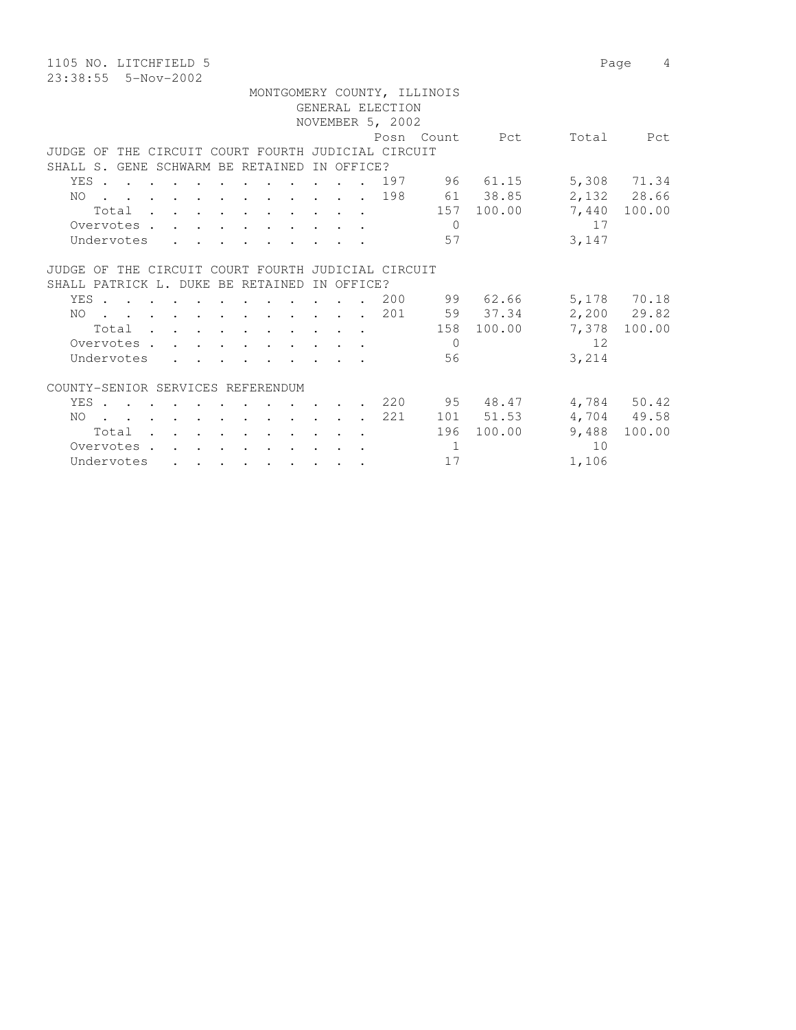MONTGOMERY COUNTY, ILLINOIS
GENERAL ELECTION
NOVEMBER 5, 2002

| | Posn | Count | Pct | Total | Pct |
|---|---|---|---|---|---|
| **JUDGE OF THE CIRCUIT COURT FOURTH JUDICIAL CIRCUIT SHALL S. GENE SCHWARM BE RETAINED IN OFFICE?** | | | | | |
| YES | 197 | 96 | 61.15 | 5,308 | 71.34 |
| NO | 198 | 61 | 38.85 | 2,132 | 28.66 |
| Total | | 157 | 100.00 | 7,440 | 100.00 |
| Overvotes | | 0 | | 17 | |
| Undervotes | | 57 | | 3,147 | |
| **JUDGE OF THE CIRCUIT COURT FOURTH JUDICIAL CIRCUIT SHALL PATRICK L. DUKE BE RETAINED IN OFFICE?** | | | | | |
| YES | 200 | 99 | 62.66 | 5,178 | 70.18 |
| NO | 201 | 59 | 37.34 | 2,200 | 29.82 |
| Total | | 158 | 100.00 | 7,378 | 100.00 |
| Overvotes | | 0 | | 12 | |
| Undervotes | | 56 | | 3,214 | |
| **COUNTY-SENIOR SERVICES REFERENDUM** | | | | | |
| YES | 220 | 95 | 48.47 | 4,784 | 50.42 |
| NO | 221 | 101 | 51.53 | 4,704 | 49.58 |
| Total | | 196 | 100.00 | 9,488 | 100.00 |
| Overvotes | | 1 | | 10 | |
| Undervotes | | 17 | | 1,106 | |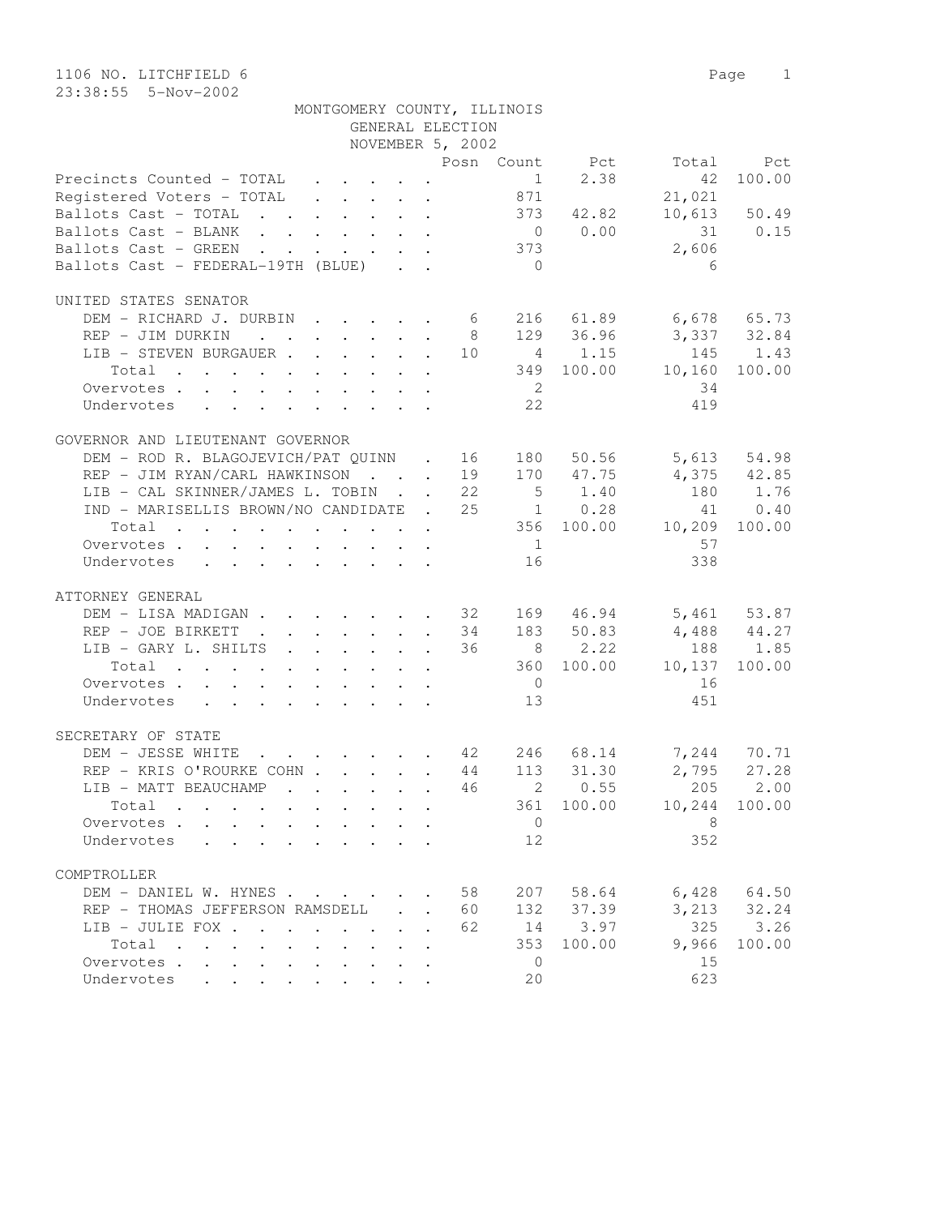1106 NO. LITCHFIELD 6

23:38:55 5-Nov-2002

MONTGOMERY COUNTY, ILLINOIS
GENERAL ELECTION
NOVEMBER 5, 2002

| | Posn | Count | Pct | Total | Pct |
|---|---|---|---|---|---|
| Precincts Counted - TOTAL | | 1 | 2.38 | 42 | 100.00 |
| Registered Voters - TOTAL | | 871 | | 21,021 | |
| Ballots Cast - TOTAL | | 373 | 42.82 | 10,613 | 50.49 |
| Ballots Cast - BLANK | | 0 | 0.00 | 31 | 0.15 |
| Ballots Cast - GREEN | | 373 | | 2,606 | |
| Ballots Cast - FEDERAL-19TH (BLUE) | | 0 | | 6 | |

UNITED STATES SENATOR

| | Posn | Count | Pct | Total | Pct |
|---|---|---|---|---|---|
| DEM - RICHARD J. DURBIN | 6 | 216 | 61.89 | 6,678 | 65.73 |
| REP - JIM DURKIN | 8 | 129 | 36.96 | 3,337 | 32.84 |
| LIB - STEVEN BURGAUER | 10 | 4 | 1.15 | 145 | 1.43 |
| Total | | 349 | 100.00 | 10,160 | 100.00 |
| Overvotes | | 2 | | 34 | |
| Undervotes | | 22 | | 419 | |

GOVERNOR AND LIEUTENANT GOVERNOR

| | Posn | Count | Pct | Total | Pct |
|---|---|---|---|---|---|
| DEM - ROD R. BLAGOJEVICH/PAT QUINN | 16 | 180 | 50.56 | 5,613 | 54.98 |
| REP - JIM RYAN/CARL HAWKINSON | 19 | 170 | 47.75 | 4,375 | 42.85 |
| LIB - CAL SKINNER/JAMES L. TOBIN | 22 | 5 | 1.40 | 180 | 1.76 |
| IND - MARISELLIS BROWN/NO CANDIDATE | 25 | 1 | 0.28 | 41 | 0.40 |
| Total | | 356 | 100.00 | 10,209 | 100.00 |
| Overvotes | | 1 | | 57 | |
| Undervotes | | 16 | | 338 | |

ATTORNEY GENERAL

| | Posn | Count | Pct | Total | Pct |
|---|---|---|---|---|---|
| DEM - LISA MADIGAN | 32 | 169 | 46.94 | 5,461 | 53.87 |
| REP - JOE BIRKETT | 34 | 183 | 50.83 | 4,488 | 44.27 |
| LIB - GARY L. SHILTS | 36 | 8 | 2.22 | 188 | 1.85 |
| Total | | 360 | 100.00 | 10,137 | 100.00 |
| Overvotes | | 0 | | 16 | |
| Undervotes | | 13 | | 451 | |

SECRETARY OF STATE

| | Posn | Count | Pct | Total | Pct |
|---|---|---|---|---|---|
| DEM - JESSE WHITE | 42 | 246 | 68.14 | 7,244 | 70.71 |
| REP - KRIS O'ROURKE COHN | 44 | 113 | 31.30 | 2,795 | 27.28 |
| LIB - MATT BEAUCHAMP | 46 | 2 | 0.55 | 205 | 2.00 |
| Total | | 361 | 100.00 | 10,244 | 100.00 |
| Overvotes | | 0 | | 8 | |
| Undervotes | | 12 | | 352 | |

COMPTROLLER

| | Posn | Count | Pct | Total | Pct |
|---|---|---|---|---|---|
| DEM - DANIEL W. HYNES | 58 | 207 | 58.64 | 6,428 | 64.50 |
| REP - THOMAS JEFFERSON RAMSDELL | 60 | 132 | 37.39 | 3,213 | 32.24 |
| LIB - JULIE FOX | 62 | 14 | 3.97 | 325 | 3.26 |
| Total | | 353 | 100.00 | 9,966 | 100.00 |
| Overvotes | | 0 | | 15 | |
| Undervotes | | 20 | | 623 | |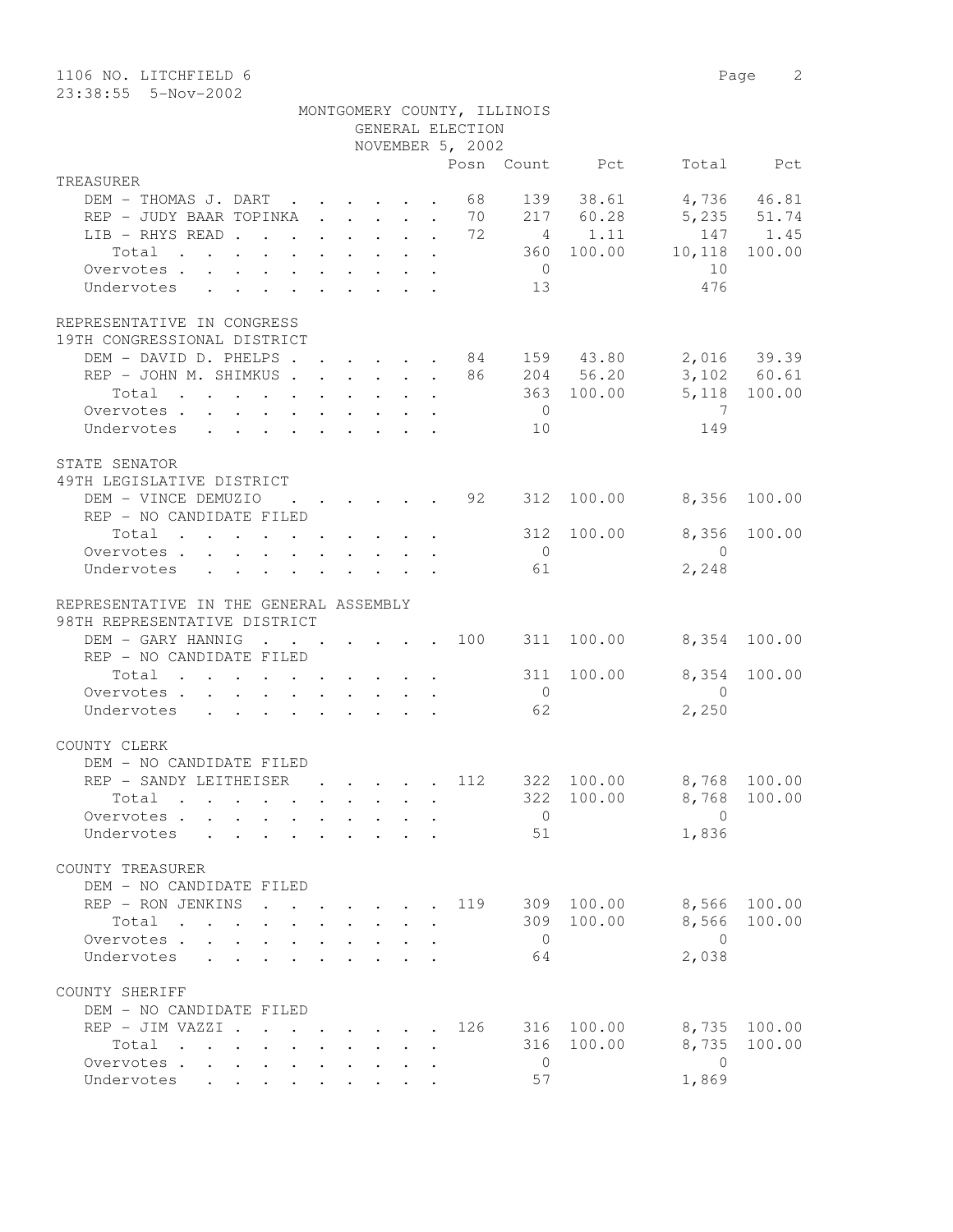1106 NO. LITCHFIELD 6

23:38:55 5-Nov-2002

MONTGOMERY COUNTY, ILLINOIS
GENERAL ELECTION
NOVEMBER 5, 2002

| | Posn | Count | Pct | Total | Pct |
|---|---|---|---|---|---|
| **TREASURER** | | | | | |
| DEM - THOMAS J. DART | 68 | 139 | 38.61 | 4,736 | 46.81 |
| REP - JUDY BAAR TOPINKA | 70 | 217 | 60.28 | 5,235 | 51.74 |
| LIB - RHYS READ | 72 | 4 | 1.11 | 147 | 1.45 |
| Total | | 360 | 100.00 | 10,118 | 100.00 |
| Overvotes | | 0 | | 10 | |
| Undervotes | | 13 | | 476 | |
| **REPRESENTATIVE IN CONGRESS** | | | | | |
| **19TH CONGRESSIONAL DISTRICT** | | | | | |
| DEM - DAVID D. PHELPS | 84 | 159 | 43.80 | 2,016 | 39.39 |
| REP - JOHN M. SHIMKUS | 86 | 204 | 56.20 | 3,102 | 60.61 |
| Total | | 363 | 100.00 | 5,118 | 100.00 |
| Overvotes | | 0 | | 7 | |
| Undervotes | | 10 | | 149 | |
| **STATE SENATOR** | | | | | |
| **49TH LEGISLATIVE DISTRICT** | | | | | |
| DEM - VINCE DEMUZIO | 92 | 312 | 100.00 | 8,356 | 100.00 |
| REP - NO CANDIDATE FILED | | | | | |
| Total | | 312 | 100.00 | 8,356 | 100.00 |
| Overvotes | | 0 | | 0 | |
| Undervotes | | 61 | | 2,248 | |
| **REPRESENTATIVE IN THE GENERAL ASSEMBLY** | | | | | |
| **98TH REPRESENTATIVE DISTRICT** | | | | | |
| DEM - GARY HANNIG | 100 | 311 | 100.00 | 8,354 | 100.00 |
| REP - NO CANDIDATE FILED | | | | | |
| Total | | 311 | 100.00 | 8,354 | 100.00 |
| Overvotes | | 0 | | 0 | |
| Undervotes | | 62 | | 2,250 | |
| **COUNTY CLERK** | | | | | |
| DEM - NO CANDIDATE FILED | | | | | |
| REP - SANDY LEITHEISER | 112 | 322 | 100.00 | 8,768 | 100.00 |
| Total | | 322 | 100.00 | 8,768 | 100.00 |
| Overvotes | | 0 | | 0 | |
| Undervotes | | 51 | | 1,836 | |
| **COUNTY TREASURER** | | | | | |
| DEM - NO CANDIDATE FILED | | | | | |
| REP - RON JENKINS | 119 | 309 | 100.00 | 8,566 | 100.00 |
| Total | | 309 | 100.00 | 8,566 | 100.00 |
| Overvotes | | 0 | | 0 | |
| Undervotes | | 64 | | 2,038 | |
| **COUNTY SHERIFF** | | | | | |
| DEM - NO CANDIDATE FILED | | | | | |
| REP - JIM VAZZI | 126 | 316 | 100.00 | 8,735 | 100.00 |
| Total | | 316 | 100.00 | 8,735 | 100.00 |
| Overvotes | | 0 | | 0 | |
| Undervotes | | 57 | | 1,869 | |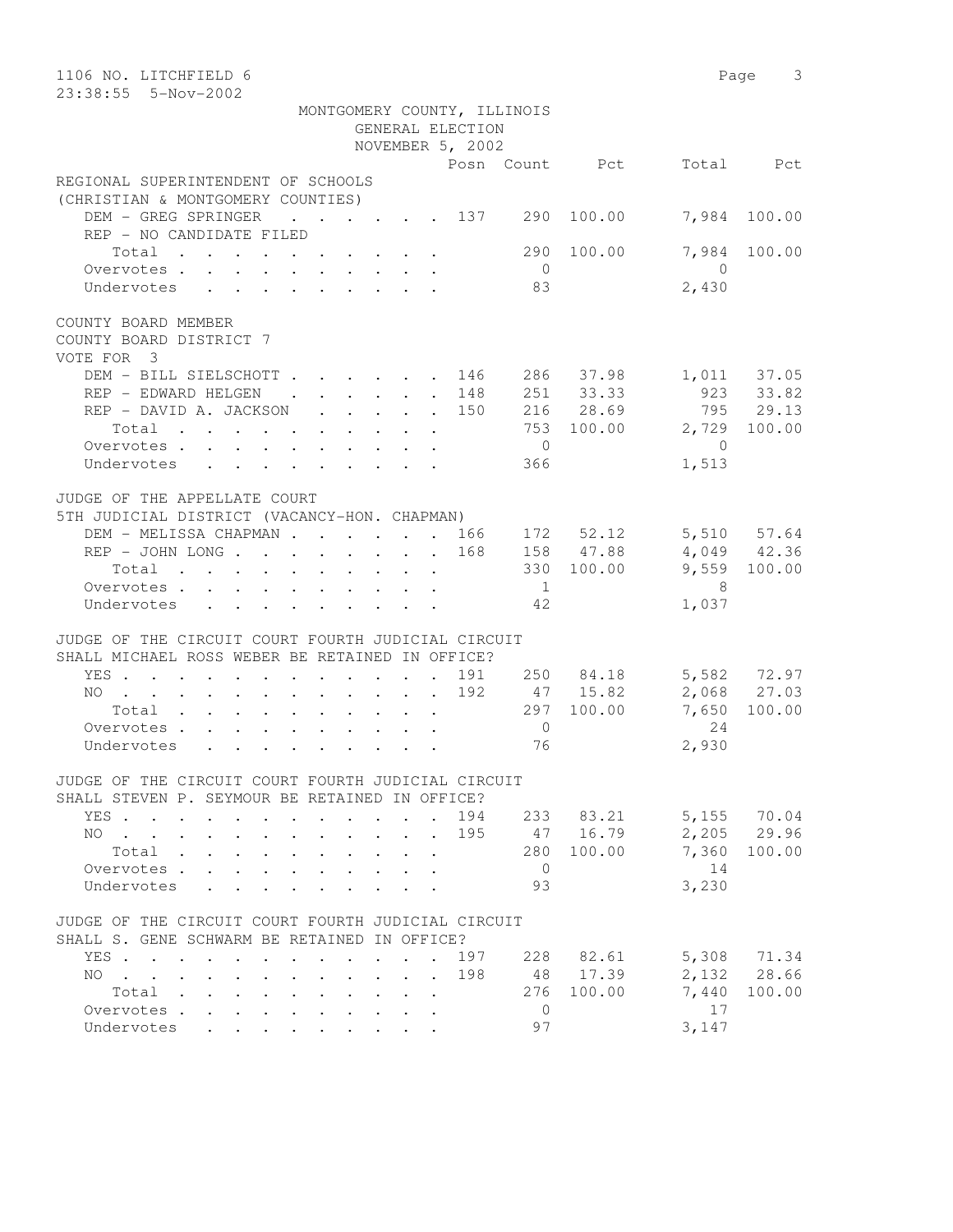MONTGOMERY COUNTY, ILLINOIS
GENERAL ELECTION
NOVEMBER 5, 2002

1106 NO. LITCHFIELD 6

23:38:55 5-Nov-2002

| | Posn | Count | Pct | Total | Pct |
|---|---|---|---|---|---|
| **REGIONAL SUPERINTENDENT OF SCHOOLS (CHRISTIAN & MONTGOMERY COUNTIES)** | | | | | |
| DEM - GREG SPRINGER | 137 | 290 | 100.00 | 7,984 | 100.00 |
| REP - NO CANDIDATE FILED | | | | | |
| Total | | 290 | 100.00 | 7,984 | 100.00 |
| Overvotes | | 0 | | 0 | |
| Undervotes | | 83 | | 2,430 | |
| **COUNTY BOARD MEMBER COUNTY BOARD DISTRICT 7 VOTE FOR 3** | | | | | |
| DEM - BILL SIELSCHOTT | 146 | 286 | 37.98 | 1,011 | 37.05 |
| REP - EDWARD HELGEN | 148 | 251 | 33.33 | 923 | 33.82 |
| REP - DAVID A. JACKSON | 150 | 216 | 28.69 | 795 | 29.13 |
| Total | | 753 | 100.00 | 2,729 | 100.00 |
| Overvotes | | 0 | | 0 | |
| Undervotes | | 366 | | 1,513 | |
| **JUDGE OF THE APPELLATE COURT 5TH JUDICIAL DISTRICT (VACANCY-HON. CHAPMAN)** | | | | | |
| DEM - MELISSA CHAPMAN | 166 | 172 | 52.12 | 5,510 | 57.64 |
| REP - JOHN LONG | 168 | 158 | 47.88 | 4,049 | 42.36 |
| Total | | 330 | 100.00 | 9,559 | 100.00 |
| Overvotes | | 1 | | 8 | |
| Undervotes | | 42 | | 1,037 | |
| **JUDGE OF THE CIRCUIT COURT FOURTH JUDICIAL CIRCUIT SHALL MICHAEL ROSS WEBER BE RETAINED IN OFFICE?** | | | | | |
| YES | 191 | 250 | 84.18 | 5,582 | 72.97 |
| NO | 192 | 47 | 15.82 | 2,068 | 27.03 |
| Total | | 297 | 100.00 | 7,650 | 100.00 |
| Overvotes | | 0 | | 24 | |
| Undervotes | | 76 | | 2,930 | |
| **JUDGE OF THE CIRCUIT COURT FOURTH JUDICIAL CIRCUIT SHALL STEVEN P. SEYMOUR BE RETAINED IN OFFICE?** | | | | | |
| YES | 194 | 233 | 83.21 | 5,155 | 70.04 |
| NO | 195 | 47 | 16.79 | 2,205 | 29.96 |
| Total | | 280 | 100.00 | 7,360 | 100.00 |
| Overvotes | | 0 | | 14 | |
| Undervotes | | 93 | | 3,230 | |
| **JUDGE OF THE CIRCUIT COURT FOURTH JUDICIAL CIRCUIT SHALL S. GENE SCHWARM BE RETAINED IN OFFICE?** | | | | | |
| YES | 197 | 228 | 82.61 | 5,308 | 71.34 |
| NO | 198 | 48 | 17.39 | 2,132 | 28.66 |
| Total | | 276 | 100.00 | 7,440 | 100.00 |
| Overvotes | | 0 | | 17 | |
| Undervotes | | 97 | | 3,147 | |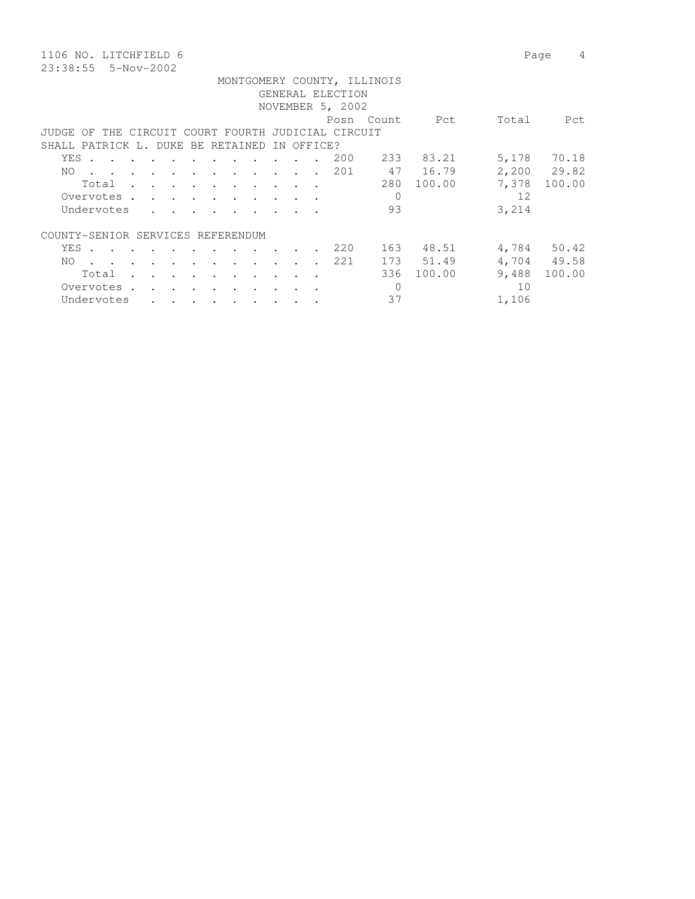1106 NO. LITCHFIELD 6

23:38:55 5-Nov-2002

MONTGOMERY COUNTY, ILLINOIS
GENERAL ELECTION
NOVEMBER 5, 2002

JUDGE OF THE CIRCUIT COURT FOURTH JUDICIAL CIRCUIT
SHALL PATRICK L. DUKE BE RETAINED IN OFFICE?

| | Posn | Count | Pct | Total | Pct |
|---|---|---|---|---|---|
| YES | 200 | 233 | 83.21 | 5,178 | 70.18 |
| NO | 201 | 47 | 16.79 | 2,200 | 29.82 |
| Total | | 280 | 100.00 | 7,378 | 100.00 |
| Overvotes | | 0 | | 12 | |
| Undervotes | | 93 | | 3,214 | |

COUNTY-SENIOR SERVICES REFERENDUM

| | Posn | Count | Pct | Total | Pct |
|---|---|---|---|---|---|
| YES | 220 | 163 | 48.51 | 4,784 | 50.42 |
| NO | 221 | 173 | 51.49 | 4,704 | 49.58 |
| Total | | 336 | 100.00 | 9,488 | 100.00 |
| Overvotes | | 0 | | 10 | |
| Undervotes | | 37 | | 1,106 | |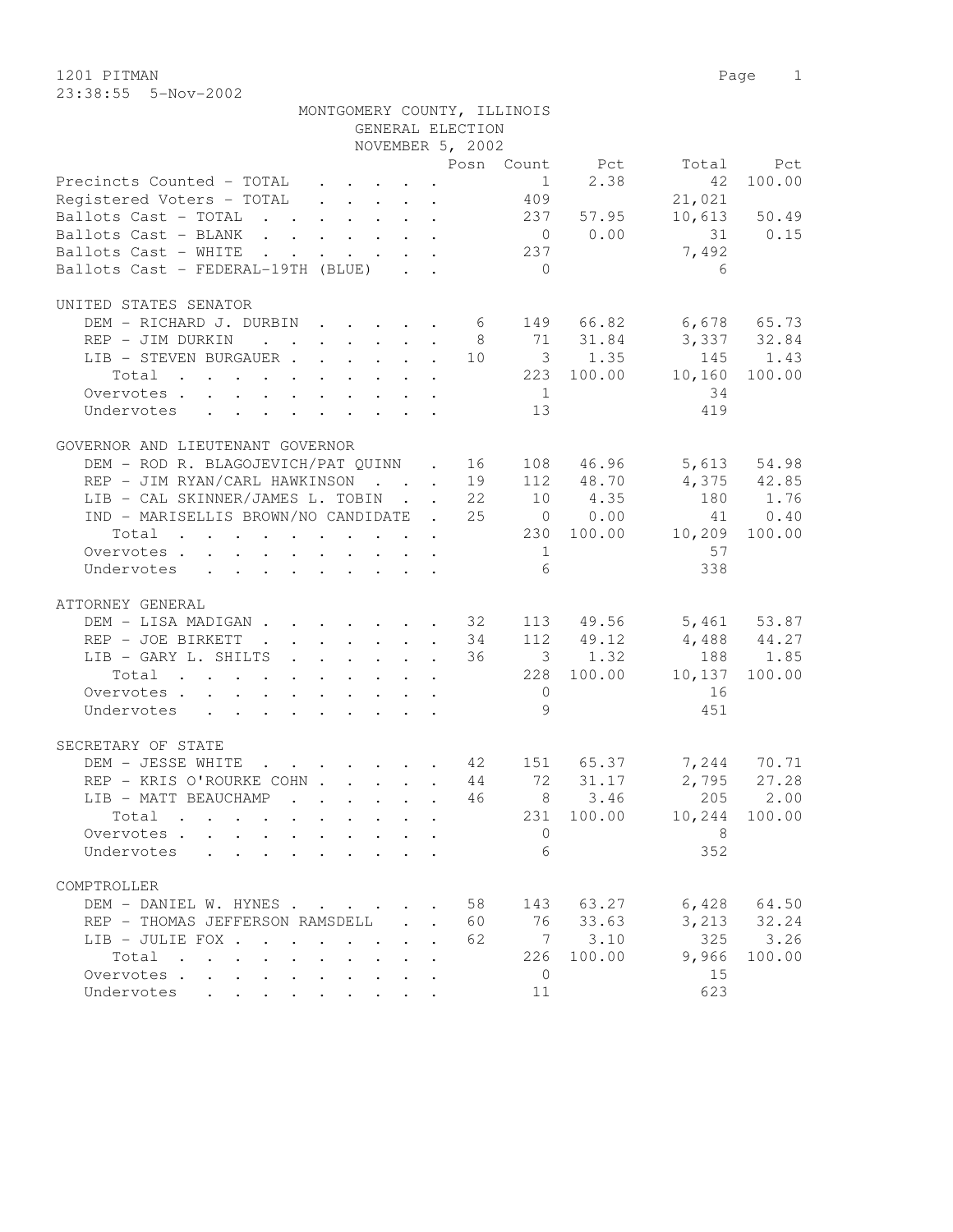1201 PITMAN

23:38:55 5-Nov-2002

MONTGOMERY COUNTY, ILLINOIS
GENERAL ELECTION
NOVEMBER 5, 2002

| | Posn | Count | Pct | Total | Pct |
|---|---|---|---|---|---|
| Precincts Counted - TOTAL | | 1 | 2.38 | 42 | 100.00 |
| Registered Voters - TOTAL | | 409 | | 21,021 | |
| Ballots Cast - TOTAL | | 237 | 57.95 | 10,613 | 50.49 |
| Ballots Cast - BLANK | | 0 | 0.00 | 31 | 0.15 |
| Ballots Cast - WHITE | | 237 | | 7,492 | |
| Ballots Cast - FEDERAL-19TH (BLUE) | | 0 | | 6 | |

UNITED STATES SENATOR

| | Posn | Count | Pct | Total | Pct |
|---|---|---|---|---|---|
| DEM - RICHARD J. DURBIN | 6 | 149 | 66.82 | 6,678 | 65.73 |
| REP - JIM DURKIN | 8 | 71 | 31.84 | 3,337 | 32.84 |
| LIB - STEVEN BURGAUER | 10 | 3 | 1.35 | 145 | 1.43 |
| Total | | 223 | 100.00 | 10,160 | 100.00 |
| Overvotes | | 1 | | 34 | |
| Undervotes | | 13 | | 419 | |

GOVERNOR AND LIEUTENANT GOVERNOR

| | Posn | Count | Pct | Total | Pct |
|---|---|---|---|---|---|
| DEM - ROD R. BLAGOJEVICH/PAT QUINN | 16 | 108 | 46.96 | 5,613 | 54.98 |
| REP - JIM RYAN/CARL HAWKINSON | 19 | 112 | 48.70 | 4,375 | 42.85 |
| LIB - CAL SKINNER/JAMES L. TOBIN | 22 | 10 | 4.35 | 180 | 1.76 |
| IND - MARISELLIS BROWN/NO CANDIDATE | 25 | 0 | 0.00 | 41 | 0.40 |
| Total | | 230 | 100.00 | 10,209 | 100.00 |
| Overvotes | | 1 | | 57 | |
| Undervotes | | 6 | | 338 | |

ATTORNEY GENERAL

| | Posn | Count | Pct | Total | Pct |
|---|---|---|---|---|---|
| DEM - LISA MADIGAN | 32 | 113 | 49.56 | 5,461 | 53.87 |
| REP - JOE BIRKETT | 34 | 112 | 49.12 | 4,488 | 44.27 |
| LIB - GARY L. SHILTS | 36 | 3 | 1.32 | 188 | 1.85 |
| Total | | 228 | 100.00 | 10,137 | 100.00 |
| Overvotes | | 0 | | 16 | |
| Undervotes | | 9 | | 451 | |

SECRETARY OF STATE

| | Posn | Count | Pct | Total | Pct |
|---|---|---|---|---|---|
| DEM - JESSE WHITE | 42 | 151 | 65.37 | 7,244 | 70.71 |
| REP - KRIS O'ROURKE COHN | 44 | 72 | 31.17 | 2,795 | 27.28 |
| LIB - MATT BEAUCHAMP | 46 | 8 | 3.46 | 205 | 2.00 |
| Total | | 231 | 100.00 | 10,244 | 100.00 |
| Overvotes | | 0 | | 8 | |
| Undervotes | | 6 | | 352 | |

COMPTROLLER

| | Posn | Count | Pct | Total | Pct |
|---|---|---|---|---|---|
| DEM - DANIEL W. HYNES | 58 | 143 | 63.27 | 6,428 | 64.50 |
| REP - THOMAS JEFFERSON RAMSDELL | 60 | 76 | 33.63 | 3,213 | 32.24 |
| LIB - JULIE FOX | 62 | 7 | 3.10 | 325 | 3.26 |
| Total | | 226 | 100.00 | 9,966 | 100.00 |
| Overvotes | | 0 | | 15 | |
| Undervotes | | 11 | | 623 | |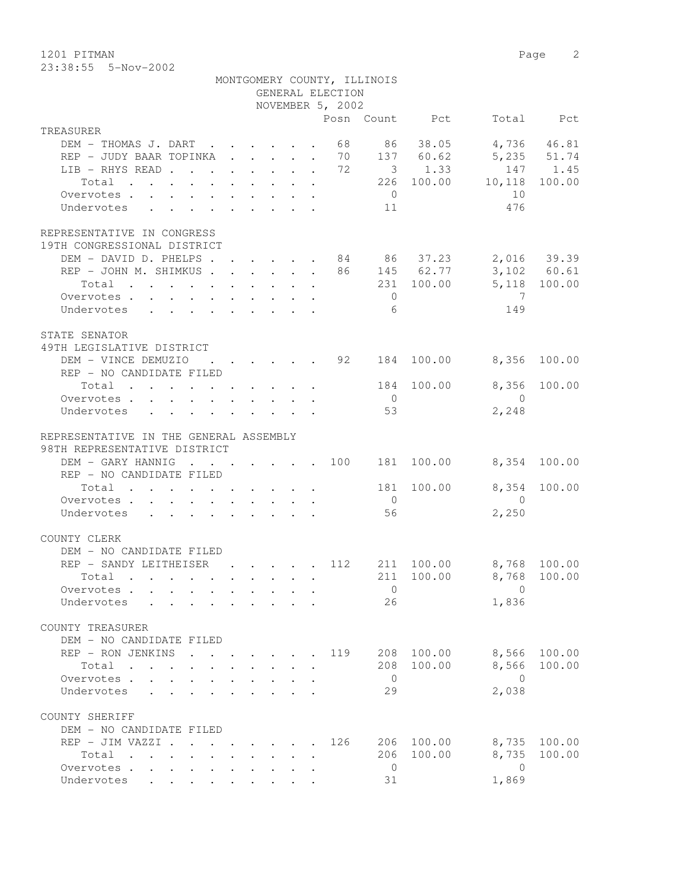MONTGOMERY COUNTY, ILLINOIS
GENERAL ELECTION
NOVEMBER 5, 2002

### TREASURER

| | Posn | Count | Pct | Total | Pct |
|---|---|---|---|---|---|
| DEM - THOMAS J. DART | 68 | 86 | 38.05 | 4,736 | 46.81 |
| REP - JUDY BAAR TOPINKA | 70 | 137 | 60.62 | 5,235 | 51.74 |
| LIB - RHYS READ | 72 | 3 | 1.33 | 147 | 1.45 |
| Total | | 226 | 100.00 | 10,118 | 100.00 |
| Overvotes | | 0 | | 10 | |
| Undervotes | | 11 | | 476 | |

### REPRESENTATIVE IN CONGRESS
19TH CONGRESSIONAL DISTRICT

| | Posn | Count | Pct | Total | Pct |
|---|---|---|---|---|---|
| DEM - DAVID D. PHELPS | 84 | 86 | 37.23 | 2,016 | 39.39 |
| REP - JOHN M. SHIMKUS | 86 | 145 | 62.77 | 3,102 | 60.61 |
| Total | | 231 | 100.00 | 5,118 | 100.00 |
| Overvotes | | 0 | | 7 | |
| Undervotes | | 6 | | 149 | |

### STATE SENATOR
49TH LEGISLATIVE DISTRICT

| | Posn | Count | Pct | Total | Pct |
|---|---|---|---|---|---|
| DEM - VINCE DEMUZIO | 92 | 184 | 100.00 | 8,356 | 100.00 |
| REP - NO CANDIDATE FILED | | | | | |
| Total | | 184 | 100.00 | 8,356 | 100.00 |
| Overvotes | | 0 | | 0 | |
| Undervotes | | 53 | | 2,248 | |

### REPRESENTATIVE IN THE GENERAL ASSEMBLY
98TH REPRESENTATIVE DISTRICT

| | Posn | Count | Pct | Total | Pct |
|---|---|---|---|---|---|
| DEM - GARY HANNIG | 100 | 181 | 100.00 | 8,354 | 100.00 |
| REP - NO CANDIDATE FILED | | | | | |
| Total | | 181 | 100.00 | 8,354 | 100.00 |
| Overvotes | | 0 | | 0 | |
| Undervotes | | 56 | | 2,250 | |

### COUNTY CLERK

| | Posn | Count | Pct | Total | Pct |
|---|---|---|---|---|---|
| DEM - NO CANDIDATE FILED | | | | | |
| REP - SANDY LEITHEISER | 112 | 211 | 100.00 | 8,768 | 100.00 |
| Total | | 211 | 100.00 | 8,768 | 100.00 |
| Overvotes | | 0 | | 0 | |
| Undervotes | | 26 | | 1,836 | |

### COUNTY TREASURER

| | Posn | Count | Pct | Total | Pct |
|---|---|---|---|---|---|
| DEM - NO CANDIDATE FILED | | | | | |
| REP - RON JENKINS | 119 | 208 | 100.00 | 8,566 | 100.00 |
| Total | | 208 | 100.00 | 8,566 | 100.00 |
| Overvotes | | 0 | | 0 | |
| Undervotes | | 29 | | 2,038 | |

### COUNTY SHERIFF

| | Posn | Count | Pct | Total | Pct |
|---|---|---|---|---|---|
| DEM - NO CANDIDATE FILED | | | | | |
| REP - JIM VAZZI | 126 | 206 | 100.00 | 8,735 | 100.00 |
| Total | | 206 | 100.00 | 8,735 | 100.00 |
| Overvotes | | 0 | | 0 | |
| Undervotes | | 31 | | 1,869 | |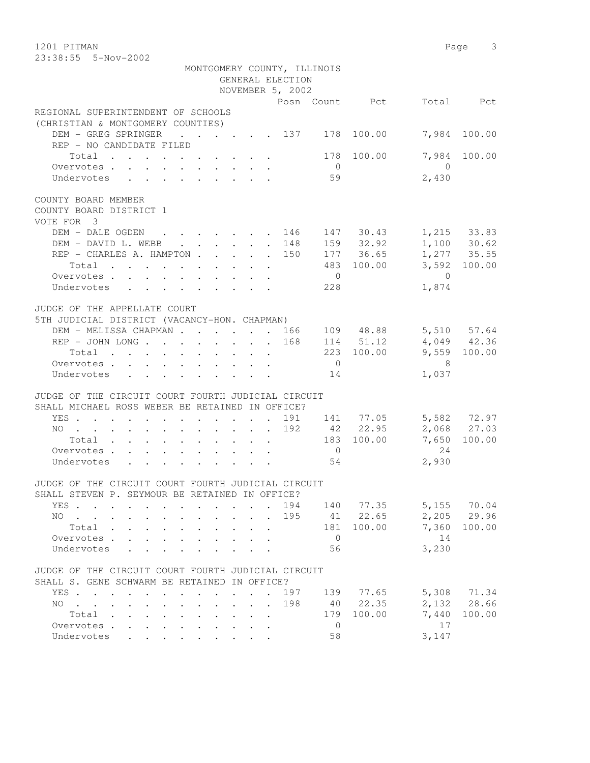1201 PITMAN

23:38:55 5-Nov-2002

MONTGOMERY COUNTY, ILLINOIS
GENERAL ELECTION
NOVEMBER 5, 2002

| | Posn | Count | Pct | Total | Pct |
|---|---|---|---|---|---|
| **REGIONAL SUPERINTENDENT OF SCHOOLS** | | | | | |
| **(CHRISTIAN & MONTGOMERY COUNTIES)** | | | | | |
| DEM - GREG SPRINGER | 137 | 178 | 100.00 | 7,984 | 100.00 |
| REP - NO CANDIDATE FILED | | | | | |
| Total | | 178 | 100.00 | 7,984 | 100.00 |
| Overvotes | | 0 | | 0 | |
| Undervotes | | 59 | | 2,430 | |
| **COUNTY BOARD MEMBER** | | | | | |
| **COUNTY BOARD DISTRICT 1** | | | | | |
| **VOTE FOR 3** | | | | | |
| DEM - DALE OGDEN | 146 | 147 | 30.43 | 1,215 | 33.83 |
| DEM - DAVID L. WEBB | 148 | 159 | 32.92 | 1,100 | 30.62 |
| REP - CHARLES A. HAMPTON | 150 | 177 | 36.65 | 1,277 | 35.55 |
| Total | | 483 | 100.00 | 3,592 | 100.00 |
| Overvotes | | 0 | | 0 | |
| Undervotes | | 228 | | 1,874 | |
| **JUDGE OF THE APPELLATE COURT** | | | | | |
| **5TH JUDICIAL DISTRICT (VACANCY-HON. CHAPMAN)** | | | | | |
| DEM - MELISSA CHAPMAN | 166 | 109 | 48.88 | 5,510 | 57.64 |
| REP - JOHN LONG | 168 | 114 | 51.12 | 4,049 | 42.36 |
| Total | | 223 | 100.00 | 9,559 | 100.00 |
| Overvotes | | 0 | | 8 | |
| Undervotes | | 14 | | 1,037 | |
| **JUDGE OF THE CIRCUIT COURT FOURTH JUDICIAL CIRCUIT** | | | | | |
| **SHALL MICHAEL ROSS WEBER BE RETAINED IN OFFICE?** | | | | | |
| YES | 191 | 141 | 77.05 | 5,582 | 72.97 |
| NO | 192 | 42 | 22.95 | 2,068 | 27.03 |
| Total | | 183 | 100.00 | 7,650 | 100.00 |
| Overvotes | | 0 | | 24 | |
| Undervotes | | 54 | | 2,930 | |
| **JUDGE OF THE CIRCUIT COURT FOURTH JUDICIAL CIRCUIT** | | | | | |
| **SHALL STEVEN P. SEYMOUR BE RETAINED IN OFFICE?** | | | | | |
| YES | 194 | 140 | 77.35 | 5,155 | 70.04 |
| NO | 195 | 41 | 22.65 | 2,205 | 29.96 |
| Total | | 181 | 100.00 | 7,360 | 100.00 |
| Overvotes | | 0 | | 14 | |
| Undervotes | | 56 | | 3,230 | |
| **JUDGE OF THE CIRCUIT COURT FOURTH JUDICIAL CIRCUIT** | | | | | |
| **SHALL S. GENE SCHWARM BE RETAINED IN OFFICE?** | | | | | |
| YES | 197 | 139 | 77.65 | 5,308 | 71.34 |
| NO | 198 | 40 | 22.35 | 2,132 | 28.66 |
| Total | | 179 | 100.00 | 7,440 | 100.00 |
| Overvotes | | 0 | | 17 | |
| Undervotes | | 58 | | 3,147 | |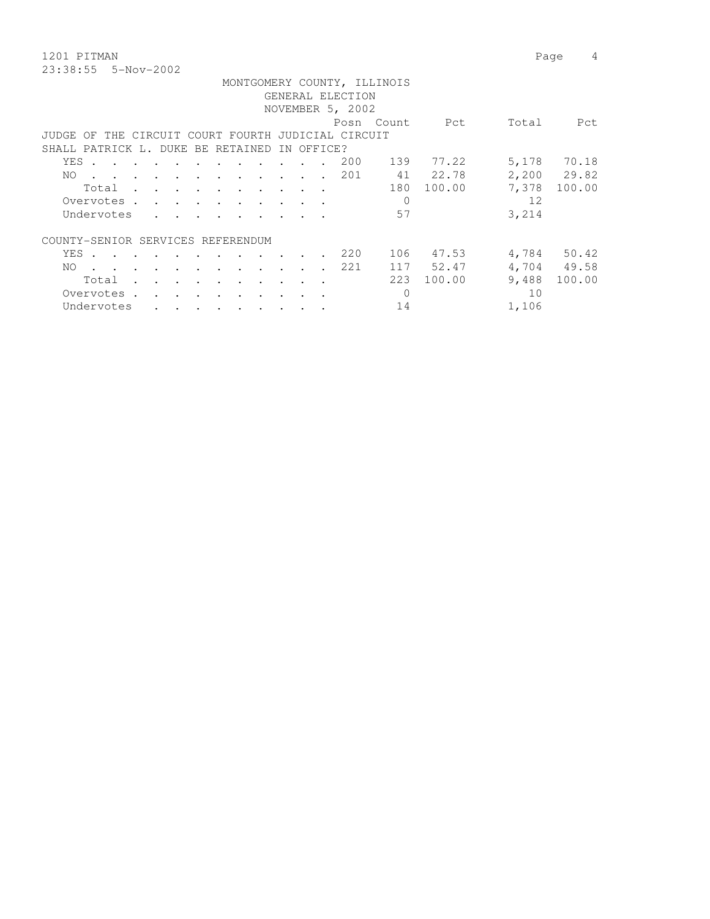1201 PITMAN
23:38:55 5-Nov-2002

MONTGOMERY COUNTY, ILLINOIS
GENERAL ELECTION
NOVEMBER 5, 2002

| | Posn | Count | Pct | Total | Pct |
|---|---|---|---|---|---|
| **JUDGE OF THE CIRCUIT COURT FOURTH JUDICIAL CIRCUIT** | | | | | |
| **SHALL PATRICK L. DUKE BE RETAINED IN OFFICE?** | | | | | |
| YES | 200 | 139 | 77.22 | 5,178 | 70.18 |
| NO | 201 | 41 | 22.78 | 2,200 | 29.82 |
| Total | | 180 | 100.00 | 7,378 | 100.00 |
| Overvotes | | 0 | | 12 | |
| Undervotes | | 57 | | 3,214 | |
| **COUNTY-SENIOR SERVICES REFERENDUM** | | | | | |
| YES | 220 | 106 | 47.53 | 4,784 | 50.42 |
| NO | 221 | 117 | 52.47 | 4,704 | 49.58 |
| Total | | 223 | 100.00 | 9,488 | 100.00 |
| Overvotes | | 0 | | 10 | |
| Undervotes | | 14 | | 1,106 | |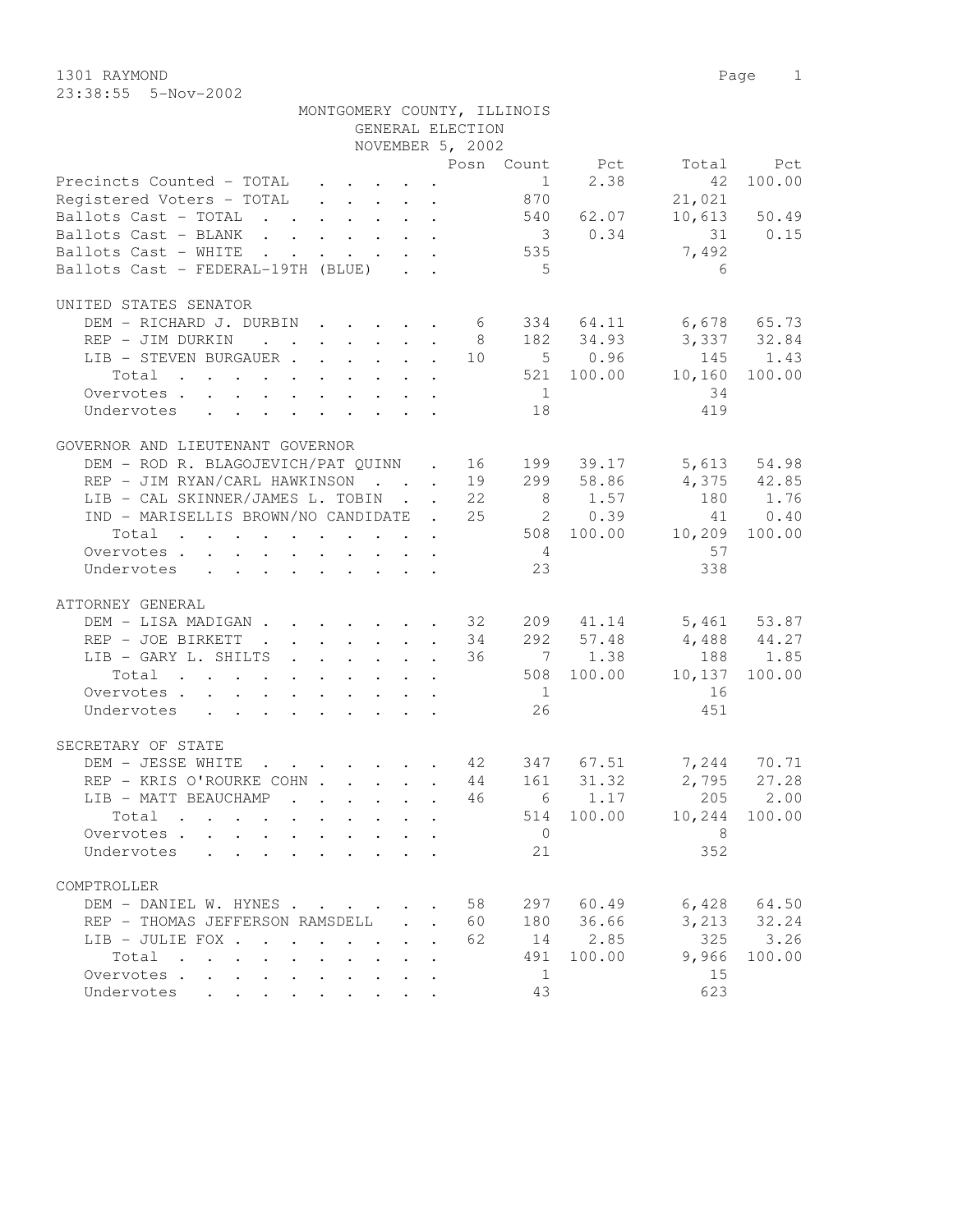1301 RAYMOND
23:38:55 5-Nov-2002

MONTGOMERY COUNTY, ILLINOIS
GENERAL ELECTION
NOVEMBER 5, 2002

| | Posn | Count | Pct | Total | Pct |
|---|---|---|---|---|---|
| Precincts Counted - TOTAL | | 1 | 2.38 | 42 | 100.00 |
| Registered Voters - TOTAL | | 870 | | 21,021 | |
| Ballots Cast - TOTAL | | 540 | 62.07 | 10,613 | 50.49 |
| Ballots Cast - BLANK | | 3 | 0.34 | 31 | 0.15 |
| Ballots Cast - WHITE | | 535 | | 7,492 | |
| Ballots Cast - FEDERAL-19TH (BLUE) | | 5 | | 6 | |

UNITED STATES SENATOR

| | Posn | Count | Pct | Total | Pct |
|---|---|---|---|---|---|
| DEM - RICHARD J. DURBIN | 6 | 334 | 64.11 | 6,678 | 65.73 |
| REP - JIM DURKIN | 8 | 182 | 34.93 | 3,337 | 32.84 |
| LIB - STEVEN BURGAUER | 10 | 5 | 0.96 | 145 | 1.43 |
| Total | | 521 | 100.00 | 10,160 | 100.00 |
| Overvotes | | 1 | | 34 | |
| Undervotes | | 18 | | 419 | |

GOVERNOR AND LIEUTENANT GOVERNOR

| | Posn | Count | Pct | Total | Pct |
|---|---|---|---|---|---|
| DEM - ROD R. BLAGOJEVICH/PAT QUINN | 16 | 199 | 39.17 | 5,613 | 54.98 |
| REP - JIM RYAN/CARL HAWKINSON | 19 | 299 | 58.86 | 4,375 | 42.85 |
| LIB - CAL SKINNER/JAMES L. TOBIN | 22 | 8 | 1.57 | 180 | 1.76 |
| IND - MARISELLIS BROWN/NO CANDIDATE | 25 | 2 | 0.39 | 41 | 0.40 |
| Total | | 508 | 100.00 | 10,209 | 100.00 |
| Overvotes | | 4 | | 57 | |
| Undervotes | | 23 | | 338 | |

ATTORNEY GENERAL

| | Posn | Count | Pct | Total | Pct |
|---|---|---|---|---|---|
| DEM - LISA MADIGAN | 32 | 209 | 41.14 | 5,461 | 53.87 |
| REP - JOE BIRKETT | 34 | 292 | 57.48 | 4,488 | 44.27 |
| LIB - GARY L. SHILTS | 36 | 7 | 1.38 | 188 | 1.85 |
| Total | | 508 | 100.00 | 10,137 | 100.00 |
| Overvotes | | 1 | | 16 | |
| Undervotes | | 26 | | 451 | |

SECRETARY OF STATE

| | Posn | Count | Pct | Total | Pct |
|---|---|---|---|---|---|
| DEM - JESSE WHITE | 42 | 347 | 67.51 | 7,244 | 70.71 |
| REP - KRIS O'ROURKE COHN | 44 | 161 | 31.32 | 2,795 | 27.28 |
| LIB - MATT BEAUCHAMP | 46 | 6 | 1.17 | 205 | 2.00 |
| Total | | 514 | 100.00 | 10,244 | 100.00 |
| Overvotes | | 0 | | 8 | |
| Undervotes | | 21 | | 352 | |

COMPTROLLER

| | Posn | Count | Pct | Total | Pct |
|---|---|---|---|---|---|
| DEM - DANIEL W. HYNES | 58 | 297 | 60.49 | 6,428 | 64.50 |
| REP - THOMAS JEFFERSON RAMSDELL | 60 | 180 | 36.66 | 3,213 | 32.24 |
| LIB - JULIE FOX | 62 | 14 | 2.85 | 325 | 3.26 |
| Total | | 491 | 100.00 | 9,966 | 100.00 |
| Overvotes | | 1 | | 15 | |
| Undervotes | | 43 | | 623 | |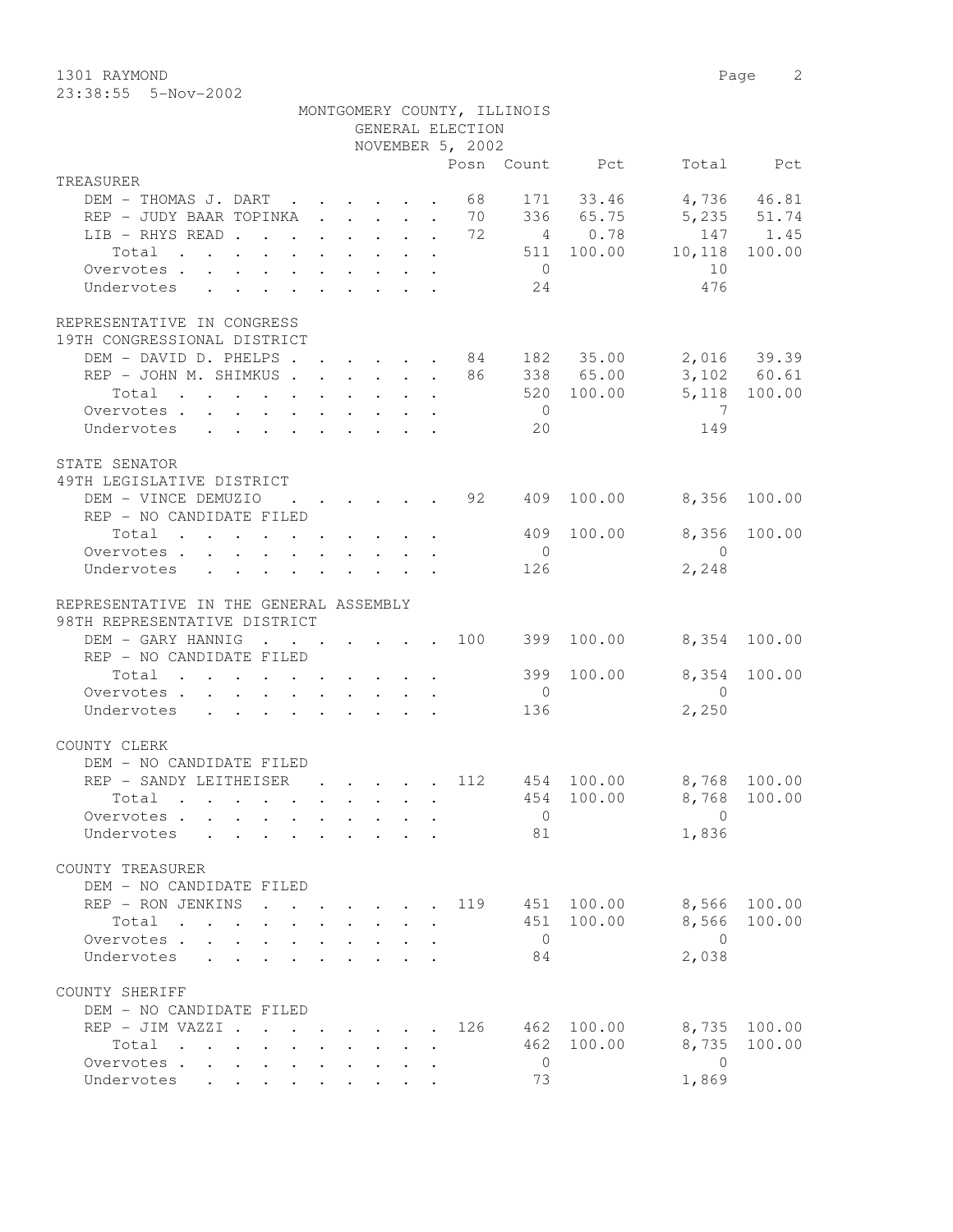1301 RAYMOND
23:38:55 5-Nov-2002

MONTGOMERY COUNTY, ILLINOIS
GENERAL ELECTION
NOVEMBER 5, 2002

| | Posn | Count | Pct | Total | Pct |
|---|---|---|---|---|---|
| **TREASURER** | | | | | |
| DEM - THOMAS J. DART | 68 | 171 | 33.46 | 4,736 | 46.81 |
| REP - JUDY BAAR TOPINKA | 70 | 336 | 65.75 | 5,235 | 51.74 |
| LIB - RHYS READ | 72 | 4 | 0.78 | 147 | 1.45 |
| Total | | 511 | 100.00 | 10,118 | 100.00 |
| Overvotes | | 0 | | 10 | |
| Undervotes | | 24 | | 476 | |
| **REPRESENTATIVE IN CONGRESS** | | | | | |
| **19TH CONGRESSIONAL DISTRICT** | | | | | |
| DEM - DAVID D. PHELPS | 84 | 182 | 35.00 | 2,016 | 39.39 |
| REP - JOHN M. SHIMKUS | 86 | 338 | 65.00 | 3,102 | 60.61 |
| Total | | 520 | 100.00 | 5,118 | 100.00 |
| Overvotes | | 0 | | 7 | |
| Undervotes | | 20 | | 149 | |
| **STATE SENATOR** | | | | | |
| **49TH LEGISLATIVE DISTRICT** | | | | | |
| DEM - VINCE DEMUZIO | 92 | 409 | 100.00 | 8,356 | 100.00 |
| REP - NO CANDIDATE FILED | | | | | |
| Total | | 409 | 100.00 | 8,356 | 100.00 |
| Overvotes | | 0 | | 0 | |
| Undervotes | | 126 | | 2,248 | |
| **REPRESENTATIVE IN THE GENERAL ASSEMBLY** | | | | | |
| **98TH REPRESENTATIVE DISTRICT** | | | | | |
| DEM - GARY HANNIG | 100 | 399 | 100.00 | 8,354 | 100.00 |
| REP - NO CANDIDATE FILED | | | | | |
| Total | | 399 | 100.00 | 8,354 | 100.00 |
| Overvotes | | 0 | | 0 | |
| Undervotes | | 136 | | 2,250 | |
| **COUNTY CLERK** | | | | | |
| DEM - NO CANDIDATE FILED | | | | | |
| REP - SANDY LEITHEISER | 112 | 454 | 100.00 | 8,768 | 100.00 |
| Total | | 454 | 100.00 | 8,768 | 100.00 |
| Overvotes | | 0 | | 0 | |
| Undervotes | | 81 | | 1,836 | |
| **COUNTY TREASURER** | | | | | |
| DEM - NO CANDIDATE FILED | | | | | |
| REP - RON JENKINS | 119 | 451 | 100.00 | 8,566 | 100.00 |
| Total | | 451 | 100.00 | 8,566 | 100.00 |
| Overvotes | | 0 | | 0 | |
| Undervotes | | 84 | | 2,038 | |
| **COUNTY SHERIFF** | | | | | |
| DEM - NO CANDIDATE FILED | | | | | |
| REP - JIM VAZZI | 126 | 462 | 100.00 | 8,735 | 100.00 |
| Total | | 462 | 100.00 | 8,735 | 100.00 |
| Overvotes | | 0 | | 0 | |
| Undervotes | | 73 | | 1,869 | |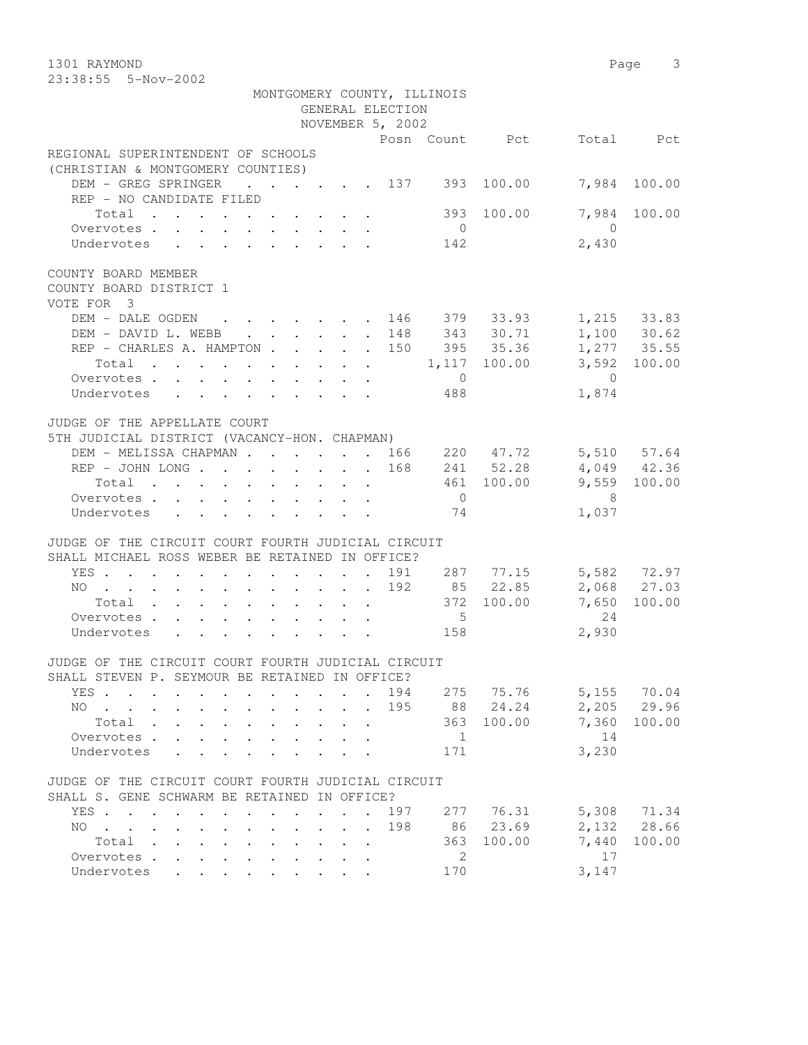1301 RAYMOND
23:38:55 5-Nov-2002

MONTGOMERY COUNTY, ILLINOIS
GENERAL ELECTION
NOVEMBER 5, 2002

| | Posn | Count | Pct | Total | Pct |
|---|---|---|---|---|---|
| **REGIONAL SUPERINTENDENT OF SCHOOLS** | | | | | |
| **(CHRISTIAN & MONTGOMERY COUNTIES)** | | | | | |
| DEM - GREG SPRINGER | 137 | 393 | 100.00 | 7,984 | 100.00 |
| REP - NO CANDIDATE FILED | | | | | |
| Total | | 393 | 100.00 | 7,984 | 100.00 |
| Overvotes | | 0 | | 0 | |
| Undervotes | | 142 | | 2,430 | |
| **COUNTY BOARD MEMBER** | | | | | |
| **COUNTY BOARD DISTRICT 1** | | | | | |
| **VOTE FOR 3** | | | | | |
| DEM - DALE OGDEN | 146 | 379 | 33.93 | 1,215 | 33.83 |
| DEM - DAVID L. WEBB | 148 | 343 | 30.71 | 1,100 | 30.62 |
| REP - CHARLES A. HAMPTON | 150 | 395 | 35.36 | 1,277 | 35.55 |
| Total | | 1,117 | 100.00 | 3,592 | 100.00 |
| Overvotes | | 0 | | 0 | |
| Undervotes | | 488 | | 1,874 | |
| **JUDGE OF THE APPELLATE COURT** | | | | | |
| **5TH JUDICIAL DISTRICT (VACANCY-HON. CHAPMAN)** | | | | | |
| DEM - MELISSA CHAPMAN | 166 | 220 | 47.72 | 5,510 | 57.64 |
| REP - JOHN LONG | 168 | 241 | 52.28 | 4,049 | 42.36 |
| Total | | 461 | 100.00 | 9,559 | 100.00 |
| Overvotes | | 0 | | 8 | |
| Undervotes | | 74 | | 1,037 | |
| **JUDGE OF THE CIRCUIT COURT FOURTH JUDICIAL CIRCUIT** | | | | | |
| **SHALL MICHAEL ROSS WEBER BE RETAINED IN OFFICE?** | | | | | |
| YES | 191 | 287 | 77.15 | 5,582 | 72.97 |
| NO | 192 | 85 | 22.85 | 2,068 | 27.03 |
| Total | | 372 | 100.00 | 7,650 | 100.00 |
| Overvotes | | 5 | | 24 | |
| Undervotes | | 158 | | 2,930 | |
| **JUDGE OF THE CIRCUIT COURT FOURTH JUDICIAL CIRCUIT** | | | | | |
| **SHALL STEVEN P. SEYMOUR BE RETAINED IN OFFICE?** | | | | | |
| YES | 194 | 275 | 75.76 | 5,155 | 70.04 |
| NO | 195 | 88 | 24.24 | 2,205 | 29.96 |
| Total | | 363 | 100.00 | 7,360 | 100.00 |
| Overvotes | | 1 | | 14 | |
| Undervotes | | 171 | | 3,230 | |
| **JUDGE OF THE CIRCUIT COURT FOURTH JUDICIAL CIRCUIT** | | | | | |
| **SHALL S. GENE SCHWARM BE RETAINED IN OFFICE?** | | | | | |
| YES | 197 | 277 | 76.31 | 5,308 | 71.34 |
| NO | 198 | 86 | 23.69 | 2,132 | 28.66 |
| Total | | 363 | 100.00 | 7,440 | 100.00 |
| Overvotes | | 2 | | 17 | |
| Undervotes | | 170 | | 3,147 | |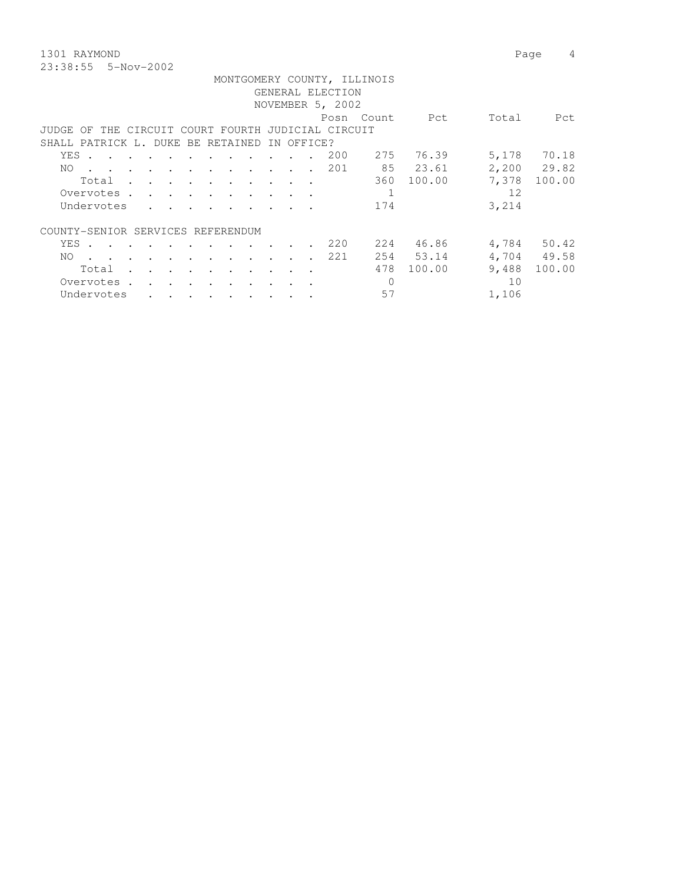1301 RAYMOND
23:38:55 5-Nov-2002

MONTGOMERY COUNTY, ILLINOIS
GENERAL ELECTION
NOVEMBER 5, 2002

| | Posn | Count | Pct | Total | Pct |
|---|---|---|---|---|---|
| **JUDGE OF THE CIRCUIT COURT FOURTH JUDICIAL CIRCUIT** | | | | | |
| **SHALL PATRICK L. DUKE BE RETAINED IN OFFICE?** | | | | | |
| YES | 200 | 275 | 76.39 | 5,178 | 70.18 |
| NO | 201 | 85 | 23.61 | 2,200 | 29.82 |
| Total | | 360 | 100.00 | 7,378 | 100.00 |
| Overvotes | | 1 | | 12 | |
| Undervotes | | 174 | | 3,214 | |
| **COUNTY-SENIOR SERVICES REFERENDUM** | | | | | |
| YES | 220 | 224 | 46.86 | 4,784 | 50.42 |
| NO | 221 | 254 | 53.14 | 4,704 | 49.58 |
| Total | | 478 | 100.00 | 9,488 | 100.00 |
| Overvotes | | 0 | | 10 | |
| Undervotes | | 57 | | 1,106 | |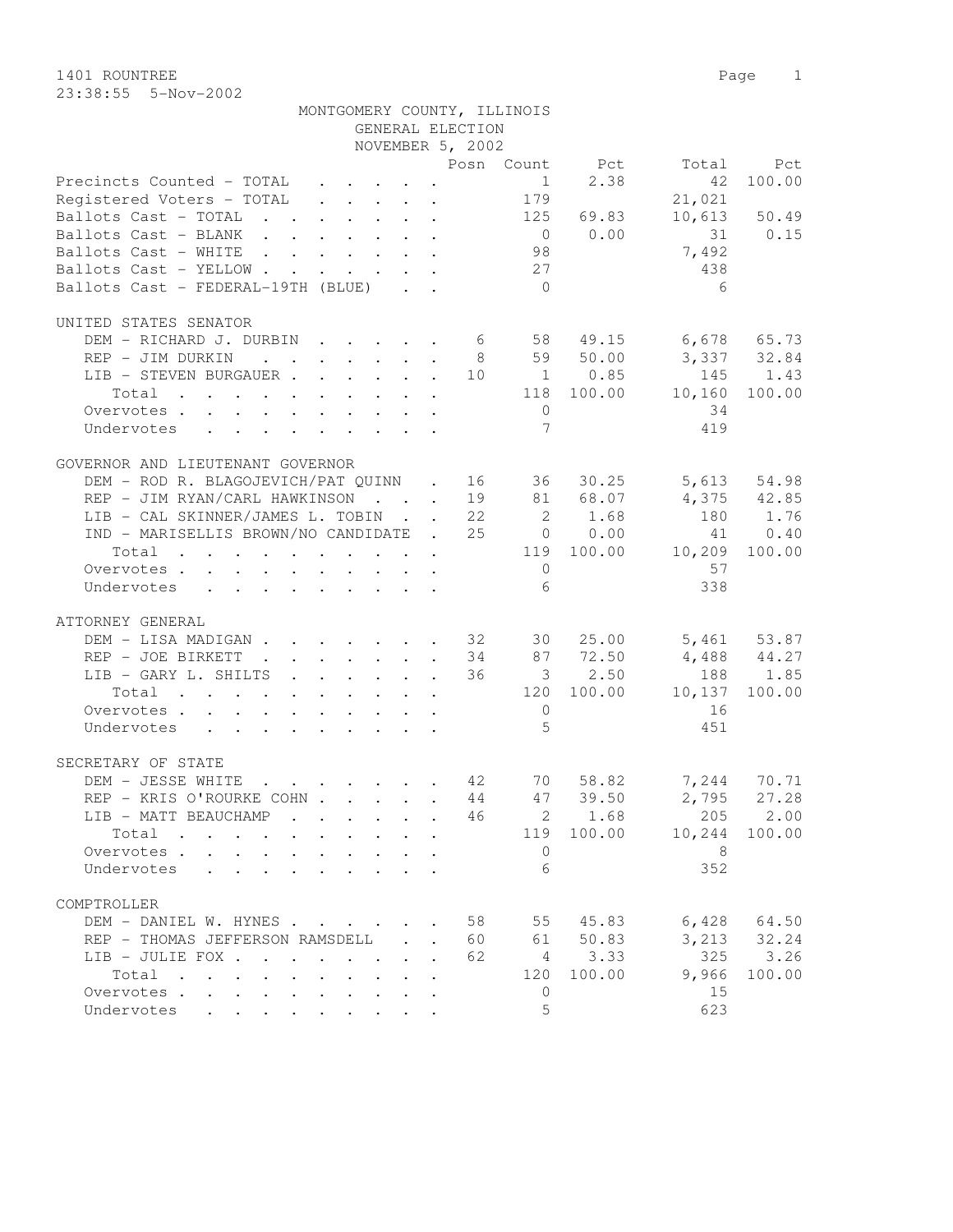1401 ROUNTREE

23:38:55 5-Nov-2002

MONTGOMERY COUNTY, ILLINOIS
GENERAL ELECTION
NOVEMBER 5, 2002

| | Posn | Count | Pct | Total | Pct |
|---|---|---|---|---|---|
| Precincts Counted - TOTAL | | 1 | 2.38 | 42 | 100.00 |
| Registered Voters - TOTAL | | 179 | | 21,021 | |
| Ballots Cast - TOTAL | | 125 | 69.83 | 10,613 | 50.49 |
| Ballots Cast - BLANK | | 0 | 0.00 | 31 | 0.15 |
| Ballots Cast - WHITE | | 98 | | 7,492 | |
| Ballots Cast - YELLOW | | 27 | | 438 | |
| Ballots Cast - FEDERAL-19TH (BLUE) | | 0 | | 6 | |

UNITED STATES SENATOR

| | Posn | Count | Pct | Total | Pct |
|---|---|---|---|---|---|
| DEM - RICHARD J. DURBIN | 6 | 58 | 49.15 | 6,678 | 65.73 |
| REP - JIM DURKIN | 8 | 59 | 50.00 | 3,337 | 32.84 |
| LIB - STEVEN BURGAUER | 10 | 1 | 0.85 | 145 | 1.43 |
| Total | | 118 | 100.00 | 10,160 | 100.00 |
| Overvotes | | 0 | | 34 | |
| Undervotes | | 7 | | 419 | |

GOVERNOR AND LIEUTENANT GOVERNOR

| | Posn | Count | Pct | Total | Pct |
|---|---|---|---|---|---|
| DEM - ROD R. BLAGOJEVICH/PAT QUINN | 16 | 36 | 30.25 | 5,613 | 54.98 |
| REP - JIM RYAN/CARL HAWKINSON | 19 | 81 | 68.07 | 4,375 | 42.85 |
| LIB - CAL SKINNER/JAMES L. TOBIN | 22 | 2 | 1.68 | 180 | 1.76 |
| IND - MARISELLIS BROWN/NO CANDIDATE | 25 | 0 | 0.00 | 41 | 0.40 |
| Total | | 119 | 100.00 | 10,209 | 100.00 |
| Overvotes | | 0 | | 57 | |
| Undervotes | | 6 | | 338 | |

ATTORNEY GENERAL

| | Posn | Count | Pct | Total | Pct |
|---|---|---|---|---|---|
| DEM - LISA MADIGAN | 32 | 30 | 25.00 | 5,461 | 53.87 |
| REP - JOE BIRKETT | 34 | 87 | 72.50 | 4,488 | 44.27 |
| LIB - GARY L. SHILTS | 36 | 3 | 2.50 | 188 | 1.85 |
| Total | | 120 | 100.00 | 10,137 | 100.00 |
| Overvotes | | 0 | | 16 | |
| Undervotes | | 5 | | 451 | |

SECRETARY OF STATE

| | Posn | Count | Pct | Total | Pct |
|---|---|---|---|---|---|
| DEM - JESSE WHITE | 42 | 70 | 58.82 | 7,244 | 70.71 |
| REP - KRIS O'ROURKE COHN | 44 | 47 | 39.50 | 2,795 | 27.28 |
| LIB - MATT BEAUCHAMP | 46 | 2 | 1.68 | 205 | 2.00 |
| Total | | 119 | 100.00 | 10,244 | 100.00 |
| Overvotes | | 0 | | 8 | |
| Undervotes | | 6 | | 352 | |

COMPTROLLER

| | Posn | Count | Pct | Total | Pct |
|---|---|---|---|---|---|
| DEM - DANIEL W. HYNES | 58 | 55 | 45.83 | 6,428 | 64.50 |
| REP - THOMAS JEFFERSON RAMSDELL | 60 | 61 | 50.83 | 3,213 | 32.24 |
| LIB - JULIE FOX | 62 | 4 | 3.33 | 325 | 3.26 |
| Total | | 120 | 100.00 | 9,966 | 100.00 |
| Overvotes | | 0 | | 15 | |
| Undervotes | | 5 | | 623 | |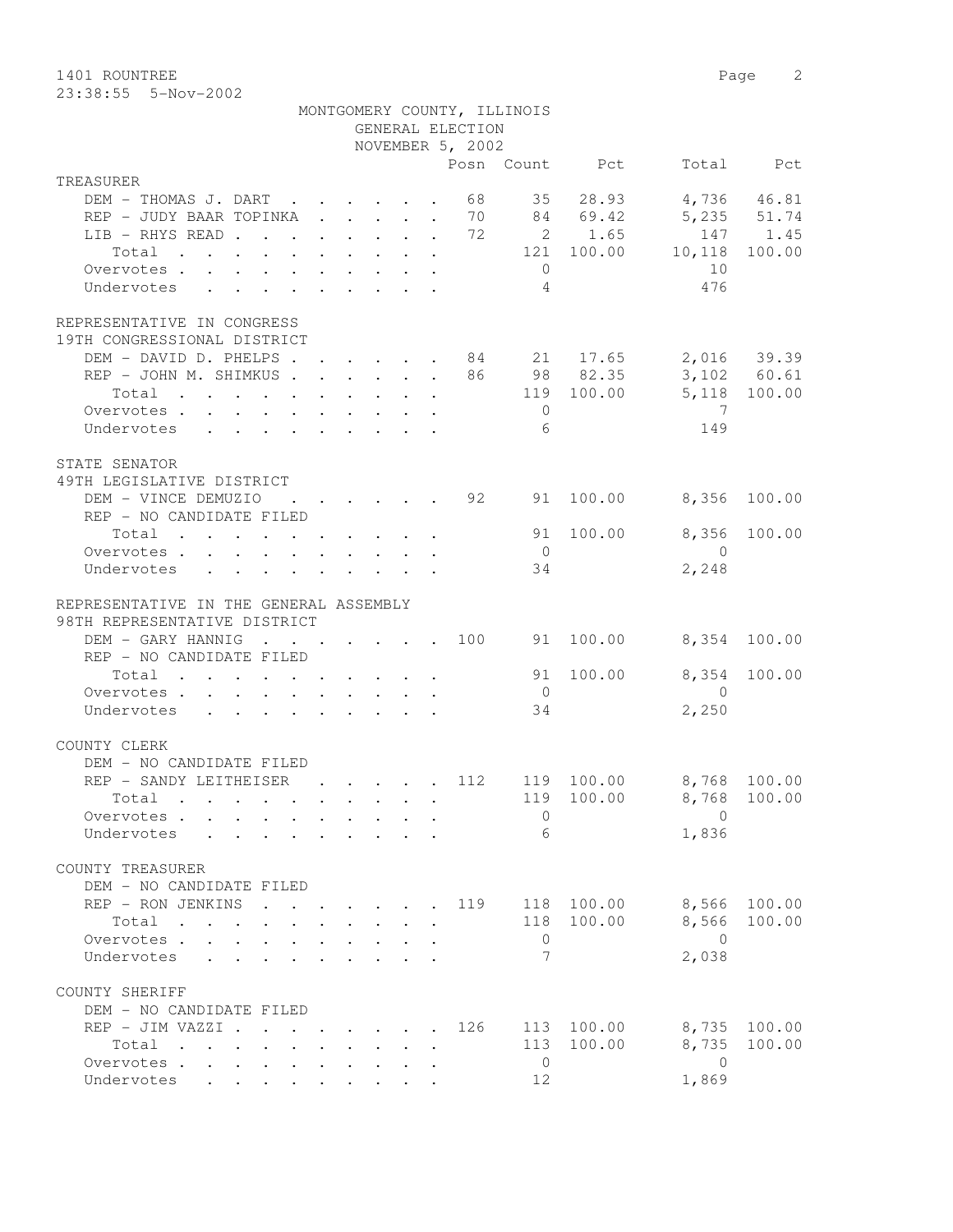1401 ROUNTREE

23:38:55 5-Nov-2002

MONTGOMERY COUNTY, ILLINOIS
GENERAL ELECTION
NOVEMBER 5, 2002

| | Posn | Count | Pct | Total | Pct |
|---|---|---|---|---|---|
| **TREASURER** | | | | | |
| DEM - THOMAS J. DART | 68 | 35 | 28.93 | 4,736 | 46.81 |
| REP - JUDY BAAR TOPINKA | 70 | 84 | 69.42 | 5,235 | 51.74 |
| LIB - RHYS READ | 72 | 2 | 1.65 | 147 | 1.45 |
| Total | | 121 | 100.00 | 10,118 | 100.00 |
| Overvotes | | 0 | | 10 | |
| Undervotes | | 4 | | 476 | |
| **REPRESENTATIVE IN CONGRESS 19TH CONGRESSIONAL DISTRICT** | | | | | |
| DEM - DAVID D. PHELPS | 84 | 21 | 17.65 | 2,016 | 39.39 |
| REP - JOHN M. SHIMKUS | 86 | 98 | 82.35 | 3,102 | 60.61 |
| Total | | 119 | 100.00 | 5,118 | 100.00 |
| Overvotes | | 0 | | 7 | |
| Undervotes | | 6 | | 149 | |
| **STATE SENATOR 49TH LEGISLATIVE DISTRICT** | | | | | |
| DEM - VINCE DEMUZIO | 92 | 91 | 100.00 | 8,356 | 100.00 |
| REP - NO CANDIDATE FILED | | | | | |
| Total | | 91 | 100.00 | 8,356 | 100.00 |
| Overvotes | | 0 | | 0 | |
| Undervotes | | 34 | | 2,248 | |
| **REPRESENTATIVE IN THE GENERAL ASSEMBLY 98TH REPRESENTATIVE DISTRICT** | | | | | |
| DEM - GARY HANNIG | 100 | 91 | 100.00 | 8,354 | 100.00 |
| REP - NO CANDIDATE FILED | | | | | |
| Total | | 91 | 100.00 | 8,354 | 100.00 |
| Overvotes | | 0 | | 0 | |
| Undervotes | | 34 | | 2,250 | |
| **COUNTY CLERK** | | | | | |
| DEM - NO CANDIDATE FILED | | | | | |
| REP - SANDY LEITHEISER | 112 | 119 | 100.00 | 8,768 | 100.00 |
| Total | | 119 | 100.00 | 8,768 | 100.00 |
| Overvotes | | 0 | | 0 | |
| Undervotes | | 6 | | 1,836 | |
| **COUNTY TREASURER** | | | | | |
| DEM - NO CANDIDATE FILED | | | | | |
| REP - RON JENKINS | 119 | 118 | 100.00 | 8,566 | 100.00 |
| Total | | 118 | 100.00 | 8,566 | 100.00 |
| Overvotes | | 0 | | 0 | |
| Undervotes | | 7 | | 2,038 | |
| **COUNTY SHERIFF** | | | | | |
| DEM - NO CANDIDATE FILED | | | | | |
| REP - JIM VAZZI | 126 | 113 | 100.00 | 8,735 | 100.00 |
| Total | | 113 | 100.00 | 8,735 | 100.00 |
| Overvotes | | 0 | | 0 | |
| Undervotes | | 12 | | 1,869 | |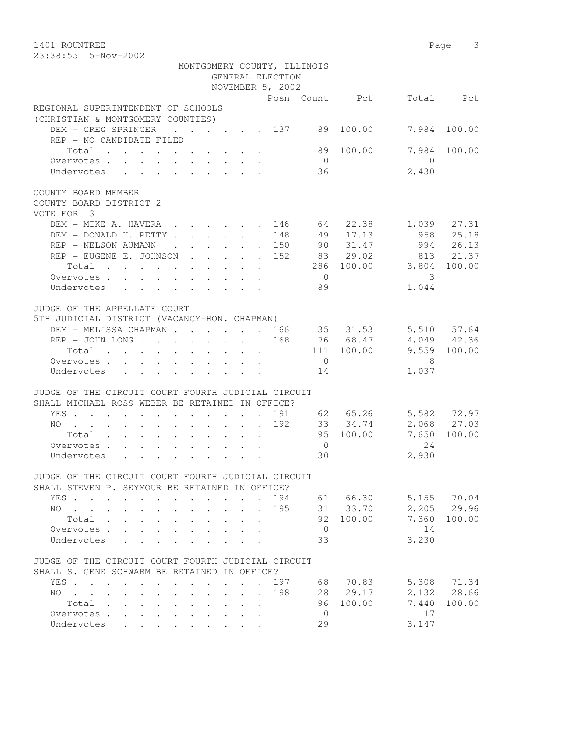1401 ROUNTREE
23:38:55 5-Nov-2002

MONTGOMERY COUNTY, ILLINOIS
GENERAL ELECTION
NOVEMBER 5, 2002

| | Posn | Count | Pct | Total | Pct |
|---|---|---|---|---|---|
| **REGIONAL SUPERINTENDENT OF SCHOOLS (CHRISTIAN & MONTGOMERY COUNTIES)** | | | | | |
| DEM - GREG SPRINGER | 137 | 89 | 100.00 | 7,984 | 100.00 |
| REP - NO CANDIDATE FILED | | | | | |
| Total | | 89 | 100.00 | 7,984 | 100.00 |
| Overvotes | | 0 | | 0 | |
| Undervotes | | 36 | | 2,430 | |
| **COUNTY BOARD MEMBER COUNTY BOARD DISTRICT 2 VOTE FOR 3** | | | | | |
| DEM - MIKE A. HAVERA | 146 | 64 | 22.38 | 1,039 | 27.31 |
| DEM - DONALD H. PETTY | 148 | 49 | 17.13 | 958 | 25.18 |
| REP - NELSON AUMANN | 150 | 90 | 31.47 | 994 | 26.13 |
| REP - EUGENE E. JOHNSON | 152 | 83 | 29.02 | 813 | 21.37 |
| Total | | 286 | 100.00 | 3,804 | 100.00 |
| Overvotes | | 0 | | 3 | |
| Undervotes | | 89 | | 1,044 | |
| **JUDGE OF THE APPELLATE COURT 5TH JUDICIAL DISTRICT (VACANCY-HON. CHAPMAN)** | | | | | |
| DEM - MELISSA CHAPMAN | 166 | 35 | 31.53 | 5,510 | 57.64 |
| REP - JOHN LONG | 168 | 76 | 68.47 | 4,049 | 42.36 |
| Total | | 111 | 100.00 | 9,559 | 100.00 |
| Overvotes | | 0 | | 8 | |
| Undervotes | | 14 | | 1,037 | |
| **JUDGE OF THE CIRCUIT COURT FOURTH JUDICIAL CIRCUIT SHALL MICHAEL ROSS WEBER BE RETAINED IN OFFICE?** | | | | | |
| YES | 191 | 62 | 65.26 | 5,582 | 72.97 |
| NO | 192 | 33 | 34.74 | 2,068 | 27.03 |
| Total | | 95 | 100.00 | 7,650 | 100.00 |
| Overvotes | | 0 | | 24 | |
| Undervotes | | 30 | | 2,930 | |
| **JUDGE OF THE CIRCUIT COURT FOURTH JUDICIAL CIRCUIT SHALL STEVEN P. SEYMOUR BE RETAINED IN OFFICE?** | | | | | |
| YES | 194 | 61 | 66.30 | 5,155 | 70.04 |
| NO | 195 | 31 | 33.70 | 2,205 | 29.96 |
| Total | | 92 | 100.00 | 7,360 | 100.00 |
| Overvotes | | 0 | | 14 | |
| Undervotes | | 33 | | 3,230 | |
| **JUDGE OF THE CIRCUIT COURT FOURTH JUDICIAL CIRCUIT SHALL S. GENE SCHWARM BE RETAINED IN OFFICE?** | | | | | |
| YES | 197 | 68 | 70.83 | 5,308 | 71.34 |
| NO | 198 | 28 | 29.17 | 2,132 | 28.66 |
| Total | | 96 | 100.00 | 7,440 | 100.00 |
| Overvotes | | 0 | | 17 | |
| Undervotes | | 29 | | 3,147 | |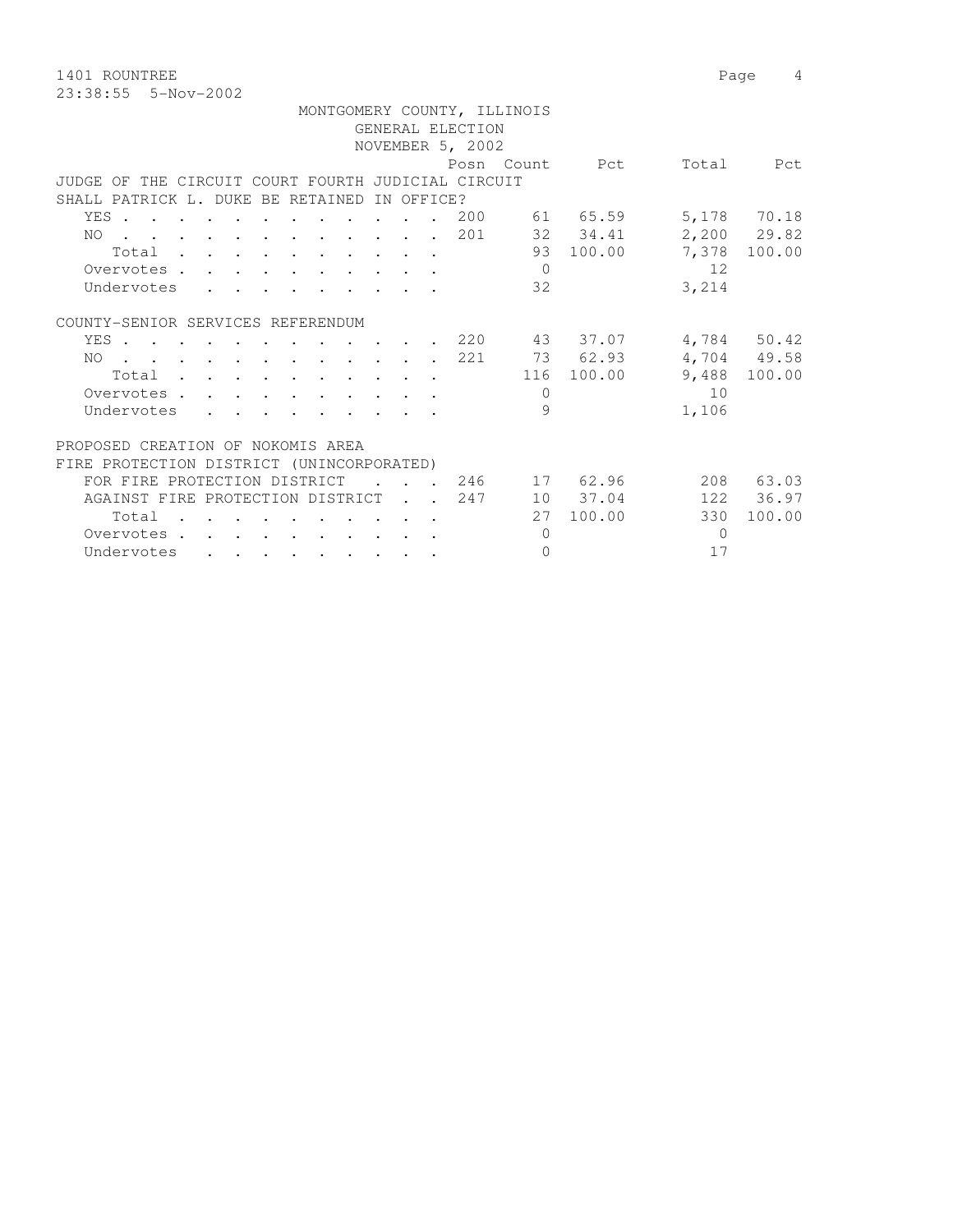MONTGOMERY COUNTY, ILLINOIS
GENERAL ELECTION
NOVEMBER 5, 2002

| | Posn | Count | Pct | Total | Pct |
|---|---|---|---|---|---|
| **JUDGE OF THE CIRCUIT COURT FOURTH JUDICIAL CIRCUIT SHALL PATRICK L. DUKE BE RETAINED IN OFFICE?** | | | | | |
| YES | 200 | 61 | 65.59 | 5,178 | 70.18 |
| NO | 201 | 32 | 34.41 | 2,200 | 29.82 |
| Total | | 93 | 100.00 | 7,378 | 100.00 |
| Overvotes | | 0 | | 12 | |
| Undervotes | | 32 | | 3,214 | |
| **COUNTY-SENIOR SERVICES REFERENDUM** | | | | | |
| YES | 220 | 43 | 37.07 | 4,784 | 50.42 |
| NO | 221 | 73 | 62.93 | 4,704 | 49.58 |
| Total | | 116 | 100.00 | 9,488 | 100.00 |
| Overvotes | | 0 | | 10 | |
| Undervotes | | 9 | | 1,106 | |
| **PROPOSED CREATION OF NOKOMIS AREA FIRE PROTECTION DISTRICT (UNINCORPORATED)** | | | | | |
| FOR FIRE PROTECTION DISTRICT | 246 | 17 | 62.96 | 208 | 63.03 |
| AGAINST FIRE PROTECTION DISTRICT | 247 | 10 | 37.04 | 122 | 36.97 |
| Total | | 27 | 100.00 | 330 | 100.00 |
| Overvotes | | 0 | | 0 | |
| Undervotes | | 0 | | 17 | |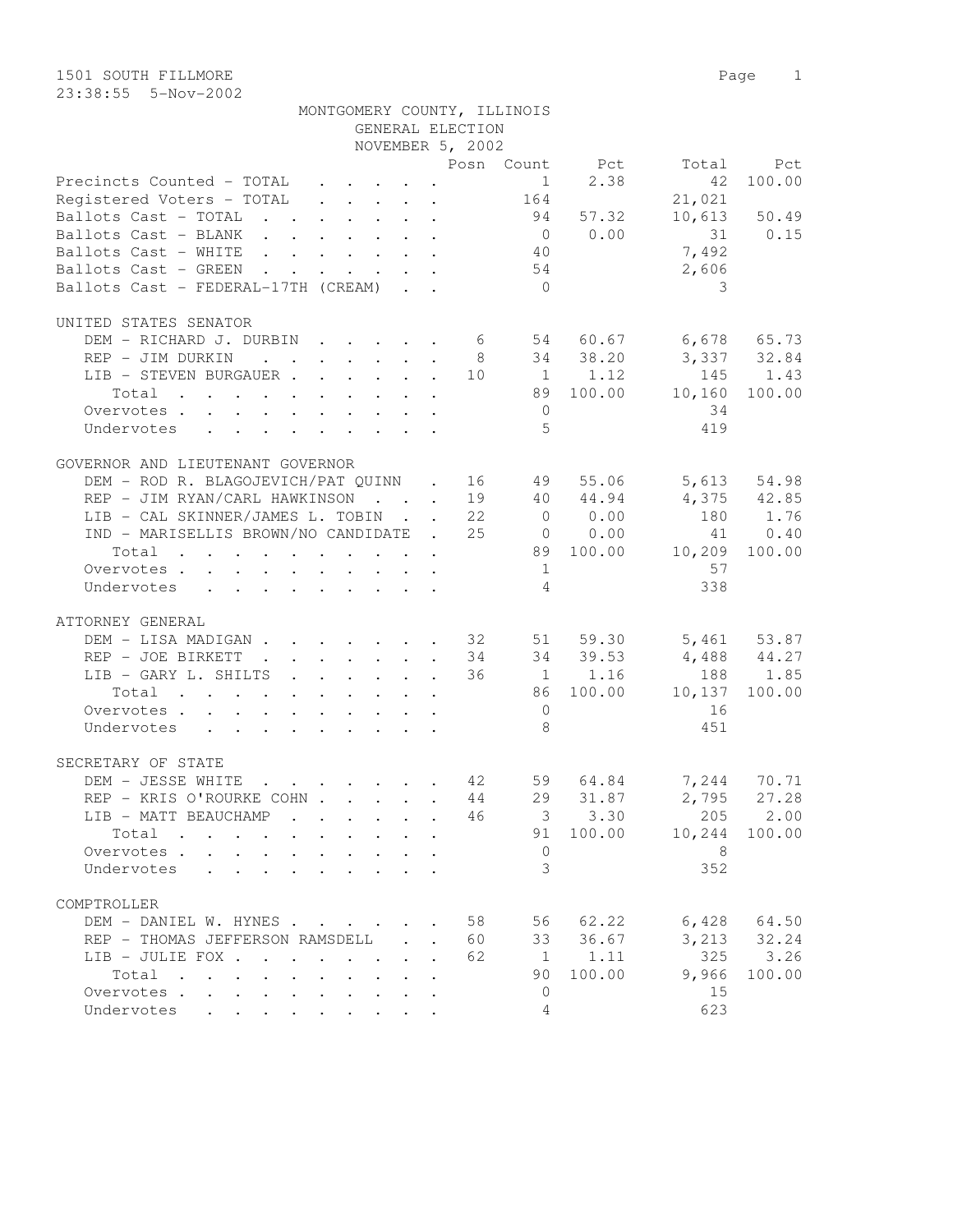1501 SOUTH FILLMORE
23:38:55 5-Nov-2002

MONTGOMERY COUNTY, ILLINOIS
GENERAL ELECTION
NOVEMBER 5, 2002

| | Posn | Count | Pct | Total | Pct |
|---|---|---|---|---|---|
| Precincts Counted - TOTAL | | 1 | 2.38 | 42 | 100.00 |
| Registered Voters - TOTAL | | 164 | | 21,021 | |
| Ballots Cast - TOTAL | | 94 | 57.32 | 10,613 | 50.49 |
| Ballots Cast - BLANK | | 0 | 0.00 | 31 | 0.15 |
| Ballots Cast - WHITE | | 40 | | 7,492 | |
| Ballots Cast - GREEN | | 54 | | 2,606 | |
| Ballots Cast - FEDERAL-17TH (CREAM) | | 0 | | 3 | |

UNITED STATES SENATOR

| | Posn | Count | Pct | Total | Pct |
|---|---|---|---|---|---|
| DEM - RICHARD J. DURBIN | 6 | 54 | 60.67 | 6,678 | 65.73 |
| REP - JIM DURKIN | 8 | 34 | 38.20 | 3,337 | 32.84 |
| LIB - STEVEN BURGAUER | 10 | 1 | 1.12 | 145 | 1.43 |
| Total | | 89 | 100.00 | 10,160 | 100.00 |
| Overvotes | | 0 | | 34 | |
| Undervotes | | 5 | | 419 | |

GOVERNOR AND LIEUTENANT GOVERNOR

| | Posn | Count | Pct | Total | Pct |
|---|---|---|---|---|---|
| DEM - ROD R. BLAGOJEVICH/PAT QUINN | 16 | 49 | 55.06 | 5,613 | 54.98 |
| REP - JIM RYAN/CARL HAWKINSON | 19 | 40 | 44.94 | 4,375 | 42.85 |
| LIB - CAL SKINNER/JAMES L. TOBIN | 22 | 0 | 0.00 | 180 | 1.76 |
| IND - MARISELLIS BROWN/NO CANDIDATE | 25 | 0 | 0.00 | 41 | 0.40 |
| Total | | 89 | 100.00 | 10,209 | 100.00 |
| Overvotes | | 1 | | 57 | |
| Undervotes | | 4 | | 338 | |

ATTORNEY GENERAL

| | Posn | Count | Pct | Total | Pct |
|---|---|---|---|---|---|
| DEM - LISA MADIGAN | 32 | 51 | 59.30 | 5,461 | 53.87 |
| REP - JOE BIRKETT | 34 | 34 | 39.53 | 4,488 | 44.27 |
| LIB - GARY L. SHILTS | 36 | 1 | 1.16 | 188 | 1.85 |
| Total | | 86 | 100.00 | 10,137 | 100.00 |
| Overvotes | | 0 | | 16 | |
| Undervotes | | 8 | | 451 | |

SECRETARY OF STATE

| | Posn | Count | Pct | Total | Pct |
|---|---|---|---|---|---|
| DEM - JESSE WHITE | 42 | 59 | 64.84 | 7,244 | 70.71 |
| REP - KRIS O'ROURKE COHN | 44 | 29 | 31.87 | 2,795 | 27.28 |
| LIB - MATT BEAUCHAMP | 46 | 3 | 3.30 | 205 | 2.00 |
| Total | | 91 | 100.00 | 10,244 | 100.00 |
| Overvotes | | 0 | | 8 | |
| Undervotes | | 3 | | 352 | |

COMPTROLLER

| | Posn | Count | Pct | Total | Pct |
|---|---|---|---|---|---|
| DEM - DANIEL W. HYNES | 58 | 56 | 62.22 | 6,428 | 64.50 |
| REP - THOMAS JEFFERSON RAMSDELL | 60 | 33 | 36.67 | 3,213 | 32.24 |
| LIB - JULIE FOX | 62 | 1 | 1.11 | 325 | 3.26 |
| Total | | 90 | 100.00 | 9,966 | 100.00 |
| Overvotes | | 0 | | 15 | |
| Undervotes | | 4 | | 623 | |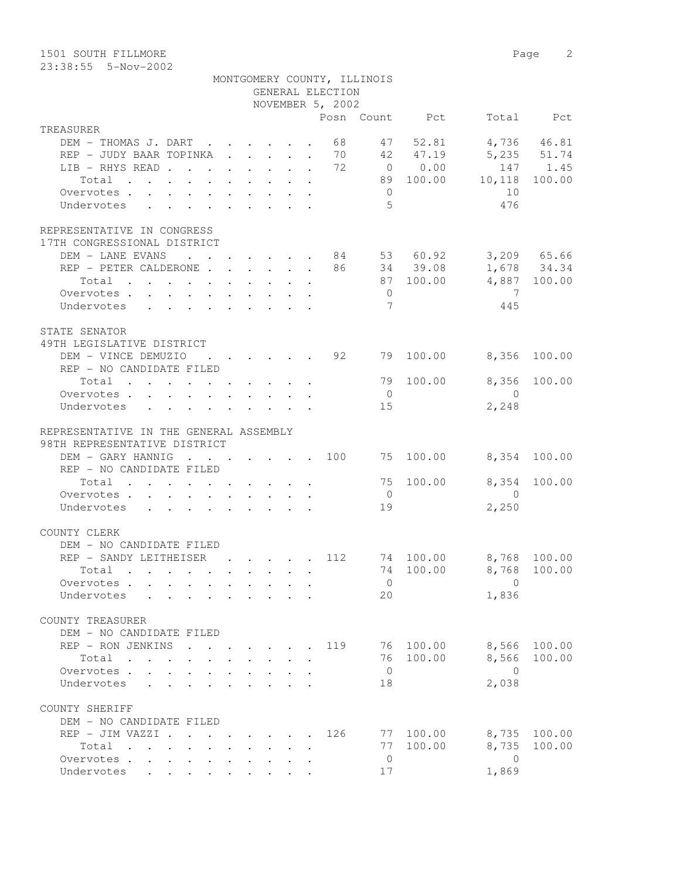1501 SOUTH FILLMORE
23:38:55 5-Nov-2002

MONTGOMERY COUNTY, ILLINOIS
GENERAL ELECTION
NOVEMBER 5, 2002

| | Posn | Count | Pct | Total | Pct |
|---|---|---|---|---|---|
| **TREASURER** | | | | | |
| DEM - THOMAS J. DART | 68 | 47 | 52.81 | 4,736 | 46.81 |
| REP - JUDY BAAR TOPINKA | 70 | 42 | 47.19 | 5,235 | 51.74 |
| LIB - RHYS READ | 72 | 0 | 0.00 | 147 | 1.45 |
| Total | | 89 | 100.00 | 10,118 | 100.00 |
| Overvotes | | 0 | | 10 | |
| Undervotes | | 5 | | 476 | |
| **REPRESENTATIVE IN CONGRESS** | | | | | |
| **17TH CONGRESSIONAL DISTRICT** | | | | | |
| DEM - LANE EVANS | 84 | 53 | 60.92 | 3,209 | 65.66 |
| REP - PETER CALDERONE | 86 | 34 | 39.08 | 1,678 | 34.34 |
| Total | | 87 | 100.00 | 4,887 | 100.00 |
| Overvotes | | 0 | | 7 | |
| Undervotes | | 7 | | 445 | |
| **STATE SENATOR** | | | | | |
| **49TH LEGISLATIVE DISTRICT** | | | | | |
| DEM - VINCE DEMUZIO | 92 | 79 | 100.00 | 8,356 | 100.00 |
| REP - NO CANDIDATE FILED | | | | | |
| Total | | 79 | 100.00 | 8,356 | 100.00 |
| Overvotes | | 0 | | 0 | |
| Undervotes | | 15 | | 2,248 | |
| **REPRESENTATIVE IN THE GENERAL ASSEMBLY** | | | | | |
| **98TH REPRESENTATIVE DISTRICT** | | | | | |
| DEM - GARY HANNIG | 100 | 75 | 100.00 | 8,354 | 100.00 |
| REP - NO CANDIDATE FILED | | | | | |
| Total | | 75 | 100.00 | 8,354 | 100.00 |
| Overvotes | | 0 | | 0 | |
| Undervotes | | 19 | | 2,250 | |
| **COUNTY CLERK** | | | | | |
| DEM - NO CANDIDATE FILED | | | | | |
| REP - SANDY LEITHEISER | 112 | 74 | 100.00 | 8,768 | 100.00 |
| Total | | 74 | 100.00 | 8,768 | 100.00 |
| Overvotes | | 0 | | 0 | |
| Undervotes | | 20 | | 1,836 | |
| **COUNTY TREASURER** | | | | | |
| DEM - NO CANDIDATE FILED | | | | | |
| REP - RON JENKINS | 119 | 76 | 100.00 | 8,566 | 100.00 |
| Total | | 76 | 100.00 | 8,566 | 100.00 |
| Overvotes | | 0 | | 0 | |
| Undervotes | | 18 | | 2,038 | |
| **COUNTY SHERIFF** | | | | | |
| DEM - NO CANDIDATE FILED | | | | | |
| REP - JIM VAZZI | 126 | 77 | 100.00 | 8,735 | 100.00 |
| Total | | 77 | 100.00 | 8,735 | 100.00 |
| Overvotes | | 0 | | 0 | |
| Undervotes | | 17 | | 1,869 | |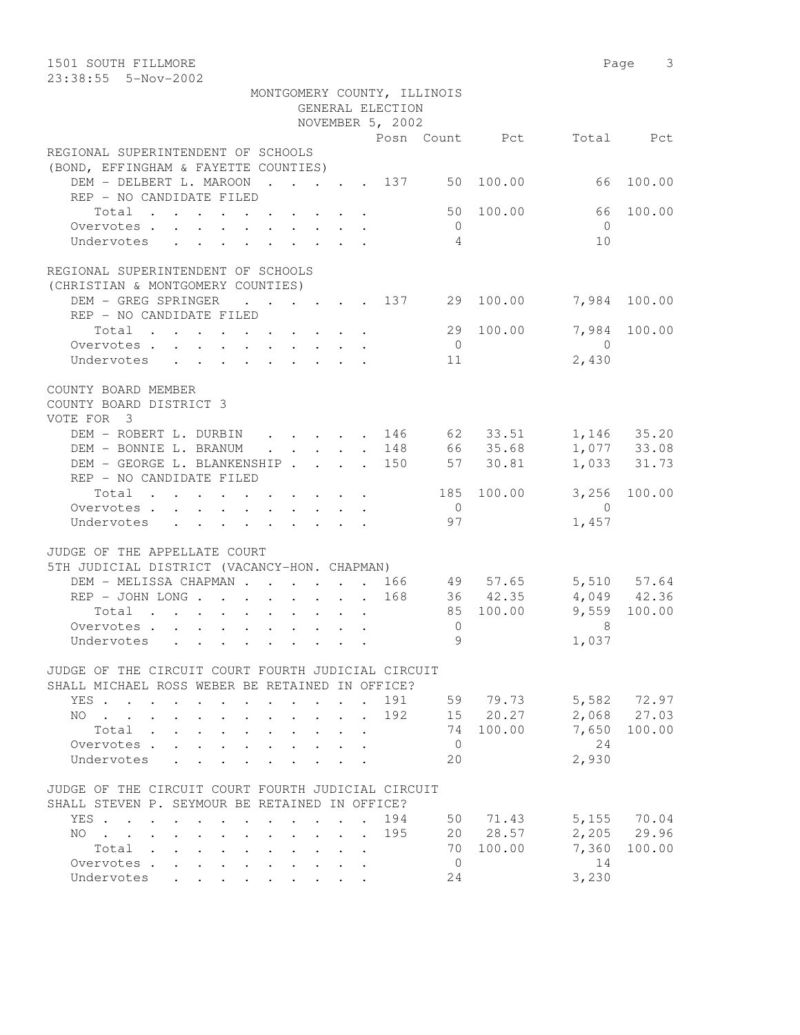MONTGOMERY COUNTY, ILLINOIS
GENERAL ELECTION
NOVEMBER 5, 2002

1501 SOUTH FILLMORE
23:38:55 5-Nov-2002

| | Posn | Count | Pct | Total | Pct |
|---|---|---|---|---|---|
| **REGIONAL SUPERINTENDENT OF SCHOOLS (BOND, EFFINGHAM & FAYETTE COUNTIES)** | | | | | |
| DEM - DELBERT L. MAROON | 137 | 50 | 100.00 | 66 | 100.00 |
| REP - NO CANDIDATE FILED | | | | | |
| Total | | 50 | 100.00 | 66 | 100.00 |
| Overvotes | | 0 | | 0 | |
| Undervotes | | 4 | | 10 | |
| **REGIONAL SUPERINTENDENT OF SCHOOLS (CHRISTIAN & MONTGOMERY COUNTIES)** | | | | | |
| DEM - GREG SPRINGER | 137 | 29 | 100.00 | 7,984 | 100.00 |
| REP - NO CANDIDATE FILED | | | | | |
| Total | | 29 | 100.00 | 7,984 | 100.00 |
| Overvotes | | 0 | | 0 | |
| Undervotes | | 11 | | 2,430 | |
| **COUNTY BOARD MEMBER, COUNTY BOARD DISTRICT 3, VOTE FOR 3** | | | | | |
| DEM - ROBERT L. DURBIN | 146 | 62 | 33.51 | 1,146 | 35.20 |
| DEM - BONNIE L. BRANUM | 148 | 66 | 35.68 | 1,077 | 33.08 |
| DEM - GEORGE L. BLANKENSHIP | 150 | 57 | 30.81 | 1,033 | 31.73 |
| REP - NO CANDIDATE FILED | | | | | |
| Total | | 185 | 100.00 | 3,256 | 100.00 |
| Overvotes | | 0 | | 0 | |
| Undervotes | | 97 | | 1,457 | |
| **JUDGE OF THE APPELLATE COURT 5TH JUDICIAL DISTRICT (VACANCY-HON. CHAPMAN)** | | | | | |
| DEM - MELISSA CHAPMAN | 166 | 49 | 57.65 | 5,510 | 57.64 |
| REP - JOHN LONG | 168 | 36 | 42.35 | 4,049 | 42.36 |
| Total | | 85 | 100.00 | 9,559 | 100.00 |
| Overvotes | | 0 | | 8 | |
| Undervotes | | 9 | | 1,037 | |
| **JUDGE OF THE CIRCUIT COURT FOURTH JUDICIAL CIRCUIT — SHALL MICHAEL ROSS WEBER BE RETAINED IN OFFICE?** | | | | | |
| YES | 191 | 59 | 79.73 | 5,582 | 72.97 |
| NO | 192 | 15 | 20.27 | 2,068 | 27.03 |
| Total | | 74 | 100.00 | 7,650 | 100.00 |
| Overvotes | | 0 | | 24 | |
| Undervotes | | 20 | | 2,930 | |
| **JUDGE OF THE CIRCUIT COURT FOURTH JUDICIAL CIRCUIT — SHALL STEVEN P. SEYMOUR BE RETAINED IN OFFICE?** | | | | | |
| YES | 194 | 50 | 71.43 | 5,155 | 70.04 |
| NO | 195 | 20 | 28.57 | 2,205 | 29.96 |
| Total | | 70 | 100.00 | 7,360 | 100.00 |
| Overvotes | | 0 | | 14 | |
| Undervotes | | 24 | | 3,230 | |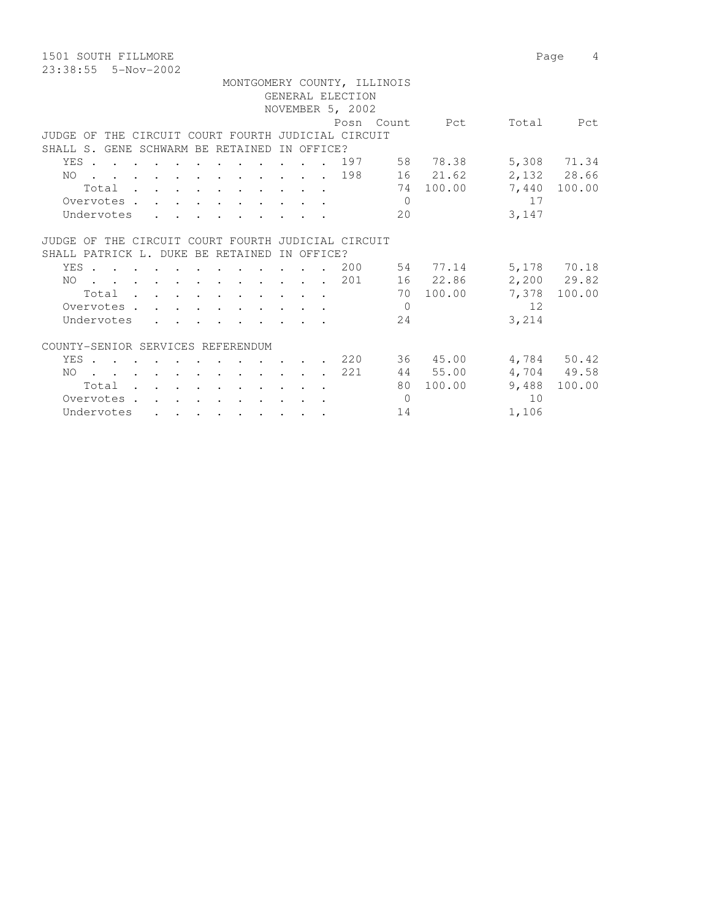1501 SOUTH FILLMORE

23:38:55 5-Nov-2002

MONTGOMERY COUNTY, ILLINOIS
GENERAL ELECTION
NOVEMBER 5, 2002

| | Posn | Count | Pct | Total | Pct |
|---|---|---|---|---|---|
| **JUDGE OF THE CIRCUIT COURT FOURTH JUDICIAL CIRCUIT SHALL S. GENE SCHWARM BE RETAINED IN OFFICE?** | | | | | |
| YES | 197 | 58 | 78.38 | 5,308 | 71.34 |
| NO | 198 | 16 | 21.62 | 2,132 | 28.66 |
| Total | | 74 | 100.00 | 7,440 | 100.00 |
| Overvotes | | 0 | | 17 | |
| Undervotes | | 20 | | 3,147 | |
| **JUDGE OF THE CIRCUIT COURT FOURTH JUDICIAL CIRCUIT SHALL PATRICK L. DUKE BE RETAINED IN OFFICE?** | | | | | |
| YES | 200 | 54 | 77.14 | 5,178 | 70.18 |
| NO | 201 | 16 | 22.86 | 2,200 | 29.82 |
| Total | | 70 | 100.00 | 7,378 | 100.00 |
| Overvotes | | 0 | | 12 | |
| Undervotes | | 24 | | 3,214 | |
| **COUNTY-SENIOR SERVICES REFERENDUM** | | | | | |
| YES | 220 | 36 | 45.00 | 4,784 | 50.42 |
| NO | 221 | 44 | 55.00 | 4,704 | 49.58 |
| Total | | 80 | 100.00 | 9,488 | 100.00 |
| Overvotes | | 0 | | 10 | |
| Undervotes | | 14 | | 1,106 | |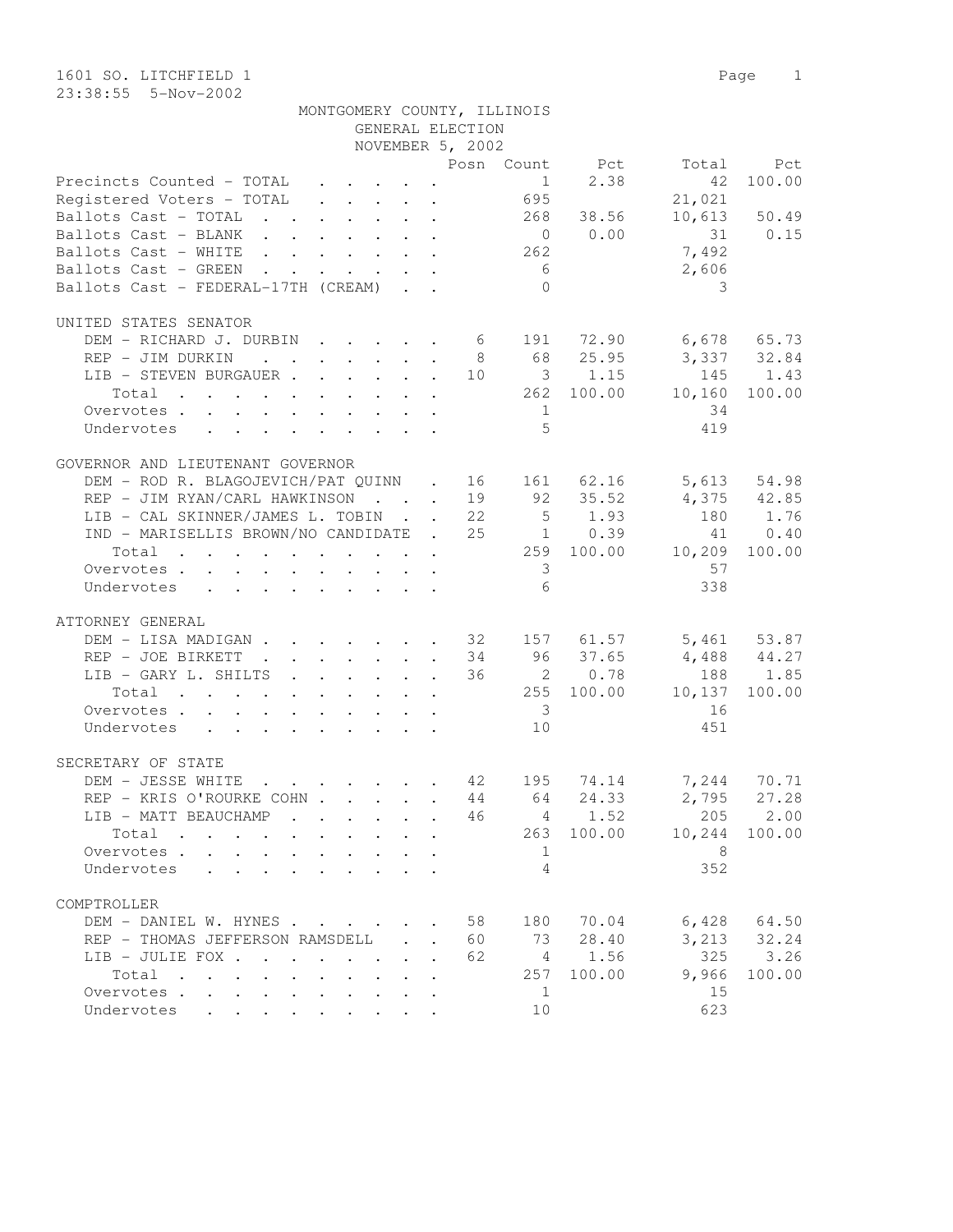1601 SO. LITCHFIELD 1

23:38:55 5-Nov-2002

MONTGOMERY COUNTY, ILLINOIS
GENERAL ELECTION
NOVEMBER 5, 2002

| | Posn | Count | Pct | Total | Pct |
|---|---|---|---|---|---|
| Precincts Counted - TOTAL | | 1 | 2.38 | 42 | 100.00 |
| Registered Voters - TOTAL | | 695 | | 21,021 | |
| Ballots Cast - TOTAL | | 268 | 38.56 | 10,613 | 50.49 |
| Ballots Cast - BLANK | | 0 | 0.00 | 31 | 0.15 |
| Ballots Cast - WHITE | | 262 | | 7,492 | |
| Ballots Cast - GREEN | | 6 | | 2,606 | |
| Ballots Cast - FEDERAL-17TH (CREAM) | | 0 | | 3 | |

UNITED STATES SENATOR

| | Posn | Count | Pct | Total | Pct |
|---|---|---|---|---|---|
| DEM - RICHARD J. DURBIN | 6 | 191 | 72.90 | 6,678 | 65.73 |
| REP - JIM DURKIN | 8 | 68 | 25.95 | 3,337 | 32.84 |
| LIB - STEVEN BURGAUER | 10 | 3 | 1.15 | 145 | 1.43 |
| Total | | 262 | 100.00 | 10,160 | 100.00 |
| Overvotes | | 1 | | 34 | |
| Undervotes | | 5 | | 419 | |

GOVERNOR AND LIEUTENANT GOVERNOR

| | Posn | Count | Pct | Total | Pct |
|---|---|---|---|---|---|
| DEM - ROD R. BLAGOJEVICH/PAT QUINN | 16 | 161 | 62.16 | 5,613 | 54.98 |
| REP - JIM RYAN/CARL HAWKINSON | 19 | 92 | 35.52 | 4,375 | 42.85 |
| LIB - CAL SKINNER/JAMES L. TOBIN | 22 | 5 | 1.93 | 180 | 1.76 |
| IND - MARISELLIS BROWN/NO CANDIDATE | 25 | 1 | 0.39 | 41 | 0.40 |
| Total | | 259 | 100.00 | 10,209 | 100.00 |
| Overvotes | | 3 | | 57 | |
| Undervotes | | 6 | | 338 | |

ATTORNEY GENERAL

| | Posn | Count | Pct | Total | Pct |
|---|---|---|---|---|---|
| DEM - LISA MADIGAN | 32 | 157 | 61.57 | 5,461 | 53.87 |
| REP - JOE BIRKETT | 34 | 96 | 37.65 | 4,488 | 44.27 |
| LIB - GARY L. SHILTS | 36 | 2 | 0.78 | 188 | 1.85 |
| Total | | 255 | 100.00 | 10,137 | 100.00 |
| Overvotes | | 3 | | 16 | |
| Undervotes | | 10 | | 451 | |

SECRETARY OF STATE

| | Posn | Count | Pct | Total | Pct |
|---|---|---|---|---|---|
| DEM - JESSE WHITE | 42 | 195 | 74.14 | 7,244 | 70.71 |
| REP - KRIS O'ROURKE COHN | 44 | 64 | 24.33 | 2,795 | 27.28 |
| LIB - MATT BEAUCHAMP | 46 | 4 | 1.52 | 205 | 2.00 |
| Total | | 263 | 100.00 | 10,244 | 100.00 |
| Overvotes | | 1 | | 8 | |
| Undervotes | | 4 | | 352 | |

COMPTROLLER

| | Posn | Count | Pct | Total | Pct |
|---|---|---|---|---|---|
| DEM - DANIEL W. HYNES | 58 | 180 | 70.04 | 6,428 | 64.50 |
| REP - THOMAS JEFFERSON RAMSDELL | 60 | 73 | 28.40 | 3,213 | 32.24 |
| LIB - JULIE FOX | 62 | 4 | 1.56 | 325 | 3.26 |
| Total | | 257 | 100.00 | 9,966 | 100.00 |
| Overvotes | | 1 | | 15 | |
| Undervotes | | 10 | | 623 | |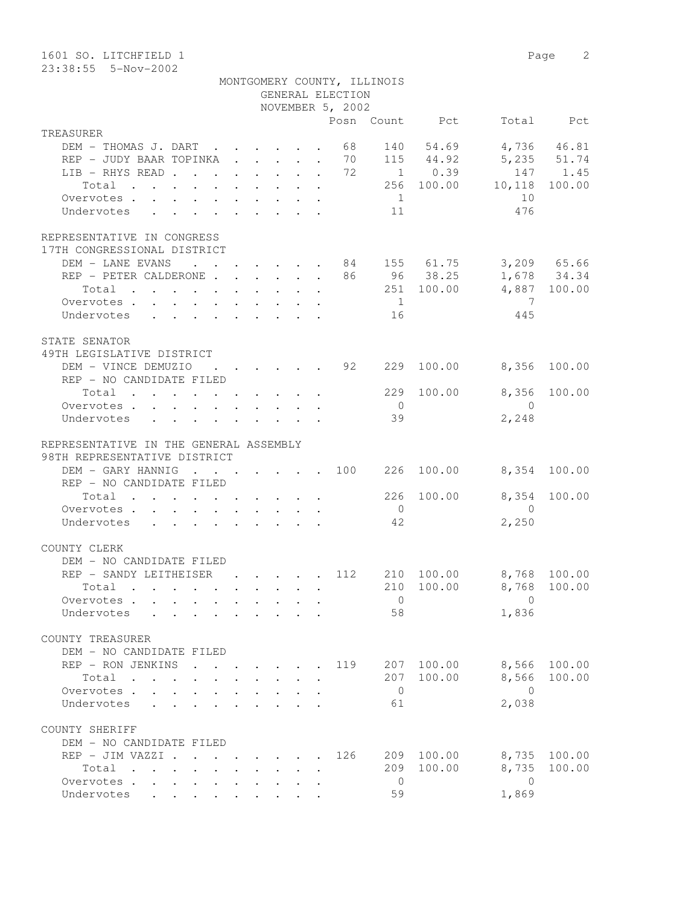1601 SO. LITCHFIELD 1

23:38:55 5-Nov-2002

MONTGOMERY COUNTY, ILLINOIS
GENERAL ELECTION
NOVEMBER 5, 2002

| | Posn | Count | Pct | Total | Pct |
|---|---|---|---|---|---|
| **TREASURER** | | | | | |
| DEM - THOMAS J. DART | 68 | 140 | 54.69 | 4,736 | 46.81 |
| REP - JUDY BAAR TOPINKA | 70 | 115 | 44.92 | 5,235 | 51.74 |
| LIB - RHYS READ | 72 | 1 | 0.39 | 147 | 1.45 |
| Total | | 256 | 100.00 | 10,118 | 100.00 |
| Overvotes | | 1 | | 10 | |
| Undervotes | | 11 | | 476 | |
| **REPRESENTATIVE IN CONGRESS** | | | | | |
| **17TH CONGRESSIONAL DISTRICT** | | | | | |
| DEM - LANE EVANS | 84 | 155 | 61.75 | 3,209 | 65.66 |
| REP - PETER CALDERONE | 86 | 96 | 38.25 | 1,678 | 34.34 |
| Total | | 251 | 100.00 | 4,887 | 100.00 |
| Overvotes | | 1 | | 7 | |
| Undervotes | | 16 | | 445 | |
| **STATE SENATOR** | | | | | |
| **49TH LEGISLATIVE DISTRICT** | | | | | |
| DEM - VINCE DEMUZIO | 92 | 229 | 100.00 | 8,356 | 100.00 |
| REP - NO CANDIDATE FILED | | | | | |
| Total | | 229 | 100.00 | 8,356 | 100.00 |
| Overvotes | | 0 | | 0 | |
| Undervotes | | 39 | | 2,248 | |
| **REPRESENTATIVE IN THE GENERAL ASSEMBLY** | | | | | |
| **98TH REPRESENTATIVE DISTRICT** | | | | | |
| DEM - GARY HANNIG | 100 | 226 | 100.00 | 8,354 | 100.00 |
| REP - NO CANDIDATE FILED | | | | | |
| Total | | 226 | 100.00 | 8,354 | 100.00 |
| Overvotes | | 0 | | 0 | |
| Undervotes | | 42 | | 2,250 | |
| **COUNTY CLERK** | | | | | |
| DEM - NO CANDIDATE FILED | | | | | |
| REP - SANDY LEITHEISER | 112 | 210 | 100.00 | 8,768 | 100.00 |
| Total | | 210 | 100.00 | 8,768 | 100.00 |
| Overvotes | | 0 | | 0 | |
| Undervotes | | 58 | | 1,836 | |
| **COUNTY TREASURER** | | | | | |
| DEM - NO CANDIDATE FILED | | | | | |
| REP - RON JENKINS | 119 | 207 | 100.00 | 8,566 | 100.00 |
| Total | | 207 | 100.00 | 8,566 | 100.00 |
| Overvotes | | 0 | | 0 | |
| Undervotes | | 61 | | 2,038 | |
| **COUNTY SHERIFF** | | | | | |
| DEM - NO CANDIDATE FILED | | | | | |
| REP - JIM VAZZI | 126 | 209 | 100.00 | 8,735 | 100.00 |
| Total | | 209 | 100.00 | 8,735 | 100.00 |
| Overvotes | | 0 | | 0 | |
| Undervotes | | 59 | | 1,869 | |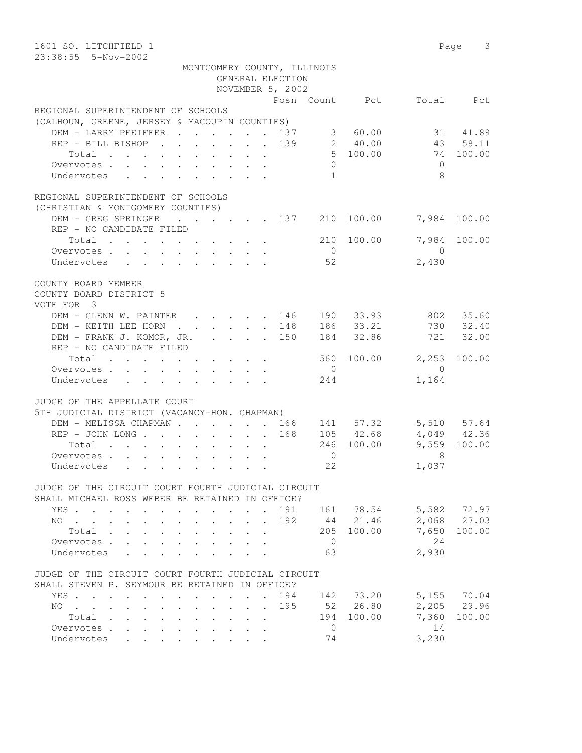1601 SO. LITCHFIELD 1

23:38:55 5-Nov-2002

MONTGOMERY COUNTY, ILLINOIS
GENERAL ELECTION
NOVEMBER 5, 2002

| | Posn | Count | Pct | Total | Pct |
|---|---|---|---|---|---|
| **REGIONAL SUPERINTENDENT OF SCHOOLS** | | | | | |
| **(CALHOUN, GREENE, JERSEY & MACOUPIN COUNTIES)** | | | | | |
| DEM - LARRY PFEIFFER | 137 | 3 | 60.00 | 31 | 41.89 |
| REP - BILL BISHOP | 139 | 2 | 40.00 | 43 | 58.11 |
| Total | | 5 | 100.00 | 74 | 100.00 |
| Overvotes | | 0 | | 0 | |
| Undervotes | | 1 | | 8 | |
| **REGIONAL SUPERINTENDENT OF SCHOOLS** | | | | | |
| **(CHRISTIAN & MONTGOMERY COUNTIES)** | | | | | |
| DEM - GREG SPRINGER | 137 | 210 | 100.00 | 7,984 | 100.00 |
| REP - NO CANDIDATE FILED | | | | | |
| Total | | 210 | 100.00 | 7,984 | 100.00 |
| Overvotes | | 0 | | 0 | |
| Undervotes | | 52 | | 2,430 | |
| **COUNTY BOARD MEMBER** | | | | | |
| **COUNTY BOARD DISTRICT 5** | | | | | |
| **VOTE FOR 3** | | | | | |
| DEM - GLENN W. PAINTER | 146 | 190 | 33.93 | 802 | 35.60 |
| DEM - KEITH LEE HORN | 148 | 186 | 33.21 | 730 | 32.40 |
| DEM - FRANK J. KOMOR, JR. | 150 | 184 | 32.86 | 721 | 32.00 |
| REP - NO CANDIDATE FILED | | | | | |
| Total | | 560 | 100.00 | 2,253 | 100.00 |
| Overvotes | | 0 | | 0 | |
| Undervotes | | 244 | | 1,164 | |
| **JUDGE OF THE APPELLATE COURT** | | | | | |
| **5TH JUDICIAL DISTRICT (VACANCY-HON. CHAPMAN)** | | | | | |
| DEM - MELISSA CHAPMAN | 166 | 141 | 57.32 | 5,510 | 57.64 |
| REP - JOHN LONG | 168 | 105 | 42.68 | 4,049 | 42.36 |
| Total | | 246 | 100.00 | 9,559 | 100.00 |
| Overvotes | | 0 | | 8 | |
| Undervotes | | 22 | | 1,037 | |
| **JUDGE OF THE CIRCUIT COURT FOURTH JUDICIAL CIRCUIT** | | | | | |
| **SHALL MICHAEL ROSS WEBER BE RETAINED IN OFFICE?** | | | | | |
| YES | 191 | 161 | 78.54 | 5,582 | 72.97 |
| NO | 192 | 44 | 21.46 | 2,068 | 27.03 |
| Total | | 205 | 100.00 | 7,650 | 100.00 |
| Overvotes | | 0 | | 24 | |
| Undervotes | | 63 | | 2,930 | |
| **JUDGE OF THE CIRCUIT COURT FOURTH JUDICIAL CIRCUIT** | | | | | |
| **SHALL STEVEN P. SEYMOUR BE RETAINED IN OFFICE?** | | | | | |
| YES | 194 | 142 | 73.20 | 5,155 | 70.04 |
| NO | 195 | 52 | 26.80 | 2,205 | 29.96 |
| Total | | 194 | 100.00 | 7,360 | 100.00 |
| Overvotes | | 0 | | 14 | |
| Undervotes | | 74 | | 3,230 | |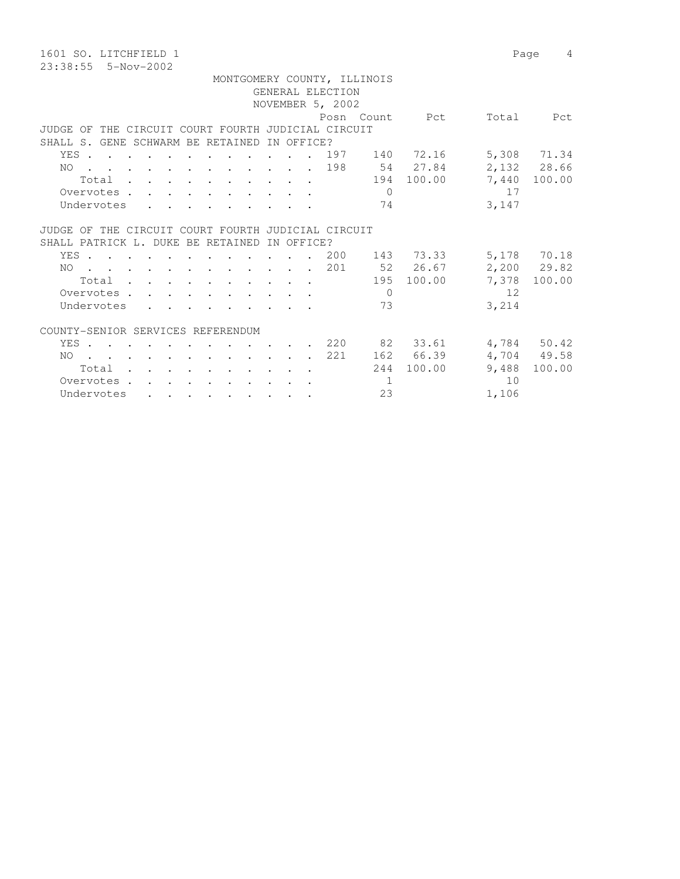1601 SO. LITCHFIELD 1

23:38:55 5-Nov-2002

MONTGOMERY COUNTY, ILLINOIS
GENERAL ELECTION
NOVEMBER 5, 2002

| | Posn | Count | Pct | Total | Pct |
|---|---|---|---|---|---|
| **JUDGE OF THE CIRCUIT COURT FOURTH JUDICIAL CIRCUIT SHALL S. GENE SCHWARM BE RETAINED IN OFFICE?** | | | | | |
| YES | 197 | 140 | 72.16 | 5,308 | 71.34 |
| NO | 198 | 54 | 27.84 | 2,132 | 28.66 |
| Total | | 194 | 100.00 | 7,440 | 100.00 |
| Overvotes | | 0 | | 17 | |
| Undervotes | | 74 | | 3,147 | |
| **JUDGE OF THE CIRCUIT COURT FOURTH JUDICIAL CIRCUIT SHALL PATRICK L. DUKE BE RETAINED IN OFFICE?** | | | | | |
| YES | 200 | 143 | 73.33 | 5,178 | 70.18 |
| NO | 201 | 52 | 26.67 | 2,200 | 29.82 |
| Total | | 195 | 100.00 | 7,378 | 100.00 |
| Overvotes | | 0 | | 12 | |
| Undervotes | | 73 | | 3,214 | |
| **COUNTY-SENIOR SERVICES REFERENDUM** | | | | | |
| YES | 220 | 82 | 33.61 | 4,784 | 50.42 |
| NO | 221 | 162 | 66.39 | 4,704 | 49.58 |
| Total | | 244 | 100.00 | 9,488 | 100.00 |
| Overvotes | | 1 | | 10 | |
| Undervotes | | 23 | | 1,106 | |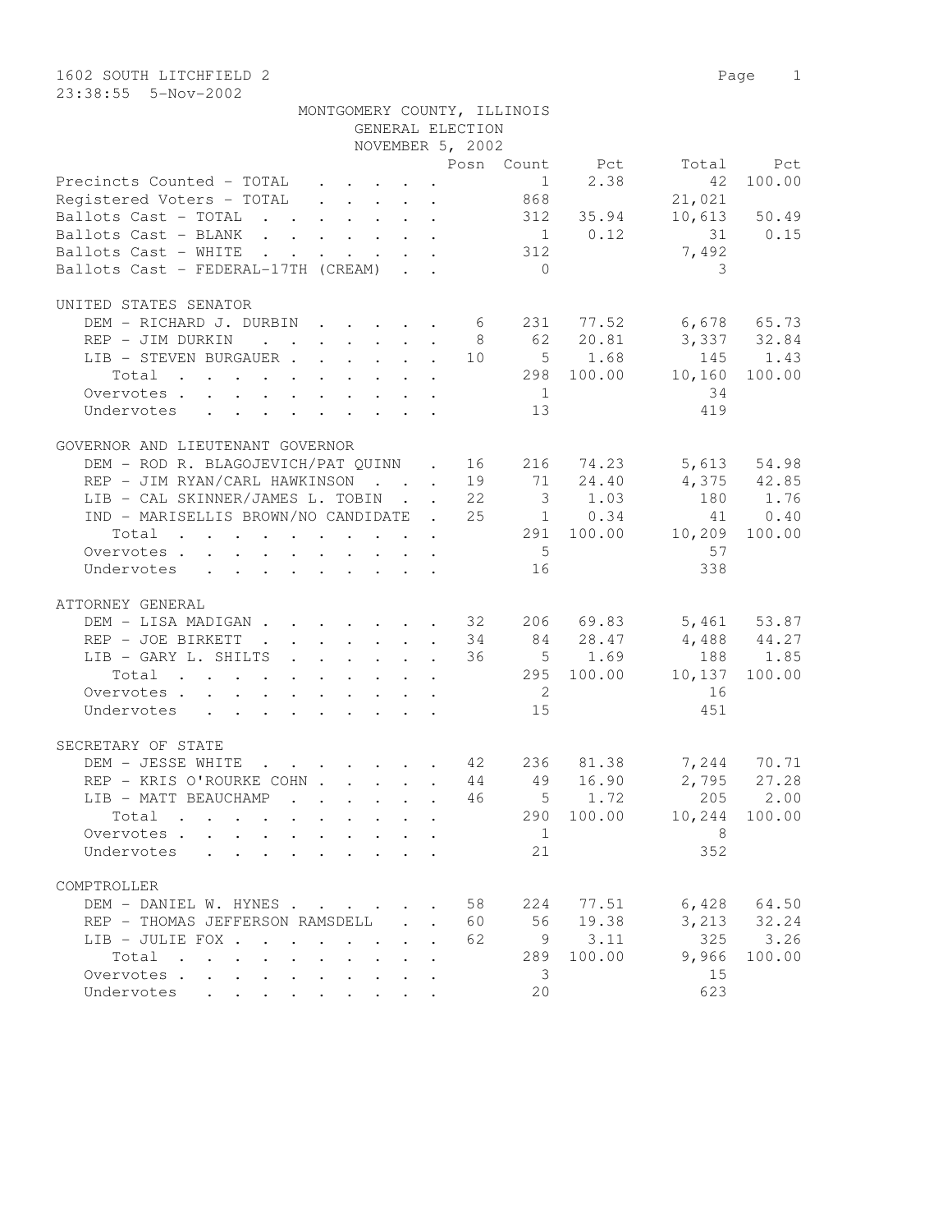1602 SOUTH LITCHFIELD 2

23:38:55 5-Nov-2002

MONTGOMERY COUNTY, ILLINOIS
GENERAL ELECTION
NOVEMBER 5, 2002

| | Posn | Count | Pct | Total | Pct |
|---|---|---|---|---|---|
| Precincts Counted - TOTAL | | 1 | 2.38 | 42 | 100.00 |
| Registered Voters - TOTAL | | 868 | | 21,021 | |
| Ballots Cast - TOTAL | | 312 | 35.94 | 10,613 | 50.49 |
| Ballots Cast - BLANK | | 1 | 0.12 | 31 | 0.15 |
| Ballots Cast - WHITE | | 312 | | 7,492 | |
| Ballots Cast - FEDERAL-17TH (CREAM) | | 0 | | 3 | |

UNITED STATES SENATOR

| | Posn | Count | Pct | Total | Pct |
|---|---|---|---|---|---|
| DEM - RICHARD J. DURBIN | 6 | 231 | 77.52 | 6,678 | 65.73 |
| REP - JIM DURKIN | 8 | 62 | 20.81 | 3,337 | 32.84 |
| LIB - STEVEN BURGAUER | 10 | 5 | 1.68 | 145 | 1.43 |
| Total | | 298 | 100.00 | 10,160 | 100.00 |
| Overvotes | | 1 | | 34 | |
| Undervotes | | 13 | | 419 | |

GOVERNOR AND LIEUTENANT GOVERNOR

| | Posn | Count | Pct | Total | Pct |
|---|---|---|---|---|---|
| DEM - ROD R. BLAGOJEVICH/PAT QUINN | 16 | 216 | 74.23 | 5,613 | 54.98 |
| REP - JIM RYAN/CARL HAWKINSON | 19 | 71 | 24.40 | 4,375 | 42.85 |
| LIB - CAL SKINNER/JAMES L. TOBIN | 22 | 3 | 1.03 | 180 | 1.76 |
| IND - MARISELLIS BROWN/NO CANDIDATE | 25 | 1 | 0.34 | 41 | 0.40 |
| Total | | 291 | 100.00 | 10,209 | 100.00 |
| Overvotes | | 5 | | 57 | |
| Undervotes | | 16 | | 338 | |

ATTORNEY GENERAL

| | Posn | Count | Pct | Total | Pct |
|---|---|---|---|---|---|
| DEM - LISA MADIGAN | 32 | 206 | 69.83 | 5,461 | 53.87 |
| REP - JOE BIRKETT | 34 | 84 | 28.47 | 4,488 | 44.27 |
| LIB - GARY L. SHILTS | 36 | 5 | 1.69 | 188 | 1.85 |
| Total | | 295 | 100.00 | 10,137 | 100.00 |
| Overvotes | | 2 | | 16 | |
| Undervotes | | 15 | | 451 | |

SECRETARY OF STATE

| | Posn | Count | Pct | Total | Pct |
|---|---|---|---|---|---|
| DEM - JESSE WHITE | 42 | 236 | 81.38 | 7,244 | 70.71 |
| REP - KRIS O'ROURKE COHN | 44 | 49 | 16.90 | 2,795 | 27.28 |
| LIB - MATT BEAUCHAMP | 46 | 5 | 1.72 | 205 | 2.00 |
| Total | | 290 | 100.00 | 10,244 | 100.00 |
| Overvotes | | 1 | | 8 | |
| Undervotes | | 21 | | 352 | |

COMPTROLLER

| | Posn | Count | Pct | Total | Pct |
|---|---|---|---|---|---|
| DEM - DANIEL W. HYNES | 58 | 224 | 77.51 | 6,428 | 64.50 |
| REP - THOMAS JEFFERSON RAMSDELL | 60 | 56 | 19.38 | 3,213 | 32.24 |
| LIB - JULIE FOX | 62 | 9 | 3.11 | 325 | 3.26 |
| Total | | 289 | 100.00 | 9,966 | 100.00 |
| Overvotes | | 3 | | 15 | |
| Undervotes | | 20 | | 623 | |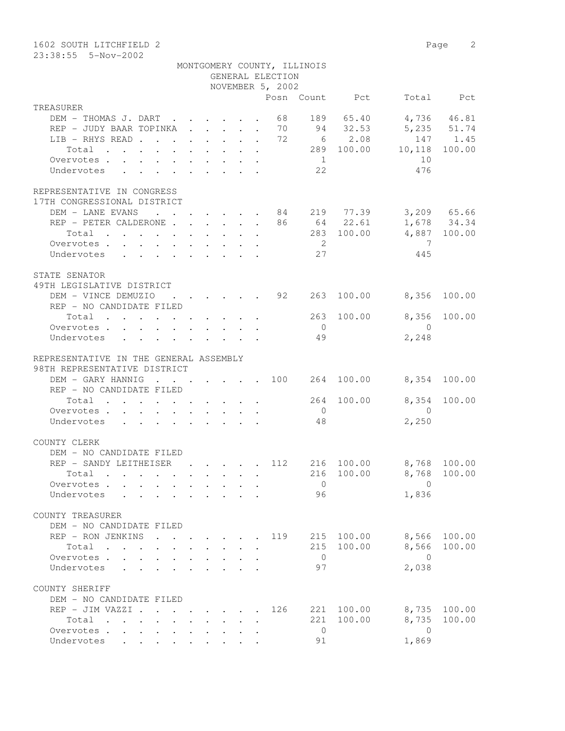1602 SOUTH LITCHFIELD 2

23:38:55 5-Nov-2002

MONTGOMERY COUNTY, ILLINOIS
GENERAL ELECTION
NOVEMBER 5, 2002

| | Posn | Count | Pct | Total | Pct |
|---|---|---|---|---|---|
| **TREASURER** | | | | | |
| DEM - THOMAS J. DART | 68 | 189 | 65.40 | 4,736 | 46.81 |
| REP - JUDY BAAR TOPINKA | 70 | 94 | 32.53 | 5,235 | 51.74 |
| LIB - RHYS READ | 72 | 6 | 2.08 | 147 | 1.45 |
| Total | | 289 | 100.00 | 10,118 | 100.00 |
| Overvotes | | 1 | | 10 | |
| Undervotes | | 22 | | 476 | |
| **REPRESENTATIVE IN CONGRESS** | | | | | |
| **17TH CONGRESSIONAL DISTRICT** | | | | | |
| DEM - LANE EVANS | 84 | 219 | 77.39 | 3,209 | 65.66 |
| REP - PETER CALDERONE | 86 | 64 | 22.61 | 1,678 | 34.34 |
| Total | | 283 | 100.00 | 4,887 | 100.00 |
| Overvotes | | 2 | | 7 | |
| Undervotes | | 27 | | 445 | |
| **STATE SENATOR** | | | | | |
| **49TH LEGISLATIVE DISTRICT** | | | | | |
| DEM - VINCE DEMUZIO | 92 | 263 | 100.00 | 8,356 | 100.00 |
| REP - NO CANDIDATE FILED | | | | | |
| Total | | 263 | 100.00 | 8,356 | 100.00 |
| Overvotes | | 0 | | 0 | |
| Undervotes | | 49 | | 2,248 | |
| **REPRESENTATIVE IN THE GENERAL ASSEMBLY** | | | | | |
| **98TH REPRESENTATIVE DISTRICT** | | | | | |
| DEM - GARY HANNIG | 100 | 264 | 100.00 | 8,354 | 100.00 |
| REP - NO CANDIDATE FILED | | | | | |
| Total | | 264 | 100.00 | 8,354 | 100.00 |
| Overvotes | | 0 | | 0 | |
| Undervotes | | 48 | | 2,250 | |
| **COUNTY CLERK** | | | | | |
| DEM - NO CANDIDATE FILED | | | | | |
| REP - SANDY LEITHEISER | 112 | 216 | 100.00 | 8,768 | 100.00 |
| Total | | 216 | 100.00 | 8,768 | 100.00 |
| Overvotes | | 0 | | 0 | |
| Undervotes | | 96 | | 1,836 | |
| **COUNTY TREASURER** | | | | | |
| DEM - NO CANDIDATE FILED | | | | | |
| REP - RON JENKINS | 119 | 215 | 100.00 | 8,566 | 100.00 |
| Total | | 215 | 100.00 | 8,566 | 100.00 |
| Overvotes | | 0 | | 0 | |
| Undervotes | | 97 | | 2,038 | |
| **COUNTY SHERIFF** | | | | | |
| DEM - NO CANDIDATE FILED | | | | | |
| REP - JIM VAZZI | 126 | 221 | 100.00 | 8,735 | 100.00 |
| Total | | 221 | 100.00 | 8,735 | 100.00 |
| Overvotes | | 0 | | 0 | |
| Undervotes | | 91 | | 1,869 | |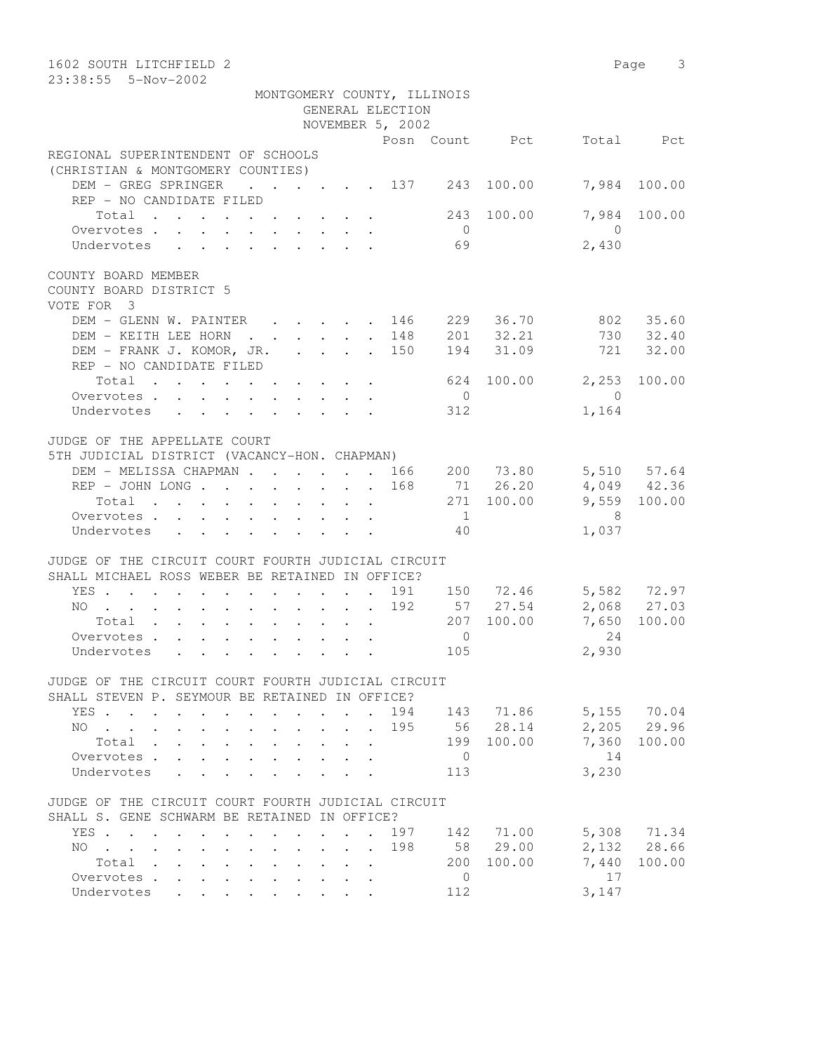MONTGOMERY COUNTY, ILLINOIS
GENERAL ELECTION
NOVEMBER 5, 2002

| | Posn | Count | Pct | Total | Pct |
|---|---|---|---|---|---|
| **REGIONAL SUPERINTENDENT OF SCHOOLS** | | | | | |
| **(CHRISTIAN & MONTGOMERY COUNTIES)** | | | | | |
| DEM - GREG SPRINGER | 137 | 243 | 100.00 | 7,984 | 100.00 |
| REP - NO CANDIDATE FILED | | | | | |
| Total | | 243 | 100.00 | 7,984 | 100.00 |
| Overvotes | | 0 | | 0 | |
| Undervotes | | 69 | | 2,430 | |
| **COUNTY BOARD MEMBER** | | | | | |
| **COUNTY BOARD DISTRICT 5** | | | | | |
| **VOTE FOR 3** | | | | | |
| DEM - GLENN W. PAINTER | 146 | 229 | 36.70 | 802 | 35.60 |
| DEM - KEITH LEE HORN | 148 | 201 | 32.21 | 730 | 32.40 |
| DEM - FRANK J. KOMOR, JR. | 150 | 194 | 31.09 | 721 | 32.00 |
| REP - NO CANDIDATE FILED | | | | | |
| Total | | 624 | 100.00 | 2,253 | 100.00 |
| Overvotes | | 0 | | 0 | |
| Undervotes | | 312 | | 1,164 | |
| **JUDGE OF THE APPELLATE COURT** | | | | | |
| **5TH JUDICIAL DISTRICT (VACANCY-HON. CHAPMAN)** | | | | | |
| DEM - MELISSA CHAPMAN | 166 | 200 | 73.80 | 5,510 | 57.64 |
| REP - JOHN LONG | 168 | 71 | 26.20 | 4,049 | 42.36 |
| Total | | 271 | 100.00 | 9,559 | 100.00 |
| Overvotes | | 1 | | 8 | |
| Undervotes | | 40 | | 1,037 | |
| **JUDGE OF THE CIRCUIT COURT FOURTH JUDICIAL CIRCUIT** | | | | | |
| **SHALL MICHAEL ROSS WEBER BE RETAINED IN OFFICE?** | | | | | |
| YES | 191 | 150 | 72.46 | 5,582 | 72.97 |
| NO | 192 | 57 | 27.54 | 2,068 | 27.03 |
| Total | | 207 | 100.00 | 7,650 | 100.00 |
| Overvotes | | 0 | | 24 | |
| Undervotes | | 105 | | 2,930 | |
| **JUDGE OF THE CIRCUIT COURT FOURTH JUDICIAL CIRCUIT** | | | | | |
| **SHALL STEVEN P. SEYMOUR BE RETAINED IN OFFICE?** | | | | | |
| YES | 194 | 143 | 71.86 | 5,155 | 70.04 |
| NO | 195 | 56 | 28.14 | 2,205 | 29.96 |
| Total | | 199 | 100.00 | 7,360 | 100.00 |
| Overvotes | | 0 | | 14 | |
| Undervotes | | 113 | | 3,230 | |
| **JUDGE OF THE CIRCUIT COURT FOURTH JUDICIAL CIRCUIT** | | | | | |
| **SHALL S. GENE SCHWARM BE RETAINED IN OFFICE?** | | | | | |
| YES | 197 | 142 | 71.00 | 5,308 | 71.34 |
| NO | 198 | 58 | 29.00 | 2,132 | 28.66 |
| Total | | 200 | 100.00 | 7,440 | 100.00 |
| Overvotes | | 0 | | 17 | |
| Undervotes | | 112 | | 3,147 | |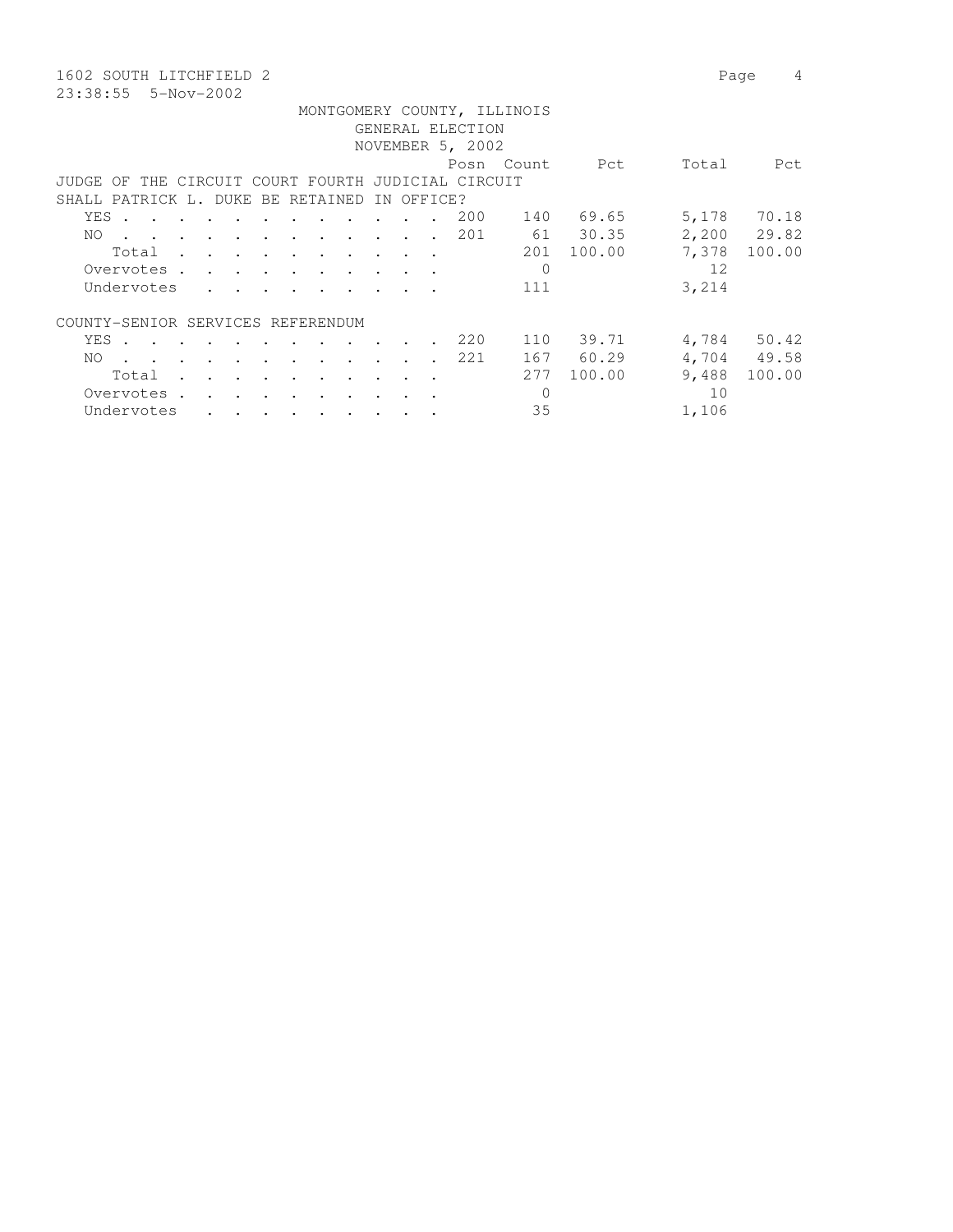1602 SOUTH LITCHFIELD 2
23:38:55 5-Nov-2002

MONTGOMERY COUNTY, ILLINOIS
GENERAL ELECTION
NOVEMBER 5, 2002

| | Posn | Count | Pct | Total | Pct |
|---|---|---|---|---|---|
| **JUDGE OF THE CIRCUIT COURT FOURTH JUDICIAL CIRCUIT SHALL PATRICK L. DUKE BE RETAINED IN OFFICE?** | | | | | |
| YES | 200 | 140 | 69.65 | 5,178 | 70.18 |
| NO | 201 | 61 | 30.35 | 2,200 | 29.82 |
| Total | | 201 | 100.00 | 7,378 | 100.00 |
| Overvotes | | 0 | | 12 | |
| Undervotes | | 111 | | 3,214 | |
| **COUNTY-SENIOR SERVICES REFERENDUM** | | | | | |
| YES | 220 | 110 | 39.71 | 4,784 | 50.42 |
| NO | 221 | 167 | 60.29 | 4,704 | 49.58 |
| Total | | 277 | 100.00 | 9,488 | 100.00 |
| Overvotes | | 0 | | 10 | |
| Undervotes | | 35 | | 1,106 | |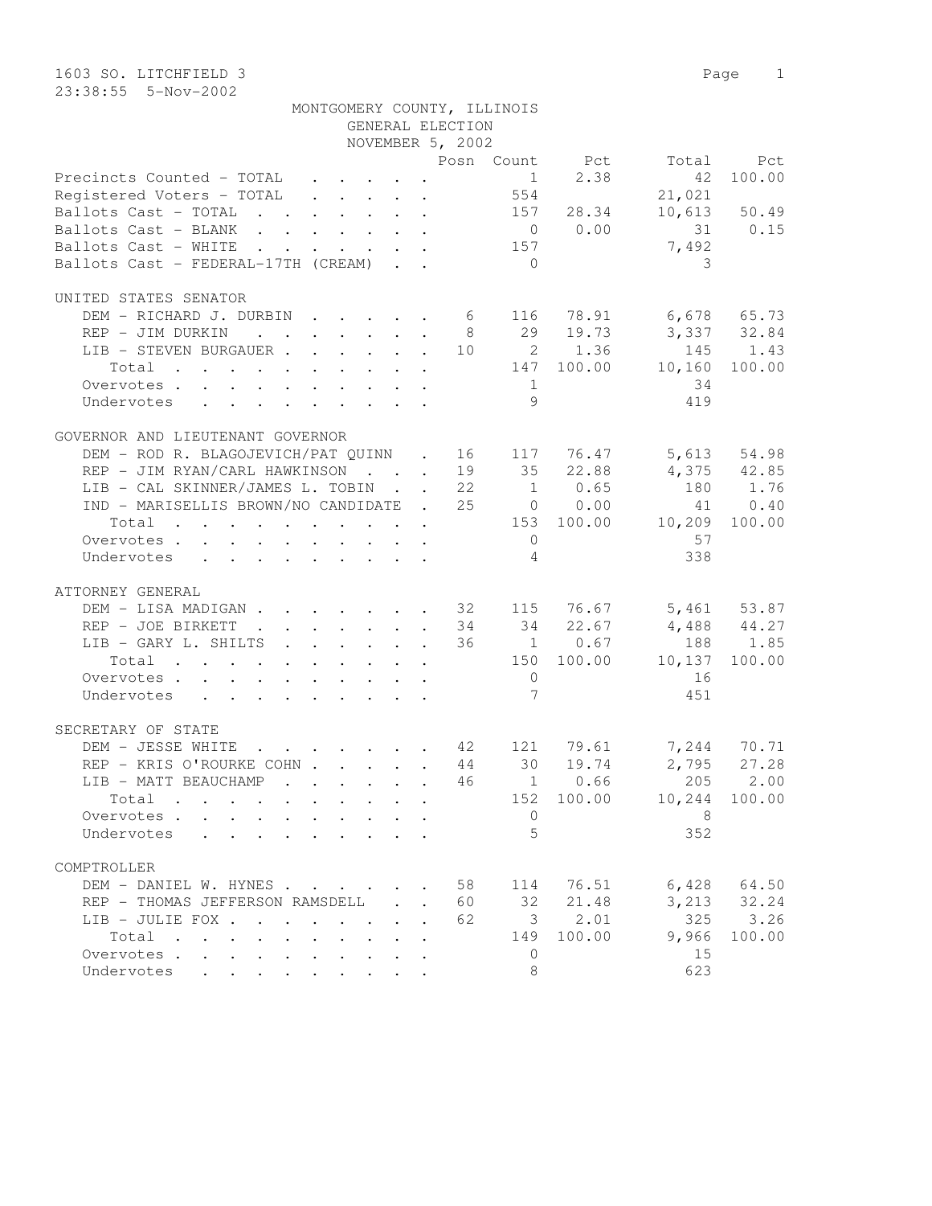1603 SO. LITCHFIELD 3

23:38:55 5-Nov-2002

MONTGOMERY COUNTY, ILLINOIS
GENERAL ELECTION
NOVEMBER 5, 2002

| | Posn | Count | Pct | Total | Pct |
|---|---|---|---|---|---|
| Precincts Counted - TOTAL | | 1 | 2.38 | 42 | 100.00 |
| Registered Voters - TOTAL | | 554 | | 21,021 | |
| Ballots Cast - TOTAL | | 157 | 28.34 | 10,613 | 50.49 |
| Ballots Cast - BLANK | | 0 | 0.00 | 31 | 0.15 |
| Ballots Cast - WHITE | | 157 | | 7,492 | |
| Ballots Cast - FEDERAL-17TH (CREAM) | | 0 | | 3 | |

UNITED STATES SENATOR

| | Posn | Count | Pct | Total | Pct |
|---|---|---|---|---|---|
| DEM - RICHARD J. DURBIN | 6 | 116 | 78.91 | 6,678 | 65.73 |
| REP - JIM DURKIN | 8 | 29 | 19.73 | 3,337 | 32.84 |
| LIB - STEVEN BURGAUER | 10 | 2 | 1.36 | 145 | 1.43 |
| Total | | 147 | 100.00 | 10,160 | 100.00 |
| Overvotes | | 1 | | 34 | |
| Undervotes | | 9 | | 419 | |

GOVERNOR AND LIEUTENANT GOVERNOR

| | Posn | Count | Pct | Total | Pct |
|---|---|---|---|---|---|
| DEM - ROD R. BLAGOJEVICH/PAT QUINN | 16 | 117 | 76.47 | 5,613 | 54.98 |
| REP - JIM RYAN/CARL HAWKINSON | 19 | 35 | 22.88 | 4,375 | 42.85 |
| LIB - CAL SKINNER/JAMES L. TOBIN | 22 | 1 | 0.65 | 180 | 1.76 |
| IND - MARISELLIS BROWN/NO CANDIDATE | 25 | 0 | 0.00 | 41 | 0.40 |
| Total | | 153 | 100.00 | 10,209 | 100.00 |
| Overvotes | | 0 | | 57 | |
| Undervotes | | 4 | | 338 | |

ATTORNEY GENERAL

| | Posn | Count | Pct | Total | Pct |
|---|---|---|---|---|---|
| DEM - LISA MADIGAN | 32 | 115 | 76.67 | 5,461 | 53.87 |
| REP - JOE BIRKETT | 34 | 34 | 22.67 | 4,488 | 44.27 |
| LIB - GARY L. SHILTS | 36 | 1 | 0.67 | 188 | 1.85 |
| Total | | 150 | 100.00 | 10,137 | 100.00 |
| Overvotes | | 0 | | 16 | |
| Undervotes | | 7 | | 451 | |

SECRETARY OF STATE

| | Posn | Count | Pct | Total | Pct |
|---|---|---|---|---|---|
| DEM - JESSE WHITE | 42 | 121 | 79.61 | 7,244 | 70.71 |
| REP - KRIS O'ROURKE COHN | 44 | 30 | 19.74 | 2,795 | 27.28 |
| LIB - MATT BEAUCHAMP | 46 | 1 | 0.66 | 205 | 2.00 |
| Total | | 152 | 100.00 | 10,244 | 100.00 |
| Overvotes | | 0 | | 8 | |
| Undervotes | | 5 | | 352 | |

COMPTROLLER

| | Posn | Count | Pct | Total | Pct |
|---|---|---|---|---|---|
| DEM - DANIEL W. HYNES | 58 | 114 | 76.51 | 6,428 | 64.50 |
| REP - THOMAS JEFFERSON RAMSDELL | 60 | 32 | 21.48 | 3,213 | 32.24 |
| LIB - JULIE FOX | 62 | 3 | 2.01 | 325 | 3.26 |
| Total | | 149 | 100.00 | 9,966 | 100.00 |
| Overvotes | | 0 | | 15 | |
| Undervotes | | 8 | | 623 | |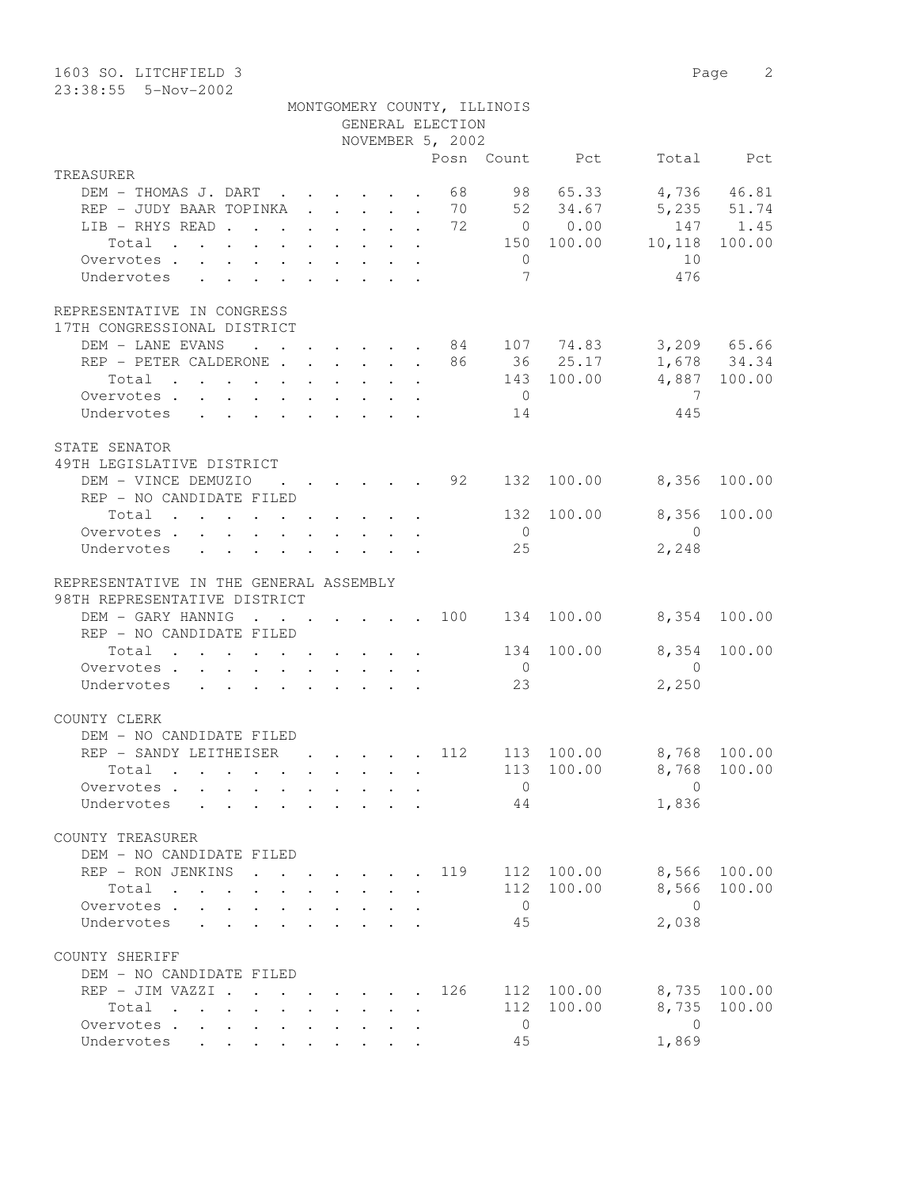1603 SO. LITCHFIELD 3

23:38:55 5-Nov-2002

MONTGOMERY COUNTY, ILLINOIS
GENERAL ELECTION
NOVEMBER 5, 2002

| | Posn | Count | Pct | Total | Pct |
|---|---|---|---|---|---|
| **TREASURER** | | | | | |
| DEM - THOMAS J. DART | 68 | 98 | 65.33 | 4,736 | 46.81 |
| REP - JUDY BAAR TOPINKA | 70 | 52 | 34.67 | 5,235 | 51.74 |
| LIB - RHYS READ | 72 | 0 | 0.00 | 147 | 1.45 |
| Total | | 150 | 100.00 | 10,118 | 100.00 |
| Overvotes | | 0 | | 10 | |
| Undervotes | | 7 | | 476 | |
| **REPRESENTATIVE IN CONGRESS** | | | | | |
| **17TH CONGRESSIONAL DISTRICT** | | | | | |
| DEM - LANE EVANS | 84 | 107 | 74.83 | 3,209 | 65.66 |
| REP - PETER CALDERONE | 86 | 36 | 25.17 | 1,678 | 34.34 |
| Total | | 143 | 100.00 | 4,887 | 100.00 |
| Overvotes | | 0 | | 7 | |
| Undervotes | | 14 | | 445 | |
| **STATE SENATOR** | | | | | |
| **49TH LEGISLATIVE DISTRICT** | | | | | |
| DEM - VINCE DEMUZIO | 92 | 132 | 100.00 | 8,356 | 100.00 |
| REP - NO CANDIDATE FILED | | | | | |
| Total | | 132 | 100.00 | 8,356 | 100.00 |
| Overvotes | | 0 | | 0 | |
| Undervotes | | 25 | | 2,248 | |
| **REPRESENTATIVE IN THE GENERAL ASSEMBLY** | | | | | |
| **98TH REPRESENTATIVE DISTRICT** | | | | | |
| DEM - GARY HANNIG | 100 | 134 | 100.00 | 8,354 | 100.00 |
| REP - NO CANDIDATE FILED | | | | | |
| Total | | 134 | 100.00 | 8,354 | 100.00 |
| Overvotes | | 0 | | 0 | |
| Undervotes | | 23 | | 2,250 | |
| **COUNTY CLERK** | | | | | |
| DEM - NO CANDIDATE FILED | | | | | |
| REP - SANDY LEITHEISER | 112 | 113 | 100.00 | 8,768 | 100.00 |
| Total | | 113 | 100.00 | 8,768 | 100.00 |
| Overvotes | | 0 | | 0 | |
| Undervotes | | 44 | | 1,836 | |
| **COUNTY TREASURER** | | | | | |
| DEM - NO CANDIDATE FILED | | | | | |
| REP - RON JENKINS | 119 | 112 | 100.00 | 8,566 | 100.00 |
| Total | | 112 | 100.00 | 8,566 | 100.00 |
| Overvotes | | 0 | | 0 | |
| Undervotes | | 45 | | 2,038 | |
| **COUNTY SHERIFF** | | | | | |
| DEM - NO CANDIDATE FILED | | | | | |
| REP - JIM VAZZI | 126 | 112 | 100.00 | 8,735 | 100.00 |
| Total | | 112 | 100.00 | 8,735 | 100.00 |
| Overvotes | | 0 | | 0 | |
| Undervotes | | 45 | | 1,869 | |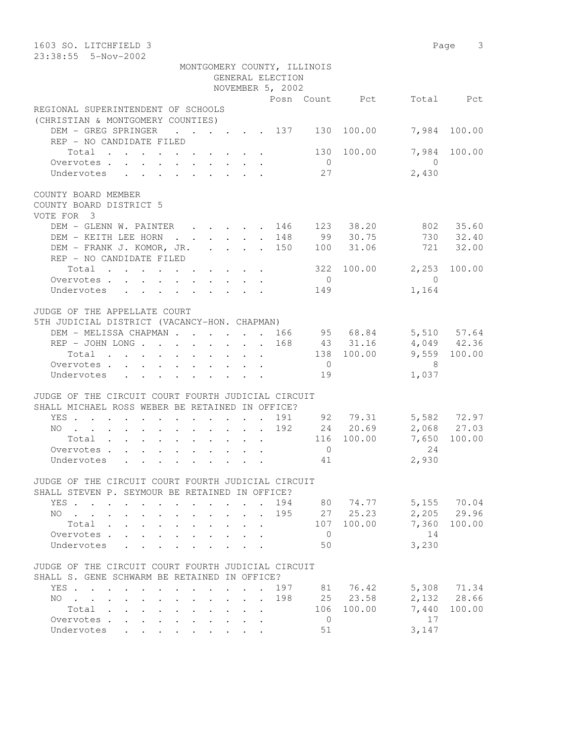1603 SO. LITCHFIELD 3
23:38:55 5-Nov-2002

MONTGOMERY COUNTY, ILLINOIS
GENERAL ELECTION
NOVEMBER 5, 2002

| | Posn | Count | Pct | Total | Pct |
|---|---|---|---|---|---|
| **REGIONAL SUPERINTENDENT OF SCHOOLS** | | | | | |
| **(CHRISTIAN & MONTGOMERY COUNTIES)** | | | | | |
| DEM - GREG SPRINGER | 137 | 130 | 100.00 | 7,984 | 100.00 |
| REP - NO CANDIDATE FILED | | | | | |
| Total | | 130 | 100.00 | 7,984 | 100.00 |
| Overvotes | | 0 | | 0 | |
| Undervotes | | 27 | | 2,430 | |
| **COUNTY BOARD MEMBER** | | | | | |
| **COUNTY BOARD DISTRICT 5** | | | | | |
| **VOTE FOR 3** | | | | | |
| DEM - GLENN W. PAINTER | 146 | 123 | 38.20 | 802 | 35.60 |
| DEM - KEITH LEE HORN | 148 | 99 | 30.75 | 730 | 32.40 |
| DEM - FRANK J. KOMOR, JR. | 150 | 100 | 31.06 | 721 | 32.00 |
| REP - NO CANDIDATE FILED | | | | | |
| Total | | 322 | 100.00 | 2,253 | 100.00 |
| Overvotes | | 0 | | 0 | |
| Undervotes | | 149 | | 1,164 | |
| **JUDGE OF THE APPELLATE COURT** | | | | | |
| **5TH JUDICIAL DISTRICT (VACANCY-HON. CHAPMAN)** | | | | | |
| DEM - MELISSA CHAPMAN | 166 | 95 | 68.84 | 5,510 | 57.64 |
| REP - JOHN LONG | 168 | 43 | 31.16 | 4,049 | 42.36 |
| Total | | 138 | 100.00 | 9,559 | 100.00 |
| Overvotes | | 0 | | 8 | |
| Undervotes | | 19 | | 1,037 | |
| **JUDGE OF THE CIRCUIT COURT FOURTH JUDICIAL CIRCUIT** | | | | | |
| **SHALL MICHAEL ROSS WEBER BE RETAINED IN OFFICE?** | | | | | |
| YES | 191 | 92 | 79.31 | 5,582 | 72.97 |
| NO | 192 | 24 | 20.69 | 2,068 | 27.03 |
| Total | | 116 | 100.00 | 7,650 | 100.00 |
| Overvotes | | 0 | | 24 | |
| Undervotes | | 41 | | 2,930 | |
| **JUDGE OF THE CIRCUIT COURT FOURTH JUDICIAL CIRCUIT** | | | | | |
| **SHALL STEVEN P. SEYMOUR BE RETAINED IN OFFICE?** | | | | | |
| YES | 194 | 80 | 74.77 | 5,155 | 70.04 |
| NO | 195 | 27 | 25.23 | 2,205 | 29.96 |
| Total | | 107 | 100.00 | 7,360 | 100.00 |
| Overvotes | | 0 | | 14 | |
| Undervotes | | 50 | | 3,230 | |
| **JUDGE OF THE CIRCUIT COURT FOURTH JUDICIAL CIRCUIT** | | | | | |
| **SHALL S. GENE SCHWARM BE RETAINED IN OFFICE?** | | | | | |
| YES | 197 | 81 | 76.42 | 5,308 | 71.34 |
| NO | 198 | 25 | 23.58 | 2,132 | 28.66 |
| Total | | 106 | 100.00 | 7,440 | 100.00 |
| Overvotes | | 0 | | 17 | |
| Undervotes | | 51 | | 3,147 | |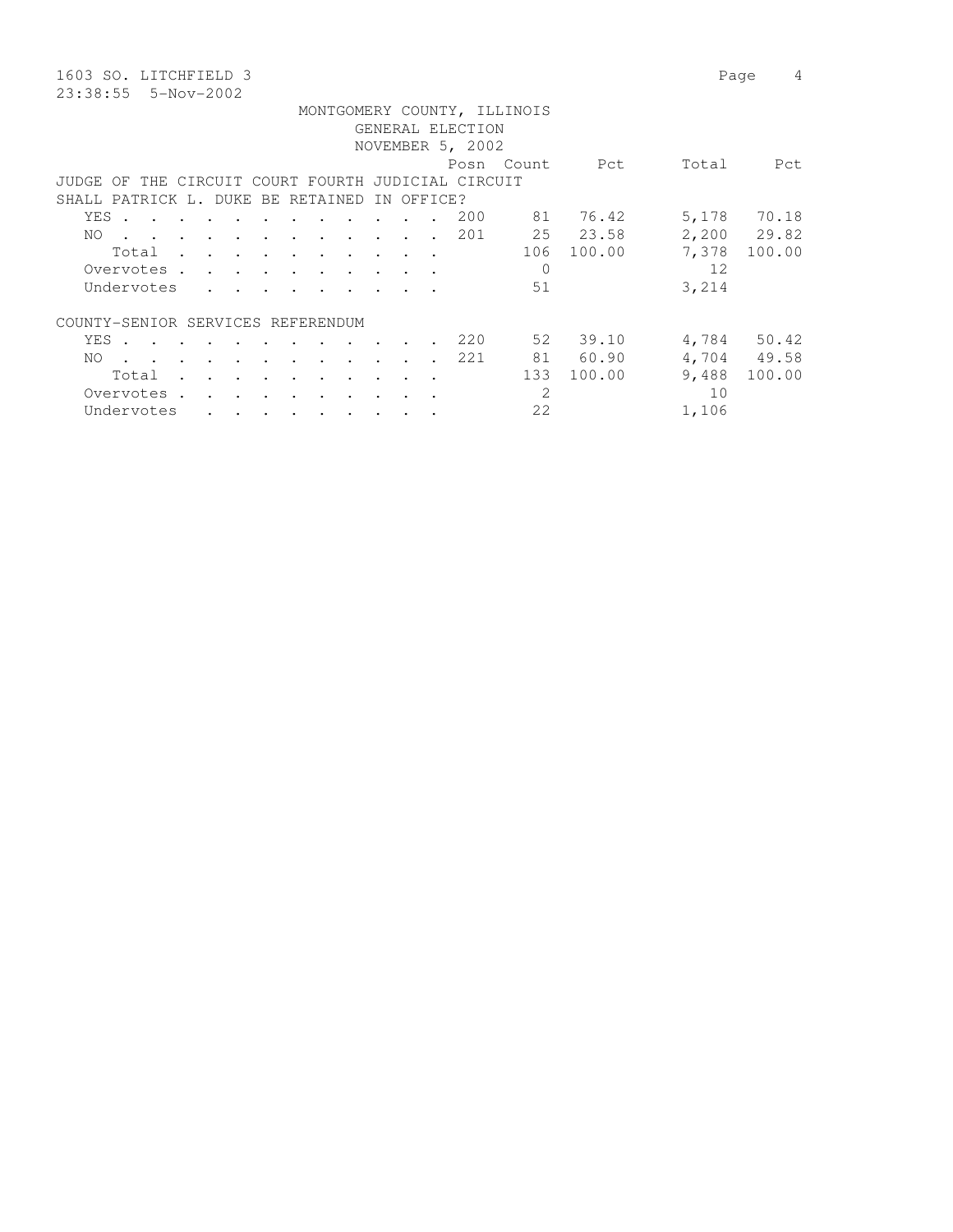1603 SO. LITCHFIELD 3

23:38:55 5-Nov-2002

MONTGOMERY COUNTY, ILLINOIS
GENERAL ELECTION
NOVEMBER 5, 2002

| | Posn | Count | Pct | Total | Pct |
|---|---|---|---|---|---|
| **JUDGE OF THE CIRCUIT COURT FOURTH JUDICIAL CIRCUIT** | | | | | |
| **SHALL PATRICK L. DUKE BE RETAINED IN OFFICE?** | | | | | |
| YES | 200 | 81 | 76.42 | 5,178 | 70.18 |
| NO | 201 | 25 | 23.58 | 2,200 | 29.82 |
| Total | | 106 | 100.00 | 7,378 | 100.00 |
| Overvotes | | 0 | | 12 | |
| Undervotes | | 51 | | 3,214 | |
| **COUNTY-SENIOR SERVICES REFERENDUM** | | | | | |
| YES | 220 | 52 | 39.10 | 4,784 | 50.42 |
| NO | 221 | 81 | 60.90 | 4,704 | 49.58 |
| Total | | 133 | 100.00 | 9,488 | 100.00 |
| Overvotes | | 2 | | 10 | |
| Undervotes | | 22 | | 1,106 | |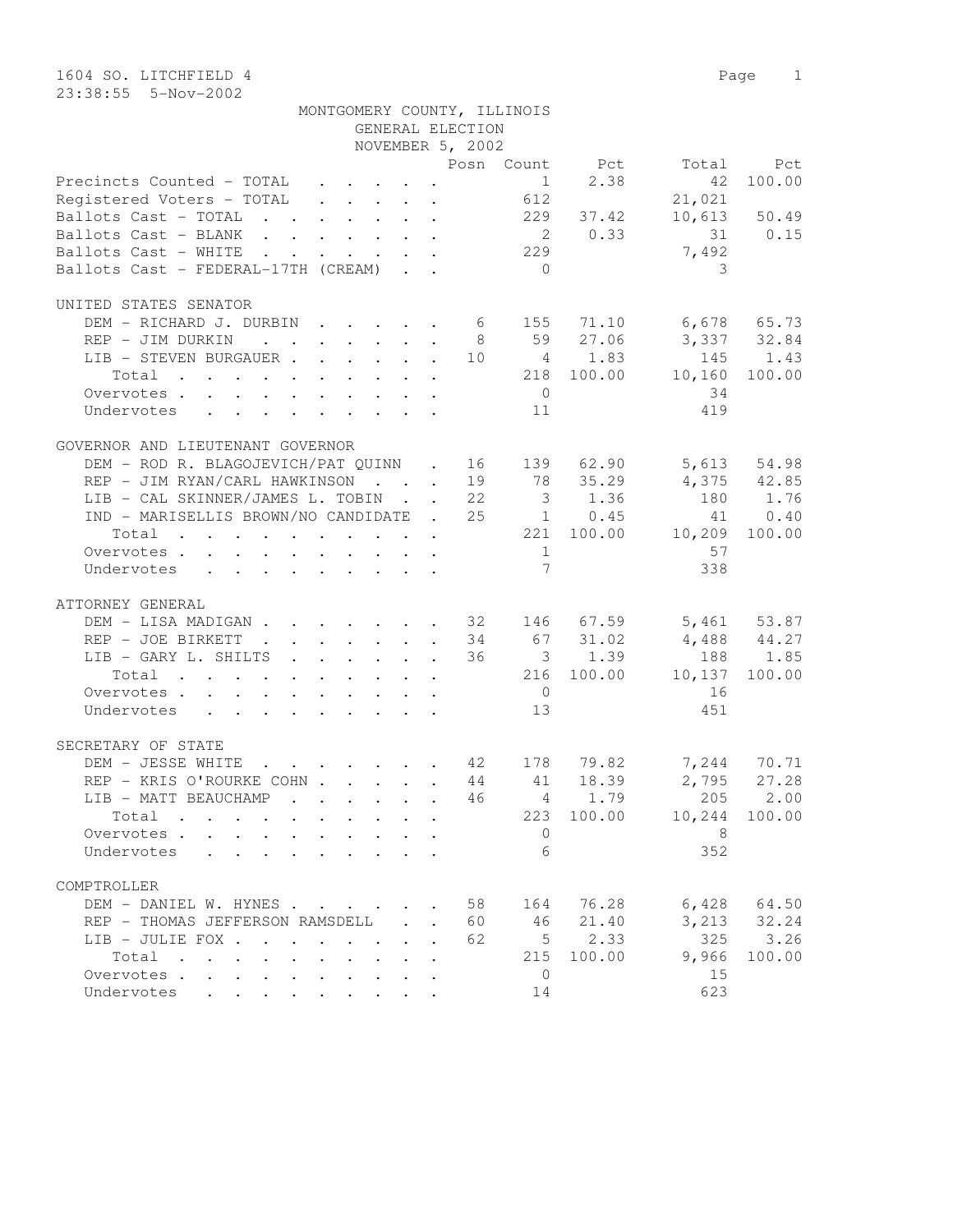1604 SO. LITCHFIELD 4

23:38:55 5-Nov-2002

MONTGOMERY COUNTY, ILLINOIS
GENERAL ELECTION
NOVEMBER 5, 2002

| | Posn | Count | Pct | Total | Pct |
|---|---|---|---|---|---|
| Precincts Counted - TOTAL | | 1 | 2.38 | 42 | 100.00 |
| Registered Voters - TOTAL | | 612 | | 21,021 | |
| Ballots Cast - TOTAL | | 229 | 37.42 | 10,613 | 50.49 |
| Ballots Cast - BLANK | | 2 | 0.33 | 31 | 0.15 |
| Ballots Cast - WHITE | | 229 | | 7,492 | |
| Ballots Cast - FEDERAL-17TH (CREAM) | | 0 | | 3 | |

UNITED STATES SENATOR

| | Posn | Count | Pct | Total | Pct |
|---|---|---|---|---|---|
| DEM - RICHARD J. DURBIN | 6 | 155 | 71.10 | 6,678 | 65.73 |
| REP - JIM DURKIN | 8 | 59 | 27.06 | 3,337 | 32.84 |
| LIB - STEVEN BURGAUER | 10 | 4 | 1.83 | 145 | 1.43 |
| Total | | 218 | 100.00 | 10,160 | 100.00 |
| Overvotes | | 0 | | 34 | |
| Undervotes | | 11 | | 419 | |

GOVERNOR AND LIEUTENANT GOVERNOR

| | Posn | Count | Pct | Total | Pct |
|---|---|---|---|---|---|
| DEM - ROD R. BLAGOJEVICH/PAT QUINN | 16 | 139 | 62.90 | 5,613 | 54.98 |
| REP - JIM RYAN/CARL HAWKINSON | 19 | 78 | 35.29 | 4,375 | 42.85 |
| LIB - CAL SKINNER/JAMES L. TOBIN | 22 | 3 | 1.36 | 180 | 1.76 |
| IND - MARISELLIS BROWN/NO CANDIDATE | 25 | 1 | 0.45 | 41 | 0.40 |
| Total | | 221 | 100.00 | 10,209 | 100.00 |
| Overvotes | | 1 | | 57 | |
| Undervotes | | 7 | | 338 | |

ATTORNEY GENERAL

| | Posn | Count | Pct | Total | Pct |
|---|---|---|---|---|---|
| DEM - LISA MADIGAN | 32 | 146 | 67.59 | 5,461 | 53.87 |
| REP - JOE BIRKETT | 34 | 67 | 31.02 | 4,488 | 44.27 |
| LIB - GARY L. SHILTS | 36 | 3 | 1.39 | 188 | 1.85 |
| Total | | 216 | 100.00 | 10,137 | 100.00 |
| Overvotes | | 0 | | 16 | |
| Undervotes | | 13 | | 451 | |

SECRETARY OF STATE

| | Posn | Count | Pct | Total | Pct |
|---|---|---|---|---|---|
| DEM - JESSE WHITE | 42 | 178 | 79.82 | 7,244 | 70.71 |
| REP - KRIS O'ROURKE COHN | 44 | 41 | 18.39 | 2,795 | 27.28 |
| LIB - MATT BEAUCHAMP | 46 | 4 | 1.79 | 205 | 2.00 |
| Total | | 223 | 100.00 | 10,244 | 100.00 |
| Overvotes | | 0 | | 8 | |
| Undervotes | | 6 | | 352 | |

COMPTROLLER

| | Posn | Count | Pct | Total | Pct |
|---|---|---|---|---|---|
| DEM - DANIEL W. HYNES | 58 | 164 | 76.28 | 6,428 | 64.50 |
| REP - THOMAS JEFFERSON RAMSDELL | 60 | 46 | 21.40 | 3,213 | 32.24 |
| LIB - JULIE FOX | 62 | 5 | 2.33 | 325 | 3.26 |
| Total | | 215 | 100.00 | 9,966 | 100.00 |
| Overvotes | | 0 | | 15 | |
| Undervotes | | 14 | | 623 | |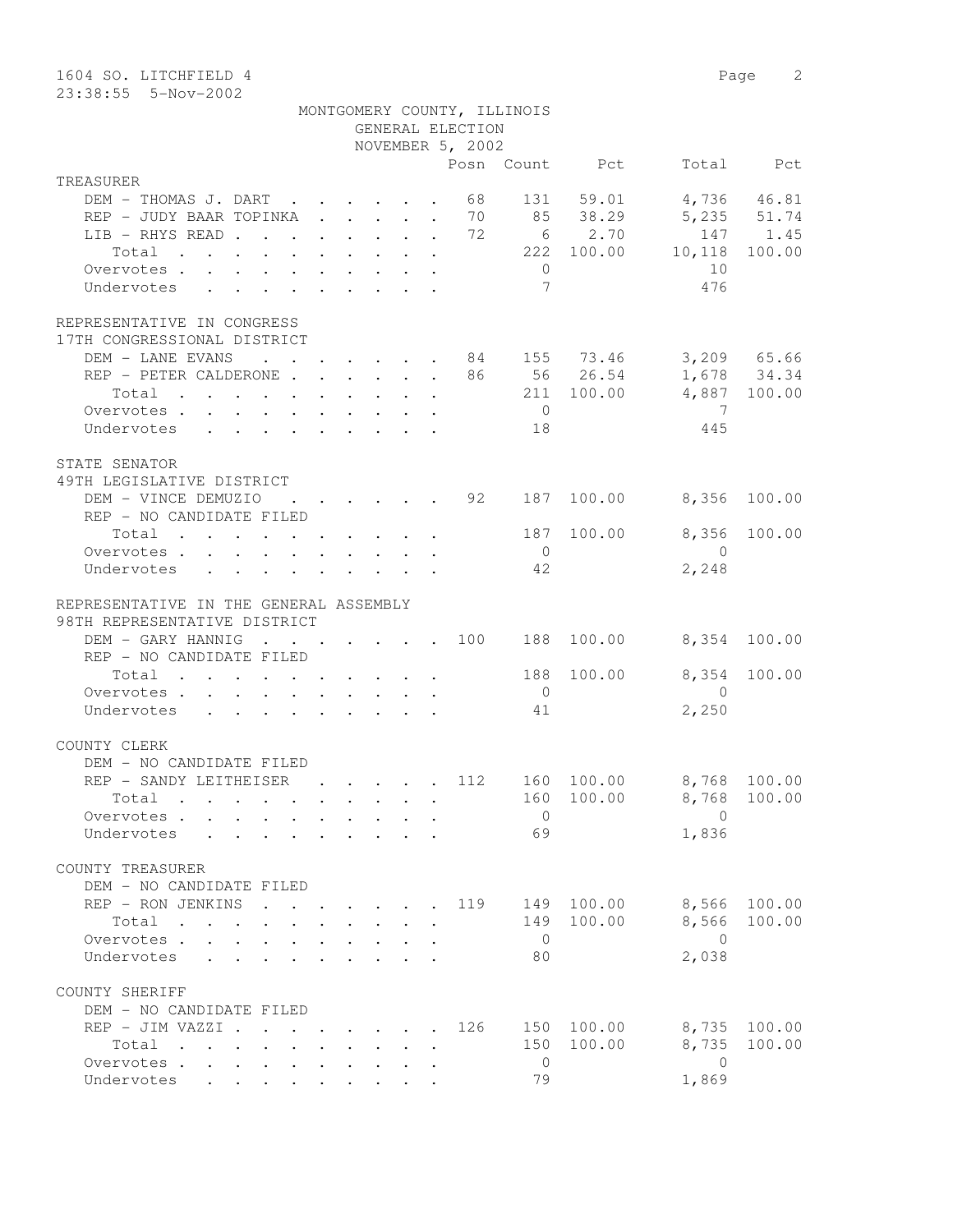1604 SO. LITCHFIELD 4
23:38:55 5-Nov-2002

MONTGOMERY COUNTY, ILLINOIS
GENERAL ELECTION
NOVEMBER 5, 2002

| | Posn | Count | Pct | Total | Pct |
|---|---|---|---|---|---|
| **TREASURER** | | | | | |
| DEM - THOMAS J. DART | 68 | 131 | 59.01 | 4,736 | 46.81 |
| REP - JUDY BAAR TOPINKA | 70 | 85 | 38.29 | 5,235 | 51.74 |
| LIB - RHYS READ | 72 | 6 | 2.70 | 147 | 1.45 |
| Total | | 222 | 100.00 | 10,118 | 100.00 |
| Overvotes | | 0 | | 10 | |
| Undervotes | | 7 | | 476 | |
| **REPRESENTATIVE IN CONGRESS 17TH CONGRESSIONAL DISTRICT** | | | | | |
| DEM - LANE EVANS | 84 | 155 | 73.46 | 3,209 | 65.66 |
| REP - PETER CALDERONE | 86 | 56 | 26.54 | 1,678 | 34.34 |
| Total | | 211 | 100.00 | 4,887 | 100.00 |
| Overvotes | | 0 | | 7 | |
| Undervotes | | 18 | | 445 | |
| **STATE SENATOR 49TH LEGISLATIVE DISTRICT** | | | | | |
| DEM - VINCE DEMUZIO | 92 | 187 | 100.00 | 8,356 | 100.00 |
| REP - NO CANDIDATE FILED | | | | | |
| Total | | 187 | 100.00 | 8,356 | 100.00 |
| Overvotes | | 0 | | 0 | |
| Undervotes | | 42 | | 2,248 | |
| **REPRESENTATIVE IN THE GENERAL ASSEMBLY 98TH REPRESENTATIVE DISTRICT** | | | | | |
| DEM - GARY HANNIG | 100 | 188 | 100.00 | 8,354 | 100.00 |
| REP - NO CANDIDATE FILED | | | | | |
| Total | | 188 | 100.00 | 8,354 | 100.00 |
| Overvotes | | 0 | | 0 | |
| Undervotes | | 41 | | 2,250 | |
| **COUNTY CLERK** | | | | | |
| DEM - NO CANDIDATE FILED | | | | | |
| REP - SANDY LEITHEISER | 112 | 160 | 100.00 | 8,768 | 100.00 |
| Total | | 160 | 100.00 | 8,768 | 100.00 |
| Overvotes | | 0 | | 0 | |
| Undervotes | | 69 | | 1,836 | |
| **COUNTY TREASURER** | | | | | |
| DEM - NO CANDIDATE FILED | | | | | |
| REP - RON JENKINS | 119 | 149 | 100.00 | 8,566 | 100.00 |
| Total | | 149 | 100.00 | 8,566 | 100.00 |
| Overvotes | | 0 | | 0 | |
| Undervotes | | 80 | | 2,038 | |
| **COUNTY SHERIFF** | | | | | |
| DEM - NO CANDIDATE FILED | | | | | |
| REP - JIM VAZZI | 126 | 150 | 100.00 | 8,735 | 100.00 |
| Total | | 150 | 100.00 | 8,735 | 100.00 |
| Overvotes | | 0 | | 0 | |
| Undervotes | | 79 | | 1,869 | |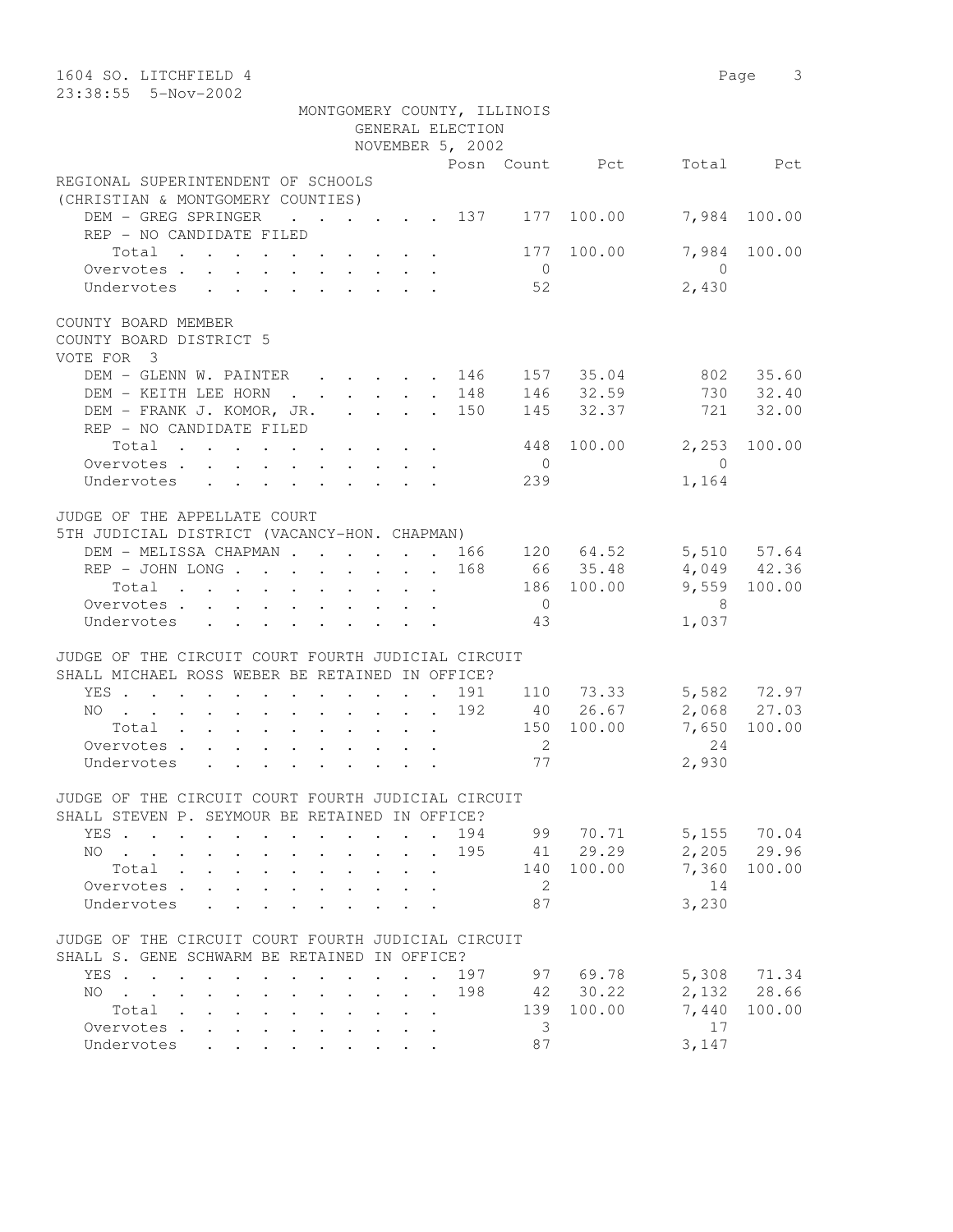1604 SO. LITCHFIELD 4

23:38:55 5-Nov-2002

MONTGOMERY COUNTY, ILLINOIS
GENERAL ELECTION
NOVEMBER 5, 2002

| | Posn | Count | Pct | Total | Pct |
|---|---|---|---|---|---|
| **REGIONAL SUPERINTENDENT OF SCHOOLS** | | | | | |
| **(CHRISTIAN & MONTGOMERY COUNTIES)** | | | | | |
| DEM - GREG SPRINGER | 137 | 177 | 100.00 | 7,984 | 100.00 |
| REP - NO CANDIDATE FILED | | | | | |
| Total | | 177 | 100.00 | 7,984 | 100.00 |
| Overvotes | | 0 | | 0 | |
| Undervotes | | 52 | | 2,430 | |
| **COUNTY BOARD MEMBER** | | | | | |
| **COUNTY BOARD DISTRICT 5** | | | | | |
| **VOTE FOR 3** | | | | | |
| DEM - GLENN W. PAINTER | 146 | 157 | 35.04 | 802 | 35.60 |
| DEM - KEITH LEE HORN | 148 | 146 | 32.59 | 730 | 32.40 |
| DEM - FRANK J. KOMOR, JR. | 150 | 145 | 32.37 | 721 | 32.00 |
| REP - NO CANDIDATE FILED | | | | | |
| Total | | 448 | 100.00 | 2,253 | 100.00 |
| Overvotes | | 0 | | 0 | |
| Undervotes | | 239 | | 1,164 | |
| **JUDGE OF THE APPELLATE COURT** | | | | | |
| **5TH JUDICIAL DISTRICT (VACANCY-HON. CHAPMAN)** | | | | | |
| DEM - MELISSA CHAPMAN | 166 | 120 | 64.52 | 5,510 | 57.64 |
| REP - JOHN LONG | 168 | 66 | 35.48 | 4,049 | 42.36 |
| Total | | 186 | 100.00 | 9,559 | 100.00 |
| Overvotes | | 0 | | 8 | |
| Undervotes | | 43 | | 1,037 | |
| **JUDGE OF THE CIRCUIT COURT FOURTH JUDICIAL CIRCUIT** | | | | | |
| **SHALL MICHAEL ROSS WEBER BE RETAINED IN OFFICE?** | | | | | |
| YES | 191 | 110 | 73.33 | 5,582 | 72.97 |
| NO | 192 | 40 | 26.67 | 2,068 | 27.03 |
| Total | | 150 | 100.00 | 7,650 | 100.00 |
| Overvotes | | 2 | | 24 | |
| Undervotes | | 77 | | 2,930 | |
| **JUDGE OF THE CIRCUIT COURT FOURTH JUDICIAL CIRCUIT** | | | | | |
| **SHALL STEVEN P. SEYMOUR BE RETAINED IN OFFICE?** | | | | | |
| YES | 194 | 99 | 70.71 | 5,155 | 70.04 |
| NO | 195 | 41 | 29.29 | 2,205 | 29.96 |
| Total | | 140 | 100.00 | 7,360 | 100.00 |
| Overvotes | | 2 | | 14 | |
| Undervotes | | 87 | | 3,230 | |
| **JUDGE OF THE CIRCUIT COURT FOURTH JUDICIAL CIRCUIT** | | | | | |
| **SHALL S. GENE SCHWARM BE RETAINED IN OFFICE?** | | | | | |
| YES | 197 | 97 | 69.78 | 5,308 | 71.34 |
| NO | 198 | 42 | 30.22 | 2,132 | 28.66 |
| Total | | 139 | 100.00 | 7,440 | 100.00 |
| Overvotes | | 3 | | 17 | |
| Undervotes | | 87 | | 3,147 | |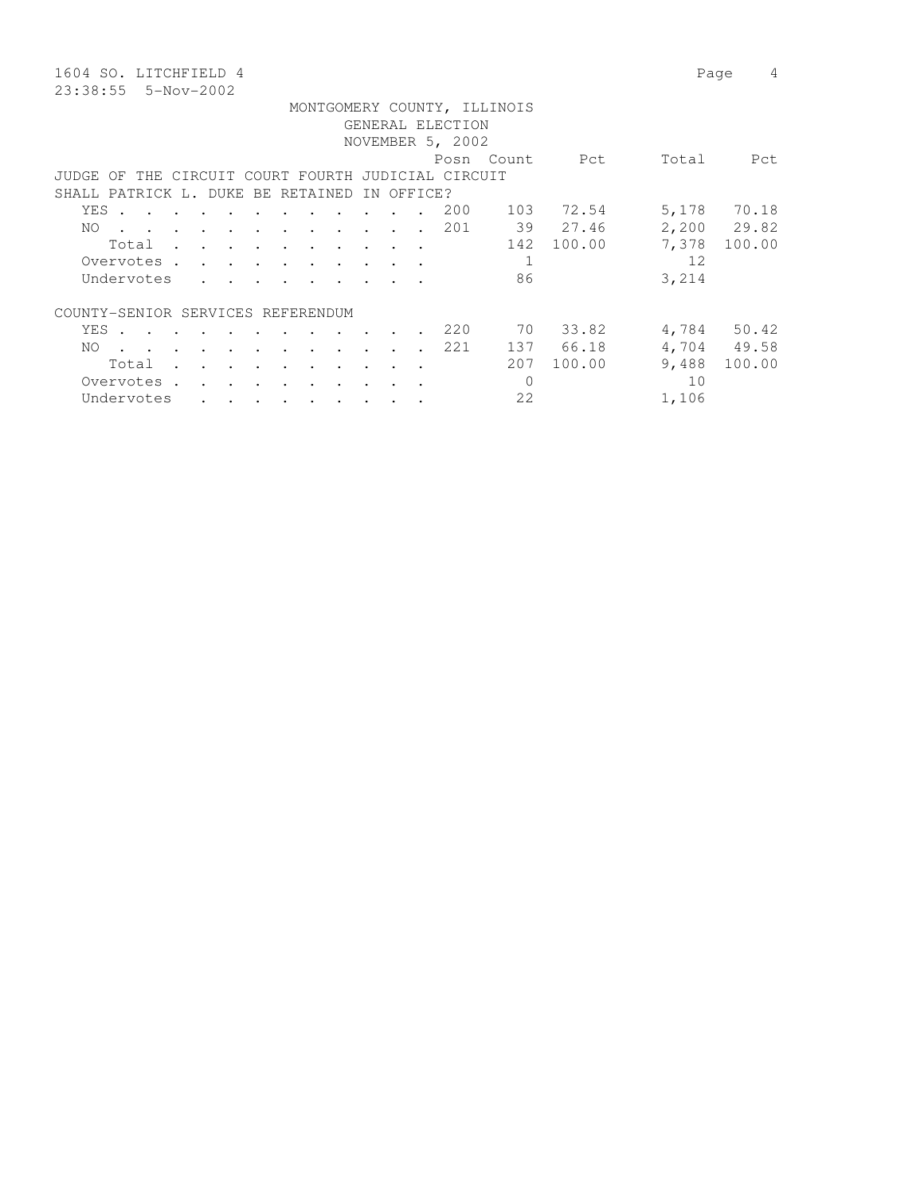1604 SO. LITCHFIELD 4

23:38:55 5-Nov-2002

MONTGOMERY COUNTY, ILLINOIS
GENERAL ELECTION
NOVEMBER 5, 2002

JUDGE OF THE CIRCUIT COURT FOURTH JUDICIAL CIRCUIT
SHALL PATRICK L. DUKE BE RETAINED IN OFFICE?

| | Posn | Count | Pct | Total | Pct |
|---|---|---|---|---|---|
| YES | 200 | 103 | 72.54 | 5,178 | 70.18 |
| NO | 201 | 39 | 27.46 | 2,200 | 29.82 |
| Total | | 142 | 100.00 | 7,378 | 100.00 |
| Overvotes | | 1 | | 12 | |
| Undervotes | | 86 | | 3,214 | |

COUNTY-SENIOR SERVICES REFERENDUM

| | Posn | Count | Pct | Total | Pct |
|---|---|---|---|---|---|
| YES | 220 | 70 | 33.82 | 4,784 | 50.42 |
| NO | 221 | 137 | 66.18 | 4,704 | 49.58 |
| Total | | 207 | 100.00 | 9,488 | 100.00 |
| Overvotes | | 0 | | 10 | |
| Undervotes | | 22 | | 1,106 | |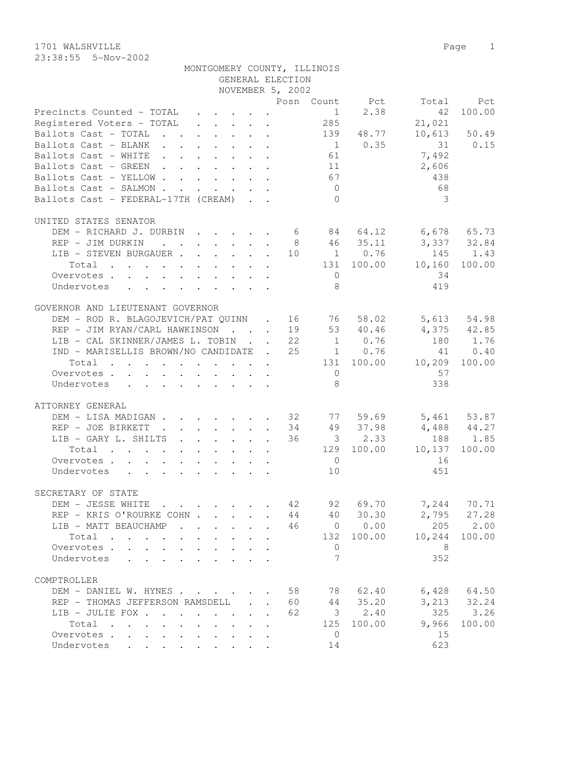1701 WALSHVILLE
23:38:55 5-Nov-2002

MONTGOMERY COUNTY, ILLINOIS
GENERAL ELECTION
NOVEMBER 5, 2002

| | Posn | Count | Pct | Total | Pct |
|---|---|---|---|---|---|
| Precincts Counted - TOTAL | | 1 | 2.38 | 42 | 100.00 |
| Registered Voters - TOTAL | | 285 | | 21,021 | |
| Ballots Cast - TOTAL | | 139 | 48.77 | 10,613 | 50.49 |
| Ballots Cast - BLANK | | 1 | 0.35 | 31 | 0.15 |
| Ballots Cast - WHITE | | 61 | | 7,492 | |
| Ballots Cast - GREEN | | 11 | | 2,606 | |
| Ballots Cast - YELLOW | | 67 | | 438 | |
| Ballots Cast - SALMON | | 0 | | 68 | |
| Ballots Cast - FEDERAL-17TH (CREAM) | | 0 | | 3 | |

UNITED STATES SENATOR

| | Posn | Count | Pct | Total | Pct |
|---|---|---|---|---|---|
| DEM - RICHARD J. DURBIN | 6 | 84 | 64.12 | 6,678 | 65.73 |
| REP - JIM DURKIN | 8 | 46 | 35.11 | 3,337 | 32.84 |
| LIB - STEVEN BURGAUER | 10 | 1 | 0.76 | 145 | 1.43 |
| Total | | 131 | 100.00 | 10,160 | 100.00 |
| Overvotes | | 0 | | 34 | |
| Undervotes | | 8 | | 419 | |

GOVERNOR AND LIEUTENANT GOVERNOR

| | Posn | Count | Pct | Total | Pct |
|---|---|---|---|---|---|
| DEM - ROD R. BLAGOJEVICH/PAT QUINN | 16 | 76 | 58.02 | 5,613 | 54.98 |
| REP - JIM RYAN/CARL HAWKINSON | 19 | 53 | 40.46 | 4,375 | 42.85 |
| LIB - CAL SKINNER/JAMES L. TOBIN | 22 | 1 | 0.76 | 180 | 1.76 |
| IND - MARISELLIS BROWN/NO CANDIDATE | 25 | 1 | 0.76 | 41 | 0.40 |
| Total | | 131 | 100.00 | 10,209 | 100.00 |
| Overvotes | | 0 | | 57 | |
| Undervotes | | 8 | | 338 | |

ATTORNEY GENERAL

| | Posn | Count | Pct | Total | Pct |
|---|---|---|---|---|---|
| DEM - LISA MADIGAN | 32 | 77 | 59.69 | 5,461 | 53.87 |
| REP - JOE BIRKETT | 34 | 49 | 37.98 | 4,488 | 44.27 |
| LIB - GARY L. SHILTS | 36 | 3 | 2.33 | 188 | 1.85 |
| Total | | 129 | 100.00 | 10,137 | 100.00 |
| Overvotes | | 0 | | 16 | |
| Undervotes | | 10 | | 451 | |

SECRETARY OF STATE

| | Posn | Count | Pct | Total | Pct |
|---|---|---|---|---|---|
| DEM - JESSE WHITE | 42 | 92 | 69.70 | 7,244 | 70.71 |
| REP - KRIS O'ROURKE COHN | 44 | 40 | 30.30 | 2,795 | 27.28 |
| LIB - MATT BEAUCHAMP | 46 | 0 | 0.00 | 205 | 2.00 |
| Total | | 132 | 100.00 | 10,244 | 100.00 |
| Overvotes | | 0 | | 8 | |
| Undervotes | | 7 | | 352 | |

COMPTROLLER

| | Posn | Count | Pct | Total | Pct |
|---|---|---|---|---|---|
| DEM - DANIEL W. HYNES | 58 | 78 | 62.40 | 6,428 | 64.50 |
| REP - THOMAS JEFFERSON RAMSDELL | 60 | 44 | 35.20 | 3,213 | 32.24 |
| LIB - JULIE FOX | 62 | 3 | 2.40 | 325 | 3.26 |
| Total | | 125 | 100.00 | 9,966 | 100.00 |
| Overvotes | | 0 | | 15 | |
| Undervotes | | 14 | | 623 | |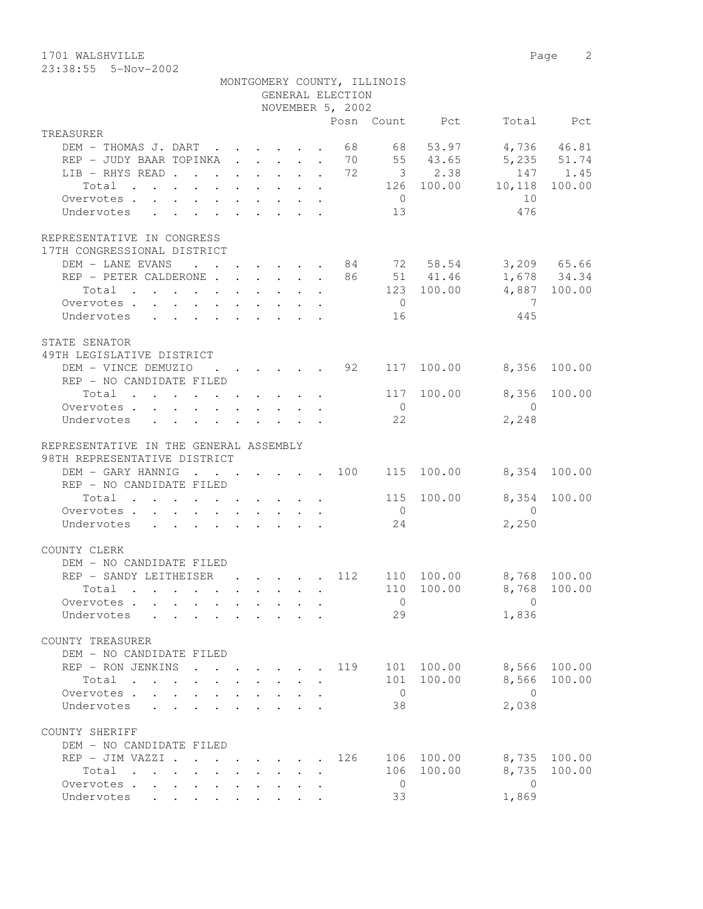1701 WALSHVILLE
23:38:55 5-Nov-2002

MONTGOMERY COUNTY, ILLINOIS
GENERAL ELECTION
NOVEMBER 5, 2002

| | Posn | Count | Pct | Total | Pct |
|---|---|---|---|---|---|
| **TREASURER** | | | | | |
| DEM - THOMAS J. DART | 68 | 68 | 53.97 | 4,736 | 46.81 |
| REP - JUDY BAAR TOPINKA | 70 | 55 | 43.65 | 5,235 | 51.74 |
| LIB - RHYS READ | 72 | 3 | 2.38 | 147 | 1.45 |
| Total | | 126 | 100.00 | 10,118 | 100.00 |
| Overvotes | | 0 | | 10 | |
| Undervotes | | 13 | | 476 | |
| **REPRESENTATIVE IN CONGRESS** | | | | | |
| **17TH CONGRESSIONAL DISTRICT** | | | | | |
| DEM - LANE EVANS | 84 | 72 | 58.54 | 3,209 | 65.66 |
| REP - PETER CALDERONE | 86 | 51 | 41.46 | 1,678 | 34.34 |
| Total | | 123 | 100.00 | 4,887 | 100.00 |
| Overvotes | | 0 | | 7 | |
| Undervotes | | 16 | | 445 | |
| **STATE SENATOR** | | | | | |
| **49TH LEGISLATIVE DISTRICT** | | | | | |
| DEM - VINCE DEMUZIO | 92 | 117 | 100.00 | 8,356 | 100.00 |
| REP - NO CANDIDATE FILED | | | | | |
| Total | | 117 | 100.00 | 8,356 | 100.00 |
| Overvotes | | 0 | | 0 | |
| Undervotes | | 22 | | 2,248 | |
| **REPRESENTATIVE IN THE GENERAL ASSEMBLY** | | | | | |
| **98TH REPRESENTATIVE DISTRICT** | | | | | |
| DEM - GARY HANNIG | 100 | 115 | 100.00 | 8,354 | 100.00 |
| REP - NO CANDIDATE FILED | | | | | |
| Total | | 115 | 100.00 | 8,354 | 100.00 |
| Overvotes | | 0 | | 0 | |
| Undervotes | | 24 | | 2,250 | |
| **COUNTY CLERK** | | | | | |
| DEM - NO CANDIDATE FILED | | | | | |
| REP - SANDY LEITHEISER | 112 | 110 | 100.00 | 8,768 | 100.00 |
| Total | | 110 | 100.00 | 8,768 | 100.00 |
| Overvotes | | 0 | | 0 | |
| Undervotes | | 29 | | 1,836 | |
| **COUNTY TREASURER** | | | | | |
| DEM - NO CANDIDATE FILED | | | | | |
| REP - RON JENKINS | 119 | 101 | 100.00 | 8,566 | 100.00 |
| Total | | 101 | 100.00 | 8,566 | 100.00 |
| Overvotes | | 0 | | 0 | |
| Undervotes | | 38 | | 2,038 | |
| **COUNTY SHERIFF** | | | | | |
| DEM - NO CANDIDATE FILED | | | | | |
| REP - JIM VAZZI | 126 | 106 | 100.00 | 8,735 | 100.00 |
| Total | | 106 | 100.00 | 8,735 | 100.00 |
| Overvotes | | 0 | | 0 | |
| Undervotes | | 33 | | 1,869 | |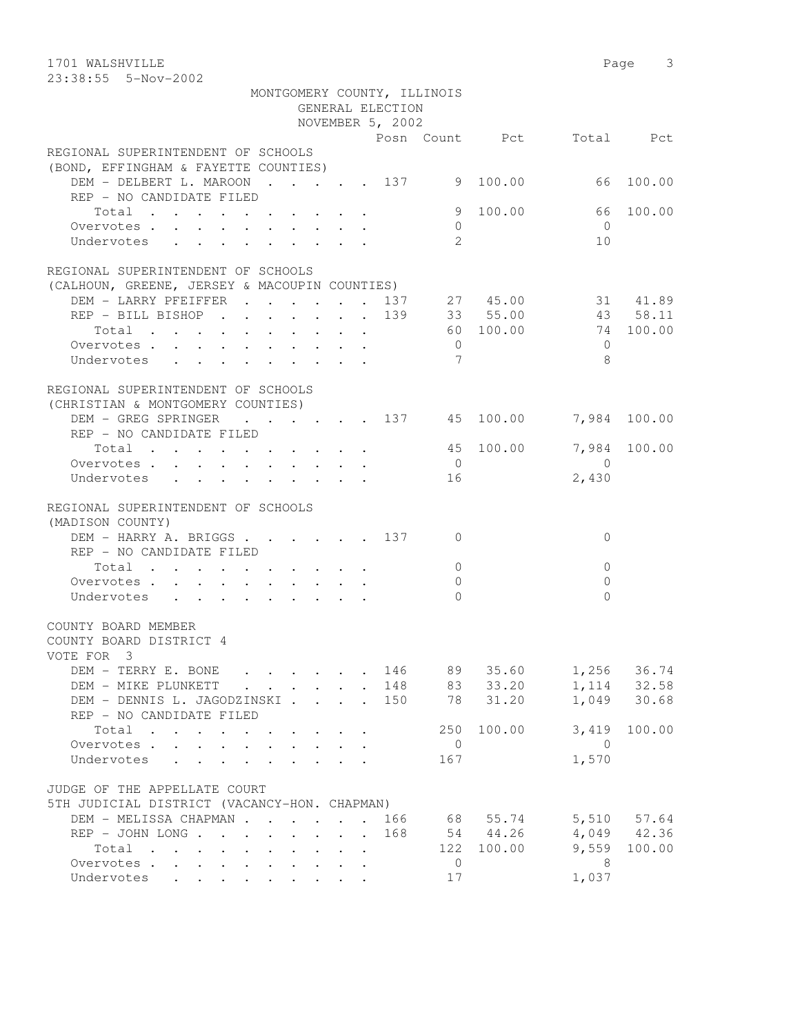MONTGOMERY COUNTY, ILLINOIS
GENERAL ELECTION
NOVEMBER 5, 2002

| | Posn | Count | Pct | Total | Pct |
|---|---|---|---|---|---|
| **REGIONAL SUPERINTENDENT OF SCHOOLS** | | | | | |
| **(BOND, EFFINGHAM & FAYETTE COUNTIES)** | | | | | |
| DEM - DELBERT L. MAROON | 137 | 9 | 100.00 | 66 | 100.00 |
| REP - NO CANDIDATE FILED | | | | | |
| Total | | 9 | 100.00 | 66 | 100.00 |
| Overvotes | | 0 | | 0 | |
| Undervotes | | 2 | | 10 | |
| **REGIONAL SUPERINTENDENT OF SCHOOLS** | | | | | |
| **(CALHOUN, GREENE, JERSEY & MACOUPIN COUNTIES)** | | | | | |
| DEM - LARRY PFEIFFER | 137 | 27 | 45.00 | 31 | 41.89 |
| REP - BILL BISHOP | 139 | 33 | 55.00 | 43 | 58.11 |
| Total | | 60 | 100.00 | 74 | 100.00 |
| Overvotes | | 0 | | 0 | |
| Undervotes | | 7 | | 8 | |
| **REGIONAL SUPERINTENDENT OF SCHOOLS** | | | | | |
| **(CHRISTIAN & MONTGOMERY COUNTIES)** | | | | | |
| DEM - GREG SPRINGER | 137 | 45 | 100.00 | 7,984 | 100.00 |
| REP - NO CANDIDATE FILED | | | | | |
| Total | | 45 | 100.00 | 7,984 | 100.00 |
| Overvotes | | 0 | | 0 | |
| Undervotes | | 16 | | 2,430 | |
| **REGIONAL SUPERINTENDENT OF SCHOOLS** | | | | | |
| **(MADISON COUNTY)** | | | | | |
| DEM - HARRY A. BRIGGS | 137 | 0 | | 0 | |
| REP - NO CANDIDATE FILED | | | | | |
| Total | | 0 | | 0 | |
| Overvotes | | 0 | | 0 | |
| Undervotes | | 0 | | 0 | |
| **COUNTY BOARD MEMBER** | | | | | |
| **COUNTY BOARD DISTRICT 4** | | | | | |
| **VOTE FOR 3** | | | | | |
| DEM - TERRY E. BONE | 146 | 89 | 35.60 | 1,256 | 36.74 |
| DEM - MIKE PLUNKETT | 148 | 83 | 33.20 | 1,114 | 32.58 |
| DEM - DENNIS L. JAGODZINSKI | 150 | 78 | 31.20 | 1,049 | 30.68 |
| REP - NO CANDIDATE FILED | | | | | |
| Total | | 250 | 100.00 | 3,419 | 100.00 |
| Overvotes | | 0 | | 0 | |
| Undervotes | | 167 | | 1,570 | |
| **JUDGE OF THE APPELLATE COURT** | | | | | |
| **5TH JUDICIAL DISTRICT (VACANCY-HON. CHAPMAN)** | | | | | |
| DEM - MELISSA CHAPMAN | 166 | 68 | 55.74 | 5,510 | 57.64 |
| REP - JOHN LONG | 168 | 54 | 44.26 | 4,049 | 42.36 |
| Total | | 122 | 100.00 | 9,559 | 100.00 |
| Overvotes | | 0 | | 8 | |
| Undervotes | | 17 | | 1,037 | |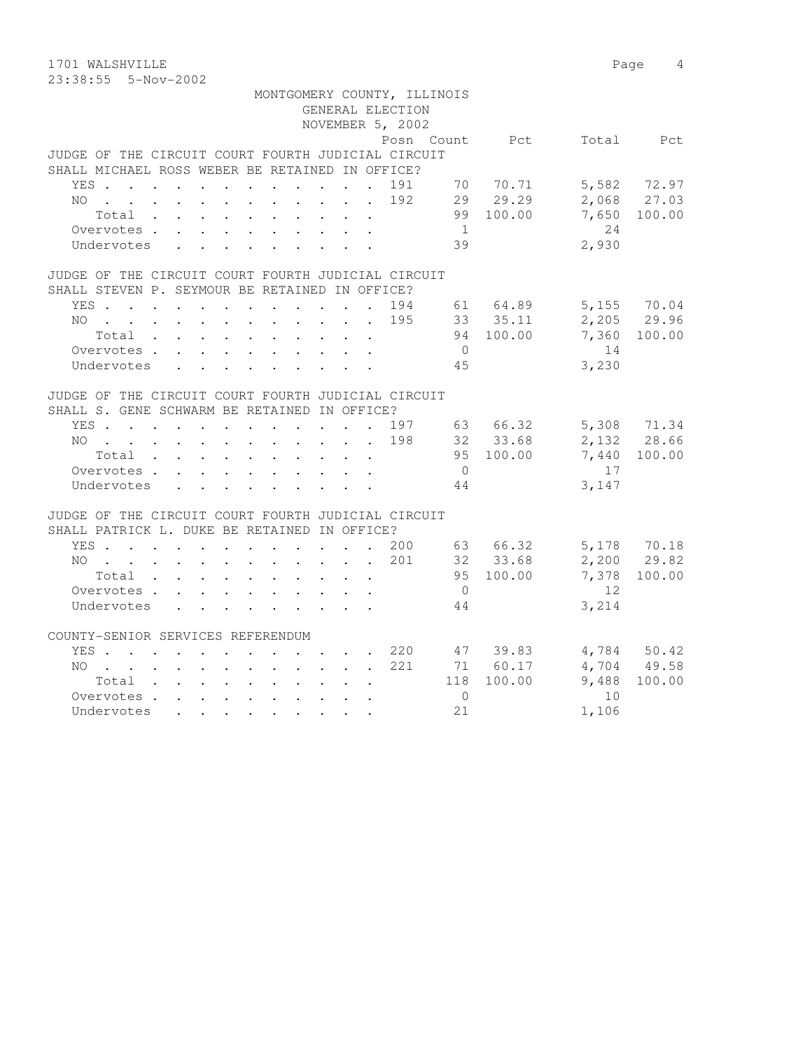1701 WALSHVILLE

23:38:55 5-Nov-2002

MONTGOMERY COUNTY, ILLINOIS
GENERAL ELECTION
NOVEMBER 5, 2002

| | Posn | Count | Pct | Total | Pct |
|---|---|---|---|---|---|
| **JUDGE OF THE CIRCUIT COURT FOURTH JUDICIAL CIRCUIT SHALL MICHAEL ROSS WEBER BE RETAINED IN OFFICE?** | | | | | |
| YES | 191 | 70 | 70.71 | 5,582 | 72.97 |
| NO | 192 | 29 | 29.29 | 2,068 | 27.03 |
| Total | | 99 | 100.00 | 7,650 | 100.00 |
| Overvotes | | 1 | | 24 | |
| Undervotes | | 39 | | 2,930 | |
| **JUDGE OF THE CIRCUIT COURT FOURTH JUDICIAL CIRCUIT SHALL STEVEN P. SEYMOUR BE RETAINED IN OFFICE?** | | | | | |
| YES | 194 | 61 | 64.89 | 5,155 | 70.04 |
| NO | 195 | 33 | 35.11 | 2,205 | 29.96 |
| Total | | 94 | 100.00 | 7,360 | 100.00 |
| Overvotes | | 0 | | 14 | |
| Undervotes | | 45 | | 3,230 | |
| **JUDGE OF THE CIRCUIT COURT FOURTH JUDICIAL CIRCUIT SHALL S. GENE SCHWARM BE RETAINED IN OFFICE?** | | | | | |
| YES | 197 | 63 | 66.32 | 5,308 | 71.34 |
| NO | 198 | 32 | 33.68 | 2,132 | 28.66 |
| Total | | 95 | 100.00 | 7,440 | 100.00 |
| Overvotes | | 0 | | 17 | |
| Undervotes | | 44 | | 3,147 | |
| **JUDGE OF THE CIRCUIT COURT FOURTH JUDICIAL CIRCUIT SHALL PATRICK L. DUKE BE RETAINED IN OFFICE?** | | | | | |
| YES | 200 | 63 | 66.32 | 5,178 | 70.18 |
| NO | 201 | 32 | 33.68 | 2,200 | 29.82 |
| Total | | 95 | 100.00 | 7,378 | 100.00 |
| Overvotes | | 0 | | 12 | |
| Undervotes | | 44 | | 3,214 | |
| **COUNTY-SENIOR SERVICES REFERENDUM** | | | | | |
| YES | 220 | 47 | 39.83 | 4,784 | 50.42 |
| NO | 221 | 71 | 60.17 | 4,704 | 49.58 |
| Total | | 118 | 100.00 | 9,488 | 100.00 |
| Overvotes | | 0 | | 10 | |
| Undervotes | | 21 | | 1,106 | |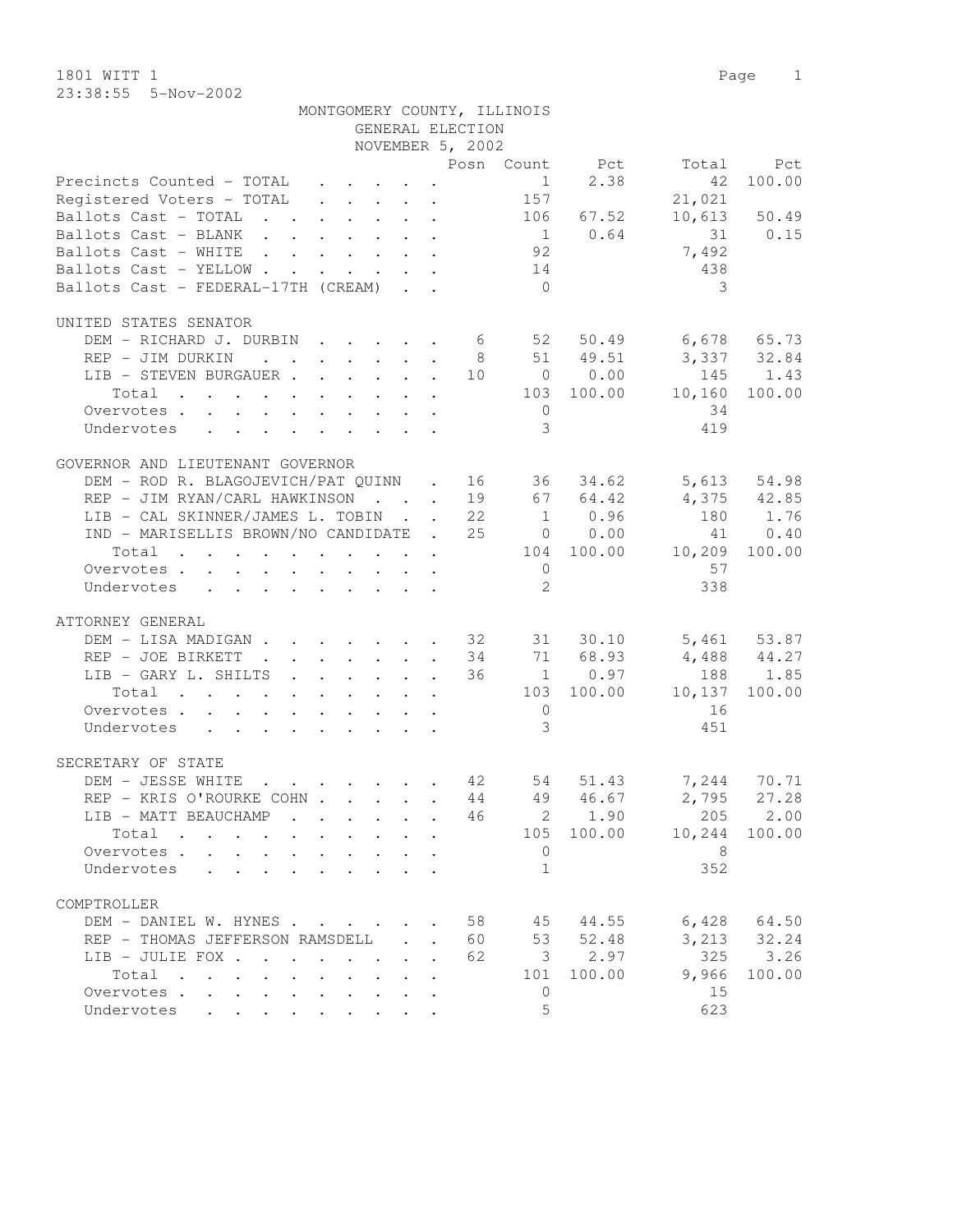1801 WITT 1

23:38:55 5-Nov-2002

MONTGOMERY COUNTY, ILLINOIS
GENERAL ELECTION
NOVEMBER 5, 2002

| | Posn | Count | Pct | Total | Pct |
|---|---|---|---|---|---|
| Precincts Counted - TOTAL | | 1 | 2.38 | 42 | 100.00 |
| Registered Voters - TOTAL | | 157 | | 21,021 | |
| Ballots Cast - TOTAL | | 106 | 67.52 | 10,613 | 50.49 |
| Ballots Cast - BLANK | | 1 | 0.64 | 31 | 0.15 |
| Ballots Cast - WHITE | | 92 | | 7,492 | |
| Ballots Cast - YELLOW | | 14 | | 438 | |
| Ballots Cast - FEDERAL-17TH (CREAM) | | 0 | | 3 | |

UNITED STATES SENATOR

| | Posn | Count | Pct | Total | Pct |
|---|---|---|---|---|---|
| DEM - RICHARD J. DURBIN | 6 | 52 | 50.49 | 6,678 | 65.73 |
| REP - JIM DURKIN | 8 | 51 | 49.51 | 3,337 | 32.84 |
| LIB - STEVEN BURGAUER | 10 | 0 | 0.00 | 145 | 1.43 |
| Total | | 103 | 100.00 | 10,160 | 100.00 |
| Overvotes | | 0 | | 34 | |
| Undervotes | | 3 | | 419 | |

GOVERNOR AND LIEUTENANT GOVERNOR

| | Posn | Count | Pct | Total | Pct |
|---|---|---|---|---|---|
| DEM - ROD R. BLAGOJEVICH/PAT QUINN | 16 | 36 | 34.62 | 5,613 | 54.98 |
| REP - JIM RYAN/CARL HAWKINSON | 19 | 67 | 64.42 | 4,375 | 42.85 |
| LIB - CAL SKINNER/JAMES L. TOBIN | 22 | 1 | 0.96 | 180 | 1.76 |
| IND - MARISELLIS BROWN/NO CANDIDATE | 25 | 0 | 0.00 | 41 | 0.40 |
| Total | | 104 | 100.00 | 10,209 | 100.00 |
| Overvotes | | 0 | | 57 | |
| Undervotes | | 2 | | 338 | |

ATTORNEY GENERAL

| | Posn | Count | Pct | Total | Pct |
|---|---|---|---|---|---|
| DEM - LISA MADIGAN | 32 | 31 | 30.10 | 5,461 | 53.87 |
| REP - JOE BIRKETT | 34 | 71 | 68.93 | 4,488 | 44.27 |
| LIB - GARY L. SHILTS | 36 | 1 | 0.97 | 188 | 1.85 |
| Total | | 103 | 100.00 | 10,137 | 100.00 |
| Overvotes | | 0 | | 16 | |
| Undervotes | | 3 | | 451 | |

SECRETARY OF STATE

| | Posn | Count | Pct | Total | Pct |
|---|---|---|---|---|---|
| DEM - JESSE WHITE | 42 | 54 | 51.43 | 7,244 | 70.71 |
| REP - KRIS O'ROURKE COHN | 44 | 49 | 46.67 | 2,795 | 27.28 |
| LIB - MATT BEAUCHAMP | 46 | 2 | 1.90 | 205 | 2.00 |
| Total | | 105 | 100.00 | 10,244 | 100.00 |
| Overvotes | | 0 | | 8 | |
| Undervotes | | 1 | | 352 | |

COMPTROLLER

| | Posn | Count | Pct | Total | Pct |
|---|---|---|---|---|---|
| DEM - DANIEL W. HYNES | 58 | 45 | 44.55 | 6,428 | 64.50 |
| REP - THOMAS JEFFERSON RAMSDELL | 60 | 53 | 52.48 | 3,213 | 32.24 |
| LIB - JULIE FOX | 62 | 3 | 2.97 | 325 | 3.26 |
| Total | | 101 | 100.00 | 9,966 | 100.00 |
| Overvotes | | 0 | | 15 | |
| Undervotes | | 5 | | 623 | |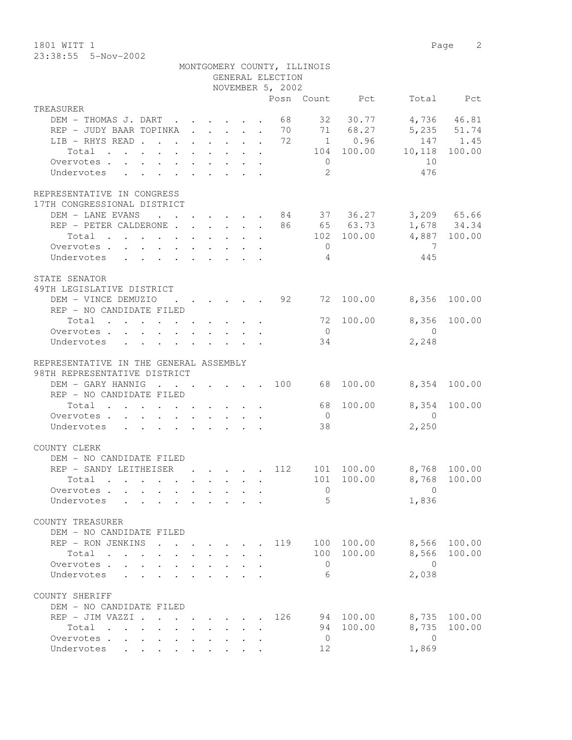1801 WITT 1

23:38:55 5-Nov-2002

MONTGOMERY COUNTY, ILLINOIS
GENERAL ELECTION
NOVEMBER 5, 2002

| | Posn | Count | Pct | Total | Pct |
|---|---|---|---|---|---|
| **TREASURER** | | | | | |
| DEM - THOMAS J. DART | 68 | 32 | 30.77 | 4,736 | 46.81 |
| REP - JUDY BAAR TOPINKA | 70 | 71 | 68.27 | 5,235 | 51.74 |
| LIB - RHYS READ | 72 | 1 | 0.96 | 147 | 1.45 |
| Total | | 104 | 100.00 | 10,118 | 100.00 |
| Overvotes | | 0 | | 10 | |
| Undervotes | | 2 | | 476 | |
| **REPRESENTATIVE IN CONGRESS** | | | | | |
| **17TH CONGRESSIONAL DISTRICT** | | | | | |
| DEM - LANE EVANS | 84 | 37 | 36.27 | 3,209 | 65.66 |
| REP - PETER CALDERONE | 86 | 65 | 63.73 | 1,678 | 34.34 |
| Total | | 102 | 100.00 | 4,887 | 100.00 |
| Overvotes | | 0 | | 7 | |
| Undervotes | | 4 | | 445 | |
| **STATE SENATOR** | | | | | |
| **49TH LEGISLATIVE DISTRICT** | | | | | |
| DEM - VINCE DEMUZIO | 92 | 72 | 100.00 | 8,356 | 100.00 |
| REP - NO CANDIDATE FILED | | | | | |
| Total | | 72 | 100.00 | 8,356 | 100.00 |
| Overvotes | | 0 | | 0 | |
| Undervotes | | 34 | | 2,248 | |
| **REPRESENTATIVE IN THE GENERAL ASSEMBLY** | | | | | |
| **98TH REPRESENTATIVE DISTRICT** | | | | | |
| DEM - GARY HANNIG | 100 | 68 | 100.00 | 8,354 | 100.00 |
| REP - NO CANDIDATE FILED | | | | | |
| Total | | 68 | 100.00 | 8,354 | 100.00 |
| Overvotes | | 0 | | 0 | |
| Undervotes | | 38 | | 2,250 | |
| **COUNTY CLERK** | | | | | |
| DEM - NO CANDIDATE FILED | | | | | |
| REP - SANDY LEITHEISER | 112 | 101 | 100.00 | 8,768 | 100.00 |
| Total | | 101 | 100.00 | 8,768 | 100.00 |
| Overvotes | | 0 | | 0 | |
| Undervotes | | 5 | | 1,836 | |
| **COUNTY TREASURER** | | | | | |
| DEM - NO CANDIDATE FILED | | | | | |
| REP - RON JENKINS | 119 | 100 | 100.00 | 8,566 | 100.00 |
| Total | | 100 | 100.00 | 8,566 | 100.00 |
| Overvotes | | 0 | | 0 | |
| Undervotes | | 6 | | 2,038 | |
| **COUNTY SHERIFF** | | | | | |
| DEM - NO CANDIDATE FILED | | | | | |
| REP - JIM VAZZI | 126 | 94 | 100.00 | 8,735 | 100.00 |
| Total | | 94 | 100.00 | 8,735 | 100.00 |
| Overvotes | | 0 | | 0 | |
| Undervotes | | 12 | | 1,869 | |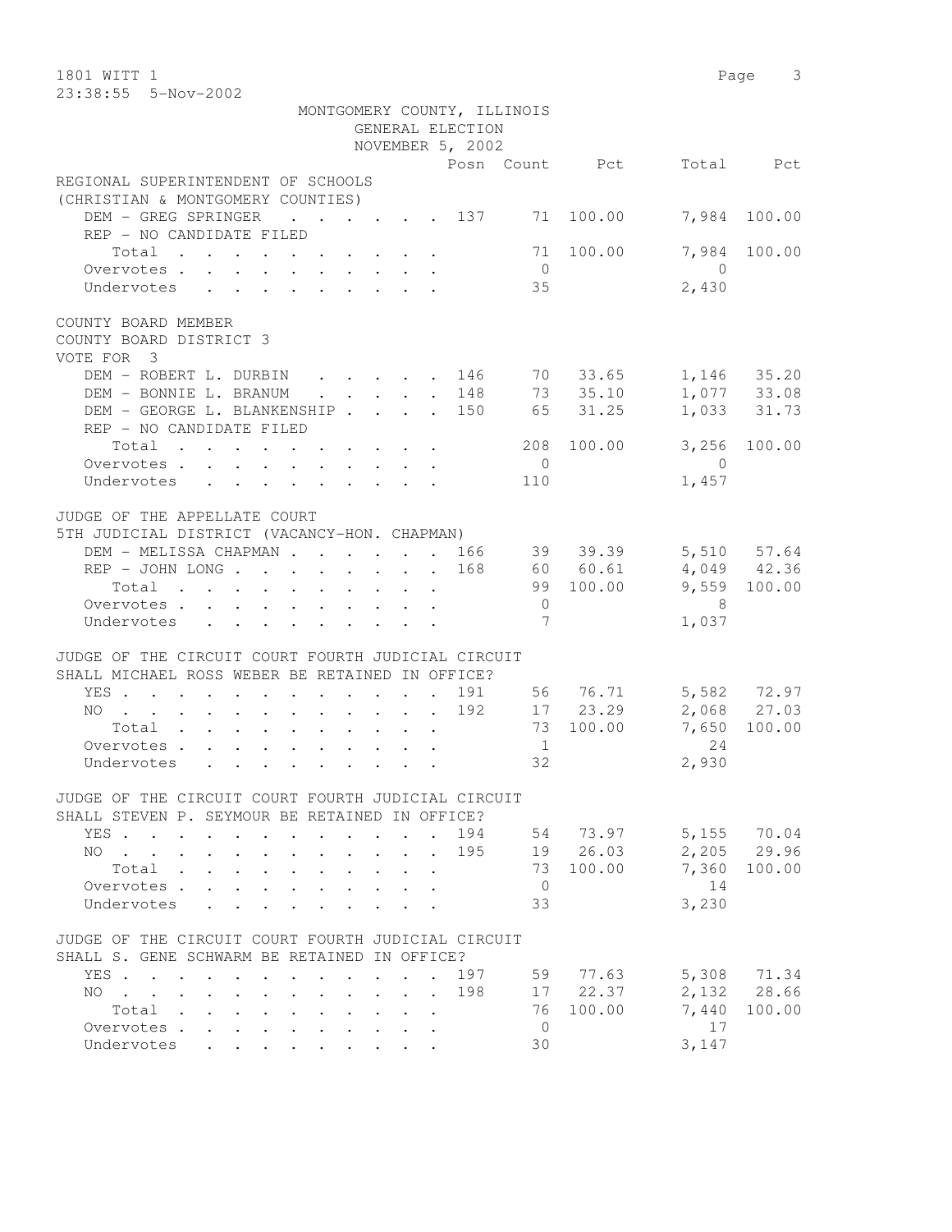1801 WITT 1

23:38:55 5-Nov-2002

MONTGOMERY COUNTY, ILLINOIS
GENERAL ELECTION
NOVEMBER 5, 2002

| | Posn | Count | Pct | Total | Pct |
|---|---|---|---|---|---|
| **REGIONAL SUPERINTENDENT OF SCHOOLS** | | | | | |
| **(CHRISTIAN & MONTGOMERY COUNTIES)** | | | | | |
| DEM - GREG SPRINGER | 137 | 71 | 100.00 | 7,984 | 100.00 |
| REP - NO CANDIDATE FILED | | | | | |
| Total | | 71 | 100.00 | 7,984 | 100.00 |
| Overvotes | | 0 | | 0 | |
| Undervotes | | 35 | | 2,430 | |
| **COUNTY BOARD MEMBER** | | | | | |
| **COUNTY BOARD DISTRICT 3** | | | | | |
| **VOTE FOR 3** | | | | | |
| DEM - ROBERT L. DURBIN | 146 | 70 | 33.65 | 1,146 | 35.20 |
| DEM - BONNIE L. BRANUM | 148 | 73 | 35.10 | 1,077 | 33.08 |
| DEM - GEORGE L. BLANKENSHIP | 150 | 65 | 31.25 | 1,033 | 31.73 |
| REP - NO CANDIDATE FILED | | | | | |
| Total | | 208 | 100.00 | 3,256 | 100.00 |
| Overvotes | | 0 | | 0 | |
| Undervotes | | 110 | | 1,457 | |
| **JUDGE OF THE APPELLATE COURT** | | | | | |
| **5TH JUDICIAL DISTRICT (VACANCY-HON. CHAPMAN)** | | | | | |
| DEM - MELISSA CHAPMAN | 166 | 39 | 39.39 | 5,510 | 57.64 |
| REP - JOHN LONG | 168 | 60 | 60.61 | 4,049 | 42.36 |
| Total | | 99 | 100.00 | 9,559 | 100.00 |
| Overvotes | | 0 | | 8 | |
| Undervotes | | 7 | | 1,037 | |
| **JUDGE OF THE CIRCUIT COURT FOURTH JUDICIAL CIRCUIT** | | | | | |
| **SHALL MICHAEL ROSS WEBER BE RETAINED IN OFFICE?** | | | | | |
| YES | 191 | 56 | 76.71 | 5,582 | 72.97 |
| NO | 192 | 17 | 23.29 | 2,068 | 27.03 |
| Total | | 73 | 100.00 | 7,650 | 100.00 |
| Overvotes | | 1 | | 24 | |
| Undervotes | | 32 | | 2,930 | |
| **JUDGE OF THE CIRCUIT COURT FOURTH JUDICIAL CIRCUIT** | | | | | |
| **SHALL STEVEN P. SEYMOUR BE RETAINED IN OFFICE?** | | | | | |
| YES | 194 | 54 | 73.97 | 5,155 | 70.04 |
| NO | 195 | 19 | 26.03 | 2,205 | 29.96 |
| Total | | 73 | 100.00 | 7,360 | 100.00 |
| Overvotes | | 0 | | 14 | |
| Undervotes | | 33 | | 3,230 | |
| **JUDGE OF THE CIRCUIT COURT FOURTH JUDICIAL CIRCUIT** | | | | | |
| **SHALL S. GENE SCHWARM BE RETAINED IN OFFICE?** | | | | | |
| YES | 197 | 59 | 77.63 | 5,308 | 71.34 |
| NO | 198 | 17 | 22.37 | 2,132 | 28.66 |
| Total | | 76 | 100.00 | 7,440 | 100.00 |
| Overvotes | | 0 | | 17 | |
| Undervotes | | 30 | | 3,147 | |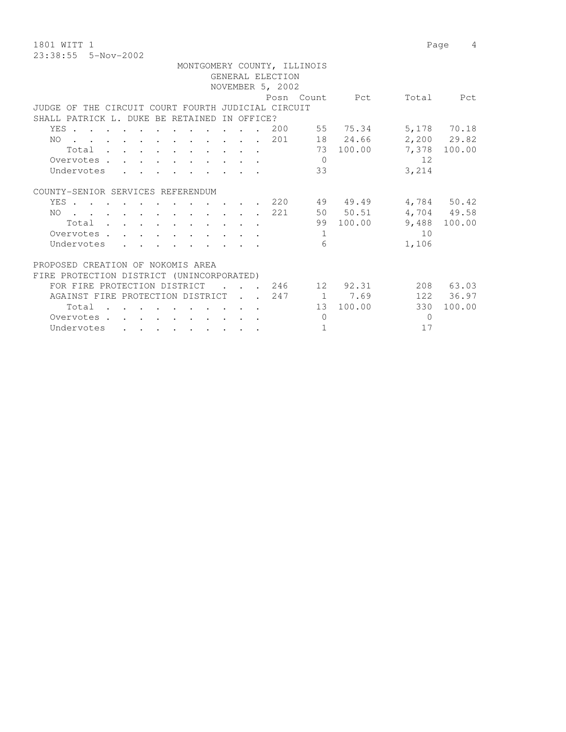1801 WITT 1

23:38:55 5-Nov-2002

MONTGOMERY COUNTY, ILLINOIS
GENERAL ELECTION
NOVEMBER 5, 2002

| | Posn | Count | Pct | Total | Pct |
|---|---|---|---|---|---|
| **JUDGE OF THE CIRCUIT COURT FOURTH JUDICIAL CIRCUIT SHALL PATRICK L. DUKE BE RETAINED IN OFFICE?** | | | | | |
| YES | 200 | 55 | 75.34 | 5,178 | 70.18 |
| NO | 201 | 18 | 24.66 | 2,200 | 29.82 |
| Total | | 73 | 100.00 | 7,378 | 100.00 |
| Overvotes | | 0 | | 12 | |
| Undervotes | | 33 | | 3,214 | |
| **COUNTY-SENIOR SERVICES REFERENDUM** | | | | | |
| YES | 220 | 49 | 49.49 | 4,784 | 50.42 |
| NO | 221 | 50 | 50.51 | 4,704 | 49.58 |
| Total | | 99 | 100.00 | 9,488 | 100.00 |
| Overvotes | | 1 | | 10 | |
| Undervotes | | 6 | | 1,106 | |
| **PROPOSED CREATION OF NOKOMIS AREA FIRE PROTECTION DISTRICT (UNINCORPORATED)** | | | | | |
| FOR FIRE PROTECTION DISTRICT | 246 | 12 | 92.31 | 208 | 63.03 |
| AGAINST FIRE PROTECTION DISTRICT | 247 | 1 | 7.69 | 122 | 36.97 |
| Total | | 13 | 100.00 | 330 | 100.00 |
| Overvotes | | 0 | | 0 | |
| Undervotes | | 1 | | 17 | |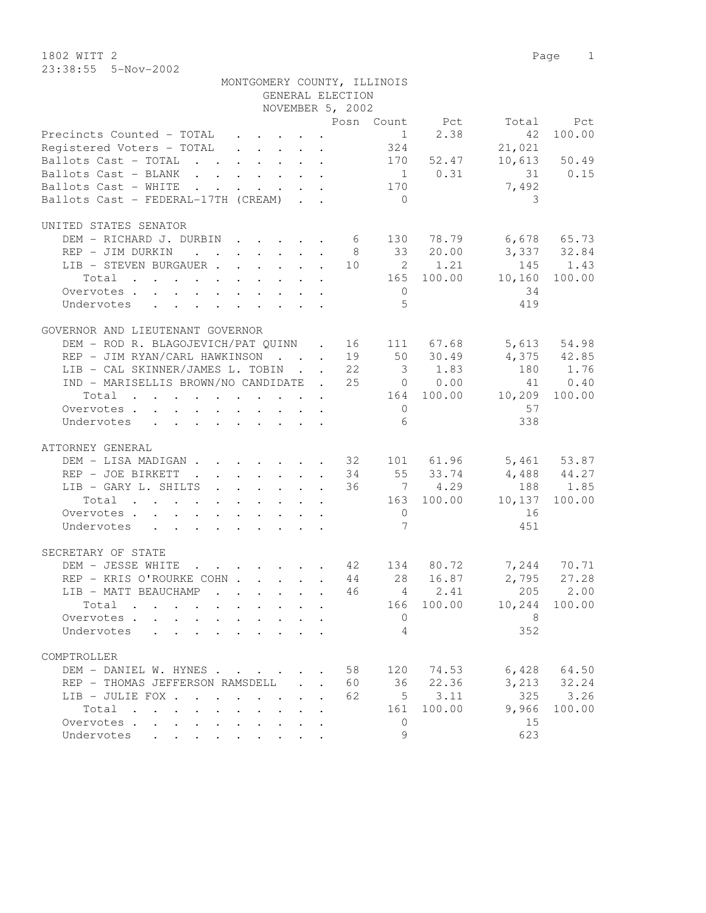1802 WITT 2

23:38:55 5-Nov-2002

MONTGOMERY COUNTY, ILLINOIS
GENERAL ELECTION
NOVEMBER 5, 2002

| | Posn | Count | Pct | Total | Pct |
|---|---|---|---|---|---|
| Precincts Counted - TOTAL | | 1 | 2.38 | 42 | 100.00 |
| Registered Voters - TOTAL | | 324 | | 21,021 | |
| Ballots Cast - TOTAL | | 170 | 52.47 | 10,613 | 50.49 |
| Ballots Cast - BLANK | | 1 | 0.31 | 31 | 0.15 |
| Ballots Cast - WHITE | | 170 | | 7,492 | |
| Ballots Cast - FEDERAL-17TH (CREAM) | | 0 | | 3 | |

UNITED STATES SENATOR

| | Posn | Count | Pct | Total | Pct |
|---|---|---|---|---|---|
| DEM - RICHARD J. DURBIN | 6 | 130 | 78.79 | 6,678 | 65.73 |
| REP - JIM DURKIN | 8 | 33 | 20.00 | 3,337 | 32.84 |
| LIB - STEVEN BURGAUER | 10 | 2 | 1.21 | 145 | 1.43 |
| Total | | 165 | 100.00 | 10,160 | 100.00 |
| Overvotes | | 0 | | 34 | |
| Undervotes | | 5 | | 419 | |

GOVERNOR AND LIEUTENANT GOVERNOR

| | Posn | Count | Pct | Total | Pct |
|---|---|---|---|---|---|
| DEM - ROD R. BLAGOJEVICH/PAT QUINN | 16 | 111 | 67.68 | 5,613 | 54.98 |
| REP - JIM RYAN/CARL HAWKINSON | 19 | 50 | 30.49 | 4,375 | 42.85 |
| LIB - CAL SKINNER/JAMES L. TOBIN | 22 | 3 | 1.83 | 180 | 1.76 |
| IND - MARISELLIS BROWN/NO CANDIDATE | 25 | 0 | 0.00 | 41 | 0.40 |
| Total | | 164 | 100.00 | 10,209 | 100.00 |
| Overvotes | | 0 | | 57 | |
| Undervotes | | 6 | | 338 | |

ATTORNEY GENERAL

| | Posn | Count | Pct | Total | Pct |
|---|---|---|---|---|---|
| DEM - LISA MADIGAN | 32 | 101 | 61.96 | 5,461 | 53.87 |
| REP - JOE BIRKETT | 34 | 55 | 33.74 | 4,488 | 44.27 |
| LIB - GARY L. SHILTS | 36 | 7 | 4.29 | 188 | 1.85 |
| Total | | 163 | 100.00 | 10,137 | 100.00 |
| Overvotes | | 0 | | 16 | |
| Undervotes | | 7 | | 451 | |

SECRETARY OF STATE

| | Posn | Count | Pct | Total | Pct |
|---|---|---|---|---|---|
| DEM - JESSE WHITE | 42 | 134 | 80.72 | 7,244 | 70.71 |
| REP - KRIS O'ROURKE COHN | 44 | 28 | 16.87 | 2,795 | 27.28 |
| LIB - MATT BEAUCHAMP | 46 | 4 | 2.41 | 205 | 2.00 |
| Total | | 166 | 100.00 | 10,244 | 100.00 |
| Overvotes | | 0 | | 8 | |
| Undervotes | | 4 | | 352 | |

COMPTROLLER

| | Posn | Count | Pct | Total | Pct |
|---|---|---|---|---|---|
| DEM - DANIEL W. HYNES | 58 | 120 | 74.53 | 6,428 | 64.50 |
| REP - THOMAS JEFFERSON RAMSDELL | 60 | 36 | 22.36 | 3,213 | 32.24 |
| LIB - JULIE FOX | 62 | 5 | 3.11 | 325 | 3.26 |
| Total | | 161 | 100.00 | 9,966 | 100.00 |
| Overvotes | | 0 | | 15 | |
| Undervotes | | 9 | | 623 | |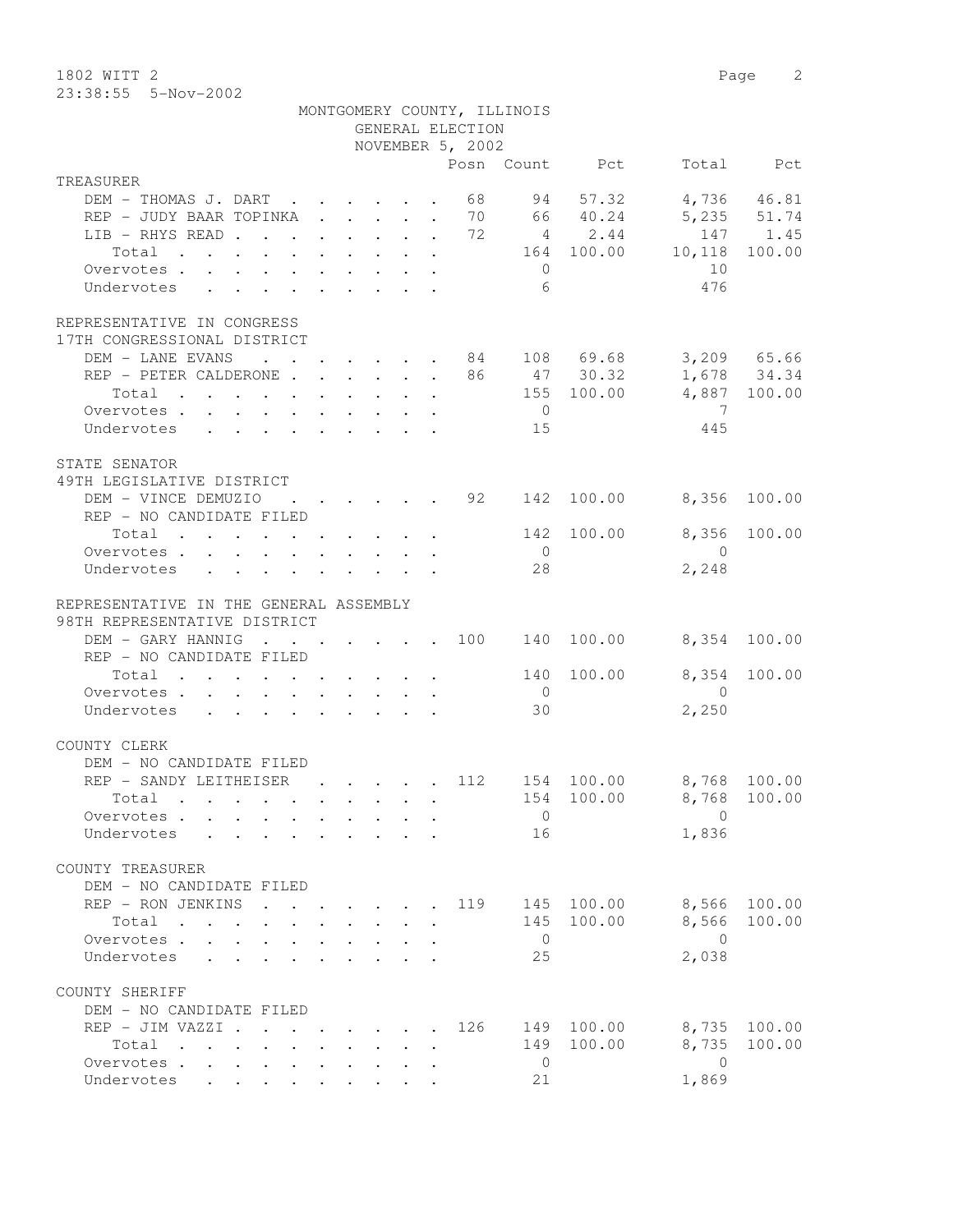1802 WITT 2
23:38:55 5-Nov-2002

MONTGOMERY COUNTY, ILLINOIS
GENERAL ELECTION
NOVEMBER 5, 2002

| | Posn | Count | Pct | Total | Pct |
|---|---|---|---|---|---|
| **TREASURER** | | | | | |
| DEM - THOMAS J. DART | 68 | 94 | 57.32 | 4,736 | 46.81 |
| REP - JUDY BAAR TOPINKA | 70 | 66 | 40.24 | 5,235 | 51.74 |
| LIB - RHYS READ | 72 | 4 | 2.44 | 147 | 1.45 |
| Total | | 164 | 100.00 | 10,118 | 100.00 |
| Overvotes | | 0 | | 10 | |
| Undervotes | | 6 | | 476 | |
| **REPRESENTATIVE IN CONGRESS** | | | | | |
| **17TH CONGRESSIONAL DISTRICT** | | | | | |
| DEM - LANE EVANS | 84 | 108 | 69.68 | 3,209 | 65.66 |
| REP - PETER CALDERONE | 86 | 47 | 30.32 | 1,678 | 34.34 |
| Total | | 155 | 100.00 | 4,887 | 100.00 |
| Overvotes | | 0 | | 7 | |
| Undervotes | | 15 | | 445 | |
| **STATE SENATOR** | | | | | |
| **49TH LEGISLATIVE DISTRICT** | | | | | |
| DEM - VINCE DEMUZIO | 92 | 142 | 100.00 | 8,356 | 100.00 |
| REP - NO CANDIDATE FILED | | | | | |
| Total | | 142 | 100.00 | 8,356 | 100.00 |
| Overvotes | | 0 | | 0 | |
| Undervotes | | 28 | | 2,248 | |
| **REPRESENTATIVE IN THE GENERAL ASSEMBLY** | | | | | |
| **98TH REPRESENTATIVE DISTRICT** | | | | | |
| DEM - GARY HANNIG | 100 | 140 | 100.00 | 8,354 | 100.00 |
| REP - NO CANDIDATE FILED | | | | | |
| Total | | 140 | 100.00 | 8,354 | 100.00 |
| Overvotes | | 0 | | 0 | |
| Undervotes | | 30 | | 2,250 | |
| **COUNTY CLERK** | | | | | |
| DEM - NO CANDIDATE FILED | | | | | |
| REP - SANDY LEITHEISER | 112 | 154 | 100.00 | 8,768 | 100.00 |
| Total | | 154 | 100.00 | 8,768 | 100.00 |
| Overvotes | | 0 | | 0 | |
| Undervotes | | 16 | | 1,836 | |
| **COUNTY TREASURER** | | | | | |
| DEM - NO CANDIDATE FILED | | | | | |
| REP - RON JENKINS | 119 | 145 | 100.00 | 8,566 | 100.00 |
| Total | | 145 | 100.00 | 8,566 | 100.00 |
| Overvotes | | 0 | | 0 | |
| Undervotes | | 25 | | 2,038 | |
| **COUNTY SHERIFF** | | | | | |
| DEM - NO CANDIDATE FILED | | | | | |
| REP - JIM VAZZI | 126 | 149 | 100.00 | 8,735 | 100.00 |
| Total | | 149 | 100.00 | 8,735 | 100.00 |
| Overvotes | | 0 | | 0 | |
| Undervotes | | 21 | | 1,869 | |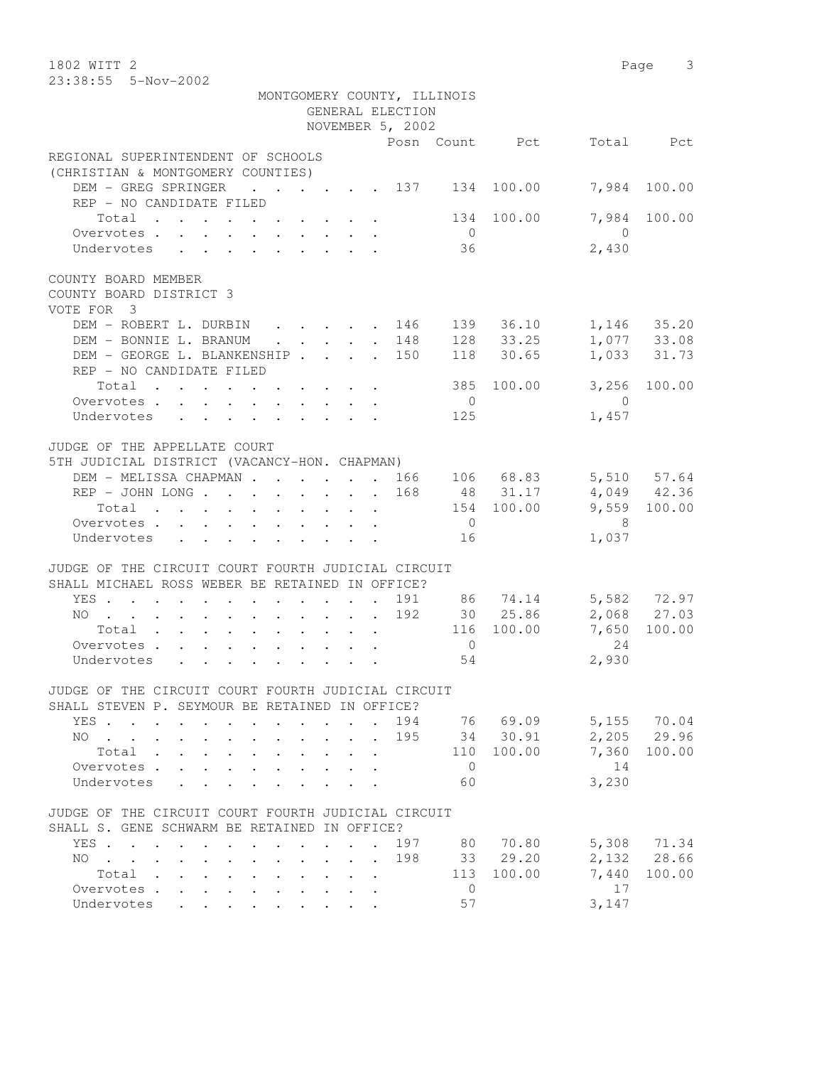MONTGOMERY COUNTY, ILLINOIS
GENERAL ELECTION
NOVEMBER 5, 2002

| | Posn | Count | Pct | Total | Pct |
|---|---|---|---|---|---|
| **REGIONAL SUPERINTENDENT OF SCHOOLS** | | | | | |
| **(CHRISTIAN & MONTGOMERY COUNTIES)** | | | | | |
| DEM - GREG SPRINGER | 137 | 134 | 100.00 | 7,984 | 100.00 |
| REP - NO CANDIDATE FILED | | | | | |
| Total | | 134 | 100.00 | 7,984 | 100.00 |
| Overvotes | | 0 | | 0 | |
| Undervotes | | 36 | | 2,430 | |
| **COUNTY BOARD MEMBER** | | | | | |
| **COUNTY BOARD DISTRICT 3** | | | | | |
| **VOTE FOR 3** | | | | | |
| DEM - ROBERT L. DURBIN | 146 | 139 | 36.10 | 1,146 | 35.20 |
| DEM - BONNIE L. BRANUM | 148 | 128 | 33.25 | 1,077 | 33.08 |
| DEM - GEORGE L. BLANKENSHIP | 150 | 118 | 30.65 | 1,033 | 31.73 |
| REP - NO CANDIDATE FILED | | | | | |
| Total | | 385 | 100.00 | 3,256 | 100.00 |
| Overvotes | | 0 | | 0 | |
| Undervotes | | 125 | | 1,457 | |
| **JUDGE OF THE APPELLATE COURT** | | | | | |
| **5TH JUDICIAL DISTRICT (VACANCY-HON. CHAPMAN)** | | | | | |
| DEM - MELISSA CHAPMAN | 166 | 106 | 68.83 | 5,510 | 57.64 |
| REP - JOHN LONG | 168 | 48 | 31.17 | 4,049 | 42.36 |
| Total | | 154 | 100.00 | 9,559 | 100.00 |
| Overvotes | | 0 | | 8 | |
| Undervotes | | 16 | | 1,037 | |
| **JUDGE OF THE CIRCUIT COURT FOURTH JUDICIAL CIRCUIT** | | | | | |
| **SHALL MICHAEL ROSS WEBER BE RETAINED IN OFFICE?** | | | | | |
| YES | 191 | 86 | 74.14 | 5,582 | 72.97 |
| NO | 192 | 30 | 25.86 | 2,068 | 27.03 |
| Total | | 116 | 100.00 | 7,650 | 100.00 |
| Overvotes | | 0 | | 24 | |
| Undervotes | | 54 | | 2,930 | |
| **JUDGE OF THE CIRCUIT COURT FOURTH JUDICIAL CIRCUIT** | | | | | |
| **SHALL STEVEN P. SEYMOUR BE RETAINED IN OFFICE?** | | | | | |
| YES | 194 | 76 | 69.09 | 5,155 | 70.04 |
| NO | 195 | 34 | 30.91 | 2,205 | 29.96 |
| Total | | 110 | 100.00 | 7,360 | 100.00 |
| Overvotes | | 0 | | 14 | |
| Undervotes | | 60 | | 3,230 | |
| **JUDGE OF THE CIRCUIT COURT FOURTH JUDICIAL CIRCUIT** | | | | | |
| **SHALL S. GENE SCHWARM BE RETAINED IN OFFICE?** | | | | | |
| YES | 197 | 80 | 70.80 | 5,308 | 71.34 |
| NO | 198 | 33 | 29.20 | 2,132 | 28.66 |
| Total | | 113 | 100.00 | 7,440 | 100.00 |
| Overvotes | | 0 | | 17 | |
| Undervotes | | 57 | | 3,147 | |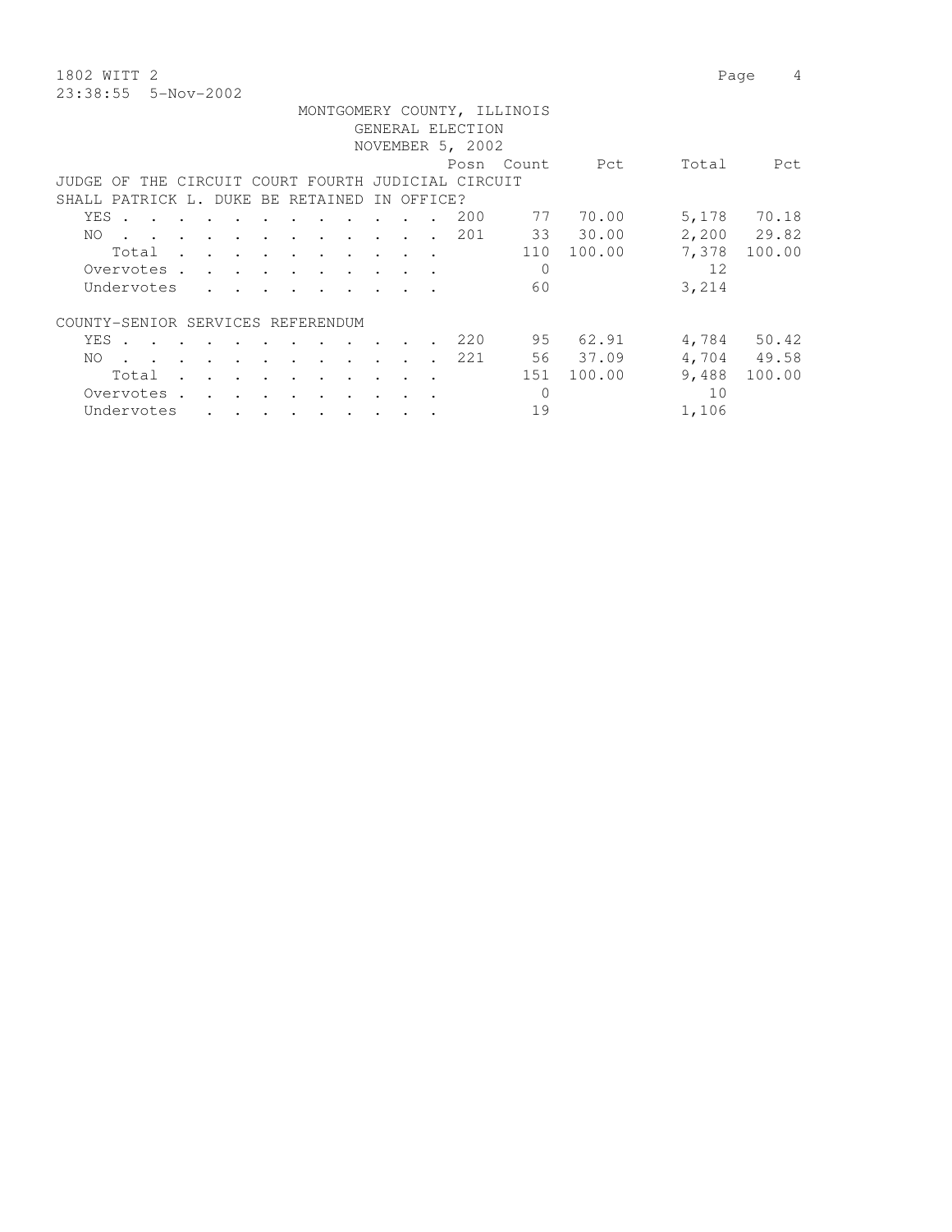MONTGOMERY COUNTY, ILLINOIS
GENERAL ELECTION
NOVEMBER 5, 2002

| | Posn | Count | Pct | Total | Pct |
|---|---|---|---|---|---|
| **JUDGE OF THE CIRCUIT COURT FOURTH JUDICIAL CIRCUIT** | | | | | |
| **SHALL PATRICK L. DUKE BE RETAINED IN OFFICE?** | | | | | |
| YES | 200 | 77 | 70.00 | 5,178 | 70.18 |
| NO | 201 | 33 | 30.00 | 2,200 | 29.82 |
| Total | | 110 | 100.00 | 7,378 | 100.00 |
| Overvotes | | 0 | | 12 | |
| Undervotes | | 60 | | 3,214 | |
| **COUNTY-SENIOR SERVICES REFERENDUM** | | | | | |
| YES | 220 | 95 | 62.91 | 4,784 | 50.42 |
| NO | 221 | 56 | 37.09 | 4,704 | 49.58 |
| Total | | 151 | 100.00 | 9,488 | 100.00 |
| Overvotes | | 0 | | 10 | |
| Undervotes | | 19 | | 1,106 | |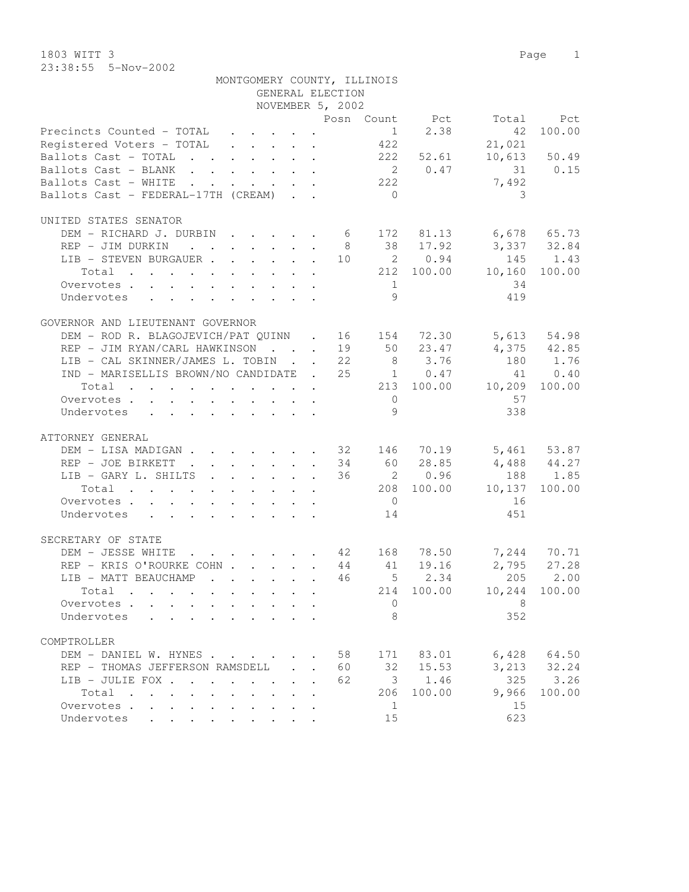1803 WITT 3

23:38:55 5-Nov-2002

MONTGOMERY COUNTY, ILLINOIS
GENERAL ELECTION
NOVEMBER 5, 2002

| | Posn | Count | Pct | Total | Pct |
|---|---|---|---|---|---|
| Precincts Counted - TOTAL | | 1 | 2.38 | 42 | 100.00 |
| Registered Voters - TOTAL | | 422 | | 21,021 | |
| Ballots Cast - TOTAL | | 222 | 52.61 | 10,613 | 50.49 |
| Ballots Cast - BLANK | | 2 | 0.47 | 31 | 0.15 |
| Ballots Cast - WHITE | | 222 | | 7,492 | |
| Ballots Cast - FEDERAL-17TH (CREAM) | | 0 | | 3 | |

UNITED STATES SENATOR

| | Posn | Count | Pct | Total | Pct |
|---|---|---|---|---|---|
| DEM - RICHARD J. DURBIN | 6 | 172 | 81.13 | 6,678 | 65.73 |
| REP - JIM DURKIN | 8 | 38 | 17.92 | 3,337 | 32.84 |
| LIB - STEVEN BURGAUER | 10 | 2 | 0.94 | 145 | 1.43 |
| Total | | 212 | 100.00 | 10,160 | 100.00 |
| Overvotes | | 1 | | 34 | |
| Undervotes | | 9 | | 419 | |

GOVERNOR AND LIEUTENANT GOVERNOR

| | Posn | Count | Pct | Total | Pct |
|---|---|---|---|---|---|
| DEM - ROD R. BLAGOJEVICH/PAT QUINN | 16 | 154 | 72.30 | 5,613 | 54.98 |
| REP - JIM RYAN/CARL HAWKINSON | 19 | 50 | 23.47 | 4,375 | 42.85 |
| LIB - CAL SKINNER/JAMES L. TOBIN | 22 | 8 | 3.76 | 180 | 1.76 |
| IND - MARISELLIS BROWN/NO CANDIDATE | 25 | 1 | 0.47 | 41 | 0.40 |
| Total | | 213 | 100.00 | 10,209 | 100.00 |
| Overvotes | | 0 | | 57 | |
| Undervotes | | 9 | | 338 | |

ATTORNEY GENERAL

| | Posn | Count | Pct | Total | Pct |
|---|---|---|---|---|---|
| DEM - LISA MADIGAN | 32 | 146 | 70.19 | 5,461 | 53.87 |
| REP - JOE BIRKETT | 34 | 60 | 28.85 | 4,488 | 44.27 |
| LIB - GARY L. SHILTS | 36 | 2 | 0.96 | 188 | 1.85 |
| Total | | 208 | 100.00 | 10,137 | 100.00 |
| Overvotes | | 0 | | 16 | |
| Undervotes | | 14 | | 451 | |

SECRETARY OF STATE

| | Posn | Count | Pct | Total | Pct |
|---|---|---|---|---|---|
| DEM - JESSE WHITE | 42 | 168 | 78.50 | 7,244 | 70.71 |
| REP - KRIS O'ROURKE COHN | 44 | 41 | 19.16 | 2,795 | 27.28 |
| LIB - MATT BEAUCHAMP | 46 | 5 | 2.34 | 205 | 2.00 |
| Total | | 214 | 100.00 | 10,244 | 100.00 |
| Overvotes | | 0 | | 8 | |
| Undervotes | | 8 | | 352 | |

COMPTROLLER

| | Posn | Count | Pct | Total | Pct |
|---|---|---|---|---|---|
| DEM - DANIEL W. HYNES | 58 | 171 | 83.01 | 6,428 | 64.50 |
| REP - THOMAS JEFFERSON RAMSDELL | 60 | 32 | 15.53 | 3,213 | 32.24 |
| LIB - JULIE FOX | 62 | 3 | 1.46 | 325 | 3.26 |
| Total | | 206 | 100.00 | 9,966 | 100.00 |
| Overvotes | | 1 | | 15 | |
| Undervotes | | 15 | | 623 | |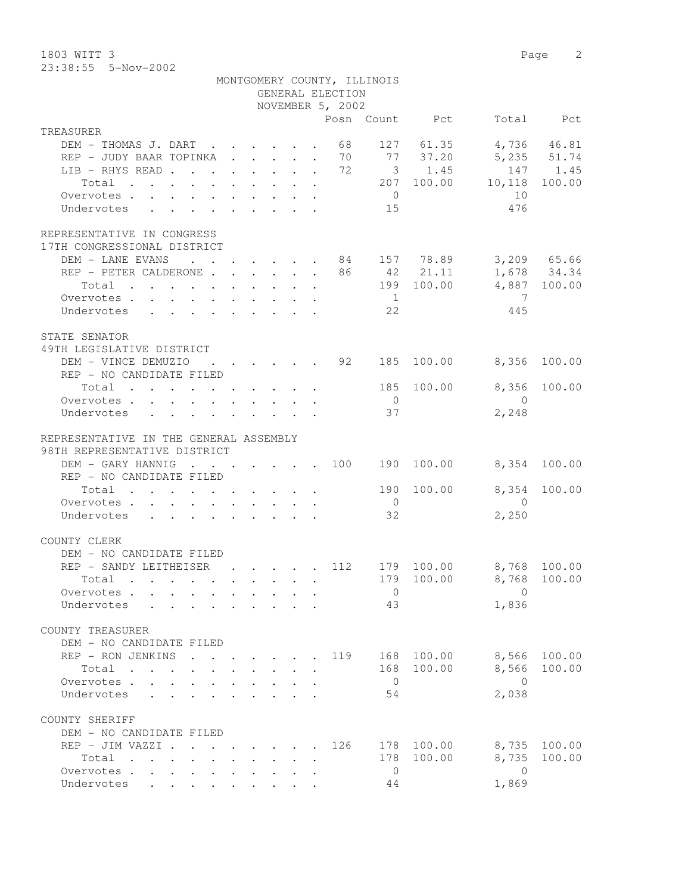1803 WITT 3

23:38:55 5-Nov-2002

MONTGOMERY COUNTY, ILLINOIS
GENERAL ELECTION
NOVEMBER 5, 2002

| | Posn | Count | Pct | Total | Pct |
|---|---|---|---|---|---|
| **TREASURER** | | | | | |
| DEM - THOMAS J. DART | 68 | 127 | 61.35 | 4,736 | 46.81 |
| REP - JUDY BAAR TOPINKA | 70 | 77 | 37.20 | 5,235 | 51.74 |
| LIB - RHYS READ | 72 | 3 | 1.45 | 147 | 1.45 |
| Total | | 207 | 100.00 | 10,118 | 100.00 |
| Overvotes | | 0 | | 10 | |
| Undervotes | | 15 | | 476 | |
| **REPRESENTATIVE IN CONGRESS** | | | | | |
| **17TH CONGRESSIONAL DISTRICT** | | | | | |
| DEM - LANE EVANS | 84 | 157 | 78.89 | 3,209 | 65.66 |
| REP - PETER CALDERONE | 86 | 42 | 21.11 | 1,678 | 34.34 |
| Total | | 199 | 100.00 | 4,887 | 100.00 |
| Overvotes | | 1 | | 7 | |
| Undervotes | | 22 | | 445 | |
| **STATE SENATOR** | | | | | |
| **49TH LEGISLATIVE DISTRICT** | | | | | |
| DEM - VINCE DEMUZIO | 92 | 185 | 100.00 | 8,356 | 100.00 |
| REP - NO CANDIDATE FILED | | | | | |
| Total | | 185 | 100.00 | 8,356 | 100.00 |
| Overvotes | | 0 | | 0 | |
| Undervotes | | 37 | | 2,248 | |
| **REPRESENTATIVE IN THE GENERAL ASSEMBLY** | | | | | |
| **98TH REPRESENTATIVE DISTRICT** | | | | | |
| DEM - GARY HANNIG | 100 | 190 | 100.00 | 8,354 | 100.00 |
| REP - NO CANDIDATE FILED | | | | | |
| Total | | 190 | 100.00 | 8,354 | 100.00 |
| Overvotes | | 0 | | 0 | |
| Undervotes | | 32 | | 2,250 | |
| **COUNTY CLERK** | | | | | |
| DEM - NO CANDIDATE FILED | | | | | |
| REP - SANDY LEITHEISER | 112 | 179 | 100.00 | 8,768 | 100.00 |
| Total | | 179 | 100.00 | 8,768 | 100.00 |
| Overvotes | | 0 | | 0 | |
| Undervotes | | 43 | | 1,836 | |
| **COUNTY TREASURER** | | | | | |
| DEM - NO CANDIDATE FILED | | | | | |
| REP - RON JENKINS | 119 | 168 | 100.00 | 8,566 | 100.00 |
| Total | | 168 | 100.00 | 8,566 | 100.00 |
| Overvotes | | 0 | | 0 | |
| Undervotes | | 54 | | 2,038 | |
| **COUNTY SHERIFF** | | | | | |
| DEM - NO CANDIDATE FILED | | | | | |
| REP - JIM VAZZI | 126 | 178 | 100.00 | 8,735 | 100.00 |
| Total | | 178 | 100.00 | 8,735 | 100.00 |
| Overvotes | | 0 | | 0 | |
| Undervotes | | 44 | | 1,869 | |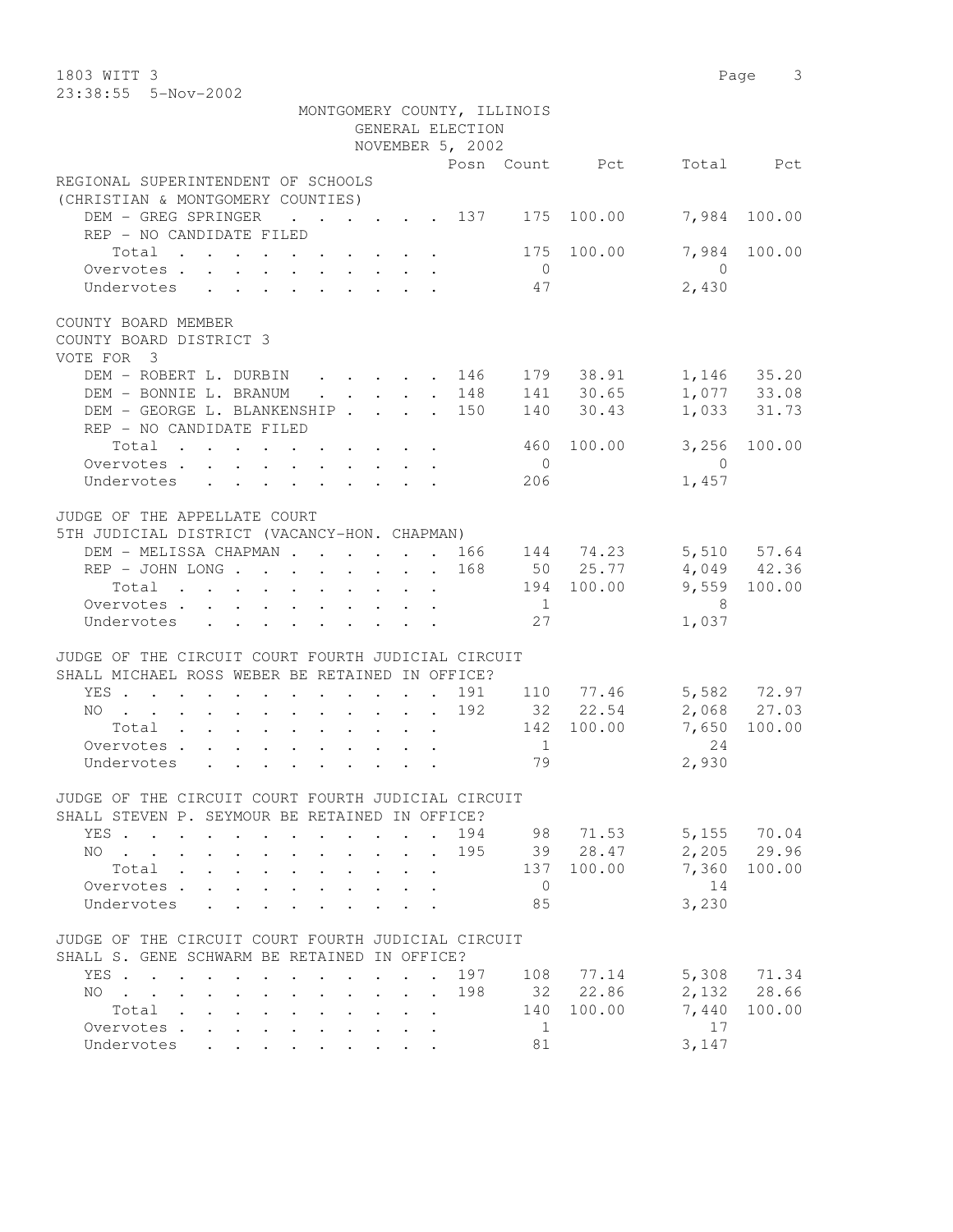1803 WITT 3

23:38:55 5-Nov-2002

MONTGOMERY COUNTY, ILLINOIS
GENERAL ELECTION
NOVEMBER 5, 2002

| | Posn | Count | Pct | Total | Pct |
|---|---|---|---|---|---|
| **REGIONAL SUPERINTENDENT OF SCHOOLS** | | | | | |
| **(CHRISTIAN & MONTGOMERY COUNTIES)** | | | | | |
| DEM - GREG SPRINGER | 137 | 175 | 100.00 | 7,984 | 100.00 |
| REP - NO CANDIDATE FILED | | | | | |
| Total | | 175 | 100.00 | 7,984 | 100.00 |
| Overvotes | | 0 | | 0 | |
| Undervotes | | 47 | | 2,430 | |
| **COUNTY BOARD MEMBER** | | | | | |
| **COUNTY BOARD DISTRICT 3** | | | | | |
| **VOTE FOR 3** | | | | | |
| DEM - ROBERT L. DURBIN | 146 | 179 | 38.91 | 1,146 | 35.20 |
| DEM - BONNIE L. BRANUM | 148 | 141 | 30.65 | 1,077 | 33.08 |
| DEM - GEORGE L. BLANKENSHIP | 150 | 140 | 30.43 | 1,033 | 31.73 |
| REP - NO CANDIDATE FILED | | | | | |
| Total | | 460 | 100.00 | 3,256 | 100.00 |
| Overvotes | | 0 | | 0 | |
| Undervotes | | 206 | | 1,457 | |
| **JUDGE OF THE APPELLATE COURT** | | | | | |
| **5TH JUDICIAL DISTRICT (VACANCY-HON. CHAPMAN)** | | | | | |
| DEM - MELISSA CHAPMAN | 166 | 144 | 74.23 | 5,510 | 57.64 |
| REP - JOHN LONG | 168 | 50 | 25.77 | 4,049 | 42.36 |
| Total | | 194 | 100.00 | 9,559 | 100.00 |
| Overvotes | | 1 | | 8 | |
| Undervotes | | 27 | | 1,037 | |
| **JUDGE OF THE CIRCUIT COURT FOURTH JUDICIAL CIRCUIT** | | | | | |
| **SHALL MICHAEL ROSS WEBER BE RETAINED IN OFFICE?** | | | | | |
| YES | 191 | 110 | 77.46 | 5,582 | 72.97 |
| NO | 192 | 32 | 22.54 | 2,068 | 27.03 |
| Total | | 142 | 100.00 | 7,650 | 100.00 |
| Overvotes | | 1 | | 24 | |
| Undervotes | | 79 | | 2,930 | |
| **JUDGE OF THE CIRCUIT COURT FOURTH JUDICIAL CIRCUIT** | | | | | |
| **SHALL STEVEN P. SEYMOUR BE RETAINED IN OFFICE?** | | | | | |
| YES | 194 | 98 | 71.53 | 5,155 | 70.04 |
| NO | 195 | 39 | 28.47 | 2,205 | 29.96 |
| Total | | 137 | 100.00 | 7,360 | 100.00 |
| Overvotes | | 0 | | 14 | |
| Undervotes | | 85 | | 3,230 | |
| **JUDGE OF THE CIRCUIT COURT FOURTH JUDICIAL CIRCUIT** | | | | | |
| **SHALL S. GENE SCHWARM BE RETAINED IN OFFICE?** | | | | | |
| YES | 197 | 108 | 77.14 | 5,308 | 71.34 |
| NO | 198 | 32 | 22.86 | 2,132 | 28.66 |
| Total | | 140 | 100.00 | 7,440 | 100.00 |
| Overvotes | | 1 | | 17 | |
| Undervotes | | 81 | | 3,147 | |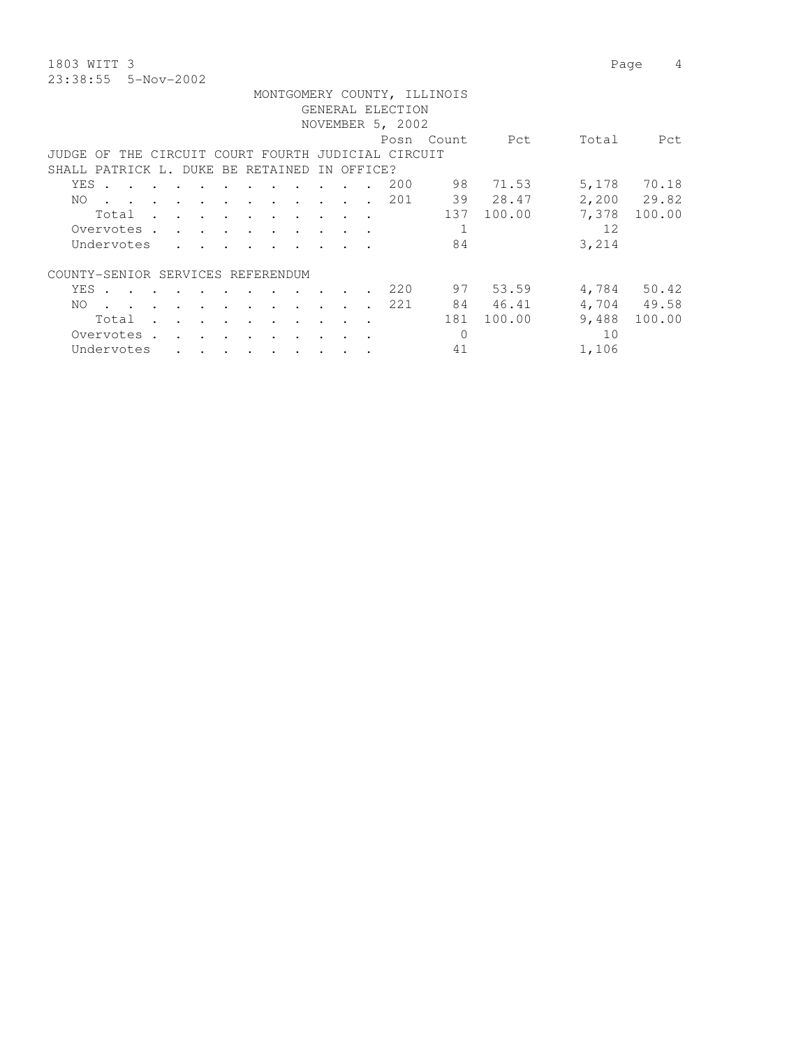MONTGOMERY COUNTY, ILLINOIS
GENERAL ELECTION
NOVEMBER 5, 2002

| | Posn | Count | Pct | Total | Pct |
|---|---|---|---|---|---|
| **JUDGE OF THE CIRCUIT COURT FOURTH JUDICIAL CIRCUIT SHALL PATRICK L. DUKE BE RETAINED IN OFFICE?** | | | | | |
| YES | 200 | 98 | 71.53 | 5,178 | 70.18 |
| NO | 201 | 39 | 28.47 | 2,200 | 29.82 |
| Total | | 137 | 100.00 | 7,378 | 100.00 |
| Overvotes | | 1 | | 12 | |
| Undervotes | | 84 | | 3,214 | |
| **COUNTY-SENIOR SERVICES REFERENDUM** | | | | | |
| YES | 220 | 97 | 53.59 | 4,784 | 50.42 |
| NO | 221 | 84 | 46.41 | 4,704 | 49.58 |
| Total | | 181 | 100.00 | 9,488 | 100.00 |
| Overvotes | | 0 | | 10 | |
| Undervotes | | 41 | | 1,106 | |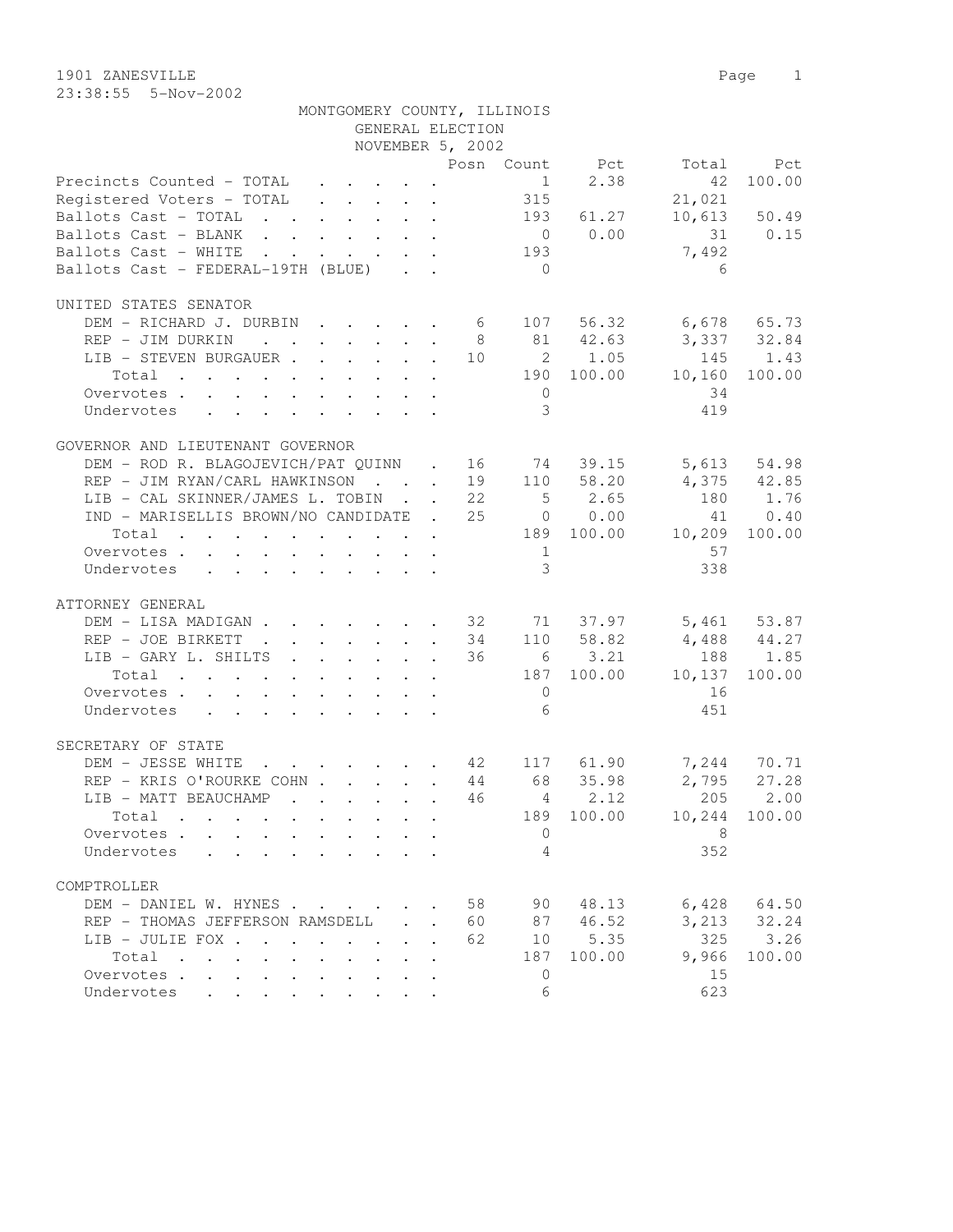1901 ZANESVILLE
23:38:55 5-Nov-2002

MONTGOMERY COUNTY, ILLINOIS
GENERAL ELECTION
NOVEMBER 5, 2002

| | Posn | Count | Pct | Total | Pct |
|---|---|---|---|---|---|
| Precincts Counted - TOTAL | | 1 | 2.38 | 42 | 100.00 |
| Registered Voters - TOTAL | | 315 | | 21,021 | |
| Ballots Cast - TOTAL | | 193 | 61.27 | 10,613 | 50.49 |
| Ballots Cast - BLANK | | 0 | 0.00 | 31 | 0.15 |
| Ballots Cast - WHITE | | 193 | | 7,492 | |
| Ballots Cast - FEDERAL-19TH (BLUE) | | 0 | | 6 | |

UNITED STATES SENATOR

| | Posn | Count | Pct | Total | Pct |
|---|---|---|---|---|---|
| DEM - RICHARD J. DURBIN | 6 | 107 | 56.32 | 6,678 | 65.73 |
| REP - JIM DURKIN | 8 | 81 | 42.63 | 3,337 | 32.84 |
| LIB - STEVEN BURGAUER | 10 | 2 | 1.05 | 145 | 1.43 |
| Total | | 190 | 100.00 | 10,160 | 100.00 |
| Overvotes | | 0 | | 34 | |
| Undervotes | | 3 | | 419 | |

GOVERNOR AND LIEUTENANT GOVERNOR

| | Posn | Count | Pct | Total | Pct |
|---|---|---|---|---|---|
| DEM - ROD R. BLAGOJEVICH/PAT QUINN | 16 | 74 | 39.15 | 5,613 | 54.98 |
| REP - JIM RYAN/CARL HAWKINSON | 19 | 110 | 58.20 | 4,375 | 42.85 |
| LIB - CAL SKINNER/JAMES L. TOBIN | 22 | 5 | 2.65 | 180 | 1.76 |
| IND - MARISELLIS BROWN/NO CANDIDATE | 25 | 0 | 0.00 | 41 | 0.40 |
| Total | | 189 | 100.00 | 10,209 | 100.00 |
| Overvotes | | 1 | | 57 | |
| Undervotes | | 3 | | 338 | |

ATTORNEY GENERAL

| | Posn | Count | Pct | Total | Pct |
|---|---|---|---|---|---|
| DEM - LISA MADIGAN | 32 | 71 | 37.97 | 5,461 | 53.87 |
| REP - JOE BIRKETT | 34 | 110 | 58.82 | 4,488 | 44.27 |
| LIB - GARY L. SHILTS | 36 | 6 | 3.21 | 188 | 1.85 |
| Total | | 187 | 100.00 | 10,137 | 100.00 |
| Overvotes | | 0 | | 16 | |
| Undervotes | | 6 | | 451 | |

SECRETARY OF STATE

| | Posn | Count | Pct | Total | Pct |
|---|---|---|---|---|---|
| DEM - JESSE WHITE | 42 | 117 | 61.90 | 7,244 | 70.71 |
| REP - KRIS O'ROURKE COHN | 44 | 68 | 35.98 | 2,795 | 27.28 |
| LIB - MATT BEAUCHAMP | 46 | 4 | 2.12 | 205 | 2.00 |
| Total | | 189 | 100.00 | 10,244 | 100.00 |
| Overvotes | | 0 | | 8 | |
| Undervotes | | 4 | | 352 | |

COMPTROLLER

| | Posn | Count | Pct | Total | Pct |
|---|---|---|---|---|---|
| DEM - DANIEL W. HYNES | 58 | 90 | 48.13 | 6,428 | 64.50 |
| REP - THOMAS JEFFERSON RAMSDELL | 60 | 87 | 46.52 | 3,213 | 32.24 |
| LIB - JULIE FOX | 62 | 10 | 5.35 | 325 | 3.26 |
| Total | | 187 | 100.00 | 9,966 | 100.00 |
| Overvotes | | 0 | | 15 | |
| Undervotes | | 6 | | 623 | |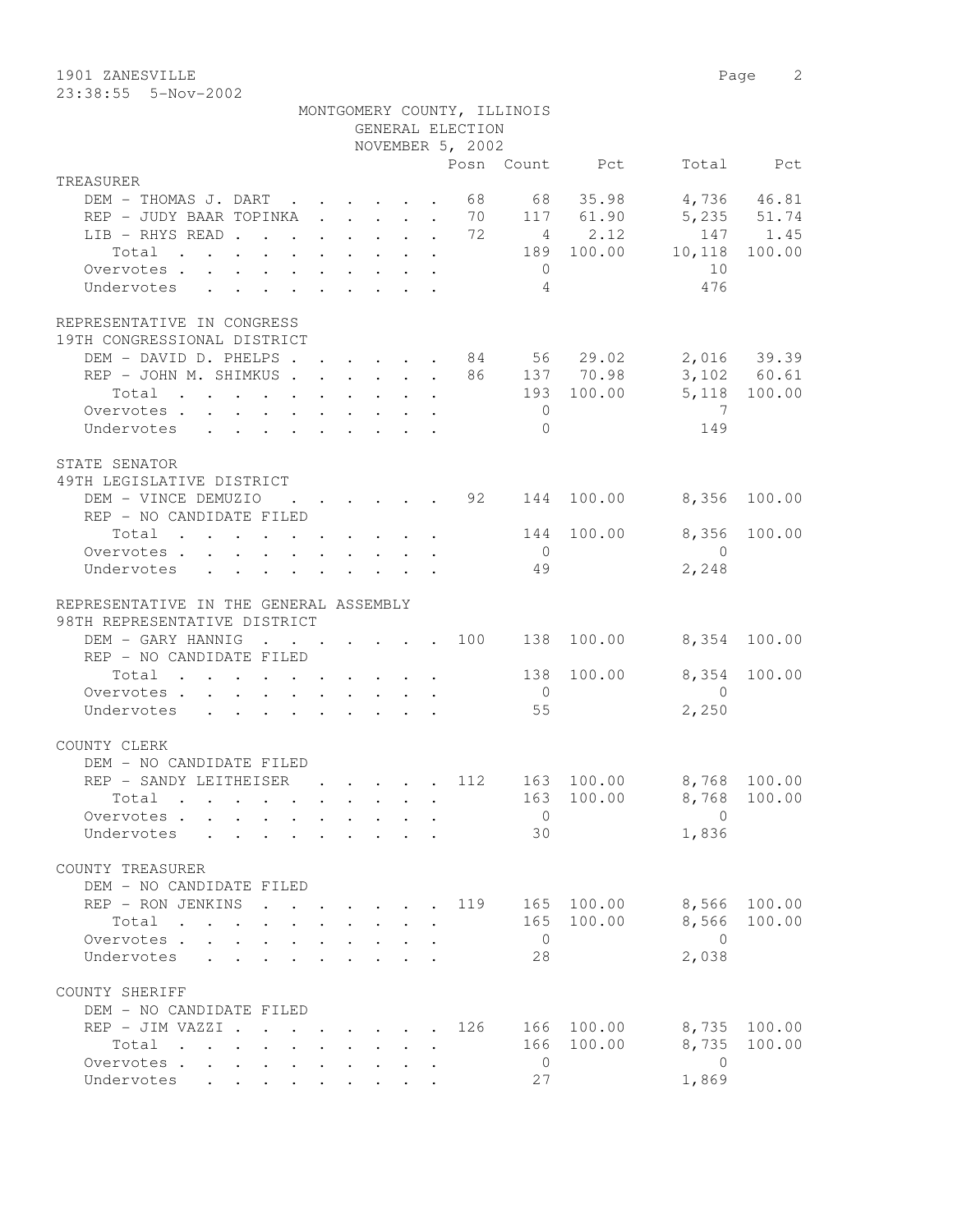1901 ZANESVILLE

23:38:55 5-Nov-2002

MONTGOMERY COUNTY, ILLINOIS
GENERAL ELECTION
NOVEMBER 5, 2002

| | Posn | Count | Pct | Total | Pct |
|---|---|---|---|---|---|
| **TREASURER** | | | | | |
| DEM - THOMAS J. DART | 68 | 68 | 35.98 | 4,736 | 46.81 |
| REP - JUDY BAAR TOPINKA | 70 | 117 | 61.90 | 5,235 | 51.74 |
| LIB - RHYS READ | 72 | 4 | 2.12 | 147 | 1.45 |
| Total | | 189 | 100.00 | 10,118 | 100.00 |
| Overvotes | | 0 | | 10 | |
| Undervotes | | 4 | | 476 | |
| **REPRESENTATIVE IN CONGRESS** | | | | | |
| **19TH CONGRESSIONAL DISTRICT** | | | | | |
| DEM - DAVID D. PHELPS | 84 | 56 | 29.02 | 2,016 | 39.39 |
| REP - JOHN M. SHIMKUS | 86 | 137 | 70.98 | 3,102 | 60.61 |
| Total | | 193 | 100.00 | 5,118 | 100.00 |
| Overvotes | | 0 | | 7 | |
| Undervotes | | 0 | | 149 | |
| **STATE SENATOR** | | | | | |
| **49TH LEGISLATIVE DISTRICT** | | | | | |
| DEM - VINCE DEMUZIO | 92 | 144 | 100.00 | 8,356 | 100.00 |
| REP - NO CANDIDATE FILED | | | | | |
| Total | | 144 | 100.00 | 8,356 | 100.00 |
| Overvotes | | 0 | | 0 | |
| Undervotes | | 49 | | 2,248 | |
| **REPRESENTATIVE IN THE GENERAL ASSEMBLY** | | | | | |
| **98TH REPRESENTATIVE DISTRICT** | | | | | |
| DEM - GARY HANNIG | 100 | 138 | 100.00 | 8,354 | 100.00 |
| REP - NO CANDIDATE FILED | | | | | |
| Total | | 138 | 100.00 | 8,354 | 100.00 |
| Overvotes | | 0 | | 0 | |
| Undervotes | | 55 | | 2,250 | |
| **COUNTY CLERK** | | | | | |
| DEM - NO CANDIDATE FILED | | | | | |
| REP - SANDY LEITHEISER | 112 | 163 | 100.00 | 8,768 | 100.00 |
| Total | | 163 | 100.00 | 8,768 | 100.00 |
| Overvotes | | 0 | | 0 | |
| Undervotes | | 30 | | 1,836 | |
| **COUNTY TREASURER** | | | | | |
| DEM - NO CANDIDATE FILED | | | | | |
| REP - RON JENKINS | 119 | 165 | 100.00 | 8,566 | 100.00 |
| Total | | 165 | 100.00 | 8,566 | 100.00 |
| Overvotes | | 0 | | 0 | |
| Undervotes | | 28 | | 2,038 | |
| **COUNTY SHERIFF** | | | | | |
| DEM - NO CANDIDATE FILED | | | | | |
| REP - JIM VAZZI | 126 | 166 | 100.00 | 8,735 | 100.00 |
| Total | | 166 | 100.00 | 8,735 | 100.00 |
| Overvotes | | 0 | | 0 | |
| Undervotes | | 27 | | 1,869 | |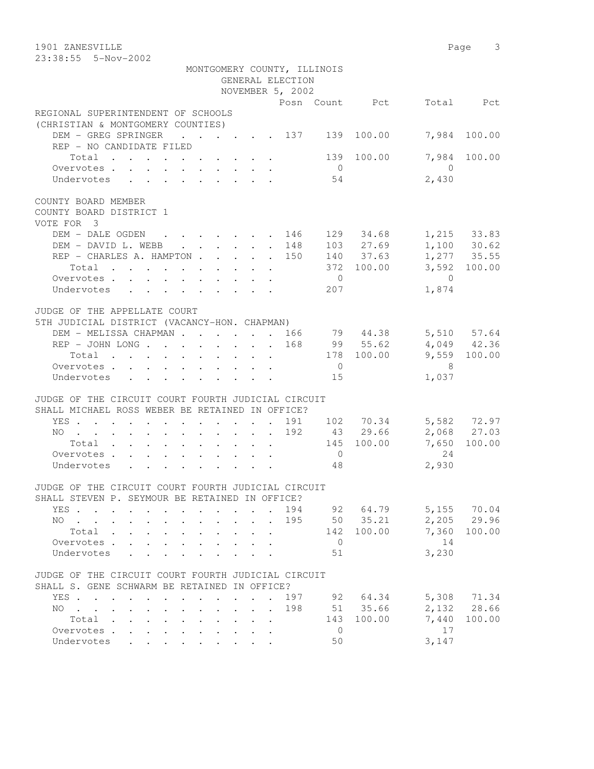MONTGOMERY COUNTY, ILLINOIS
GENERAL ELECTION
NOVEMBER 5, 2002

| | Posn | Count | Pct | Total | Pct |
|---|---|---|---|---|---|
| **REGIONAL SUPERINTENDENT OF SCHOOLS** | | | | | |
| **(CHRISTIAN & MONTGOMERY COUNTIES)** | | | | | |
| DEM - GREG SPRINGER | 137 | 139 | 100.00 | 7,984 | 100.00 |
| REP - NO CANDIDATE FILED | | | | | |
| Total | | 139 | 100.00 | 7,984 | 100.00 |
| Overvotes | | 0 | | 0 | |
| Undervotes | | 54 | | 2,430 | |
| **COUNTY BOARD MEMBER** | | | | | |
| **COUNTY BOARD DISTRICT 1** | | | | | |
| **VOTE FOR 3** | | | | | |
| DEM - DALE OGDEN | 146 | 129 | 34.68 | 1,215 | 33.83 |
| DEM - DAVID L. WEBB | 148 | 103 | 27.69 | 1,100 | 30.62 |
| REP - CHARLES A. HAMPTON | 150 | 140 | 37.63 | 1,277 | 35.55 |
| Total | | 372 | 100.00 | 3,592 | 100.00 |
| Overvotes | | 0 | | 0 | |
| Undervotes | | 207 | | 1,874 | |
| **JUDGE OF THE APPELLATE COURT** | | | | | |
| **5TH JUDICIAL DISTRICT (VACANCY-HON. CHAPMAN)** | | | | | |
| DEM - MELISSA CHAPMAN | 166 | 79 | 44.38 | 5,510 | 57.64 |
| REP - JOHN LONG | 168 | 99 | 55.62 | 4,049 | 42.36 |
| Total | | 178 | 100.00 | 9,559 | 100.00 |
| Overvotes | | 0 | | 8 | |
| Undervotes | | 15 | | 1,037 | |
| **JUDGE OF THE CIRCUIT COURT FOURTH JUDICIAL CIRCUIT** | | | | | |
| **SHALL MICHAEL ROSS WEBER BE RETAINED IN OFFICE?** | | | | | |
| YES | 191 | 102 | 70.34 | 5,582 | 72.97 |
| NO | 192 | 43 | 29.66 | 2,068 | 27.03 |
| Total | | 145 | 100.00 | 7,650 | 100.00 |
| Overvotes | | 0 | | 24 | |
| Undervotes | | 48 | | 2,930 | |
| **JUDGE OF THE CIRCUIT COURT FOURTH JUDICIAL CIRCUIT** | | | | | |
| **SHALL STEVEN P. SEYMOUR BE RETAINED IN OFFICE?** | | | | | |
| YES | 194 | 92 | 64.79 | 5,155 | 70.04 |
| NO | 195 | 50 | 35.21 | 2,205 | 29.96 |
| Total | | 142 | 100.00 | 7,360 | 100.00 |
| Overvotes | | 0 | | 14 | |
| Undervotes | | 51 | | 3,230 | |
| **JUDGE OF THE CIRCUIT COURT FOURTH JUDICIAL CIRCUIT** | | | | | |
| **SHALL S. GENE SCHWARM BE RETAINED IN OFFICE?** | | | | | |
| YES | 197 | 92 | 64.34 | 5,308 | 71.34 |
| NO | 198 | 51 | 35.66 | 2,132 | 28.66 |
| Total | | 143 | 100.00 | 7,440 | 100.00 |
| Overvotes | | 0 | | 17 | |
| Undervotes | | 50 | | 3,147 | |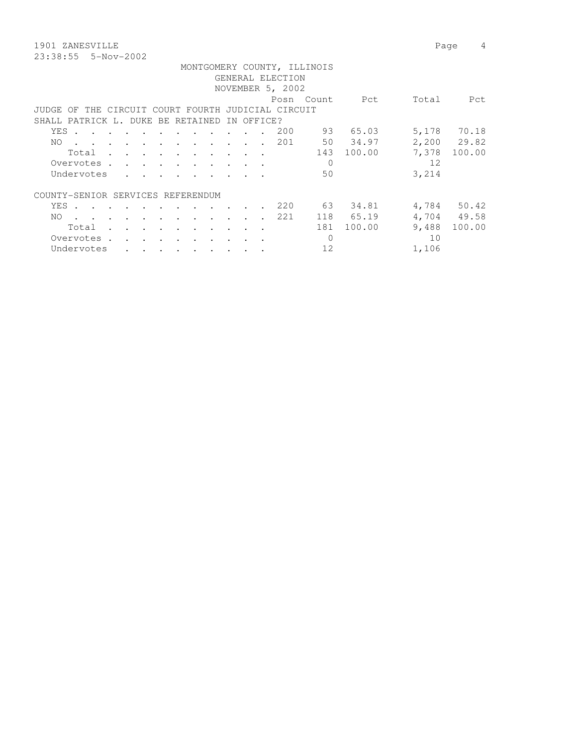1901 ZANESVILLE
23:38:55 5-Nov-2002

MONTGOMERY COUNTY, ILLINOIS
GENERAL ELECTION
NOVEMBER 5, 2002

| | Posn | Count | Pct | Total | Pct |
|---|---|---|---|---|---|
| **JUDGE OF THE CIRCUIT COURT FOURTH JUDICIAL CIRCUIT** | | | | | |
| **SHALL PATRICK L. DUKE BE RETAINED IN OFFICE?** | | | | | |
| YES | 200 | 93 | 65.03 | 5,178 | 70.18 |
| NO | 201 | 50 | 34.97 | 2,200 | 29.82 |
| Total | | 143 | 100.00 | 7,378 | 100.00 |
| Overvotes | | 0 | | 12 | |
| Undervotes | | 50 | | 3,214 | |
| **COUNTY-SENIOR SERVICES REFERENDUM** | | | | | |
| YES | 220 | 63 | 34.81 | 4,784 | 50.42 |
| NO | 221 | 118 | 65.19 | 4,704 | 49.58 |
| Total | | 181 | 100.00 | 9,488 | 100.00 |
| Overvotes | | 0 | | 10 | |
| Undervotes | | 12 | | 1,106 | |